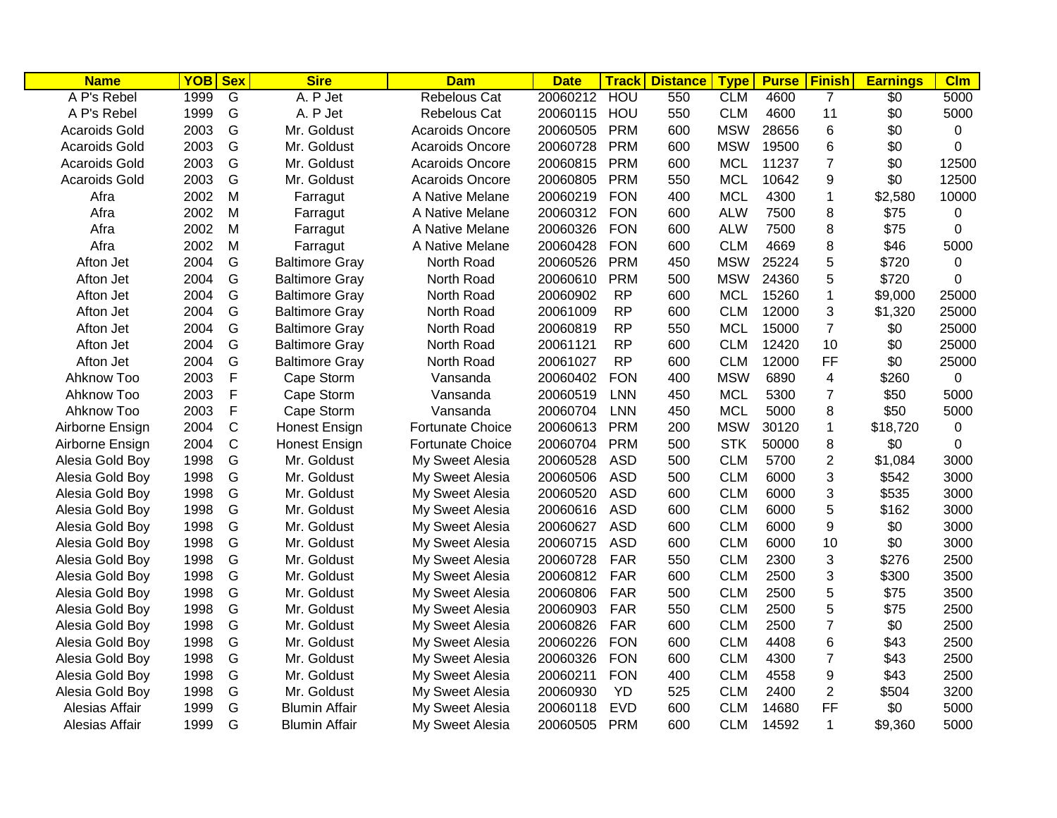| Name | YOB | Sex | Sire | Dam | Date | Track | Distance | Type | Purse | Finish | Earnings | Clm |
|---|---|---|---|---|---|---|---|---|---|---|---|---|
| A P's Rebel | 1999 | G | A. P Jet | Rebelous Cat | 20060212 | HOU | 550 | CLM | 4600 | 7 | $0 | 5000 |
| A P's Rebel | 1999 | G | A. P Jet | Rebelous Cat | 20060115 | HOU | 550 | CLM | 4600 | 11 | $0 | 5000 |
| Acaroids Gold | 2003 | G | Mr. Goldust | Acaroids Oncore | 20060505 | PRM | 600 | MSW | 28656 | 6 | $0 | 0 |
| Acaroids Gold | 2003 | G | Mr. Goldust | Acaroids Oncore | 20060728 | PRM | 600 | MSW | 19500 | 6 | $0 | 0 |
| Acaroids Gold | 2003 | G | Mr. Goldust | Acaroids Oncore | 20060815 | PRM | 600 | MCL | 11237 | 7 | $0 | 12500 |
| Acaroids Gold | 2003 | G | Mr. Goldust | Acaroids Oncore | 20060805 | PRM | 550 | MCL | 10642 | 9 | $0 | 12500 |
| Afra | 2002 | M | Farragut | A Native Melane | 20060219 | FON | 400 | MCL | 4300 | 1 | $2,580 | 10000 |
| Afra | 2002 | M | Farragut | A Native Melane | 20060312 | FON | 600 | ALW | 7500 | 8 | $75 | 0 |
| Afra | 2002 | M | Farragut | A Native Melane | 20060326 | FON | 600 | ALW | 7500 | 8 | $75 | 0 |
| Afra | 2002 | M | Farragut | A Native Melane | 20060428 | FON | 600 | CLM | 4669 | 8 | $46 | 5000 |
| Afton Jet | 2004 | G | Baltimore Gray | North Road | 20060526 | PRM | 450 | MSW | 25224 | 5 | $720 | 0 |
| Afton Jet | 2004 | G | Baltimore Gray | North Road | 20060610 | PRM | 500 | MSW | 24360 | 5 | $720 | 0 |
| Afton Jet | 2004 | G | Baltimore Gray | North Road | 20060902 | RP | 600 | MCL | 15260 | 1 | $9,000 | 25000 |
| Afton Jet | 2004 | G | Baltimore Gray | North Road | 20061009 | RP | 600 | CLM | 12000 | 3 | $1,320 | 25000 |
| Afton Jet | 2004 | G | Baltimore Gray | North Road | 20060819 | RP | 550 | MCL | 15000 | 7 | $0 | 25000 |
| Afton Jet | 2004 | G | Baltimore Gray | North Road | 20061121 | RP | 600 | CLM | 12420 | 10 | $0 | 25000 |
| Afton Jet | 2004 | G | Baltimore Gray | North Road | 20061027 | RP | 600 | CLM | 12000 | FF | $0 | 25000 |
| Ahknow Too | 2003 | F | Cape Storm | Vansanda | 20060402 | FON | 400 | MSW | 6890 | 4 | $260 | 0 |
| Ahknow Too | 2003 | F | Cape Storm | Vansanda | 20060519 | LNN | 450 | MCL | 5300 | 7 | $50 | 5000 |
| Ahknow Too | 2003 | F | Cape Storm | Vansanda | 20060704 | LNN | 450 | MCL | 5000 | 8 | $50 | 5000 |
| Airborne Ensign | 2004 | C | Honest Ensign | Fortunate Choice | 20060613 | PRM | 200 | MSW | 30120 | 1 | $18,720 | 0 |
| Airborne Ensign | 2004 | C | Honest Ensign | Fortunate Choice | 20060704 | PRM | 500 | STK | 50000 | 8 | $0 | 0 |
| Alesia Gold Boy | 1998 | G | Mr. Goldust | My Sweet Alesia | 20060528 | ASD | 500 | CLM | 5700 | 2 | $1,084 | 3000 |
| Alesia Gold Boy | 1998 | G | Mr. Goldust | My Sweet Alesia | 20060506 | ASD | 500 | CLM | 6000 | 3 | $542 | 3000 |
| Alesia Gold Boy | 1998 | G | Mr. Goldust | My Sweet Alesia | 20060520 | ASD | 600 | CLM | 6000 | 3 | $535 | 3000 |
| Alesia Gold Boy | 1998 | G | Mr. Goldust | My Sweet Alesia | 20060616 | ASD | 600 | CLM | 6000 | 5 | $162 | 3000 |
| Alesia Gold Boy | 1998 | G | Mr. Goldust | My Sweet Alesia | 20060627 | ASD | 600 | CLM | 6000 | 9 | $0 | 3000 |
| Alesia Gold Boy | 1998 | G | Mr. Goldust | My Sweet Alesia | 20060715 | ASD | 600 | CLM | 6000 | 10 | $0 | 3000 |
| Alesia Gold Boy | 1998 | G | Mr. Goldust | My Sweet Alesia | 20060728 | FAR | 550 | CLM | 2300 | 3 | $276 | 2500 |
| Alesia Gold Boy | 1998 | G | Mr. Goldust | My Sweet Alesia | 20060812 | FAR | 600 | CLM | 2500 | 3 | $300 | 3500 |
| Alesia Gold Boy | 1998 | G | Mr. Goldust | My Sweet Alesia | 20060806 | FAR | 500 | CLM | 2500 | 5 | $75 | 3500 |
| Alesia Gold Boy | 1998 | G | Mr. Goldust | My Sweet Alesia | 20060903 | FAR | 550 | CLM | 2500 | 5 | $75 | 2500 |
| Alesia Gold Boy | 1998 | G | Mr. Goldust | My Sweet Alesia | 20060826 | FAR | 600 | CLM | 2500 | 7 | $0 | 2500 |
| Alesia Gold Boy | 1998 | G | Mr. Goldust | My Sweet Alesia | 20060226 | FON | 600 | CLM | 4408 | 6 | $43 | 2500 |
| Alesia Gold Boy | 1998 | G | Mr. Goldust | My Sweet Alesia | 20060326 | FON | 600 | CLM | 4300 | 7 | $43 | 2500 |
| Alesia Gold Boy | 1998 | G | Mr. Goldust | My Sweet Alesia | 20060211 | FON | 400 | CLM | 4558 | 9 | $43 | 2500 |
| Alesia Gold Boy | 1998 | G | Mr. Goldust | My Sweet Alesia | 20060930 | YD | 525 | CLM | 2400 | 2 | $504 | 3200 |
| Alesias Affair | 1999 | G | Blumin Affair | My Sweet Alesia | 20060118 | EVD | 600 | CLM | 14680 | FF | $0 | 5000 |
| Alesias Affair | 1999 | G | Blumin Affair | My Sweet Alesia | 20060505 | PRM | 600 | CLM | 14592 | 1 | $9,360 | 5000 |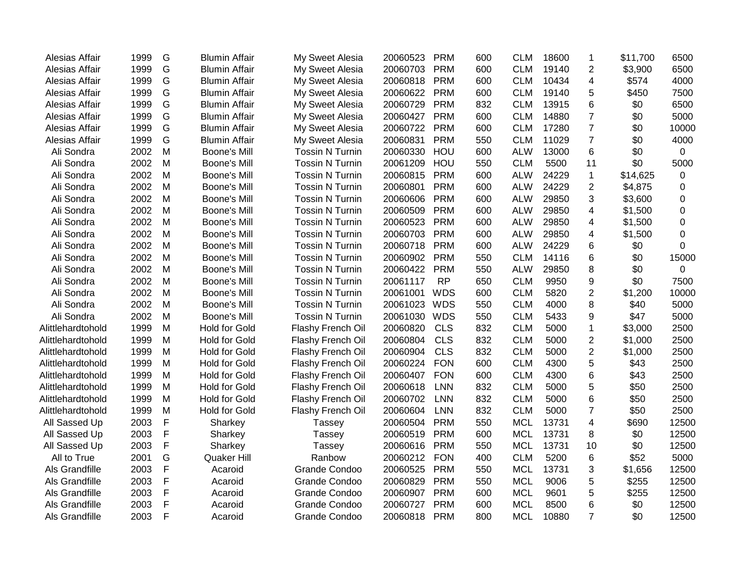| | | | | | | | | | | | | |
|---|---|---|---|---|---|---|---|---|---|---|---|---|
| Alesias Affair | 1999 | G | Blumin Affair | My Sweet Alesia | 20060523 | PRM | 600 | CLM | 18600 | 1 | $11,700 | 6500 |
| Alesias Affair | 1999 | G | Blumin Affair | My Sweet Alesia | 20060703 | PRM | 600 | CLM | 19140 | 2 | $3,900 | 6500 |
| Alesias Affair | 1999 | G | Blumin Affair | My Sweet Alesia | 20060818 | PRM | 600 | CLM | 10434 | 4 | $574 | 4000 |
| Alesias Affair | 1999 | G | Blumin Affair | My Sweet Alesia | 20060622 | PRM | 600 | CLM | 19140 | 5 | $450 | 7500 |
| Alesias Affair | 1999 | G | Blumin Affair | My Sweet Alesia | 20060729 | PRM | 832 | CLM | 13915 | 6 | $0 | 6500 |
| Alesias Affair | 1999 | G | Blumin Affair | My Sweet Alesia | 20060427 | PRM | 600 | CLM | 14880 | 7 | $0 | 5000 |
| Alesias Affair | 1999 | G | Blumin Affair | My Sweet Alesia | 20060722 | PRM | 600 | CLM | 17280 | 7 | $0 | 10000 |
| Alesias Affair | 1999 | G | Blumin Affair | My Sweet Alesia | 20060831 | PRM | 550 | CLM | 11029 | 7 | $0 | 4000 |
| Ali Sondra | 2002 | M | Boone's Mill | Tossin N Turnin | 20060330 | HOU | 600 | ALW | 13000 | 6 | $0 | 0 |
| Ali Sondra | 2002 | M | Boone's Mill | Tossin N Turnin | 20061209 | HOU | 550 | CLM | 5500 | 11 | $0 | 5000 |
| Ali Sondra | 2002 | M | Boone's Mill | Tossin N Turnin | 20060815 | PRM | 600 | ALW | 24229 | 1 | $14,625 | 0 |
| Ali Sondra | 2002 | M | Boone's Mill | Tossin N Turnin | 20060801 | PRM | 600 | ALW | 24229 | 2 | $4,875 | 0 |
| Ali Sondra | 2002 | M | Boone's Mill | Tossin N Turnin | 20060606 | PRM | 600 | ALW | 29850 | 3 | $3,600 | 0 |
| Ali Sondra | 2002 | M | Boone's Mill | Tossin N Turnin | 20060509 | PRM | 600 | ALW | 29850 | 4 | $1,500 | 0 |
| Ali Sondra | 2002 | M | Boone's Mill | Tossin N Turnin | 20060523 | PRM | 600 | ALW | 29850 | 4 | $1,500 | 0 |
| Ali Sondra | 2002 | M | Boone's Mill | Tossin N Turnin | 20060703 | PRM | 600 | ALW | 29850 | 4 | $1,500 | 0 |
| Ali Sondra | 2002 | M | Boone's Mill | Tossin N Turnin | 20060718 | PRM | 600 | ALW | 24229 | 6 | $0 | 0 |
| Ali Sondra | 2002 | M | Boone's Mill | Tossin N Turnin | 20060902 | PRM | 550 | CLM | 14116 | 6 | $0 | 15000 |
| Ali Sondra | 2002 | M | Boone's Mill | Tossin N Turnin | 20060422 | PRM | 550 | ALW | 29850 | 8 | $0 | 0 |
| Ali Sondra | 2002 | M | Boone's Mill | Tossin N Turnin | 20061117 | RP | 650 | CLM | 9950 | 9 | $0 | 7500 |
| Ali Sondra | 2002 | M | Boone's Mill | Tossin N Turnin | 20061001 | WDS | 600 | CLM | 5820 | 2 | $1,200 | 10000 |
| Ali Sondra | 2002 | M | Boone's Mill | Tossin N Turnin | 20061023 | WDS | 550 | CLM | 4000 | 8 | $40 | 5000 |
| Ali Sondra | 2002 | M | Boone's Mill | Tossin N Turnin | 20061030 | WDS | 550 | CLM | 5433 | 9 | $47 | 5000 |
| Alittlehardtohold | 1999 | M | Hold for Gold | Flashy French Oil | 20060820 | CLS | 832 | CLM | 5000 | 1 | $3,000 | 2500 |
| Alittlehardtohold | 1999 | M | Hold for Gold | Flashy French Oil | 20060804 | CLS | 832 | CLM | 5000 | 2 | $1,000 | 2500 |
| Alittlehardtohold | 1999 | M | Hold for Gold | Flashy French Oil | 20060904 | CLS | 832 | CLM | 5000 | 2 | $1,000 | 2500 |
| Alittlehardtohold | 1999 | M | Hold for Gold | Flashy French Oil | 20060224 | FON | 600 | CLM | 4300 | 5 | $43 | 2500 |
| Alittlehardtohold | 1999 | M | Hold for Gold | Flashy French Oil | 20060407 | FON | 600 | CLM | 4300 | 6 | $43 | 2500 |
| Alittlehardtohold | 1999 | M | Hold for Gold | Flashy French Oil | 20060618 | LNN | 832 | CLM | 5000 | 5 | $50 | 2500 |
| Alittlehardtohold | 1999 | M | Hold for Gold | Flashy French Oil | 20060702 | LNN | 832 | CLM | 5000 | 6 | $50 | 2500 |
| Alittlehardtohold | 1999 | M | Hold for Gold | Flashy French Oil | 20060604 | LNN | 832 | CLM | 5000 | 7 | $50 | 2500 |
| All Sassed Up | 2003 | F | Sharkey | Tassey | 20060504 | PRM | 550 | MCL | 13731 | 4 | $690 | 12500 |
| All Sassed Up | 2003 | F | Sharkey | Tassey | 20060519 | PRM | 600 | MCL | 13731 | 8 | $0 | 12500 |
| All Sassed Up | 2003 | F | Sharkey | Tassey | 20060616 | PRM | 550 | MCL | 13731 | 10 | $0 | 12500 |
| All to True | 2001 | G | Quaker Hill | Ranbow | 20060212 | FON | 400 | CLM | 5200 | 6 | $52 | 5000 |
| Als Grandfille | 2003 | F | Acaroid | Grande Condoo | 20060525 | PRM | 550 | MCL | 13731 | 3 | $1,656 | 12500 |
| Als Grandfille | 2003 | F | Acaroid | Grande Condoo | 20060829 | PRM | 550 | MCL | 9006 | 5 | $255 | 12500 |
| Als Grandfille | 2003 | F | Acaroid | Grande Condoo | 20060907 | PRM | 600 | MCL | 9601 | 5 | $255 | 12500 |
| Als Grandfille | 2003 | F | Acaroid | Grande Condoo | 20060727 | PRM | 600 | MCL | 8500 | 6 | $0 | 12500 |
| Als Grandfille | 2003 | F | Acaroid | Grande Condoo | 20060818 | PRM | 800 | MCL | 10880 | 7 | $0 | 12500 |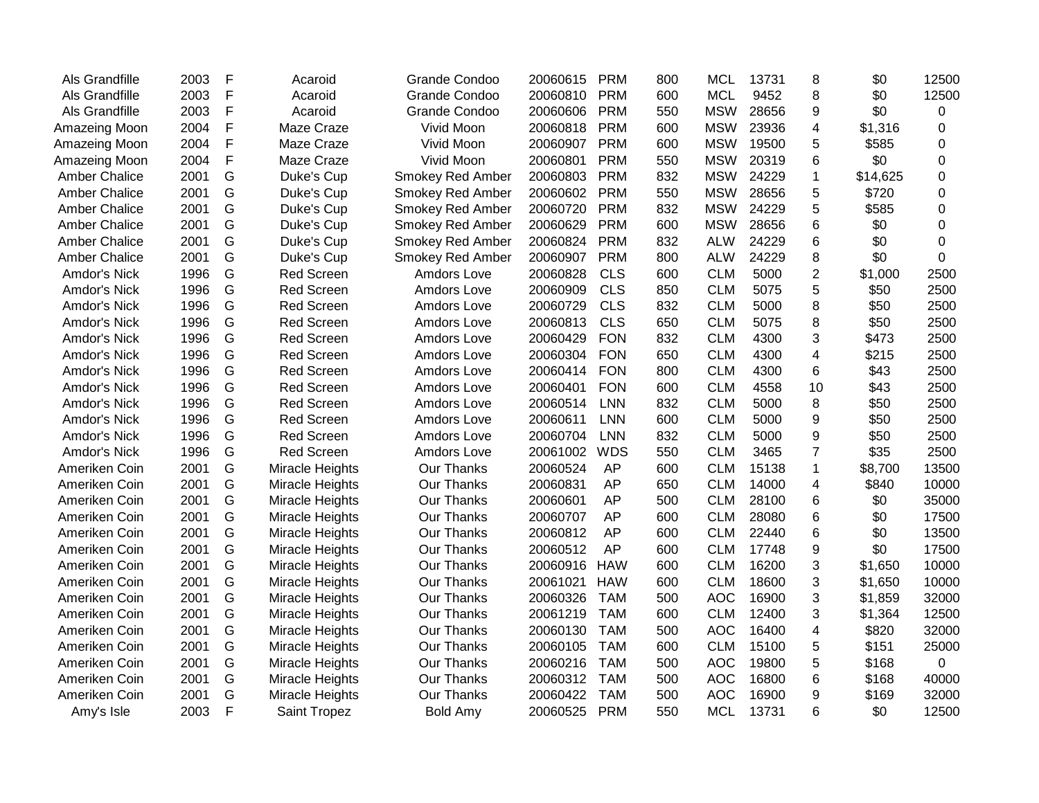| | | | | | | | | | | | | |
|---|---|---|---|---|---|---|---|---|---|---|---|---|
| Als Grandfille | 2003 | F | Acaroid | Grande Condoo | 20060615 | PRM | 800 | MCL | 13731 | 8 | $0 | 12500 |
| Als Grandfille | 2003 | F | Acaroid | Grande Condoo | 20060810 | PRM | 600 | MCL | 9452 | 8 | $0 | 12500 |
| Als Grandfille | 2003 | F | Acaroid | Grande Condoo | 20060606 | PRM | 550 | MSW | 28656 | 9 | $0 | 0 |
| Amazeing Moon | 2004 | F | Maze Craze | Vivid Moon | 20060818 | PRM | 600 | MSW | 23936 | 4 | $1,316 | 0 |
| Amazeing Moon | 2004 | F | Maze Craze | Vivid Moon | 20060907 | PRM | 600 | MSW | 19500 | 5 | $585 | 0 |
| Amazeing Moon | 2004 | F | Maze Craze | Vivid Moon | 20060801 | PRM | 550 | MSW | 20319 | 6 | $0 | 0 |
| Amber Chalice | 2001 | G | Duke's Cup | Smokey Red Amber | 20060803 | PRM | 832 | MSW | 24229 | 1 | $14,625 | 0 |
| Amber Chalice | 2001 | G | Duke's Cup | Smokey Red Amber | 20060602 | PRM | 550 | MSW | 28656 | 5 | $720 | 0 |
| Amber Chalice | 2001 | G | Duke's Cup | Smokey Red Amber | 20060720 | PRM | 832 | MSW | 24229 | 5 | $585 | 0 |
| Amber Chalice | 2001 | G | Duke's Cup | Smokey Red Amber | 20060629 | PRM | 600 | MSW | 28656 | 6 | $0 | 0 |
| Amber Chalice | 2001 | G | Duke's Cup | Smokey Red Amber | 20060824 | PRM | 832 | ALW | 24229 | 6 | $0 | 0 |
| Amber Chalice | 2001 | G | Duke's Cup | Smokey Red Amber | 20060907 | PRM | 800 | ALW | 24229 | 8 | $0 | 0 |
| Amdor's Nick | 1996 | G | Red Screen | Amdors Love | 20060828 | CLS | 600 | CLM | 5000 | 2 | $1,000 | 2500 |
| Amdor's Nick | 1996 | G | Red Screen | Amdors Love | 20060909 | CLS | 850 | CLM | 5075 | 5 | $50 | 2500 |
| Amdor's Nick | 1996 | G | Red Screen | Amdors Love | 20060729 | CLS | 832 | CLM | 5000 | 8 | $50 | 2500 |
| Amdor's Nick | 1996 | G | Red Screen | Amdors Love | 20060813 | CLS | 650 | CLM | 5075 | 8 | $50 | 2500 |
| Amdor's Nick | 1996 | G | Red Screen | Amdors Love | 20060429 | FON | 832 | CLM | 4300 | 3 | $473 | 2500 |
| Amdor's Nick | 1996 | G | Red Screen | Amdors Love | 20060304 | FON | 650 | CLM | 4300 | 4 | $215 | 2500 |
| Amdor's Nick | 1996 | G | Red Screen | Amdors Love | 20060414 | FON | 800 | CLM | 4300 | 6 | $43 | 2500 |
| Amdor's Nick | 1996 | G | Red Screen | Amdors Love | 20060401 | FON | 600 | CLM | 4558 | 10 | $43 | 2500 |
| Amdor's Nick | 1996 | G | Red Screen | Amdors Love | 20060514 | LNN | 832 | CLM | 5000 | 8 | $50 | 2500 |
| Amdor's Nick | 1996 | G | Red Screen | Amdors Love | 20060611 | LNN | 600 | CLM | 5000 | 9 | $50 | 2500 |
| Amdor's Nick | 1996 | G | Red Screen | Amdors Love | 20060704 | LNN | 832 | CLM | 5000 | 9 | $50 | 2500 |
| Amdor's Nick | 1996 | G | Red Screen | Amdors Love | 20061002 | WDS | 550 | CLM | 3465 | 7 | $35 | 2500 |
| Ameriken Coin | 2001 | G | Miracle Heights | Our Thanks | 20060524 | AP | 600 | CLM | 15138 | 1 | $8,700 | 13500 |
| Ameriken Coin | 2001 | G | Miracle Heights | Our Thanks | 20060831 | AP | 650 | CLM | 14000 | 4 | $840 | 10000 |
| Ameriken Coin | 2001 | G | Miracle Heights | Our Thanks | 20060601 | AP | 500 | CLM | 28100 | 6 | $0 | 35000 |
| Ameriken Coin | 2001 | G | Miracle Heights | Our Thanks | 20060707 | AP | 600 | CLM | 28080 | 6 | $0 | 17500 |
| Ameriken Coin | 2001 | G | Miracle Heights | Our Thanks | 20060812 | AP | 600 | CLM | 22440 | 6 | $0 | 13500 |
| Ameriken Coin | 2001 | G | Miracle Heights | Our Thanks | 20060512 | AP | 600 | CLM | 17748 | 9 | $0 | 17500 |
| Ameriken Coin | 2001 | G | Miracle Heights | Our Thanks | 20060916 | HAW | 600 | CLM | 16200 | 3 | $1,650 | 10000 |
| Ameriken Coin | 2001 | G | Miracle Heights | Our Thanks | 20061021 | HAW | 600 | CLM | 18600 | 3 | $1,650 | 10000 |
| Ameriken Coin | 2001 | G | Miracle Heights | Our Thanks | 20060326 | TAM | 500 | AOC | 16900 | 3 | $1,859 | 32000 |
| Ameriken Coin | 2001 | G | Miracle Heights | Our Thanks | 20061219 | TAM | 600 | CLM | 12400 | 3 | $1,364 | 12500 |
| Ameriken Coin | 2001 | G | Miracle Heights | Our Thanks | 20060130 | TAM | 500 | AOC | 16400 | 4 | $820 | 32000 |
| Ameriken Coin | 2001 | G | Miracle Heights | Our Thanks | 20060105 | TAM | 600 | CLM | 15100 | 5 | $151 | 25000 |
| Ameriken Coin | 2001 | G | Miracle Heights | Our Thanks | 20060216 | TAM | 500 | AOC | 19800 | 5 | $168 | 0 |
| Ameriken Coin | 2001 | G | Miracle Heights | Our Thanks | 20060312 | TAM | 500 | AOC | 16800 | 6 | $168 | 40000 |
| Ameriken Coin | 2001 | G | Miracle Heights | Our Thanks | 20060422 | TAM | 500 | AOC | 16900 | 9 | $169 | 32000 |
| Amy's Isle | 2003 | F | Saint Tropez | Bold Amy | 20060525 | PRM | 550 | MCL | 13731 | 6 | $0 | 12500 |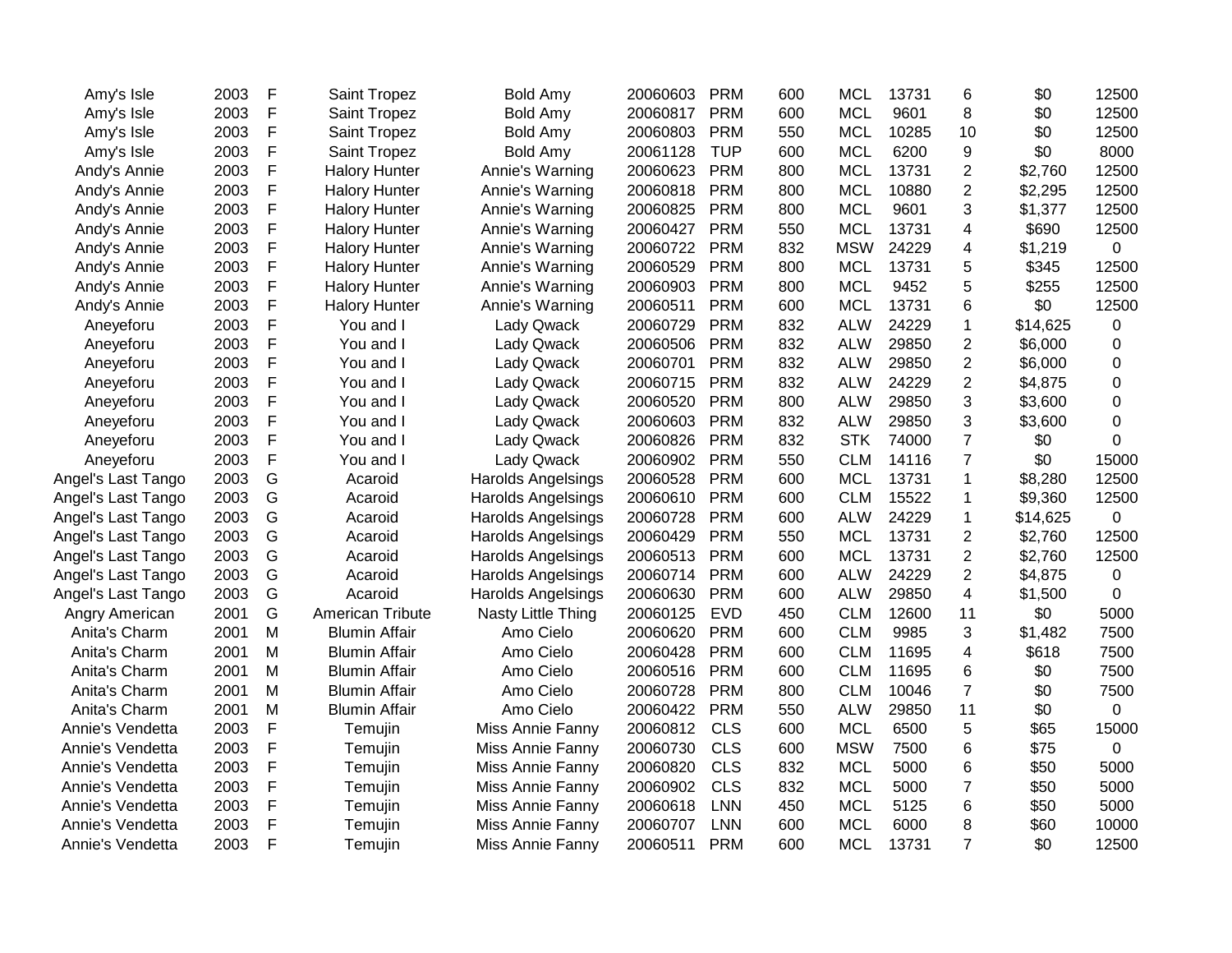| | | | | | | | | | | | | |
|---|---|---|---|---|---|---|---|---|---|---|---|---|
| Amy's Isle | 2003 | F | Saint Tropez | Bold Amy | 20060603 | PRM | 600 | MCL | 13731 | 6 | $0 | 12500 |
| Amy's Isle | 2003 | F | Saint Tropez | Bold Amy | 20060817 | PRM | 600 | MCL | 9601 | 8 | $0 | 12500 |
| Amy's Isle | 2003 | F | Saint Tropez | Bold Amy | 20060803 | PRM | 550 | MCL | 10285 | 10 | $0 | 12500 |
| Amy's Isle | 2003 | F | Saint Tropez | Bold Amy | 20061128 | TUP | 600 | MCL | 6200 | 9 | $0 | 8000 |
| Andy's Annie | 2003 | F | Halory Hunter | Annie's Warning | 20060623 | PRM | 800 | MCL | 13731 | 2 | $2,760 | 12500 |
| Andy's Annie | 2003 | F | Halory Hunter | Annie's Warning | 20060818 | PRM | 800 | MCL | 10880 | 2 | $2,295 | 12500 |
| Andy's Annie | 2003 | F | Halory Hunter | Annie's Warning | 20060825 | PRM | 800 | MCL | 9601 | 3 | $1,377 | 12500 |
| Andy's Annie | 2003 | F | Halory Hunter | Annie's Warning | 20060427 | PRM | 550 | MCL | 13731 | 4 | $690 | 12500 |
| Andy's Annie | 2003 | F | Halory Hunter | Annie's Warning | 20060722 | PRM | 832 | MSW | 24229 | 4 | $1,219 | 0 |
| Andy's Annie | 2003 | F | Halory Hunter | Annie's Warning | 20060529 | PRM | 800 | MCL | 13731 | 5 | $345 | 12500 |
| Andy's Annie | 2003 | F | Halory Hunter | Annie's Warning | 20060903 | PRM | 800 | MCL | 9452 | 5 | $255 | 12500 |
| Andy's Annie | 2003 | F | Halory Hunter | Annie's Warning | 20060511 | PRM | 600 | MCL | 13731 | 6 | $0 | 12500 |
| Aneyeforu | 2003 | F | You and I | Lady Qwack | 20060729 | PRM | 832 | ALW | 24229 | 1 | $14,625 | 0 |
| Aneyeforu | 2003 | F | You and I | Lady Qwack | 20060506 | PRM | 832 | ALW | 29850 | 2 | $6,000 | 0 |
| Aneyeforu | 2003 | F | You and I | Lady Qwack | 20060701 | PRM | 832 | ALW | 29850 | 2 | $6,000 | 0 |
| Aneyeforu | 2003 | F | You and I | Lady Qwack | 20060715 | PRM | 832 | ALW | 24229 | 2 | $4,875 | 0 |
| Aneyeforu | 2003 | F | You and I | Lady Qwack | 20060520 | PRM | 800 | ALW | 29850 | 3 | $3,600 | 0 |
| Aneyeforu | 2003 | F | You and I | Lady Qwack | 20060603 | PRM | 832 | ALW | 29850 | 3 | $3,600 | 0 |
| Aneyeforu | 2003 | F | You and I | Lady Qwack | 20060826 | PRM | 832 | STK | 74000 | 7 | $0 | 0 |
| Aneyeforu | 2003 | F | You and I | Lady Qwack | 20060902 | PRM | 550 | CLM | 14116 | 7 | $0 | 15000 |
| Angel's Last Tango | 2003 | G | Acaroid | Harolds Angelsings | 20060528 | PRM | 600 | MCL | 13731 | 1 | $8,280 | 12500 |
| Angel's Last Tango | 2003 | G | Acaroid | Harolds Angelsings | 20060610 | PRM | 600 | CLM | 15522 | 1 | $9,360 | 12500 |
| Angel's Last Tango | 2003 | G | Acaroid | Harolds Angelsings | 20060728 | PRM | 600 | ALW | 24229 | 1 | $14,625 | 0 |
| Angel's Last Tango | 2003 | G | Acaroid | Harolds Angelsings | 20060429 | PRM | 550 | MCL | 13731 | 2 | $2,760 | 12500 |
| Angel's Last Tango | 2003 | G | Acaroid | Harolds Angelsings | 20060513 | PRM | 600 | MCL | 13731 | 2 | $2,760 | 12500 |
| Angel's Last Tango | 2003 | G | Acaroid | Harolds Angelsings | 20060714 | PRM | 600 | ALW | 24229 | 2 | $4,875 | 0 |
| Angel's Last Tango | 2003 | G | Acaroid | Harolds Angelsings | 20060630 | PRM | 600 | ALW | 29850 | 4 | $1,500 | 0 |
| Angry American | 2001 | G | American Tribute | Nasty Little Thing | 20060125 | EVD | 450 | CLM | 12600 | 11 | $0 | 5000 |
| Anita's Charm | 2001 | M | Blumin Affair | Amo Cielo | 20060620 | PRM | 600 | CLM | 9985 | 3 | $1,482 | 7500 |
| Anita's Charm | 2001 | M | Blumin Affair | Amo Cielo | 20060428 | PRM | 600 | CLM | 11695 | 4 | $618 | 7500 |
| Anita's Charm | 2001 | M | Blumin Affair | Amo Cielo | 20060516 | PRM | 600 | CLM | 11695 | 6 | $0 | 7500 |
| Anita's Charm | 2001 | M | Blumin Affair | Amo Cielo | 20060728 | PRM | 800 | CLM | 10046 | 7 | $0 | 7500 |
| Anita's Charm | 2001 | M | Blumin Affair | Amo Cielo | 20060422 | PRM | 550 | ALW | 29850 | 11 | $0 | 0 |
| Annie's Vendetta | 2003 | F | Temujin | Miss Annie Fanny | 20060812 | CLS | 600 | MCL | 6500 | 5 | $65 | 15000 |
| Annie's Vendetta | 2003 | F | Temujin | Miss Annie Fanny | 20060730 | CLS | 600 | MSW | 7500 | 6 | $75 | 0 |
| Annie's Vendetta | 2003 | F | Temujin | Miss Annie Fanny | 20060820 | CLS | 832 | MCL | 5000 | 6 | $50 | 5000 |
| Annie's Vendetta | 2003 | F | Temujin | Miss Annie Fanny | 20060902 | CLS | 832 | MCL | 5000 | 7 | $50 | 5000 |
| Annie's Vendetta | 2003 | F | Temujin | Miss Annie Fanny | 20060618 | LNN | 450 | MCL | 5125 | 6 | $50 | 5000 |
| Annie's Vendetta | 2003 | F | Temujin | Miss Annie Fanny | 20060707 | LNN | 600 | MCL | 6000 | 8 | $60 | 10000 |
| Annie's Vendetta | 2003 | F | Temujin | Miss Annie Fanny | 20060511 | PRM | 600 | MCL | 13731 | 7 | $0 | 12500 |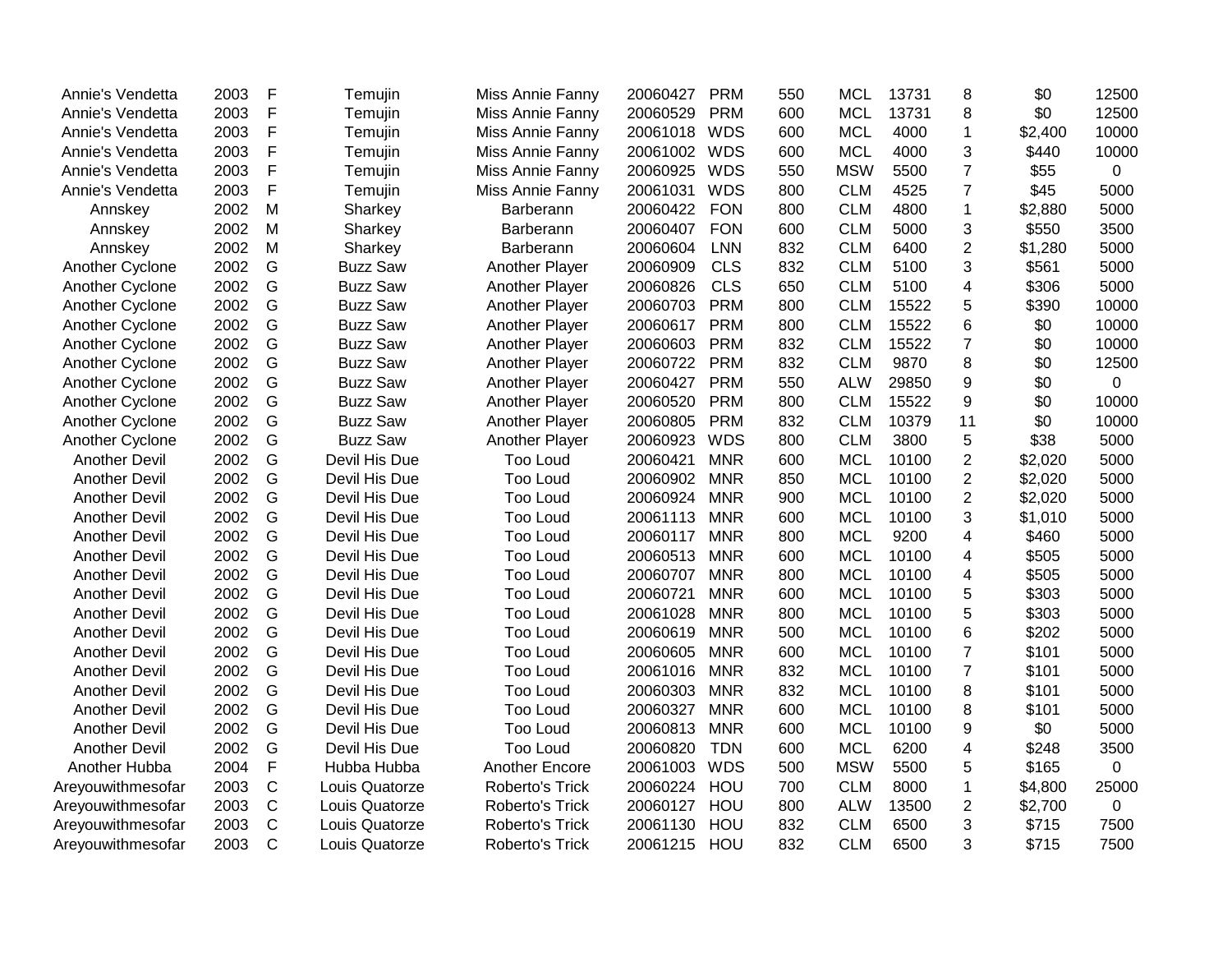| | | | | | | | | | | | | |
|---|---|---|---|---|---|---|---|---|---|---|---|---|
| Annie's Vendetta | 2003 | F | Temujin | Miss Annie Fanny | 20060427 | PRM | 550 | MCL | 13731 | 8 | $0 | 12500 |
| Annie's Vendetta | 2003 | F | Temujin | Miss Annie Fanny | 20060529 | PRM | 600 | MCL | 13731 | 8 | $0 | 12500 |
| Annie's Vendetta | 2003 | F | Temujin | Miss Annie Fanny | 20061018 | WDS | 600 | MCL | 4000 | 1 | $2,400 | 10000 |
| Annie's Vendetta | 2003 | F | Temujin | Miss Annie Fanny | 20061002 | WDS | 600 | MCL | 4000 | 3 | $440 | 10000 |
| Annie's Vendetta | 2003 | F | Temujin | Miss Annie Fanny | 20060925 | WDS | 550 | MSW | 5500 | 7 | $55 | 0 |
| Annie's Vendetta | 2003 | F | Temujin | Miss Annie Fanny | 20061031 | WDS | 800 | CLM | 4525 | 7 | $45 | 5000 |
| Annskey | 2002 | M | Sharkey | Barberann | 20060422 | FON | 800 | CLM | 4800 | 1 | $2,880 | 5000 |
| Annskey | 2002 | M | Sharkey | Barberann | 20060407 | FON | 600 | CLM | 5000 | 3 | $550 | 3500 |
| Annskey | 2002 | M | Sharkey | Barberann | 20060604 | LNN | 832 | CLM | 6400 | 2 | $1,280 | 5000 |
| Another Cyclone | 2002 | G | Buzz Saw | Another Player | 20060909 | CLS | 832 | CLM | 5100 | 3 | $561 | 5000 |
| Another Cyclone | 2002 | G | Buzz Saw | Another Player | 20060826 | CLS | 650 | CLM | 5100 | 4 | $306 | 5000 |
| Another Cyclone | 2002 | G | Buzz Saw | Another Player | 20060703 | PRM | 800 | CLM | 15522 | 5 | $390 | 10000 |
| Another Cyclone | 2002 | G | Buzz Saw | Another Player | 20060617 | PRM | 800 | CLM | 15522 | 6 | $0 | 10000 |
| Another Cyclone | 2002 | G | Buzz Saw | Another Player | 20060603 | PRM | 832 | CLM | 15522 | 7 | $0 | 10000 |
| Another Cyclone | 2002 | G | Buzz Saw | Another Player | 20060722 | PRM | 832 | CLM | 9870 | 8 | $0 | 12500 |
| Another Cyclone | 2002 | G | Buzz Saw | Another Player | 20060427 | PRM | 550 | ALW | 29850 | 9 | $0 | 0 |
| Another Cyclone | 2002 | G | Buzz Saw | Another Player | 20060520 | PRM | 800 | CLM | 15522 | 9 | $0 | 10000 |
| Another Cyclone | 2002 | G | Buzz Saw | Another Player | 20060805 | PRM | 832 | CLM | 10379 | 11 | $0 | 10000 |
| Another Cyclone | 2002 | G | Buzz Saw | Another Player | 20060923 | WDS | 800 | CLM | 3800 | 5 | $38 | 5000 |
| Another Devil | 2002 | G | Devil His Due | Too Loud | 20060421 | MNR | 600 | MCL | 10100 | 2 | $2,020 | 5000 |
| Another Devil | 2002 | G | Devil His Due | Too Loud | 20060902 | MNR | 850 | MCL | 10100 | 2 | $2,020 | 5000 |
| Another Devil | 2002 | G | Devil His Due | Too Loud | 20060924 | MNR | 900 | MCL | 10100 | 2 | $2,020 | 5000 |
| Another Devil | 2002 | G | Devil His Due | Too Loud | 20061113 | MNR | 600 | MCL | 10100 | 3 | $1,010 | 5000 |
| Another Devil | 2002 | G | Devil His Due | Too Loud | 20060117 | MNR | 800 | MCL | 9200 | 4 | $460 | 5000 |
| Another Devil | 2002 | G | Devil His Due | Too Loud | 20060513 | MNR | 600 | MCL | 10100 | 4 | $505 | 5000 |
| Another Devil | 2002 | G | Devil His Due | Too Loud | 20060707 | MNR | 800 | MCL | 10100 | 4 | $505 | 5000 |
| Another Devil | 2002 | G | Devil His Due | Too Loud | 20060721 | MNR | 600 | MCL | 10100 | 5 | $303 | 5000 |
| Another Devil | 2002 | G | Devil His Due | Too Loud | 20061028 | MNR | 800 | MCL | 10100 | 5 | $303 | 5000 |
| Another Devil | 2002 | G | Devil His Due | Too Loud | 20060619 | MNR | 500 | MCL | 10100 | 6 | $202 | 5000 |
| Another Devil | 2002 | G | Devil His Due | Too Loud | 20060605 | MNR | 600 | MCL | 10100 | 7 | $101 | 5000 |
| Another Devil | 2002 | G | Devil His Due | Too Loud | 20061016 | MNR | 832 | MCL | 10100 | 7 | $101 | 5000 |
| Another Devil | 2002 | G | Devil His Due | Too Loud | 20060303 | MNR | 832 | MCL | 10100 | 8 | $101 | 5000 |
| Another Devil | 2002 | G | Devil His Due | Too Loud | 20060327 | MNR | 600 | MCL | 10100 | 8 | $101 | 5000 |
| Another Devil | 2002 | G | Devil His Due | Too Loud | 20060813 | MNR | 600 | MCL | 10100 | 9 | $0 | 5000 |
| Another Devil | 2002 | G | Devil His Due | Too Loud | 20060820 | TDN | 600 | MCL | 6200 | 4 | $248 | 3500 |
| Another Hubba | 2004 | F | Hubba Hubba | Another Encore | 20061003 | WDS | 500 | MSW | 5500 | 5 | $165 | 0 |
| Areyouwithmesofar | 2003 | C | Louis Quatorze | Roberto's Trick | 20060224 | HOU | 700 | CLM | 8000 | 1 | $4,800 | 25000 |
| Areyouwithmesofar | 2003 | C | Louis Quatorze | Roberto's Trick | 20060127 | HOU | 800 | ALW | 13500 | 2 | $2,700 | 0 |
| Areyouwithmesofar | 2003 | C | Louis Quatorze | Roberto's Trick | 20061130 | HOU | 832 | CLM | 6500 | 3 | $715 | 7500 |
| Areyouwithmesofar | 2003 | C | Louis Quatorze | Roberto's Trick | 20061215 | HOU | 832 | CLM | 6500 | 3 | $715 | 7500 |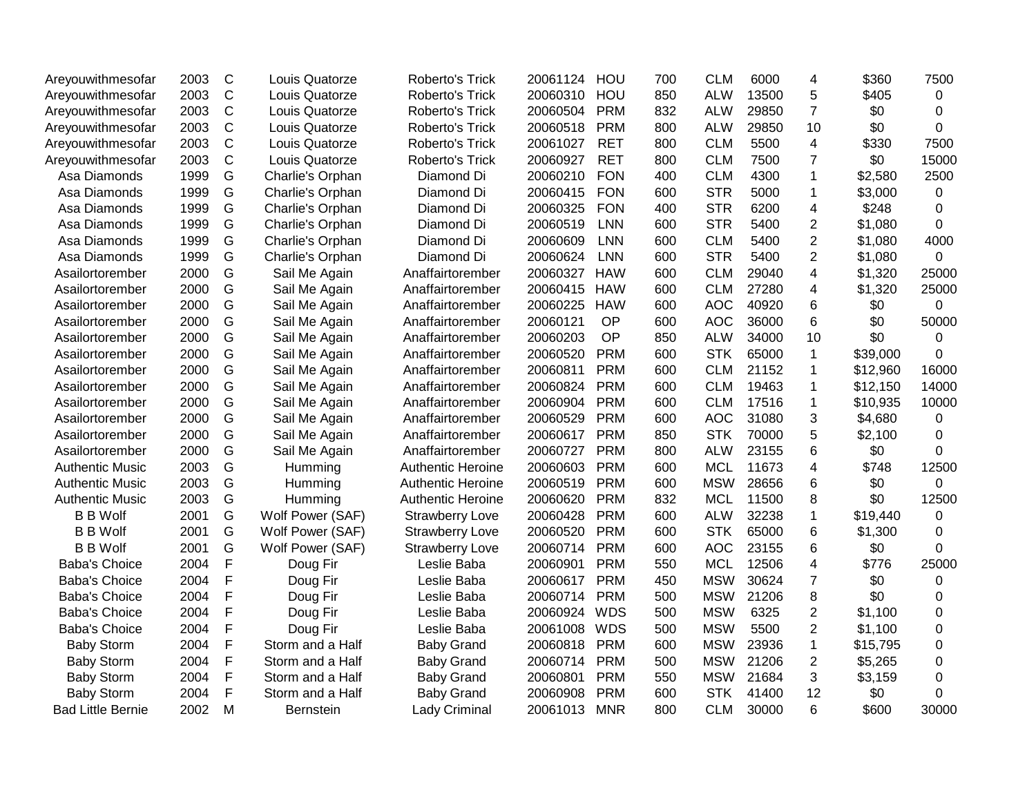| | | | | | | | | | | | | |
|---|---|---|---|---|---|---|---|---|---|---|---|---|
| Areyouwithmesofar | 2003 | C | Louis Quatorze | Roberto's Trick | 20061124 | HOU | 700 | CLM | 6000 | 4 | $360 | 7500 |
| Areyouwithmesofar | 2003 | C | Louis Quatorze | Roberto's Trick | 20060310 | HOU | 850 | ALW | 13500 | 5 | $405 | 0 |
| Areyouwithmesofar | 2003 | C | Louis Quatorze | Roberto's Trick | 20060504 | PRM | 832 | ALW | 29850 | 7 | $0 | 0 |
| Areyouwithmesofar | 2003 | C | Louis Quatorze | Roberto's Trick | 20060518 | PRM | 800 | ALW | 29850 | 10 | $0 | 0 |
| Areyouwithmesofar | 2003 | C | Louis Quatorze | Roberto's Trick | 20061027 | RET | 800 | CLM | 5500 | 4 | $330 | 7500 |
| Areyouwithmesofar | 2003 | C | Louis Quatorze | Roberto's Trick | 20060927 | RET | 800 | CLM | 7500 | 7 | $0 | 15000 |
| Asa Diamonds | 1999 | G | Charlie's Orphan | Diamond Di | 20060210 | FON | 400 | CLM | 4300 | 1 | $2,580 | 2500 |
| Asa Diamonds | 1999 | G | Charlie's Orphan | Diamond Di | 20060415 | FON | 600 | STR | 5000 | 1 | $3,000 | 0 |
| Asa Diamonds | 1999 | G | Charlie's Orphan | Diamond Di | 20060325 | FON | 400 | STR | 6200 | 4 | $248 | 0 |
| Asa Diamonds | 1999 | G | Charlie's Orphan | Diamond Di | 20060519 | LNN | 600 | STR | 5400 | 2 | $1,080 | 0 |
| Asa Diamonds | 1999 | G | Charlie's Orphan | Diamond Di | 20060609 | LNN | 600 | CLM | 5400 | 2 | $1,080 | 4000 |
| Asa Diamonds | 1999 | G | Charlie's Orphan | Diamond Di | 20060624 | LNN | 600 | STR | 5400 | 2 | $1,080 | 0 |
| Asailortorember | 2000 | G | Sail Me Again | Anaffairtorember | 20060327 | HAW | 600 | CLM | 29040 | 4 | $1,320 | 25000 |
| Asailortorember | 2000 | G | Sail Me Again | Anaffairtorember | 20060415 | HAW | 600 | CLM | 27280 | 4 | $1,320 | 25000 |
| Asailortorember | 2000 | G | Sail Me Again | Anaffairtorember | 20060225 | HAW | 600 | AOC | 40920 | 6 | $0 | 0 |
| Asailortorember | 2000 | G | Sail Me Again | Anaffairtorember | 20060121 | OP | 600 | AOC | 36000 | 6 | $0 | 50000 |
| Asailortorember | 2000 | G | Sail Me Again | Anaffairtorember | 20060203 | OP | 850 | ALW | 34000 | 10 | $0 | 0 |
| Asailortorember | 2000 | G | Sail Me Again | Anaffairtorember | 20060520 | PRM | 600 | STK | 65000 | 1 | $39,000 | 0 |
| Asailortorember | 2000 | G | Sail Me Again | Anaffairtorember | 20060811 | PRM | 600 | CLM | 21152 | 1 | $12,960 | 16000 |
| Asailortorember | 2000 | G | Sail Me Again | Anaffairtorember | 20060824 | PRM | 600 | CLM | 19463 | 1 | $12,150 | 14000 |
| Asailortorember | 2000 | G | Sail Me Again | Anaffairtorember | 20060904 | PRM | 600 | CLM | 17516 | 1 | $10,935 | 10000 |
| Asailortorember | 2000 | G | Sail Me Again | Anaffairtorember | 20060529 | PRM | 600 | AOC | 31080 | 3 | $4,680 | 0 |
| Asailortorember | 2000 | G | Sail Me Again | Anaffairtorember | 20060617 | PRM | 850 | STK | 70000 | 5 | $2,100 | 0 |
| Asailortorember | 2000 | G | Sail Me Again | Anaffairtorember | 20060727 | PRM | 800 | ALW | 23155 | 6 | $0 | 0 |
| Authentic Music | 2003 | G | Humming | Authentic Heroine | 20060603 | PRM | 600 | MCL | 11673 | 4 | $748 | 12500 |
| Authentic Music | 2003 | G | Humming | Authentic Heroine | 20060519 | PRM | 600 | MSW | 28656 | 6 | $0 | 0 |
| Authentic Music | 2003 | G | Humming | Authentic Heroine | 20060620 | PRM | 832 | MCL | 11500 | 8 | $0 | 12500 |
| B B Wolf | 2001 | G | Wolf Power (SAF) | Strawberry Love | 20060428 | PRM | 600 | ALW | 32238 | 1 | $19,440 | 0 |
| B B Wolf | 2001 | G | Wolf Power (SAF) | Strawberry Love | 20060520 | PRM | 600 | STK | 65000 | 6 | $1,300 | 0 |
| B B Wolf | 2001 | G | Wolf Power (SAF) | Strawberry Love | 20060714 | PRM | 600 | AOC | 23155 | 6 | $0 | 0 |
| Baba's Choice | 2004 | F | Doug Fir | Leslie Baba | 20060901 | PRM | 550 | MCL | 12506 | 4 | $776 | 25000 |
| Baba's Choice | 2004 | F | Doug Fir | Leslie Baba | 20060617 | PRM | 450 | MSW | 30624 | 7 | $0 | 0 |
| Baba's Choice | 2004 | F | Doug Fir | Leslie Baba | 20060714 | PRM | 500 | MSW | 21206 | 8 | $0 | 0 |
| Baba's Choice | 2004 | F | Doug Fir | Leslie Baba | 20060924 | WDS | 500 | MSW | 6325 | 2 | $1,100 | 0 |
| Baba's Choice | 2004 | F | Doug Fir | Leslie Baba | 20061008 | WDS | 500 | MSW | 5500 | 2 | $1,100 | 0 |
| Baby Storm | 2004 | F | Storm and a Half | Baby Grand | 20060818 | PRM | 600 | MSW | 23936 | 1 | $15,795 | 0 |
| Baby Storm | 2004 | F | Storm and a Half | Baby Grand | 20060714 | PRM | 500 | MSW | 21206 | 2 | $5,265 | 0 |
| Baby Storm | 2004 | F | Storm and a Half | Baby Grand | 20060801 | PRM | 550 | MSW | 21684 | 3 | $3,159 | 0 |
| Baby Storm | 2004 | F | Storm and a Half | Baby Grand | 20060908 | PRM | 600 | STK | 41400 | 12 | $0 | 0 |
| Bad Little Bernie | 2002 | M | Bernstein | Lady Criminal | 20061013 | MNR | 800 | CLM | 30000 | 6 | $600 | 30000 |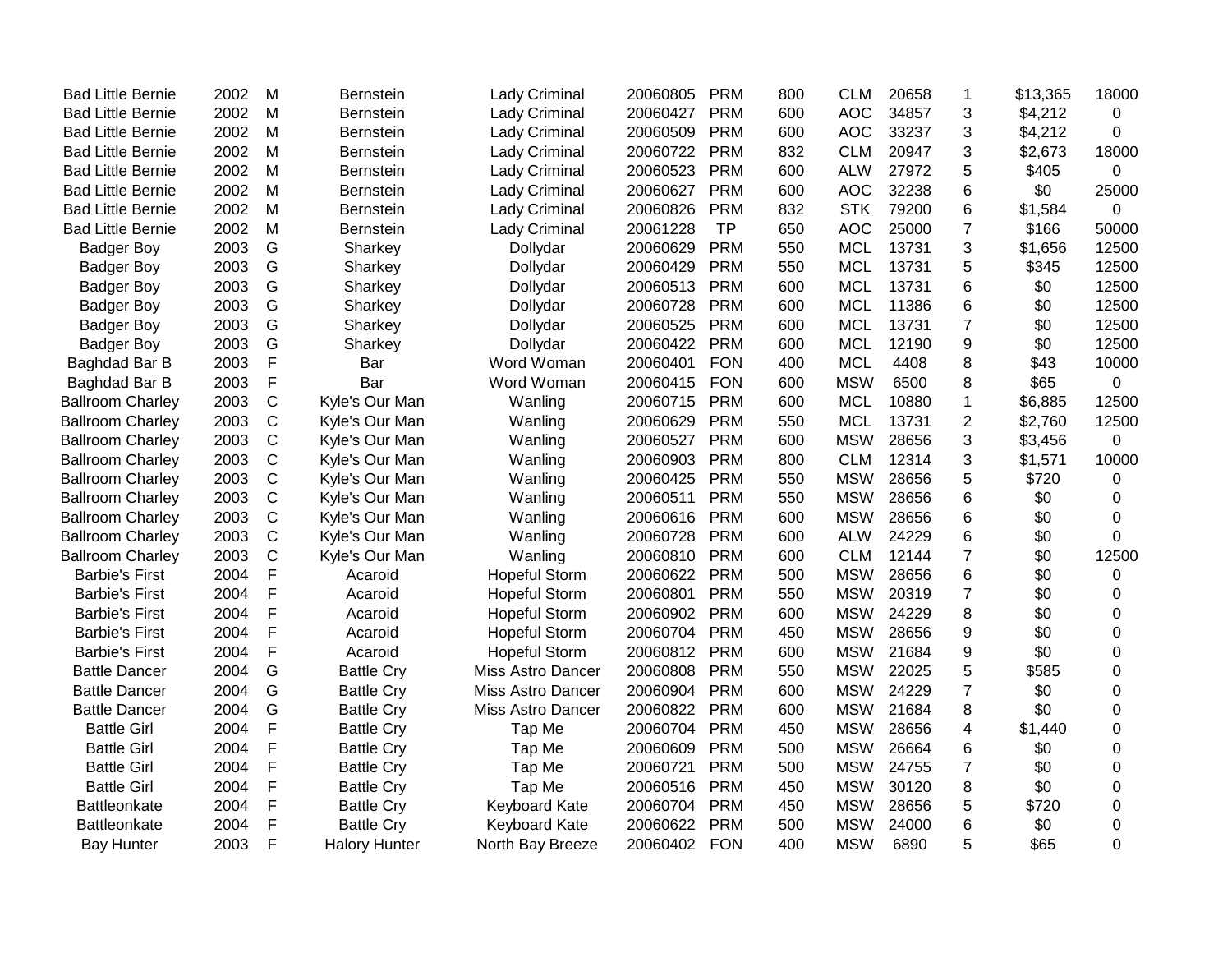| | | | | | | | | | | | | |
|---|---|---|---|---|---|---|---|---|---|---|---|---|
| Bad Little Bernie | 2002 | M | Bernstein | Lady Criminal | 20060805 | PRM | 800 | CLM | 20658 | 1 | $13,365 | 18000 |
| Bad Little Bernie | 2002 | M | Bernstein | Lady Criminal | 20060427 | PRM | 600 | AOC | 34857 | 3 | $4,212 | 0 |
| Bad Little Bernie | 2002 | M | Bernstein | Lady Criminal | 20060509 | PRM | 600 | AOC | 33237 | 3 | $4,212 | 0 |
| Bad Little Bernie | 2002 | M | Bernstein | Lady Criminal | 20060722 | PRM | 832 | CLM | 20947 | 3 | $2,673 | 18000 |
| Bad Little Bernie | 2002 | M | Bernstein | Lady Criminal | 20060523 | PRM | 600 | ALW | 27972 | 5 | $405 | 0 |
| Bad Little Bernie | 2002 | M | Bernstein | Lady Criminal | 20060627 | PRM | 600 | AOC | 32238 | 6 | $0 | 25000 |
| Bad Little Bernie | 2002 | M | Bernstein | Lady Criminal | 20060826 | PRM | 832 | STK | 79200 | 6 | $1,584 | 0 |
| Bad Little Bernie | 2002 | M | Bernstein | Lady Criminal | 20061228 | TP | 650 | AOC | 25000 | 7 | $166 | 50000 |
| Badger Boy | 2003 | G | Sharkey | Dollydar | 20060629 | PRM | 550 | MCL | 13731 | 3 | $1,656 | 12500 |
| Badger Boy | 2003 | G | Sharkey | Dollydar | 20060429 | PRM | 550 | MCL | 13731 | 5 | $345 | 12500 |
| Badger Boy | 2003 | G | Sharkey | Dollydar | 20060513 | PRM | 600 | MCL | 13731 | 6 | $0 | 12500 |
| Badger Boy | 2003 | G | Sharkey | Dollydar | 20060728 | PRM | 600 | MCL | 11386 | 6 | $0 | 12500 |
| Badger Boy | 2003 | G | Sharkey | Dollydar | 20060525 | PRM | 600 | MCL | 13731 | 7 | $0 | 12500 |
| Badger Boy | 2003 | G | Sharkey | Dollydar | 20060422 | PRM | 600 | MCL | 12190 | 9 | $0 | 12500 |
| Baghdad Bar B | 2003 | F | Bar | Word Woman | 20060401 | FON | 400 | MCL | 4408 | 8 | $43 | 10000 |
| Baghdad Bar B | 2003 | F | Bar | Word Woman | 20060415 | FON | 600 | MSW | 6500 | 8 | $65 | 0 |
| Ballroom Charley | 2003 | C | Kyle's Our Man | Wanling | 20060715 | PRM | 600 | MCL | 10880 | 1 | $6,885 | 12500 |
| Ballroom Charley | 2003 | C | Kyle's Our Man | Wanling | 20060629 | PRM | 550 | MCL | 13731 | 2 | $2,760 | 12500 |
| Ballroom Charley | 2003 | C | Kyle's Our Man | Wanling | 20060527 | PRM | 600 | MSW | 28656 | 3 | $3,456 | 0 |
| Ballroom Charley | 2003 | C | Kyle's Our Man | Wanling | 20060903 | PRM | 800 | CLM | 12314 | 3 | $1,571 | 10000 |
| Ballroom Charley | 2003 | C | Kyle's Our Man | Wanling | 20060425 | PRM | 550 | MSW | 28656 | 5 | $720 | 0 |
| Ballroom Charley | 2003 | C | Kyle's Our Man | Wanling | 20060511 | PRM | 550 | MSW | 28656 | 6 | $0 | 0 |
| Ballroom Charley | 2003 | C | Kyle's Our Man | Wanling | 20060616 | PRM | 600 | MSW | 28656 | 6 | $0 | 0 |
| Ballroom Charley | 2003 | C | Kyle's Our Man | Wanling | 20060728 | PRM | 600 | ALW | 24229 | 6 | $0 | 0 |
| Ballroom Charley | 2003 | C | Kyle's Our Man | Wanling | 20060810 | PRM | 600 | CLM | 12144 | 7 | $0 | 12500 |
| Barbie's First | 2004 | F | Acaroid | Hopeful Storm | 20060622 | PRM | 500 | MSW | 28656 | 6 | $0 | 0 |
| Barbie's First | 2004 | F | Acaroid | Hopeful Storm | 20060801 | PRM | 550 | MSW | 20319 | 7 | $0 | 0 |
| Barbie's First | 2004 | F | Acaroid | Hopeful Storm | 20060902 | PRM | 600 | MSW | 24229 | 8 | $0 | 0 |
| Barbie's First | 2004 | F | Acaroid | Hopeful Storm | 20060704 | PRM | 450 | MSW | 28656 | 9 | $0 | 0 |
| Barbie's First | 2004 | F | Acaroid | Hopeful Storm | 20060812 | PRM | 600 | MSW | 21684 | 9 | $0 | 0 |
| Battle Dancer | 2004 | G | Battle Cry | Miss Astro Dancer | 20060808 | PRM | 550 | MSW | 22025 | 5 | $585 | 0 |
| Battle Dancer | 2004 | G | Battle Cry | Miss Astro Dancer | 20060904 | PRM | 600 | MSW | 24229 | 7 | $0 | 0 |
| Battle Dancer | 2004 | G | Battle Cry | Miss Astro Dancer | 20060822 | PRM | 600 | MSW | 21684 | 8 | $0 | 0 |
| Battle Girl | 2004 | F | Battle Cry | Tap Me | 20060704 | PRM | 450 | MSW | 28656 | 4 | $1,440 | 0 |
| Battle Girl | 2004 | F | Battle Cry | Tap Me | 20060609 | PRM | 500 | MSW | 26664 | 6 | $0 | 0 |
| Battle Girl | 2004 | F | Battle Cry | Tap Me | 20060721 | PRM | 500 | MSW | 24755 | 7 | $0 | 0 |
| Battle Girl | 2004 | F | Battle Cry | Tap Me | 20060516 | PRM | 450 | MSW | 30120 | 8 | $0 | 0 |
| Battleonkate | 2004 | F | Battle Cry | Keyboard Kate | 20060704 | PRM | 450 | MSW | 28656 | 5 | $720 | 0 |
| Battleonkate | 2004 | F | Battle Cry | Keyboard Kate | 20060622 | PRM | 500 | MSW | 24000 | 6 | $0 | 0 |
| Bay Hunter | 2003 | F | Halory Hunter | North Bay Breeze | 20060402 | FON | 400 | MSW | 6890 | 5 | $65 | 0 |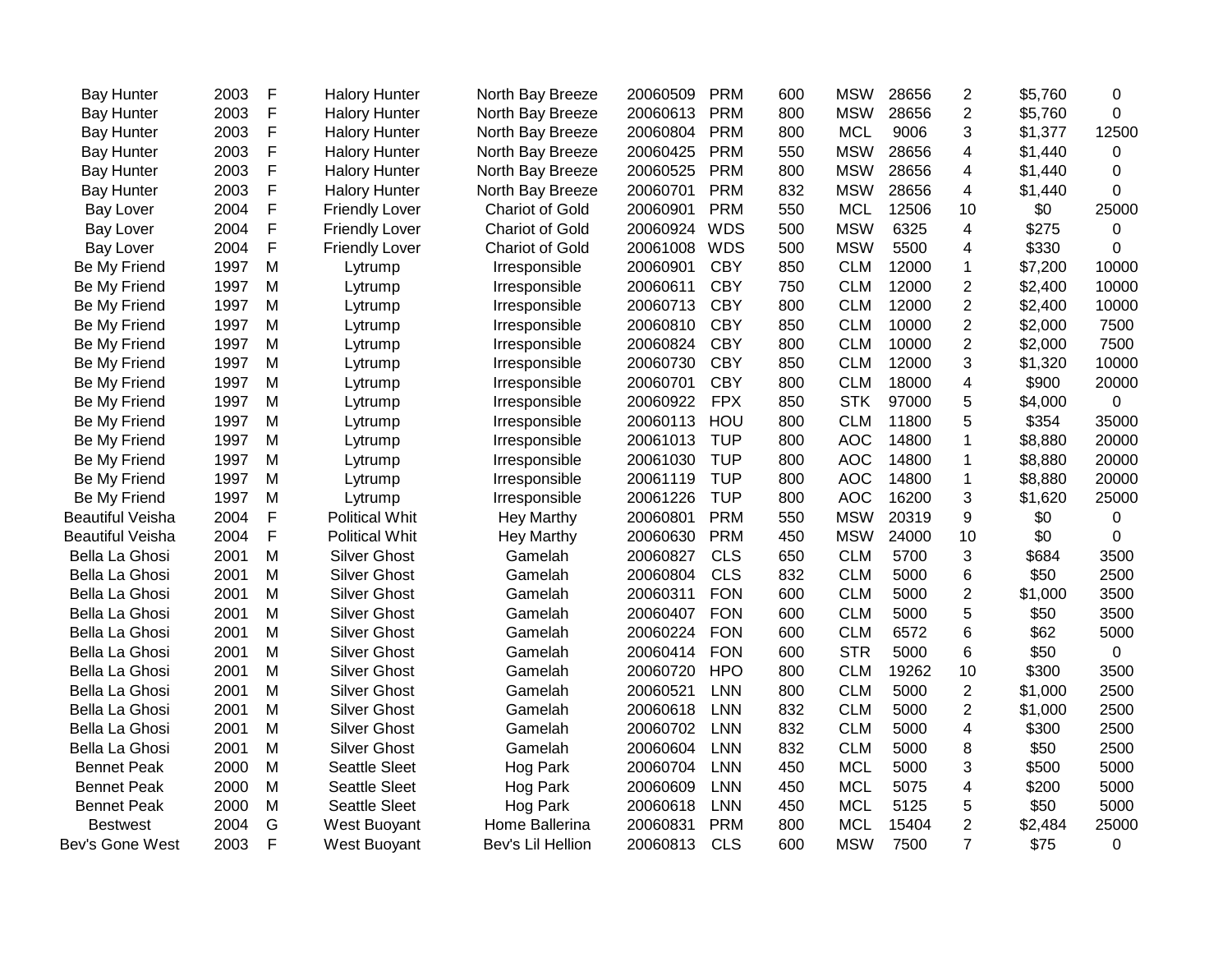| | | | | | | | | | | | | |
|---|---|---|---|---|---|---|---|---|---|---|---|---|
| Bay Hunter | 2003 | F | Halory Hunter | North Bay Breeze | 20060509 | PRM | 600 | MSW | 28656 | 2 | $5,760 | 0 |
| Bay Hunter | 2003 | F | Halory Hunter | North Bay Breeze | 20060613 | PRM | 800 | MSW | 28656 | 2 | $5,760 | 0 |
| Bay Hunter | 2003 | F | Halory Hunter | North Bay Breeze | 20060804 | PRM | 800 | MCL | 9006 | 3 | $1,377 | 12500 |
| Bay Hunter | 2003 | F | Halory Hunter | North Bay Breeze | 20060425 | PRM | 550 | MSW | 28656 | 4 | $1,440 | 0 |
| Bay Hunter | 2003 | F | Halory Hunter | North Bay Breeze | 20060525 | PRM | 800 | MSW | 28656 | 4 | $1,440 | 0 |
| Bay Hunter | 2003 | F | Halory Hunter | North Bay Breeze | 20060701 | PRM | 832 | MSW | 28656 | 4 | $1,440 | 0 |
| Bay Lover | 2004 | F | Friendly Lover | Chariot of Gold | 20060901 | PRM | 550 | MCL | 12506 | 10 | $0 | 25000 |
| Bay Lover | 2004 | F | Friendly Lover | Chariot of Gold | 20060924 | WDS | 500 | MSW | 6325 | 4 | $275 | 0 |
| Bay Lover | 2004 | F | Friendly Lover | Chariot of Gold | 20061008 | WDS | 500 | MSW | 5500 | 4 | $330 | 0 |
| Be My Friend | 1997 | M | Lytrump | Irresponsible | 20060901 | CBY | 850 | CLM | 12000 | 1 | $7,200 | 10000 |
| Be My Friend | 1997 | M | Lytrump | Irresponsible | 20060611 | CBY | 750 | CLM | 12000 | 2 | $2,400 | 10000 |
| Be My Friend | 1997 | M | Lytrump | Irresponsible | 20060713 | CBY | 800 | CLM | 12000 | 2 | $2,400 | 10000 |
| Be My Friend | 1997 | M | Lytrump | Irresponsible | 20060810 | CBY | 850 | CLM | 10000 | 2 | $2,000 | 7500 |
| Be My Friend | 1997 | M | Lytrump | Irresponsible | 20060824 | CBY | 800 | CLM | 10000 | 2 | $2,000 | 7500 |
| Be My Friend | 1997 | M | Lytrump | Irresponsible | 20060730 | CBY | 850 | CLM | 12000 | 3 | $1,320 | 10000 |
| Be My Friend | 1997 | M | Lytrump | Irresponsible | 20060701 | CBY | 800 | CLM | 18000 | 4 | $900 | 20000 |
| Be My Friend | 1997 | M | Lytrump | Irresponsible | 20060922 | FPX | 850 | STK | 97000 | 5 | $4,000 | 0 |
| Be My Friend | 1997 | M | Lytrump | Irresponsible | 20060113 | HOU | 800 | CLM | 11800 | 5 | $354 | 35000 |
| Be My Friend | 1997 | M | Lytrump | Irresponsible | 20061013 | TUP | 800 | AOC | 14800 | 1 | $8,880 | 20000 |
| Be My Friend | 1997 | M | Lytrump | Irresponsible | 20061030 | TUP | 800 | AOC | 14800 | 1 | $8,880 | 20000 |
| Be My Friend | 1997 | M | Lytrump | Irresponsible | 20061119 | TUP | 800 | AOC | 14800 | 1 | $8,880 | 20000 |
| Be My Friend | 1997 | M | Lytrump | Irresponsible | 20061226 | TUP | 800 | AOC | 16200 | 3 | $1,620 | 25000 |
| Beautiful Veisha | 2004 | F | Political Whit | Hey Marthy | 20060801 | PRM | 550 | MSW | 20319 | 9 | $0 | 0 |
| Beautiful Veisha | 2004 | F | Political Whit | Hey Marthy | 20060630 | PRM | 450 | MSW | 24000 | 10 | $0 | 0 |
| Bella La Ghosi | 2001 | M | Silver Ghost | Gamelah | 20060827 | CLS | 650 | CLM | 5700 | 3 | $684 | 3500 |
| Bella La Ghosi | 2001 | M | Silver Ghost | Gamelah | 20060804 | CLS | 832 | CLM | 5000 | 6 | $50 | 2500 |
| Bella La Ghosi | 2001 | M | Silver Ghost | Gamelah | 20060311 | FON | 600 | CLM | 5000 | 2 | $1,000 | 3500 |
| Bella La Ghosi | 2001 | M | Silver Ghost | Gamelah | 20060407 | FON | 600 | CLM | 5000 | 5 | $50 | 3500 |
| Bella La Ghosi | 2001 | M | Silver Ghost | Gamelah | 20060224 | FON | 600 | CLM | 6572 | 6 | $62 | 5000 |
| Bella La Ghosi | 2001 | M | Silver Ghost | Gamelah | 20060414 | FON | 600 | STR | 5000 | 6 | $50 | 0 |
| Bella La Ghosi | 2001 | M | Silver Ghost | Gamelah | 20060720 | HPO | 800 | CLM | 19262 | 10 | $300 | 3500 |
| Bella La Ghosi | 2001 | M | Silver Ghost | Gamelah | 20060521 | LNN | 800 | CLM | 5000 | 2 | $1,000 | 2500 |
| Bella La Ghosi | 2001 | M | Silver Ghost | Gamelah | 20060618 | LNN | 832 | CLM | 5000 | 2 | $1,000 | 2500 |
| Bella La Ghosi | 2001 | M | Silver Ghost | Gamelah | 20060702 | LNN | 832 | CLM | 5000 | 4 | $300 | 2500 |
| Bella La Ghosi | 2001 | M | Silver Ghost | Gamelah | 20060604 | LNN | 832 | CLM | 5000 | 8 | $50 | 2500 |
| Bennet Peak | 2000 | M | Seattle Sleet | Hog Park | 20060704 | LNN | 450 | MCL | 5000 | 3 | $500 | 5000 |
| Bennet Peak | 2000 | M | Seattle Sleet | Hog Park | 20060609 | LNN | 450 | MCL | 5075 | 4 | $200 | 5000 |
| Bennet Peak | 2000 | M | Seattle Sleet | Hog Park | 20060618 | LNN | 450 | MCL | 5125 | 5 | $50 | 5000 |
| Bestwest | 2004 | G | West Buoyant | Home Ballerina | 20060831 | PRM | 800 | MCL | 15404 | 2 | $2,484 | 25000 |
| Bev's Gone West | 2003 | F | West Buoyant | Bev's Lil Hellion | 20060813 | CLS | 600 | MSW | 7500 | 7 | $75 | 0 |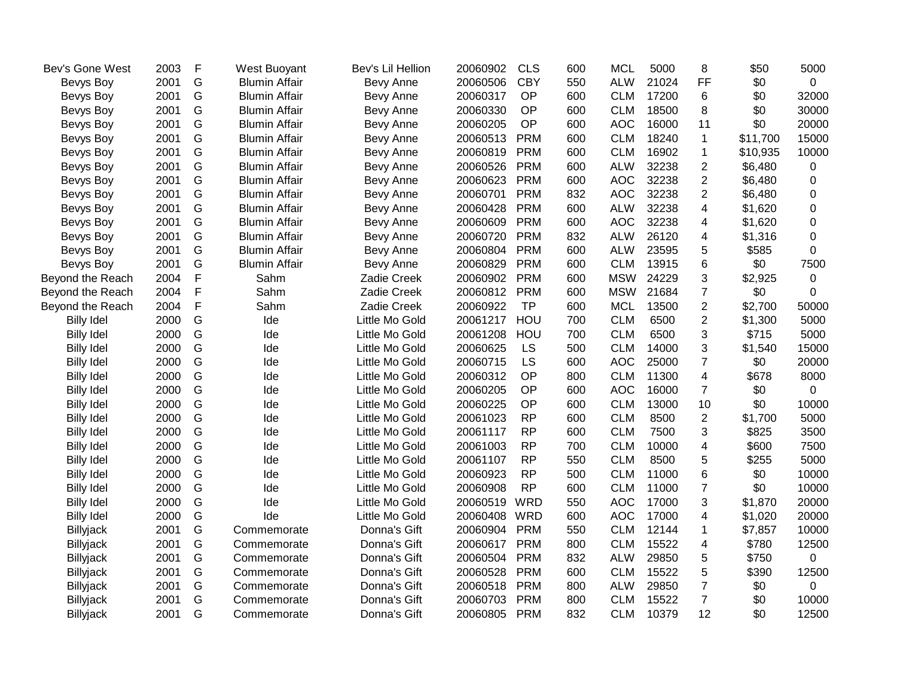| | | | | | | | | | | | | |
|---|---|---|---|---|---|---|---|---|---|---|---|---|
| Bev's Gone West | 2003 | F | West Buoyant | Bev's Lil Hellion | 20060902 | CLS | 600 | MCL | 5000 | 8 | $50 | 5000 |
| Bevys Boy | 2001 | G | Blumin Affair | Bevy Anne | 20060506 | CBY | 550 | ALW | 21024 | FF | $0 | 0 |
| Bevys Boy | 2001 | G | Blumin Affair | Bevy Anne | 20060317 | OP | 600 | CLM | 17200 | 6 | $0 | 32000 |
| Bevys Boy | 2001 | G | Blumin Affair | Bevy Anne | 20060330 | OP | 600 | CLM | 18500 | 8 | $0 | 30000 |
| Bevys Boy | 2001 | G | Blumin Affair | Bevy Anne | 20060205 | OP | 600 | AOC | 16000 | 11 | $0 | 20000 |
| Bevys Boy | 2001 | G | Blumin Affair | Bevy Anne | 20060513 | PRM | 600 | CLM | 18240 | 1 | $11,700 | 15000 |
| Bevys Boy | 2001 | G | Blumin Affair | Bevy Anne | 20060819 | PRM | 600 | CLM | 16902 | 1 | $10,935 | 10000 |
| Bevys Boy | 2001 | G | Blumin Affair | Bevy Anne | 20060526 | PRM | 600 | ALW | 32238 | 2 | $6,480 | 0 |
| Bevys Boy | 2001 | G | Blumin Affair | Bevy Anne | 20060623 | PRM | 600 | AOC | 32238 | 2 | $6,480 | 0 |
| Bevys Boy | 2001 | G | Blumin Affair | Bevy Anne | 20060701 | PRM | 832 | AOC | 32238 | 2 | $6,480 | 0 |
| Bevys Boy | 2001 | G | Blumin Affair | Bevy Anne | 20060428 | PRM | 600 | ALW | 32238 | 4 | $1,620 | 0 |
| Bevys Boy | 2001 | G | Blumin Affair | Bevy Anne | 20060609 | PRM | 600 | AOC | 32238 | 4 | $1,620 | 0 |
| Bevys Boy | 2001 | G | Blumin Affair | Bevy Anne | 20060720 | PRM | 832 | ALW | 26120 | 4 | $1,316 | 0 |
| Bevys Boy | 2001 | G | Blumin Affair | Bevy Anne | 20060804 | PRM | 600 | ALW | 23595 | 5 | $585 | 0 |
| Bevys Boy | 2001 | G | Blumin Affair | Bevy Anne | 20060829 | PRM | 600 | CLM | 13915 | 6 | $0 | 7500 |
| Beyond the Reach | 2004 | F | Sahm | Zadie Creek | 20060902 | PRM | 600 | MSW | 24229 | 3 | $2,925 | 0 |
| Beyond the Reach | 2004 | F | Sahm | Zadie Creek | 20060812 | PRM | 600 | MSW | 21684 | 7 | $0 | 0 |
| Beyond the Reach | 2004 | F | Sahm | Zadie Creek | 20060922 | TP | 600 | MCL | 13500 | 2 | $2,700 | 50000 |
| Billy Idel | 2000 | G | Ide | Little Mo Gold | 20061217 | HOU | 700 | CLM | 6500 | 2 | $1,300 | 5000 |
| Billy Idel | 2000 | G | Ide | Little Mo Gold | 20061208 | HOU | 700 | CLM | 6500 | 3 | $715 | 5000 |
| Billy Idel | 2000 | G | Ide | Little Mo Gold | 20060625 | LS | 500 | CLM | 14000 | 3 | $1,540 | 15000 |
| Billy Idel | 2000 | G | Ide | Little Mo Gold | 20060715 | LS | 600 | AOC | 25000 | 7 | $0 | 20000 |
| Billy Idel | 2000 | G | Ide | Little Mo Gold | 20060312 | OP | 800 | CLM | 11300 | 4 | $678 | 8000 |
| Billy Idel | 2000 | G | Ide | Little Mo Gold | 20060205 | OP | 600 | AOC | 16000 | 7 | $0 | 0 |
| Billy Idel | 2000 | G | Ide | Little Mo Gold | 20060225 | OP | 600 | CLM | 13000 | 10 | $0 | 10000 |
| Billy Idel | 2000 | G | Ide | Little Mo Gold | 20061023 | RP | 600 | CLM | 8500 | 2 | $1,700 | 5000 |
| Billy Idel | 2000 | G | Ide | Little Mo Gold | 20061117 | RP | 600 | CLM | 7500 | 3 | $825 | 3500 |
| Billy Idel | 2000 | G | Ide | Little Mo Gold | 20061003 | RP | 700 | CLM | 10000 | 4 | $600 | 7500 |
| Billy Idel | 2000 | G | Ide | Little Mo Gold | 20061107 | RP | 550 | CLM | 8500 | 5 | $255 | 5000 |
| Billy Idel | 2000 | G | Ide | Little Mo Gold | 20060923 | RP | 500 | CLM | 11000 | 6 | $0 | 10000 |
| Billy Idel | 2000 | G | Ide | Little Mo Gold | 20060908 | RP | 600 | CLM | 11000 | 7 | $0 | 10000 |
| Billy Idel | 2000 | G | Ide | Little Mo Gold | 20060519 | WRD | 550 | AOC | 17000 | 3 | $1,870 | 20000 |
| Billy Idel | 2000 | G | Ide | Little Mo Gold | 20060408 | WRD | 600 | AOC | 17000 | 4 | $1,020 | 20000 |
| Billyjack | 2001 | G | Commemorate | Donna's Gift | 20060904 | PRM | 550 | CLM | 12144 | 1 | $7,857 | 10000 |
| Billyjack | 2001 | G | Commemorate | Donna's Gift | 20060617 | PRM | 800 | CLM | 15522 | 4 | $780 | 12500 |
| Billyjack | 2001 | G | Commemorate | Donna's Gift | 20060504 | PRM | 832 | ALW | 29850 | 5 | $750 | 0 |
| Billyjack | 2001 | G | Commemorate | Donna's Gift | 20060528 | PRM | 600 | CLM | 15522 | 5 | $390 | 12500 |
| Billyjack | 2001 | G | Commemorate | Donna's Gift | 20060518 | PRM | 800 | ALW | 29850 | 7 | $0 | 0 |
| Billyjack | 2001 | G | Commemorate | Donna's Gift | 20060703 | PRM | 800 | CLM | 15522 | 7 | $0 | 10000 |
| Billyjack | 2001 | G | Commemorate | Donna's Gift | 20060805 | PRM | 832 | CLM | 10379 | 12 | $0 | 12500 |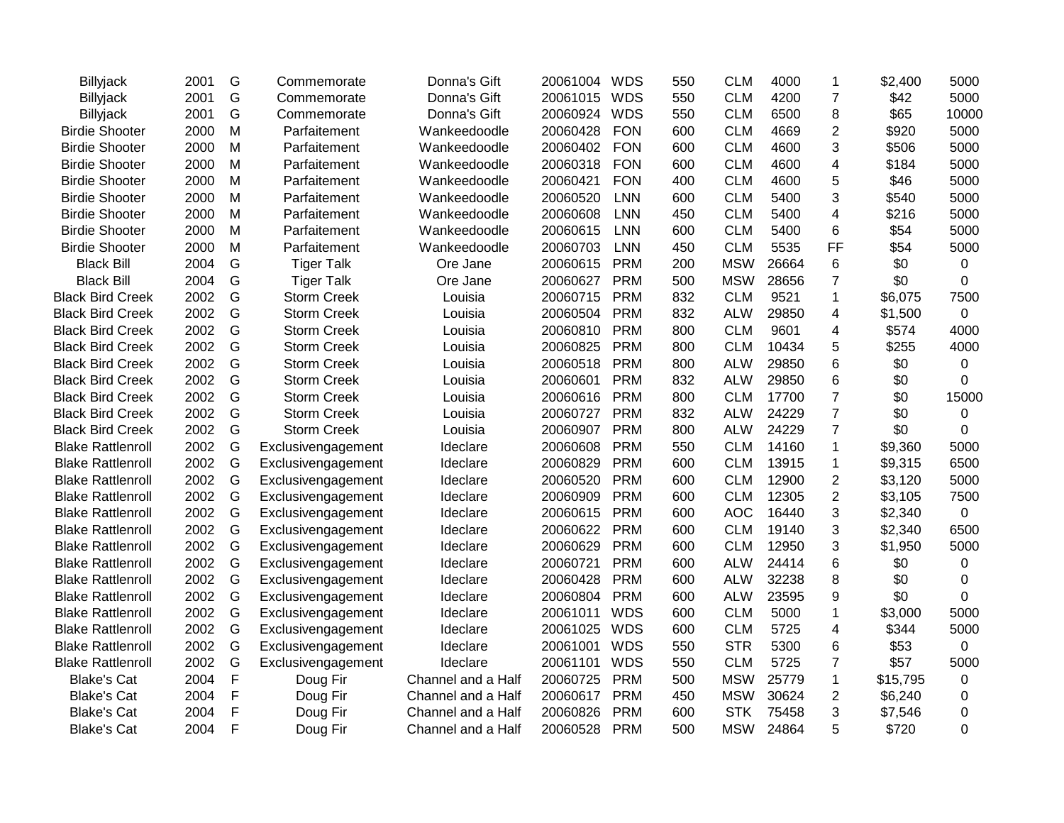| | | | | | | | | | | | | |
|---|---|---|---|---|---|---|---|---|---|---|---|---|
| Billyjack | 2001 | G | Commemorate | Donna's Gift | 20061004 | WDS | 550 | CLM | 4000 | 1 | $2,400 | 5000 |
| Billyjack | 2001 | G | Commemorate | Donna's Gift | 20061015 | WDS | 550 | CLM | 4200 | 7 | $42 | 5000 |
| Billyjack | 2001 | G | Commemorate | Donna's Gift | 20060924 | WDS | 550 | CLM | 6500 | 8 | $65 | 10000 |
| Birdie Shooter | 2000 | M | Parfaitement | Wankeedoodle | 20060428 | FON | 600 | CLM | 4669 | 2 | $920 | 5000 |
| Birdie Shooter | 2000 | M | Parfaitement | Wankeedoodle | 20060402 | FON | 600 | CLM | 4600 | 3 | $506 | 5000 |
| Birdie Shooter | 2000 | M | Parfaitement | Wankeedoodle | 20060318 | FON | 600 | CLM | 4600 | 4 | $184 | 5000 |
| Birdie Shooter | 2000 | M | Parfaitement | Wankeedoodle | 20060421 | FON | 400 | CLM | 4600 | 5 | $46 | 5000 |
| Birdie Shooter | 2000 | M | Parfaitement | Wankeedoodle | 20060520 | LNN | 600 | CLM | 5400 | 3 | $540 | 5000 |
| Birdie Shooter | 2000 | M | Parfaitement | Wankeedoodle | 20060608 | LNN | 450 | CLM | 5400 | 4 | $216 | 5000 |
| Birdie Shooter | 2000 | M | Parfaitement | Wankeedoodle | 20060615 | LNN | 600 | CLM | 5400 | 6 | $54 | 5000 |
| Birdie Shooter | 2000 | M | Parfaitement | Wankeedoodle | 20060703 | LNN | 450 | CLM | 5535 | FF | $54 | 5000 |
| Black Bill | 2004 | G | Tiger Talk | Ore Jane | 20060615 | PRM | 200 | MSW | 26664 | 6 | $0 | 0 |
| Black Bill | 2004 | G | Tiger Talk | Ore Jane | 20060627 | PRM | 500 | MSW | 28656 | 7 | $0 | 0 |
| Black Bird Creek | 2002 | G | Storm Creek | Louisia | 20060715 | PRM | 832 | CLM | 9521 | 1 | $6,075 | 7500 |
| Black Bird Creek | 2002 | G | Storm Creek | Louisia | 20060504 | PRM | 832 | ALW | 29850 | 4 | $1,500 | 0 |
| Black Bird Creek | 2002 | G | Storm Creek | Louisia | 20060810 | PRM | 800 | CLM | 9601 | 4 | $574 | 4000 |
| Black Bird Creek | 2002 | G | Storm Creek | Louisia | 20060825 | PRM | 800 | CLM | 10434 | 5 | $255 | 4000 |
| Black Bird Creek | 2002 | G | Storm Creek | Louisia | 20060518 | PRM | 800 | ALW | 29850 | 6 | $0 | 0 |
| Black Bird Creek | 2002 | G | Storm Creek | Louisia | 20060601 | PRM | 832 | ALW | 29850 | 6 | $0 | 0 |
| Black Bird Creek | 2002 | G | Storm Creek | Louisia | 20060616 | PRM | 800 | CLM | 17700 | 7 | $0 | 15000 |
| Black Bird Creek | 2002 | G | Storm Creek | Louisia | 20060727 | PRM | 832 | ALW | 24229 | 7 | $0 | 0 |
| Black Bird Creek | 2002 | G | Storm Creek | Louisia | 20060907 | PRM | 800 | ALW | 24229 | 7 | $0 | 0 |
| Blake Rattlenroll | 2002 | G | Exclusivengagement | Ideclare | 20060608 | PRM | 550 | CLM | 14160 | 1 | $9,360 | 5000 |
| Blake Rattlenroll | 2002 | G | Exclusivengagement | Ideclare | 20060829 | PRM | 600 | CLM | 13915 | 1 | $9,315 | 6500 |
| Blake Rattlenroll | 2002 | G | Exclusivengagement | Ideclare | 20060520 | PRM | 600 | CLM | 12900 | 2 | $3,120 | 5000 |
| Blake Rattlenroll | 2002 | G | Exclusivengagement | Ideclare | 20060909 | PRM | 600 | CLM | 12305 | 2 | $3,105 | 7500 |
| Blake Rattlenroll | 2002 | G | Exclusivengagement | Ideclare | 20060615 | PRM | 600 | AOC | 16440 | 3 | $2,340 | 0 |
| Blake Rattlenroll | 2002 | G | Exclusivengagement | Ideclare | 20060622 | PRM | 600 | CLM | 19140 | 3 | $2,340 | 6500 |
| Blake Rattlenroll | 2002 | G | Exclusivengagement | Ideclare | 20060629 | PRM | 600 | CLM | 12950 | 3 | $1,950 | 5000 |
| Blake Rattlenroll | 2002 | G | Exclusivengagement | Ideclare | 20060721 | PRM | 600 | ALW | 24414 | 6 | $0 | 0 |
| Blake Rattlenroll | 2002 | G | Exclusivengagement | Ideclare | 20060428 | PRM | 600 | ALW | 32238 | 8 | $0 | 0 |
| Blake Rattlenroll | 2002 | G | Exclusivengagement | Ideclare | 20060804 | PRM | 600 | ALW | 23595 | 9 | $0 | 0 |
| Blake Rattlenroll | 2002 | G | Exclusivengagement | Ideclare | 20061011 | WDS | 600 | CLM | 5000 | 1 | $3,000 | 5000 |
| Blake Rattlenroll | 2002 | G | Exclusivengagement | Ideclare | 20061025 | WDS | 600 | CLM | 5725 | 4 | $344 | 5000 |
| Blake Rattlenroll | 2002 | G | Exclusivengagement | Ideclare | 20061001 | WDS | 550 | STR | 5300 | 6 | $53 | 0 |
| Blake Rattlenroll | 2002 | G | Exclusivengagement | Ideclare | 20061101 | WDS | 550 | CLM | 5725 | 7 | $57 | 5000 |
| Blake's Cat | 2004 | F | Doug Fir | Channel and a Half | 20060725 | PRM | 500 | MSW | 25779 | 1 | $15,795 | 0 |
| Blake's Cat | 2004 | F | Doug Fir | Channel and a Half | 20060617 | PRM | 450 | MSW | 30624 | 2 | $6,240 | 0 |
| Blake's Cat | 2004 | F | Doug Fir | Channel and a Half | 20060826 | PRM | 600 | STK | 75458 | 3 | $7,546 | 0 |
| Blake's Cat | 2004 | F | Doug Fir | Channel and a Half | 20060528 | PRM | 500 | MSW | 24864 | 5 | $720 | 0 |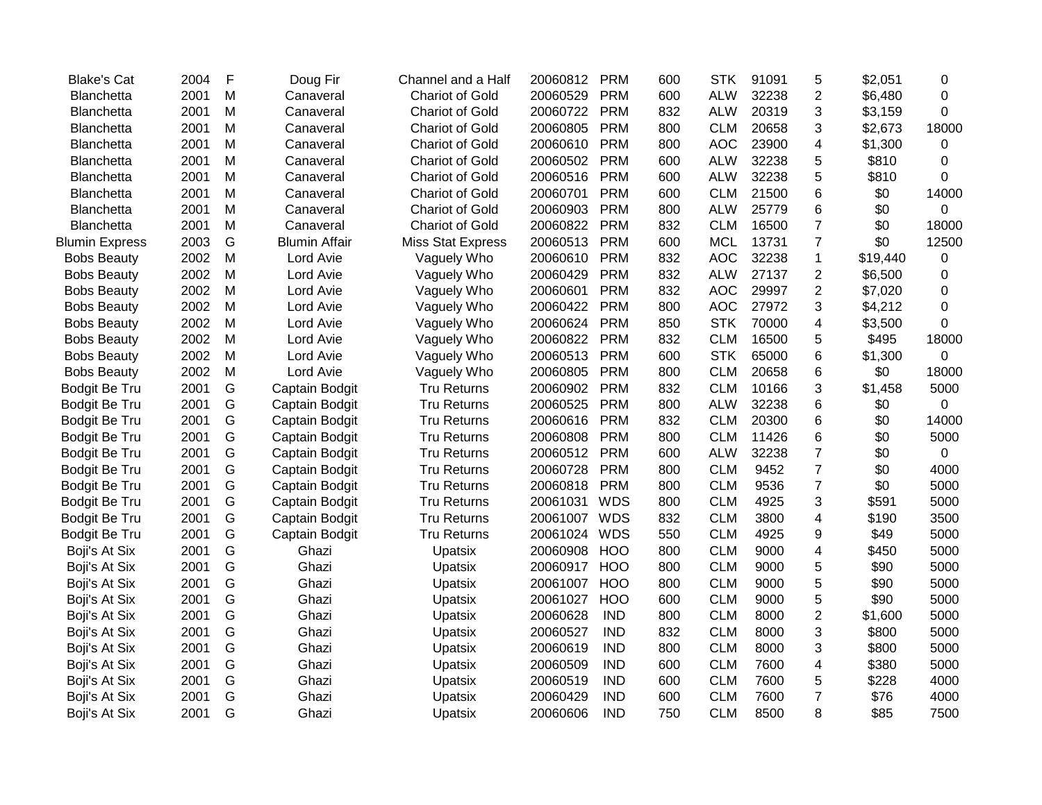| | | | | | | | | | | | | |
|---|---|---|---|---|---|---|---|---|---|---|---|---|
| Blake's Cat | 2004 | F | Doug Fir | Channel and a Half | 20060812 | PRM | 600 | STK | 91091 | 5 | $2,051 | 0 |
| Blanchetta | 2001 | M | Canaveral | Chariot of Gold | 20060529 | PRM | 600 | ALW | 32238 | 2 | $6,480 | 0 |
| Blanchetta | 2001 | M | Canaveral | Chariot of Gold | 20060722 | PRM | 832 | ALW | 20319 | 3 | $3,159 | 0 |
| Blanchetta | 2001 | M | Canaveral | Chariot of Gold | 20060805 | PRM | 800 | CLM | 20658 | 3 | $2,673 | 18000 |
| Blanchetta | 2001 | M | Canaveral | Chariot of Gold | 20060610 | PRM | 800 | AOC | 23900 | 4 | $1,300 | 0 |
| Blanchetta | 2001 | M | Canaveral | Chariot of Gold | 20060502 | PRM | 600 | ALW | 32238 | 5 | $810 | 0 |
| Blanchetta | 2001 | M | Canaveral | Chariot of Gold | 20060516 | PRM | 600 | ALW | 32238 | 5 | $810 | 0 |
| Blanchetta | 2001 | M | Canaveral | Chariot of Gold | 20060701 | PRM | 600 | CLM | 21500 | 6 | $0 | 14000 |
| Blanchetta | 2001 | M | Canaveral | Chariot of Gold | 20060903 | PRM | 800 | ALW | 25779 | 6 | $0 | 0 |
| Blanchetta | 2001 | M | Canaveral | Chariot of Gold | 20060822 | PRM | 832 | CLM | 16500 | 7 | $0 | 18000 |
| Blumin Express | 2003 | G | Blumin Affair | Miss Stat Express | 20060513 | PRM | 600 | MCL | 13731 | 7 | $0 | 12500 |
| Bobs Beauty | 2002 | M | Lord Avie | Vaguely Who | 20060610 | PRM | 832 | AOC | 32238 | 1 | $19,440 | 0 |
| Bobs Beauty | 2002 | M | Lord Avie | Vaguely Who | 20060429 | PRM | 832 | ALW | 27137 | 2 | $6,500 | 0 |
| Bobs Beauty | 2002 | M | Lord Avie | Vaguely Who | 20060601 | PRM | 832 | AOC | 29997 | 2 | $7,020 | 0 |
| Bobs Beauty | 2002 | M | Lord Avie | Vaguely Who | 20060422 | PRM | 800 | AOC | 27972 | 3 | $4,212 | 0 |
| Bobs Beauty | 2002 | M | Lord Avie | Vaguely Who | 20060624 | PRM | 850 | STK | 70000 | 4 | $3,500 | 0 |
| Bobs Beauty | 2002 | M | Lord Avie | Vaguely Who | 20060822 | PRM | 832 | CLM | 16500 | 5 | $495 | 18000 |
| Bobs Beauty | 2002 | M | Lord Avie | Vaguely Who | 20060513 | PRM | 600 | STK | 65000 | 6 | $1,300 | 0 |
| Bobs Beauty | 2002 | M | Lord Avie | Vaguely Who | 20060805 | PRM | 800 | CLM | 20658 | 6 | $0 | 18000 |
| Bodgit Be Tru | 2001 | G | Captain Bodgit | Tru Returns | 20060902 | PRM | 832 | CLM | 10166 | 3 | $1,458 | 5000 |
| Bodgit Be Tru | 2001 | G | Captain Bodgit | Tru Returns | 20060525 | PRM | 800 | ALW | 32238 | 6 | $0 | 0 |
| Bodgit Be Tru | 2001 | G | Captain Bodgit | Tru Returns | 20060616 | PRM | 832 | CLM | 20300 | 6 | $0 | 14000 |
| Bodgit Be Tru | 2001 | G | Captain Bodgit | Tru Returns | 20060808 | PRM | 800 | CLM | 11426 | 6 | $0 | 5000 |
| Bodgit Be Tru | 2001 | G | Captain Bodgit | Tru Returns | 20060512 | PRM | 600 | ALW | 32238 | 7 | $0 | 0 |
| Bodgit Be Tru | 2001 | G | Captain Bodgit | Tru Returns | 20060728 | PRM | 800 | CLM | 9452 | 7 | $0 | 4000 |
| Bodgit Be Tru | 2001 | G | Captain Bodgit | Tru Returns | 20060818 | PRM | 800 | CLM | 9536 | 7 | $0 | 5000 |
| Bodgit Be Tru | 2001 | G | Captain Bodgit | Tru Returns | 20061031 | WDS | 800 | CLM | 4925 | 3 | $591 | 5000 |
| Bodgit Be Tru | 2001 | G | Captain Bodgit | Tru Returns | 20061007 | WDS | 832 | CLM | 3800 | 4 | $190 | 3500 |
| Bodgit Be Tru | 2001 | G | Captain Bodgit | Tru Returns | 20061024 | WDS | 550 | CLM | 4925 | 9 | $49 | 5000 |
| Boji's At Six | 2001 | G | Ghazi | Upatsix | 20060908 | HOO | 800 | CLM | 9000 | 4 | $450 | 5000 |
| Boji's At Six | 2001 | G | Ghazi | Upatsix | 20060917 | HOO | 800 | CLM | 9000 | 5 | $90 | 5000 |
| Boji's At Six | 2001 | G | Ghazi | Upatsix | 20061007 | HOO | 800 | CLM | 9000 | 5 | $90 | 5000 |
| Boji's At Six | 2001 | G | Ghazi | Upatsix | 20061027 | HOO | 600 | CLM | 9000 | 5 | $90 | 5000 |
| Boji's At Six | 2001 | G | Ghazi | Upatsix | 20060628 | IND | 800 | CLM | 8000 | 2 | $1,600 | 5000 |
| Boji's At Six | 2001 | G | Ghazi | Upatsix | 20060527 | IND | 832 | CLM | 8000 | 3 | $800 | 5000 |
| Boji's At Six | 2001 | G | Ghazi | Upatsix | 20060619 | IND | 800 | CLM | 8000 | 3 | $800 | 5000 |
| Boji's At Six | 2001 | G | Ghazi | Upatsix | 20060509 | IND | 600 | CLM | 7600 | 4 | $380 | 5000 |
| Boji's At Six | 2001 | G | Ghazi | Upatsix | 20060519 | IND | 600 | CLM | 7600 | 5 | $228 | 4000 |
| Boji's At Six | 2001 | G | Ghazi | Upatsix | 20060429 | IND | 600 | CLM | 7600 | 7 | $76 | 4000 |
| Boji's At Six | 2001 | G | Ghazi | Upatsix | 20060606 | IND | 750 | CLM | 8500 | 8 | $85 | 7500 |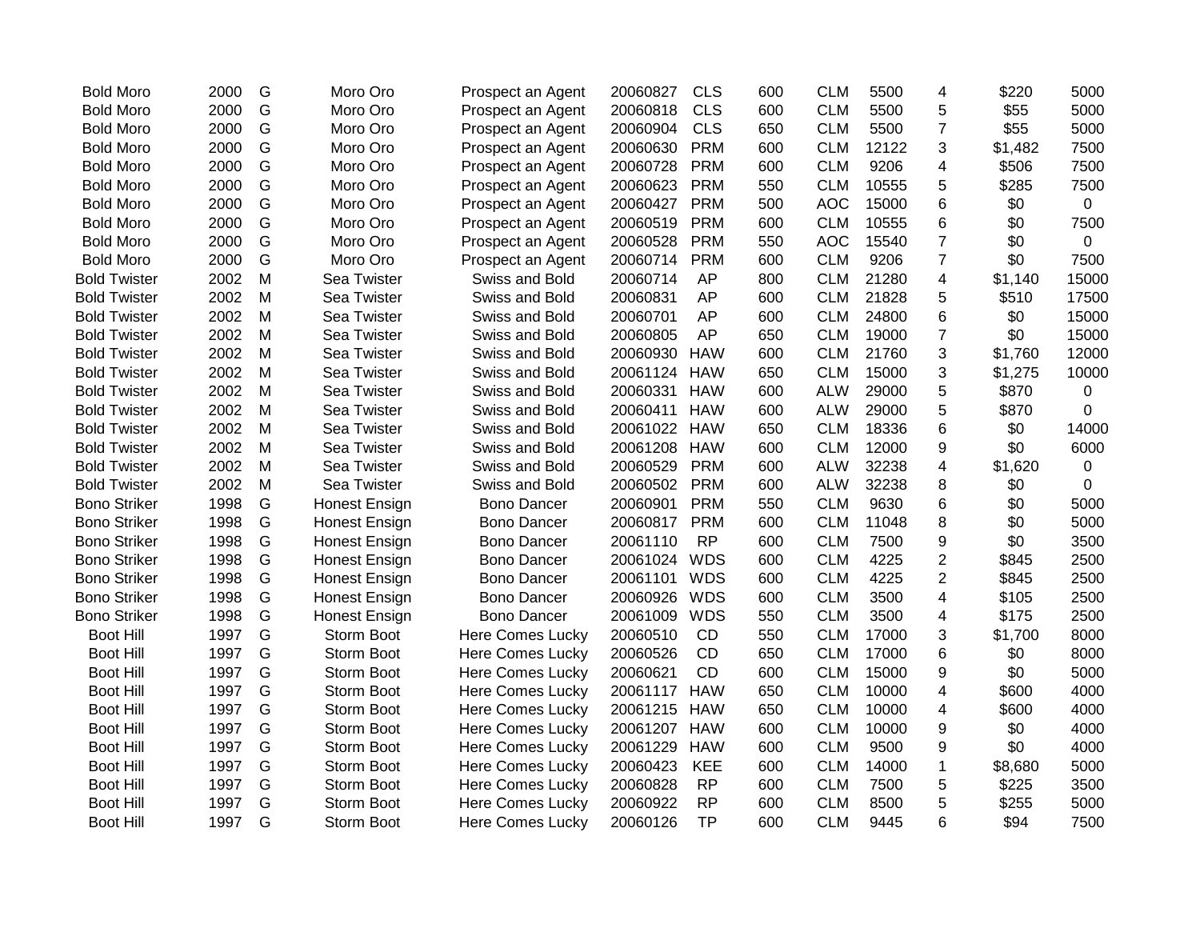| | | | | | | | | | | | | |
|---|---|---|---|---|---|---|---|---|---|---|---|---|
| Bold Moro | 2000 | G | Moro Oro | Prospect an Agent | 20060827 | CLS | 600 | CLM | 5500 | 4 | $220 | 5000 |
| Bold Moro | 2000 | G | Moro Oro | Prospect an Agent | 20060818 | CLS | 600 | CLM | 5500 | 5 | $55 | 5000 |
| Bold Moro | 2000 | G | Moro Oro | Prospect an Agent | 20060904 | CLS | 650 | CLM | 5500 | 7 | $55 | 5000 |
| Bold Moro | 2000 | G | Moro Oro | Prospect an Agent | 20060630 | PRM | 600 | CLM | 12122 | 3 | $1,482 | 7500 |
| Bold Moro | 2000 | G | Moro Oro | Prospect an Agent | 20060728 | PRM | 600 | CLM | 9206 | 4 | $506 | 7500 |
| Bold Moro | 2000 | G | Moro Oro | Prospect an Agent | 20060623 | PRM | 550 | CLM | 10555 | 5 | $285 | 7500 |
| Bold Moro | 2000 | G | Moro Oro | Prospect an Agent | 20060427 | PRM | 500 | AOC | 15000 | 6 | $0 | 0 |
| Bold Moro | 2000 | G | Moro Oro | Prospect an Agent | 20060519 | PRM | 600 | CLM | 10555 | 6 | $0 | 7500 |
| Bold Moro | 2000 | G | Moro Oro | Prospect an Agent | 20060528 | PRM | 550 | AOC | 15540 | 7 | $0 | 0 |
| Bold Moro | 2000 | G | Moro Oro | Prospect an Agent | 20060714 | PRM | 600 | CLM | 9206 | 7 | $0 | 7500 |
| Bold Twister | 2002 | M | Sea Twister | Swiss and Bold | 20060714 | AP | 800 | CLM | 21280 | 4 | $1,140 | 15000 |
| Bold Twister | 2002 | M | Sea Twister | Swiss and Bold | 20060831 | AP | 600 | CLM | 21828 | 5 | $510 | 17500 |
| Bold Twister | 2002 | M | Sea Twister | Swiss and Bold | 20060701 | AP | 600 | CLM | 24800 | 6 | $0 | 15000 |
| Bold Twister | 2002 | M | Sea Twister | Swiss and Bold | 20060805 | AP | 650 | CLM | 19000 | 7 | $0 | 15000 |
| Bold Twister | 2002 | M | Sea Twister | Swiss and Bold | 20060930 | HAW | 600 | CLM | 21760 | 3 | $1,760 | 12000 |
| Bold Twister | 2002 | M | Sea Twister | Swiss and Bold | 20061124 | HAW | 650 | CLM | 15000 | 3 | $1,275 | 10000 |
| Bold Twister | 2002 | M | Sea Twister | Swiss and Bold | 20060331 | HAW | 600 | ALW | 29000 | 5 | $870 | 0 |
| Bold Twister | 2002 | M | Sea Twister | Swiss and Bold | 20060411 | HAW | 600 | ALW | 29000 | 5 | $870 | 0 |
| Bold Twister | 2002 | M | Sea Twister | Swiss and Bold | 20061022 | HAW | 650 | CLM | 18336 | 6 | $0 | 14000 |
| Bold Twister | 2002 | M | Sea Twister | Swiss and Bold | 20061208 | HAW | 600 | CLM | 12000 | 9 | $0 | 6000 |
| Bold Twister | 2002 | M | Sea Twister | Swiss and Bold | 20060529 | PRM | 600 | ALW | 32238 | 4 | $1,620 | 0 |
| Bold Twister | 2002 | M | Sea Twister | Swiss and Bold | 20060502 | PRM | 600 | ALW | 32238 | 8 | $0 | 0 |
| Bono Striker | 1998 | G | Honest Ensign | Bono Dancer | 20060901 | PRM | 550 | CLM | 9630 | 6 | $0 | 5000 |
| Bono Striker | 1998 | G | Honest Ensign | Bono Dancer | 20060817 | PRM | 600 | CLM | 11048 | 8 | $0 | 5000 |
| Bono Striker | 1998 | G | Honest Ensign | Bono Dancer | 20061110 | RP | 600 | CLM | 7500 | 9 | $0 | 3500 |
| Bono Striker | 1998 | G | Honest Ensign | Bono Dancer | 20061024 | WDS | 600 | CLM | 4225 | 2 | $845 | 2500 |
| Bono Striker | 1998 | G | Honest Ensign | Bono Dancer | 20061101 | WDS | 600 | CLM | 4225 | 2 | $845 | 2500 |
| Bono Striker | 1998 | G | Honest Ensign | Bono Dancer | 20060926 | WDS | 600 | CLM | 3500 | 4 | $105 | 2500 |
| Bono Striker | 1998 | G | Honest Ensign | Bono Dancer | 20061009 | WDS | 550 | CLM | 3500 | 4 | $175 | 2500 |
| Boot Hill | 1997 | G | Storm Boot | Here Comes Lucky | 20060510 | CD | 550 | CLM | 17000 | 3 | $1,700 | 8000 |
| Boot Hill | 1997 | G | Storm Boot | Here Comes Lucky | 20060526 | CD | 650 | CLM | 17000 | 6 | $0 | 8000 |
| Boot Hill | 1997 | G | Storm Boot | Here Comes Lucky | 20060621 | CD | 600 | CLM | 15000 | 9 | $0 | 5000 |
| Boot Hill | 1997 | G | Storm Boot | Here Comes Lucky | 20061117 | HAW | 650 | CLM | 10000 | 4 | $600 | 4000 |
| Boot Hill | 1997 | G | Storm Boot | Here Comes Lucky | 20061215 | HAW | 650 | CLM | 10000 | 4 | $600 | 4000 |
| Boot Hill | 1997 | G | Storm Boot | Here Comes Lucky | 20061207 | HAW | 600 | CLM | 10000 | 9 | $0 | 4000 |
| Boot Hill | 1997 | G | Storm Boot | Here Comes Lucky | 20061229 | HAW | 600 | CLM | 9500 | 9 | $0 | 4000 |
| Boot Hill | 1997 | G | Storm Boot | Here Comes Lucky | 20060423 | KEE | 600 | CLM | 14000 | 1 | $8,680 | 5000 |
| Boot Hill | 1997 | G | Storm Boot | Here Comes Lucky | 20060828 | RP | 600 | CLM | 7500 | 5 | $225 | 3500 |
| Boot Hill | 1997 | G | Storm Boot | Here Comes Lucky | 20060922 | RP | 600 | CLM | 8500 | 5 | $255 | 5000 |
| Boot Hill | 1997 | G | Storm Boot | Here Comes Lucky | 20060126 | TP | 600 | CLM | 9445 | 6 | $94 | 7500 |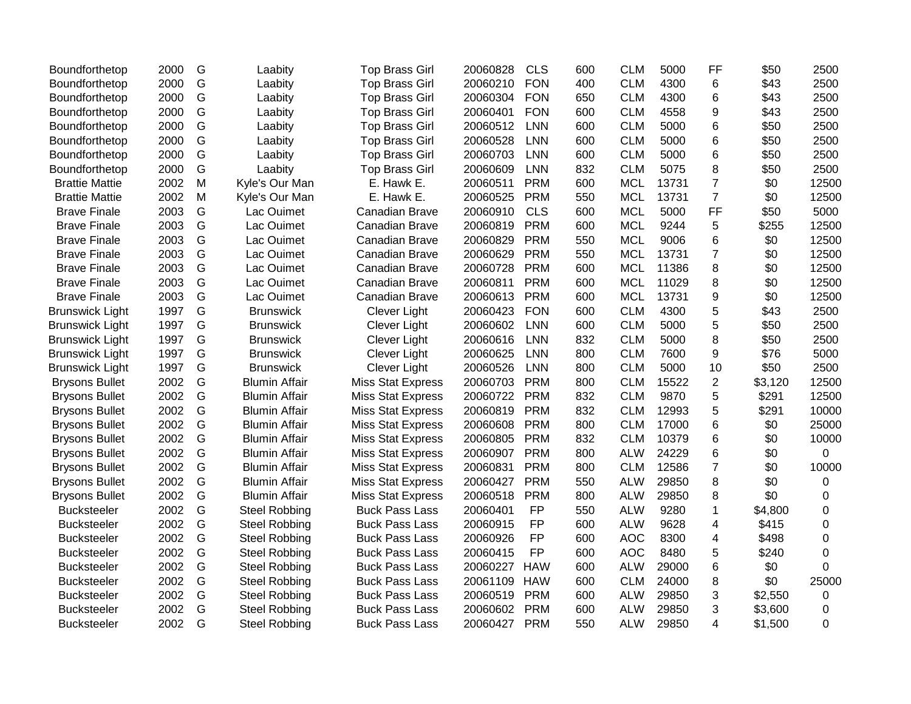| | | | | | | | | | | | | | |
|---|---|---|---|---|---|---|---|---|---|---|---|---|---|
| Boundforthetop | 2000 | G | Laabity | Top Brass Girl | 20060828 | CLS | 600 | CLM | 5000 | FF | $50 | 2500 |
| Boundforthetop | 2000 | G | Laabity | Top Brass Girl | 20060210 | FON | 400 | CLM | 4300 | 6 | $43 | 2500 |
| Boundforthetop | 2000 | G | Laabity | Top Brass Girl | 20060304 | FON | 650 | CLM | 4300 | 6 | $43 | 2500 |
| Boundforthetop | 2000 | G | Laabity | Top Brass Girl | 20060401 | FON | 600 | CLM | 4558 | 9 | $43 | 2500 |
| Boundforthetop | 2000 | G | Laabity | Top Brass Girl | 20060512 | LNN | 600 | CLM | 5000 | 6 | $50 | 2500 |
| Boundforthetop | 2000 | G | Laabity | Top Brass Girl | 20060528 | LNN | 600 | CLM | 5000 | 6 | $50 | 2500 |
| Boundforthetop | 2000 | G | Laabity | Top Brass Girl | 20060703 | LNN | 600 | CLM | 5000 | 6 | $50 | 2500 |
| Boundforthetop | 2000 | G | Laabity | Top Brass Girl | 20060609 | LNN | 832 | CLM | 5075 | 8 | $50 | 2500 |
| Brattie Mattie | 2002 | M | Kyle's Our Man | E. Hawk E. | 20060511 | PRM | 600 | MCL | 13731 | 7 | $0 | 12500 |
| Brattie Mattie | 2002 | M | Kyle's Our Man | E. Hawk E. | 20060525 | PRM | 550 | MCL | 13731 | 7 | $0 | 12500 |
| Brave Finale | 2003 | G | Lac Ouimet | Canadian Brave | 20060910 | CLS | 600 | MCL | 5000 | FF | $50 | 5000 |
| Brave Finale | 2003 | G | Lac Ouimet | Canadian Brave | 20060819 | PRM | 600 | MCL | 9244 | 5 | $255 | 12500 |
| Brave Finale | 2003 | G | Lac Ouimet | Canadian Brave | 20060829 | PRM | 550 | MCL | 9006 | 6 | $0 | 12500 |
| Brave Finale | 2003 | G | Lac Ouimet | Canadian Brave | 20060629 | PRM | 550 | MCL | 13731 | 7 | $0 | 12500 |
| Brave Finale | 2003 | G | Lac Ouimet | Canadian Brave | 20060728 | PRM | 600 | MCL | 11386 | 8 | $0 | 12500 |
| Brave Finale | 2003 | G | Lac Ouimet | Canadian Brave | 20060811 | PRM | 600 | MCL | 11029 | 8 | $0 | 12500 |
| Brave Finale | 2003 | G | Lac Ouimet | Canadian Brave | 20060613 | PRM | 600 | MCL | 13731 | 9 | $0 | 12500 |
| Brunswick Light | 1997 | G | Brunswick | Clever Light | 20060423 | FON | 600 | CLM | 4300 | 5 | $43 | 2500 |
| Brunswick Light | 1997 | G | Brunswick | Clever Light | 20060602 | LNN | 600 | CLM | 5000 | 5 | $50 | 2500 |
| Brunswick Light | 1997 | G | Brunswick | Clever Light | 20060616 | LNN | 832 | CLM | 5000 | 8 | $50 | 2500 |
| Brunswick Light | 1997 | G | Brunswick | Clever Light | 20060625 | LNN | 800 | CLM | 7600 | 9 | $76 | 5000 |
| Brunswick Light | 1997 | G | Brunswick | Clever Light | 20060526 | LNN | 800 | CLM | 5000 | 10 | $50 | 2500 |
| Brysons Bullet | 2002 | G | Blumin Affair | Miss Stat Express | 20060703 | PRM | 800 | CLM | 15522 | 2 | $3,120 | 12500 |
| Brysons Bullet | 2002 | G | Blumin Affair | Miss Stat Express | 20060722 | PRM | 832 | CLM | 9870 | 5 | $291 | 12500 |
| Brysons Bullet | 2002 | G | Blumin Affair | Miss Stat Express | 20060819 | PRM | 832 | CLM | 12993 | 5 | $291 | 10000 |
| Brysons Bullet | 2002 | G | Blumin Affair | Miss Stat Express | 20060608 | PRM | 800 | CLM | 17000 | 6 | $0 | 25000 |
| Brysons Bullet | 2002 | G | Blumin Affair | Miss Stat Express | 20060805 | PRM | 832 | CLM | 10379 | 6 | $0 | 10000 |
| Brysons Bullet | 2002 | G | Blumin Affair | Miss Stat Express | 20060907 | PRM | 800 | ALW | 24229 | 6 | $0 | 0 |
| Brysons Bullet | 2002 | G | Blumin Affair | Miss Stat Express | 20060831 | PRM | 800 | CLM | 12586 | 7 | $0 | 10000 |
| Brysons Bullet | 2002 | G | Blumin Affair | Miss Stat Express | 20060427 | PRM | 550 | ALW | 29850 | 8 | $0 | 0 |
| Brysons Bullet | 2002 | G | Blumin Affair | Miss Stat Express | 20060518 | PRM | 800 | ALW | 29850 | 8 | $0 | 0 |
| Bucksteeler | 2002 | G | Steel Robbing | Buck Pass Lass | 20060401 | FP | 550 | ALW | 9280 | 1 | $4,800 | 0 |
| Bucksteeler | 2002 | G | Steel Robbing | Buck Pass Lass | 20060915 | FP | 600 | ALW | 9628 | 4 | $415 | 0 |
| Bucksteeler | 2002 | G | Steel Robbing | Buck Pass Lass | 20060926 | FP | 600 | AOC | 8300 | 4 | $498 | 0 |
| Bucksteeler | 2002 | G | Steel Robbing | Buck Pass Lass | 20060415 | FP | 600 | AOC | 8480 | 5 | $240 | 0 |
| Bucksteeler | 2002 | G | Steel Robbing | Buck Pass Lass | 20060227 | HAW | 600 | ALW | 29000 | 6 | $0 | 0 |
| Bucksteeler | 2002 | G | Steel Robbing | Buck Pass Lass | 20061109 | HAW | 600 | CLM | 24000 | 8 | $0 | 25000 |
| Bucksteeler | 2002 | G | Steel Robbing | Buck Pass Lass | 20060519 | PRM | 600 | ALW | 29850 | 3 | $2,550 | 0 |
| Bucksteeler | 2002 | G | Steel Robbing | Buck Pass Lass | 20060602 | PRM | 600 | ALW | 29850 | 3 | $3,600 | 0 |
| Bucksteeler | 2002 | G | Steel Robbing | Buck Pass Lass | 20060427 | PRM | 550 | ALW | 29850 | 4 | $1,500 | 0 |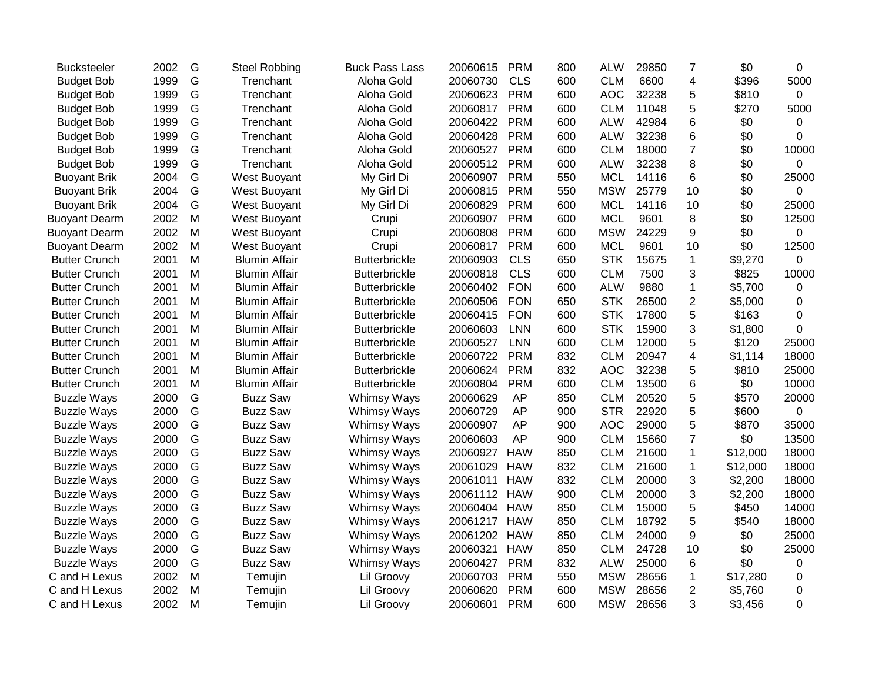| | | | | | | | | | | | | |
|---|---|---|---|---|---|---|---|---|---|---|---|---|
| Bucksteeler | 2002 | G | Steel Robbing | Buck Pass Lass | 20060615 | PRM | 800 | ALW | 29850 | 7 | $0 | 0 |
| Budget Bob | 1999 | G | Trenchant | Aloha Gold | 20060730 | CLS | 600 | CLM | 6600 | 4 | $396 | 5000 |
| Budget Bob | 1999 | G | Trenchant | Aloha Gold | 20060623 | PRM | 600 | AOC | 32238 | 5 | $810 | 0 |
| Budget Bob | 1999 | G | Trenchant | Aloha Gold | 20060817 | PRM | 600 | CLM | 11048 | 5 | $270 | 5000 |
| Budget Bob | 1999 | G | Trenchant | Aloha Gold | 20060422 | PRM | 600 | ALW | 42984 | 6 | $0 | 0 |
| Budget Bob | 1999 | G | Trenchant | Aloha Gold | 20060428 | PRM | 600 | ALW | 32238 | 6 | $0 | 0 |
| Budget Bob | 1999 | G | Trenchant | Aloha Gold | 20060527 | PRM | 600 | CLM | 18000 | 7 | $0 | 10000 |
| Budget Bob | 1999 | G | Trenchant | Aloha Gold | 20060512 | PRM | 600 | ALW | 32238 | 8 | $0 | 0 |
| Buoyant Brik | 2004 | G | West Buoyant | My Girl Di | 20060907 | PRM | 550 | MCL | 14116 | 6 | $0 | 25000 |
| Buoyant Brik | 2004 | G | West Buoyant | My Girl Di | 20060815 | PRM | 550 | MSW | 25779 | 10 | $0 | 0 |
| Buoyant Brik | 2004 | G | West Buoyant | My Girl Di | 20060829 | PRM | 600 | MCL | 14116 | 10 | $0 | 25000 |
| Buoyant Dearm | 2002 | M | West Buoyant | Crupi | 20060907 | PRM | 600 | MCL | 9601 | 8 | $0 | 12500 |
| Buoyant Dearm | 2002 | M | West Buoyant | Crupi | 20060808 | PRM | 600 | MSW | 24229 | 9 | $0 | 0 |
| Buoyant Dearm | 2002 | M | West Buoyant | Crupi | 20060817 | PRM | 600 | MCL | 9601 | 10 | $0 | 12500 |
| Butter Crunch | 2001 | M | Blumin Affair | Butterbrickle | 20060903 | CLS | 650 | STK | 15675 | 1 | $9,270 | 0 |
| Butter Crunch | 2001 | M | Blumin Affair | Butterbrickle | 20060818 | CLS | 600 | CLM | 7500 | 3 | $825 | 10000 |
| Butter Crunch | 2001 | M | Blumin Affair | Butterbrickle | 20060402 | FON | 600 | ALW | 9880 | 1 | $5,700 | 0 |
| Butter Crunch | 2001 | M | Blumin Affair | Butterbrickle | 20060506 | FON | 650 | STK | 26500 | 2 | $5,000 | 0 |
| Butter Crunch | 2001 | M | Blumin Affair | Butterbrickle | 20060415 | FON | 600 | STK | 17800 | 5 | $163 | 0 |
| Butter Crunch | 2001 | M | Blumin Affair | Butterbrickle | 20060603 | LNN | 600 | STK | 15900 | 3 | $1,800 | 0 |
| Butter Crunch | 2001 | M | Blumin Affair | Butterbrickle | 20060527 | LNN | 600 | CLM | 12000 | 5 | $120 | 25000 |
| Butter Crunch | 2001 | M | Blumin Affair | Butterbrickle | 20060722 | PRM | 832 | CLM | 20947 | 4 | $1,114 | 18000 |
| Butter Crunch | 2001 | M | Blumin Affair | Butterbrickle | 20060624 | PRM | 832 | AOC | 32238 | 5 | $810 | 25000 |
| Butter Crunch | 2001 | M | Blumin Affair | Butterbrickle | 20060804 | PRM | 600 | CLM | 13500 | 6 | $0 | 10000 |
| Buzzle Ways | 2000 | G | Buzz Saw | Whimsy Ways | 20060629 | AP | 850 | CLM | 20520 | 5 | $570 | 20000 |
| Buzzle Ways | 2000 | G | Buzz Saw | Whimsy Ways | 20060729 | AP | 900 | STR | 22920 | 5 | $600 | 0 |
| Buzzle Ways | 2000 | G | Buzz Saw | Whimsy Ways | 20060907 | AP | 900 | AOC | 29000 | 5 | $870 | 35000 |
| Buzzle Ways | 2000 | G | Buzz Saw | Whimsy Ways | 20060603 | AP | 900 | CLM | 15660 | 7 | $0 | 13500 |
| Buzzle Ways | 2000 | G | Buzz Saw | Whimsy Ways | 20060927 | HAW | 850 | CLM | 21600 | 1 | $12,000 | 18000 |
| Buzzle Ways | 2000 | G | Buzz Saw | Whimsy Ways | 20061029 | HAW | 832 | CLM | 21600 | 1 | $12,000 | 18000 |
| Buzzle Ways | 2000 | G | Buzz Saw | Whimsy Ways | 20061011 | HAW | 832 | CLM | 20000 | 3 | $2,200 | 18000 |
| Buzzle Ways | 2000 | G | Buzz Saw | Whimsy Ways | 20061112 | HAW | 900 | CLM | 20000 | 3 | $2,200 | 18000 |
| Buzzle Ways | 2000 | G | Buzz Saw | Whimsy Ways | 20060404 | HAW | 850 | CLM | 15000 | 5 | $450 | 14000 |
| Buzzle Ways | 2000 | G | Buzz Saw | Whimsy Ways | 20061217 | HAW | 850 | CLM | 18792 | 5 | $540 | 18000 |
| Buzzle Ways | 2000 | G | Buzz Saw | Whimsy Ways | 20061202 | HAW | 850 | CLM | 24000 | 9 | $0 | 25000 |
| Buzzle Ways | 2000 | G | Buzz Saw | Whimsy Ways | 20060321 | HAW | 850 | CLM | 24728 | 10 | $0 | 25000 |
| Buzzle Ways | 2000 | G | Buzz Saw | Whimsy Ways | 20060427 | PRM | 832 | ALW | 25000 | 6 | $0 | 0 |
| C and H Lexus | 2002 | M | Temujin | Lil Groovy | 20060703 | PRM | 550 | MSW | 28656 | 1 | $17,280 | 0 |
| C and H Lexus | 2002 | M | Temujin | Lil Groovy | 20060620 | PRM | 600 | MSW | 28656 | 2 | $5,760 | 0 |
| C and H Lexus | 2002 | M | Temujin | Lil Groovy | 20060601 | PRM | 600 | MSW | 28656 | 3 | $3,456 | 0 |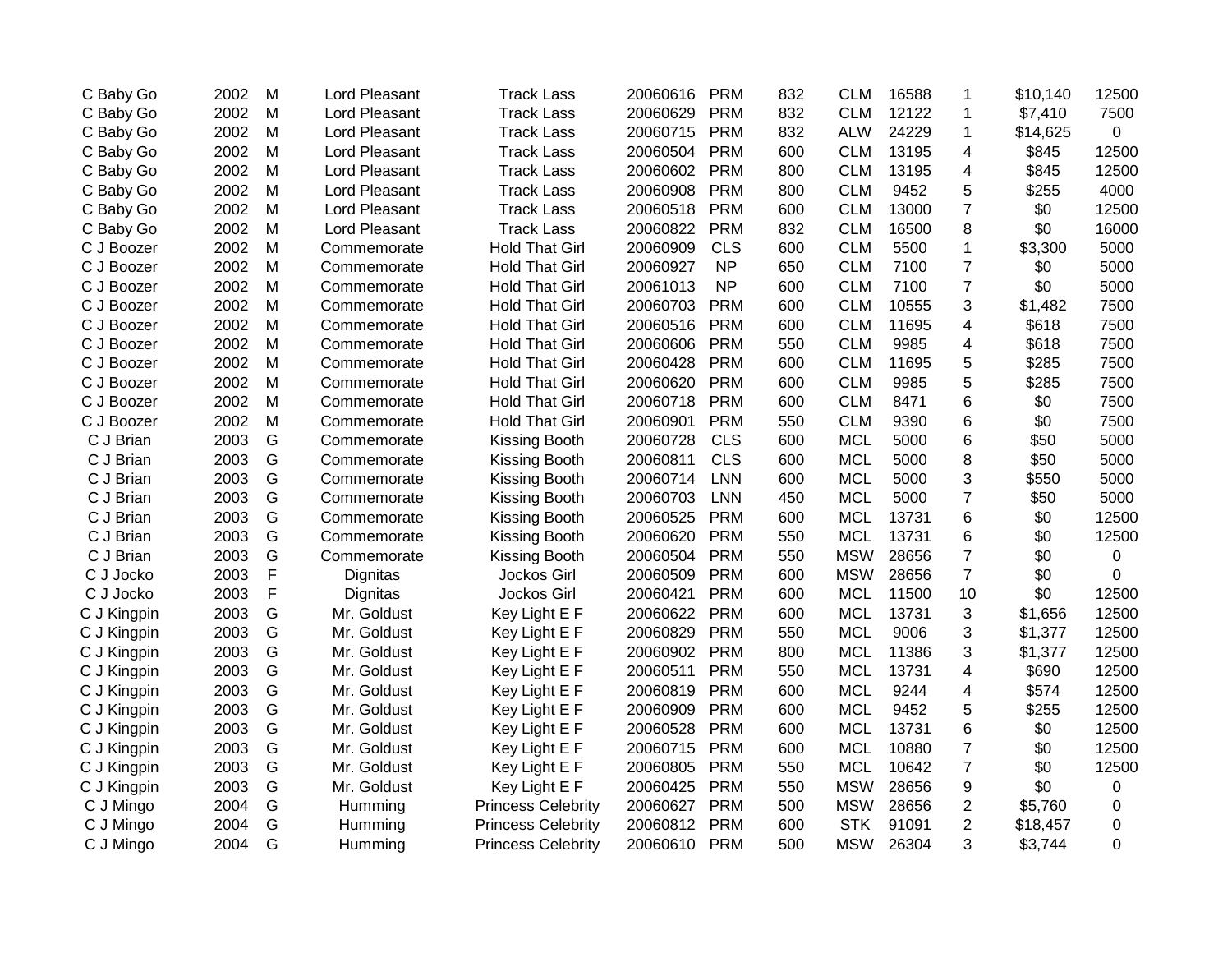| | | | | | | | | | | | | |
|---|---|---|---|---|---|---|---|---|---|---|---|---|
| C Baby Go | 2002 | M | Lord Pleasant | Track Lass | 20060616 | PRM | 832 | CLM | 16588 | 1 | $10,140 | 12500 |
| C Baby Go | 2002 | M | Lord Pleasant | Track Lass | 20060629 | PRM | 832 | CLM | 12122 | 1 | $7,410 | 7500 |
| C Baby Go | 2002 | M | Lord Pleasant | Track Lass | 20060715 | PRM | 832 | ALW | 24229 | 1 | $14,625 | 0 |
| C Baby Go | 2002 | M | Lord Pleasant | Track Lass | 20060504 | PRM | 600 | CLM | 13195 | 4 | $845 | 12500 |
| C Baby Go | 2002 | M | Lord Pleasant | Track Lass | 20060602 | PRM | 800 | CLM | 13195 | 4 | $845 | 12500 |
| C Baby Go | 2002 | M | Lord Pleasant | Track Lass | 20060908 | PRM | 800 | CLM | 9452 | 5 | $255 | 4000 |
| C Baby Go | 2002 | M | Lord Pleasant | Track Lass | 20060518 | PRM | 600 | CLM | 13000 | 7 | $0 | 12500 |
| C Baby Go | 2002 | M | Lord Pleasant | Track Lass | 20060822 | PRM | 832 | CLM | 16500 | 8 | $0 | 16000 |
| C J Boozer | 2002 | M | Commemorate | Hold That Girl | 20060909 | CLS | 600 | CLM | 5500 | 1 | $3,300 | 5000 |
| C J Boozer | 2002 | M | Commemorate | Hold That Girl | 20060927 | NP | 650 | CLM | 7100 | 7 | $0 | 5000 |
| C J Boozer | 2002 | M | Commemorate | Hold That Girl | 20061013 | NP | 600 | CLM | 7100 | 7 | $0 | 5000 |
| C J Boozer | 2002 | M | Commemorate | Hold That Girl | 20060703 | PRM | 600 | CLM | 10555 | 3 | $1,482 | 7500 |
| C J Boozer | 2002 | M | Commemorate | Hold That Girl | 20060516 | PRM | 600 | CLM | 11695 | 4 | $618 | 7500 |
| C J Boozer | 2002 | M | Commemorate | Hold That Girl | 20060606 | PRM | 550 | CLM | 9985 | 4 | $618 | 7500 |
| C J Boozer | 2002 | M | Commemorate | Hold That Girl | 20060428 | PRM | 600 | CLM | 11695 | 5 | $285 | 7500 |
| C J Boozer | 2002 | M | Commemorate | Hold That Girl | 20060620 | PRM | 600 | CLM | 9985 | 5 | $285 | 7500 |
| C J Boozer | 2002 | M | Commemorate | Hold That Girl | 20060718 | PRM | 600 | CLM | 8471 | 6 | $0 | 7500 |
| C J Boozer | 2002 | M | Commemorate | Hold That Girl | 20060901 | PRM | 550 | CLM | 9390 | 6 | $0 | 7500 |
| C J Brian | 2003 | G | Commemorate | Kissing Booth | 20060728 | CLS | 600 | MCL | 5000 | 6 | $50 | 5000 |
| C J Brian | 2003 | G | Commemorate | Kissing Booth | 20060811 | CLS | 600 | MCL | 5000 | 8 | $50 | 5000 |
| C J Brian | 2003 | G | Commemorate | Kissing Booth | 20060714 | LNN | 600 | MCL | 5000 | 3 | $550 | 5000 |
| C J Brian | 2003 | G | Commemorate | Kissing Booth | 20060703 | LNN | 450 | MCL | 5000 | 7 | $50 | 5000 |
| C J Brian | 2003 | G | Commemorate | Kissing Booth | 20060525 | PRM | 600 | MCL | 13731 | 6 | $0 | 12500 |
| C J Brian | 2003 | G | Commemorate | Kissing Booth | 20060620 | PRM | 550 | MCL | 13731 | 6 | $0 | 12500 |
| C J Brian | 2003 | G | Commemorate | Kissing Booth | 20060504 | PRM | 550 | MSW | 28656 | 7 | $0 | 0 |
| C J Jocko | 2003 | F | Dignitas | Jockos Girl | 20060509 | PRM | 600 | MSW | 28656 | 7 | $0 | 0 |
| C J Jocko | 2003 | F | Dignitas | Jockos Girl | 20060421 | PRM | 600 | MCL | 11500 | 10 | $0 | 12500 |
| C J Kingpin | 2003 | G | Mr. Goldust | Key Light E F | 20060622 | PRM | 600 | MCL | 13731 | 3 | $1,656 | 12500 |
| C J Kingpin | 2003 | G | Mr. Goldust | Key Light E F | 20060829 | PRM | 550 | MCL | 9006 | 3 | $1,377 | 12500 |
| C J Kingpin | 2003 | G | Mr. Goldust | Key Light E F | 20060902 | PRM | 800 | MCL | 11386 | 3 | $1,377 | 12500 |
| C J Kingpin | 2003 | G | Mr. Goldust | Key Light E F | 20060511 | PRM | 550 | MCL | 13731 | 4 | $690 | 12500 |
| C J Kingpin | 2003 | G | Mr. Goldust | Key Light E F | 20060819 | PRM | 600 | MCL | 9244 | 4 | $574 | 12500 |
| C J Kingpin | 2003 | G | Mr. Goldust | Key Light E F | 20060909 | PRM | 600 | MCL | 9452 | 5 | $255 | 12500 |
| C J Kingpin | 2003 | G | Mr. Goldust | Key Light E F | 20060528 | PRM | 600 | MCL | 13731 | 6 | $0 | 12500 |
| C J Kingpin | 2003 | G | Mr. Goldust | Key Light E F | 20060715 | PRM | 600 | MCL | 10880 | 7 | $0 | 12500 |
| C J Kingpin | 2003 | G | Mr. Goldust | Key Light E F | 20060805 | PRM | 550 | MCL | 10642 | 7 | $0 | 12500 |
| C J Kingpin | 2003 | G | Mr. Goldust | Key Light E F | 20060425 | PRM | 550 | MSW | 28656 | 9 | $0 | 0 |
| C J Mingo | 2004 | G | Humming | Princess Celebrity | 20060627 | PRM | 500 | MSW | 28656 | 2 | $5,760 | 0 |
| C J Mingo | 2004 | G | Humming | Princess Celebrity | 20060812 | PRM | 600 | STK | 91091 | 2 | $18,457 | 0 |
| C J Mingo | 2004 | G | Humming | Princess Celebrity | 20060610 | PRM | 500 | MSW | 26304 | 3 | $3,744 | 0 |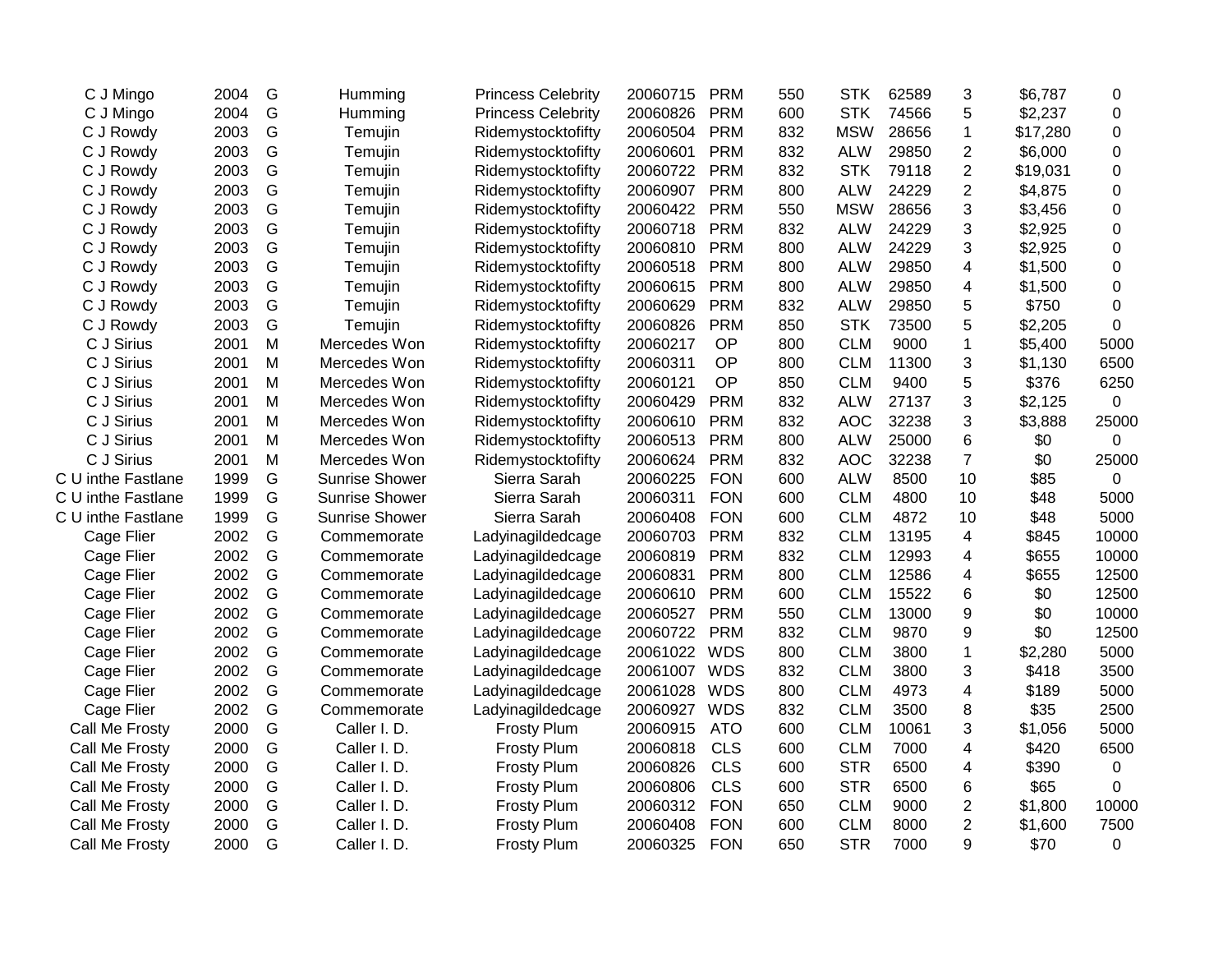| | | | | | | | | | | | | |
|---|---|---|---|---|---|---|---|---|---|---|---|---|
| C J Mingo | 2004 | G | Humming | Princess Celebrity | 20060715 | PRM | 550 | STK | 62589 | 3 | $6,787 | 0 |
| C J Mingo | 2004 | G | Humming | Princess Celebrity | 20060826 | PRM | 600 | STK | 74566 | 5 | $2,237 | 0 |
| C J Rowdy | 2003 | G | Temujin | Ridemystocktofifty | 20060504 | PRM | 832 | MSW | 28656 | 1 | $17,280 | 0 |
| C J Rowdy | 2003 | G | Temujin | Ridemystocktofifty | 20060601 | PRM | 832 | ALW | 29850 | 2 | $6,000 | 0 |
| C J Rowdy | 2003 | G | Temujin | Ridemystocktofifty | 20060722 | PRM | 832 | STK | 79118 | 2 | $19,031 | 0 |
| C J Rowdy | 2003 | G | Temujin | Ridemystocktofifty | 20060907 | PRM | 800 | ALW | 24229 | 2 | $4,875 | 0 |
| C J Rowdy | 2003 | G | Temujin | Ridemystocktofifty | 20060422 | PRM | 550 | MSW | 28656 | 3 | $3,456 | 0 |
| C J Rowdy | 2003 | G | Temujin | Ridemystocktofifty | 20060718 | PRM | 832 | ALW | 24229 | 3 | $2,925 | 0 |
| C J Rowdy | 2003 | G | Temujin | Ridemystocktofifty | 20060810 | PRM | 800 | ALW | 24229 | 3 | $2,925 | 0 |
| C J Rowdy | 2003 | G | Temujin | Ridemystocktofifty | 20060518 | PRM | 800 | ALW | 29850 | 4 | $1,500 | 0 |
| C J Rowdy | 2003 | G | Temujin | Ridemystocktofifty | 20060615 | PRM | 800 | ALW | 29850 | 4 | $1,500 | 0 |
| C J Rowdy | 2003 | G | Temujin | Ridemystocktofifty | 20060629 | PRM | 832 | ALW | 29850 | 5 | $750 | 0 |
| C J Rowdy | 2003 | G | Temujin | Ridemystocktofifty | 20060826 | PRM | 850 | STK | 73500 | 5 | $2,205 | 0 |
| C J Sirius | 2001 | M | Mercedes Won | Ridemystocktofifty | 20060217 | OP | 800 | CLM | 9000 | 1 | $5,400 | 5000 |
| C J Sirius | 2001 | M | Mercedes Won | Ridemystocktofifty | 20060311 | OP | 800 | CLM | 11300 | 3 | $1,130 | 6500 |
| C J Sirius | 2001 | M | Mercedes Won | Ridemystocktofifty | 20060121 | OP | 850 | CLM | 9400 | 5 | $376 | 6250 |
| C J Sirius | 2001 | M | Mercedes Won | Ridemystocktofifty | 20060429 | PRM | 832 | ALW | 27137 | 3 | $2,125 | 0 |
| C J Sirius | 2001 | M | Mercedes Won | Ridemystocktofifty | 20060610 | PRM | 832 | AOC | 32238 | 3 | $3,888 | 25000 |
| C J Sirius | 2001 | M | Mercedes Won | Ridemystocktofifty | 20060513 | PRM | 800 | ALW | 25000 | 6 | $0 | 0 |
| C J Sirius | 2001 | M | Mercedes Won | Ridemystocktofifty | 20060624 | PRM | 832 | AOC | 32238 | 7 | $0 | 25000 |
| C U inthe Fastlane | 1999 | G | Sunrise Shower | Sierra Sarah | 20060225 | FON | 600 | ALW | 8500 | 10 | $85 | 0 |
| C U inthe Fastlane | 1999 | G | Sunrise Shower | Sierra Sarah | 20060311 | FON | 600 | CLM | 4800 | 10 | $48 | 5000 |
| C U inthe Fastlane | 1999 | G | Sunrise Shower | Sierra Sarah | 20060408 | FON | 600 | CLM | 4872 | 10 | $48 | 5000 |
| Cage Flier | 2002 | G | Commemorate | Ladyinagildedcage | 20060703 | PRM | 832 | CLM | 13195 | 4 | $845 | 10000 |
| Cage Flier | 2002 | G | Commemorate | Ladyinagildedcage | 20060819 | PRM | 832 | CLM | 12993 | 4 | $655 | 10000 |
| Cage Flier | 2002 | G | Commemorate | Ladyinagildedcage | 20060831 | PRM | 800 | CLM | 12586 | 4 | $655 | 12500 |
| Cage Flier | 2002 | G | Commemorate | Ladyinagildedcage | 20060610 | PRM | 600 | CLM | 15522 | 6 | $0 | 12500 |
| Cage Flier | 2002 | G | Commemorate | Ladyinagildedcage | 20060527 | PRM | 550 | CLM | 13000 | 9 | $0 | 10000 |
| Cage Flier | 2002 | G | Commemorate | Ladyinagildedcage | 20060722 | PRM | 832 | CLM | 9870 | 9 | $0 | 12500 |
| Cage Flier | 2002 | G | Commemorate | Ladyinagildedcage | 20061022 | WDS | 800 | CLM | 3800 | 1 | $2,280 | 5000 |
| Cage Flier | 2002 | G | Commemorate | Ladyinagildedcage | 20061007 | WDS | 832 | CLM | 3800 | 3 | $418 | 3500 |
| Cage Flier | 2002 | G | Commemorate | Ladyinagildedcage | 20061028 | WDS | 800 | CLM | 4973 | 4 | $189 | 5000 |
| Cage Flier | 2002 | G | Commemorate | Ladyinagildedcage | 20060927 | WDS | 832 | CLM | 3500 | 8 | $35 | 2500 |
| Call Me Frosty | 2000 | G | Caller I. D. | Frosty Plum | 20060915 | ATO | 600 | CLM | 10061 | 3 | $1,056 | 5000 |
| Call Me Frosty | 2000 | G | Caller I. D. | Frosty Plum | 20060818 | CLS | 600 | CLM | 7000 | 4 | $420 | 6500 |
| Call Me Frosty | 2000 | G | Caller I. D. | Frosty Plum | 20060826 | CLS | 600 | STR | 6500 | 4 | $390 | 0 |
| Call Me Frosty | 2000 | G | Caller I. D. | Frosty Plum | 20060806 | CLS | 600 | STR | 6500 | 6 | $65 | 0 |
| Call Me Frosty | 2000 | G | Caller I. D. | Frosty Plum | 20060312 | FON | 650 | CLM | 9000 | 2 | $1,800 | 10000 |
| Call Me Frosty | 2000 | G | Caller I. D. | Frosty Plum | 20060408 | FON | 600 | CLM | 8000 | 2 | $1,600 | 7500 |
| Call Me Frosty | 2000 | G | Caller I. D. | Frosty Plum | 20060325 | FON | 650 | STR | 7000 | 9 | $70 | 0 |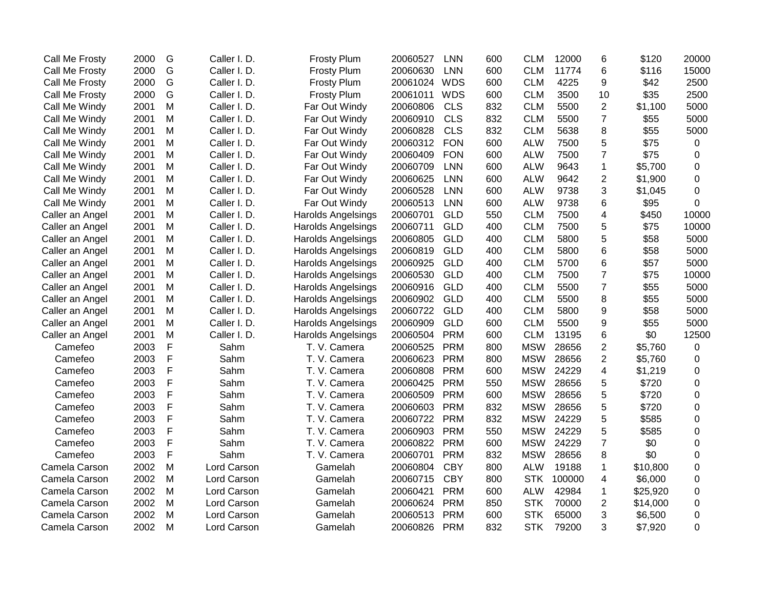| | | | | | | | | | | | | |
|---|---|---|---|---|---|---|---|---|---|---|---|---|
| Call Me Frosty | 2000 | G | Caller I. D. | Frosty Plum | 20060527 | LNN | 600 | CLM | 12000 | 6 | $120 | 20000 |
| Call Me Frosty | 2000 | G | Caller I. D. | Frosty Plum | 20060630 | LNN | 600 | CLM | 11774 | 6 | $116 | 15000 |
| Call Me Frosty | 2000 | G | Caller I. D. | Frosty Plum | 20061024 | WDS | 600 | CLM | 4225 | 9 | $42 | 2500 |
| Call Me Frosty | 2000 | G | Caller I. D. | Frosty Plum | 20061011 | WDS | 600 | CLM | 3500 | 10 | $35 | 2500 |
| Call Me Windy | 2001 | M | Caller I. D. | Far Out Windy | 20060806 | CLS | 832 | CLM | 5500 | 2 | $1,100 | 5000 |
| Call Me Windy | 2001 | M | Caller I. D. | Far Out Windy | 20060910 | CLS | 832 | CLM | 5500 | 7 | $55 | 5000 |
| Call Me Windy | 2001 | M | Caller I. D. | Far Out Windy | 20060828 | CLS | 832 | CLM | 5638 | 8 | $55 | 5000 |
| Call Me Windy | 2001 | M | Caller I. D. | Far Out Windy | 20060312 | FON | 600 | ALW | 7500 | 5 | $75 | 0 |
| Call Me Windy | 2001 | M | Caller I. D. | Far Out Windy | 20060409 | FON | 600 | ALW | 7500 | 7 | $75 | 0 |
| Call Me Windy | 2001 | M | Caller I. D. | Far Out Windy | 20060709 | LNN | 600 | ALW | 9643 | 1 | $5,700 | 0 |
| Call Me Windy | 2001 | M | Caller I. D. | Far Out Windy | 20060625 | LNN | 600 | ALW | 9642 | 2 | $1,900 | 0 |
| Call Me Windy | 2001 | M | Caller I. D. | Far Out Windy | 20060528 | LNN | 600 | ALW | 9738 | 3 | $1,045 | 0 |
| Call Me Windy | 2001 | M | Caller I. D. | Far Out Windy | 20060513 | LNN | 600 | ALW | 9738 | 6 | $95 | 0 |
| Caller an Angel | 2001 | M | Caller I. D. | Harolds Angelsings | 20060701 | GLD | 550 | CLM | 7500 | 4 | $450 | 10000 |
| Caller an Angel | 2001 | M | Caller I. D. | Harolds Angelsings | 20060711 | GLD | 400 | CLM | 7500 | 5 | $75 | 10000 |
| Caller an Angel | 2001 | M | Caller I. D. | Harolds Angelsings | 20060805 | GLD | 400 | CLM | 5800 | 5 | $58 | 5000 |
| Caller an Angel | 2001 | M | Caller I. D. | Harolds Angelsings | 20060819 | GLD | 400 | CLM | 5800 | 6 | $58 | 5000 |
| Caller an Angel | 2001 | M | Caller I. D. | Harolds Angelsings | 20060925 | GLD | 400 | CLM | 5700 | 6 | $57 | 5000 |
| Caller an Angel | 2001 | M | Caller I. D. | Harolds Angelsings | 20060530 | GLD | 400 | CLM | 7500 | 7 | $75 | 10000 |
| Caller an Angel | 2001 | M | Caller I. D. | Harolds Angelsings | 20060916 | GLD | 400 | CLM | 5500 | 7 | $55 | 5000 |
| Caller an Angel | 2001 | M | Caller I. D. | Harolds Angelsings | 20060902 | GLD | 400 | CLM | 5500 | 8 | $55 | 5000 |
| Caller an Angel | 2001 | M | Caller I. D. | Harolds Angelsings | 20060722 | GLD | 400 | CLM | 5800 | 9 | $58 | 5000 |
| Caller an Angel | 2001 | M | Caller I. D. | Harolds Angelsings | 20060909 | GLD | 600 | CLM | 5500 | 9 | $55 | 5000 |
| Caller an Angel | 2001 | M | Caller I. D. | Harolds Angelsings | 20060504 | PRM | 600 | CLM | 13195 | 6 | $0 | 12500 |
| Camefeo | 2003 | F | Sahm | T. V. Camera | 20060525 | PRM | 800 | MSW | 28656 | 2 | $5,760 | 0 |
| Camefeo | 2003 | F | Sahm | T. V. Camera | 20060623 | PRM | 800 | MSW | 28656 | 2 | $5,760 | 0 |
| Camefeo | 2003 | F | Sahm | T. V. Camera | 20060808 | PRM | 600 | MSW | 24229 | 4 | $1,219 | 0 |
| Camefeo | 2003 | F | Sahm | T. V. Camera | 20060425 | PRM | 550 | MSW | 28656 | 5 | $720 | 0 |
| Camefeo | 2003 | F | Sahm | T. V. Camera | 20060509 | PRM | 600 | MSW | 28656 | 5 | $720 | 0 |
| Camefeo | 2003 | F | Sahm | T. V. Camera | 20060603 | PRM | 832 | MSW | 28656 | 5 | $720 | 0 |
| Camefeo | 2003 | F | Sahm | T. V. Camera | 20060722 | PRM | 832 | MSW | 24229 | 5 | $585 | 0 |
| Camefeo | 2003 | F | Sahm | T. V. Camera | 20060903 | PRM | 550 | MSW | 24229 | 5 | $585 | 0 |
| Camefeo | 2003 | F | Sahm | T. V. Camera | 20060822 | PRM | 600 | MSW | 24229 | 7 | $0 | 0 |
| Camefeo | 2003 | F | Sahm | T. V. Camera | 20060701 | PRM | 832 | MSW | 28656 | 8 | $0 | 0 |
| Camela Carson | 2002 | M | Lord Carson | Gamelah | 20060804 | CBY | 800 | ALW | 19188 | 1 | $10,800 | 0 |
| Camela Carson | 2002 | M | Lord Carson | Gamelah | 20060715 | CBY | 800 | STK | 100000 | 4 | $6,000 | 0 |
| Camela Carson | 2002 | M | Lord Carson | Gamelah | 20060421 | PRM | 600 | ALW | 42984 | 1 | $25,920 | 0 |
| Camela Carson | 2002 | M | Lord Carson | Gamelah | 20060624 | PRM | 850 | STK | 70000 | 2 | $14,000 | 0 |
| Camela Carson | 2002 | M | Lord Carson | Gamelah | 20060513 | PRM | 600 | STK | 65000 | 3 | $6,500 | 0 |
| Camela Carson | 2002 | M | Lord Carson | Gamelah | 20060826 | PRM | 832 | STK | 79200 | 3 | $7,920 | 0 |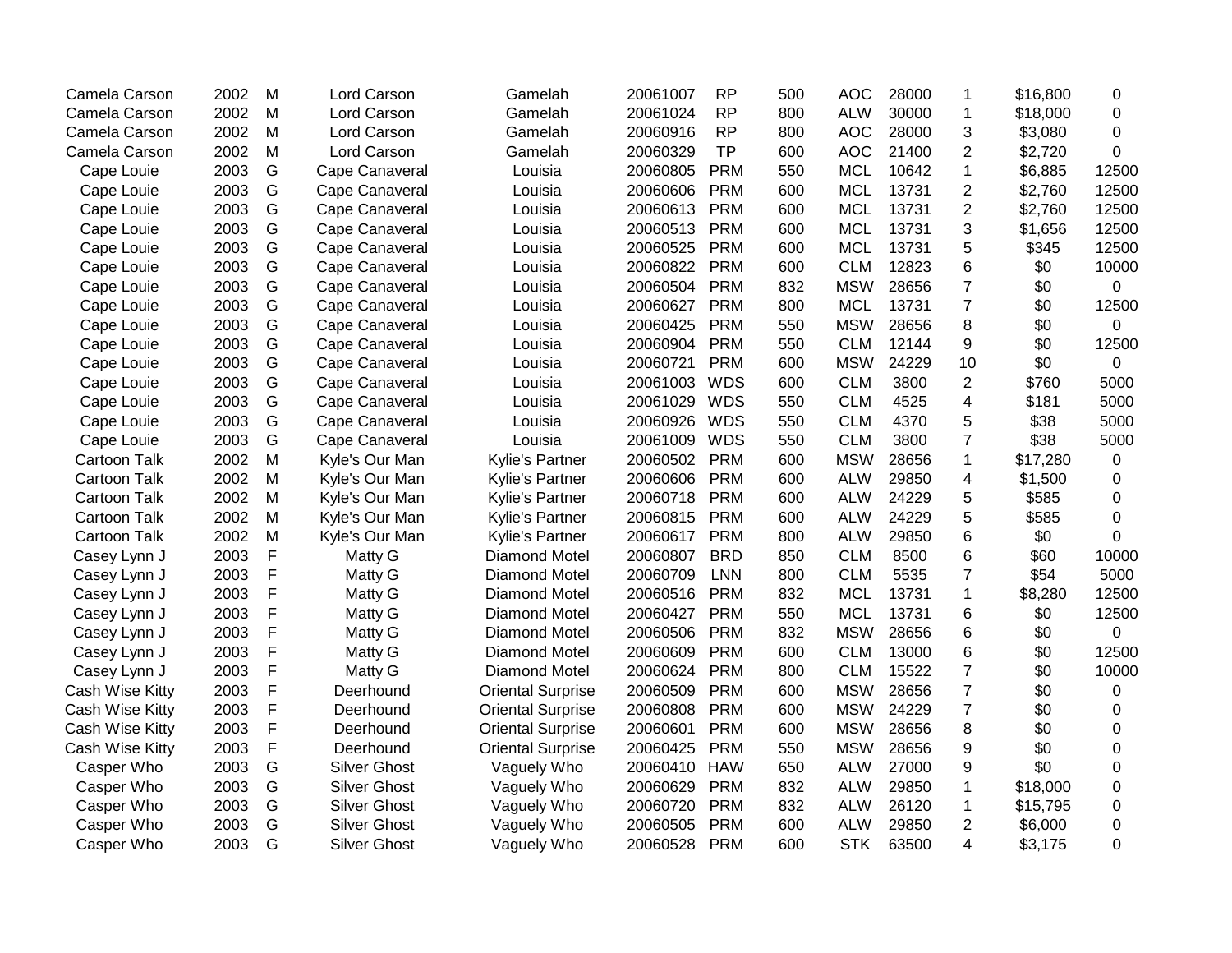| | | | | | | | | | | | | |
|---|---|---|---|---|---|---|---|---|---|---|---|---|
| Camela Carson | 2002 | M | Lord Carson | Gamelah | 20061007 | RP | 500 | AOC | 28000 | 1 | $16,800 | 0 |
| Camela Carson | 2002 | M | Lord Carson | Gamelah | 20061024 | RP | 800 | ALW | 30000 | 1 | $18,000 | 0 |
| Camela Carson | 2002 | M | Lord Carson | Gamelah | 20060916 | RP | 800 | AOC | 28000 | 3 | $3,080 | 0 |
| Camela Carson | 2002 | M | Lord Carson | Gamelah | 20060329 | TP | 600 | AOC | 21400 | 2 | $2,720 | 0 |
| Cape Louie | 2003 | G | Cape Canaveral | Louisia | 20060805 | PRM | 550 | MCL | 10642 | 1 | $6,885 | 12500 |
| Cape Louie | 2003 | G | Cape Canaveral | Louisia | 20060606 | PRM | 600 | MCL | 13731 | 2 | $2,760 | 12500 |
| Cape Louie | 2003 | G | Cape Canaveral | Louisia | 20060613 | PRM | 600 | MCL | 13731 | 2 | $2,760 | 12500 |
| Cape Louie | 2003 | G | Cape Canaveral | Louisia | 20060513 | PRM | 600 | MCL | 13731 | 3 | $1,656 | 12500 |
| Cape Louie | 2003 | G | Cape Canaveral | Louisia | 20060525 | PRM | 600 | MCL | 13731 | 5 | $345 | 12500 |
| Cape Louie | 2003 | G | Cape Canaveral | Louisia | 20060822 | PRM | 600 | CLM | 12823 | 6 | $0 | 10000 |
| Cape Louie | 2003 | G | Cape Canaveral | Louisia | 20060504 | PRM | 832 | MSW | 28656 | 7 | $0 | 0 |
| Cape Louie | 2003 | G | Cape Canaveral | Louisia | 20060627 | PRM | 800 | MCL | 13731 | 7 | $0 | 12500 |
| Cape Louie | 2003 | G | Cape Canaveral | Louisia | 20060425 | PRM | 550 | MSW | 28656 | 8 | $0 | 0 |
| Cape Louie | 2003 | G | Cape Canaveral | Louisia | 20060904 | PRM | 550 | CLM | 12144 | 9 | $0 | 12500 |
| Cape Louie | 2003 | G | Cape Canaveral | Louisia | 20060721 | PRM | 600 | MSW | 24229 | 10 | $0 | 0 |
| Cape Louie | 2003 | G | Cape Canaveral | Louisia | 20061003 | WDS | 600 | CLM | 3800 | 2 | $760 | 5000 |
| Cape Louie | 2003 | G | Cape Canaveral | Louisia | 20061029 | WDS | 550 | CLM | 4525 | 4 | $181 | 5000 |
| Cape Louie | 2003 | G | Cape Canaveral | Louisia | 20060926 | WDS | 550 | CLM | 4370 | 5 | $38 | 5000 |
| Cape Louie | 2003 | G | Cape Canaveral | Louisia | 20061009 | WDS | 550 | CLM | 3800 | 7 | $38 | 5000 |
| Cartoon Talk | 2002 | M | Kyle's Our Man | Kylie's Partner | 20060502 | PRM | 600 | MSW | 28656 | 1 | $17,280 | 0 |
| Cartoon Talk | 2002 | M | Kyle's Our Man | Kylie's Partner | 20060606 | PRM | 600 | ALW | 29850 | 4 | $1,500 | 0 |
| Cartoon Talk | 2002 | M | Kyle's Our Man | Kylie's Partner | 20060718 | PRM | 600 | ALW | 24229 | 5 | $585 | 0 |
| Cartoon Talk | 2002 | M | Kyle's Our Man | Kylie's Partner | 20060815 | PRM | 600 | ALW | 24229 | 5 | $585 | 0 |
| Cartoon Talk | 2002 | M | Kyle's Our Man | Kylie's Partner | 20060617 | PRM | 800 | ALW | 29850 | 6 | $0 | 0 |
| Casey Lynn J | 2003 | F | Matty G | Diamond Motel | 20060807 | BRD | 850 | CLM | 8500 | 6 | $60 | 10000 |
| Casey Lynn J | 2003 | F | Matty G | Diamond Motel | 20060709 | LNN | 800 | CLM | 5535 | 7 | $54 | 5000 |
| Casey Lynn J | 2003 | F | Matty G | Diamond Motel | 20060516 | PRM | 832 | MCL | 13731 | 1 | $8,280 | 12500 |
| Casey Lynn J | 2003 | F | Matty G | Diamond Motel | 20060427 | PRM | 550 | MCL | 13731 | 6 | $0 | 12500 |
| Casey Lynn J | 2003 | F | Matty G | Diamond Motel | 20060506 | PRM | 832 | MSW | 28656 | 6 | $0 | 0 |
| Casey Lynn J | 2003 | F | Matty G | Diamond Motel | 20060609 | PRM | 600 | CLM | 13000 | 6 | $0 | 12500 |
| Casey Lynn J | 2003 | F | Matty G | Diamond Motel | 20060624 | PRM | 800 | CLM | 15522 | 7 | $0 | 10000 |
| Cash Wise Kitty | 2003 | F | Deerhound | Oriental Surprise | 20060509 | PRM | 600 | MSW | 28656 | 7 | $0 | 0 |
| Cash Wise Kitty | 2003 | F | Deerhound | Oriental Surprise | 20060808 | PRM | 600 | MSW | 24229 | 7 | $0 | 0 |
| Cash Wise Kitty | 2003 | F | Deerhound | Oriental Surprise | 20060601 | PRM | 600 | MSW | 28656 | 8 | $0 | 0 |
| Cash Wise Kitty | 2003 | F | Deerhound | Oriental Surprise | 20060425 | PRM | 550 | MSW | 28656 | 9 | $0 | 0 |
| Casper Who | 2003 | G | Silver Ghost | Vaguely Who | 20060410 | HAW | 650 | ALW | 27000 | 9 | $0 | 0 |
| Casper Who | 2003 | G | Silver Ghost | Vaguely Who | 20060629 | PRM | 832 | ALW | 29850 | 1 | $18,000 | 0 |
| Casper Who | 2003 | G | Silver Ghost | Vaguely Who | 20060720 | PRM | 832 | ALW | 26120 | 1 | $15,795 | 0 |
| Casper Who | 2003 | G | Silver Ghost | Vaguely Who | 20060505 | PRM | 600 | ALW | 29850 | 2 | $6,000 | 0 |
| Casper Who | 2003 | G | Silver Ghost | Vaguely Who | 20060528 | PRM | 600 | STK | 63500 | 4 | $3,175 | 0 |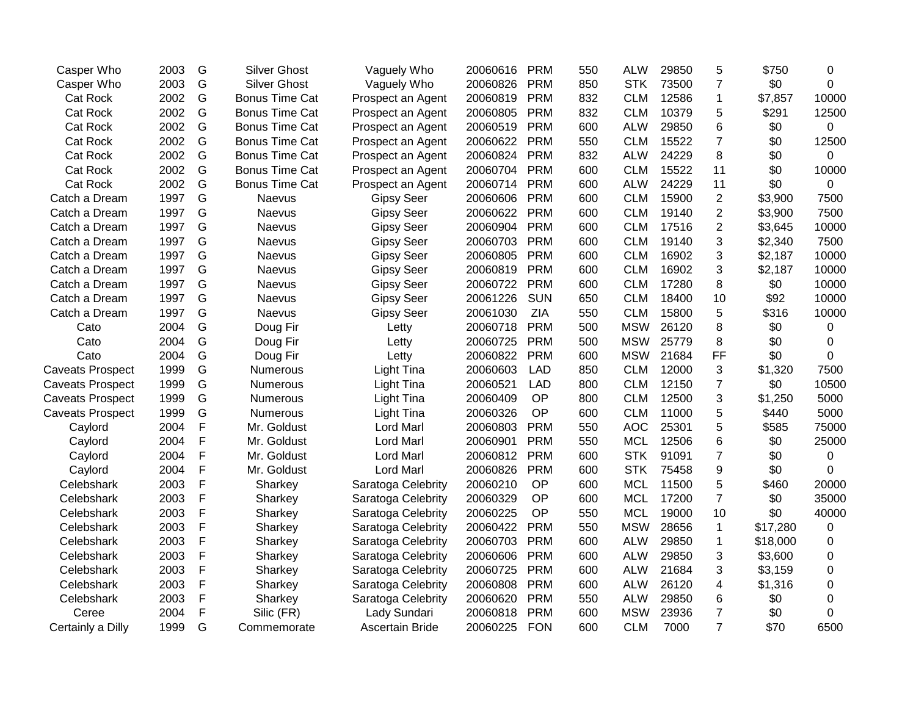| | | | | | | | | | | | | |
|---|---|---|---|---|---|---|---|---|---|---|---|---|
| Casper Who | 2003 | G | Silver Ghost | Vaguely Who | 20060616 | PRM | 550 | ALW | 29850 | 5 | $750 | 0 |
| Casper Who | 2003 | G | Silver Ghost | Vaguely Who | 20060826 | PRM | 850 | STK | 73500 | 7 | $0 | 0 |
| Cat Rock | 2002 | G | Bonus Time Cat | Prospect an Agent | 20060819 | PRM | 832 | CLM | 12586 | 1 | $7,857 | 10000 |
| Cat Rock | 2002 | G | Bonus Time Cat | Prospect an Agent | 20060805 | PRM | 832 | CLM | 10379 | 5 | $291 | 12500 |
| Cat Rock | 2002 | G | Bonus Time Cat | Prospect an Agent | 20060519 | PRM | 600 | ALW | 29850 | 6 | $0 | 0 |
| Cat Rock | 2002 | G | Bonus Time Cat | Prospect an Agent | 20060622 | PRM | 550 | CLM | 15522 | 7 | $0 | 12500 |
| Cat Rock | 2002 | G | Bonus Time Cat | Prospect an Agent | 20060824 | PRM | 832 | ALW | 24229 | 8 | $0 | 0 |
| Cat Rock | 2002 | G | Bonus Time Cat | Prospect an Agent | 20060704 | PRM | 600 | CLM | 15522 | 11 | $0 | 10000 |
| Cat Rock | 2002 | G | Bonus Time Cat | Prospect an Agent | 20060714 | PRM | 600 | ALW | 24229 | 11 | $0 | 0 |
| Catch a Dream | 1997 | G | Naevus | Gipsy Seer | 20060606 | PRM | 600 | CLM | 15900 | 2 | $3,900 | 7500 |
| Catch a Dream | 1997 | G | Naevus | Gipsy Seer | 20060622 | PRM | 600 | CLM | 19140 | 2 | $3,900 | 7500 |
| Catch a Dream | 1997 | G | Naevus | Gipsy Seer | 20060904 | PRM | 600 | CLM | 17516 | 2 | $3,645 | 10000 |
| Catch a Dream | 1997 | G | Naevus | Gipsy Seer | 20060703 | PRM | 600 | CLM | 19140 | 3 | $2,340 | 7500 |
| Catch a Dream | 1997 | G | Naevus | Gipsy Seer | 20060805 | PRM | 600 | CLM | 16902 | 3 | $2,187 | 10000 |
| Catch a Dream | 1997 | G | Naevus | Gipsy Seer | 20060819 | PRM | 600 | CLM | 16902 | 3 | $2,187 | 10000 |
| Catch a Dream | 1997 | G | Naevus | Gipsy Seer | 20060722 | PRM | 600 | CLM | 17280 | 8 | $0 | 10000 |
| Catch a Dream | 1997 | G | Naevus | Gipsy Seer | 20061226 | SUN | 650 | CLM | 18400 | 10 | $92 | 10000 |
| Catch a Dream | 1997 | G | Naevus | Gipsy Seer | 20061030 | ZIA | 550 | CLM | 15800 | 5 | $316 | 10000 |
| Cato | 2004 | G | Doug Fir | Letty | 20060718 | PRM | 500 | MSW | 26120 | 8 | $0 | 0 |
| Cato | 2004 | G | Doug Fir | Letty | 20060725 | PRM | 500 | MSW | 25779 | 8 | $0 | 0 |
| Cato | 2004 | G | Doug Fir | Letty | 20060822 | PRM | 600 | MSW | 21684 | FF | $0 | 0 |
| Caveats Prospect | 1999 | G | Numerous | Light Tina | 20060603 | LAD | 850 | CLM | 12000 | 3 | $1,320 | 7500 |
| Caveats Prospect | 1999 | G | Numerous | Light Tina | 20060521 | LAD | 800 | CLM | 12150 | 7 | $0 | 10500 |
| Caveats Prospect | 1999 | G | Numerous | Light Tina | 20060409 | OP | 800 | CLM | 12500 | 3 | $1,250 | 5000 |
| Caveats Prospect | 1999 | G | Numerous | Light Tina | 20060326 | OP | 600 | CLM | 11000 | 5 | $440 | 5000 |
| Caylord | 2004 | F | Mr. Goldust | Lord Marl | 20060803 | PRM | 550 | AOC | 25301 | 5 | $585 | 75000 |
| Caylord | 2004 | F | Mr. Goldust | Lord Marl | 20060901 | PRM | 550 | MCL | 12506 | 6 | $0 | 25000 |
| Caylord | 2004 | F | Mr. Goldust | Lord Marl | 20060812 | PRM | 600 | STK | 91091 | 7 | $0 | 0 |
| Caylord | 2004 | F | Mr. Goldust | Lord Marl | 20060826 | PRM | 600 | STK | 75458 | 9 | $0 | 0 |
| Celebshark | 2003 | F | Sharkey | Saratoga Celebrity | 20060210 | OP | 600 | MCL | 11500 | 5 | $460 | 20000 |
| Celebshark | 2003 | F | Sharkey | Saratoga Celebrity | 20060329 | OP | 600 | MCL | 17200 | 7 | $0 | 35000 |
| Celebshark | 2003 | F | Sharkey | Saratoga Celebrity | 20060225 | OP | 550 | MCL | 19000 | 10 | $0 | 40000 |
| Celebshark | 2003 | F | Sharkey | Saratoga Celebrity | 20060422 | PRM | 550 | MSW | 28656 | 1 | $17,280 | 0 |
| Celebshark | 2003 | F | Sharkey | Saratoga Celebrity | 20060703 | PRM | 600 | ALW | 29850 | 1 | $18,000 | 0 |
| Celebshark | 2003 | F | Sharkey | Saratoga Celebrity | 20060606 | PRM | 600 | ALW | 29850 | 3 | $3,600 | 0 |
| Celebshark | 2003 | F | Sharkey | Saratoga Celebrity | 20060725 | PRM | 600 | ALW | 21684 | 3 | $3,159 | 0 |
| Celebshark | 2003 | F | Sharkey | Saratoga Celebrity | 20060808 | PRM | 600 | ALW | 26120 | 4 | $1,316 | 0 |
| Celebshark | 2003 | F | Sharkey | Saratoga Celebrity | 20060620 | PRM | 550 | ALW | 29850 | 6 | $0 | 0 |
| Ceree | 2004 | F | Silic (FR) | Lady Sundari | 20060818 | PRM | 600 | MSW | 23936 | 7 | $0 | 0 |
| Certainly a Dilly | 1999 | G | Commemorate | Ascertain Bride | 20060225 | FON | 600 | CLM | 7000 | 7 | $70 | 6500 |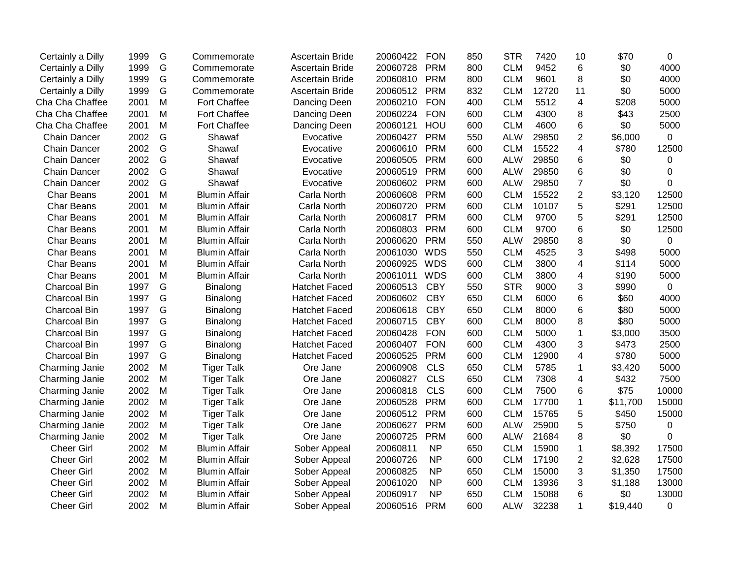| | | | | | | | | | | | | |
|---|---|---|---|---|---|---|---|---|---|---|---|---|
| Certainly a Dilly | 1999 | G | Commemorate | Ascertain Bride | 20060422 | FON | 850 | STR | 7420 | 10 | $70 | 0 |
| Certainly a Dilly | 1999 | G | Commemorate | Ascertain Bride | 20060728 | PRM | 800 | CLM | 9452 | 6 | $0 | 4000 |
| Certainly a Dilly | 1999 | G | Commemorate | Ascertain Bride | 20060810 | PRM | 800 | CLM | 9601 | 8 | $0 | 4000 |
| Certainly a Dilly | 1999 | G | Commemorate | Ascertain Bride | 20060512 | PRM | 832 | CLM | 12720 | 11 | $0 | 5000 |
| Cha Cha Chaffee | 2001 | M | Fort Chaffee | Dancing Deen | 20060210 | FON | 400 | CLM | 5512 | 4 | $208 | 5000 |
| Cha Cha Chaffee | 2001 | M | Fort Chaffee | Dancing Deen | 20060224 | FON | 600 | CLM | 4300 | 8 | $43 | 2500 |
| Cha Cha Chaffee | 2001 | M | Fort Chaffee | Dancing Deen | 20060121 | HOU | 600 | CLM | 4600 | 6 | $0 | 5000 |
| Chain Dancer | 2002 | G | Shawaf | Evocative | 20060427 | PRM | 550 | ALW | 29850 | 2 | $6,000 | 0 |
| Chain Dancer | 2002 | G | Shawaf | Evocative | 20060610 | PRM | 600 | CLM | 15522 | 4 | $780 | 12500 |
| Chain Dancer | 2002 | G | Shawaf | Evocative | 20060505 | PRM | 600 | ALW | 29850 | 6 | $0 | 0 |
| Chain Dancer | 2002 | G | Shawaf | Evocative | 20060519 | PRM | 600 | ALW | 29850 | 6 | $0 | 0 |
| Chain Dancer | 2002 | G | Shawaf | Evocative | 20060602 | PRM | 600 | ALW | 29850 | 7 | $0 | 0 |
| Char Beans | 2001 | M | Blumin Affair | Carla North | 20060608 | PRM | 600 | CLM | 15522 | 2 | $3,120 | 12500 |
| Char Beans | 2001 | M | Blumin Affair | Carla North | 20060720 | PRM | 600 | CLM | 10107 | 5 | $291 | 12500 |
| Char Beans | 2001 | M | Blumin Affair | Carla North | 20060817 | PRM | 600 | CLM | 9700 | 5 | $291 | 12500 |
| Char Beans | 2001 | M | Blumin Affair | Carla North | 20060803 | PRM | 600 | CLM | 9700 | 6 | $0 | 12500 |
| Char Beans | 2001 | M | Blumin Affair | Carla North | 20060620 | PRM | 550 | ALW | 29850 | 8 | $0 | 0 |
| Char Beans | 2001 | M | Blumin Affair | Carla North | 20061030 | WDS | 550 | CLM | 4525 | 3 | $498 | 5000 |
| Char Beans | 2001 | M | Blumin Affair | Carla North | 20060925 | WDS | 600 | CLM | 3800 | 4 | $114 | 5000 |
| Char Beans | 2001 | M | Blumin Affair | Carla North | 20061011 | WDS | 600 | CLM | 3800 | 4 | $190 | 5000 |
| Charcoal Bin | 1997 | G | Binalong | Hatchet Faced | 20060513 | CBY | 550 | STR | 9000 | 3 | $990 | 0 |
| Charcoal Bin | 1997 | G | Binalong | Hatchet Faced | 20060602 | CBY | 650 | CLM | 6000 | 6 | $60 | 4000 |
| Charcoal Bin | 1997 | G | Binalong | Hatchet Faced | 20060618 | CBY | 650 | CLM | 8000 | 6 | $80 | 5000 |
| Charcoal Bin | 1997 | G | Binalong | Hatchet Faced | 20060715 | CBY | 600 | CLM | 8000 | 8 | $80 | 5000 |
| Charcoal Bin | 1997 | G | Binalong | Hatchet Faced | 20060428 | FON | 600 | CLM | 5000 | 1 | $3,000 | 3500 |
| Charcoal Bin | 1997 | G | Binalong | Hatchet Faced | 20060407 | FON | 600 | CLM | 4300 | 3 | $473 | 2500 |
| Charcoal Bin | 1997 | G | Binalong | Hatchet Faced | 20060525 | PRM | 600 | CLM | 12900 | 4 | $780 | 5000 |
| Charming Janie | 2002 | M | Tiger Talk | Ore Jane | 20060908 | CLS | 650 | CLM | 5785 | 1 | $3,420 | 5000 |
| Charming Janie | 2002 | M | Tiger Talk | Ore Jane | 20060827 | CLS | 650 | CLM | 7308 | 4 | $432 | 7500 |
| Charming Janie | 2002 | M | Tiger Talk | Ore Jane | 20060818 | CLS | 600 | CLM | 7500 | 6 | $75 | 10000 |
| Charming Janie | 2002 | M | Tiger Talk | Ore Jane | 20060528 | PRM | 600 | CLM | 17700 | 1 | $11,700 | 15000 |
| Charming Janie | 2002 | M | Tiger Talk | Ore Jane | 20060512 | PRM | 600 | CLM | 15765 | 5 | $450 | 15000 |
| Charming Janie | 2002 | M | Tiger Talk | Ore Jane | 20060627 | PRM | 600 | ALW | 25900 | 5 | $750 | 0 |
| Charming Janie | 2002 | M | Tiger Talk | Ore Jane | 20060725 | PRM | 600 | ALW | 21684 | 8 | $0 | 0 |
| Cheer Girl | 2002 | M | Blumin Affair | Sober Appeal | 20060811 | NP | 650 | CLM | 15900 | 1 | $8,392 | 17500 |
| Cheer Girl | 2002 | M | Blumin Affair | Sober Appeal | 20060726 | NP | 600 | CLM | 17190 | 2 | $2,628 | 17500 |
| Cheer Girl | 2002 | M | Blumin Affair | Sober Appeal | 20060825 | NP | 650 | CLM | 15000 | 3 | $1,350 | 17500 |
| Cheer Girl | 2002 | M | Blumin Affair | Sober Appeal | 20061020 | NP | 600 | CLM | 13936 | 3 | $1,188 | 13000 |
| Cheer Girl | 2002 | M | Blumin Affair | Sober Appeal | 20060917 | NP | 650 | CLM | 15088 | 6 | $0 | 13000 |
| Cheer Girl | 2002 | M | Blumin Affair | Sober Appeal | 20060516 | PRM | 600 | ALW | 32238 | 1 | $19,440 | 0 |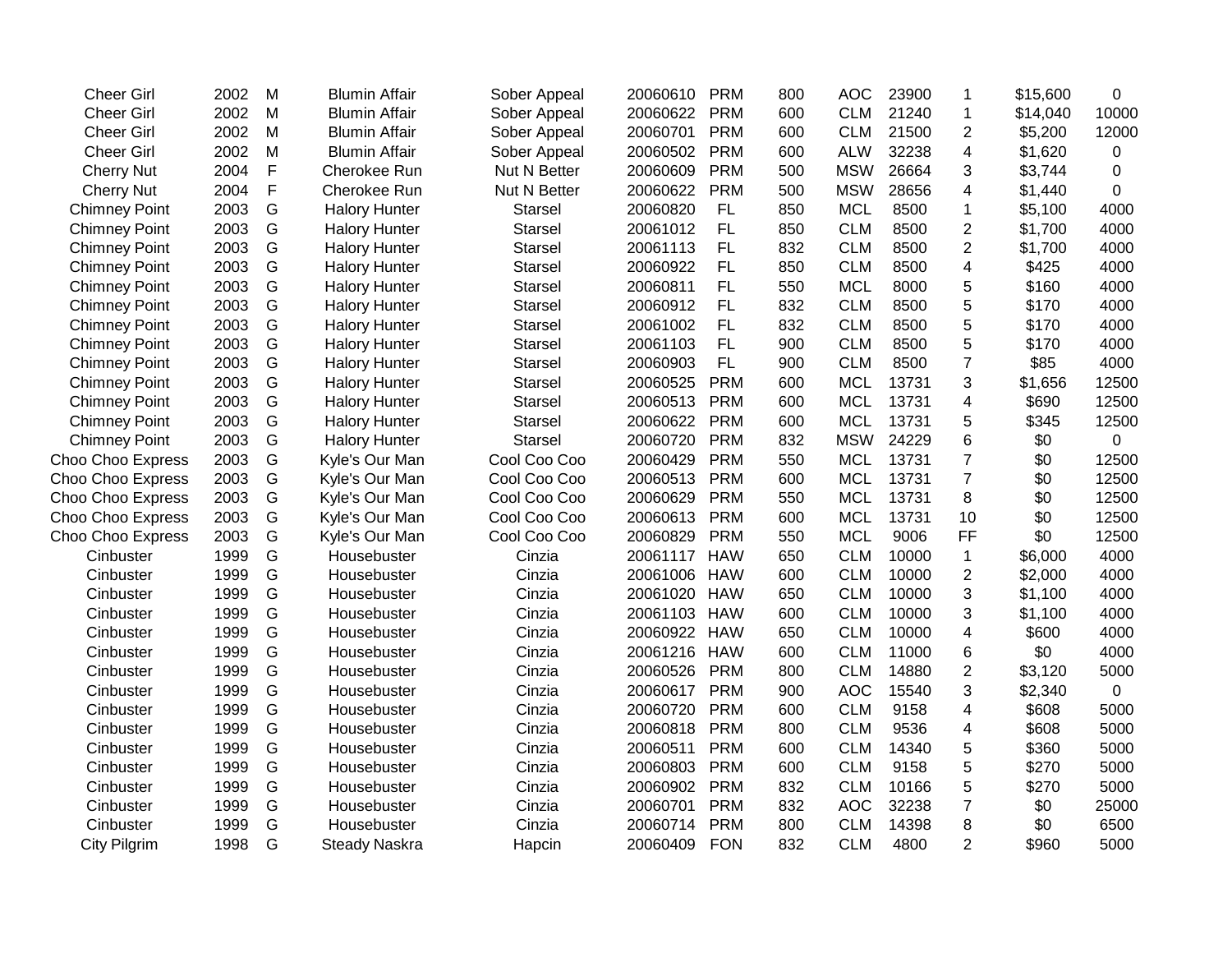| | | | | | | | | | | | | |
|---|---|---|---|---|---|---|---|---|---|---|---|---|
| Cheer Girl | 2002 | M | Blumin Affair | Sober Appeal | 20060610 | PRM | 800 | AOC | 23900 | 1 | $15,600 | 0 |
| Cheer Girl | 2002 | M | Blumin Affair | Sober Appeal | 20060622 | PRM | 600 | CLM | 21240 | 1 | $14,040 | 10000 |
| Cheer Girl | 2002 | M | Blumin Affair | Sober Appeal | 20060701 | PRM | 600 | CLM | 21500 | 2 | $5,200 | 12000 |
| Cheer Girl | 2002 | M | Blumin Affair | Sober Appeal | 20060502 | PRM | 600 | ALW | 32238 | 4 | $1,620 | 0 |
| Cherry Nut | 2004 | F | Cherokee Run | Nut N Better | 20060609 | PRM | 500 | MSW | 26664 | 3 | $3,744 | 0 |
| Cherry Nut | 2004 | F | Cherokee Run | Nut N Better | 20060622 | PRM | 500 | MSW | 28656 | 4 | $1,440 | 0 |
| Chimney Point | 2003 | G | Halory Hunter | Starsel | 20060820 | FL | 850 | MCL | 8500 | 1 | $5,100 | 4000 |
| Chimney Point | 2003 | G | Halory Hunter | Starsel | 20061012 | FL | 850 | CLM | 8500 | 2 | $1,700 | 4000 |
| Chimney Point | 2003 | G | Halory Hunter | Starsel | 20061113 | FL | 832 | CLM | 8500 | 2 | $1,700 | 4000 |
| Chimney Point | 2003 | G | Halory Hunter | Starsel | 20060922 | FL | 850 | CLM | 8500 | 4 | $425 | 4000 |
| Chimney Point | 2003 | G | Halory Hunter | Starsel | 20060811 | FL | 550 | MCL | 8000 | 5 | $160 | 4000 |
| Chimney Point | 2003 | G | Halory Hunter | Starsel | 20060912 | FL | 832 | CLM | 8500 | 5 | $170 | 4000 |
| Chimney Point | 2003 | G | Halory Hunter | Starsel | 20061002 | FL | 832 | CLM | 8500 | 5 | $170 | 4000 |
| Chimney Point | 2003 | G | Halory Hunter | Starsel | 20061103 | FL | 900 | CLM | 8500 | 5 | $170 | 4000 |
| Chimney Point | 2003 | G | Halory Hunter | Starsel | 20060903 | FL | 900 | CLM | 8500 | 7 | $85 | 4000 |
| Chimney Point | 2003 | G | Halory Hunter | Starsel | 20060525 | PRM | 600 | MCL | 13731 | 3 | $1,656 | 12500 |
| Chimney Point | 2003 | G | Halory Hunter | Starsel | 20060513 | PRM | 600 | MCL | 13731 | 4 | $690 | 12500 |
| Chimney Point | 2003 | G | Halory Hunter | Starsel | 20060622 | PRM | 600 | MCL | 13731 | 5 | $345 | 12500 |
| Chimney Point | 2003 | G | Halory Hunter | Starsel | 20060720 | PRM | 832 | MSW | 24229 | 6 | $0 | 0 |
| Choo Choo Express | 2003 | G | Kyle's Our Man | Cool Coo Coo | 20060429 | PRM | 550 | MCL | 13731 | 7 | $0 | 12500 |
| Choo Choo Express | 2003 | G | Kyle's Our Man | Cool Coo Coo | 20060513 | PRM | 600 | MCL | 13731 | 7 | $0 | 12500 |
| Choo Choo Express | 2003 | G | Kyle's Our Man | Cool Coo Coo | 20060629 | PRM | 550 | MCL | 13731 | 8 | $0 | 12500 |
| Choo Choo Express | 2003 | G | Kyle's Our Man | Cool Coo Coo | 20060613 | PRM | 600 | MCL | 13731 | 10 | $0 | 12500 |
| Choo Choo Express | 2003 | G | Kyle's Our Man | Cool Coo Coo | 20060829 | PRM | 550 | MCL | 9006 | FF | $0 | 12500 |
| Cinbuster | 1999 | G | Housebuster | Cinzia | 20061117 | HAW | 650 | CLM | 10000 | 1 | $6,000 | 4000 |
| Cinbuster | 1999 | G | Housebuster | Cinzia | 20061006 | HAW | 600 | CLM | 10000 | 2 | $2,000 | 4000 |
| Cinbuster | 1999 | G | Housebuster | Cinzia | 20061020 | HAW | 650 | CLM | 10000 | 3 | $1,100 | 4000 |
| Cinbuster | 1999 | G | Housebuster | Cinzia | 20061103 | HAW | 600 | CLM | 10000 | 3 | $1,100 | 4000 |
| Cinbuster | 1999 | G | Housebuster | Cinzia | 20060922 | HAW | 650 | CLM | 10000 | 4 | $600 | 4000 |
| Cinbuster | 1999 | G | Housebuster | Cinzia | 20061216 | HAW | 600 | CLM | 11000 | 6 | $0 | 4000 |
| Cinbuster | 1999 | G | Housebuster | Cinzia | 20060526 | PRM | 800 | CLM | 14880 | 2 | $3,120 | 5000 |
| Cinbuster | 1999 | G | Housebuster | Cinzia | 20060617 | PRM | 900 | AOC | 15540 | 3 | $2,340 | 0 |
| Cinbuster | 1999 | G | Housebuster | Cinzia | 20060720 | PRM | 600 | CLM | 9158 | 4 | $608 | 5000 |
| Cinbuster | 1999 | G | Housebuster | Cinzia | 20060818 | PRM | 800 | CLM | 9536 | 4 | $608 | 5000 |
| Cinbuster | 1999 | G | Housebuster | Cinzia | 20060511 | PRM | 600 | CLM | 14340 | 5 | $360 | 5000 |
| Cinbuster | 1999 | G | Housebuster | Cinzia | 20060803 | PRM | 600 | CLM | 9158 | 5 | $270 | 5000 |
| Cinbuster | 1999 | G | Housebuster | Cinzia | 20060902 | PRM | 832 | CLM | 10166 | 5 | $270 | 5000 |
| Cinbuster | 1999 | G | Housebuster | Cinzia | 20060701 | PRM | 832 | AOC | 32238 | 7 | $0 | 25000 |
| Cinbuster | 1999 | G | Housebuster | Cinzia | 20060714 | PRM | 800 | CLM | 14398 | 8 | $0 | 6500 |
| City Pilgrim | 1998 | G | Steady Naskra | Hapcin | 20060409 | FON | 832 | CLM | 4800 | 2 | $960 | 5000 |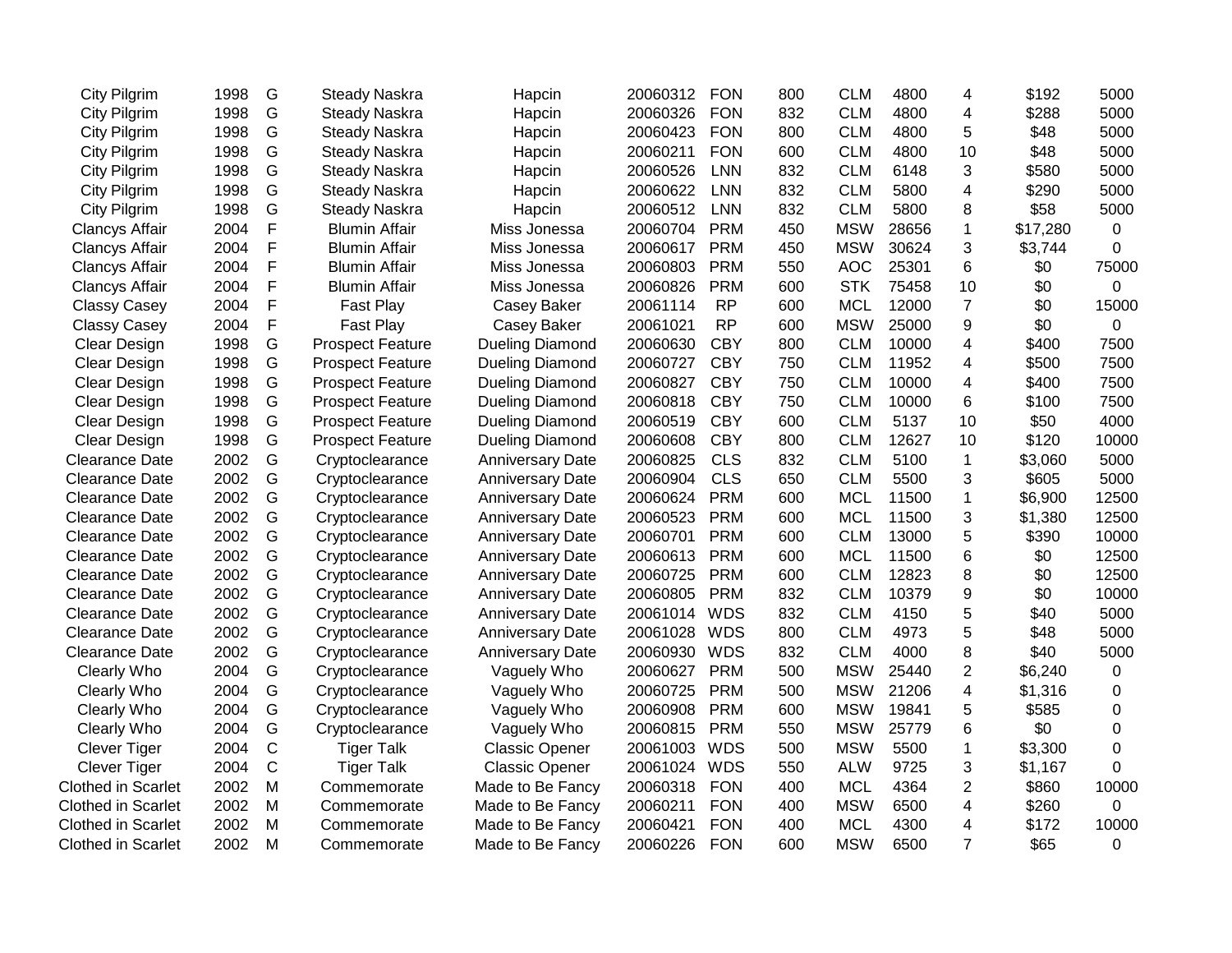| | | | | | | | | | | | | |
|---|---|---|---|---|---|---|---|---|---|---|---|---|
| City Pilgrim | 1998 | G | Steady Naskra | Hapcin | 20060312 | FON | 800 | CLM | 4800 | 4 | $192 | 5000 |
| City Pilgrim | 1998 | G | Steady Naskra | Hapcin | 20060326 | FON | 832 | CLM | 4800 | 4 | $288 | 5000 |
| City Pilgrim | 1998 | G | Steady Naskra | Hapcin | 20060423 | FON | 800 | CLM | 4800 | 5 | $48 | 5000 |
| City Pilgrim | 1998 | G | Steady Naskra | Hapcin | 20060211 | FON | 600 | CLM | 4800 | 10 | $48 | 5000 |
| City Pilgrim | 1998 | G | Steady Naskra | Hapcin | 20060526 | LNN | 832 | CLM | 6148 | 3 | $580 | 5000 |
| City Pilgrim | 1998 | G | Steady Naskra | Hapcin | 20060622 | LNN | 832 | CLM | 5800 | 4 | $290 | 5000 |
| City Pilgrim | 1998 | G | Steady Naskra | Hapcin | 20060512 | LNN | 832 | CLM | 5800 | 8 | $58 | 5000 |
| Clancys Affair | 2004 | F | Blumin Affair | Miss Jonessa | 20060704 | PRM | 450 | MSW | 28656 | 1 | $17,280 | 0 |
| Clancys Affair | 2004 | F | Blumin Affair | Miss Jonessa | 20060617 | PRM | 450 | MSW | 30624 | 3 | $3,744 | 0 |
| Clancys Affair | 2004 | F | Blumin Affair | Miss Jonessa | 20060803 | PRM | 550 | AOC | 25301 | 6 | $0 | 75000 |
| Clancys Affair | 2004 | F | Blumin Affair | Miss Jonessa | 20060826 | PRM | 600 | STK | 75458 | 10 | $0 | 0 |
| Classy Casey | 2004 | F | Fast Play | Casey Baker | 20061114 | RP | 600 | MCL | 12000 | 7 | $0 | 15000 |
| Classy Casey | 2004 | F | Fast Play | Casey Baker | 20061021 | RP | 600 | MSW | 25000 | 9 | $0 | 0 |
| Clear Design | 1998 | G | Prospect Feature | Dueling Diamond | 20060630 | CBY | 800 | CLM | 10000 | 4 | $400 | 7500 |
| Clear Design | 1998 | G | Prospect Feature | Dueling Diamond | 20060727 | CBY | 750 | CLM | 11952 | 4 | $500 | 7500 |
| Clear Design | 1998 | G | Prospect Feature | Dueling Diamond | 20060827 | CBY | 750 | CLM | 10000 | 4 | $400 | 7500 |
| Clear Design | 1998 | G | Prospect Feature | Dueling Diamond | 20060818 | CBY | 750 | CLM | 10000 | 6 | $100 | 7500 |
| Clear Design | 1998 | G | Prospect Feature | Dueling Diamond | 20060519 | CBY | 600 | CLM | 5137 | 10 | $50 | 4000 |
| Clear Design | 1998 | G | Prospect Feature | Dueling Diamond | 20060608 | CBY | 800 | CLM | 12627 | 10 | $120 | 10000 |
| Clearance Date | 2002 | G | Cryptoclearance | Anniversary Date | 20060825 | CLS | 832 | CLM | 5100 | 1 | $3,060 | 5000 |
| Clearance Date | 2002 | G | Cryptoclearance | Anniversary Date | 20060904 | CLS | 650 | CLM | 5500 | 3 | $605 | 5000 |
| Clearance Date | 2002 | G | Cryptoclearance | Anniversary Date | 20060624 | PRM | 600 | MCL | 11500 | 1 | $6,900 | 12500 |
| Clearance Date | 2002 | G | Cryptoclearance | Anniversary Date | 20060523 | PRM | 600 | MCL | 11500 | 3 | $1,380 | 12500 |
| Clearance Date | 2002 | G | Cryptoclearance | Anniversary Date | 20060701 | PRM | 600 | CLM | 13000 | 5 | $390 | 10000 |
| Clearance Date | 2002 | G | Cryptoclearance | Anniversary Date | 20060613 | PRM | 600 | MCL | 11500 | 6 | $0 | 12500 |
| Clearance Date | 2002 | G | Cryptoclearance | Anniversary Date | 20060725 | PRM | 600 | CLM | 12823 | 8 | $0 | 12500 |
| Clearance Date | 2002 | G | Cryptoclearance | Anniversary Date | 20060805 | PRM | 832 | CLM | 10379 | 9 | $0 | 10000 |
| Clearance Date | 2002 | G | Cryptoclearance | Anniversary Date | 20061014 | WDS | 832 | CLM | 4150 | 5 | $40 | 5000 |
| Clearance Date | 2002 | G | Cryptoclearance | Anniversary Date | 20061028 | WDS | 800 | CLM | 4973 | 5 | $48 | 5000 |
| Clearance Date | 2002 | G | Cryptoclearance | Anniversary Date | 20060930 | WDS | 832 | CLM | 4000 | 8 | $40 | 5000 |
| Clearly Who | 2004 | G | Cryptoclearance | Vaguely Who | 20060627 | PRM | 500 | MSW | 25440 | 2 | $6,240 | 0 |
| Clearly Who | 2004 | G | Cryptoclearance | Vaguely Who | 20060725 | PRM | 500 | MSW | 21206 | 4 | $1,316 | 0 |
| Clearly Who | 2004 | G | Cryptoclearance | Vaguely Who | 20060908 | PRM | 600 | MSW | 19841 | 5 | $585 | 0 |
| Clearly Who | 2004 | G | Cryptoclearance | Vaguely Who | 20060815 | PRM | 550 | MSW | 25779 | 6 | $0 | 0 |
| Clever Tiger | 2004 | C | Tiger Talk | Classic Opener | 20061003 | WDS | 500 | MSW | 5500 | 1 | $3,300 | 0 |
| Clever Tiger | 2004 | C | Tiger Talk | Classic Opener | 20061024 | WDS | 550 | ALW | 9725 | 3 | $1,167 | 0 |
| Clothed in Scarlet | 2002 | M | Commemorate | Made to Be Fancy | 20060318 | FON | 400 | MCL | 4364 | 2 | $860 | 10000 |
| Clothed in Scarlet | 2002 | M | Commemorate | Made to Be Fancy | 20060211 | FON | 400 | MSW | 6500 | 4 | $260 | 0 |
| Clothed in Scarlet | 2002 | M | Commemorate | Made to Be Fancy | 20060421 | FON | 400 | MCL | 4300 | 4 | $172 | 10000 |
| Clothed in Scarlet | 2002 | M | Commemorate | Made to Be Fancy | 20060226 | FON | 600 | MSW | 6500 | 7 | $65 | 0 |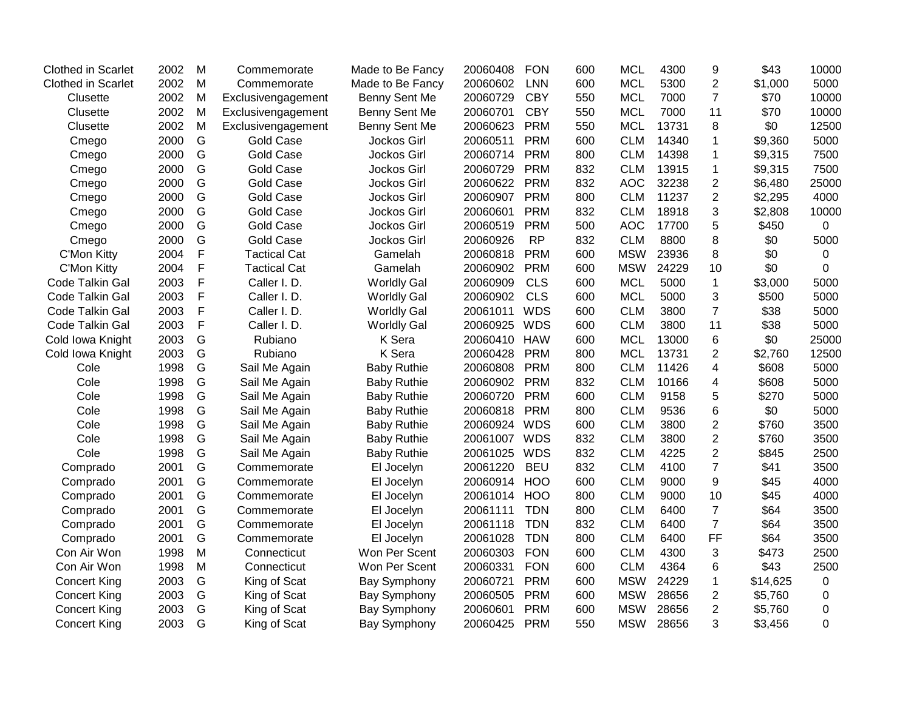| | | | | | | | | | | | | |
|---|---|---|---|---|---|---|---|---|---|---|---|---|
| Clothed in Scarlet | 2002 | M | Commemorate | Made to Be Fancy | 20060408 | FON | 600 | MCL | 4300 | 9 | $43 | 10000 |
| Clothed in Scarlet | 2002 | M | Commemorate | Made to Be Fancy | 20060602 | LNN | 600 | MCL | 5300 | 2 | $1,000 | 5000 |
| Clusette | 2002 | M | Exclusivengagement | Benny Sent Me | 20060729 | CBY | 550 | MCL | 7000 | 7 | $70 | 10000 |
| Clusette | 2002 | M | Exclusivengagement | Benny Sent Me | 20060701 | CBY | 550 | MCL | 7000 | 11 | $70 | 10000 |
| Clusette | 2002 | M | Exclusivengagement | Benny Sent Me | 20060623 | PRM | 550 | MCL | 13731 | 8 | $0 | 12500 |
| Cmego | 2000 | G | Gold Case | Jockos Girl | 20060511 | PRM | 600 | CLM | 14340 | 1 | $9,360 | 5000 |
| Cmego | 2000 | G | Gold Case | Jockos Girl | 20060714 | PRM | 800 | CLM | 14398 | 1 | $9,315 | 7500 |
| Cmego | 2000 | G | Gold Case | Jockos Girl | 20060729 | PRM | 832 | CLM | 13915 | 1 | $9,315 | 7500 |
| Cmego | 2000 | G | Gold Case | Jockos Girl | 20060622 | PRM | 832 | AOC | 32238 | 2 | $6,480 | 25000 |
| Cmego | 2000 | G | Gold Case | Jockos Girl | 20060907 | PRM | 800 | CLM | 11237 | 2 | $2,295 | 4000 |
| Cmego | 2000 | G | Gold Case | Jockos Girl | 20060601 | PRM | 832 | CLM | 18918 | 3 | $2,808 | 10000 |
| Cmego | 2000 | G | Gold Case | Jockos Girl | 20060519 | PRM | 500 | AOC | 17700 | 5 | $450 | 0 |
| Cmego | 2000 | G | Gold Case | Jockos Girl | 20060926 | RP | 832 | CLM | 8800 | 8 | $0 | 5000 |
| C'Mon Kitty | 2004 | F | Tactical Cat | Gamelah | 20060818 | PRM | 600 | MSW | 23936 | 8 | $0 | 0 |
| C'Mon Kitty | 2004 | F | Tactical Cat | Gamelah | 20060902 | PRM | 600 | MSW | 24229 | 10 | $0 | 0 |
| Code Talkin Gal | 2003 | F | Caller I. D. | Worldly Gal | 20060909 | CLS | 600 | MCL | 5000 | 1 | $3,000 | 5000 |
| Code Talkin Gal | 2003 | F | Caller I. D. | Worldly Gal | 20060902 | CLS | 600 | MCL | 5000 | 3 | $500 | 5000 |
| Code Talkin Gal | 2003 | F | Caller I. D. | Worldly Gal | 20061011 | WDS | 600 | CLM | 3800 | 7 | $38 | 5000 |
| Code Talkin Gal | 2003 | F | Caller I. D. | Worldly Gal | 20060925 | WDS | 600 | CLM | 3800 | 11 | $38 | 5000 |
| Cold Iowa Knight | 2003 | G | Rubiano | K Sera | 20060410 | HAW | 600 | MCL | 13000 | 6 | $0 | 25000 |
| Cold Iowa Knight | 2003 | G | Rubiano | K Sera | 20060428 | PRM | 800 | MCL | 13731 | 2 | $2,760 | 12500 |
| Cole | 1998 | G | Sail Me Again | Baby Ruthie | 20060808 | PRM | 800 | CLM | 11426 | 4 | $608 | 5000 |
| Cole | 1998 | G | Sail Me Again | Baby Ruthie | 20060902 | PRM | 832 | CLM | 10166 | 4 | $608 | 5000 |
| Cole | 1998 | G | Sail Me Again | Baby Ruthie | 20060720 | PRM | 600 | CLM | 9158 | 5 | $270 | 5000 |
| Cole | 1998 | G | Sail Me Again | Baby Ruthie | 20060818 | PRM | 800 | CLM | 9536 | 6 | $0 | 5000 |
| Cole | 1998 | G | Sail Me Again | Baby Ruthie | 20060924 | WDS | 600 | CLM | 3800 | 2 | $760 | 3500 |
| Cole | 1998 | G | Sail Me Again | Baby Ruthie | 20061007 | WDS | 832 | CLM | 3800 | 2 | $760 | 3500 |
| Cole | 1998 | G | Sail Me Again | Baby Ruthie | 20061025 | WDS | 832 | CLM | 4225 | 2 | $845 | 2500 |
| Comprado | 2001 | G | Commemorate | El Jocelyn | 20061220 | BEU | 832 | CLM | 4100 | 7 | $41 | 3500 |
| Comprado | 2001 | G | Commemorate | El Jocelyn | 20060914 | HOO | 600 | CLM | 9000 | 9 | $45 | 4000 |
| Comprado | 2001 | G | Commemorate | El Jocelyn | 20061014 | HOO | 800 | CLM | 9000 | 10 | $45 | 4000 |
| Comprado | 2001 | G | Commemorate | El Jocelyn | 20061111 | TDN | 800 | CLM | 6400 | 7 | $64 | 3500 |
| Comprado | 2001 | G | Commemorate | El Jocelyn | 20061118 | TDN | 832 | CLM | 6400 | 7 | $64 | 3500 |
| Comprado | 2001 | G | Commemorate | El Jocelyn | 20061028 | TDN | 800 | CLM | 6400 | FF | $64 | 3500 |
| Con Air Won | 1998 | M | Connecticut | Won Per Scent | 20060303 | FON | 600 | CLM | 4300 | 3 | $473 | 2500 |
| Con Air Won | 1998 | M | Connecticut | Won Per Scent | 20060331 | FON | 600 | CLM | 4364 | 6 | $43 | 2500 |
| Concert King | 2003 | G | King of Scat | Bay Symphony | 20060721 | PRM | 600 | MSW | 24229 | 1 | $14,625 | 0 |
| Concert King | 2003 | G | King of Scat | Bay Symphony | 20060505 | PRM | 600 | MSW | 28656 | 2 | $5,760 | 0 |
| Concert King | 2003 | G | King of Scat | Bay Symphony | 20060601 | PRM | 600 | MSW | 28656 | 2 | $5,760 | 0 |
| Concert King | 2003 | G | King of Scat | Bay Symphony | 20060425 | PRM | 550 | MSW | 28656 | 3 | $3,456 | 0 |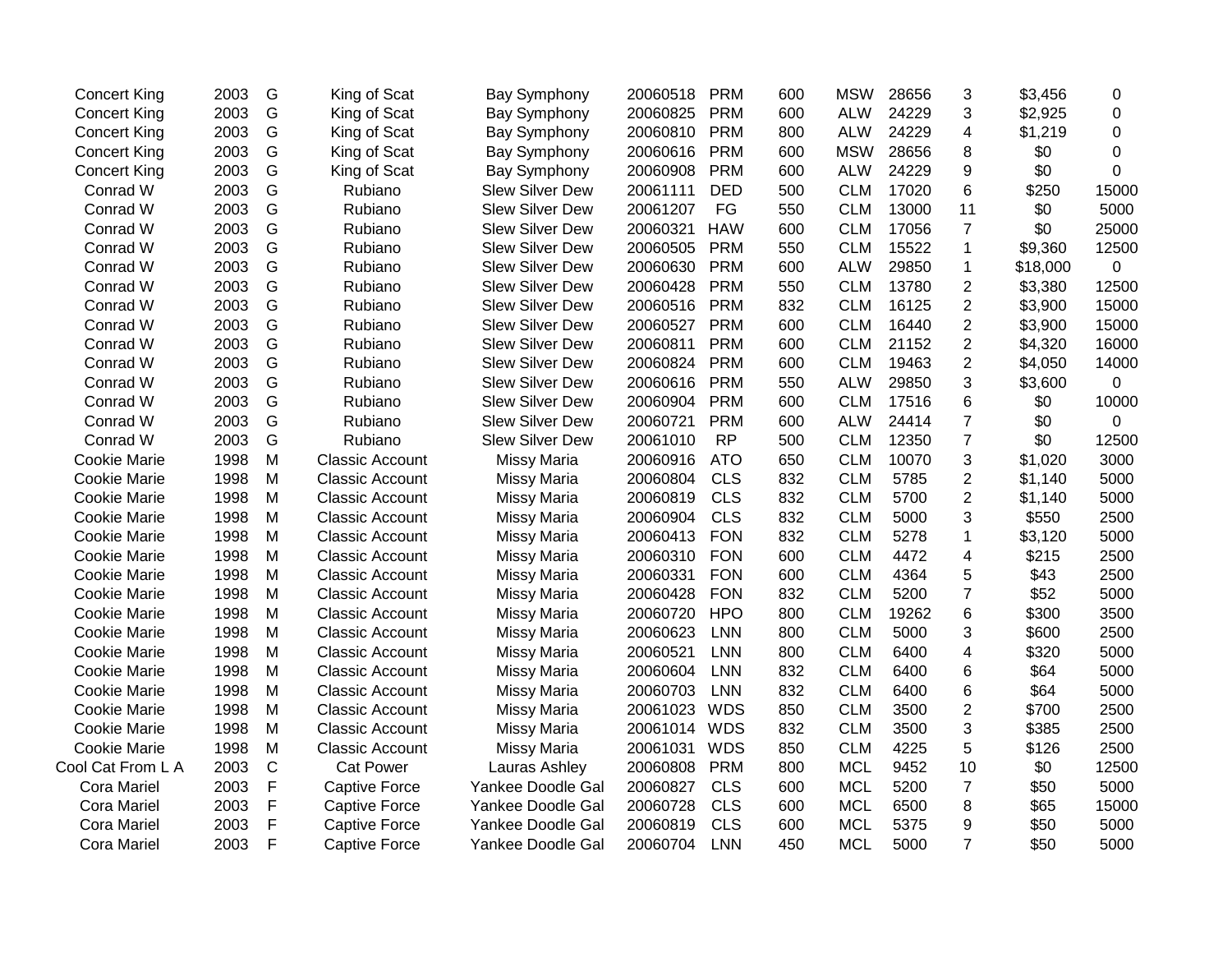| | | | | | | | | | | | | |
|---|---|---|---|---|---|---|---|---|---|---|---|---|
| Concert King | 2003 | G | King of Scat | Bay Symphony | 20060518 | PRM | 600 | MSW | 28656 | 3 | $3,456 | 0 |
| Concert King | 2003 | G | King of Scat | Bay Symphony | 20060825 | PRM | 600 | ALW | 24229 | 3 | $2,925 | 0 |
| Concert King | 2003 | G | King of Scat | Bay Symphony | 20060810 | PRM | 800 | ALW | 24229 | 4 | $1,219 | 0 |
| Concert King | 2003 | G | King of Scat | Bay Symphony | 20060616 | PRM | 600 | MSW | 28656 | 8 | $0 | 0 |
| Concert King | 2003 | G | King of Scat | Bay Symphony | 20060908 | PRM | 600 | ALW | 24229 | 9 | $0 | 0 |
| Conrad W | 2003 | G | Rubiano | Slew Silver Dew | 20061111 | DED | 500 | CLM | 17020 | 6 | $250 | 15000 |
| Conrad W | 2003 | G | Rubiano | Slew Silver Dew | 20061207 | FG | 550 | CLM | 13000 | 11 | $0 | 5000 |
| Conrad W | 2003 | G | Rubiano | Slew Silver Dew | 20060321 | HAW | 600 | CLM | 17056 | 7 | $0 | 25000 |
| Conrad W | 2003 | G | Rubiano | Slew Silver Dew | 20060505 | PRM | 550 | CLM | 15522 | 1 | $9,360 | 12500 |
| Conrad W | 2003 | G | Rubiano | Slew Silver Dew | 20060630 | PRM | 600 | ALW | 29850 | 1 | $18,000 | 0 |
| Conrad W | 2003 | G | Rubiano | Slew Silver Dew | 20060428 | PRM | 550 | CLM | 13780 | 2 | $3,380 | 12500 |
| Conrad W | 2003 | G | Rubiano | Slew Silver Dew | 20060516 | PRM | 832 | CLM | 16125 | 2 | $3,900 | 15000 |
| Conrad W | 2003 | G | Rubiano | Slew Silver Dew | 20060527 | PRM | 600 | CLM | 16440 | 2 | $3,900 | 15000 |
| Conrad W | 2003 | G | Rubiano | Slew Silver Dew | 20060811 | PRM | 600 | CLM | 21152 | 2 | $4,320 | 16000 |
| Conrad W | 2003 | G | Rubiano | Slew Silver Dew | 20060824 | PRM | 600 | CLM | 19463 | 2 | $4,050 | 14000 |
| Conrad W | 2003 | G | Rubiano | Slew Silver Dew | 20060616 | PRM | 550 | ALW | 29850 | 3 | $3,600 | 0 |
| Conrad W | 2003 | G | Rubiano | Slew Silver Dew | 20060904 | PRM | 600 | CLM | 17516 | 6 | $0 | 10000 |
| Conrad W | 2003 | G | Rubiano | Slew Silver Dew | 20060721 | PRM | 600 | ALW | 24414 | 7 | $0 | 0 |
| Conrad W | 2003 | G | Rubiano | Slew Silver Dew | 20061010 | RP | 500 | CLM | 12350 | 7 | $0 | 12500 |
| Cookie Marie | 1998 | M | Classic Account | Missy Maria | 20060916 | ATO | 650 | CLM | 10070 | 3 | $1,020 | 3000 |
| Cookie Marie | 1998 | M | Classic Account | Missy Maria | 20060804 | CLS | 832 | CLM | 5785 | 2 | $1,140 | 5000 |
| Cookie Marie | 1998 | M | Classic Account | Missy Maria | 20060819 | CLS | 832 | CLM | 5700 | 2 | $1,140 | 5000 |
| Cookie Marie | 1998 | M | Classic Account | Missy Maria | 20060904 | CLS | 832 | CLM | 5000 | 3 | $550 | 2500 |
| Cookie Marie | 1998 | M | Classic Account | Missy Maria | 20060413 | FON | 832 | CLM | 5278 | 1 | $3,120 | 5000 |
| Cookie Marie | 1998 | M | Classic Account | Missy Maria | 20060310 | FON | 600 | CLM | 4472 | 4 | $215 | 2500 |
| Cookie Marie | 1998 | M | Classic Account | Missy Maria | 20060331 | FON | 600 | CLM | 4364 | 5 | $43 | 2500 |
| Cookie Marie | 1998 | M | Classic Account | Missy Maria | 20060428 | FON | 832 | CLM | 5200 | 7 | $52 | 5000 |
| Cookie Marie | 1998 | M | Classic Account | Missy Maria | 20060720 | HPO | 800 | CLM | 19262 | 6 | $300 | 3500 |
| Cookie Marie | 1998 | M | Classic Account | Missy Maria | 20060623 | LNN | 800 | CLM | 5000 | 3 | $600 | 2500 |
| Cookie Marie | 1998 | M | Classic Account | Missy Maria | 20060521 | LNN | 800 | CLM | 6400 | 4 | $320 | 5000 |
| Cookie Marie | 1998 | M | Classic Account | Missy Maria | 20060604 | LNN | 832 | CLM | 6400 | 6 | $64 | 5000 |
| Cookie Marie | 1998 | M | Classic Account | Missy Maria | 20060703 | LNN | 832 | CLM | 6400 | 6 | $64 | 5000 |
| Cookie Marie | 1998 | M | Classic Account | Missy Maria | 20061023 | WDS | 850 | CLM | 3500 | 2 | $700 | 2500 |
| Cookie Marie | 1998 | M | Classic Account | Missy Maria | 20061014 | WDS | 832 | CLM | 3500 | 3 | $385 | 2500 |
| Cookie Marie | 1998 | M | Classic Account | Missy Maria | 20061031 | WDS | 850 | CLM | 4225 | 5 | $126 | 2500 |
| Cool Cat From L A | 2003 | C | Cat Power | Lauras Ashley | 20060808 | PRM | 800 | MCL | 9452 | 10 | $0 | 12500 |
| Cora Mariel | 2003 | F | Captive Force | Yankee Doodle Gal | 20060827 | CLS | 600 | MCL | 5200 | 7 | $50 | 5000 |
| Cora Mariel | 2003 | F | Captive Force | Yankee Doodle Gal | 20060728 | CLS | 600 | MCL | 6500 | 8 | $65 | 15000 |
| Cora Mariel | 2003 | F | Captive Force | Yankee Doodle Gal | 20060819 | CLS | 600 | MCL | 5375 | 9 | $50 | 5000 |
| Cora Mariel | 2003 | F | Captive Force | Yankee Doodle Gal | 20060704 | LNN | 450 | MCL | 5000 | 7 | $50 | 5000 |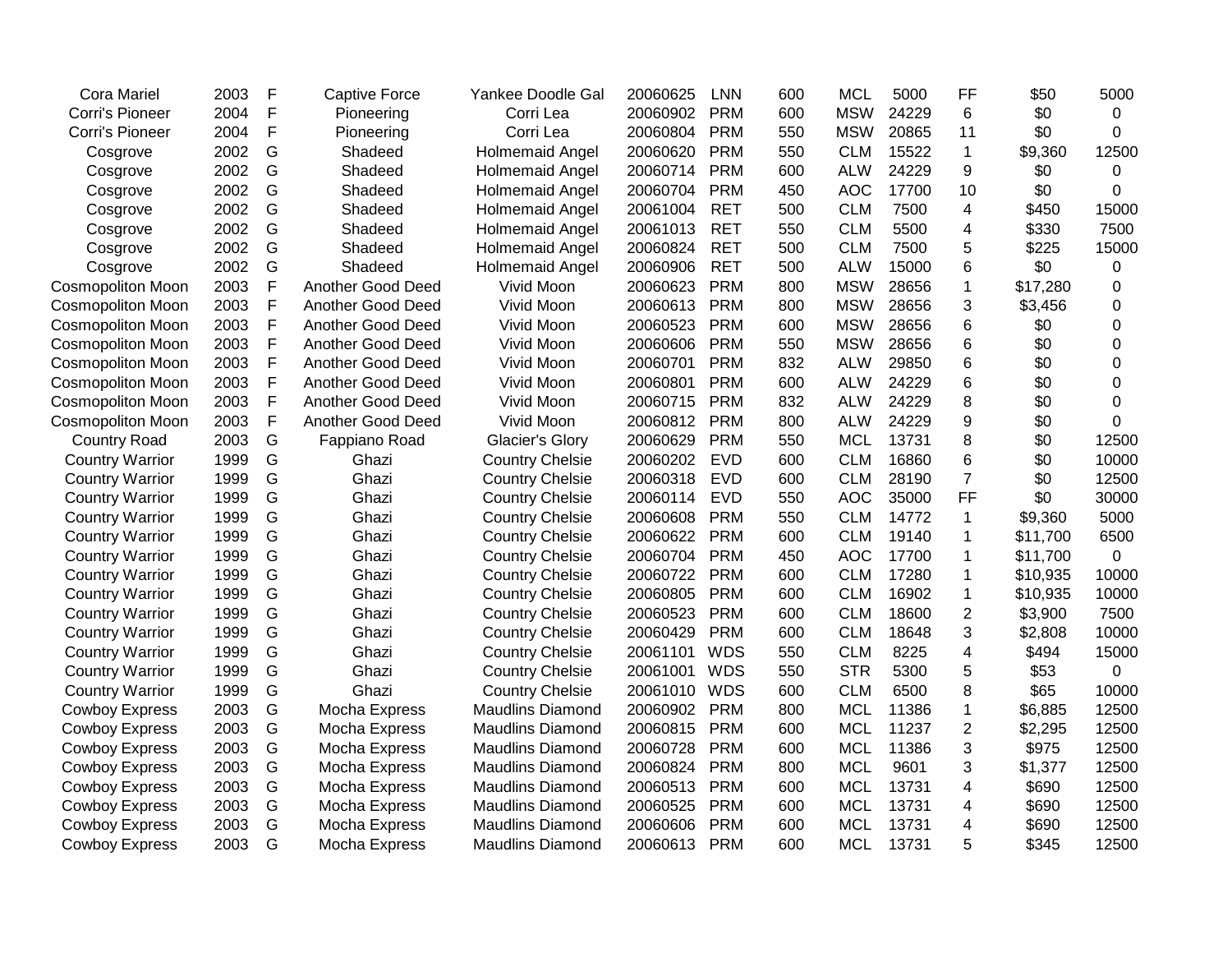| | | | | | | | | | | | | |
|---|---|---|---|---|---|---|---|---|---|---|---|---|
| Cora Mariel | 2003 | F | Captive Force | Yankee Doodle Gal | 20060625 | LNN | 600 | MCL | 5000 | FF | $50 | 5000 |
| Corri's Pioneer | 2004 | F | Pioneering | Corri Lea | 20060902 | PRM | 600 | MSW | 24229 | 6 | $0 | 0 |
| Corri's Pioneer | 2004 | F | Pioneering | Corri Lea | 20060804 | PRM | 550 | MSW | 20865 | 11 | $0 | 0 |
| Cosgrove | 2002 | G | Shadeed | Holmemaid Angel | 20060620 | PRM | 550 | CLM | 15522 | 1 | $9,360 | 12500 |
| Cosgrove | 2002 | G | Shadeed | Holmemaid Angel | 20060714 | PRM | 600 | ALW | 24229 | 9 | $0 | 0 |
| Cosgrove | 2002 | G | Shadeed | Holmemaid Angel | 20060704 | PRM | 450 | AOC | 17700 | 10 | $0 | 0 |
| Cosgrove | 2002 | G | Shadeed | Holmemaid Angel | 20061004 | RET | 500 | CLM | 7500 | 4 | $450 | 15000 |
| Cosgrove | 2002 | G | Shadeed | Holmemaid Angel | 20061013 | RET | 550 | CLM | 5500 | 4 | $330 | 7500 |
| Cosgrove | 2002 | G | Shadeed | Holmemaid Angel | 20060824 | RET | 500 | CLM | 7500 | 5 | $225 | 15000 |
| Cosgrove | 2002 | G | Shadeed | Holmemaid Angel | 20060906 | RET | 500 | ALW | 15000 | 6 | $0 | 0 |
| Cosmopoliton Moon | 2003 | F | Another Good Deed | Vivid Moon | 20060623 | PRM | 800 | MSW | 28656 | 1 | $17,280 | 0 |
| Cosmopoliton Moon | 2003 | F | Another Good Deed | Vivid Moon | 20060613 | PRM | 800 | MSW | 28656 | 3 | $3,456 | 0 |
| Cosmopoliton Moon | 2003 | F | Another Good Deed | Vivid Moon | 20060523 | PRM | 600 | MSW | 28656 | 6 | $0 | 0 |
| Cosmopoliton Moon | 2003 | F | Another Good Deed | Vivid Moon | 20060606 | PRM | 550 | MSW | 28656 | 6 | $0 | 0 |
| Cosmopoliton Moon | 2003 | F | Another Good Deed | Vivid Moon | 20060701 | PRM | 832 | ALW | 29850 | 6 | $0 | 0 |
| Cosmopoliton Moon | 2003 | F | Another Good Deed | Vivid Moon | 20060801 | PRM | 600 | ALW | 24229 | 6 | $0 | 0 |
| Cosmopoliton Moon | 2003 | F | Another Good Deed | Vivid Moon | 20060715 | PRM | 832 | ALW | 24229 | 8 | $0 | 0 |
| Cosmopoliton Moon | 2003 | F | Another Good Deed | Vivid Moon | 20060812 | PRM | 800 | ALW | 24229 | 9 | $0 | 0 |
| Country Road | 2003 | G | Fappiano Road | Glacier's Glory | 20060629 | PRM | 550 | MCL | 13731 | 8 | $0 | 12500 |
| Country Warrior | 1999 | G | Ghazi | Country Chelsie | 20060202 | EVD | 600 | CLM | 16860 | 6 | $0 | 10000 |
| Country Warrior | 1999 | G | Ghazi | Country Chelsie | 20060318 | EVD | 600 | CLM | 28190 | 7 | $0 | 12500 |
| Country Warrior | 1999 | G | Ghazi | Country Chelsie | 20060114 | EVD | 550 | AOC | 35000 | FF | $0 | 30000 |
| Country Warrior | 1999 | G | Ghazi | Country Chelsie | 20060608 | PRM | 550 | CLM | 14772 | 1 | $9,360 | 5000 |
| Country Warrior | 1999 | G | Ghazi | Country Chelsie | 20060622 | PRM | 600 | CLM | 19140 | 1 | $11,700 | 6500 |
| Country Warrior | 1999 | G | Ghazi | Country Chelsie | 20060704 | PRM | 450 | AOC | 17700 | 1 | $11,700 | 0 |
| Country Warrior | 1999 | G | Ghazi | Country Chelsie | 20060722 | PRM | 600 | CLM | 17280 | 1 | $10,935 | 10000 |
| Country Warrior | 1999 | G | Ghazi | Country Chelsie | 20060805 | PRM | 600 | CLM | 16902 | 1 | $10,935 | 10000 |
| Country Warrior | 1999 | G | Ghazi | Country Chelsie | 20060523 | PRM | 600 | CLM | 18600 | 2 | $3,900 | 7500 |
| Country Warrior | 1999 | G | Ghazi | Country Chelsie | 20060429 | PRM | 600 | CLM | 18648 | 3 | $2,808 | 10000 |
| Country Warrior | 1999 | G | Ghazi | Country Chelsie | 20061101 | WDS | 550 | CLM | 8225 | 4 | $494 | 15000 |
| Country Warrior | 1999 | G | Ghazi | Country Chelsie | 20061001 | WDS | 550 | STR | 5300 | 5 | $53 | 0 |
| Country Warrior | 1999 | G | Ghazi | Country Chelsie | 20061010 | WDS | 600 | CLM | 6500 | 8 | $65 | 10000 |
| Cowboy Express | 2003 | G | Mocha Express | Maudlins Diamond | 20060902 | PRM | 800 | MCL | 11386 | 1 | $6,885 | 12500 |
| Cowboy Express | 2003 | G | Mocha Express | Maudlins Diamond | 20060815 | PRM | 600 | MCL | 11237 | 2 | $2,295 | 12500 |
| Cowboy Express | 2003 | G | Mocha Express | Maudlins Diamond | 20060728 | PRM | 600 | MCL | 11386 | 3 | $975 | 12500 |
| Cowboy Express | 2003 | G | Mocha Express | Maudlins Diamond | 20060824 | PRM | 800 | MCL | 9601 | 3 | $1,377 | 12500 |
| Cowboy Express | 2003 | G | Mocha Express | Maudlins Diamond | 20060513 | PRM | 600 | MCL | 13731 | 4 | $690 | 12500 |
| Cowboy Express | 2003 | G | Mocha Express | Maudlins Diamond | 20060525 | PRM | 600 | MCL | 13731 | 4 | $690 | 12500 |
| Cowboy Express | 2003 | G | Mocha Express | Maudlins Diamond | 20060606 | PRM | 600 | MCL | 13731 | 4 | $690 | 12500 |
| Cowboy Express | 2003 | G | Mocha Express | Maudlins Diamond | 20060613 | PRM | 600 | MCL | 13731 | 5 | $345 | 12500 |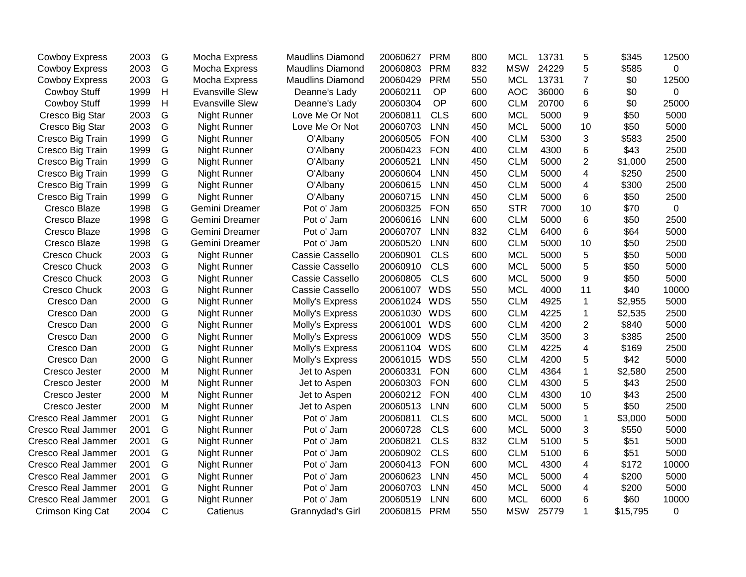| | | | | | | | | | | | | |
|---|---|---|---|---|---|---|---|---|---|---|---|---|
| Cowboy Express | 2003 | G | Mocha Express | Maudlins Diamond | 20060627 | PRM | 800 | MCL | 13731 | 5 | $345 | 12500 |
| Cowboy Express | 2003 | G | Mocha Express | Maudlins Diamond | 20060803 | PRM | 832 | MSW | 24229 | 5 | $585 | 0 |
| Cowboy Express | 2003 | G | Mocha Express | Maudlins Diamond | 20060429 | PRM | 550 | MCL | 13731 | 7 | $0 | 12500 |
| Cowboy Stuff | 1999 | H | Evansville Slew | Deanne's Lady | 20060211 | OP | 600 | AOC | 36000 | 6 | $0 | 0 |
| Cowboy Stuff | 1999 | H | Evansville Slew | Deanne's Lady | 20060304 | OP | 600 | CLM | 20700 | 6 | $0 | 25000 |
| Cresco Big Star | 2003 | G | Night Runner | Love Me Or Not | 20060811 | CLS | 600 | MCL | 5000 | 9 | $50 | 5000 |
| Cresco Big Star | 2003 | G | Night Runner | Love Me Or Not | 20060703 | LNN | 450 | MCL | 5000 | 10 | $50 | 5000 |
| Cresco Big Train | 1999 | G | Night Runner | O'Albany | 20060505 | FON | 400 | CLM | 5300 | 3 | $583 | 2500 |
| Cresco Big Train | 1999 | G | Night Runner | O'Albany | 20060423 | FON | 400 | CLM | 4300 | 6 | $43 | 2500 |
| Cresco Big Train | 1999 | G | Night Runner | O'Albany | 20060521 | LNN | 450 | CLM | 5000 | 2 | $1,000 | 2500 |
| Cresco Big Train | 1999 | G | Night Runner | O'Albany | 20060604 | LNN | 450 | CLM | 5000 | 4 | $250 | 2500 |
| Cresco Big Train | 1999 | G | Night Runner | O'Albany | 20060615 | LNN | 450 | CLM | 5000 | 4 | $300 | 2500 |
| Cresco Big Train | 1999 | G | Night Runner | O'Albany | 20060715 | LNN | 450 | CLM | 5000 | 6 | $50 | 2500 |
| Cresco Blaze | 1998 | G | Gemini Dreamer | Pot o' Jam | 20060325 | FON | 650 | STR | 7000 | 10 | $70 | 0 |
| Cresco Blaze | 1998 | G | Gemini Dreamer | Pot o' Jam | 20060616 | LNN | 600 | CLM | 5000 | 6 | $50 | 2500 |
| Cresco Blaze | 1998 | G | Gemini Dreamer | Pot o' Jam | 20060707 | LNN | 832 | CLM | 6400 | 6 | $64 | 5000 |
| Cresco Blaze | 1998 | G | Gemini Dreamer | Pot o' Jam | 20060520 | LNN | 600 | CLM | 5000 | 10 | $50 | 2500 |
| Cresco Chuck | 2003 | G | Night Runner | Cassie Cassello | 20060901 | CLS | 600 | MCL | 5000 | 5 | $50 | 5000 |
| Cresco Chuck | 2003 | G | Night Runner | Cassie Cassello | 20060910 | CLS | 600 | MCL | 5000 | 5 | $50 | 5000 |
| Cresco Chuck | 2003 | G | Night Runner | Cassie Cassello | 20060805 | CLS | 600 | MCL | 5000 | 9 | $50 | 5000 |
| Cresco Chuck | 2003 | G | Night Runner | Cassie Cassello | 20061007 | WDS | 550 | MCL | 4000 | 11 | $40 | 10000 |
| Cresco Dan | 2000 | G | Night Runner | Molly's Express | 20061024 | WDS | 550 | CLM | 4925 | 1 | $2,955 | 5000 |
| Cresco Dan | 2000 | G | Night Runner | Molly's Express | 20061030 | WDS | 600 | CLM | 4225 | 1 | $2,535 | 2500 |
| Cresco Dan | 2000 | G | Night Runner | Molly's Express | 20061001 | WDS | 600 | CLM | 4200 | 2 | $840 | 5000 |
| Cresco Dan | 2000 | G | Night Runner | Molly's Express | 20061009 | WDS | 550 | CLM | 3500 | 3 | $385 | 2500 |
| Cresco Dan | 2000 | G | Night Runner | Molly's Express | 20061104 | WDS | 600 | CLM | 4225 | 4 | $169 | 2500 |
| Cresco Dan | 2000 | G | Night Runner | Molly's Express | 20061015 | WDS | 550 | CLM | 4200 | 5 | $42 | 5000 |
| Cresco Jester | 2000 | M | Night Runner | Jet to Aspen | 20060331 | FON | 600 | CLM | 4364 | 1 | $2,580 | 2500 |
| Cresco Jester | 2000 | M | Night Runner | Jet to Aspen | 20060303 | FON | 600 | CLM | 4300 | 5 | $43 | 2500 |
| Cresco Jester | 2000 | M | Night Runner | Jet to Aspen | 20060212 | FON | 400 | CLM | 4300 | 10 | $43 | 2500 |
| Cresco Jester | 2000 | M | Night Runner | Jet to Aspen | 20060513 | LNN | 600 | CLM | 5000 | 5 | $50 | 2500 |
| Cresco Real Jammer | 2001 | G | Night Runner | Pot o' Jam | 20060811 | CLS | 600 | MCL | 5000 | 1 | $3,000 | 5000 |
| Cresco Real Jammer | 2001 | G | Night Runner | Pot o' Jam | 20060728 | CLS | 600 | MCL | 5000 | 3 | $550 | 5000 |
| Cresco Real Jammer | 2001 | G | Night Runner | Pot o' Jam | 20060821 | CLS | 832 | CLM | 5100 | 5 | $51 | 5000 |
| Cresco Real Jammer | 2001 | G | Night Runner | Pot o' Jam | 20060902 | CLS | 600 | CLM | 5100 | 6 | $51 | 5000 |
| Cresco Real Jammer | 2001 | G | Night Runner | Pot o' Jam | 20060413 | FON | 600 | MCL | 4300 | 4 | $172 | 10000 |
| Cresco Real Jammer | 2001 | G | Night Runner | Pot o' Jam | 20060623 | LNN | 450 | MCL | 5000 | 4 | $200 | 5000 |
| Cresco Real Jammer | 2001 | G | Night Runner | Pot o' Jam | 20060703 | LNN | 450 | MCL | 5000 | 4 | $200 | 5000 |
| Cresco Real Jammer | 2001 | G | Night Runner | Pot o' Jam | 20060519 | LNN | 600 | MCL | 6000 | 6 | $60 | 10000 |
| Crimson King Cat | 2004 | C | Catienus | Grannydad's Girl | 20060815 | PRM | 550 | MSW | 25779 | 1 | $15,795 | 0 |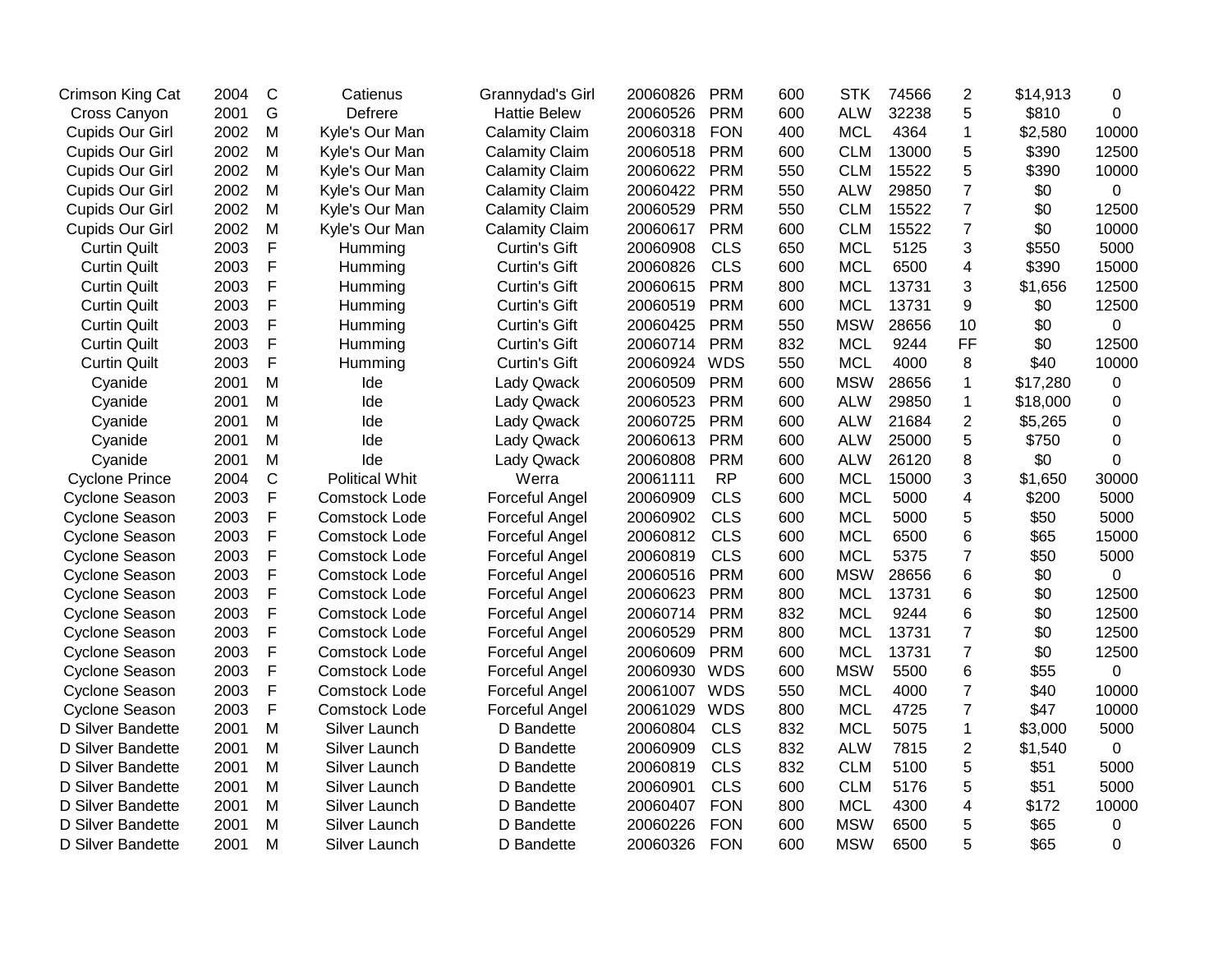| | | | | | | | | | | | | |
|---|---|---|---|---|---|---|---|---|---|---|---|---|
| Crimson King Cat | 2004 | C | Catienus | Grannydad's Girl | 20060826 | PRM | 600 | STK | 74566 | 2 | $14,913 | 0 |
| Cross Canyon | 2001 | G | Defrere | Hattie Belew | 20060526 | PRM | 600 | ALW | 32238 | 5 | $810 | 0 |
| Cupids Our Girl | 2002 | M | Kyle's Our Man | Calamity Claim | 20060318 | FON | 400 | MCL | 4364 | 1 | $2,580 | 10000 |
| Cupids Our Girl | 2002 | M | Kyle's Our Man | Calamity Claim | 20060518 | PRM | 600 | CLM | 13000 | 5 | $390 | 12500 |
| Cupids Our Girl | 2002 | M | Kyle's Our Man | Calamity Claim | 20060622 | PRM | 550 | CLM | 15522 | 5 | $390 | 10000 |
| Cupids Our Girl | 2002 | M | Kyle's Our Man | Calamity Claim | 20060422 | PRM | 550 | ALW | 29850 | 7 | $0 | 0 |
| Cupids Our Girl | 2002 | M | Kyle's Our Man | Calamity Claim | 20060529 | PRM | 550 | CLM | 15522 | 7 | $0 | 12500 |
| Cupids Our Girl | 2002 | M | Kyle's Our Man | Calamity Claim | 20060617 | PRM | 600 | CLM | 15522 | 7 | $0 | 10000 |
| Curtin Quilt | 2003 | F | Humming | Curtin's Gift | 20060908 | CLS | 650 | MCL | 5125 | 3 | $550 | 5000 |
| Curtin Quilt | 2003 | F | Humming | Curtin's Gift | 20060826 | CLS | 600 | MCL | 6500 | 4 | $390 | 15000 |
| Curtin Quilt | 2003 | F | Humming | Curtin's Gift | 20060615 | PRM | 800 | MCL | 13731 | 3 | $1,656 | 12500 |
| Curtin Quilt | 2003 | F | Humming | Curtin's Gift | 20060519 | PRM | 600 | MCL | 13731 | 9 | $0 | 12500 |
| Curtin Quilt | 2003 | F | Humming | Curtin's Gift | 20060425 | PRM | 550 | MSW | 28656 | 10 | $0 | 0 |
| Curtin Quilt | 2003 | F | Humming | Curtin's Gift | 20060714 | PRM | 832 | MCL | 9244 | FF | $0 | 12500 |
| Curtin Quilt | 2003 | F | Humming | Curtin's Gift | 20060924 | WDS | 550 | MCL | 4000 | 8 | $40 | 10000 |
| Cyanide | 2001 | M | Ide | Lady Qwack | 20060509 | PRM | 600 | MSW | 28656 | 1 | $17,280 | 0 |
| Cyanide | 2001 | M | Ide | Lady Qwack | 20060523 | PRM | 600 | ALW | 29850 | 1 | $18,000 | 0 |
| Cyanide | 2001 | M | Ide | Lady Qwack | 20060725 | PRM | 600 | ALW | 21684 | 2 | $5,265 | 0 |
| Cyanide | 2001 | M | Ide | Lady Qwack | 20060613 | PRM | 600 | ALW | 25000 | 5 | $750 | 0 |
| Cyanide | 2001 | M | Ide | Lady Qwack | 20060808 | PRM | 600 | ALW | 26120 | 8 | $0 | 0 |
| Cyclone Prince | 2004 | C | Political Whit | Werra | 20061111 | RP | 600 | MCL | 15000 | 3 | $1,650 | 30000 |
| Cyclone Season | 2003 | F | Comstock Lode | Forceful Angel | 20060909 | CLS | 600 | MCL | 5000 | 4 | $200 | 5000 |
| Cyclone Season | 2003 | F | Comstock Lode | Forceful Angel | 20060902 | CLS | 600 | MCL | 5000 | 5 | $50 | 5000 |
| Cyclone Season | 2003 | F | Comstock Lode | Forceful Angel | 20060812 | CLS | 600 | MCL | 6500 | 6 | $65 | 15000 |
| Cyclone Season | 2003 | F | Comstock Lode | Forceful Angel | 20060819 | CLS | 600 | MCL | 5375 | 7 | $50 | 5000 |
| Cyclone Season | 2003 | F | Comstock Lode | Forceful Angel | 20060516 | PRM | 600 | MSW | 28656 | 6 | $0 | 0 |
| Cyclone Season | 2003 | F | Comstock Lode | Forceful Angel | 20060623 | PRM | 800 | MCL | 13731 | 6 | $0 | 12500 |
| Cyclone Season | 2003 | F | Comstock Lode | Forceful Angel | 20060714 | PRM | 832 | MCL | 9244 | 6 | $0 | 12500 |
| Cyclone Season | 2003 | F | Comstock Lode | Forceful Angel | 20060529 | PRM | 800 | MCL | 13731 | 7 | $0 | 12500 |
| Cyclone Season | 2003 | F | Comstock Lode | Forceful Angel | 20060609 | PRM | 600 | MCL | 13731 | 7 | $0 | 12500 |
| Cyclone Season | 2003 | F | Comstock Lode | Forceful Angel | 20060930 | WDS | 600 | MSW | 5500 | 6 | $55 | 0 |
| Cyclone Season | 2003 | F | Comstock Lode | Forceful Angel | 20061007 | WDS | 550 | MCL | 4000 | 7 | $40 | 10000 |
| Cyclone Season | 2003 | F | Comstock Lode | Forceful Angel | 20061029 | WDS | 800 | MCL | 4725 | 7 | $47 | 10000 |
| D Silver Bandette | 2001 | M | Silver Launch | D Bandette | 20060804 | CLS | 832 | MCL | 5075 | 1 | $3,000 | 5000 |
| D Silver Bandette | 2001 | M | Silver Launch | D Bandette | 20060909 | CLS | 832 | ALW | 7815 | 2 | $1,540 | 0 |
| D Silver Bandette | 2001 | M | Silver Launch | D Bandette | 20060819 | CLS | 832 | CLM | 5100 | 5 | $51 | 5000 |
| D Silver Bandette | 2001 | M | Silver Launch | D Bandette | 20060901 | CLS | 600 | CLM | 5176 | 5 | $51 | 5000 |
| D Silver Bandette | 2001 | M | Silver Launch | D Bandette | 20060407 | FON | 800 | MCL | 4300 | 4 | $172 | 10000 |
| D Silver Bandette | 2001 | M | Silver Launch | D Bandette | 20060226 | FON | 600 | MSW | 6500 | 5 | $65 | 0 |
| D Silver Bandette | 2001 | M | Silver Launch | D Bandette | 20060326 | FON | 600 | MSW | 6500 | 5 | $65 | 0 |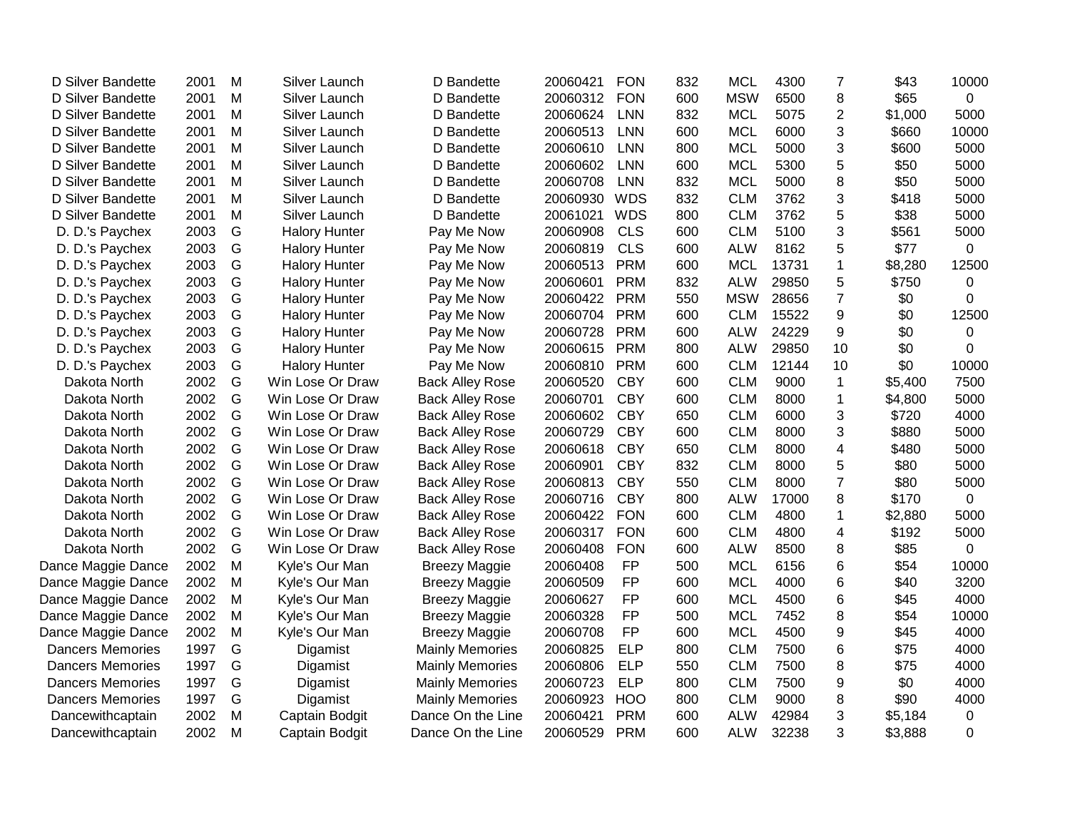| | | | | | | | | | | | | |
|---|---|---|---|---|---|---|---|---|---|---|---|---|
| D Silver Bandette | 2001 | M | Silver Launch | D Bandette | 20060421 | FON | 832 | MCL | 4300 | 7 | $43 | 10000 |
| D Silver Bandette | 2001 | M | Silver Launch | D Bandette | 20060312 | FON | 600 | MSW | 6500 | 8 | $65 | 0 |
| D Silver Bandette | 2001 | M | Silver Launch | D Bandette | 20060624 | LNN | 832 | MCL | 5075 | 2 | $1,000 | 5000 |
| D Silver Bandette | 2001 | M | Silver Launch | D Bandette | 20060513 | LNN | 600 | MCL | 6000 | 3 | $660 | 10000 |
| D Silver Bandette | 2001 | M | Silver Launch | D Bandette | 20060610 | LNN | 800 | MCL | 5000 | 3 | $600 | 5000 |
| D Silver Bandette | 2001 | M | Silver Launch | D Bandette | 20060602 | LNN | 600 | MCL | 5300 | 5 | $50 | 5000 |
| D Silver Bandette | 2001 | M | Silver Launch | D Bandette | 20060708 | LNN | 832 | MCL | 5000 | 8 | $50 | 5000 |
| D Silver Bandette | 2001 | M | Silver Launch | D Bandette | 20060930 | WDS | 832 | CLM | 3762 | 3 | $418 | 5000 |
| D Silver Bandette | 2001 | M | Silver Launch | D Bandette | 20061021 | WDS | 800 | CLM | 3762 | 5 | $38 | 5000 |
| D. D.'s Paychex | 2003 | G | Halory Hunter | Pay Me Now | 20060908 | CLS | 600 | CLM | 5100 | 3 | $561 | 5000 |
| D. D.'s Paychex | 2003 | G | Halory Hunter | Pay Me Now | 20060819 | CLS | 600 | ALW | 8162 | 5 | $77 | 0 |
| D. D.'s Paychex | 2003 | G | Halory Hunter | Pay Me Now | 20060513 | PRM | 600 | MCL | 13731 | 1 | $8,280 | 12500 |
| D. D.'s Paychex | 2003 | G | Halory Hunter | Pay Me Now | 20060601 | PRM | 832 | ALW | 29850 | 5 | $750 | 0 |
| D. D.'s Paychex | 2003 | G | Halory Hunter | Pay Me Now | 20060422 | PRM | 550 | MSW | 28656 | 7 | $0 | 0 |
| D. D.'s Paychex | 2003 | G | Halory Hunter | Pay Me Now | 20060704 | PRM | 600 | CLM | 15522 | 9 | $0 | 12500 |
| D. D.'s Paychex | 2003 | G | Halory Hunter | Pay Me Now | 20060728 | PRM | 600 | ALW | 24229 | 9 | $0 | 0 |
| D. D.'s Paychex | 2003 | G | Halory Hunter | Pay Me Now | 20060615 | PRM | 800 | ALW | 29850 | 10 | $0 | 0 |
| D. D.'s Paychex | 2003 | G | Halory Hunter | Pay Me Now | 20060810 | PRM | 600 | CLM | 12144 | 10 | $0 | 10000 |
| Dakota North | 2002 | G | Win Lose Or Draw | Back Alley Rose | 20060520 | CBY | 600 | CLM | 9000 | 1 | $5,400 | 7500 |
| Dakota North | 2002 | G | Win Lose Or Draw | Back Alley Rose | 20060701 | CBY | 600 | CLM | 8000 | 1 | $4,800 | 5000 |
| Dakota North | 2002 | G | Win Lose Or Draw | Back Alley Rose | 20060602 | CBY | 650 | CLM | 6000 | 3 | $720 | 4000 |
| Dakota North | 2002 | G | Win Lose Or Draw | Back Alley Rose | 20060729 | CBY | 600 | CLM | 8000 | 3 | $880 | 5000 |
| Dakota North | 2002 | G | Win Lose Or Draw | Back Alley Rose | 20060618 | CBY | 650 | CLM | 8000 | 4 | $480 | 5000 |
| Dakota North | 2002 | G | Win Lose Or Draw | Back Alley Rose | 20060901 | CBY | 832 | CLM | 8000 | 5 | $80 | 5000 |
| Dakota North | 2002 | G | Win Lose Or Draw | Back Alley Rose | 20060813 | CBY | 550 | CLM | 8000 | 7 | $80 | 5000 |
| Dakota North | 2002 | G | Win Lose Or Draw | Back Alley Rose | 20060716 | CBY | 800 | ALW | 17000 | 8 | $170 | 0 |
| Dakota North | 2002 | G | Win Lose Or Draw | Back Alley Rose | 20060422 | FON | 600 | CLM | 4800 | 1 | $2,880 | 5000 |
| Dakota North | 2002 | G | Win Lose Or Draw | Back Alley Rose | 20060317 | FON | 600 | CLM | 4800 | 4 | $192 | 5000 |
| Dakota North | 2002 | G | Win Lose Or Draw | Back Alley Rose | 20060408 | FON | 600 | ALW | 8500 | 8 | $85 | 0 |
| Dance Maggie Dance | 2002 | M | Kyle's Our Man | Breezy Maggie | 20060408 | FP | 500 | MCL | 6156 | 6 | $54 | 10000 |
| Dance Maggie Dance | 2002 | M | Kyle's Our Man | Breezy Maggie | 20060509 | FP | 600 | MCL | 4000 | 6 | $40 | 3200 |
| Dance Maggie Dance | 2002 | M | Kyle's Our Man | Breezy Maggie | 20060627 | FP | 600 | MCL | 4500 | 6 | $45 | 4000 |
| Dance Maggie Dance | 2002 | M | Kyle's Our Man | Breezy Maggie | 20060328 | FP | 500 | MCL | 7452 | 8 | $54 | 10000 |
| Dance Maggie Dance | 2002 | M | Kyle's Our Man | Breezy Maggie | 20060708 | FP | 600 | MCL | 4500 | 9 | $45 | 4000 |
| Dancers Memories | 1997 | G | Digamist | Mainly Memories | 20060825 | ELP | 800 | CLM | 7500 | 6 | $75 | 4000 |
| Dancers Memories | 1997 | G | Digamist | Mainly Memories | 20060806 | ELP | 550 | CLM | 7500 | 8 | $75 | 4000 |
| Dancers Memories | 1997 | G | Digamist | Mainly Memories | 20060723 | ELP | 800 | CLM | 7500 | 9 | $0 | 4000 |
| Dancers Memories | 1997 | G | Digamist | Mainly Memories | 20060923 | HOO | 800 | CLM | 9000 | 8 | $90 | 4000 |
| Dancewithcaptain | 2002 | M | Captain Bodgit | Dance On the Line | 20060421 | PRM | 600 | ALW | 42984 | 3 | $5,184 | 0 |
| Dancewithcaptain | 2002 | M | Captain Bodgit | Dance On the Line | 20060529 | PRM | 600 | ALW | 32238 | 3 | $3,888 | 0 |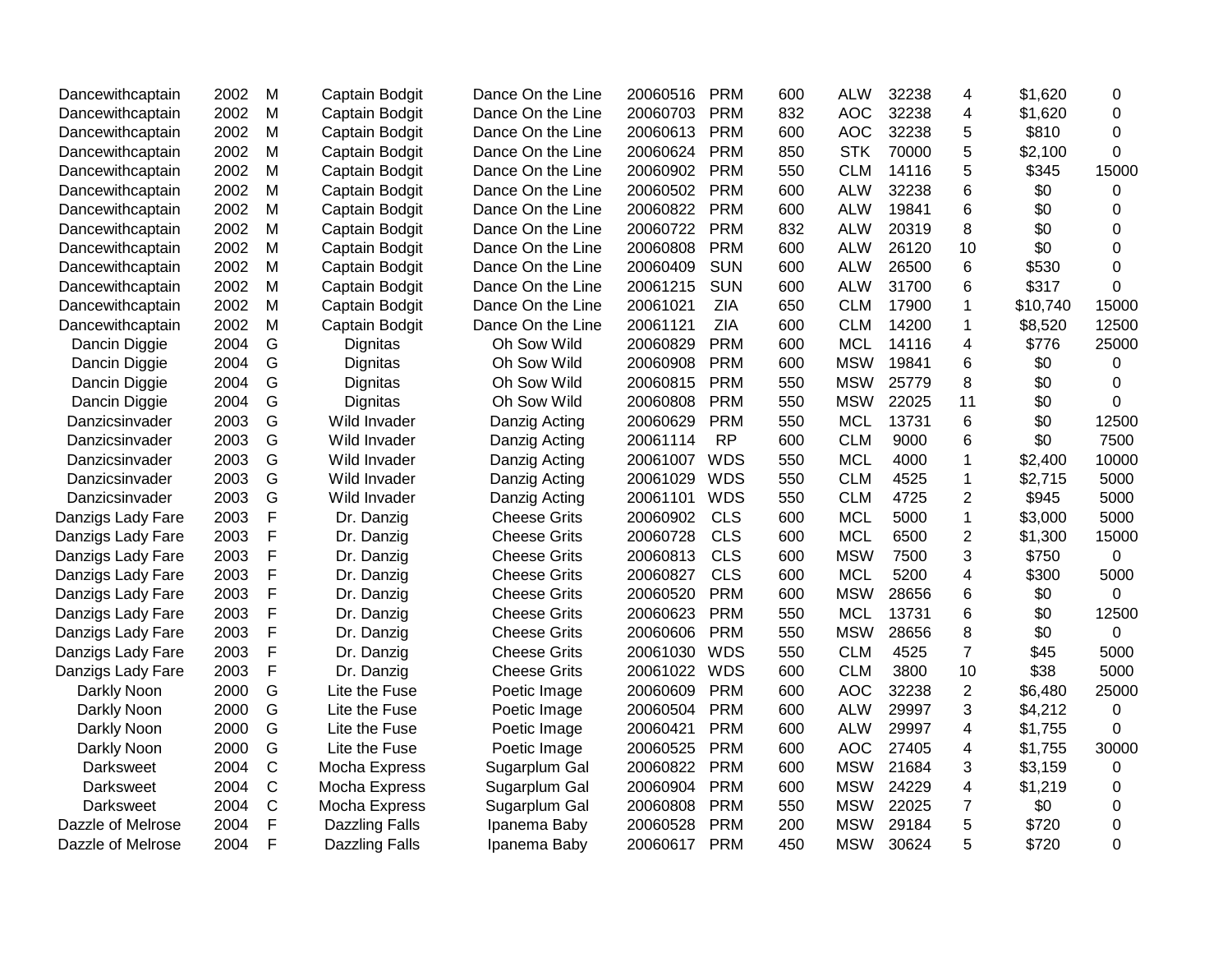| | | | | | | | | | | | | |
|---|---|---|---|---|---|---|---|---|---|---|---|---|
| Dancewithcaptain | 2002 | M | Captain Bodgit | Dance On the Line | 20060516 | PRM | 600 | ALW | 32238 | 4 | $1,620 | 0 |
| Dancewithcaptain | 2002 | M | Captain Bodgit | Dance On the Line | 20060703 | PRM | 832 | AOC | 32238 | 4 | $1,620 | 0 |
| Dancewithcaptain | 2002 | M | Captain Bodgit | Dance On the Line | 20060613 | PRM | 600 | AOC | 32238 | 5 | $810 | 0 |
| Dancewithcaptain | 2002 | M | Captain Bodgit | Dance On the Line | 20060624 | PRM | 850 | STK | 70000 | 5 | $2,100 | 0 |
| Dancewithcaptain | 2002 | M | Captain Bodgit | Dance On the Line | 20060902 | PRM | 550 | CLM | 14116 | 5 | $345 | 15000 |
| Dancewithcaptain | 2002 | M | Captain Bodgit | Dance On the Line | 20060502 | PRM | 600 | ALW | 32238 | 6 | $0 | 0 |
| Dancewithcaptain | 2002 | M | Captain Bodgit | Dance On the Line | 20060822 | PRM | 600 | ALW | 19841 | 6 | $0 | 0 |
| Dancewithcaptain | 2002 | M | Captain Bodgit | Dance On the Line | 20060722 | PRM | 832 | ALW | 20319 | 8 | $0 | 0 |
| Dancewithcaptain | 2002 | M | Captain Bodgit | Dance On the Line | 20060808 | PRM | 600 | ALW | 26120 | 10 | $0 | 0 |
| Dancewithcaptain | 2002 | M | Captain Bodgit | Dance On the Line | 20060409 | SUN | 600 | ALW | 26500 | 6 | $530 | 0 |
| Dancewithcaptain | 2002 | M | Captain Bodgit | Dance On the Line | 20061215 | SUN | 600 | ALW | 31700 | 6 | $317 | 0 |
| Dancewithcaptain | 2002 | M | Captain Bodgit | Dance On the Line | 20061021 | ZIA | 650 | CLM | 17900 | 1 | $10,740 | 15000 |
| Dancewithcaptain | 2002 | M | Captain Bodgit | Dance On the Line | 20061121 | ZIA | 600 | CLM | 14200 | 1 | $8,520 | 12500 |
| Dancin Diggie | 2004 | G | Dignitas | Oh Sow Wild | 20060829 | PRM | 600 | MCL | 14116 | 4 | $776 | 25000 |
| Dancin Diggie | 2004 | G | Dignitas | Oh Sow Wild | 20060908 | PRM | 600 | MSW | 19841 | 6 | $0 | 0 |
| Dancin Diggie | 2004 | G | Dignitas | Oh Sow Wild | 20060815 | PRM | 550 | MSW | 25779 | 8 | $0 | 0 |
| Dancin Diggie | 2004 | G | Dignitas | Oh Sow Wild | 20060808 | PRM | 550 | MSW | 22025 | 11 | $0 | 0 |
| Danzicsinvader | 2003 | G | Wild Invader | Danzig Acting | 20060629 | PRM | 550 | MCL | 13731 | 6 | $0 | 12500 |
| Danzicsinvader | 2003 | G | Wild Invader | Danzig Acting | 20061114 | RP | 600 | CLM | 9000 | 6 | $0 | 7500 |
| Danzicsinvader | 2003 | G | Wild Invader | Danzig Acting | 20061007 | WDS | 550 | MCL | 4000 | 1 | $2,400 | 10000 |
| Danzicsinvader | 2003 | G | Wild Invader | Danzig Acting | 20061029 | WDS | 550 | CLM | 4525 | 1 | $2,715 | 5000 |
| Danzicsinvader | 2003 | G | Wild Invader | Danzig Acting | 20061101 | WDS | 550 | CLM | 4725 | 2 | $945 | 5000 |
| Danzigs Lady Fare | 2003 | F | Dr. Danzig | Cheese Grits | 20060902 | CLS | 600 | MCL | 5000 | 1 | $3,000 | 5000 |
| Danzigs Lady Fare | 2003 | F | Dr. Danzig | Cheese Grits | 20060728 | CLS | 600 | MCL | 6500 | 2 | $1,300 | 15000 |
| Danzigs Lady Fare | 2003 | F | Dr. Danzig | Cheese Grits | 20060813 | CLS | 600 | MSW | 7500 | 3 | $750 | 0 |
| Danzigs Lady Fare | 2003 | F | Dr. Danzig | Cheese Grits | 20060827 | CLS | 600 | MCL | 5200 | 4 | $300 | 5000 |
| Danzigs Lady Fare | 2003 | F | Dr. Danzig | Cheese Grits | 20060520 | PRM | 600 | MSW | 28656 | 6 | $0 | 0 |
| Danzigs Lady Fare | 2003 | F | Dr. Danzig | Cheese Grits | 20060623 | PRM | 550 | MCL | 13731 | 6 | $0 | 12500 |
| Danzigs Lady Fare | 2003 | F | Dr. Danzig | Cheese Grits | 20060606 | PRM | 550 | MSW | 28656 | 8 | $0 | 0 |
| Danzigs Lady Fare | 2003 | F | Dr. Danzig | Cheese Grits | 20061030 | WDS | 550 | CLM | 4525 | 7 | $45 | 5000 |
| Danzigs Lady Fare | 2003 | F | Dr. Danzig | Cheese Grits | 20061022 | WDS | 600 | CLM | 3800 | 10 | $38 | 5000 |
| Darkly Noon | 2000 | G | Lite the Fuse | Poetic Image | 20060609 | PRM | 600 | AOC | 32238 | 2 | $6,480 | 25000 |
| Darkly Noon | 2000 | G | Lite the Fuse | Poetic Image | 20060504 | PRM | 600 | ALW | 29997 | 3 | $4,212 | 0 |
| Darkly Noon | 2000 | G | Lite the Fuse | Poetic Image | 20060421 | PRM | 600 | ALW | 29997 | 4 | $1,755 | 0 |
| Darkly Noon | 2000 | G | Lite the Fuse | Poetic Image | 20060525 | PRM | 600 | AOC | 27405 | 4 | $1,755 | 30000 |
| Darksweet | 2004 | C | Mocha Express | Sugarplum Gal | 20060822 | PRM | 600 | MSW | 21684 | 3 | $3,159 | 0 |
| Darksweet | 2004 | C | Mocha Express | Sugarplum Gal | 20060904 | PRM | 600 | MSW | 24229 | 4 | $1,219 | 0 |
| Darksweet | 2004 | C | Mocha Express | Sugarplum Gal | 20060808 | PRM | 550 | MSW | 22025 | 7 | $0 | 0 |
| Dazzle of Melrose | 2004 | F | Dazzling Falls | Ipanema Baby | 20060528 | PRM | 200 | MSW | 29184 | 5 | $720 | 0 |
| Dazzle of Melrose | 2004 | F | Dazzling Falls | Ipanema Baby | 20060617 | PRM | 450 | MSW | 30624 | 5 | $720 | 0 |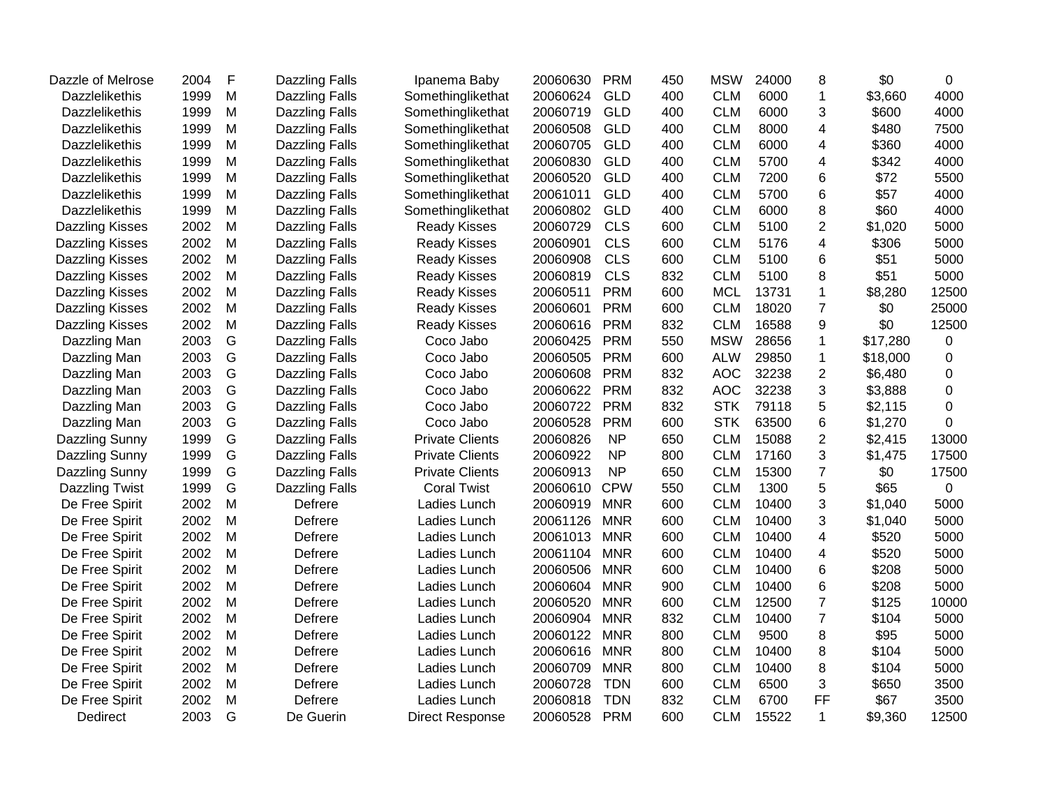| | | | | | | | | | | | | |
|---|---|---|---|---|---|---|---|---|---|---|---|---|
| Dazzle of Melrose | 2004 | F | Dazzling Falls | Ipanema Baby | 20060630 | PRM | 450 | MSW | 24000 | 8 | $0 | 0 |
| Dazzlelikethis | 1999 | M | Dazzling Falls | Somethinglikethat | 20060624 | GLD | 400 | CLM | 6000 | 1 | $3,660 | 4000 |
| Dazzlelikethis | 1999 | M | Dazzling Falls | Somethinglikethat | 20060719 | GLD | 400 | CLM | 6000 | 3 | $600 | 4000 |
| Dazzlelikethis | 1999 | M | Dazzling Falls | Somethinglikethat | 20060508 | GLD | 400 | CLM | 8000 | 4 | $480 | 7500 |
| Dazzlelikethis | 1999 | M | Dazzling Falls | Somethinglikethat | 20060705 | GLD | 400 | CLM | 6000 | 4 | $360 | 4000 |
| Dazzlelikethis | 1999 | M | Dazzling Falls | Somethinglikethat | 20060830 | GLD | 400 | CLM | 5700 | 4 | $342 | 4000 |
| Dazzlelikethis | 1999 | M | Dazzling Falls | Somethinglikethat | 20060520 | GLD | 400 | CLM | 7200 | 6 | $72 | 5500 |
| Dazzlelikethis | 1999 | M | Dazzling Falls | Somethinglikethat | 20061011 | GLD | 400 | CLM | 5700 | 6 | $57 | 4000 |
| Dazzlelikethis | 1999 | M | Dazzling Falls | Somethinglikethat | 20060802 | GLD | 400 | CLM | 6000 | 8 | $60 | 4000 |
| Dazzling Kisses | 2002 | M | Dazzling Falls | Ready Kisses | 20060729 | CLS | 600 | CLM | 5100 | 2 | $1,020 | 5000 |
| Dazzling Kisses | 2002 | M | Dazzling Falls | Ready Kisses | 20060901 | CLS | 600 | CLM | 5176 | 4 | $306 | 5000 |
| Dazzling Kisses | 2002 | M | Dazzling Falls | Ready Kisses | 20060908 | CLS | 600 | CLM | 5100 | 6 | $51 | 5000 |
| Dazzling Kisses | 2002 | M | Dazzling Falls | Ready Kisses | 20060819 | CLS | 832 | CLM | 5100 | 8 | $51 | 5000 |
| Dazzling Kisses | 2002 | M | Dazzling Falls | Ready Kisses | 20060511 | PRM | 600 | MCL | 13731 | 1 | $8,280 | 12500 |
| Dazzling Kisses | 2002 | M | Dazzling Falls | Ready Kisses | 20060601 | PRM | 600 | CLM | 18020 | 7 | $0 | 25000 |
| Dazzling Kisses | 2002 | M | Dazzling Falls | Ready Kisses | 20060616 | PRM | 832 | CLM | 16588 | 9 | $0 | 12500 |
| Dazzling Man | 2003 | G | Dazzling Falls | Coco Jabo | 20060425 | PRM | 550 | MSW | 28656 | 1 | $17,280 | 0 |
| Dazzling Man | 2003 | G | Dazzling Falls | Coco Jabo | 20060505 | PRM | 600 | ALW | 29850 | 1 | $18,000 | 0 |
| Dazzling Man | 2003 | G | Dazzling Falls | Coco Jabo | 20060608 | PRM | 832 | AOC | 32238 | 2 | $6,480 | 0 |
| Dazzling Man | 2003 | G | Dazzling Falls | Coco Jabo | 20060622 | PRM | 832 | AOC | 32238 | 3 | $3,888 | 0 |
| Dazzling Man | 2003 | G | Dazzling Falls | Coco Jabo | 20060722 | PRM | 832 | STK | 79118 | 5 | $2,115 | 0 |
| Dazzling Man | 2003 | G | Dazzling Falls | Coco Jabo | 20060528 | PRM | 600 | STK | 63500 | 6 | $1,270 | 0 |
| Dazzling Sunny | 1999 | G | Dazzling Falls | Private Clients | 20060826 | NP | 650 | CLM | 15088 | 2 | $2,415 | 13000 |
| Dazzling Sunny | 1999 | G | Dazzling Falls | Private Clients | 20060922 | NP | 800 | CLM | 17160 | 3 | $1,475 | 17500 |
| Dazzling Sunny | 1999 | G | Dazzling Falls | Private Clients | 20060913 | NP | 650 | CLM | 15300 | 7 | $0 | 17500 |
| Dazzling Twist | 1999 | G | Dazzling Falls | Coral Twist | 20060610 | CPW | 550 | CLM | 1300 | 5 | $65 | 0 |
| De Free Spirit | 2002 | M | Defrere | Ladies Lunch | 20060919 | MNR | 600 | CLM | 10400 | 3 | $1,040 | 5000 |
| De Free Spirit | 2002 | M | Defrere | Ladies Lunch | 20061126 | MNR | 600 | CLM | 10400 | 3 | $1,040 | 5000 |
| De Free Spirit | 2002 | M | Defrere | Ladies Lunch | 20061013 | MNR | 600 | CLM | 10400 | 4 | $520 | 5000 |
| De Free Spirit | 2002 | M | Defrere | Ladies Lunch | 20061104 | MNR | 600 | CLM | 10400 | 4 | $520 | 5000 |
| De Free Spirit | 2002 | M | Defrere | Ladies Lunch | 20060506 | MNR | 600 | CLM | 10400 | 6 | $208 | 5000 |
| De Free Spirit | 2002 | M | Defrere | Ladies Lunch | 20060604 | MNR | 900 | CLM | 10400 | 6 | $208 | 5000 |
| De Free Spirit | 2002 | M | Defrere | Ladies Lunch | 20060520 | MNR | 600 | CLM | 12500 | 7 | $125 | 10000 |
| De Free Spirit | 2002 | M | Defrere | Ladies Lunch | 20060904 | MNR | 832 | CLM | 10400 | 7 | $104 | 5000 |
| De Free Spirit | 2002 | M | Defrere | Ladies Lunch | 20060122 | MNR | 800 | CLM | 9500 | 8 | $95 | 5000 |
| De Free Spirit | 2002 | M | Defrere | Ladies Lunch | 20060616 | MNR | 800 | CLM | 10400 | 8 | $104 | 5000 |
| De Free Spirit | 2002 | M | Defrere | Ladies Lunch | 20060709 | MNR | 800 | CLM | 10400 | 8 | $104 | 5000 |
| De Free Spirit | 2002 | M | Defrere | Ladies Lunch | 20060728 | TDN | 600 | CLM | 6500 | 3 | $650 | 3500 |
| De Free Spirit | 2002 | M | Defrere | Ladies Lunch | 20060818 | TDN | 832 | CLM | 6700 | FF | $67 | 3500 |
| Dedirect | 2003 | G | De Guerin | Direct Response | 20060528 | PRM | 600 | CLM | 15522 | 1 | $9,360 | 12500 |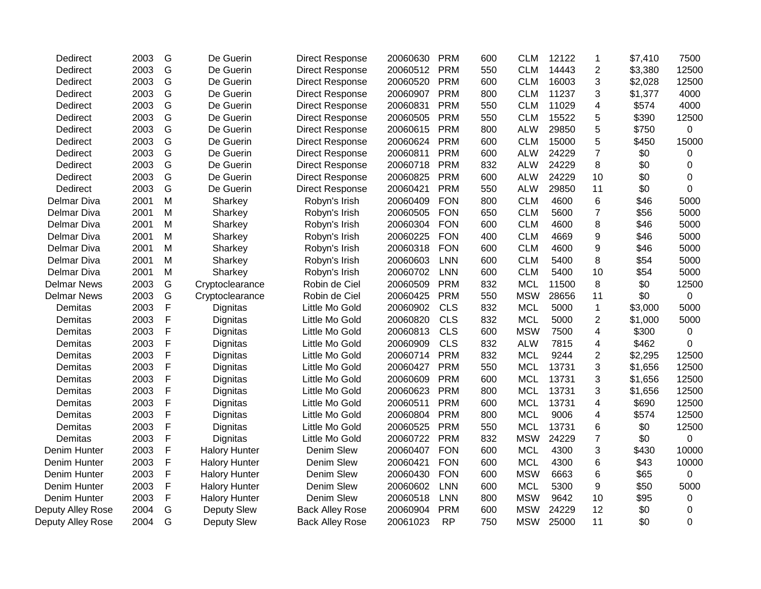| | | | | | | | | | | | | |
|---|---|---|---|---|---|---|---|---|---|---|---|---|
| Dedirect | 2003 | G | De Guerin | Direct Response | 20060630 | PRM | 600 | CLM | 12122 | 1 | $7,410 | 7500 |
| Dedirect | 2003 | G | De Guerin | Direct Response | 20060512 | PRM | 550 | CLM | 14443 | 2 | $3,380 | 12500 |
| Dedirect | 2003 | G | De Guerin | Direct Response | 20060520 | PRM | 600 | CLM | 16003 | 3 | $2,028 | 12500 |
| Dedirect | 2003 | G | De Guerin | Direct Response | 20060907 | PRM | 800 | CLM | 11237 | 3 | $1,377 | 4000 |
| Dedirect | 2003 | G | De Guerin | Direct Response | 20060831 | PRM | 550 | CLM | 11029 | 4 | $574 | 4000 |
| Dedirect | 2003 | G | De Guerin | Direct Response | 20060505 | PRM | 550 | CLM | 15522 | 5 | $390 | 12500 |
| Dedirect | 2003 | G | De Guerin | Direct Response | 20060615 | PRM | 800 | ALW | 29850 | 5 | $750 | 0 |
| Dedirect | 2003 | G | De Guerin | Direct Response | 20060624 | PRM | 600 | CLM | 15000 | 5 | $450 | 15000 |
| Dedirect | 2003 | G | De Guerin | Direct Response | 20060811 | PRM | 600 | ALW | 24229 | 7 | $0 | 0 |
| Dedirect | 2003 | G | De Guerin | Direct Response | 20060718 | PRM | 832 | ALW | 24229 | 8 | $0 | 0 |
| Dedirect | 2003 | G | De Guerin | Direct Response | 20060825 | PRM | 600 | ALW | 24229 | 10 | $0 | 0 |
| Dedirect | 2003 | G | De Guerin | Direct Response | 20060421 | PRM | 550 | ALW | 29850 | 11 | $0 | 0 |
| Delmar Diva | 2001 | M | Sharkey | Robyn's Irish | 20060409 | FON | 800 | CLM | 4600 | 6 | $46 | 5000 |
| Delmar Diva | 2001 | M | Sharkey | Robyn's Irish | 20060505 | FON | 650 | CLM | 5600 | 7 | $56 | 5000 |
| Delmar Diva | 2001 | M | Sharkey | Robyn's Irish | 20060304 | FON | 600 | CLM | 4600 | 8 | $46 | 5000 |
| Delmar Diva | 2001 | M | Sharkey | Robyn's Irish | 20060225 | FON | 400 | CLM | 4669 | 9 | $46 | 5000 |
| Delmar Diva | 2001 | M | Sharkey | Robyn's Irish | 20060318 | FON | 600 | CLM | 4600 | 9 | $46 | 5000 |
| Delmar Diva | 2001 | M | Sharkey | Robyn's Irish | 20060603 | LNN | 600 | CLM | 5400 | 8 | $54 | 5000 |
| Delmar Diva | 2001 | M | Sharkey | Robyn's Irish | 20060702 | LNN | 600 | CLM | 5400 | 10 | $54 | 5000 |
| Delmar News | 2003 | G | Cryptoclearance | Robin de Ciel | 20060509 | PRM | 832 | MCL | 11500 | 8 | $0 | 12500 |
| Delmar News | 2003 | G | Cryptoclearance | Robin de Ciel | 20060425 | PRM | 550 | MSW | 28656 | 11 | $0 | 0 |
| Demitas | 2003 | F | Dignitas | Little Mo Gold | 20060902 | CLS | 832 | MCL | 5000 | 1 | $3,000 | 5000 |
| Demitas | 2003 | F | Dignitas | Little Mo Gold | 20060820 | CLS | 832 | MCL | 5000 | 2 | $1,000 | 5000 |
| Demitas | 2003 | F | Dignitas | Little Mo Gold | 20060813 | CLS | 600 | MSW | 7500 | 4 | $300 | 0 |
| Demitas | 2003 | F | Dignitas | Little Mo Gold | 20060909 | CLS | 832 | ALW | 7815 | 4 | $462 | 0 |
| Demitas | 2003 | F | Dignitas | Little Mo Gold | 20060714 | PRM | 832 | MCL | 9244 | 2 | $2,295 | 12500 |
| Demitas | 2003 | F | Dignitas | Little Mo Gold | 20060427 | PRM | 550 | MCL | 13731 | 3 | $1,656 | 12500 |
| Demitas | 2003 | F | Dignitas | Little Mo Gold | 20060609 | PRM | 600 | MCL | 13731 | 3 | $1,656 | 12500 |
| Demitas | 2003 | F | Dignitas | Little Mo Gold | 20060623 | PRM | 800 | MCL | 13731 | 3 | $1,656 | 12500 |
| Demitas | 2003 | F | Dignitas | Little Mo Gold | 20060511 | PRM | 600 | MCL | 13731 | 4 | $690 | 12500 |
| Demitas | 2003 | F | Dignitas | Little Mo Gold | 20060804 | PRM | 800 | MCL | 9006 | 4 | $574 | 12500 |
| Demitas | 2003 | F | Dignitas | Little Mo Gold | 20060525 | PRM | 550 | MCL | 13731 | 6 | $0 | 12500 |
| Demitas | 2003 | F | Dignitas | Little Mo Gold | 20060722 | PRM | 832 | MSW | 24229 | 7 | $0 | 0 |
| Denim Hunter | 2003 | F | Halory Hunter | Denim Slew | 20060407 | FON | 600 | MCL | 4300 | 3 | $430 | 10000 |
| Denim Hunter | 2003 | F | Halory Hunter | Denim Slew | 20060421 | FON | 600 | MCL | 4300 | 6 | $43 | 10000 |
| Denim Hunter | 2003 | F | Halory Hunter | Denim Slew | 20060430 | FON | 600 | MSW | 6663 | 6 | $65 | 0 |
| Denim Hunter | 2003 | F | Halory Hunter | Denim Slew | 20060602 | LNN | 600 | MCL | 5300 | 9 | $50 | 5000 |
| Denim Hunter | 2003 | F | Halory Hunter | Denim Slew | 20060518 | LNN | 800 | MSW | 9642 | 10 | $95 | 0 |
| Deputy Alley Rose | 2004 | G | Deputy Slew | Back Alley Rose | 20060904 | PRM | 600 | MSW | 24229 | 12 | $0 | 0 |
| Deputy Alley Rose | 2004 | G | Deputy Slew | Back Alley Rose | 20061023 | RP | 750 | MSW | 25000 | 11 | $0 | 0 |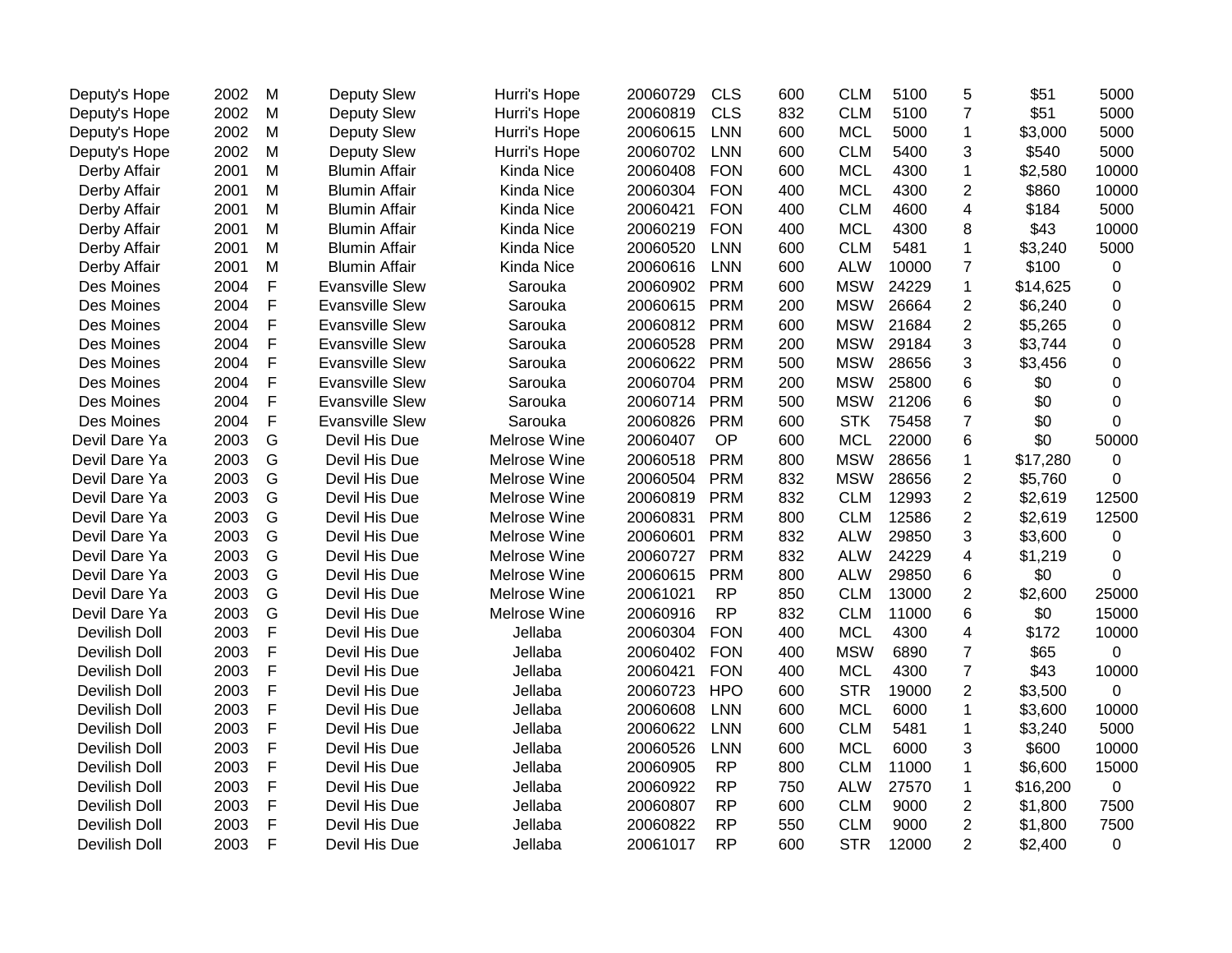| | | | | | | | | | | | | |
|---|---|---|---|---|---|---|---|---|---|---|---|---|
| Deputy's Hope | 2002 | M | Deputy Slew | Hurri's Hope | 20060729 | CLS | 600 | CLM | 5100 | 5 | $51 | 5000 |
| Deputy's Hope | 2002 | M | Deputy Slew | Hurri's Hope | 20060819 | CLS | 832 | CLM | 5100 | 7 | $51 | 5000 |
| Deputy's Hope | 2002 | M | Deputy Slew | Hurri's Hope | 20060615 | LNN | 600 | MCL | 5000 | 1 | $3,000 | 5000 |
| Deputy's Hope | 2002 | M | Deputy Slew | Hurri's Hope | 20060702 | LNN | 600 | CLM | 5400 | 3 | $540 | 5000 |
| Derby Affair | 2001 | M | Blumin Affair | Kinda Nice | 20060408 | FON | 600 | MCL | 4300 | 1 | $2,580 | 10000 |
| Derby Affair | 2001 | M | Blumin Affair | Kinda Nice | 20060304 | FON | 400 | MCL | 4300 | 2 | $860 | 10000 |
| Derby Affair | 2001 | M | Blumin Affair | Kinda Nice | 20060421 | FON | 400 | CLM | 4600 | 4 | $184 | 5000 |
| Derby Affair | 2001 | M | Blumin Affair | Kinda Nice | 20060219 | FON | 400 | MCL | 4300 | 8 | $43 | 10000 |
| Derby Affair | 2001 | M | Blumin Affair | Kinda Nice | 20060520 | LNN | 600 | CLM | 5481 | 1 | $3,240 | 5000 |
| Derby Affair | 2001 | M | Blumin Affair | Kinda Nice | 20060616 | LNN | 600 | ALW | 10000 | 7 | $100 | 0 |
| Des Moines | 2004 | F | Evansville Slew | Sarouka | 20060902 | PRM | 600 | MSW | 24229 | 1 | $14,625 | 0 |
| Des Moines | 2004 | F | Evansville Slew | Sarouka | 20060615 | PRM | 200 | MSW | 26664 | 2 | $6,240 | 0 |
| Des Moines | 2004 | F | Evansville Slew | Sarouka | 20060812 | PRM | 600 | MSW | 21684 | 2 | $5,265 | 0 |
| Des Moines | 2004 | F | Evansville Slew | Sarouka | 20060528 | PRM | 200 | MSW | 29184 | 3 | $3,744 | 0 |
| Des Moines | 2004 | F | Evansville Slew | Sarouka | 20060622 | PRM | 500 | MSW | 28656 | 3 | $3,456 | 0 |
| Des Moines | 2004 | F | Evansville Slew | Sarouka | 20060704 | PRM | 200 | MSW | 25800 | 6 | $0 | 0 |
| Des Moines | 2004 | F | Evansville Slew | Sarouka | 20060714 | PRM | 500 | MSW | 21206 | 6 | $0 | 0 |
| Des Moines | 2004 | F | Evansville Slew | Sarouka | 20060826 | PRM | 600 | STK | 75458 | 7 | $0 | 0 |
| Devil Dare Ya | 2003 | G | Devil His Due | Melrose Wine | 20060407 | OP | 600 | MCL | 22000 | 6 | $0 | 50000 |
| Devil Dare Ya | 2003 | G | Devil His Due | Melrose Wine | 20060518 | PRM | 800 | MSW | 28656 | 1 | $17,280 | 0 |
| Devil Dare Ya | 2003 | G | Devil His Due | Melrose Wine | 20060504 | PRM | 832 | MSW | 28656 | 2 | $5,760 | 0 |
| Devil Dare Ya | 2003 | G | Devil His Due | Melrose Wine | 20060819 | PRM | 832 | CLM | 12993 | 2 | $2,619 | 12500 |
| Devil Dare Ya | 2003 | G | Devil His Due | Melrose Wine | 20060831 | PRM | 800 | CLM | 12586 | 2 | $2,619 | 12500 |
| Devil Dare Ya | 2003 | G | Devil His Due | Melrose Wine | 20060601 | PRM | 832 | ALW | 29850 | 3 | $3,600 | 0 |
| Devil Dare Ya | 2003 | G | Devil His Due | Melrose Wine | 20060727 | PRM | 832 | ALW | 24229 | 4 | $1,219 | 0 |
| Devil Dare Ya | 2003 | G | Devil His Due | Melrose Wine | 20060615 | PRM | 800 | ALW | 29850 | 6 | $0 | 0 |
| Devil Dare Ya | 2003 | G | Devil His Due | Melrose Wine | 20061021 | RP | 850 | CLM | 13000 | 2 | $2,600 | 25000 |
| Devil Dare Ya | 2003 | G | Devil His Due | Melrose Wine | 20060916 | RP | 832 | CLM | 11000 | 6 | $0 | 15000 |
| Devilish Doll | 2003 | F | Devil His Due | Jellaba | 20060304 | FON | 400 | MCL | 4300 | 4 | $172 | 10000 |
| Devilish Doll | 2003 | F | Devil His Due | Jellaba | 20060402 | FON | 400 | MSW | 6890 | 7 | $65 | 0 |
| Devilish Doll | 2003 | F | Devil His Due | Jellaba | 20060421 | FON | 400 | MCL | 4300 | 7 | $43 | 10000 |
| Devilish Doll | 2003 | F | Devil His Due | Jellaba | 20060723 | HPO | 600 | STR | 19000 | 2 | $3,500 | 0 |
| Devilish Doll | 2003 | F | Devil His Due | Jellaba | 20060608 | LNN | 600 | MCL | 6000 | 1 | $3,600 | 10000 |
| Devilish Doll | 2003 | F | Devil His Due | Jellaba | 20060622 | LNN | 600 | CLM | 5481 | 1 | $3,240 | 5000 |
| Devilish Doll | 2003 | F | Devil His Due | Jellaba | 20060526 | LNN | 600 | MCL | 6000 | 3 | $600 | 10000 |
| Devilish Doll | 2003 | F | Devil His Due | Jellaba | 20060905 | RP | 800 | CLM | 11000 | 1 | $6,600 | 15000 |
| Devilish Doll | 2003 | F | Devil His Due | Jellaba | 20060922 | RP | 750 | ALW | 27570 | 1 | $16,200 | 0 |
| Devilish Doll | 2003 | F | Devil His Due | Jellaba | 20060807 | RP | 600 | CLM | 9000 | 2 | $1,800 | 7500 |
| Devilish Doll | 2003 | F | Devil His Due | Jellaba | 20060822 | RP | 550 | CLM | 9000 | 2 | $1,800 | 7500 |
| Devilish Doll | 2003 | F | Devil His Due | Jellaba | 20061017 | RP | 600 | STR | 12000 | 2 | $2,400 | 0 |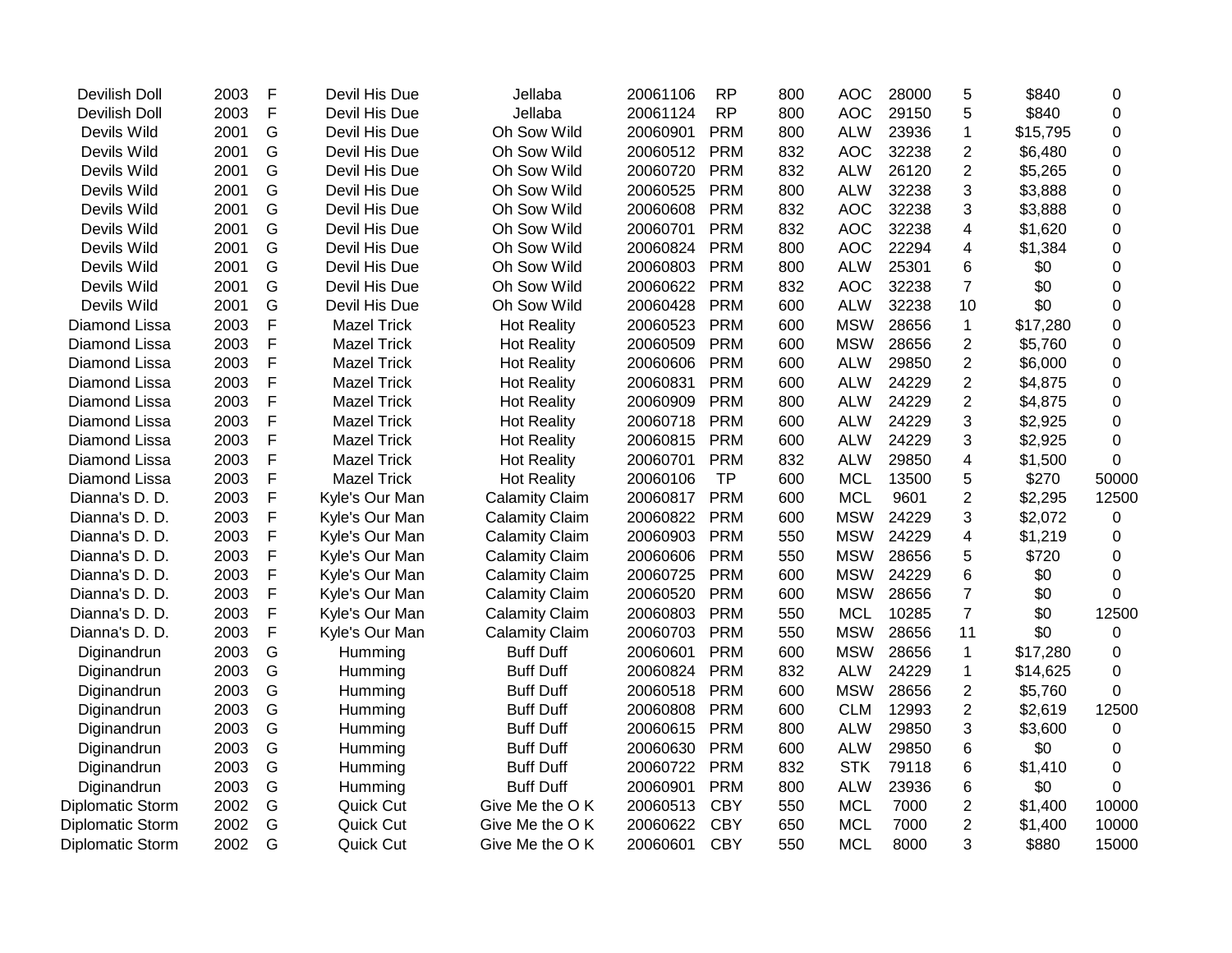| | | | | | | | | | | | | |
|---|---|---|---|---|---|---|---|---|---|---|---|---|
| Devilish Doll | 2003 | F | Devil His Due | Jellaba | 20061106 | RP | 800 | AOC | 28000 | 5 | $840 | 0 |
| Devilish Doll | 2003 | F | Devil His Due | Jellaba | 20061124 | RP | 800 | AOC | 29150 | 5 | $840 | 0 |
| Devils Wild | 2001 | G | Devil His Due | Oh Sow Wild | 20060901 | PRM | 800 | ALW | 23936 | 1 | $15,795 | 0 |
| Devils Wild | 2001 | G | Devil His Due | Oh Sow Wild | 20060512 | PRM | 832 | AOC | 32238 | 2 | $6,480 | 0 |
| Devils Wild | 2001 | G | Devil His Due | Oh Sow Wild | 20060720 | PRM | 832 | ALW | 26120 | 2 | $5,265 | 0 |
| Devils Wild | 2001 | G | Devil His Due | Oh Sow Wild | 20060525 | PRM | 800 | ALW | 32238 | 3 | $3,888 | 0 |
| Devils Wild | 2001 | G | Devil His Due | Oh Sow Wild | 20060608 | PRM | 832 | AOC | 32238 | 3 | $3,888 | 0 |
| Devils Wild | 2001 | G | Devil His Due | Oh Sow Wild | 20060701 | PRM | 832 | AOC | 32238 | 4 | $1,620 | 0 |
| Devils Wild | 2001 | G | Devil His Due | Oh Sow Wild | 20060824 | PRM | 800 | AOC | 22294 | 4 | $1,384 | 0 |
| Devils Wild | 2001 | G | Devil His Due | Oh Sow Wild | 20060803 | PRM | 800 | ALW | 25301 | 6 | $0 | 0 |
| Devils Wild | 2001 | G | Devil His Due | Oh Sow Wild | 20060622 | PRM | 832 | AOC | 32238 | 7 | $0 | 0 |
| Devils Wild | 2001 | G | Devil His Due | Oh Sow Wild | 20060428 | PRM | 600 | ALW | 32238 | 10 | $0 | 0 |
| Diamond Lissa | 2003 | F | Mazel Trick | Hot Reality | 20060523 | PRM | 600 | MSW | 28656 | 1 | $17,280 | 0 |
| Diamond Lissa | 2003 | F | Mazel Trick | Hot Reality | 20060509 | PRM | 600 | MSW | 28656 | 2 | $5,760 | 0 |
| Diamond Lissa | 2003 | F | Mazel Trick | Hot Reality | 20060606 | PRM | 600 | ALW | 29850 | 2 | $6,000 | 0 |
| Diamond Lissa | 2003 | F | Mazel Trick | Hot Reality | 20060831 | PRM | 600 | ALW | 24229 | 2 | $4,875 | 0 |
| Diamond Lissa | 2003 | F | Mazel Trick | Hot Reality | 20060909 | PRM | 800 | ALW | 24229 | 2 | $4,875 | 0 |
| Diamond Lissa | 2003 | F | Mazel Trick | Hot Reality | 20060718 | PRM | 600 | ALW | 24229 | 3 | $2,925 | 0 |
| Diamond Lissa | 2003 | F | Mazel Trick | Hot Reality | 20060815 | PRM | 600 | ALW | 24229 | 3 | $2,925 | 0 |
| Diamond Lissa | 2003 | F | Mazel Trick | Hot Reality | 20060701 | PRM | 832 | ALW | 29850 | 4 | $1,500 | 0 |
| Diamond Lissa | 2003 | F | Mazel Trick | Hot Reality | 20060106 | TP | 600 | MCL | 13500 | 5 | $270 | 50000 |
| Dianna's D. D. | 2003 | F | Kyle's Our Man | Calamity Claim | 20060817 | PRM | 600 | MCL | 9601 | 2 | $2,295 | 12500 |
| Dianna's D. D. | 2003 | F | Kyle's Our Man | Calamity Claim | 20060822 | PRM | 600 | MSW | 24229 | 3 | $2,072 | 0 |
| Dianna's D. D. | 2003 | F | Kyle's Our Man | Calamity Claim | 20060903 | PRM | 550 | MSW | 24229 | 4 | $1,219 | 0 |
| Dianna's D. D. | 2003 | F | Kyle's Our Man | Calamity Claim | 20060606 | PRM | 550 | MSW | 28656 | 5 | $720 | 0 |
| Dianna's D. D. | 2003 | F | Kyle's Our Man | Calamity Claim | 20060725 | PRM | 600 | MSW | 24229 | 6 | $0 | 0 |
| Dianna's D. D. | 2003 | F | Kyle's Our Man | Calamity Claim | 20060520 | PRM | 600 | MSW | 28656 | 7 | $0 | 0 |
| Dianna's D. D. | 2003 | F | Kyle's Our Man | Calamity Claim | 20060803 | PRM | 550 | MCL | 10285 | 7 | $0 | 12500 |
| Dianna's D. D. | 2003 | F | Kyle's Our Man | Calamity Claim | 20060703 | PRM | 550 | MSW | 28656 | 11 | $0 | 0 |
| Diginandrun | 2003 | G | Humming | Buff Duff | 20060601 | PRM | 600 | MSW | 28656 | 1 | $17,280 | 0 |
| Diginandrun | 2003 | G | Humming | Buff Duff | 20060824 | PRM | 832 | ALW | 24229 | 1 | $14,625 | 0 |
| Diginandrun | 2003 | G | Humming | Buff Duff | 20060518 | PRM | 600 | MSW | 28656 | 2 | $5,760 | 0 |
| Diginandrun | 2003 | G | Humming | Buff Duff | 20060808 | PRM | 600 | CLM | 12993 | 2 | $2,619 | 12500 |
| Diginandrun | 2003 | G | Humming | Buff Duff | 20060615 | PRM | 800 | ALW | 29850 | 3 | $3,600 | 0 |
| Diginandrun | 2003 | G | Humming | Buff Duff | 20060630 | PRM | 600 | ALW | 29850 | 6 | $0 | 0 |
| Diginandrun | 2003 | G | Humming | Buff Duff | 20060722 | PRM | 832 | STK | 79118 | 6 | $1,410 | 0 |
| Diginandrun | 2003 | G | Humming | Buff Duff | 20060901 | PRM | 800 | ALW | 23936 | 6 | $0 | 0 |
| Diplomatic Storm | 2002 | G | Quick Cut | Give Me the O K | 20060513 | CBY | 550 | MCL | 7000 | 2 | $1,400 | 10000 |
| Diplomatic Storm | 2002 | G | Quick Cut | Give Me the O K | 20060622 | CBY | 650 | MCL | 7000 | 2 | $1,400 | 10000 |
| Diplomatic Storm | 2002 | G | Quick Cut | Give Me the O K | 20060601 | CBY | 550 | MCL | 8000 | 3 | $880 | 15000 |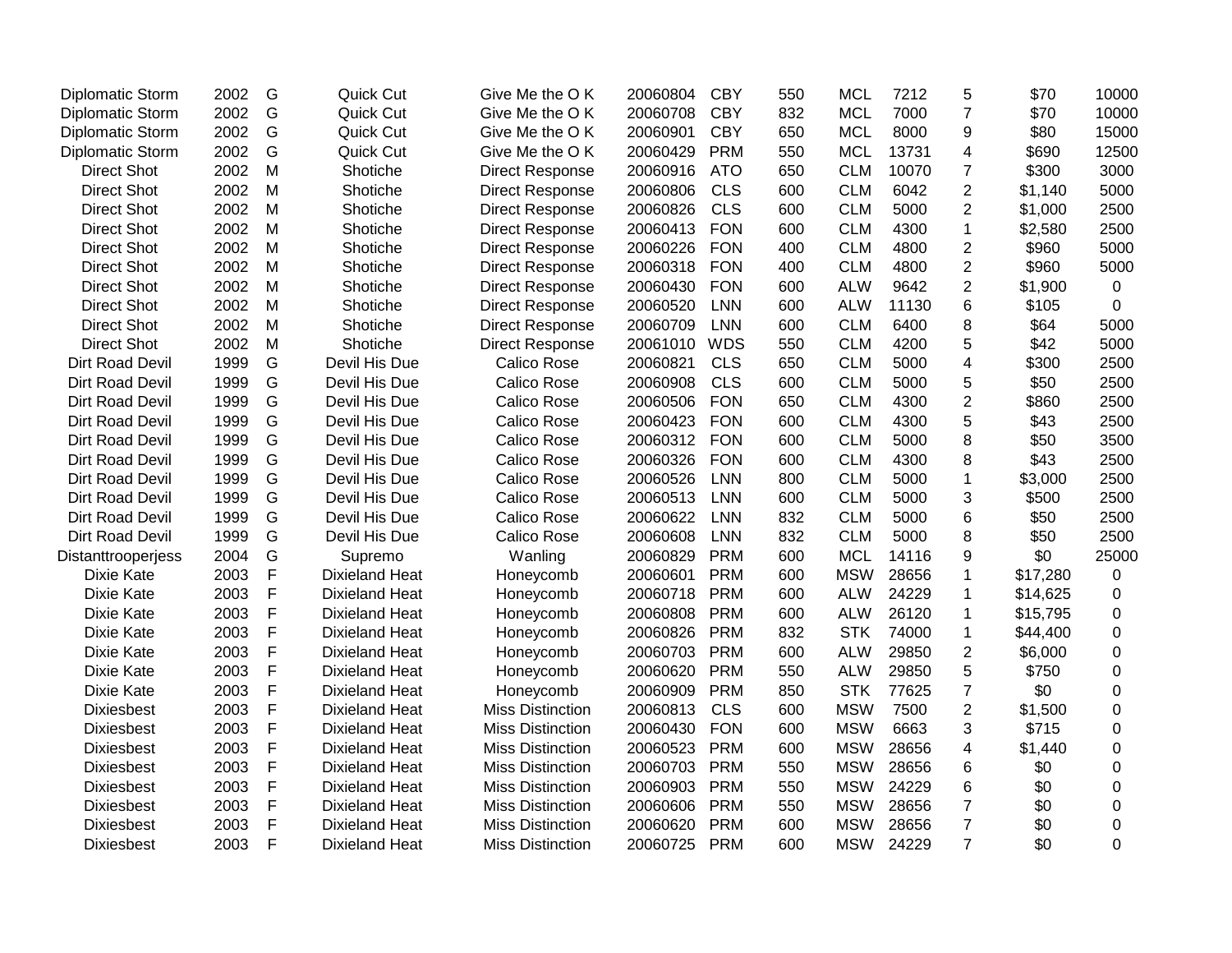| | | | | | | | | | | | | |
|---|---|---|---|---|---|---|---|---|---|---|---|---|
| Diplomatic Storm | 2002 | G | Quick Cut | Give Me the O K | 20060804 | CBY | 550 | MCL | 7212 | 5 | $70 | 10000 |
| Diplomatic Storm | 2002 | G | Quick Cut | Give Me the O K | 20060708 | CBY | 832 | MCL | 7000 | 7 | $70 | 10000 |
| Diplomatic Storm | 2002 | G | Quick Cut | Give Me the O K | 20060901 | CBY | 650 | MCL | 8000 | 9 | $80 | 15000 |
| Diplomatic Storm | 2002 | G | Quick Cut | Give Me the O K | 20060429 | PRM | 550 | MCL | 13731 | 4 | $690 | 12500 |
| Direct Shot | 2002 | M | Shotiche | Direct Response | 20060916 | ATO | 650 | CLM | 10070 | 7 | $300 | 3000 |
| Direct Shot | 2002 | M | Shotiche | Direct Response | 20060806 | CLS | 600 | CLM | 6042 | 2 | $1,140 | 5000 |
| Direct Shot | 2002 | M | Shotiche | Direct Response | 20060826 | CLS | 600 | CLM | 5000 | 2 | $1,000 | 2500 |
| Direct Shot | 2002 | M | Shotiche | Direct Response | 20060413 | FON | 600 | CLM | 4300 | 1 | $2,580 | 2500 |
| Direct Shot | 2002 | M | Shotiche | Direct Response | 20060226 | FON | 400 | CLM | 4800 | 2 | $960 | 5000 |
| Direct Shot | 2002 | M | Shotiche | Direct Response | 20060318 | FON | 400 | CLM | 4800 | 2 | $960 | 5000 |
| Direct Shot | 2002 | M | Shotiche | Direct Response | 20060430 | FON | 600 | ALW | 9642 | 2 | $1,900 | 0 |
| Direct Shot | 2002 | M | Shotiche | Direct Response | 20060520 | LNN | 600 | ALW | 11130 | 6 | $105 | 0 |
| Direct Shot | 2002 | M | Shotiche | Direct Response | 20060709 | LNN | 600 | CLM | 6400 | 8 | $64 | 5000 |
| Direct Shot | 2002 | M | Shotiche | Direct Response | 20061010 | WDS | 550 | CLM | 4200 | 5 | $42 | 5000 |
| Dirt Road Devil | 1999 | G | Devil His Due | Calico Rose | 20060821 | CLS | 650 | CLM | 5000 | 4 | $300 | 2500 |
| Dirt Road Devil | 1999 | G | Devil His Due | Calico Rose | 20060908 | CLS | 600 | CLM | 5000 | 5 | $50 | 2500 |
| Dirt Road Devil | 1999 | G | Devil His Due | Calico Rose | 20060506 | FON | 650 | CLM | 4300 | 2 | $860 | 2500 |
| Dirt Road Devil | 1999 | G | Devil His Due | Calico Rose | 20060423 | FON | 600 | CLM | 4300 | 5 | $43 | 2500 |
| Dirt Road Devil | 1999 | G | Devil His Due | Calico Rose | 20060312 | FON | 600 | CLM | 5000 | 8 | $50 | 3500 |
| Dirt Road Devil | 1999 | G | Devil His Due | Calico Rose | 20060326 | FON | 600 | CLM | 4300 | 8 | $43 | 2500 |
| Dirt Road Devil | 1999 | G | Devil His Due | Calico Rose | 20060526 | LNN | 800 | CLM | 5000 | 1 | $3,000 | 2500 |
| Dirt Road Devil | 1999 | G | Devil His Due | Calico Rose | 20060513 | LNN | 600 | CLM | 5000 | 3 | $500 | 2500 |
| Dirt Road Devil | 1999 | G | Devil His Due | Calico Rose | 20060622 | LNN | 832 | CLM | 5000 | 6 | $50 | 2500 |
| Dirt Road Devil | 1999 | G | Devil His Due | Calico Rose | 20060608 | LNN | 832 | CLM | 5000 | 8 | $50 | 2500 |
| Distanttrooperjess | 2004 | G | Supremo | Wanling | 20060829 | PRM | 600 | MCL | 14116 | 9 | $0 | 25000 |
| Dixie Kate | 2003 | F | Dixieland Heat | Honeycomb | 20060601 | PRM | 600 | MSW | 28656 | 1 | $17,280 | 0 |
| Dixie Kate | 2003 | F | Dixieland Heat | Honeycomb | 20060718 | PRM | 600 | ALW | 24229 | 1 | $14,625 | 0 |
| Dixie Kate | 2003 | F | Dixieland Heat | Honeycomb | 20060808 | PRM | 600 | ALW | 26120 | 1 | $15,795 | 0 |
| Dixie Kate | 2003 | F | Dixieland Heat | Honeycomb | 20060826 | PRM | 832 | STK | 74000 | 1 | $44,400 | 0 |
| Dixie Kate | 2003 | F | Dixieland Heat | Honeycomb | 20060703 | PRM | 600 | ALW | 29850 | 2 | $6,000 | 0 |
| Dixie Kate | 2003 | F | Dixieland Heat | Honeycomb | 20060620 | PRM | 550 | ALW | 29850 | 5 | $750 | 0 |
| Dixie Kate | 2003 | F | Dixieland Heat | Honeycomb | 20060909 | PRM | 850 | STK | 77625 | 7 | $0 | 0 |
| Dixiesbest | 2003 | F | Dixieland Heat | Miss Distinction | 20060813 | CLS | 600 | MSW | 7500 | 2 | $1,500 | 0 |
| Dixiesbest | 2003 | F | Dixieland Heat | Miss Distinction | 20060430 | FON | 600 | MSW | 6663 | 3 | $715 | 0 |
| Dixiesbest | 2003 | F | Dixieland Heat | Miss Distinction | 20060523 | PRM | 600 | MSW | 28656 | 4 | $1,440 | 0 |
| Dixiesbest | 2003 | F | Dixieland Heat | Miss Distinction | 20060703 | PRM | 550 | MSW | 28656 | 6 | $0 | 0 |
| Dixiesbest | 2003 | F | Dixieland Heat | Miss Distinction | 20060903 | PRM | 550 | MSW | 24229 | 6 | $0 | 0 |
| Dixiesbest | 2003 | F | Dixieland Heat | Miss Distinction | 20060606 | PRM | 550 | MSW | 28656 | 7 | $0 | 0 |
| Dixiesbest | 2003 | F | Dixieland Heat | Miss Distinction | 20060620 | PRM | 600 | MSW | 28656 | 7 | $0 | 0 |
| Dixiesbest | 2003 | F | Dixieland Heat | Miss Distinction | 20060725 | PRM | 600 | MSW | 24229 | 7 | $0 | 0 |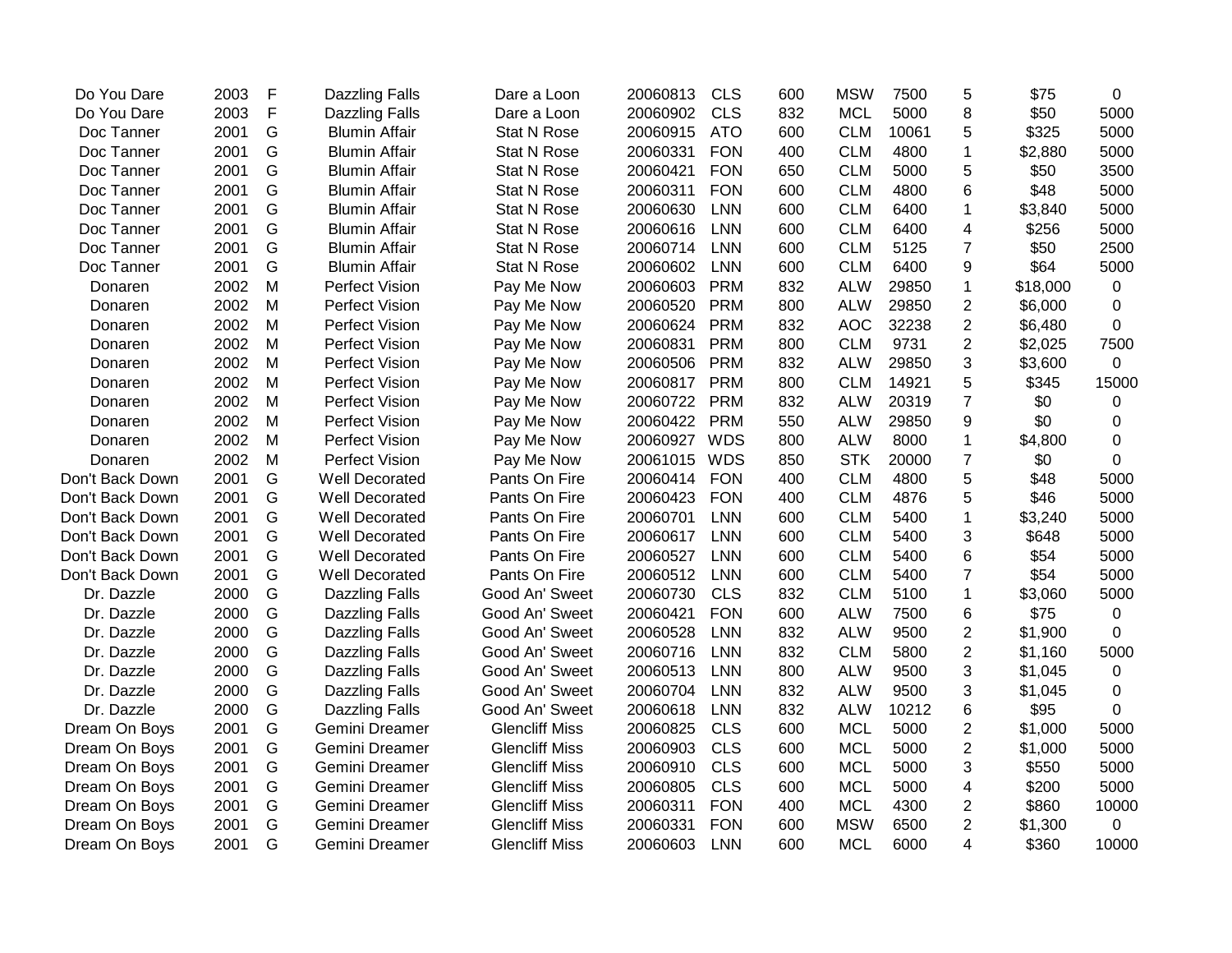| | | | | | | | | | | | | |
|---|---|---|---|---|---|---|---|---|---|---|---|---|
| Do You Dare | 2003 | F | Dazzling Falls | Dare a Loon | 20060813 | CLS | 600 | MSW | 7500 | 5 | $75 | 0 |
| Do You Dare | 2003 | F | Dazzling Falls | Dare a Loon | 20060902 | CLS | 832 | MCL | 5000 | 8 | $50 | 5000 |
| Doc Tanner | 2001 | G | Blumin Affair | Stat N Rose | 20060915 | ATO | 600 | CLM | 10061 | 5 | $325 | 5000 |
| Doc Tanner | 2001 | G | Blumin Affair | Stat N Rose | 20060331 | FON | 400 | CLM | 4800 | 1 | $2,880 | 5000 |
| Doc Tanner | 2001 | G | Blumin Affair | Stat N Rose | 20060421 | FON | 650 | CLM | 5000 | 5 | $50 | 3500 |
| Doc Tanner | 2001 | G | Blumin Affair | Stat N Rose | 20060311 | FON | 600 | CLM | 4800 | 6 | $48 | 5000 |
| Doc Tanner | 2001 | G | Blumin Affair | Stat N Rose | 20060630 | LNN | 600 | CLM | 6400 | 1 | $3,840 | 5000 |
| Doc Tanner | 2001 | G | Blumin Affair | Stat N Rose | 20060616 | LNN | 600 | CLM | 6400 | 4 | $256 | 5000 |
| Doc Tanner | 2001 | G | Blumin Affair | Stat N Rose | 20060714 | LNN | 600 | CLM | 5125 | 7 | $50 | 2500 |
| Doc Tanner | 2001 | G | Blumin Affair | Stat N Rose | 20060602 | LNN | 600 | CLM | 6400 | 9 | $64 | 5000 |
| Donaren | 2002 | M | Perfect Vision | Pay Me Now | 20060603 | PRM | 832 | ALW | 29850 | 1 | $18,000 | 0 |
| Donaren | 2002 | M | Perfect Vision | Pay Me Now | 20060520 | PRM | 800 | ALW | 29850 | 2 | $6,000 | 0 |
| Donaren | 2002 | M | Perfect Vision | Pay Me Now | 20060624 | PRM | 832 | AOC | 32238 | 2 | $6,480 | 0 |
| Donaren | 2002 | M | Perfect Vision | Pay Me Now | 20060831 | PRM | 800 | CLM | 9731 | 2 | $2,025 | 7500 |
| Donaren | 2002 | M | Perfect Vision | Pay Me Now | 20060506 | PRM | 832 | ALW | 29850 | 3 | $3,600 | 0 |
| Donaren | 2002 | M | Perfect Vision | Pay Me Now | 20060817 | PRM | 800 | CLM | 14921 | 5 | $345 | 15000 |
| Donaren | 2002 | M | Perfect Vision | Pay Me Now | 20060722 | PRM | 832 | ALW | 20319 | 7 | $0 | 0 |
| Donaren | 2002 | M | Perfect Vision | Pay Me Now | 20060422 | PRM | 550 | ALW | 29850 | 9 | $0 | 0 |
| Donaren | 2002 | M | Perfect Vision | Pay Me Now | 20060927 | WDS | 800 | ALW | 8000 | 1 | $4,800 | 0 |
| Donaren | 2002 | M | Perfect Vision | Pay Me Now | 20061015 | WDS | 850 | STK | 20000 | 7 | $0 | 0 |
| Don't Back Down | 2001 | G | Well Decorated | Pants On Fire | 20060414 | FON | 400 | CLM | 4800 | 5 | $48 | 5000 |
| Don't Back Down | 2001 | G | Well Decorated | Pants On Fire | 20060423 | FON | 400 | CLM | 4876 | 5 | $46 | 5000 |
| Don't Back Down | 2001 | G | Well Decorated | Pants On Fire | 20060701 | LNN | 600 | CLM | 5400 | 1 | $3,240 | 5000 |
| Don't Back Down | 2001 | G | Well Decorated | Pants On Fire | 20060617 | LNN | 600 | CLM | 5400 | 3 | $648 | 5000 |
| Don't Back Down | 2001 | G | Well Decorated | Pants On Fire | 20060527 | LNN | 600 | CLM | 5400 | 6 | $54 | 5000 |
| Don't Back Down | 2001 | G | Well Decorated | Pants On Fire | 20060512 | LNN | 600 | CLM | 5400 | 7 | $54 | 5000 |
| Dr. Dazzle | 2000 | G | Dazzling Falls | Good An' Sweet | 20060730 | CLS | 832 | CLM | 5100 | 1 | $3,060 | 5000 |
| Dr. Dazzle | 2000 | G | Dazzling Falls | Good An' Sweet | 20060421 | FON | 600 | ALW | 7500 | 6 | $75 | 0 |
| Dr. Dazzle | 2000 | G | Dazzling Falls | Good An' Sweet | 20060528 | LNN | 832 | ALW | 9500 | 2 | $1,900 | 0 |
| Dr. Dazzle | 2000 | G | Dazzling Falls | Good An' Sweet | 20060716 | LNN | 832 | CLM | 5800 | 2 | $1,160 | 5000 |
| Dr. Dazzle | 2000 | G | Dazzling Falls | Good An' Sweet | 20060513 | LNN | 800 | ALW | 9500 | 3 | $1,045 | 0 |
| Dr. Dazzle | 2000 | G | Dazzling Falls | Good An' Sweet | 20060704 | LNN | 832 | ALW | 9500 | 3 | $1,045 | 0 |
| Dr. Dazzle | 2000 | G | Dazzling Falls | Good An' Sweet | 20060618 | LNN | 832 | ALW | 10212 | 6 | $95 | 0 |
| Dream On Boys | 2001 | G | Gemini Dreamer | Glencliff Miss | 20060825 | CLS | 600 | MCL | 5000 | 2 | $1,000 | 5000 |
| Dream On Boys | 2001 | G | Gemini Dreamer | Glencliff Miss | 20060903 | CLS | 600 | MCL | 5000 | 2 | $1,000 | 5000 |
| Dream On Boys | 2001 | G | Gemini Dreamer | Glencliff Miss | 20060910 | CLS | 600 | MCL | 5000 | 3 | $550 | 5000 |
| Dream On Boys | 2001 | G | Gemini Dreamer | Glencliff Miss | 20060805 | CLS | 600 | MCL | 5000 | 4 | $200 | 5000 |
| Dream On Boys | 2001 | G | Gemini Dreamer | Glencliff Miss | 20060311 | FON | 400 | MCL | 4300 | 2 | $860 | 10000 |
| Dream On Boys | 2001 | G | Gemini Dreamer | Glencliff Miss | 20060331 | FON | 600 | MSW | 6500 | 2 | $1,300 | 0 |
| Dream On Boys | 2001 | G | Gemini Dreamer | Glencliff Miss | 20060603 | LNN | 600 | MCL | 6000 | 4 | $360 | 10000 |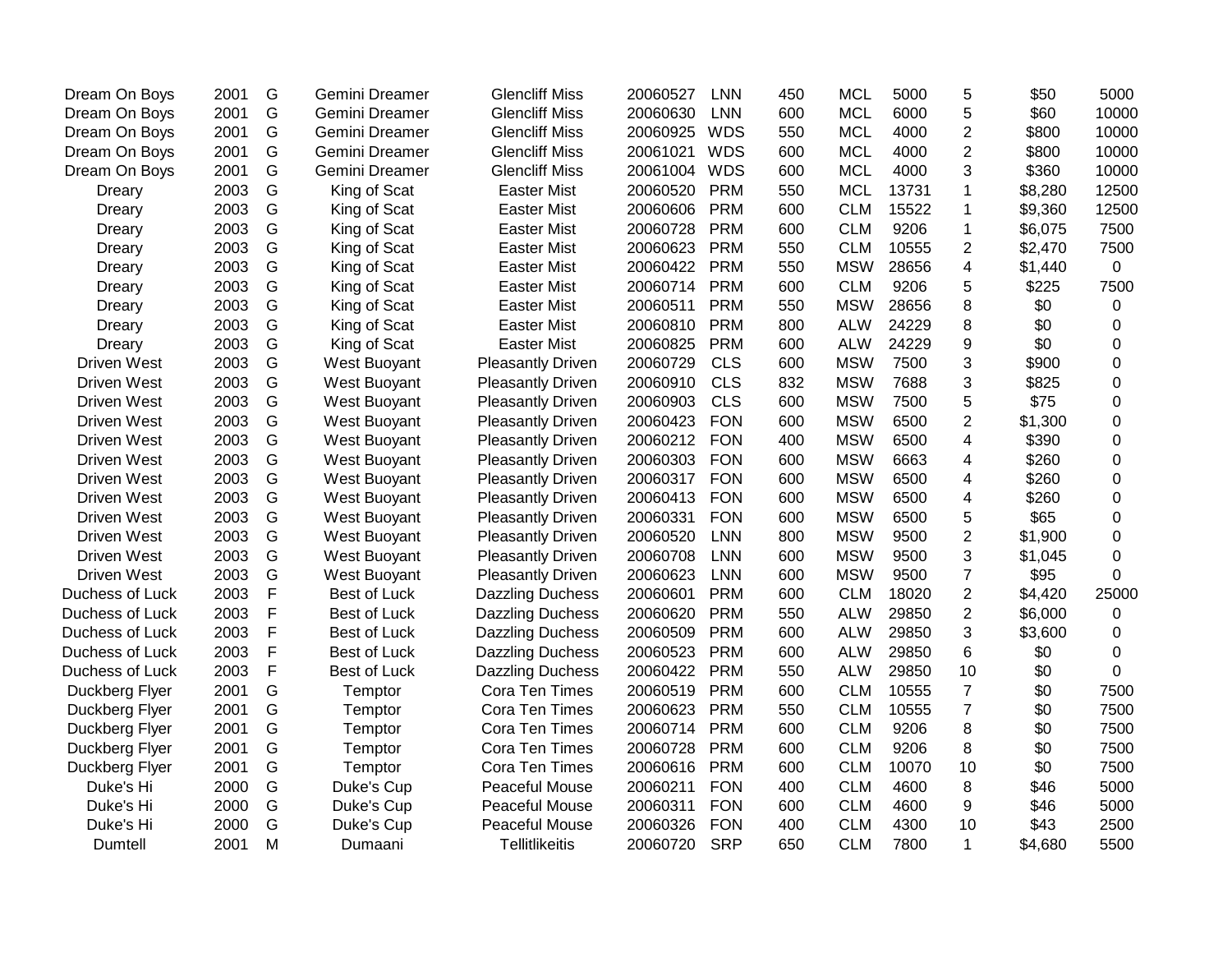| | | | | | | | | | | | | |
|---|---|---|---|---|---|---|---|---|---|---|---|---|
| Dream On Boys | 2001 | G | Gemini Dreamer | Glencliff Miss | 20060527 | LNN | 450 | MCL | 5000 | 5 | $50 | 5000 |
| Dream On Boys | 2001 | G | Gemini Dreamer | Glencliff Miss | 20060630 | LNN | 600 | MCL | 6000 | 5 | $60 | 10000 |
| Dream On Boys | 2001 | G | Gemini Dreamer | Glencliff Miss | 20060925 | WDS | 550 | MCL | 4000 | 2 | $800 | 10000 |
| Dream On Boys | 2001 | G | Gemini Dreamer | Glencliff Miss | 20061021 | WDS | 600 | MCL | 4000 | 2 | $800 | 10000 |
| Dream On Boys | 2001 | G | Gemini Dreamer | Glencliff Miss | 20061004 | WDS | 600 | MCL | 4000 | 3 | $360 | 10000 |
| Dreary | 2003 | G | King of Scat | Easter Mist | 20060520 | PRM | 550 | MCL | 13731 | 1 | $8,280 | 12500 |
| Dreary | 2003 | G | King of Scat | Easter Mist | 20060606 | PRM | 600 | CLM | 15522 | 1 | $9,360 | 12500 |
| Dreary | 2003 | G | King of Scat | Easter Mist | 20060728 | PRM | 600 | CLM | 9206 | 1 | $6,075 | 7500 |
| Dreary | 2003 | G | King of Scat | Easter Mist | 20060623 | PRM | 550 | CLM | 10555 | 2 | $2,470 | 7500 |
| Dreary | 2003 | G | King of Scat | Easter Mist | 20060422 | PRM | 550 | MSW | 28656 | 4 | $1,440 | 0 |
| Dreary | 2003 | G | King of Scat | Easter Mist | 20060714 | PRM | 600 | CLM | 9206 | 5 | $225 | 7500 |
| Dreary | 2003 | G | King of Scat | Easter Mist | 20060511 | PRM | 550 | MSW | 28656 | 8 | $0 | 0 |
| Dreary | 2003 | G | King of Scat | Easter Mist | 20060810 | PRM | 800 | ALW | 24229 | 8 | $0 | 0 |
| Dreary | 2003 | G | King of Scat | Easter Mist | 20060825 | PRM | 600 | ALW | 24229 | 9 | $0 | 0 |
| Driven West | 2003 | G | West Buoyant | Pleasantly Driven | 20060729 | CLS | 600 | MSW | 7500 | 3 | $900 | 0 |
| Driven West | 2003 | G | West Buoyant | Pleasantly Driven | 20060910 | CLS | 832 | MSW | 7688 | 3 | $825 | 0 |
| Driven West | 2003 | G | West Buoyant | Pleasantly Driven | 20060903 | CLS | 600 | MSW | 7500 | 5 | $75 | 0 |
| Driven West | 2003 | G | West Buoyant | Pleasantly Driven | 20060423 | FON | 600 | MSW | 6500 | 2 | $1,300 | 0 |
| Driven West | 2003 | G | West Buoyant | Pleasantly Driven | 20060212 | FON | 400 | MSW | 6500 | 4 | $390 | 0 |
| Driven West | 2003 | G | West Buoyant | Pleasantly Driven | 20060303 | FON | 600 | MSW | 6663 | 4 | $260 | 0 |
| Driven West | 2003 | G | West Buoyant | Pleasantly Driven | 20060317 | FON | 600 | MSW | 6500 | 4 | $260 | 0 |
| Driven West | 2003 | G | West Buoyant | Pleasantly Driven | 20060413 | FON | 600 | MSW | 6500 | 4 | $260 | 0 |
| Driven West | 2003 | G | West Buoyant | Pleasantly Driven | 20060331 | FON | 600 | MSW | 6500 | 5 | $65 | 0 |
| Driven West | 2003 | G | West Buoyant | Pleasantly Driven | 20060520 | LNN | 800 | MSW | 9500 | 2 | $1,900 | 0 |
| Driven West | 2003 | G | West Buoyant | Pleasantly Driven | 20060708 | LNN | 600 | MSW | 9500 | 3 | $1,045 | 0 |
| Driven West | 2003 | G | West Buoyant | Pleasantly Driven | 20060623 | LNN | 600 | MSW | 9500 | 7 | $95 | 0 |
| Duchess of Luck | 2003 | F | Best of Luck | Dazzling Duchess | 20060601 | PRM | 600 | CLM | 18020 | 2 | $4,420 | 25000 |
| Duchess of Luck | 2003 | F | Best of Luck | Dazzling Duchess | 20060620 | PRM | 550 | ALW | 29850 | 2 | $6,000 | 0 |
| Duchess of Luck | 2003 | F | Best of Luck | Dazzling Duchess | 20060509 | PRM | 600 | ALW | 29850 | 3 | $3,600 | 0 |
| Duchess of Luck | 2003 | F | Best of Luck | Dazzling Duchess | 20060523 | PRM | 600 | ALW | 29850 | 6 | $0 | 0 |
| Duchess of Luck | 2003 | F | Best of Luck | Dazzling Duchess | 20060422 | PRM | 550 | ALW | 29850 | 10 | $0 | 0 |
| Duckberg Flyer | 2001 | G | Temptor | Cora Ten Times | 20060519 | PRM | 600 | CLM | 10555 | 7 | $0 | 7500 |
| Duckberg Flyer | 2001 | G | Temptor | Cora Ten Times | 20060623 | PRM | 550 | CLM | 10555 | 7 | $0 | 7500 |
| Duckberg Flyer | 2001 | G | Temptor | Cora Ten Times | 20060714 | PRM | 600 | CLM | 9206 | 8 | $0 | 7500 |
| Duckberg Flyer | 2001 | G | Temptor | Cora Ten Times | 20060728 | PRM | 600 | CLM | 9206 | 8 | $0 | 7500 |
| Duckberg Flyer | 2001 | G | Temptor | Cora Ten Times | 20060616 | PRM | 600 | CLM | 10070 | 10 | $0 | 7500 |
| Duke's Hi | 2000 | G | Duke's Cup | Peaceful Mouse | 20060211 | FON | 400 | CLM | 4600 | 8 | $46 | 5000 |
| Duke's Hi | 2000 | G | Duke's Cup | Peaceful Mouse | 20060311 | FON | 600 | CLM | 4600 | 9 | $46 | 5000 |
| Duke's Hi | 2000 | G | Duke's Cup | Peaceful Mouse | 20060326 | FON | 400 | CLM | 4300 | 10 | $43 | 2500 |
| Dumtell | 2001 | M | Dumaani | Tellitlikeitis | 20060720 | SRP | 650 | CLM | 7800 | 1 | $4,680 | 5500 |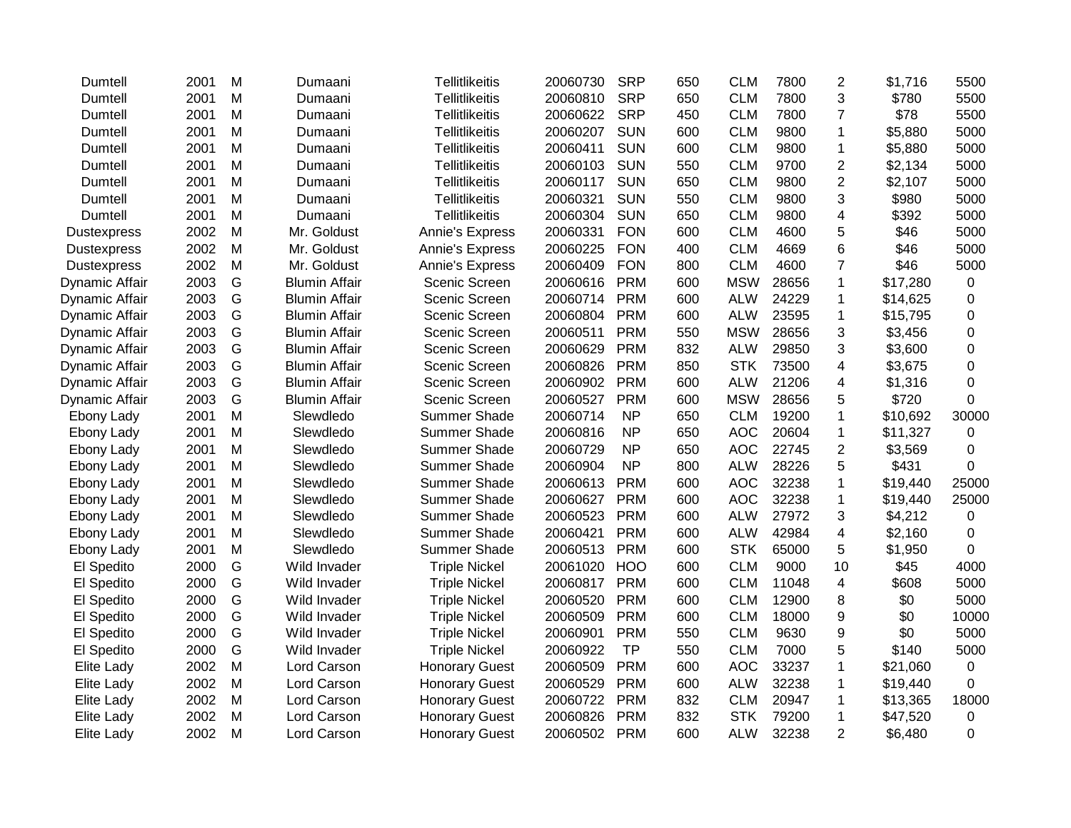| | | | | | | | | | | | | |
|---|---|---|---|---|---|---|---|---|---|---|---|---|
| Dumtell | 2001 | M | Dumaani | Tellitlikeitis | 20060730 | SRP | 650 | CLM | 7800 | 2 | $1,716 | 5500 |
| Dumtell | 2001 | M | Dumaani | Tellitlikeitis | 20060810 | SRP | 650 | CLM | 7800 | 3 | $780 | 5500 |
| Dumtell | 2001 | M | Dumaani | Tellitlikeitis | 20060622 | SRP | 450 | CLM | 7800 | 7 | $78 | 5500 |
| Dumtell | 2001 | M | Dumaani | Tellitlikeitis | 20060207 | SUN | 600 | CLM | 9800 | 1 | $5,880 | 5000 |
| Dumtell | 2001 | M | Dumaani | Tellitlikeitis | 20060411 | SUN | 600 | CLM | 9800 | 1 | $5,880 | 5000 |
| Dumtell | 2001 | M | Dumaani | Tellitlikeitis | 20060103 | SUN | 550 | CLM | 9700 | 2 | $2,134 | 5000 |
| Dumtell | 2001 | M | Dumaani | Tellitlikeitis | 20060117 | SUN | 650 | CLM | 9800 | 2 | $2,107 | 5000 |
| Dumtell | 2001 | M | Dumaani | Tellitlikeitis | 20060321 | SUN | 550 | CLM | 9800 | 3 | $980 | 5000 |
| Dumtell | 2001 | M | Dumaani | Tellitlikeitis | 20060304 | SUN | 650 | CLM | 9800 | 4 | $392 | 5000 |
| Dustexpress | 2002 | M | Mr. Goldust | Annie's Express | 20060331 | FON | 600 | CLM | 4600 | 5 | $46 | 5000 |
| Dustexpress | 2002 | M | Mr. Goldust | Annie's Express | 20060225 | FON | 400 | CLM | 4669 | 6 | $46 | 5000 |
| Dustexpress | 2002 | M | Mr. Goldust | Annie's Express | 20060409 | FON | 800 | CLM | 4600 | 7 | $46 | 5000 |
| Dynamic Affair | 2003 | G | Blumin Affair | Scenic Screen | 20060616 | PRM | 600 | MSW | 28656 | 1 | $17,280 | 0 |
| Dynamic Affair | 2003 | G | Blumin Affair | Scenic Screen | 20060714 | PRM | 600 | ALW | 24229 | 1 | $14,625 | 0 |
| Dynamic Affair | 2003 | G | Blumin Affair | Scenic Screen | 20060804 | PRM | 600 | ALW | 23595 | 1 | $15,795 | 0 |
| Dynamic Affair | 2003 | G | Blumin Affair | Scenic Screen | 20060511 | PRM | 550 | MSW | 28656 | 3 | $3,456 | 0 |
| Dynamic Affair | 2003 | G | Blumin Affair | Scenic Screen | 20060629 | PRM | 832 | ALW | 29850 | 3 | $3,600 | 0 |
| Dynamic Affair | 2003 | G | Blumin Affair | Scenic Screen | 20060826 | PRM | 850 | STK | 73500 | 4 | $3,675 | 0 |
| Dynamic Affair | 2003 | G | Blumin Affair | Scenic Screen | 20060902 | PRM | 600 | ALW | 21206 | 4 | $1,316 | 0 |
| Dynamic Affair | 2003 | G | Blumin Affair | Scenic Screen | 20060527 | PRM | 600 | MSW | 28656 | 5 | $720 | 0 |
| Ebony Lady | 2001 | M | Slewdledo | Summer Shade | 20060714 | NP | 650 | CLM | 19200 | 1 | $10,692 | 30000 |
| Ebony Lady | 2001 | M | Slewdledo | Summer Shade | 20060816 | NP | 650 | AOC | 20604 | 1 | $11,327 | 0 |
| Ebony Lady | 2001 | M | Slewdledo | Summer Shade | 20060729 | NP | 650 | AOC | 22745 | 2 | $3,569 | 0 |
| Ebony Lady | 2001 | M | Slewdledo | Summer Shade | 20060904 | NP | 800 | ALW | 28226 | 5 | $431 | 0 |
| Ebony Lady | 2001 | M | Slewdledo | Summer Shade | 20060613 | PRM | 600 | AOC | 32238 | 1 | $19,440 | 25000 |
| Ebony Lady | 2001 | M | Slewdledo | Summer Shade | 20060627 | PRM | 600 | AOC | 32238 | 1 | $19,440 | 25000 |
| Ebony Lady | 2001 | M | Slewdledo | Summer Shade | 20060523 | PRM | 600 | ALW | 27972 | 3 | $4,212 | 0 |
| Ebony Lady | 2001 | M | Slewdledo | Summer Shade | 20060421 | PRM | 600 | ALW | 42984 | 4 | $2,160 | 0 |
| Ebony Lady | 2001 | M | Slewdledo | Summer Shade | 20060513 | PRM | 600 | STK | 65000 | 5 | $1,950 | 0 |
| El Spedito | 2000 | G | Wild Invader | Triple Nickel | 20061020 | HOO | 600 | CLM | 9000 | 10 | $45 | 4000 |
| El Spedito | 2000 | G | Wild Invader | Triple Nickel | 20060817 | PRM | 600 | CLM | 11048 | 4 | $608 | 5000 |
| El Spedito | 2000 | G | Wild Invader | Triple Nickel | 20060520 | PRM | 600 | CLM | 12900 | 8 | $0 | 5000 |
| El Spedito | 2000 | G | Wild Invader | Triple Nickel | 20060509 | PRM | 600 | CLM | 18000 | 9 | $0 | 10000 |
| El Spedito | 2000 | G | Wild Invader | Triple Nickel | 20060901 | PRM | 550 | CLM | 9630 | 9 | $0 | 5000 |
| El Spedito | 2000 | G | Wild Invader | Triple Nickel | 20060922 | TP | 550 | CLM | 7000 | 5 | $140 | 5000 |
| Elite Lady | 2002 | M | Lord Carson | Honorary Guest | 20060509 | PRM | 600 | AOC | 33237 | 1 | $21,060 | 0 |
| Elite Lady | 2002 | M | Lord Carson | Honorary Guest | 20060529 | PRM | 600 | ALW | 32238 | 1 | $19,440 | 0 |
| Elite Lady | 2002 | M | Lord Carson | Honorary Guest | 20060722 | PRM | 832 | CLM | 20947 | 1 | $13,365 | 18000 |
| Elite Lady | 2002 | M | Lord Carson | Honorary Guest | 20060826 | PRM | 832 | STK | 79200 | 1 | $47,520 | 0 |
| Elite Lady | 2002 | M | Lord Carson | Honorary Guest | 20060502 | PRM | 600 | ALW | 32238 | 2 | $6,480 | 0 |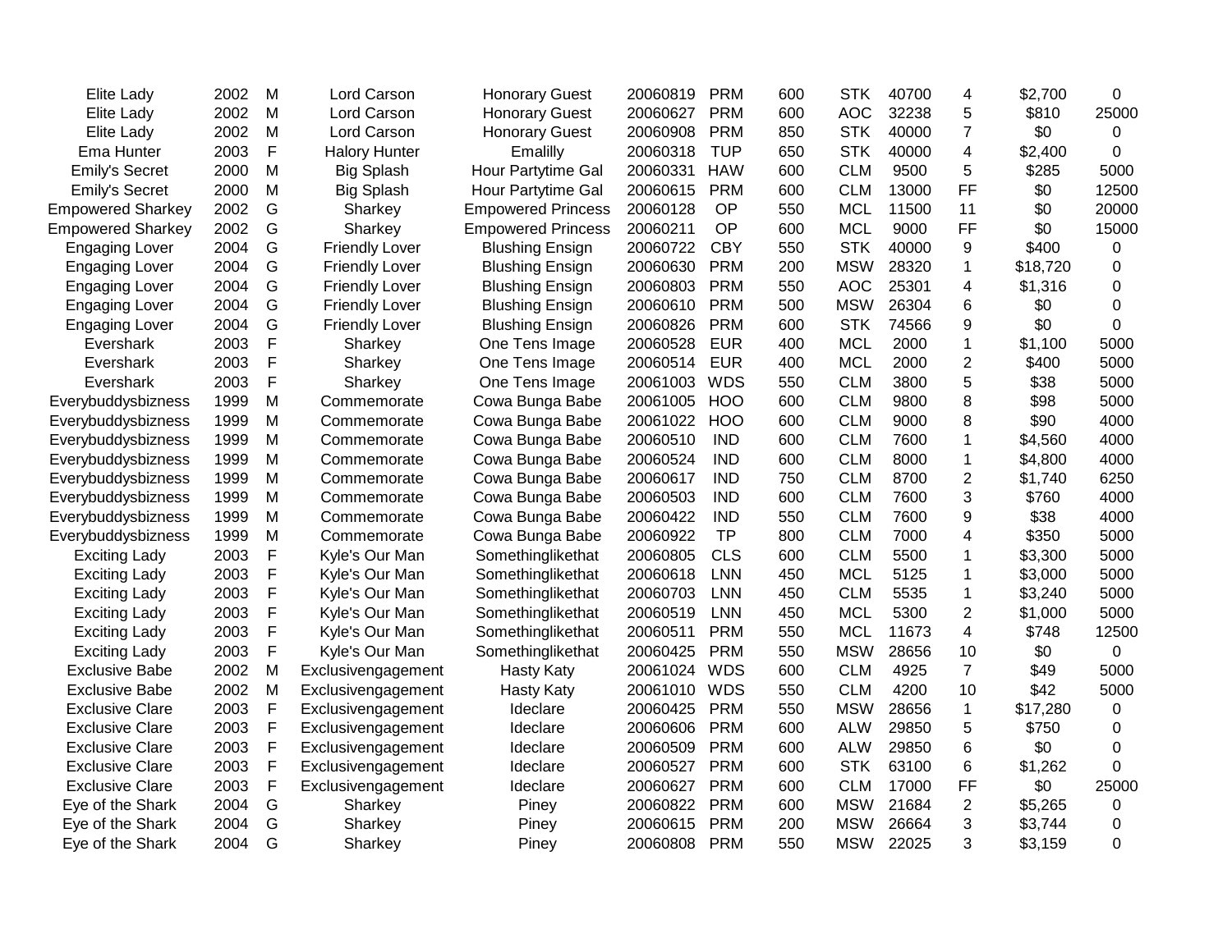| | | | | | | | | | | | | |
|---|---|---|---|---|---|---|---|---|---|---|---|---|
| Elite Lady | 2002 | M | Lord Carson | Honorary Guest | 20060819 | PRM | 600 | STK | 40700 | 4 | $2,700 | 0 |
| Elite Lady | 2002 | M | Lord Carson | Honorary Guest | 20060627 | PRM | 600 | AOC | 32238 | 5 | $810 | 25000 |
| Elite Lady | 2002 | M | Lord Carson | Honorary Guest | 20060908 | PRM | 850 | STK | 40000 | 7 | $0 | 0 |
| Ema Hunter | 2003 | F | Halory Hunter | Emalilly | 20060318 | TUP | 650 | STK | 40000 | 4 | $2,400 | 0 |
| Emily's Secret | 2000 | M | Big Splash | Hour Partytime Gal | 20060331 | HAW | 600 | CLM | 9500 | 5 | $285 | 5000 |
| Emily's Secret | 2000 | M | Big Splash | Hour Partytime Gal | 20060615 | PRM | 600 | CLM | 13000 | FF | $0 | 12500 |
| Empowered Sharkey | 2002 | G | Sharkey | Empowered Princess | 20060128 | OP | 550 | MCL | 11500 | 11 | $0 | 20000 |
| Empowered Sharkey | 2002 | G | Sharkey | Empowered Princess | 20060211 | OP | 600 | MCL | 9000 | FF | $0 | 15000 |
| Engaging Lover | 2004 | G | Friendly Lover | Blushing Ensign | 20060722 | CBY | 550 | STK | 40000 | 9 | $400 | 0 |
| Engaging Lover | 2004 | G | Friendly Lover | Blushing Ensign | 20060630 | PRM | 200 | MSW | 28320 | 1 | $18,720 | 0 |
| Engaging Lover | 2004 | G | Friendly Lover | Blushing Ensign | 20060803 | PRM | 550 | AOC | 25301 | 4 | $1,316 | 0 |
| Engaging Lover | 2004 | G | Friendly Lover | Blushing Ensign | 20060610 | PRM | 500 | MSW | 26304 | 6 | $0 | 0 |
| Engaging Lover | 2004 | G | Friendly Lover | Blushing Ensign | 20060826 | PRM | 600 | STK | 74566 | 9 | $0 | 0 |
| Evershark | 2003 | F | Sharkey | One Tens Image | 20060528 | EUR | 400 | MCL | 2000 | 1 | $1,100 | 5000 |
| Evershark | 2003 | F | Sharkey | One Tens Image | 20060514 | EUR | 400 | MCL | 2000 | 2 | $400 | 5000 |
| Evershark | 2003 | F | Sharkey | One Tens Image | 20061003 | WDS | 550 | CLM | 3800 | 5 | $38 | 5000 |
| Everybuddysbizness | 1999 | M | Commemorate | Cowa Bunga Babe | 20061005 | HOO | 600 | CLM | 9800 | 8 | $98 | 5000 |
| Everybuddysbizness | 1999 | M | Commemorate | Cowa Bunga Babe | 20061022 | HOO | 600 | CLM | 9000 | 8 | $90 | 4000 |
| Everybuddysbizness | 1999 | M | Commemorate | Cowa Bunga Babe | 20060510 | IND | 600 | CLM | 7600 | 1 | $4,560 | 4000 |
| Everybuddysbizness | 1999 | M | Commemorate | Cowa Bunga Babe | 20060524 | IND | 600 | CLM | 8000 | 1 | $4,800 | 4000 |
| Everybuddysbizness | 1999 | M | Commemorate | Cowa Bunga Babe | 20060617 | IND | 750 | CLM | 8700 | 2 | $1,740 | 6250 |
| Everybuddysbizness | 1999 | M | Commemorate | Cowa Bunga Babe | 20060503 | IND | 600 | CLM | 7600 | 3 | $760 | 4000 |
| Everybuddysbizness | 1999 | M | Commemorate | Cowa Bunga Babe | 20060422 | IND | 550 | CLM | 7600 | 9 | $38 | 4000 |
| Everybuddysbizness | 1999 | M | Commemorate | Cowa Bunga Babe | 20060922 | TP | 800 | CLM | 7000 | 4 | $350 | 5000 |
| Exciting Lady | 2003 | F | Kyle's Our Man | Somethinglikethat | 20060805 | CLS | 600 | CLM | 5500 | 1 | $3,300 | 5000 |
| Exciting Lady | 2003 | F | Kyle's Our Man | Somethinglikethat | 20060618 | LNN | 450 | MCL | 5125 | 1 | $3,000 | 5000 |
| Exciting Lady | 2003 | F | Kyle's Our Man | Somethinglikethat | 20060703 | LNN | 450 | CLM | 5535 | 1 | $3,240 | 5000 |
| Exciting Lady | 2003 | F | Kyle's Our Man | Somethinglikethat | 20060519 | LNN | 450 | MCL | 5300 | 2 | $1,000 | 5000 |
| Exciting Lady | 2003 | F | Kyle's Our Man | Somethinglikethat | 20060511 | PRM | 550 | MCL | 11673 | 4 | $748 | 12500 |
| Exciting Lady | 2003 | F | Kyle's Our Man | Somethinglikethat | 20060425 | PRM | 550 | MSW | 28656 | 10 | $0 | 0 |
| Exclusive Babe | 2002 | M | Exclusivengagement | Hasty Katy | 20061024 | WDS | 600 | CLM | 4925 | 7 | $49 | 5000 |
| Exclusive Babe | 2002 | M | Exclusivengagement | Hasty Katy | 20061010 | WDS | 550 | CLM | 4200 | 10 | $42 | 5000 |
| Exclusive Clare | 2003 | F | Exclusivengagement | Ideclare | 20060425 | PRM | 550 | MSW | 28656 | 1 | $17,280 | 0 |
| Exclusive Clare | 2003 | F | Exclusivengagement | Ideclare | 20060606 | PRM | 600 | ALW | 29850 | 5 | $750 | 0 |
| Exclusive Clare | 2003 | F | Exclusivengagement | Ideclare | 20060509 | PRM | 600 | ALW | 29850 | 6 | $0 | 0 |
| Exclusive Clare | 2003 | F | Exclusivengagement | Ideclare | 20060527 | PRM | 600 | STK | 63100 | 6 | $1,262 | 0 |
| Exclusive Clare | 2003 | F | Exclusivengagement | Ideclare | 20060627 | PRM | 600 | CLM | 17000 | FF | $0 | 25000 |
| Eye of the Shark | 2004 | G | Sharkey | Piney | 20060822 | PRM | 600 | MSW | 21684 | 2 | $5,265 | 0 |
| Eye of the Shark | 2004 | G | Sharkey | Piney | 20060615 | PRM | 200 | MSW | 26664 | 3 | $3,744 | 0 |
| Eye of the Shark | 2004 | G | Sharkey | Piney | 20060808 | PRM | 550 | MSW | 22025 | 3 | $3,159 | 0 |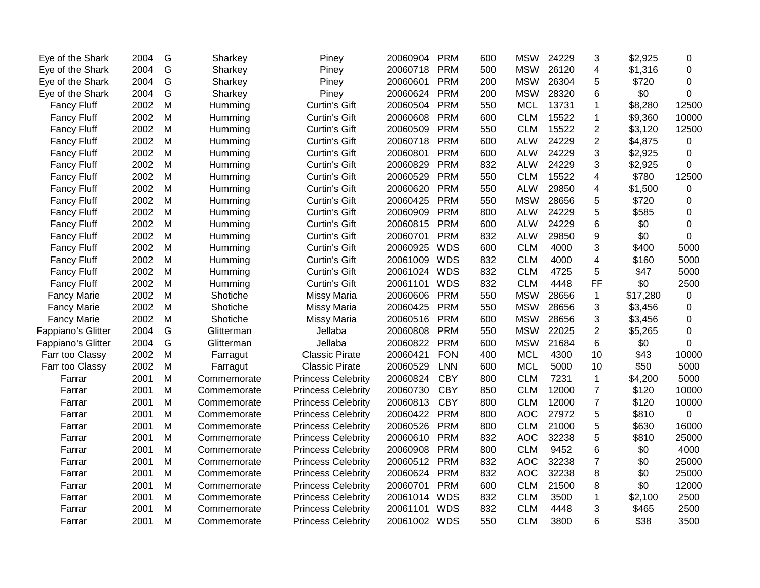| | | | | | | | | | | | | |
|---|---|---|---|---|---|---|---|---|---|---|---|---|
| Eye of the Shark | 2004 | G | Sharkey | Piney | 20060904 | PRM | 600 | MSW | 24229 | 3 | $2,925 | 0 |
| Eye of the Shark | 2004 | G | Sharkey | Piney | 20060718 | PRM | 500 | MSW | 26120 | 4 | $1,316 | 0 |
| Eye of the Shark | 2004 | G | Sharkey | Piney | 20060601 | PRM | 200 | MSW | 26304 | 5 | $720 | 0 |
| Eye of the Shark | 2004 | G | Sharkey | Piney | 20060624 | PRM | 200 | MSW | 28320 | 6 | $0 | 0 |
| Fancy Fluff | 2002 | M | Humming | Curtin's Gift | 20060504 | PRM | 550 | MCL | 13731 | 1 | $8,280 | 12500 |
| Fancy Fluff | 2002 | M | Humming | Curtin's Gift | 20060608 | PRM | 600 | CLM | 15522 | 1 | $9,360 | 10000 |
| Fancy Fluff | 2002 | M | Humming | Curtin's Gift | 20060509 | PRM | 550 | CLM | 15522 | 2 | $3,120 | 12500 |
| Fancy Fluff | 2002 | M | Humming | Curtin's Gift | 20060718 | PRM | 600 | ALW | 24229 | 2 | $4,875 | 0 |
| Fancy Fluff | 2002 | M | Humming | Curtin's Gift | 20060801 | PRM | 600 | ALW | 24229 | 3 | $2,925 | 0 |
| Fancy Fluff | 2002 | M | Humming | Curtin's Gift | 20060829 | PRM | 832 | ALW | 24229 | 3 | $2,925 | 0 |
| Fancy Fluff | 2002 | M | Humming | Curtin's Gift | 20060529 | PRM | 550 | CLM | 15522 | 4 | $780 | 12500 |
| Fancy Fluff | 2002 | M | Humming | Curtin's Gift | 20060620 | PRM | 550 | ALW | 29850 | 4 | $1,500 | 0 |
| Fancy Fluff | 2002 | M | Humming | Curtin's Gift | 20060425 | PRM | 550 | MSW | 28656 | 5 | $720 | 0 |
| Fancy Fluff | 2002 | M | Humming | Curtin's Gift | 20060909 | PRM | 800 | ALW | 24229 | 5 | $585 | 0 |
| Fancy Fluff | 2002 | M | Humming | Curtin's Gift | 20060815 | PRM | 600 | ALW | 24229 | 6 | $0 | 0 |
| Fancy Fluff | 2002 | M | Humming | Curtin's Gift | 20060701 | PRM | 832 | ALW | 29850 | 9 | $0 | 0 |
| Fancy Fluff | 2002 | M | Humming | Curtin's Gift | 20060925 | WDS | 600 | CLM | 4000 | 3 | $400 | 5000 |
| Fancy Fluff | 2002 | M | Humming | Curtin's Gift | 20061009 | WDS | 832 | CLM | 4000 | 4 | $160 | 5000 |
| Fancy Fluff | 2002 | M | Humming | Curtin's Gift | 20061024 | WDS | 832 | CLM | 4725 | 5 | $47 | 5000 |
| Fancy Fluff | 2002 | M | Humming | Curtin's Gift | 20061101 | WDS | 832 | CLM | 4448 | FF | $0 | 2500 |
| Fancy Marie | 2002 | M | Shotiche | Missy Maria | 20060606 | PRM | 550 | MSW | 28656 | 1 | $17,280 | 0 |
| Fancy Marie | 2002 | M | Shotiche | Missy Maria | 20060425 | PRM | 550 | MSW | 28656 | 3 | $3,456 | 0 |
| Fancy Marie | 2002 | M | Shotiche | Missy Maria | 20060516 | PRM | 600 | MSW | 28656 | 3 | $3,456 | 0 |
| Fappiano's Glitter | 2004 | G | Glitterman | Jellaba | 20060808 | PRM | 550 | MSW | 22025 | 2 | $5,265 | 0 |
| Fappiano's Glitter | 2004 | G | Glitterman | Jellaba | 20060822 | PRM | 600 | MSW | 21684 | 6 | $0 | 0 |
| Farr too Classy | 2002 | M | Farragut | Classic Pirate | 20060421 | FON | 400 | MCL | 4300 | 10 | $43 | 10000 |
| Farr too Classy | 2002 | M | Farragut | Classic Pirate | 20060529 | LNN | 600 | MCL | 5000 | 10 | $50 | 5000 |
| Farrar | 2001 | M | Commemorate | Princess Celebrity | 20060824 | CBY | 800 | CLM | 7231 | 1 | $4,200 | 5000 |
| Farrar | 2001 | M | Commemorate | Princess Celebrity | 20060730 | CBY | 850 | CLM | 12000 | 7 | $120 | 10000 |
| Farrar | 2001 | M | Commemorate | Princess Celebrity | 20060813 | CBY | 800 | CLM | 12000 | 7 | $120 | 10000 |
| Farrar | 2001 | M | Commemorate | Princess Celebrity | 20060422 | PRM | 800 | AOC | 27972 | 5 | $810 | 0 |
| Farrar | 2001 | M | Commemorate | Princess Celebrity | 20060526 | PRM | 800 | CLM | 21000 | 5 | $630 | 16000 |
| Farrar | 2001 | M | Commemorate | Princess Celebrity | 20060610 | PRM | 832 | AOC | 32238 | 5 | $810 | 25000 |
| Farrar | 2001 | M | Commemorate | Princess Celebrity | 20060908 | PRM | 800 | CLM | 9452 | 6 | $0 | 4000 |
| Farrar | 2001 | M | Commemorate | Princess Celebrity | 20060512 | PRM | 832 | AOC | 32238 | 7 | $0 | 25000 |
| Farrar | 2001 | M | Commemorate | Princess Celebrity | 20060624 | PRM | 832 | AOC | 32238 | 8 | $0 | 25000 |
| Farrar | 2001 | M | Commemorate | Princess Celebrity | 20060701 | PRM | 600 | CLM | 21500 | 8 | $0 | 12000 |
| Farrar | 2001 | M | Commemorate | Princess Celebrity | 20061014 | WDS | 832 | CLM | 3500 | 1 | $2,100 | 2500 |
| Farrar | 2001 | M | Commemorate | Princess Celebrity | 20061101 | WDS | 832 | CLM | 4448 | 3 | $465 | 2500 |
| Farrar | 2001 | M | Commemorate | Princess Celebrity | 20061002 | WDS | 550 | CLM | 3800 | 6 | $38 | 3500 |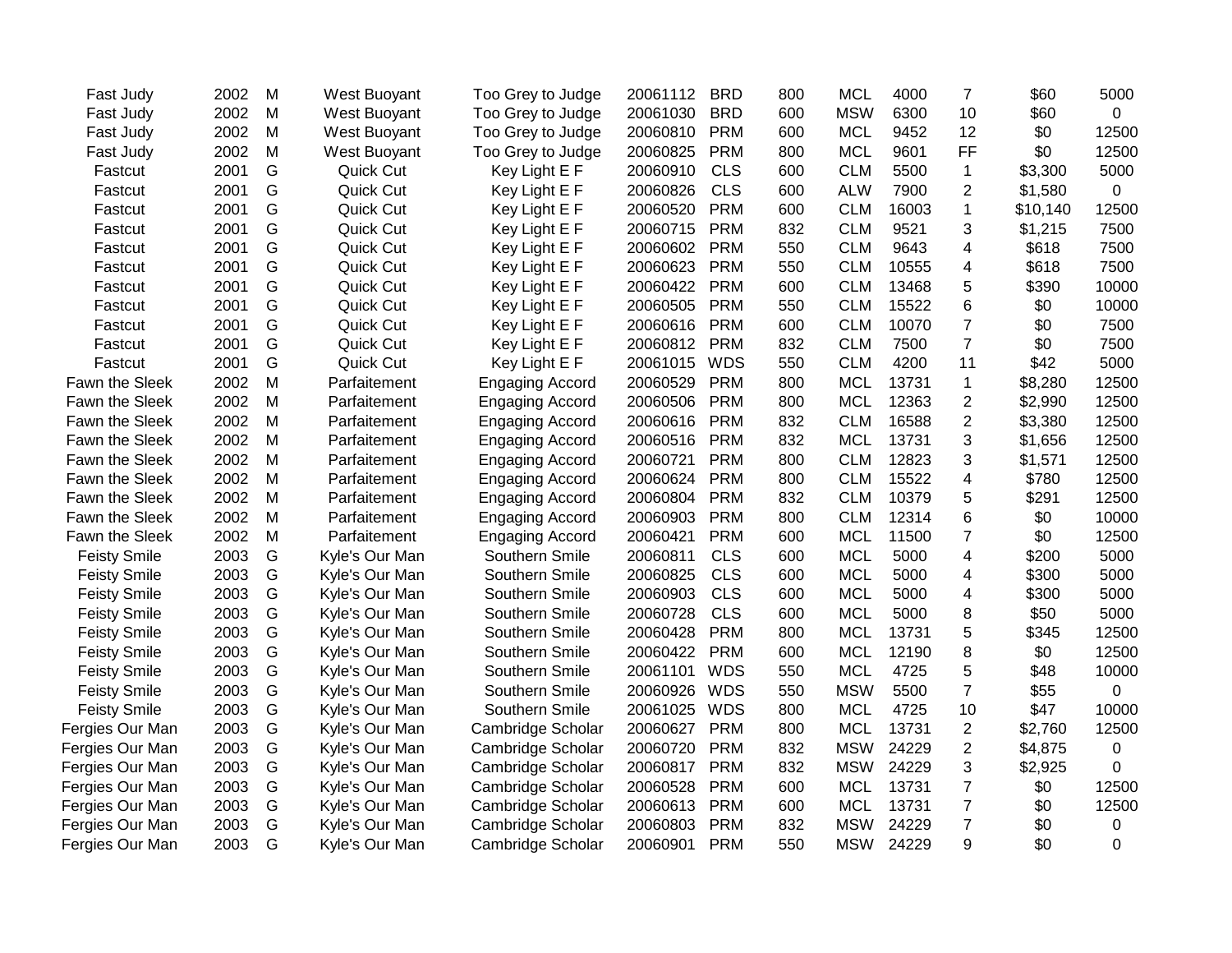| | | | | | | | | | | | | |
|---|---|---|---|---|---|---|---|---|---|---|---|---|
| Fast Judy | 2002 | M | West Buoyant | Too Grey to Judge | 20061112 | BRD | 800 | MCL | 4000 | 7 | $60 | 5000 |
| Fast Judy | 2002 | M | West Buoyant | Too Grey to Judge | 20061030 | BRD | 600 | MSW | 6300 | 10 | $60 | 0 |
| Fast Judy | 2002 | M | West Buoyant | Too Grey to Judge | 20060810 | PRM | 600 | MCL | 9452 | 12 | $0 | 12500 |
| Fast Judy | 2002 | M | West Buoyant | Too Grey to Judge | 20060825 | PRM | 800 | MCL | 9601 | FF | $0 | 12500 |
| Fastcut | 2001 | G | Quick Cut | Key Light E F | 20060910 | CLS | 600 | CLM | 5500 | 1 | $3,300 | 5000 |
| Fastcut | 2001 | G | Quick Cut | Key Light E F | 20060826 | CLS | 600 | ALW | 7900 | 2 | $1,580 | 0 |
| Fastcut | 2001 | G | Quick Cut | Key Light E F | 20060520 | PRM | 600 | CLM | 16003 | 1 | $10,140 | 12500 |
| Fastcut | 2001 | G | Quick Cut | Key Light E F | 20060715 | PRM | 832 | CLM | 9521 | 3 | $1,215 | 7500 |
| Fastcut | 2001 | G | Quick Cut | Key Light E F | 20060602 | PRM | 550 | CLM | 9643 | 4 | $618 | 7500 |
| Fastcut | 2001 | G | Quick Cut | Key Light E F | 20060623 | PRM | 550 | CLM | 10555 | 4 | $618 | 7500 |
| Fastcut | 2001 | G | Quick Cut | Key Light E F | 20060422 | PRM | 600 | CLM | 13468 | 5 | $390 | 10000 |
| Fastcut | 2001 | G | Quick Cut | Key Light E F | 20060505 | PRM | 550 | CLM | 15522 | 6 | $0 | 10000 |
| Fastcut | 2001 | G | Quick Cut | Key Light E F | 20060616 | PRM | 600 | CLM | 10070 | 7 | $0 | 7500 |
| Fastcut | 2001 | G | Quick Cut | Key Light E F | 20060812 | PRM | 832 | CLM | 7500 | 7 | $0 | 7500 |
| Fastcut | 2001 | G | Quick Cut | Key Light E F | 20061015 | WDS | 550 | CLM | 4200 | 11 | $42 | 5000 |
| Fawn the Sleek | 2002 | M | Parfaitement | Engaging Accord | 20060529 | PRM | 800 | MCL | 13731 | 1 | $8,280 | 12500 |
| Fawn the Sleek | 2002 | M | Parfaitement | Engaging Accord | 20060506 | PRM | 800 | MCL | 12363 | 2 | $2,990 | 12500 |
| Fawn the Sleek | 2002 | M | Parfaitement | Engaging Accord | 20060616 | PRM | 832 | CLM | 16588 | 2 | $3,380 | 12500 |
| Fawn the Sleek | 2002 | M | Parfaitement | Engaging Accord | 20060516 | PRM | 832 | MCL | 13731 | 3 | $1,656 | 12500 |
| Fawn the Sleek | 2002 | M | Parfaitement | Engaging Accord | 20060721 | PRM | 800 | CLM | 12823 | 3 | $1,571 | 12500 |
| Fawn the Sleek | 2002 | M | Parfaitement | Engaging Accord | 20060624 | PRM | 800 | CLM | 15522 | 4 | $780 | 12500 |
| Fawn the Sleek | 2002 | M | Parfaitement | Engaging Accord | 20060804 | PRM | 832 | CLM | 10379 | 5 | $291 | 12500 |
| Fawn the Sleek | 2002 | M | Parfaitement | Engaging Accord | 20060903 | PRM | 800 | CLM | 12314 | 6 | $0 | 10000 |
| Fawn the Sleek | 2002 | M | Parfaitement | Engaging Accord | 20060421 | PRM | 600 | MCL | 11500 | 7 | $0 | 12500 |
| Feisty Smile | 2003 | G | Kyle's Our Man | Southern Smile | 20060811 | CLS | 600 | MCL | 5000 | 4 | $200 | 5000 |
| Feisty Smile | 2003 | G | Kyle's Our Man | Southern Smile | 20060825 | CLS | 600 | MCL | 5000 | 4 | $300 | 5000 |
| Feisty Smile | 2003 | G | Kyle's Our Man | Southern Smile | 20060903 | CLS | 600 | MCL | 5000 | 4 | $300 | 5000 |
| Feisty Smile | 2003 | G | Kyle's Our Man | Southern Smile | 20060728 | CLS | 600 | MCL | 5000 | 8 | $50 | 5000 |
| Feisty Smile | 2003 | G | Kyle's Our Man | Southern Smile | 20060428 | PRM | 800 | MCL | 13731 | 5 | $345 | 12500 |
| Feisty Smile | 2003 | G | Kyle's Our Man | Southern Smile | 20060422 | PRM | 600 | MCL | 12190 | 8 | $0 | 12500 |
| Feisty Smile | 2003 | G | Kyle's Our Man | Southern Smile | 20061101 | WDS | 550 | MCL | 4725 | 5 | $48 | 10000 |
| Feisty Smile | 2003 | G | Kyle's Our Man | Southern Smile | 20060926 | WDS | 550 | MSW | 5500 | 7 | $55 | 0 |
| Feisty Smile | 2003 | G | Kyle's Our Man | Southern Smile | 20061025 | WDS | 800 | MCL | 4725 | 10 | $47 | 10000 |
| Fergies Our Man | 2003 | G | Kyle's Our Man | Cambridge Scholar | 20060627 | PRM | 800 | MCL | 13731 | 2 | $2,760 | 12500 |
| Fergies Our Man | 2003 | G | Kyle's Our Man | Cambridge Scholar | 20060720 | PRM | 832 | MSW | 24229 | 2 | $4,875 | 0 |
| Fergies Our Man | 2003 | G | Kyle's Our Man | Cambridge Scholar | 20060817 | PRM | 832 | MSW | 24229 | 3 | $2,925 | 0 |
| Fergies Our Man | 2003 | G | Kyle's Our Man | Cambridge Scholar | 20060528 | PRM | 600 | MCL | 13731 | 7 | $0 | 12500 |
| Fergies Our Man | 2003 | G | Kyle's Our Man | Cambridge Scholar | 20060613 | PRM | 600 | MCL | 13731 | 7 | $0 | 12500 |
| Fergies Our Man | 2003 | G | Kyle's Our Man | Cambridge Scholar | 20060803 | PRM | 832 | MSW | 24229 | 7 | $0 | 0 |
| Fergies Our Man | 2003 | G | Kyle's Our Man | Cambridge Scholar | 20060901 | PRM | 550 | MSW | 24229 | 9 | $0 | 0 |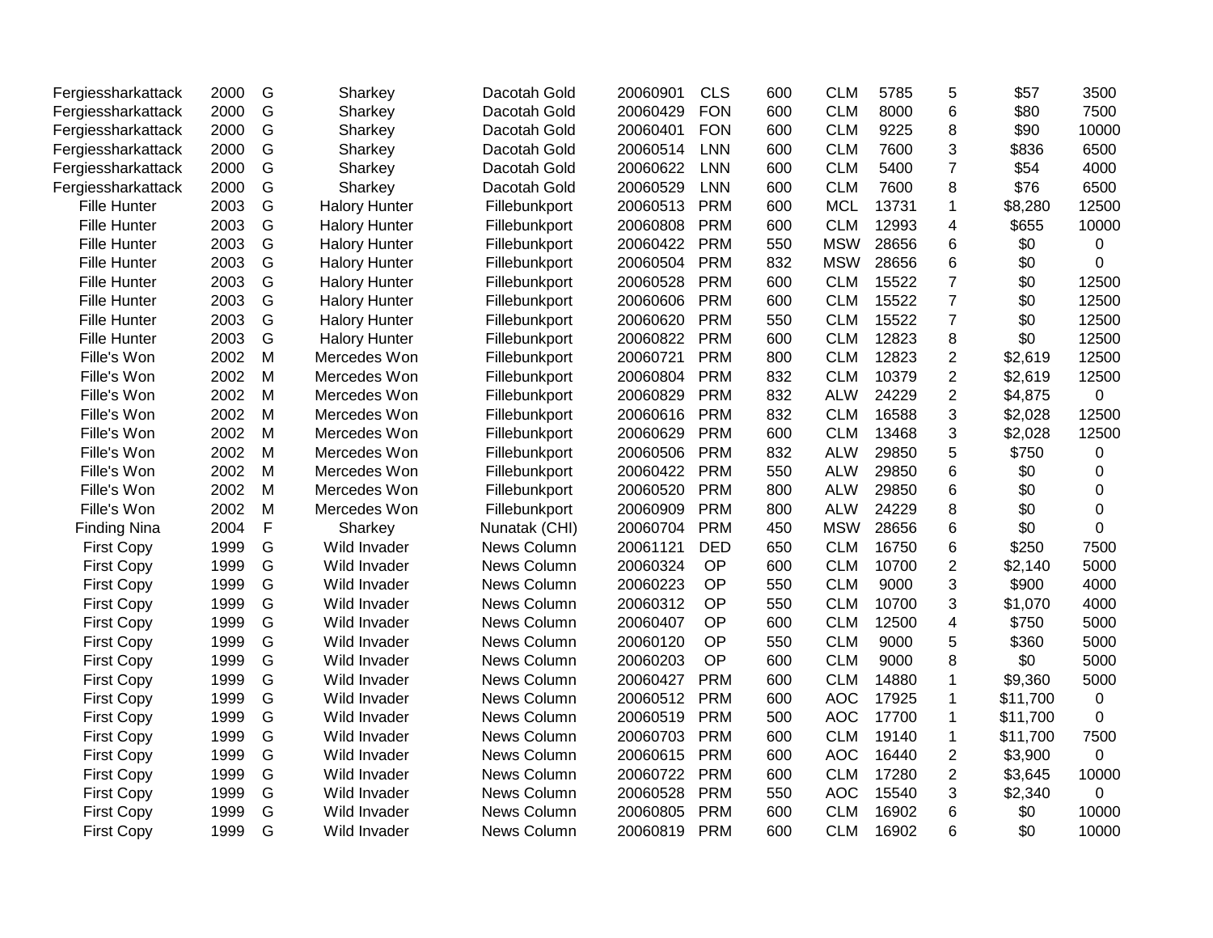| | | | | | | | | | | | | |
|---|---|---|---|---|---|---|---|---|---|---|---|---|
| Fergiessharkattack | 2000 | G | Sharkey | Dacotah Gold | 20060901 | CLS | 600 | CLM | 5785 | 5 | $57 | 3500 |
| Fergiessharkattack | 2000 | G | Sharkey | Dacotah Gold | 20060429 | FON | 600 | CLM | 8000 | 6 | $80 | 7500 |
| Fergiessharkattack | 2000 | G | Sharkey | Dacotah Gold | 20060401 | FON | 600 | CLM | 9225 | 8 | $90 | 10000 |
| Fergiessharkattack | 2000 | G | Sharkey | Dacotah Gold | 20060514 | LNN | 600 | CLM | 7600 | 3 | $836 | 6500 |
| Fergiessharkattack | 2000 | G | Sharkey | Dacotah Gold | 20060622 | LNN | 600 | CLM | 5400 | 7 | $54 | 4000 |
| Fergiessharkattack | 2000 | G | Sharkey | Dacotah Gold | 20060529 | LNN | 600 | CLM | 7600 | 8 | $76 | 6500 |
| Fille Hunter | 2003 | G | Halory Hunter | Fillebunkport | 20060513 | PRM | 600 | MCL | 13731 | 1 | $8,280 | 12500 |
| Fille Hunter | 2003 | G | Halory Hunter | Fillebunkport | 20060808 | PRM | 600 | CLM | 12993 | 4 | $655 | 10000 |
| Fille Hunter | 2003 | G | Halory Hunter | Fillebunkport | 20060422 | PRM | 550 | MSW | 28656 | 6 | $0 | 0 |
| Fille Hunter | 2003 | G | Halory Hunter | Fillebunkport | 20060504 | PRM | 832 | MSW | 28656 | 6 | $0 | 0 |
| Fille Hunter | 2003 | G | Halory Hunter | Fillebunkport | 20060528 | PRM | 600 | CLM | 15522 | 7 | $0 | 12500 |
| Fille Hunter | 2003 | G | Halory Hunter | Fillebunkport | 20060606 | PRM | 600 | CLM | 15522 | 7 | $0 | 12500 |
| Fille Hunter | 2003 | G | Halory Hunter | Fillebunkport | 20060620 | PRM | 550 | CLM | 15522 | 7 | $0 | 12500 |
| Fille Hunter | 2003 | G | Halory Hunter | Fillebunkport | 20060822 | PRM | 600 | CLM | 12823 | 8 | $0 | 12500 |
| Fille's Won | 2002 | M | Mercedes Won | Fillebunkport | 20060721 | PRM | 800 | CLM | 12823 | 2 | $2,619 | 12500 |
| Fille's Won | 2002 | M | Mercedes Won | Fillebunkport | 20060804 | PRM | 832 | CLM | 10379 | 2 | $2,619 | 12500 |
| Fille's Won | 2002 | M | Mercedes Won | Fillebunkport | 20060829 | PRM | 832 | ALW | 24229 | 2 | $4,875 | 0 |
| Fille's Won | 2002 | M | Mercedes Won | Fillebunkport | 20060616 | PRM | 832 | CLM | 16588 | 3 | $2,028 | 12500 |
| Fille's Won | 2002 | M | Mercedes Won | Fillebunkport | 20060629 | PRM | 600 | CLM | 13468 | 3 | $2,028 | 12500 |
| Fille's Won | 2002 | M | Mercedes Won | Fillebunkport | 20060506 | PRM | 832 | ALW | 29850 | 5 | $750 | 0 |
| Fille's Won | 2002 | M | Mercedes Won | Fillebunkport | 20060422 | PRM | 550 | ALW | 29850 | 6 | $0 | 0 |
| Fille's Won | 2002 | M | Mercedes Won | Fillebunkport | 20060520 | PRM | 800 | ALW | 29850 | 6 | $0 | 0 |
| Fille's Won | 2002 | M | Mercedes Won | Fillebunkport | 20060909 | PRM | 800 | ALW | 24229 | 8 | $0 | 0 |
| Finding Nina | 2004 | F | Sharkey | Nunatak (CHI) | 20060704 | PRM | 450 | MSW | 28656 | 6 | $0 | 0 |
| First Copy | 1999 | G | Wild Invader | News Column | 20061121 | DED | 650 | CLM | 16750 | 6 | $250 | 7500 |
| First Copy | 1999 | G | Wild Invader | News Column | 20060324 | OP | 600 | CLM | 10700 | 2 | $2,140 | 5000 |
| First Copy | 1999 | G | Wild Invader | News Column | 20060223 | OP | 550 | CLM | 9000 | 3 | $900 | 4000 |
| First Copy | 1999 | G | Wild Invader | News Column | 20060312 | OP | 550 | CLM | 10700 | 3 | $1,070 | 4000 |
| First Copy | 1999 | G | Wild Invader | News Column | 20060407 | OP | 600 | CLM | 12500 | 4 | $750 | 5000 |
| First Copy | 1999 | G | Wild Invader | News Column | 20060120 | OP | 550 | CLM | 9000 | 5 | $360 | 5000 |
| First Copy | 1999 | G | Wild Invader | News Column | 20060203 | OP | 600 | CLM | 9000 | 8 | $0 | 5000 |
| First Copy | 1999 | G | Wild Invader | News Column | 20060427 | PRM | 600 | CLM | 14880 | 1 | $9,360 | 5000 |
| First Copy | 1999 | G | Wild Invader | News Column | 20060512 | PRM | 600 | AOC | 17925 | 1 | $11,700 | 0 |
| First Copy | 1999 | G | Wild Invader | News Column | 20060519 | PRM | 500 | AOC | 17700 | 1 | $11,700 | 0 |
| First Copy | 1999 | G | Wild Invader | News Column | 20060703 | PRM | 600 | CLM | 19140 | 1 | $11,700 | 7500 |
| First Copy | 1999 | G | Wild Invader | News Column | 20060615 | PRM | 600 | AOC | 16440 | 2 | $3,900 | 0 |
| First Copy | 1999 | G | Wild Invader | News Column | 20060722 | PRM | 600 | CLM | 17280 | 2 | $3,645 | 10000 |
| First Copy | 1999 | G | Wild Invader | News Column | 20060528 | PRM | 550 | AOC | 15540 | 3 | $2,340 | 0 |
| First Copy | 1999 | G | Wild Invader | News Column | 20060805 | PRM | 600 | CLM | 16902 | 6 | $0 | 10000 |
| First Copy | 1999 | G | Wild Invader | News Column | 20060819 | PRM | 600 | CLM | 16902 | 6 | $0 | 10000 |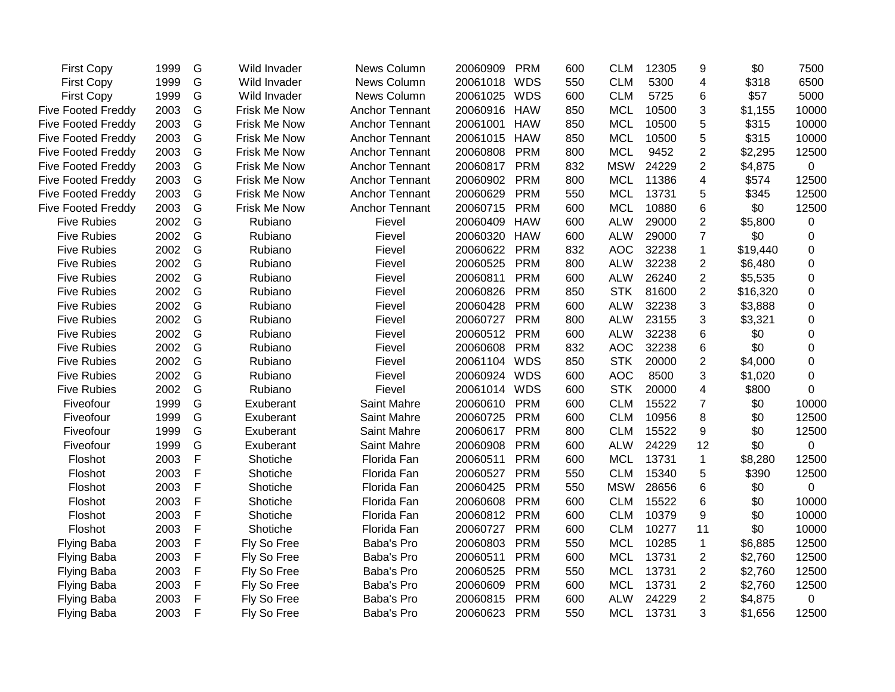| | | | | | | | | | | | | |
|---|---|---|---|---|---|---|---|---|---|---|---|---|
| First Copy | 1999 | G | Wild Invader | News Column | 20060909 | PRM | 600 | CLM | 12305 | 9 | $0 | 7500 |
| First Copy | 1999 | G | Wild Invader | News Column | 20061018 | WDS | 550 | CLM | 5300 | 4 | $318 | 6500 |
| First Copy | 1999 | G | Wild Invader | News Column | 20061025 | WDS | 600 | CLM | 5725 | 6 | $57 | 5000 |
| Five Footed Freddy | 2003 | G | Frisk Me Now | Anchor Tennant | 20060916 | HAW | 850 | MCL | 10500 | 3 | $1,155 | 10000 |
| Five Footed Freddy | 2003 | G | Frisk Me Now | Anchor Tennant | 20061001 | HAW | 850 | MCL | 10500 | 5 | $315 | 10000 |
| Five Footed Freddy | 2003 | G | Frisk Me Now | Anchor Tennant | 20061015 | HAW | 850 | MCL | 10500 | 5 | $315 | 10000 |
| Five Footed Freddy | 2003 | G | Frisk Me Now | Anchor Tennant | 20060808 | PRM | 800 | MCL | 9452 | 2 | $2,295 | 12500 |
| Five Footed Freddy | 2003 | G | Frisk Me Now | Anchor Tennant | 20060817 | PRM | 832 | MSW | 24229 | 2 | $4,875 | 0 |
| Five Footed Freddy | 2003 | G | Frisk Me Now | Anchor Tennant | 20060902 | PRM | 800 | MCL | 11386 | 4 | $574 | 12500 |
| Five Footed Freddy | 2003 | G | Frisk Me Now | Anchor Tennant | 20060629 | PRM | 550 | MCL | 13731 | 5 | $345 | 12500 |
| Five Footed Freddy | 2003 | G | Frisk Me Now | Anchor Tennant | 20060715 | PRM | 600 | MCL | 10880 | 6 | $0 | 12500 |
| Five Rubies | 2002 | G | Rubiano | Fievel | 20060409 | HAW | 600 | ALW | 29000 | 2 | $5,800 | 0 |
| Five Rubies | 2002 | G | Rubiano | Fievel | 20060320 | HAW | 600 | ALW | 29000 | 7 | $0 | 0 |
| Five Rubies | 2002 | G | Rubiano | Fievel | 20060622 | PRM | 832 | AOC | 32238 | 1 | $19,440 | 0 |
| Five Rubies | 2002 | G | Rubiano | Fievel | 20060525 | PRM | 800 | ALW | 32238 | 2 | $6,480 | 0 |
| Five Rubies | 2002 | G | Rubiano | Fievel | 20060811 | PRM | 600 | ALW | 26240 | 2 | $5,535 | 0 |
| Five Rubies | 2002 | G | Rubiano | Fievel | 20060826 | PRM | 850 | STK | 81600 | 2 | $16,320 | 0 |
| Five Rubies | 2002 | G | Rubiano | Fievel | 20060428 | PRM | 600 | ALW | 32238 | 3 | $3,888 | 0 |
| Five Rubies | 2002 | G | Rubiano | Fievel | 20060727 | PRM | 800 | ALW | 23155 | 3 | $3,321 | 0 |
| Five Rubies | 2002 | G | Rubiano | Fievel | 20060512 | PRM | 600 | ALW | 32238 | 6 | $0 | 0 |
| Five Rubies | 2002 | G | Rubiano | Fievel | 20060608 | PRM | 832 | AOC | 32238 | 6 | $0 | 0 |
| Five Rubies | 2002 | G | Rubiano | Fievel | 20061104 | WDS | 850 | STK | 20000 | 2 | $4,000 | 0 |
| Five Rubies | 2002 | G | Rubiano | Fievel | 20060924 | WDS | 600 | AOC | 8500 | 3 | $1,020 | 0 |
| Five Rubies | 2002 | G | Rubiano | Fievel | 20061014 | WDS | 600 | STK | 20000 | 4 | $800 | 0 |
| Fiveofour | 1999 | G | Exuberant | Saint Mahre | 20060610 | PRM | 600 | CLM | 15522 | 7 | $0 | 10000 |
| Fiveofour | 1999 | G | Exuberant | Saint Mahre | 20060725 | PRM | 600 | CLM | 10956 | 8 | $0 | 12500 |
| Fiveofour | 1999 | G | Exuberant | Saint Mahre | 20060617 | PRM | 800 | CLM | 15522 | 9 | $0 | 12500 |
| Fiveofour | 1999 | G | Exuberant | Saint Mahre | 20060908 | PRM | 600 | ALW | 24229 | 12 | $0 | 0 |
| Floshot | 2003 | F | Shotiche | Florida Fan | 20060511 | PRM | 600 | MCL | 13731 | 1 | $8,280 | 12500 |
| Floshot | 2003 | F | Shotiche | Florida Fan | 20060527 | PRM | 550 | CLM | 15340 | 5 | $390 | 12500 |
| Floshot | 2003 | F | Shotiche | Florida Fan | 20060425 | PRM | 550 | MSW | 28656 | 6 | $0 | 0 |
| Floshot | 2003 | F | Shotiche | Florida Fan | 20060608 | PRM | 600 | CLM | 15522 | 6 | $0 | 10000 |
| Floshot | 2003 | F | Shotiche | Florida Fan | 20060812 | PRM | 600 | CLM | 10379 | 9 | $0 | 10000 |
| Floshot | 2003 | F | Shotiche | Florida Fan | 20060727 | PRM | 600 | CLM | 10277 | 11 | $0 | 10000 |
| Flying Baba | 2003 | F | Fly So Free | Baba's Pro | 20060803 | PRM | 550 | MCL | 10285 | 1 | $6,885 | 12500 |
| Flying Baba | 2003 | F | Fly So Free | Baba's Pro | 20060511 | PRM | 600 | MCL | 13731 | 2 | $2,760 | 12500 |
| Flying Baba | 2003 | F | Fly So Free | Baba's Pro | 20060525 | PRM | 550 | MCL | 13731 | 2 | $2,760 | 12500 |
| Flying Baba | 2003 | F | Fly So Free | Baba's Pro | 20060609 | PRM | 600 | MCL | 13731 | 2 | $2,760 | 12500 |
| Flying Baba | 2003 | F | Fly So Free | Baba's Pro | 20060815 | PRM | 600 | ALW | 24229 | 2 | $4,875 | 0 |
| Flying Baba | 2003 | F | Fly So Free | Baba's Pro | 20060623 | PRM | 550 | MCL | 13731 | 3 | $1,656 | 12500 |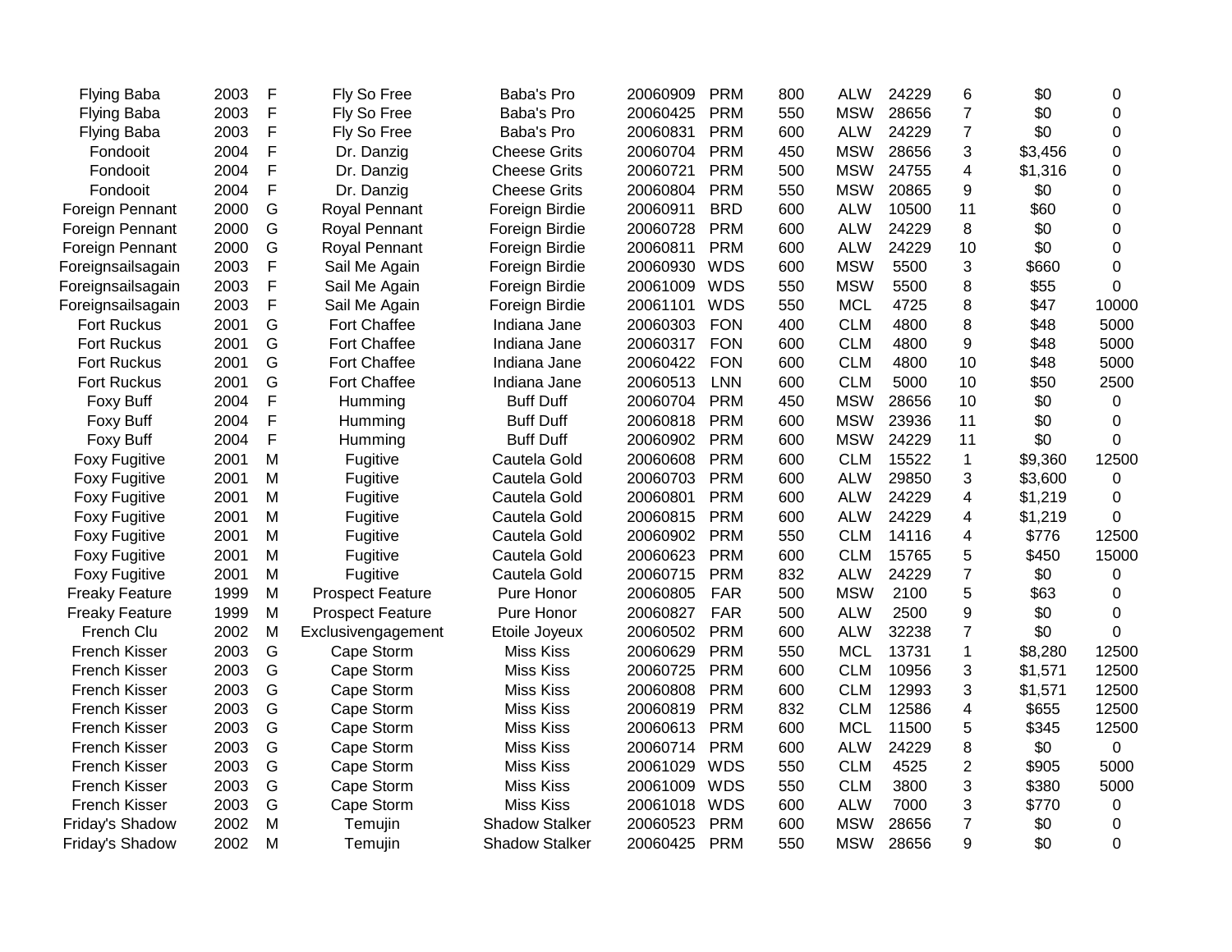| | | | | | | | | | | | | |
|---|---|---|---|---|---|---|---|---|---|---|---|---|
| Flying Baba | 2003 | F | Fly So Free | Baba's Pro | 20060909 | PRM | 800 | ALW | 24229 | 6 | $0 | 0 |
| Flying Baba | 2003 | F | Fly So Free | Baba's Pro | 20060425 | PRM | 550 | MSW | 28656 | 7 | $0 | 0 |
| Flying Baba | 2003 | F | Fly So Free | Baba's Pro | 20060831 | PRM | 600 | ALW | 24229 | 7 | $0 | 0 |
| Fondooit | 2004 | F | Dr. Danzig | Cheese Grits | 20060704 | PRM | 450 | MSW | 28656 | 3 | $3,456 | 0 |
| Fondooit | 2004 | F | Dr. Danzig | Cheese Grits | 20060721 | PRM | 500 | MSW | 24755 | 4 | $1,316 | 0 |
| Fondooit | 2004 | F | Dr. Danzig | Cheese Grits | 20060804 | PRM | 550 | MSW | 20865 | 9 | $0 | 0 |
| Foreign Pennant | 2000 | G | Royal Pennant | Foreign Birdie | 20060911 | BRD | 600 | ALW | 10500 | 11 | $60 | 0 |
| Foreign Pennant | 2000 | G | Royal Pennant | Foreign Birdie | 20060728 | PRM | 600 | ALW | 24229 | 8 | $0 | 0 |
| Foreign Pennant | 2000 | G | Royal Pennant | Foreign Birdie | 20060811 | PRM | 600 | ALW | 24229 | 10 | $0 | 0 |
| Foreignsailsagain | 2003 | F | Sail Me Again | Foreign Birdie | 20060930 | WDS | 600 | MSW | 5500 | 3 | $660 | 0 |
| Foreignsailsagain | 2003 | F | Sail Me Again | Foreign Birdie | 20061009 | WDS | 550 | MSW | 5500 | 8 | $55 | 0 |
| Foreignsailsagain | 2003 | F | Sail Me Again | Foreign Birdie | 20061101 | WDS | 550 | MCL | 4725 | 8 | $47 | 10000 |
| Fort Ruckus | 2001 | G | Fort Chaffee | Indiana Jane | 20060303 | FON | 400 | CLM | 4800 | 8 | $48 | 5000 |
| Fort Ruckus | 2001 | G | Fort Chaffee | Indiana Jane | 20060317 | FON | 600 | CLM | 4800 | 9 | $48 | 5000 |
| Fort Ruckus | 2001 | G | Fort Chaffee | Indiana Jane | 20060422 | FON | 600 | CLM | 4800 | 10 | $48 | 5000 |
| Fort Ruckus | 2001 | G | Fort Chaffee | Indiana Jane | 20060513 | LNN | 600 | CLM | 5000 | 10 | $50 | 2500 |
| Foxy Buff | 2004 | F | Humming | Buff Duff | 20060704 | PRM | 450 | MSW | 28656 | 10 | $0 | 0 |
| Foxy Buff | 2004 | F | Humming | Buff Duff | 20060818 | PRM | 600 | MSW | 23936 | 11 | $0 | 0 |
| Foxy Buff | 2004 | F | Humming | Buff Duff | 20060902 | PRM | 600 | MSW | 24229 | 11 | $0 | 0 |
| Foxy Fugitive | 2001 | M | Fugitive | Cautela Gold | 20060608 | PRM | 600 | CLM | 15522 | 1 | $9,360 | 12500 |
| Foxy Fugitive | 2001 | M | Fugitive | Cautela Gold | 20060703 | PRM | 600 | ALW | 29850 | 3 | $3,600 | 0 |
| Foxy Fugitive | 2001 | M | Fugitive | Cautela Gold | 20060801 | PRM | 600 | ALW | 24229 | 4 | $1,219 | 0 |
| Foxy Fugitive | 2001 | M | Fugitive | Cautela Gold | 20060815 | PRM | 600 | ALW | 24229 | 4 | $1,219 | 0 |
| Foxy Fugitive | 2001 | M | Fugitive | Cautela Gold | 20060902 | PRM | 550 | CLM | 14116 | 4 | $776 | 12500 |
| Foxy Fugitive | 2001 | M | Fugitive | Cautela Gold | 20060623 | PRM | 600 | CLM | 15765 | 5 | $450 | 15000 |
| Foxy Fugitive | 2001 | M | Fugitive | Cautela Gold | 20060715 | PRM | 832 | ALW | 24229 | 7 | $0 | 0 |
| Freaky Feature | 1999 | M | Prospect Feature | Pure Honor | 20060805 | FAR | 500 | MSW | 2100 | 5 | $63 | 0 |
| Freaky Feature | 1999 | M | Prospect Feature | Pure Honor | 20060827 | FAR | 500 | ALW | 2500 | 9 | $0 | 0 |
| French Clu | 2002 | M | Exclusivengagement | Etoile Joyeux | 20060502 | PRM | 600 | ALW | 32238 | 7 | $0 | 0 |
| French Kisser | 2003 | G | Cape Storm | Miss Kiss | 20060629 | PRM | 550 | MCL | 13731 | 1 | $8,280 | 12500 |
| French Kisser | 2003 | G | Cape Storm | Miss Kiss | 20060725 | PRM | 600 | CLM | 10956 | 3 | $1,571 | 12500 |
| French Kisser | 2003 | G | Cape Storm | Miss Kiss | 20060808 | PRM | 600 | CLM | 12993 | 3 | $1,571 | 12500 |
| French Kisser | 2003 | G | Cape Storm | Miss Kiss | 20060819 | PRM | 832 | CLM | 12586 | 4 | $655 | 12500 |
| French Kisser | 2003 | G | Cape Storm | Miss Kiss | 20060613 | PRM | 600 | MCL | 11500 | 5 | $345 | 12500 |
| French Kisser | 2003 | G | Cape Storm | Miss Kiss | 20060714 | PRM | 600 | ALW | 24229 | 8 | $0 | 0 |
| French Kisser | 2003 | G | Cape Storm | Miss Kiss | 20061029 | WDS | 550 | CLM | 4525 | 2 | $905 | 5000 |
| French Kisser | 2003 | G | Cape Storm | Miss Kiss | 20061009 | WDS | 550 | CLM | 3800 | 3 | $380 | 5000 |
| French Kisser | 2003 | G | Cape Storm | Miss Kiss | 20061018 | WDS | 600 | ALW | 7000 | 3 | $770 | 0 |
| Friday's Shadow | 2002 | M | Temujin | Shadow Stalker | 20060523 | PRM | 600 | MSW | 28656 | 7 | $0 | 0 |
| Friday's Shadow | 2002 | M | Temujin | Shadow Stalker | 20060425 | PRM | 550 | MSW | 28656 | 9 | $0 | 0 |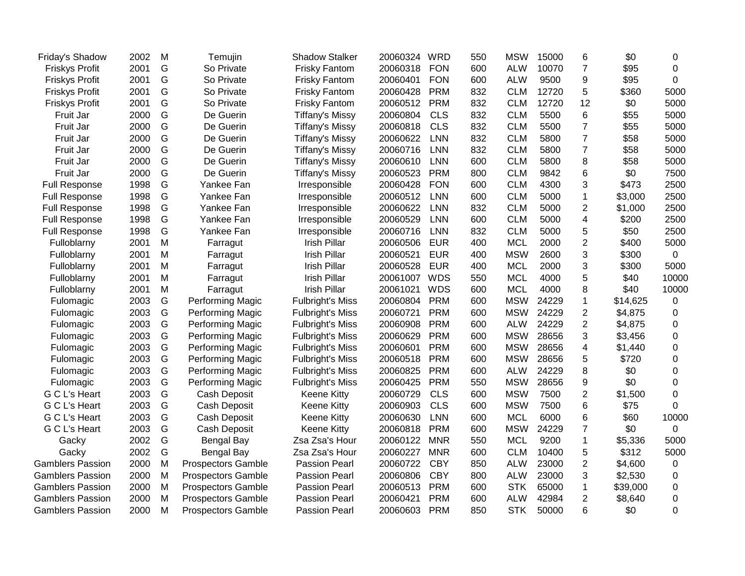| | | | | | | | | | | | | |
|---|---|---|---|---|---|---|---|---|---|---|---|---|
| Friday's Shadow | 2002 | M | Temujin | Shadow Stalker | 20060324 | WRD | 550 | MSW | 15000 | 6 | $0 | 0 |
| Friskys Profit | 2001 | G | So Private | Frisky Fantom | 20060318 | FON | 600 | ALW | 10070 | 7 | $95 | 0 |
| Friskys Profit | 2001 | G | So Private | Frisky Fantom | 20060401 | FON | 600 | ALW | 9500 | 9 | $95 | 0 |
| Friskys Profit | 2001 | G | So Private | Frisky Fantom | 20060428 | PRM | 832 | CLM | 12720 | 5 | $360 | 5000 |
| Friskys Profit | 2001 | G | So Private | Frisky Fantom | 20060512 | PRM | 832 | CLM | 12720 | 12 | $0 | 5000 |
| Fruit Jar | 2000 | G | De Guerin | Tiffany's Missy | 20060804 | CLS | 832 | CLM | 5500 | 6 | $55 | 5000 |
| Fruit Jar | 2000 | G | De Guerin | Tiffany's Missy | 20060818 | CLS | 832 | CLM | 5500 | 7 | $55 | 5000 |
| Fruit Jar | 2000 | G | De Guerin | Tiffany's Missy | 20060622 | LNN | 832 | CLM | 5800 | 7 | $58 | 5000 |
| Fruit Jar | 2000 | G | De Guerin | Tiffany's Missy | 20060716 | LNN | 832 | CLM | 5800 | 7 | $58 | 5000 |
| Fruit Jar | 2000 | G | De Guerin | Tiffany's Missy | 20060610 | LNN | 600 | CLM | 5800 | 8 | $58 | 5000 |
| Fruit Jar | 2000 | G | De Guerin | Tiffany's Missy | 20060523 | PRM | 800 | CLM | 9842 | 6 | $0 | 7500 |
| Full Response | 1998 | G | Yankee Fan | Irresponsible | 20060428 | FON | 600 | CLM | 4300 | 3 | $473 | 2500 |
| Full Response | 1998 | G | Yankee Fan | Irresponsible | 20060512 | LNN | 600 | CLM | 5000 | 1 | $3,000 | 2500 |
| Full Response | 1998 | G | Yankee Fan | Irresponsible | 20060622 | LNN | 832 | CLM | 5000 | 2 | $1,000 | 2500 |
| Full Response | 1998 | G | Yankee Fan | Irresponsible | 20060529 | LNN | 600 | CLM | 5000 | 4 | $200 | 2500 |
| Full Response | 1998 | G | Yankee Fan | Irresponsible | 20060716 | LNN | 832 | CLM | 5000 | 5 | $50 | 2500 |
| Fulloblarny | 2001 | M | Farragut | Irish Pillar | 20060506 | EUR | 400 | MCL | 2000 | 2 | $400 | 5000 |
| Fulloblarny | 2001 | M | Farragut | Irish Pillar | 20060521 | EUR | 400 | MSW | 2600 | 3 | $300 | 0 |
| Fulloblarny | 2001 | M | Farragut | Irish Pillar | 20060528 | EUR | 400 | MCL | 2000 | 3 | $300 | 5000 |
| Fulloblarny | 2001 | M | Farragut | Irish Pillar | 20061007 | WDS | 550 | MCL | 4000 | 5 | $40 | 10000 |
| Fulloblarny | 2001 | M | Farragut | Irish Pillar | 20061021 | WDS | 600 | MCL | 4000 | 8 | $40 | 10000 |
| Fulomagic | 2003 | G | Performing Magic | Fulbright's Miss | 20060804 | PRM | 600 | MSW | 24229 | 1 | $14,625 | 0 |
| Fulomagic | 2003 | G | Performing Magic | Fulbright's Miss | 20060721 | PRM | 600 | MSW | 24229 | 2 | $4,875 | 0 |
| Fulomagic | 2003 | G | Performing Magic | Fulbright's Miss | 20060908 | PRM | 600 | ALW | 24229 | 2 | $4,875 | 0 |
| Fulomagic | 2003 | G | Performing Magic | Fulbright's Miss | 20060629 | PRM | 600 | MSW | 28656 | 3 | $3,456 | 0 |
| Fulomagic | 2003 | G | Performing Magic | Fulbright's Miss | 20060601 | PRM | 600 | MSW | 28656 | 4 | $1,440 | 0 |
| Fulomagic | 2003 | G | Performing Magic | Fulbright's Miss | 20060518 | PRM | 600 | MSW | 28656 | 5 | $720 | 0 |
| Fulomagic | 2003 | G | Performing Magic | Fulbright's Miss | 20060825 | PRM | 600 | ALW | 24229 | 8 | $0 | 0 |
| Fulomagic | 2003 | G | Performing Magic | Fulbright's Miss | 20060425 | PRM | 550 | MSW | 28656 | 9 | $0 | 0 |
| G C L's Heart | 2003 | G | Cash Deposit | Keene Kitty | 20060729 | CLS | 600 | MSW | 7500 | 2 | $1,500 | 0 |
| G C L's Heart | 2003 | G | Cash Deposit | Keene Kitty | 20060903 | CLS | 600 | MSW | 7500 | 6 | $75 | 0 |
| G C L's Heart | 2003 | G | Cash Deposit | Keene Kitty | 20060630 | LNN | 600 | MCL | 6000 | 6 | $60 | 10000 |
| G C L's Heart | 2003 | G | Cash Deposit | Keene Kitty | 20060818 | PRM | 600 | MSW | 24229 | 7 | $0 | 0 |
| Gacky | 2002 | G | Bengal Bay | Zsa Zsa's Hour | 20060122 | MNR | 550 | MCL | 9200 | 1 | $5,336 | 5000 |
| Gacky | 2002 | G | Bengal Bay | Zsa Zsa's Hour | 20060227 | MNR | 600 | CLM | 10400 | 5 | $312 | 5000 |
| Gamblers Passion | 2000 | M | Prospectors Gamble | Passion Pearl | 20060722 | CBY | 850 | ALW | 23000 | 2 | $4,600 | 0 |
| Gamblers Passion | 2000 | M | Prospectors Gamble | Passion Pearl | 20060806 | CBY | 800 | ALW | 23000 | 3 | $2,530 | 0 |
| Gamblers Passion | 2000 | M | Prospectors Gamble | Passion Pearl | 20060513 | PRM | 600 | STK | 65000 | 1 | $39,000 | 0 |
| Gamblers Passion | 2000 | M | Prospectors Gamble | Passion Pearl | 20060421 | PRM | 600 | ALW | 42984 | 2 | $8,640 | 0 |
| Gamblers Passion | 2000 | M | Prospectors Gamble | Passion Pearl | 20060603 | PRM | 850 | STK | 50000 | 6 | $0 | 0 |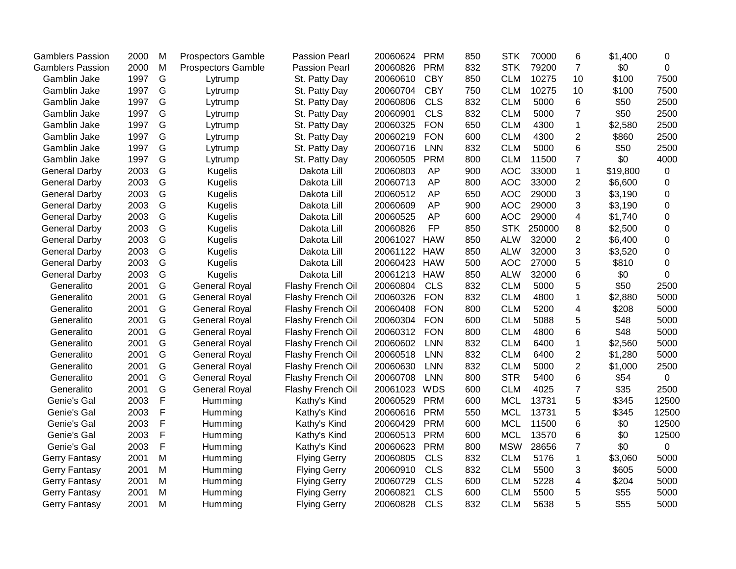| | | | | | | | | | | | | |
|---|---|---|---|---|---|---|---|---|---|---|---|---|
| Gamblers Passion | 2000 | M | Prospectors Gamble | Passion Pearl | 20060624 | PRM | 850 | STK | 70000 | 6 | $1,400 | 0 |
| Gamblers Passion | 2000 | M | Prospectors Gamble | Passion Pearl | 20060826 | PRM | 832 | STK | 79200 | 7 | $0 | 0 |
| Gamblin Jake | 1997 | G | Lytrump | St. Patty Day | 20060610 | CBY | 850 | CLM | 10275 | 10 | $100 | 7500 |
| Gamblin Jake | 1997 | G | Lytrump | St. Patty Day | 20060704 | CBY | 750 | CLM | 10275 | 10 | $100 | 7500 |
| Gamblin Jake | 1997 | G | Lytrump | St. Patty Day | 20060806 | CLS | 832 | CLM | 5000 | 6 | $50 | 2500 |
| Gamblin Jake | 1997 | G | Lytrump | St. Patty Day | 20060901 | CLS | 832 | CLM | 5000 | 7 | $50 | 2500 |
| Gamblin Jake | 1997 | G | Lytrump | St. Patty Day | 20060325 | FON | 650 | CLM | 4300 | 1 | $2,580 | 2500 |
| Gamblin Jake | 1997 | G | Lytrump | St. Patty Day | 20060219 | FON | 600 | CLM | 4300 | 2 | $860 | 2500 |
| Gamblin Jake | 1997 | G | Lytrump | St. Patty Day | 20060716 | LNN | 832 | CLM | 5000 | 6 | $50 | 2500 |
| Gamblin Jake | 1997 | G | Lytrump | St. Patty Day | 20060505 | PRM | 800 | CLM | 11500 | 7 | $0 | 4000 |
| General Darby | 2003 | G | Kugelis | Dakota Lill | 20060803 | AP | 900 | AOC | 33000 | 1 | $19,800 | 0 |
| General Darby | 2003 | G | Kugelis | Dakota Lill | 20060713 | AP | 800 | AOC | 33000 | 2 | $6,600 | 0 |
| General Darby | 2003 | G | Kugelis | Dakota Lill | 20060512 | AP | 650 | AOC | 29000 | 3 | $3,190 | 0 |
| General Darby | 2003 | G | Kugelis | Dakota Lill | 20060609 | AP | 900 | AOC | 29000 | 3 | $3,190 | 0 |
| General Darby | 2003 | G | Kugelis | Dakota Lill | 20060525 | AP | 600 | AOC | 29000 | 4 | $1,740 | 0 |
| General Darby | 2003 | G | Kugelis | Dakota Lill | 20060826 | FP | 850 | STK | 250000 | 8 | $2,500 | 0 |
| General Darby | 2003 | G | Kugelis | Dakota Lill | 20061027 | HAW | 850 | ALW | 32000 | 2 | $6,400 | 0 |
| General Darby | 2003 | G | Kugelis | Dakota Lill | 20061122 | HAW | 850 | ALW | 32000 | 3 | $3,520 | 0 |
| General Darby | 2003 | G | Kugelis | Dakota Lill | 20060423 | HAW | 500 | AOC | 27000 | 5 | $810 | 0 |
| General Darby | 2003 | G | Kugelis | Dakota Lill | 20061213 | HAW | 850 | ALW | 32000 | 6 | $0 | 0 |
| Generalito | 2001 | G | General Royal | Flashy French Oil | 20060804 | CLS | 832 | CLM | 5000 | 5 | $50 | 2500 |
| Generalito | 2001 | G | General Royal | Flashy French Oil | 20060326 | FON | 832 | CLM | 4800 | 1 | $2,880 | 5000 |
| Generalito | 2001 | G | General Royal | Flashy French Oil | 20060408 | FON | 800 | CLM | 5200 | 4 | $208 | 5000 |
| Generalito | 2001 | G | General Royal | Flashy French Oil | 20060304 | FON | 600 | CLM | 5088 | 5 | $48 | 5000 |
| Generalito | 2001 | G | General Royal | Flashy French Oil | 20060312 | FON | 800 | CLM | 4800 | 6 | $48 | 5000 |
| Generalito | 2001 | G | General Royal | Flashy French Oil | 20060602 | LNN | 832 | CLM | 6400 | 1 | $2,560 | 5000 |
| Generalito | 2001 | G | General Royal | Flashy French Oil | 20060518 | LNN | 832 | CLM | 6400 | 2 | $1,280 | 5000 |
| Generalito | 2001 | G | General Royal | Flashy French Oil | 20060630 | LNN | 832 | CLM | 5000 | 2 | $1,000 | 2500 |
| Generalito | 2001 | G | General Royal | Flashy French Oil | 20060708 | LNN | 800 | STR | 5400 | 6 | $54 | 0 |
| Generalito | 2001 | G | General Royal | Flashy French Oil | 20061023 | WDS | 600 | CLM | 4025 | 7 | $35 | 2500 |
| Genie's Gal | 2003 | F | Humming | Kathy's Kind | 20060529 | PRM | 600 | MCL | 13731 | 5 | $345 | 12500 |
| Genie's Gal | 2003 | F | Humming | Kathy's Kind | 20060616 | PRM | 550 | MCL | 13731 | 5 | $345 | 12500 |
| Genie's Gal | 2003 | F | Humming | Kathy's Kind | 20060429 | PRM | 600 | MCL | 11500 | 6 | $0 | 12500 |
| Genie's Gal | 2003 | F | Humming | Kathy's Kind | 20060513 | PRM | 600 | MCL | 13570 | 6 | $0 | 12500 |
| Genie's Gal | 2003 | F | Humming | Kathy's Kind | 20060623 | PRM | 800 | MSW | 28656 | 7 | $0 | 0 |
| Gerry Fantasy | 2001 | M | Humming | Flying Gerry | 20060805 | CLS | 832 | CLM | 5176 | 1 | $3,060 | 5000 |
| Gerry Fantasy | 2001 | M | Humming | Flying Gerry | 20060910 | CLS | 832 | CLM | 5500 | 3 | $605 | 5000 |
| Gerry Fantasy | 2001 | M | Humming | Flying Gerry | 20060729 | CLS | 600 | CLM | 5228 | 4 | $204 | 5000 |
| Gerry Fantasy | 2001 | M | Humming | Flying Gerry | 20060821 | CLS | 600 | CLM | 5500 | 5 | $55 | 5000 |
| Gerry Fantasy | 2001 | M | Humming | Flying Gerry | 20060828 | CLS | 832 | CLM | 5638 | 5 | $55 | 5000 |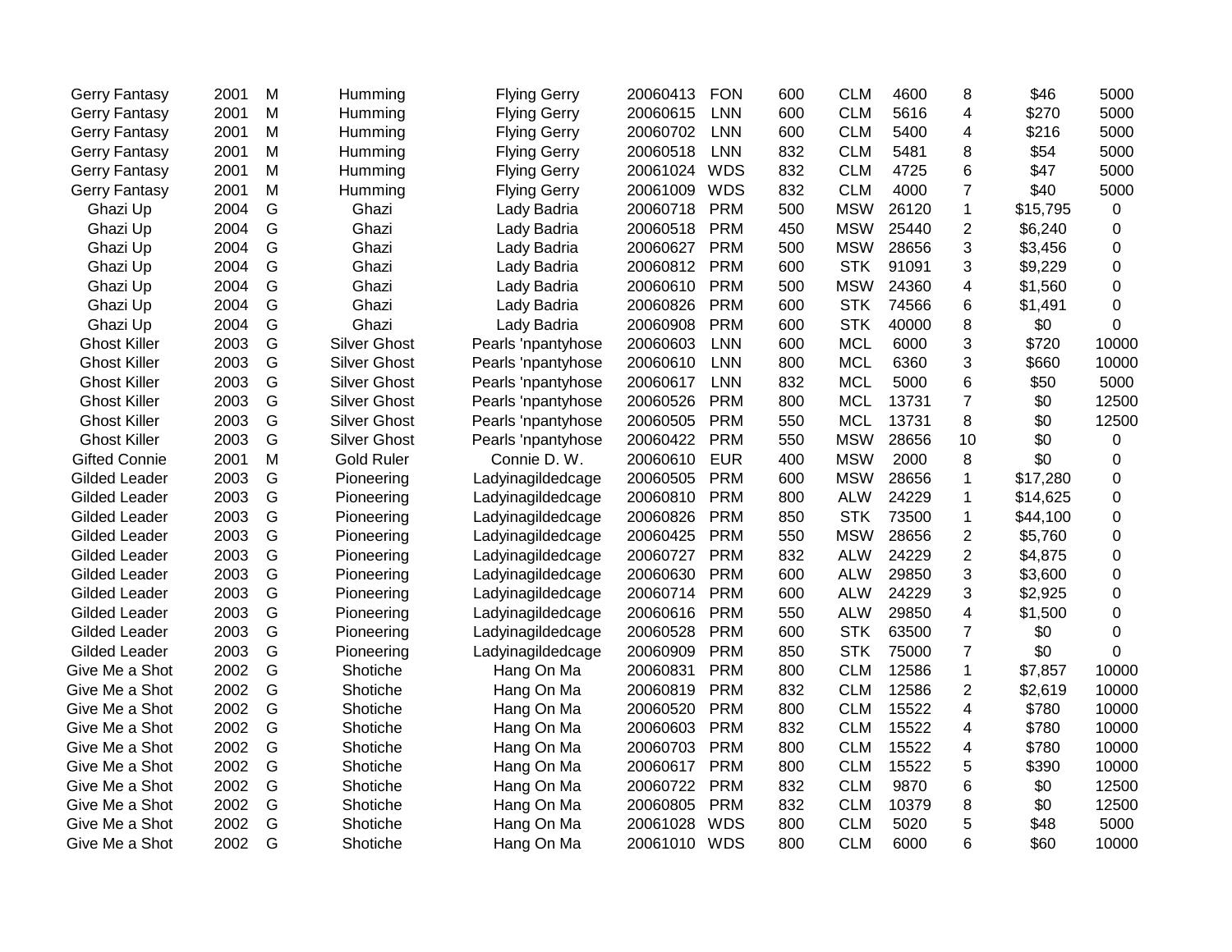| | | | | | | | | | | | | |
|---|---|---|---|---|---|---|---|---|---|---|---|---|
| Gerry Fantasy | 2001 | M | Humming | Flying Gerry | 20060413 | FON | 600 | CLM | 4600 | 8 | $46 | 5000 |
| Gerry Fantasy | 2001 | M | Humming | Flying Gerry | 20060615 | LNN | 600 | CLM | 5616 | 4 | $270 | 5000 |
| Gerry Fantasy | 2001 | M | Humming | Flying Gerry | 20060702 | LNN | 600 | CLM | 5400 | 4 | $216 | 5000 |
| Gerry Fantasy | 2001 | M | Humming | Flying Gerry | 20060518 | LNN | 832 | CLM | 5481 | 8 | $54 | 5000 |
| Gerry Fantasy | 2001 | M | Humming | Flying Gerry | 20061024 | WDS | 832 | CLM | 4725 | 6 | $47 | 5000 |
| Gerry Fantasy | 2001 | M | Humming | Flying Gerry | 20061009 | WDS | 832 | CLM | 4000 | 7 | $40 | 5000 |
| Ghazi Up | 2004 | G | Ghazi | Lady Badria | 20060718 | PRM | 500 | MSW | 26120 | 1 | $15,795 | 0 |
| Ghazi Up | 2004 | G | Ghazi | Lady Badria | 20060518 | PRM | 450 | MSW | 25440 | 2 | $6,240 | 0 |
| Ghazi Up | 2004 | G | Ghazi | Lady Badria | 20060627 | PRM | 500 | MSW | 28656 | 3 | $3,456 | 0 |
| Ghazi Up | 2004 | G | Ghazi | Lady Badria | 20060812 | PRM | 600 | STK | 91091 | 3 | $9,229 | 0 |
| Ghazi Up | 2004 | G | Ghazi | Lady Badria | 20060610 | PRM | 500 | MSW | 24360 | 4 | $1,560 | 0 |
| Ghazi Up | 2004 | G | Ghazi | Lady Badria | 20060826 | PRM | 600 | STK | 74566 | 6 | $1,491 | 0 |
| Ghazi Up | 2004 | G | Ghazi | Lady Badria | 20060908 | PRM | 600 | STK | 40000 | 8 | $0 | 0 |
| Ghost Killer | 2003 | G | Silver Ghost | Pearls 'npantyhose | 20060603 | LNN | 600 | MCL | 6000 | 3 | $720 | 10000 |
| Ghost Killer | 2003 | G | Silver Ghost | Pearls 'npantyhose | 20060610 | LNN | 800 | MCL | 6360 | 3 | $660 | 10000 |
| Ghost Killer | 2003 | G | Silver Ghost | Pearls 'npantyhose | 20060617 | LNN | 832 | MCL | 5000 | 6 | $50 | 5000 |
| Ghost Killer | 2003 | G | Silver Ghost | Pearls 'npantyhose | 20060526 | PRM | 800 | MCL | 13731 | 7 | $0 | 12500 |
| Ghost Killer | 2003 | G | Silver Ghost | Pearls 'npantyhose | 20060505 | PRM | 550 | MCL | 13731 | 8 | $0 | 12500 |
| Ghost Killer | 2003 | G | Silver Ghost | Pearls 'npantyhose | 20060422 | PRM | 550 | MSW | 28656 | 10 | $0 | 0 |
| Gifted Connie | 2001 | M | Gold Ruler | Connie D. W. | 20060610 | EUR | 400 | MSW | 2000 | 8 | $0 | 0 |
| Gilded Leader | 2003 | G | Pioneering | Ladyinagildedcage | 20060505 | PRM | 600 | MSW | 28656 | 1 | $17,280 | 0 |
| Gilded Leader | 2003 | G | Pioneering | Ladyinagildedcage | 20060810 | PRM | 800 | ALW | 24229 | 1 | $14,625 | 0 |
| Gilded Leader | 2003 | G | Pioneering | Ladyinagildedcage | 20060826 | PRM | 850 | STK | 73500 | 1 | $44,100 | 0 |
| Gilded Leader | 2003 | G | Pioneering | Ladyinagildedcage | 20060425 | PRM | 550 | MSW | 28656 | 2 | $5,760 | 0 |
| Gilded Leader | 2003 | G | Pioneering | Ladyinagildedcage | 20060727 | PRM | 832 | ALW | 24229 | 2 | $4,875 | 0 |
| Gilded Leader | 2003 | G | Pioneering | Ladyinagildedcage | 20060630 | PRM | 600 | ALW | 29850 | 3 | $3,600 | 0 |
| Gilded Leader | 2003 | G | Pioneering | Ladyinagildedcage | 20060714 | PRM | 600 | ALW | 24229 | 3 | $2,925 | 0 |
| Gilded Leader | 2003 | G | Pioneering | Ladyinagildedcage | 20060616 | PRM | 550 | ALW | 29850 | 4 | $1,500 | 0 |
| Gilded Leader | 2003 | G | Pioneering | Ladyinagildedcage | 20060528 | PRM | 600 | STK | 63500 | 7 | $0 | 0 |
| Gilded Leader | 2003 | G | Pioneering | Ladyinagildedcage | 20060909 | PRM | 850 | STK | 75000 | 7 | $0 | 0 |
| Give Me a Shot | 2002 | G | Shotiche | Hang On Ma | 20060831 | PRM | 800 | CLM | 12586 | 1 | $7,857 | 10000 |
| Give Me a Shot | 2002 | G | Shotiche | Hang On Ma | 20060819 | PRM | 832 | CLM | 12586 | 2 | $2,619 | 10000 |
| Give Me a Shot | 2002 | G | Shotiche | Hang On Ma | 20060520 | PRM | 800 | CLM | 15522 | 4 | $780 | 10000 |
| Give Me a Shot | 2002 | G | Shotiche | Hang On Ma | 20060603 | PRM | 832 | CLM | 15522 | 4 | $780 | 10000 |
| Give Me a Shot | 2002 | G | Shotiche | Hang On Ma | 20060703 | PRM | 800 | CLM | 15522 | 4 | $780 | 10000 |
| Give Me a Shot | 2002 | G | Shotiche | Hang On Ma | 20060617 | PRM | 800 | CLM | 15522 | 5 | $390 | 10000 |
| Give Me a Shot | 2002 | G | Shotiche | Hang On Ma | 20060722 | PRM | 832 | CLM | 9870 | 6 | $0 | 12500 |
| Give Me a Shot | 2002 | G | Shotiche | Hang On Ma | 20060805 | PRM | 832 | CLM | 10379 | 8 | $0 | 12500 |
| Give Me a Shot | 2002 | G | Shotiche | Hang On Ma | 20061028 | WDS | 800 | CLM | 5020 | 5 | $48 | 5000 |
| Give Me a Shot | 2002 | G | Shotiche | Hang On Ma | 20061010 | WDS | 800 | CLM | 6000 | 6 | $60 | 10000 |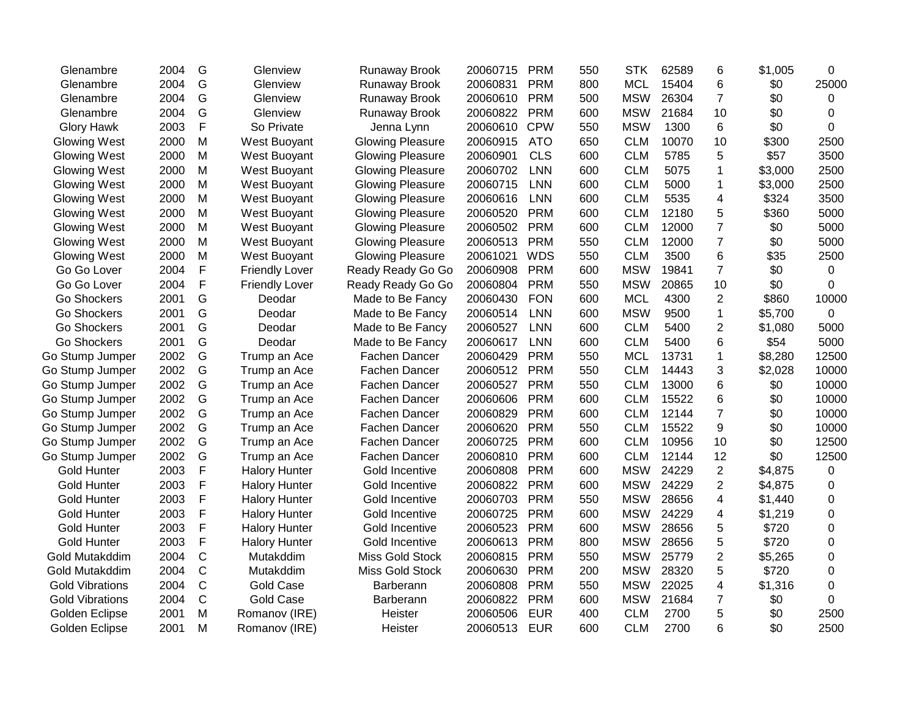| | | | | | | | | | | | | |
|---|---|---|---|---|---|---|---|---|---|---|---|---|
| Glenambre | 2004 | G | Glenview | Runaway Brook | 20060715 | PRM | 550 | STK | 62589 | 6 | $1,005 | 0 |
| Glenambre | 2004 | G | Glenview | Runaway Brook | 20060831 | PRM | 800 | MCL | 15404 | 6 | $0 | 25000 |
| Glenambre | 2004 | G | Glenview | Runaway Brook | 20060610 | PRM | 500 | MSW | 26304 | 7 | $0 | 0 |
| Glenambre | 2004 | G | Glenview | Runaway Brook | 20060822 | PRM | 600 | MSW | 21684 | 10 | $0 | 0 |
| Glory Hawk | 2003 | F | So Private | Jenna Lynn | 20060610 | CPW | 550 | MSW | 1300 | 6 | $0 | 0 |
| Glowing West | 2000 | M | West Buoyant | Glowing Pleasure | 20060915 | ATO | 650 | CLM | 10070 | 10 | $300 | 2500 |
| Glowing West | 2000 | M | West Buoyant | Glowing Pleasure | 20060901 | CLS | 600 | CLM | 5785 | 5 | $57 | 3500 |
| Glowing West | 2000 | M | West Buoyant | Glowing Pleasure | 20060702 | LNN | 600 | CLM | 5075 | 1 | $3,000 | 2500 |
| Glowing West | 2000 | M | West Buoyant | Glowing Pleasure | 20060715 | LNN | 600 | CLM | 5000 | 1 | $3,000 | 2500 |
| Glowing West | 2000 | M | West Buoyant | Glowing Pleasure | 20060616 | LNN | 600 | CLM | 5535 | 4 | $324 | 3500 |
| Glowing West | 2000 | M | West Buoyant | Glowing Pleasure | 20060520 | PRM | 600 | CLM | 12180 | 5 | $360 | 5000 |
| Glowing West | 2000 | M | West Buoyant | Glowing Pleasure | 20060502 | PRM | 600 | CLM | 12000 | 7 | $0 | 5000 |
| Glowing West | 2000 | M | West Buoyant | Glowing Pleasure | 20060513 | PRM | 550 | CLM | 12000 | 7 | $0 | 5000 |
| Glowing West | 2000 | M | West Buoyant | Glowing Pleasure | 20061021 | WDS | 550 | CLM | 3500 | 6 | $35 | 2500 |
| Go Go Lover | 2004 | F | Friendly Lover | Ready Ready Go Go | 20060908 | PRM | 600 | MSW | 19841 | 7 | $0 | 0 |
| Go Go Lover | 2004 | F | Friendly Lover | Ready Ready Go Go | 20060804 | PRM | 550 | MSW | 20865 | 10 | $0 | 0 |
| Go Shockers | 2001 | G | Deodar | Made to Be Fancy | 20060430 | FON | 600 | MCL | 4300 | 2 | $860 | 10000 |
| Go Shockers | 2001 | G | Deodar | Made to Be Fancy | 20060514 | LNN | 600 | MSW | 9500 | 1 | $5,700 | 0 |
| Go Shockers | 2001 | G | Deodar | Made to Be Fancy | 20060527 | LNN | 600 | CLM | 5400 | 2 | $1,080 | 5000 |
| Go Shockers | 2001 | G | Deodar | Made to Be Fancy | 20060617 | LNN | 600 | CLM | 5400 | 6 | $54 | 5000 |
| Go Stump Jumper | 2002 | G | Trump an Ace | Fachen Dancer | 20060429 | PRM | 550 | MCL | 13731 | 1 | $8,280 | 12500 |
| Go Stump Jumper | 2002 | G | Trump an Ace | Fachen Dancer | 20060512 | PRM | 550 | CLM | 14443 | 3 | $2,028 | 10000 |
| Go Stump Jumper | 2002 | G | Trump an Ace | Fachen Dancer | 20060527 | PRM | 550 | CLM | 13000 | 6 | $0 | 10000 |
| Go Stump Jumper | 2002 | G | Trump an Ace | Fachen Dancer | 20060606 | PRM | 600 | CLM | 15522 | 6 | $0 | 10000 |
| Go Stump Jumper | 2002 | G | Trump an Ace | Fachen Dancer | 20060829 | PRM | 600 | CLM | 12144 | 7 | $0 | 10000 |
| Go Stump Jumper | 2002 | G | Trump an Ace | Fachen Dancer | 20060620 | PRM | 550 | CLM | 15522 | 9 | $0 | 10000 |
| Go Stump Jumper | 2002 | G | Trump an Ace | Fachen Dancer | 20060725 | PRM | 600 | CLM | 10956 | 10 | $0 | 12500 |
| Go Stump Jumper | 2002 | G | Trump an Ace | Fachen Dancer | 20060810 | PRM | 600 | CLM | 12144 | 12 | $0 | 12500 |
| Gold Hunter | 2003 | F | Halory Hunter | Gold Incentive | 20060808 | PRM | 600 | MSW | 24229 | 2 | $4,875 | 0 |
| Gold Hunter | 2003 | F | Halory Hunter | Gold Incentive | 20060822 | PRM | 600 | MSW | 24229 | 2 | $4,875 | 0 |
| Gold Hunter | 2003 | F | Halory Hunter | Gold Incentive | 20060703 | PRM | 550 | MSW | 28656 | 4 | $1,440 | 0 |
| Gold Hunter | 2003 | F | Halory Hunter | Gold Incentive | 20060725 | PRM | 600 | MSW | 24229 | 4 | $1,219 | 0 |
| Gold Hunter | 2003 | F | Halory Hunter | Gold Incentive | 20060523 | PRM | 600 | MSW | 28656 | 5 | $720 | 0 |
| Gold Hunter | 2003 | F | Halory Hunter | Gold Incentive | 20060613 | PRM | 800 | MSW | 28656 | 5 | $720 | 0 |
| Gold Mutakddim | 2004 | C | Mutakddim | Miss Gold Stock | 20060815 | PRM | 550 | MSW | 25779 | 2 | $5,265 | 0 |
| Gold Mutakddim | 2004 | C | Mutakddim | Miss Gold Stock | 20060630 | PRM | 200 | MSW | 28320 | 5 | $720 | 0 |
| Gold Vibrations | 2004 | C | Gold Case | Barberann | 20060808 | PRM | 550 | MSW | 22025 | 4 | $1,316 | 0 |
| Gold Vibrations | 2004 | C | Gold Case | Barberann | 20060822 | PRM | 600 | MSW | 21684 | 7 | $0 | 0 |
| Golden Eclipse | 2001 | M | Romanov (IRE) | Heister | 20060506 | EUR | 400 | CLM | 2700 | 5 | $0 | 2500 |
| Golden Eclipse | 2001 | M | Romanov (IRE) | Heister | 20060513 | EUR | 600 | CLM | 2700 | 6 | $0 | 2500 |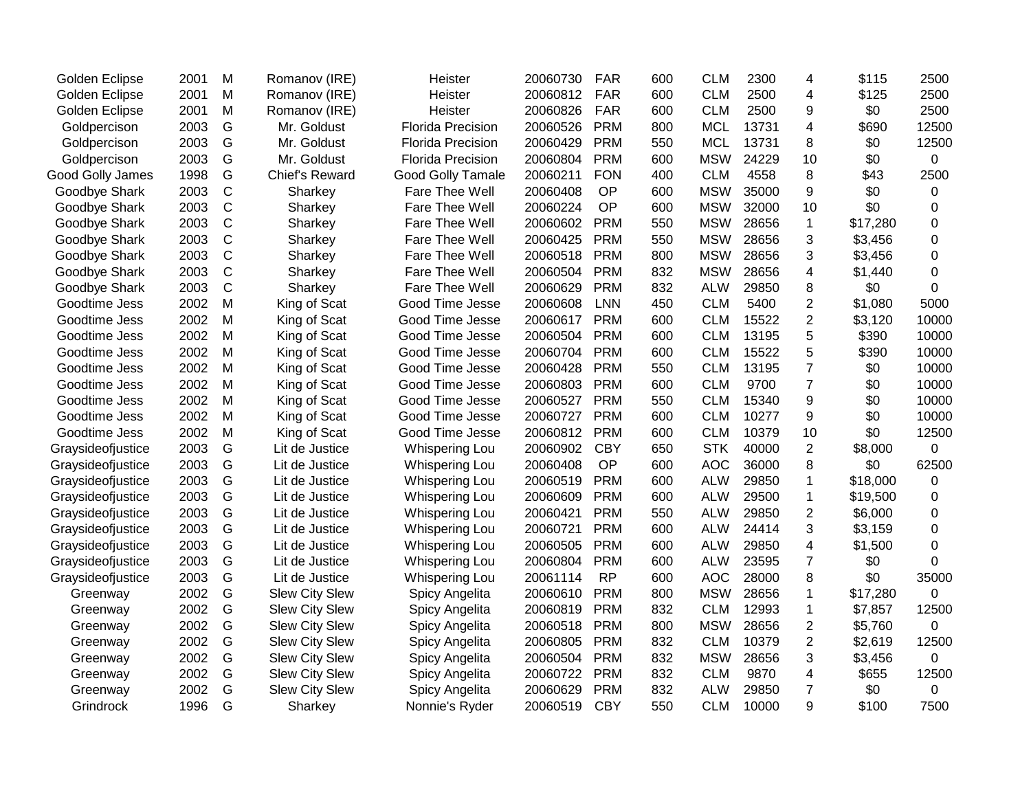| | | | | | | | | | | | | |
|---|---|---|---|---|---|---|---|---|---|---|---|---|
| Golden Eclipse | 2001 | M | Romanov (IRE) | Heister | 20060730 | FAR | 600 | CLM | 2300 | 4 | $115 | 2500 |
| Golden Eclipse | 2001 | M | Romanov (IRE) | Heister | 20060812 | FAR | 600 | CLM | 2500 | 4 | $125 | 2500 |
| Golden Eclipse | 2001 | M | Romanov (IRE) | Heister | 20060826 | FAR | 600 | CLM | 2500 | 9 | $0 | 2500 |
| Goldpercison | 2003 | G | Mr. Goldust | Florida Precision | 20060526 | PRM | 800 | MCL | 13731 | 4 | $690 | 12500 |
| Goldpercison | 2003 | G | Mr. Goldust | Florida Precision | 20060429 | PRM | 550 | MCL | 13731 | 8 | $0 | 12500 |
| Goldpercison | 2003 | G | Mr. Goldust | Florida Precision | 20060804 | PRM | 600 | MSW | 24229 | 10 | $0 | 0 |
| Good Golly James | 1998 | G | Chief's Reward | Good Golly Tamale | 20060211 | FON | 400 | CLM | 4558 | 8 | $43 | 2500 |
| Goodbye Shark | 2003 | C | Sharkey | Fare Thee Well | 20060408 | OP | 600 | MSW | 35000 | 9 | $0 | 0 |
| Goodbye Shark | 2003 | C | Sharkey | Fare Thee Well | 20060224 | OP | 600 | MSW | 32000 | 10 | $0 | 0 |
| Goodbye Shark | 2003 | C | Sharkey | Fare Thee Well | 20060602 | PRM | 550 | MSW | 28656 | 1 | $17,280 | 0 |
| Goodbye Shark | 2003 | C | Sharkey | Fare Thee Well | 20060425 | PRM | 550 | MSW | 28656 | 3 | $3,456 | 0 |
| Goodbye Shark | 2003 | C | Sharkey | Fare Thee Well | 20060518 | PRM | 800 | MSW | 28656 | 3 | $3,456 | 0 |
| Goodbye Shark | 2003 | C | Sharkey | Fare Thee Well | 20060504 | PRM | 832 | MSW | 28656 | 4 | $1,440 | 0 |
| Goodbye Shark | 2003 | C | Sharkey | Fare Thee Well | 20060629 | PRM | 832 | ALW | 29850 | 8 | $0 | 0 |
| Goodtime Jess | 2002 | M | King of Scat | Good Time Jesse | 20060608 | LNN | 450 | CLM | 5400 | 2 | $1,080 | 5000 |
| Goodtime Jess | 2002 | M | King of Scat | Good Time Jesse | 20060617 | PRM | 600 | CLM | 15522 | 2 | $3,120 | 10000 |
| Goodtime Jess | 2002 | M | King of Scat | Good Time Jesse | 20060504 | PRM | 600 | CLM | 13195 | 5 | $390 | 10000 |
| Goodtime Jess | 2002 | M | King of Scat | Good Time Jesse | 20060704 | PRM | 600 | CLM | 15522 | 5 | $390 | 10000 |
| Goodtime Jess | 2002 | M | King of Scat | Good Time Jesse | 20060428 | PRM | 550 | CLM | 13195 | 7 | $0 | 10000 |
| Goodtime Jess | 2002 | M | King of Scat | Good Time Jesse | 20060803 | PRM | 600 | CLM | 9700 | 7 | $0 | 10000 |
| Goodtime Jess | 2002 | M | King of Scat | Good Time Jesse | 20060527 | PRM | 550 | CLM | 15340 | 9 | $0 | 10000 |
| Goodtime Jess | 2002 | M | King of Scat | Good Time Jesse | 20060727 | PRM | 600 | CLM | 10277 | 9 | $0 | 10000 |
| Goodtime Jess | 2002 | M | King of Scat | Good Time Jesse | 20060812 | PRM | 600 | CLM | 10379 | 10 | $0 | 12500 |
| Graysideofjustice | 2003 | G | Lit de Justice | Whispering Lou | 20060902 | CBY | 650 | STK | 40000 | 2 | $8,000 | 0 |
| Graysideofjustice | 2003 | G | Lit de Justice | Whispering Lou | 20060408 | OP | 600 | AOC | 36000 | 8 | $0 | 62500 |
| Graysideofjustice | 2003 | G | Lit de Justice | Whispering Lou | 20060519 | PRM | 600 | ALW | 29850 | 1 | $18,000 | 0 |
| Graysideofjustice | 2003 | G | Lit de Justice | Whispering Lou | 20060609 | PRM | 600 | ALW | 29500 | 1 | $19,500 | 0 |
| Graysideofjustice | 2003 | G | Lit de Justice | Whispering Lou | 20060421 | PRM | 550 | ALW | 29850 | 2 | $6,000 | 0 |
| Graysideofjustice | 2003 | G | Lit de Justice | Whispering Lou | 20060721 | PRM | 600 | ALW | 24414 | 3 | $3,159 | 0 |
| Graysideofjustice | 2003 | G | Lit de Justice | Whispering Lou | 20060505 | PRM | 600 | ALW | 29850 | 4 | $1,500 | 0 |
| Graysideofjustice | 2003 | G | Lit de Justice | Whispering Lou | 20060804 | PRM | 600 | ALW | 23595 | 7 | $0 | 0 |
| Graysideofjustice | 2003 | G | Lit de Justice | Whispering Lou | 20061114 | RP | 600 | AOC | 28000 | 8 | $0 | 35000 |
| Greenway | 2002 | G | Slew City Slew | Spicy Angelita | 20060610 | PRM | 800 | MSW | 28656 | 1 | $17,280 | 0 |
| Greenway | 2002 | G | Slew City Slew | Spicy Angelita | 20060819 | PRM | 832 | CLM | 12993 | 1 | $7,857 | 12500 |
| Greenway | 2002 | G | Slew City Slew | Spicy Angelita | 20060518 | PRM | 800 | MSW | 28656 | 2 | $5,760 | 0 |
| Greenway | 2002 | G | Slew City Slew | Spicy Angelita | 20060805 | PRM | 832 | CLM | 10379 | 2 | $2,619 | 12500 |
| Greenway | 2002 | G | Slew City Slew | Spicy Angelita | 20060504 | PRM | 832 | MSW | 28656 | 3 | $3,456 | 0 |
| Greenway | 2002 | G | Slew City Slew | Spicy Angelita | 20060722 | PRM | 832 | CLM | 9870 | 4 | $655 | 12500 |
| Greenway | 2002 | G | Slew City Slew | Spicy Angelita | 20060629 | PRM | 832 | ALW | 29850 | 7 | $0 | 0 |
| Grindrock | 1996 | G | Sharkey | Nonnie's Ryder | 20060519 | CBY | 550 | CLM | 10000 | 9 | $100 | 7500 |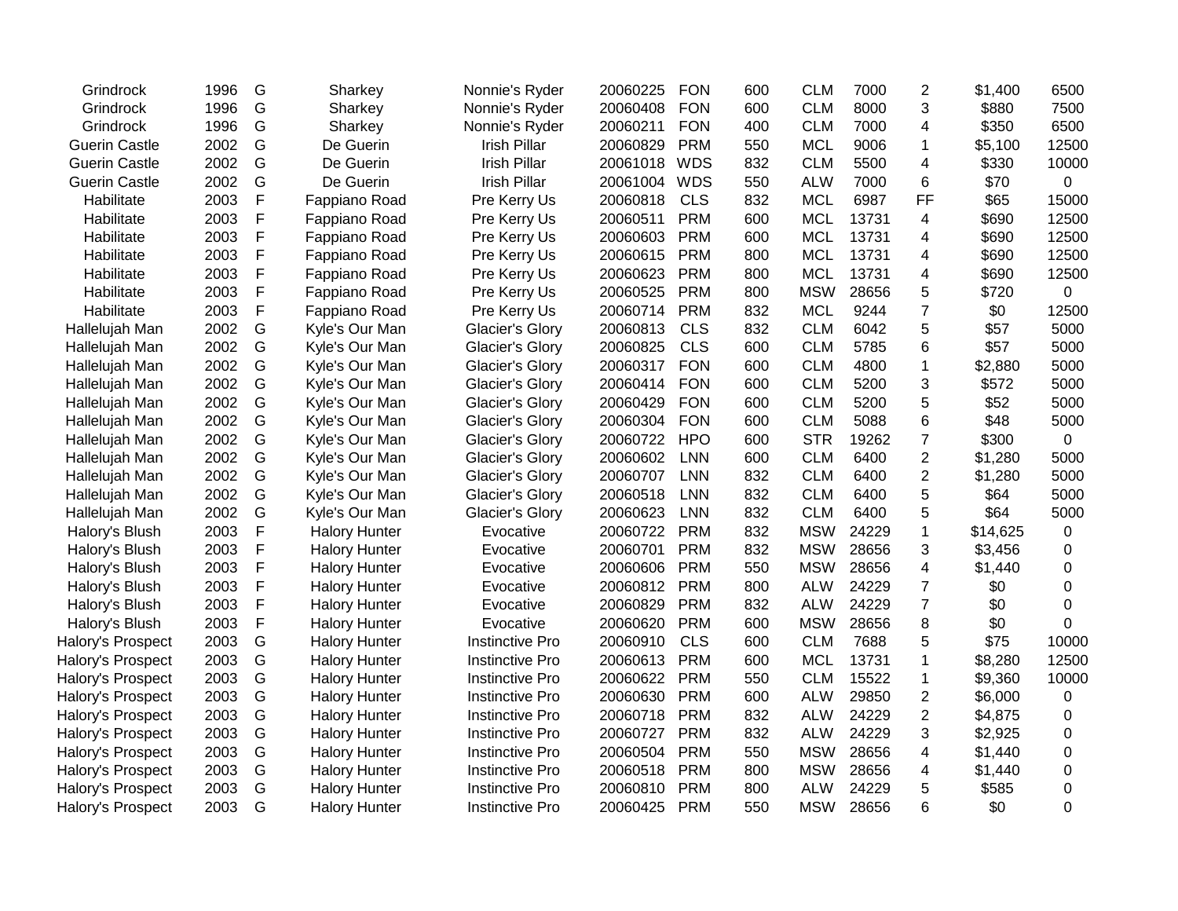| | | | | | | | | | | | | |
|---|---|---|---|---|---|---|---|---|---|---|---|---|
| Grindrock | 1996 | G | Sharkey | Nonnie's Ryder | 20060225 | FON | 600 | CLM | 7000 | 2 | $1,400 | 6500 |
| Grindrock | 1996 | G | Sharkey | Nonnie's Ryder | 20060408 | FON | 600 | CLM | 8000 | 3 | $880 | 7500 |
| Grindrock | 1996 | G | Sharkey | Nonnie's Ryder | 20060211 | FON | 400 | CLM | 7000 | 4 | $350 | 6500 |
| Guerin Castle | 2002 | G | De Guerin | Irish Pillar | 20060829 | PRM | 550 | MCL | 9006 | 1 | $5,100 | 12500 |
| Guerin Castle | 2002 | G | De Guerin | Irish Pillar | 20061018 | WDS | 832 | CLM | 5500 | 4 | $330 | 10000 |
| Guerin Castle | 2002 | G | De Guerin | Irish Pillar | 20061004 | WDS | 550 | ALW | 7000 | 6 | $70 | 0 |
| Habilitate | 2003 | F | Fappiano Road | Pre Kerry Us | 20060818 | CLS | 832 | MCL | 6987 | FF | $65 | 15000 |
| Habilitate | 2003 | F | Fappiano Road | Pre Kerry Us | 20060511 | PRM | 600 | MCL | 13731 | 4 | $690 | 12500 |
| Habilitate | 2003 | F | Fappiano Road | Pre Kerry Us | 20060603 | PRM | 600 | MCL | 13731 | 4 | $690 | 12500 |
| Habilitate | 2003 | F | Fappiano Road | Pre Kerry Us | 20060615 | PRM | 800 | MCL | 13731 | 4 | $690 | 12500 |
| Habilitate | 2003 | F | Fappiano Road | Pre Kerry Us | 20060623 | PRM | 800 | MCL | 13731 | 4 | $690 | 12500 |
| Habilitate | 2003 | F | Fappiano Road | Pre Kerry Us | 20060525 | PRM | 800 | MSW | 28656 | 5 | $720 | 0 |
| Habilitate | 2003 | F | Fappiano Road | Pre Kerry Us | 20060714 | PRM | 832 | MCL | 9244 | 7 | $0 | 12500 |
| Hallelujah Man | 2002 | G | Kyle's Our Man | Glacier's Glory | 20060813 | CLS | 832 | CLM | 6042 | 5 | $57 | 5000 |
| Hallelujah Man | 2002 | G | Kyle's Our Man | Glacier's Glory | 20060825 | CLS | 600 | CLM | 5785 | 6 | $57 | 5000 |
| Hallelujah Man | 2002 | G | Kyle's Our Man | Glacier's Glory | 20060317 | FON | 600 | CLM | 4800 | 1 | $2,880 | 5000 |
| Hallelujah Man | 2002 | G | Kyle's Our Man | Glacier's Glory | 20060414 | FON | 600 | CLM | 5200 | 3 | $572 | 5000 |
| Hallelujah Man | 2002 | G | Kyle's Our Man | Glacier's Glory | 20060429 | FON | 600 | CLM | 5200 | 5 | $52 | 5000 |
| Hallelujah Man | 2002 | G | Kyle's Our Man | Glacier's Glory | 20060304 | FON | 600 | CLM | 5088 | 6 | $48 | 5000 |
| Hallelujah Man | 2002 | G | Kyle's Our Man | Glacier's Glory | 20060722 | HPO | 600 | STR | 19262 | 7 | $300 | 0 |
| Hallelujah Man | 2002 | G | Kyle's Our Man | Glacier's Glory | 20060602 | LNN | 600 | CLM | 6400 | 2 | $1,280 | 5000 |
| Hallelujah Man | 2002 | G | Kyle's Our Man | Glacier's Glory | 20060707 | LNN | 832 | CLM | 6400 | 2 | $1,280 | 5000 |
| Hallelujah Man | 2002 | G | Kyle's Our Man | Glacier's Glory | 20060518 | LNN | 832 | CLM | 6400 | 5 | $64 | 5000 |
| Hallelujah Man | 2002 | G | Kyle's Our Man | Glacier's Glory | 20060623 | LNN | 832 | CLM | 6400 | 5 | $64 | 5000 |
| Halory's Blush | 2003 | F | Halory Hunter | Evocative | 20060722 | PRM | 832 | MSW | 24229 | 1 | $14,625 | 0 |
| Halory's Blush | 2003 | F | Halory Hunter | Evocative | 20060701 | PRM | 832 | MSW | 28656 | 3 | $3,456 | 0 |
| Halory's Blush | 2003 | F | Halory Hunter | Evocative | 20060606 | PRM | 550 | MSW | 28656 | 4 | $1,440 | 0 |
| Halory's Blush | 2003 | F | Halory Hunter | Evocative | 20060812 | PRM | 800 | ALW | 24229 | 7 | $0 | 0 |
| Halory's Blush | 2003 | F | Halory Hunter | Evocative | 20060829 | PRM | 832 | ALW | 24229 | 7 | $0 | 0 |
| Halory's Blush | 2003 | F | Halory Hunter | Evocative | 20060620 | PRM | 600 | MSW | 28656 | 8 | $0 | 0 |
| Halory's Prospect | 2003 | G | Halory Hunter | Instinctive Pro | 20060910 | CLS | 600 | CLM | 7688 | 5 | $75 | 10000 |
| Halory's Prospect | 2003 | G | Halory Hunter | Instinctive Pro | 20060613 | PRM | 600 | MCL | 13731 | 1 | $8,280 | 12500 |
| Halory's Prospect | 2003 | G | Halory Hunter | Instinctive Pro | 20060622 | PRM | 550 | CLM | 15522 | 1 | $9,360 | 10000 |
| Halory's Prospect | 2003 | G | Halory Hunter | Instinctive Pro | 20060630 | PRM | 600 | ALW | 29850 | 2 | $6,000 | 0 |
| Halory's Prospect | 2003 | G | Halory Hunter | Instinctive Pro | 20060718 | PRM | 832 | ALW | 24229 | 2 | $4,875 | 0 |
| Halory's Prospect | 2003 | G | Halory Hunter | Instinctive Pro | 20060727 | PRM | 832 | ALW | 24229 | 3 | $2,925 | 0 |
| Halory's Prospect | 2003 | G | Halory Hunter | Instinctive Pro | 20060504 | PRM | 550 | MSW | 28656 | 4 | $1,440 | 0 |
| Halory's Prospect | 2003 | G | Halory Hunter | Instinctive Pro | 20060518 | PRM | 800 | MSW | 28656 | 4 | $1,440 | 0 |
| Halory's Prospect | 2003 | G | Halory Hunter | Instinctive Pro | 20060810 | PRM | 800 | ALW | 24229 | 5 | $585 | 0 |
| Halory's Prospect | 2003 | G | Halory Hunter | Instinctive Pro | 20060425 | PRM | 550 | MSW | 28656 | 6 | $0 | 0 |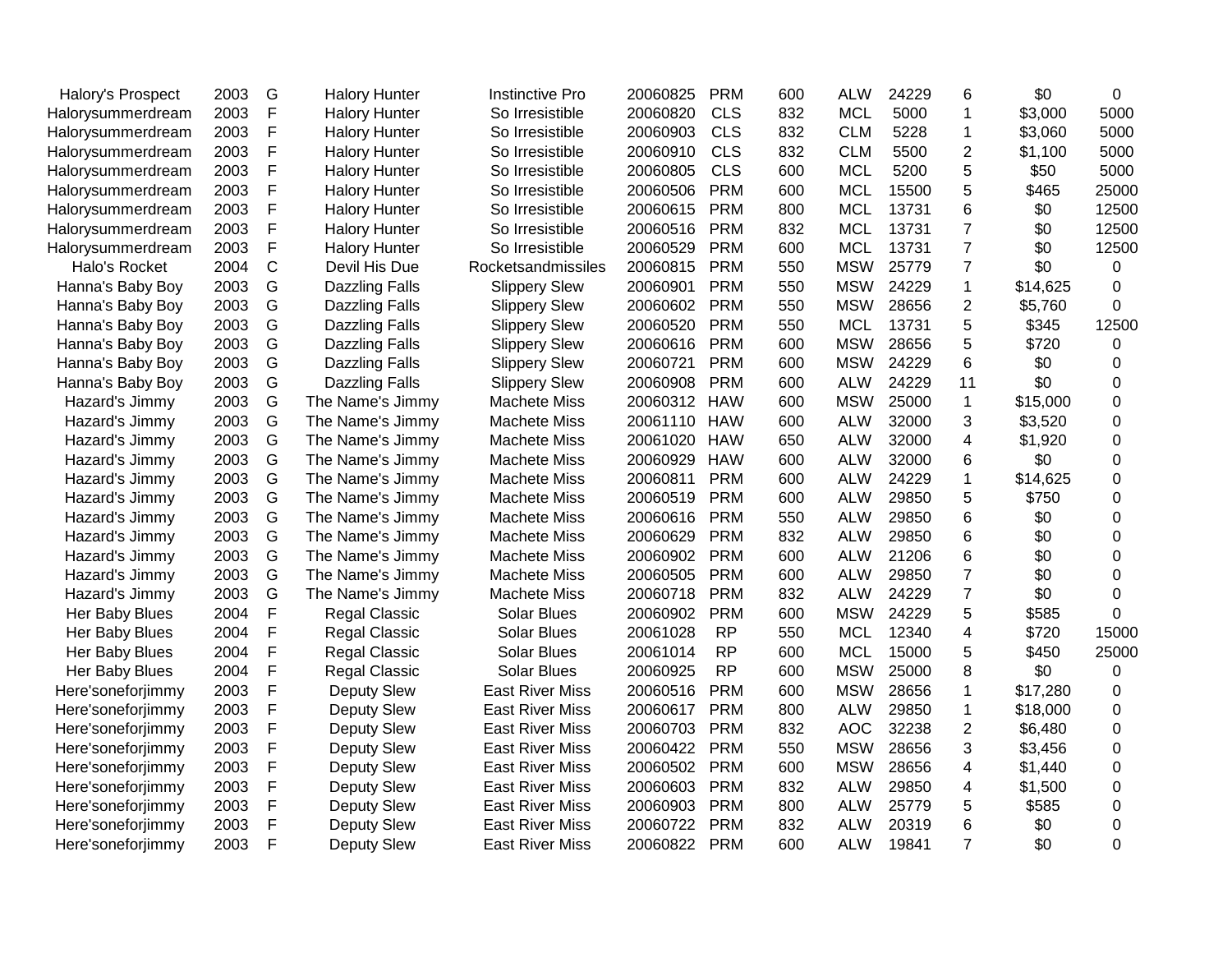| | | | | | | | | | | | | |
|---|---|---|---|---|---|---|---|---|---|---|---|---|
| Halory's Prospect | 2003 | G | Halory Hunter | Instinctive Pro | 20060825 | PRM | 600 | ALW | 24229 | 6 | $0 | 0 |
| Halorysummerdream | 2003 | F | Halory Hunter | So Irresistible | 20060820 | CLS | 832 | MCL | 5000 | 1 | $3,000 | 5000 |
| Halorysummerdream | 2003 | F | Halory Hunter | So Irresistible | 20060903 | CLS | 832 | CLM | 5228 | 1 | $3,060 | 5000 |
| Halorysummerdream | 2003 | F | Halory Hunter | So Irresistible | 20060910 | CLS | 832 | CLM | 5500 | 2 | $1,100 | 5000 |
| Halorysummerdream | 2003 | F | Halory Hunter | So Irresistible | 20060805 | CLS | 600 | MCL | 5200 | 5 | $50 | 5000 |
| Halorysummerdream | 2003 | F | Halory Hunter | So Irresistible | 20060506 | PRM | 600 | MCL | 15500 | 5 | $465 | 25000 |
| Halorysummerdream | 2003 | F | Halory Hunter | So Irresistible | 20060615 | PRM | 800 | MCL | 13731 | 6 | $0 | 12500 |
| Halorysummerdream | 2003 | F | Halory Hunter | So Irresistible | 20060516 | PRM | 832 | MCL | 13731 | 7 | $0 | 12500 |
| Halorysummerdream | 2003 | F | Halory Hunter | So Irresistible | 20060529 | PRM | 600 | MCL | 13731 | 7 | $0 | 12500 |
| Halo's Rocket | 2004 | C | Devil His Due | Rocketsandmissiles | 20060815 | PRM | 550 | MSW | 25779 | 7 | $0 | 0 |
| Hanna's Baby Boy | 2003 | G | Dazzling Falls | Slippery Slew | 20060901 | PRM | 550 | MSW | 24229 | 1 | $14,625 | 0 |
| Hanna's Baby Boy | 2003 | G | Dazzling Falls | Slippery Slew | 20060602 | PRM | 550 | MSW | 28656 | 2 | $5,760 | 0 |
| Hanna's Baby Boy | 2003 | G | Dazzling Falls | Slippery Slew | 20060520 | PRM | 550 | MCL | 13731 | 5 | $345 | 12500 |
| Hanna's Baby Boy | 2003 | G | Dazzling Falls | Slippery Slew | 20060616 | PRM | 600 | MSW | 28656 | 5 | $720 | 0 |
| Hanna's Baby Boy | 2003 | G | Dazzling Falls | Slippery Slew | 20060721 | PRM | 600 | MSW | 24229 | 6 | $0 | 0 |
| Hanna's Baby Boy | 2003 | G | Dazzling Falls | Slippery Slew | 20060908 | PRM | 600 | ALW | 24229 | 11 | $0 | 0 |
| Hazard's Jimmy | 2003 | G | The Name's Jimmy | Machete Miss | 20060312 | HAW | 600 | MSW | 25000 | 1 | $15,000 | 0 |
| Hazard's Jimmy | 2003 | G | The Name's Jimmy | Machete Miss | 20061110 | HAW | 600 | ALW | 32000 | 3 | $3,520 | 0 |
| Hazard's Jimmy | 2003 | G | The Name's Jimmy | Machete Miss | 20061020 | HAW | 650 | ALW | 32000 | 4 | $1,920 | 0 |
| Hazard's Jimmy | 2003 | G | The Name's Jimmy | Machete Miss | 20060929 | HAW | 600 | ALW | 32000 | 6 | $0 | 0 |
| Hazard's Jimmy | 2003 | G | The Name's Jimmy | Machete Miss | 20060811 | PRM | 600 | ALW | 24229 | 1 | $14,625 | 0 |
| Hazard's Jimmy | 2003 | G | The Name's Jimmy | Machete Miss | 20060519 | PRM | 600 | ALW | 29850 | 5 | $750 | 0 |
| Hazard's Jimmy | 2003 | G | The Name's Jimmy | Machete Miss | 20060616 | PRM | 550 | ALW | 29850 | 6 | $0 | 0 |
| Hazard's Jimmy | 2003 | G | The Name's Jimmy | Machete Miss | 20060629 | PRM | 832 | ALW | 29850 | 6 | $0 | 0 |
| Hazard's Jimmy | 2003 | G | The Name's Jimmy | Machete Miss | 20060902 | PRM | 600 | ALW | 21206 | 6 | $0 | 0 |
| Hazard's Jimmy | 2003 | G | The Name's Jimmy | Machete Miss | 20060505 | PRM | 600 | ALW | 29850 | 7 | $0 | 0 |
| Hazard's Jimmy | 2003 | G | The Name's Jimmy | Machete Miss | 20060718 | PRM | 832 | ALW | 24229 | 7 | $0 | 0 |
| Her Baby Blues | 2004 | F | Regal Classic | Solar Blues | 20060902 | PRM | 600 | MSW | 24229 | 5 | $585 | 0 |
| Her Baby Blues | 2004 | F | Regal Classic | Solar Blues | 20061028 | RP | 550 | MCL | 12340 | 4 | $720 | 15000 |
| Her Baby Blues | 2004 | F | Regal Classic | Solar Blues | 20061014 | RP | 600 | MCL | 15000 | 5 | $450 | 25000 |
| Her Baby Blues | 2004 | F | Regal Classic | Solar Blues | 20060925 | RP | 600 | MSW | 25000 | 8 | $0 | 0 |
| Here'soneforjimmy | 2003 | F | Deputy Slew | East River Miss | 20060516 | PRM | 600 | MSW | 28656 | 1 | $17,280 | 0 |
| Here'soneforjimmy | 2003 | F | Deputy Slew | East River Miss | 20060617 | PRM | 800 | ALW | 29850 | 1 | $18,000 | 0 |
| Here'soneforjimmy | 2003 | F | Deputy Slew | East River Miss | 20060703 | PRM | 832 | AOC | 32238 | 2 | $6,480 | 0 |
| Here'soneforjimmy | 2003 | F | Deputy Slew | East River Miss | 20060422 | PRM | 550 | MSW | 28656 | 3 | $3,456 | 0 |
| Here'soneforjimmy | 2003 | F | Deputy Slew | East River Miss | 20060502 | PRM | 600 | MSW | 28656 | 4 | $1,440 | 0 |
| Here'soneforjimmy | 2003 | F | Deputy Slew | East River Miss | 20060603 | PRM | 832 | ALW | 29850 | 4 | $1,500 | 0 |
| Here'soneforjimmy | 2003 | F | Deputy Slew | East River Miss | 20060903 | PRM | 800 | ALW | 25779 | 5 | $585 | 0 |
| Here'soneforjimmy | 2003 | F | Deputy Slew | East River Miss | 20060722 | PRM | 832 | ALW | 20319 | 6 | $0 | 0 |
| Here'soneforjimmy | 2003 | F | Deputy Slew | East River Miss | 20060822 | PRM | 600 | ALW | 19841 | 7 | $0 | 0 |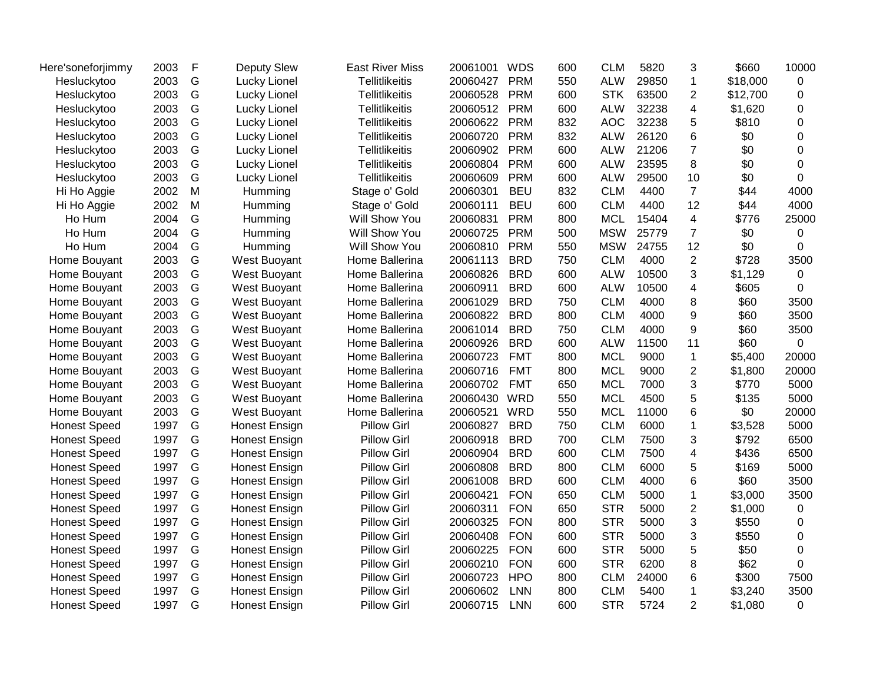| | | | | | | | | | | | | |
|---|---|---|---|---|---|---|---|---|---|---|---|---|
| Here'soneforjimmy | 2003 | F | Deputy Slew | East River Miss | 20061001 | WDS | 600 | CLM | 5820 | 3 | $660 | 10000 |
| Hesluckytoo | 2003 | G | Lucky Lionel | Tellitlikeitis | 20060427 | PRM | 550 | ALW | 29850 | 1 | $18,000 | 0 |
| Hesluckytoo | 2003 | G | Lucky Lionel | Tellitlikeitis | 20060528 | PRM | 600 | STK | 63500 | 2 | $12,700 | 0 |
| Hesluckytoo | 2003 | G | Lucky Lionel | Tellitlikeitis | 20060512 | PRM | 600 | ALW | 32238 | 4 | $1,620 | 0 |
| Hesluckytoo | 2003 | G | Lucky Lionel | Tellitlikeitis | 20060622 | PRM | 832 | AOC | 32238 | 5 | $810 | 0 |
| Hesluckytoo | 2003 | G | Lucky Lionel | Tellitlikeitis | 20060720 | PRM | 832 | ALW | 26120 | 6 | $0 | 0 |
| Hesluckytoo | 2003 | G | Lucky Lionel | Tellitlikeitis | 20060902 | PRM | 600 | ALW | 21206 | 7 | $0 | 0 |
| Hesluckytoo | 2003 | G | Lucky Lionel | Tellitlikeitis | 20060804 | PRM | 600 | ALW | 23595 | 8 | $0 | 0 |
| Hesluckytoo | 2003 | G | Lucky Lionel | Tellitlikeitis | 20060609 | PRM | 600 | ALW | 29500 | 10 | $0 | 0 |
| Hi Ho Aggie | 2002 | M | Humming | Stage o' Gold | 20060301 | BEU | 832 | CLM | 4400 | 7 | $44 | 4000 |
| Hi Ho Aggie | 2002 | M | Humming | Stage o' Gold | 20060111 | BEU | 600 | CLM | 4400 | 12 | $44 | 4000 |
| Ho Hum | 2004 | G | Humming | Will Show You | 20060831 | PRM | 800 | MCL | 15404 | 4 | $776 | 25000 |
| Ho Hum | 2004 | G | Humming | Will Show You | 20060725 | PRM | 500 | MSW | 25779 | 7 | $0 | 0 |
| Ho Hum | 2004 | G | Humming | Will Show You | 20060810 | PRM | 550 | MSW | 24755 | 12 | $0 | 0 |
| Home Bouyant | 2003 | G | West Buoyant | Home Ballerina | 20061113 | BRD | 750 | CLM | 4000 | 2 | $728 | 3500 |
| Home Bouyant | 2003 | G | West Buoyant | Home Ballerina | 20060826 | BRD | 600 | ALW | 10500 | 3 | $1,129 | 0 |
| Home Bouyant | 2003 | G | West Buoyant | Home Ballerina | 20060911 | BRD | 600 | ALW | 10500 | 4 | $605 | 0 |
| Home Bouyant | 2003 | G | West Buoyant | Home Ballerina | 20061029 | BRD | 750 | CLM | 4000 | 8 | $60 | 3500 |
| Home Bouyant | 2003 | G | West Buoyant | Home Ballerina | 20060822 | BRD | 800 | CLM | 4000 | 9 | $60 | 3500 |
| Home Bouyant | 2003 | G | West Buoyant | Home Ballerina | 20061014 | BRD | 750 | CLM | 4000 | 9 | $60 | 3500 |
| Home Bouyant | 2003 | G | West Buoyant | Home Ballerina | 20060926 | BRD | 600 | ALW | 11500 | 11 | $60 | 0 |
| Home Bouyant | 2003 | G | West Buoyant | Home Ballerina | 20060723 | FMT | 800 | MCL | 9000 | 1 | $5,400 | 20000 |
| Home Bouyant | 2003 | G | West Buoyant | Home Ballerina | 20060716 | FMT | 800 | MCL | 9000 | 2 | $1,800 | 20000 |
| Home Bouyant | 2003 | G | West Buoyant | Home Ballerina | 20060702 | FMT | 650 | MCL | 7000 | 3 | $770 | 5000 |
| Home Bouyant | 2003 | G | West Buoyant | Home Ballerina | 20060430 | WRD | 550 | MCL | 4500 | 5 | $135 | 5000 |
| Home Bouyant | 2003 | G | West Buoyant | Home Ballerina | 20060521 | WRD | 550 | MCL | 11000 | 6 | $0 | 20000 |
| Honest Speed | 1997 | G | Honest Ensign | Pillow Girl | 20060827 | BRD | 750 | CLM | 6000 | 1 | $3,528 | 5000 |
| Honest Speed | 1997 | G | Honest Ensign | Pillow Girl | 20060918 | BRD | 700 | CLM | 7500 | 3 | $792 | 6500 |
| Honest Speed | 1997 | G | Honest Ensign | Pillow Girl | 20060904 | BRD | 600 | CLM | 7500 | 4 | $436 | 6500 |
| Honest Speed | 1997 | G | Honest Ensign | Pillow Girl | 20060808 | BRD | 800 | CLM | 6000 | 5 | $169 | 5000 |
| Honest Speed | 1997 | G | Honest Ensign | Pillow Girl | 20061008 | BRD | 600 | CLM | 4000 | 6 | $60 | 3500 |
| Honest Speed | 1997 | G | Honest Ensign | Pillow Girl | 20060421 | FON | 650 | CLM | 5000 | 1 | $3,000 | 3500 |
| Honest Speed | 1997 | G | Honest Ensign | Pillow Girl | 20060311 | FON | 650 | STR | 5000 | 2 | $1,000 | 0 |
| Honest Speed | 1997 | G | Honest Ensign | Pillow Girl | 20060325 | FON | 800 | STR | 5000 | 3 | $550 | 0 |
| Honest Speed | 1997 | G | Honest Ensign | Pillow Girl | 20060408 | FON | 600 | STR | 5000 | 3 | $550 | 0 |
| Honest Speed | 1997 | G | Honest Ensign | Pillow Girl | 20060225 | FON | 600 | STR | 5000 | 5 | $50 | 0 |
| Honest Speed | 1997 | G | Honest Ensign | Pillow Girl | 20060210 | FON | 600 | STR | 6200 | 8 | $62 | 0 |
| Honest Speed | 1997 | G | Honest Ensign | Pillow Girl | 20060723 | HPO | 800 | CLM | 24000 | 6 | $300 | 7500 |
| Honest Speed | 1997 | G | Honest Ensign | Pillow Girl | 20060602 | LNN | 800 | CLM | 5400 | 1 | $3,240 | 3500 |
| Honest Speed | 1997 | G | Honest Ensign | Pillow Girl | 20060715 | LNN | 600 | STR | 5724 | 2 | $1,080 | 0 |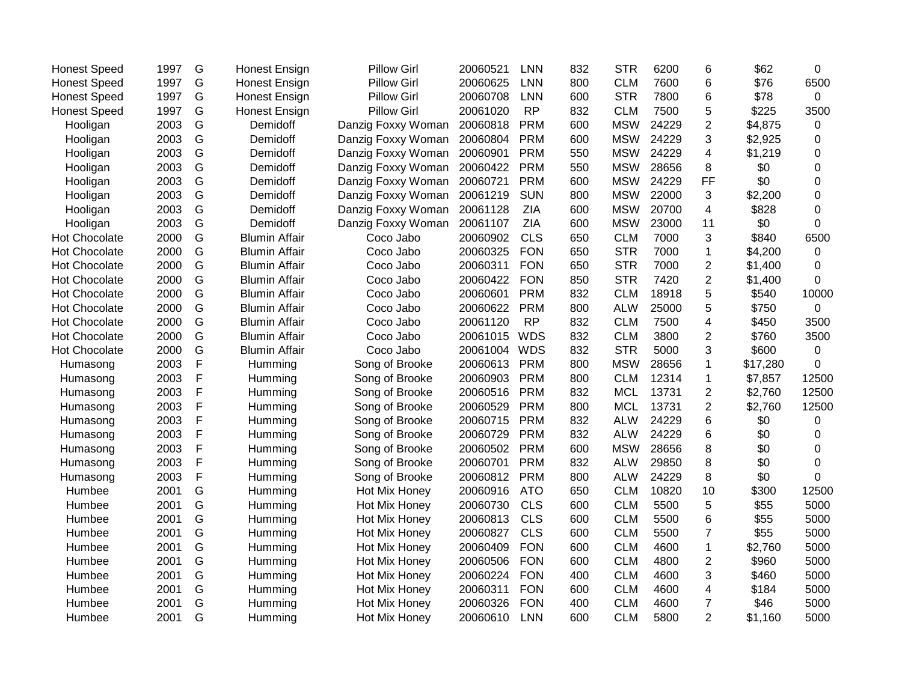| | | | | | | | | | | | | |
|---|---|---|---|---|---|---|---|---|---|---|---|---|
| Honest Speed | 1997 | G | Honest Ensign | Pillow Girl | 20060521 | LNN | 832 | STR | 6200 | 6 | $62 | 0 |
| Honest Speed | 1997 | G | Honest Ensign | Pillow Girl | 20060625 | LNN | 800 | CLM | 7600 | 6 | $76 | 6500 |
| Honest Speed | 1997 | G | Honest Ensign | Pillow Girl | 20060708 | LNN | 600 | STR | 7800 | 6 | $78 | 0 |
| Honest Speed | 1997 | G | Honest Ensign | Pillow Girl | 20061020 | RP | 832 | CLM | 7500 | 5 | $225 | 3500 |
| Hooligan | 2003 | G | Demidoff | Danzig Foxxy Woman | 20060818 | PRM | 600 | MSW | 24229 | 2 | $4,875 | 0 |
| Hooligan | 2003 | G | Demidoff | Danzig Foxxy Woman | 20060804 | PRM | 600 | MSW | 24229 | 3 | $2,925 | 0 |
| Hooligan | 2003 | G | Demidoff | Danzig Foxxy Woman | 20060901 | PRM | 550 | MSW | 24229 | 4 | $1,219 | 0 |
| Hooligan | 2003 | G | Demidoff | Danzig Foxxy Woman | 20060422 | PRM | 550 | MSW | 28656 | 8 | $0 | 0 |
| Hooligan | 2003 | G | Demidoff | Danzig Foxxy Woman | 20060721 | PRM | 600 | MSW | 24229 | FF | $0 | 0 |
| Hooligan | 2003 | G | Demidoff | Danzig Foxxy Woman | 20061219 | SUN | 800 | MSW | 22000 | 3 | $2,200 | 0 |
| Hooligan | 2003 | G | Demidoff | Danzig Foxxy Woman | 20061128 | ZIA | 600 | MSW | 20700 | 4 | $828 | 0 |
| Hooligan | 2003 | G | Demidoff | Danzig Foxxy Woman | 20061107 | ZIA | 600 | MSW | 23000 | 11 | $0 | 0 |
| Hot Chocolate | 2000 | G | Blumin Affair | Coco Jabo | 20060902 | CLS | 650 | CLM | 7000 | 3 | $840 | 6500 |
| Hot Chocolate | 2000 | G | Blumin Affair | Coco Jabo | 20060325 | FON | 650 | STR | 7000 | 1 | $4,200 | 0 |
| Hot Chocolate | 2000 | G | Blumin Affair | Coco Jabo | 20060311 | FON | 650 | STR | 7000 | 2 | $1,400 | 0 |
| Hot Chocolate | 2000 | G | Blumin Affair | Coco Jabo | 20060422 | FON | 850 | STR | 7420 | 2 | $1,400 | 0 |
| Hot Chocolate | 2000 | G | Blumin Affair | Coco Jabo | 20060601 | PRM | 832 | CLM | 18918 | 5 | $540 | 10000 |
| Hot Chocolate | 2000 | G | Blumin Affair | Coco Jabo | 20060622 | PRM | 800 | ALW | 25000 | 5 | $750 | 0 |
| Hot Chocolate | 2000 | G | Blumin Affair | Coco Jabo | 20061120 | RP | 832 | CLM | 7500 | 4 | $450 | 3500 |
| Hot Chocolate | 2000 | G | Blumin Affair | Coco Jabo | 20061015 | WDS | 832 | CLM | 3800 | 2 | $760 | 3500 |
| Hot Chocolate | 2000 | G | Blumin Affair | Coco Jabo | 20061004 | WDS | 832 | STR | 5000 | 3 | $600 | 0 |
| Humasong | 2003 | F | Humming | Song of Brooke | 20060613 | PRM | 800 | MSW | 28656 | 1 | $17,280 | 0 |
| Humasong | 2003 | F | Humming | Song of Brooke | 20060903 | PRM | 800 | CLM | 12314 | 1 | $7,857 | 12500 |
| Humasong | 2003 | F | Humming | Song of Brooke | 20060516 | PRM | 832 | MCL | 13731 | 2 | $2,760 | 12500 |
| Humasong | 2003 | F | Humming | Song of Brooke | 20060529 | PRM | 800 | MCL | 13731 | 2 | $2,760 | 12500 |
| Humasong | 2003 | F | Humming | Song of Brooke | 20060715 | PRM | 832 | ALW | 24229 | 6 | $0 | 0 |
| Humasong | 2003 | F | Humming | Song of Brooke | 20060729 | PRM | 832 | ALW | 24229 | 6 | $0 | 0 |
| Humasong | 2003 | F | Humming | Song of Brooke | 20060502 | PRM | 600 | MSW | 28656 | 8 | $0 | 0 |
| Humasong | 2003 | F | Humming | Song of Brooke | 20060701 | PRM | 832 | ALW | 29850 | 8 | $0 | 0 |
| Humasong | 2003 | F | Humming | Song of Brooke | 20060812 | PRM | 800 | ALW | 24229 | 8 | $0 | 0 |
| Humbee | 2001 | G | Humming | Hot Mix Honey | 20060916 | ATO | 650 | CLM | 10820 | 10 | $300 | 12500 |
| Humbee | 2001 | G | Humming | Hot Mix Honey | 20060730 | CLS | 600 | CLM | 5500 | 5 | $55 | 5000 |
| Humbee | 2001 | G | Humming | Hot Mix Honey | 20060813 | CLS | 600 | CLM | 5500 | 6 | $55 | 5000 |
| Humbee | 2001 | G | Humming | Hot Mix Honey | 20060827 | CLS | 600 | CLM | 5500 | 7 | $55 | 5000 |
| Humbee | 2001 | G | Humming | Hot Mix Honey | 20060409 | FON | 600 | CLM | 4600 | 1 | $2,760 | 5000 |
| Humbee | 2001 | G | Humming | Hot Mix Honey | 20060506 | FON | 600 | CLM | 4800 | 2 | $960 | 5000 |
| Humbee | 2001 | G | Humming | Hot Mix Honey | 20060224 | FON | 400 | CLM | 4600 | 3 | $460 | 5000 |
| Humbee | 2001 | G | Humming | Hot Mix Honey | 20060311 | FON | 600 | CLM | 4600 | 4 | $184 | 5000 |
| Humbee | 2001 | G | Humming | Hot Mix Honey | 20060326 | FON | 400 | CLM | 4600 | 7 | $46 | 5000 |
| Humbee | 2001 | G | Humming | Hot Mix Honey | 20060610 | LNN | 600 | CLM | 5800 | 2 | $1,160 | 5000 |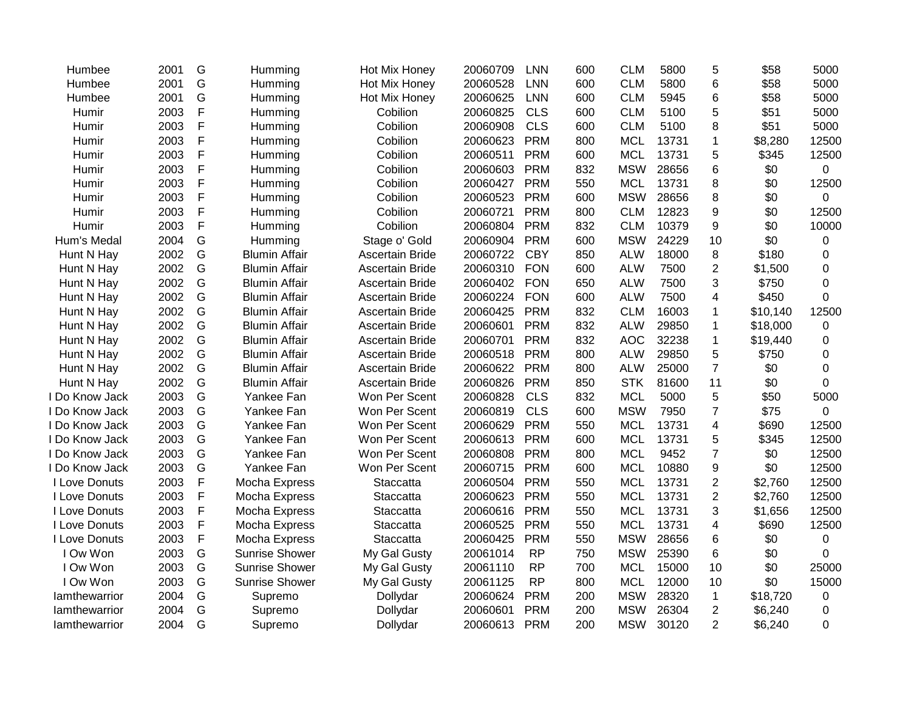| | | | | | | | | | | | | |
|---|---|---|---|---|---|---|---|---|---|---|---|---|
| Humbee | 2001 | G | Humming | Hot Mix Honey | 20060709 | LNN | 600 | CLM | 5800 | 5 | $58 | 5000 |
| Humbee | 2001 | G | Humming | Hot Mix Honey | 20060528 | LNN | 600 | CLM | 5800 | 6 | $58 | 5000 |
| Humbee | 2001 | G | Humming | Hot Mix Honey | 20060625 | LNN | 600 | CLM | 5945 | 6 | $58 | 5000 |
| Humir | 2003 | F | Humming | Cobilion | 20060825 | CLS | 600 | CLM | 5100 | 5 | $51 | 5000 |
| Humir | 2003 | F | Humming | Cobilion | 20060908 | CLS | 600 | CLM | 5100 | 8 | $51 | 5000 |
| Humir | 2003 | F | Humming | Cobilion | 20060623 | PRM | 800 | MCL | 13731 | 1 | $8,280 | 12500 |
| Humir | 2003 | F | Humming | Cobilion | 20060511 | PRM | 600 | MCL | 13731 | 5 | $345 | 12500 |
| Humir | 2003 | F | Humming | Cobilion | 20060603 | PRM | 832 | MSW | 28656 | 6 | $0 | 0 |
| Humir | 2003 | F | Humming | Cobilion | 20060427 | PRM | 550 | MCL | 13731 | 8 | $0 | 12500 |
| Humir | 2003 | F | Humming | Cobilion | 20060523 | PRM | 600 | MSW | 28656 | 8 | $0 | 0 |
| Humir | 2003 | F | Humming | Cobilion | 20060721 | PRM | 800 | CLM | 12823 | 9 | $0 | 12500 |
| Humir | 2003 | F | Humming | Cobilion | 20060804 | PRM | 832 | CLM | 10379 | 9 | $0 | 10000 |
| Hum's Medal | 2004 | G | Humming | Stage o' Gold | 20060904 | PRM | 600 | MSW | 24229 | 10 | $0 | 0 |
| Hunt N Hay | 2002 | G | Blumin Affair | Ascertain Bride | 20060722 | CBY | 850 | ALW | 18000 | 8 | $180 | 0 |
| Hunt N Hay | 2002 | G | Blumin Affair | Ascertain Bride | 20060310 | FON | 600 | ALW | 7500 | 2 | $1,500 | 0 |
| Hunt N Hay | 2002 | G | Blumin Affair | Ascertain Bride | 20060402 | FON | 650 | ALW | 7500 | 3 | $750 | 0 |
| Hunt N Hay | 2002 | G | Blumin Affair | Ascertain Bride | 20060224 | FON | 600 | ALW | 7500 | 4 | $450 | 0 |
| Hunt N Hay | 2002 | G | Blumin Affair | Ascertain Bride | 20060425 | PRM | 832 | CLM | 16003 | 1 | $10,140 | 12500 |
| Hunt N Hay | 2002 | G | Blumin Affair | Ascertain Bride | 20060601 | PRM | 832 | ALW | 29850 | 1 | $18,000 | 0 |
| Hunt N Hay | 2002 | G | Blumin Affair | Ascertain Bride | 20060701 | PRM | 832 | AOC | 32238 | 1 | $19,440 | 0 |
| Hunt N Hay | 2002 | G | Blumin Affair | Ascertain Bride | 20060518 | PRM | 800 | ALW | 29850 | 5 | $750 | 0 |
| Hunt N Hay | 2002 | G | Blumin Affair | Ascertain Bride | 20060622 | PRM | 800 | ALW | 25000 | 7 | $0 | 0 |
| Hunt N Hay | 2002 | G | Blumin Affair | Ascertain Bride | 20060826 | PRM | 850 | STK | 81600 | 11 | $0 | 0 |
| I Do Know Jack | 2003 | G | Yankee Fan | Won Per Scent | 20060828 | CLS | 832 | MCL | 5000 | 5 | $50 | 5000 |
| I Do Know Jack | 2003 | G | Yankee Fan | Won Per Scent | 20060819 | CLS | 600 | MSW | 7950 | 7 | $75 | 0 |
| I Do Know Jack | 2003 | G | Yankee Fan | Won Per Scent | 20060629 | PRM | 550 | MCL | 13731 | 4 | $690 | 12500 |
| I Do Know Jack | 2003 | G | Yankee Fan | Won Per Scent | 20060613 | PRM | 600 | MCL | 13731 | 5 | $345 | 12500 |
| I Do Know Jack | 2003 | G | Yankee Fan | Won Per Scent | 20060808 | PRM | 800 | MCL | 9452 | 7 | $0 | 12500 |
| I Do Know Jack | 2003 | G | Yankee Fan | Won Per Scent | 20060715 | PRM | 600 | MCL | 10880 | 9 | $0 | 12500 |
| I Love Donuts | 2003 | F | Mocha Express | Staccatta | 20060504 | PRM | 550 | MCL | 13731 | 2 | $2,760 | 12500 |
| I Love Donuts | 2003 | F | Mocha Express | Staccatta | 20060623 | PRM | 550 | MCL | 13731 | 2 | $2,760 | 12500 |
| I Love Donuts | 2003 | F | Mocha Express | Staccatta | 20060616 | PRM | 550 | MCL | 13731 | 3 | $1,656 | 12500 |
| I Love Donuts | 2003 | F | Mocha Express | Staccatta | 20060525 | PRM | 550 | MCL | 13731 | 4 | $690 | 12500 |
| I Love Donuts | 2003 | F | Mocha Express | Staccatta | 20060425 | PRM | 550 | MSW | 28656 | 6 | $0 | 0 |
| I Ow Won | 2003 | G | Sunrise Shower | My Gal Gusty | 20061014 | RP | 750 | MSW | 25390 | 6 | $0 | 0 |
| I Ow Won | 2003 | G | Sunrise Shower | My Gal Gusty | 20061110 | RP | 700 | MCL | 15000 | 10 | $0 | 25000 |
| I Ow Won | 2003 | G | Sunrise Shower | My Gal Gusty | 20061125 | RP | 800 | MCL | 12000 | 10 | $0 | 15000 |
| Iamthewarrior | 2004 | G | Supremo | Dollydar | 20060624 | PRM | 200 | MSW | 28320 | 1 | $18,720 | 0 |
| Iamthewarrior | 2004 | G | Supremo | Dollydar | 20060601 | PRM | 200 | MSW | 26304 | 2 | $6,240 | 0 |
| Iamthewarrior | 2004 | G | Supremo | Dollydar | 20060613 | PRM | 200 | MSW | 30120 | 2 | $6,240 | 0 |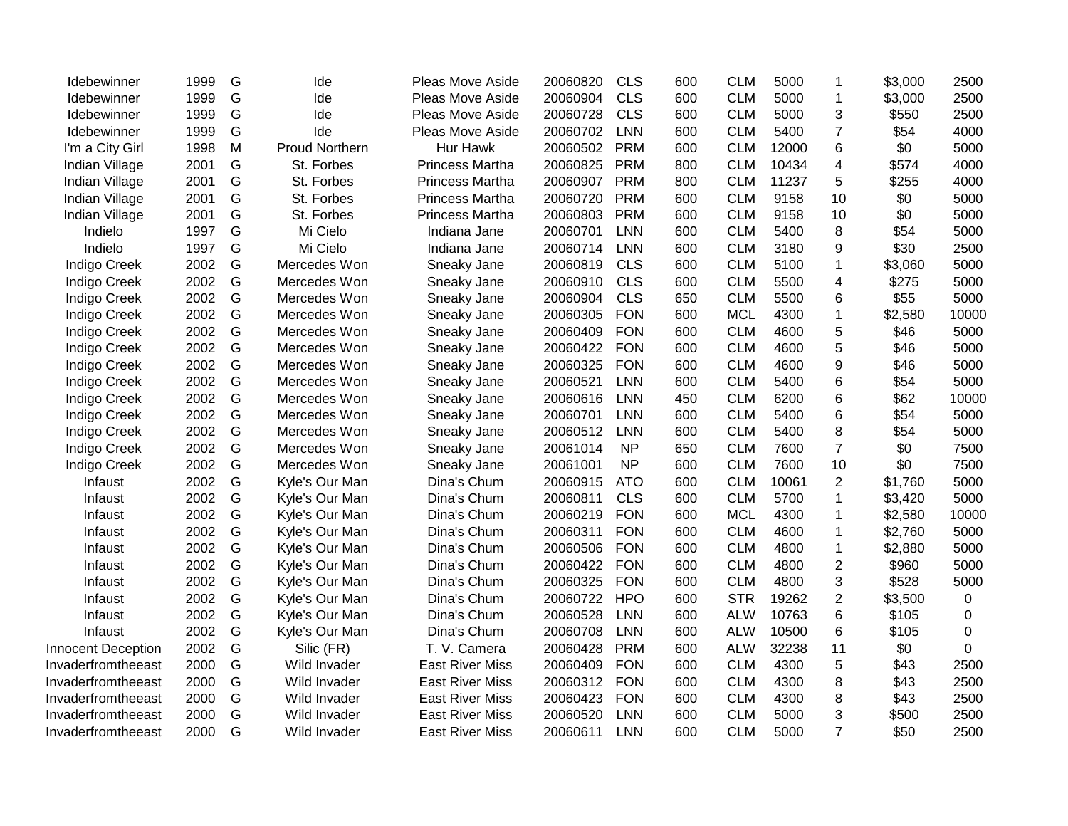| | | | | | | | | | | | | |
|---|---|---|---|---|---|---|---|---|---|---|---|---|
| Idebewinner | 1999 | G | Ide | Pleas Move Aside | 20060820 | CLS | 600 | CLM | 5000 | 1 | $3,000 | 2500 |
| Idebewinner | 1999 | G | Ide | Pleas Move Aside | 20060904 | CLS | 600 | CLM | 5000 | 1 | $3,000 | 2500 |
| Idebewinner | 1999 | G | Ide | Pleas Move Aside | 20060728 | CLS | 600 | CLM | 5000 | 3 | $550 | 2500 |
| Idebewinner | 1999 | G | Ide | Pleas Move Aside | 20060702 | LNN | 600 | CLM | 5400 | 7 | $54 | 4000 |
| I'm a City Girl | 1998 | M | Proud Northern | Hur Hawk | 20060502 | PRM | 600 | CLM | 12000 | 6 | $0 | 5000 |
| Indian Village | 2001 | G | St. Forbes | Princess Martha | 20060825 | PRM | 800 | CLM | 10434 | 4 | $574 | 4000 |
| Indian Village | 2001 | G | St. Forbes | Princess Martha | 20060907 | PRM | 800 | CLM | 11237 | 5 | $255 | 4000 |
| Indian Village | 2001 | G | St. Forbes | Princess Martha | 20060720 | PRM | 600 | CLM | 9158 | 10 | $0 | 5000 |
| Indian Village | 2001 | G | St. Forbes | Princess Martha | 20060803 | PRM | 600 | CLM | 9158 | 10 | $0 | 5000 |
| Indielo | 1997 | G | Mi Cielo | Indiana Jane | 20060701 | LNN | 600 | CLM | 5400 | 8 | $54 | 5000 |
| Indielo | 1997 | G | Mi Cielo | Indiana Jane | 20060714 | LNN | 600 | CLM | 3180 | 9 | $30 | 2500 |
| Indigo Creek | 2002 | G | Mercedes Won | Sneaky Jane | 20060819 | CLS | 600 | CLM | 5100 | 1 | $3,060 | 5000 |
| Indigo Creek | 2002 | G | Mercedes Won | Sneaky Jane | 20060910 | CLS | 600 | CLM | 5500 | 4 | $275 | 5000 |
| Indigo Creek | 2002 | G | Mercedes Won | Sneaky Jane | 20060904 | CLS | 650 | CLM | 5500 | 6 | $55 | 5000 |
| Indigo Creek | 2002 | G | Mercedes Won | Sneaky Jane | 20060305 | FON | 600 | MCL | 4300 | 1 | $2,580 | 10000 |
| Indigo Creek | 2002 | G | Mercedes Won | Sneaky Jane | 20060409 | FON | 600 | CLM | 4600 | 5 | $46 | 5000 |
| Indigo Creek | 2002 | G | Mercedes Won | Sneaky Jane | 20060422 | FON | 600 | CLM | 4600 | 5 | $46 | 5000 |
| Indigo Creek | 2002 | G | Mercedes Won | Sneaky Jane | 20060325 | FON | 600 | CLM | 4600 | 9 | $46 | 5000 |
| Indigo Creek | 2002 | G | Mercedes Won | Sneaky Jane | 20060521 | LNN | 600 | CLM | 5400 | 6 | $54 | 5000 |
| Indigo Creek | 2002 | G | Mercedes Won | Sneaky Jane | 20060616 | LNN | 450 | CLM | 6200 | 6 | $62 | 10000 |
| Indigo Creek | 2002 | G | Mercedes Won | Sneaky Jane | 20060701 | LNN | 600 | CLM | 5400 | 6 | $54 | 5000 |
| Indigo Creek | 2002 | G | Mercedes Won | Sneaky Jane | 20060512 | LNN | 600 | CLM | 5400 | 8 | $54 | 5000 |
| Indigo Creek | 2002 | G | Mercedes Won | Sneaky Jane | 20061014 | NP | 650 | CLM | 7600 | 7 | $0 | 7500 |
| Indigo Creek | 2002 | G | Mercedes Won | Sneaky Jane | 20061001 | NP | 600 | CLM | 7600 | 10 | $0 | 7500 |
| Infaust | 2002 | G | Kyle's Our Man | Dina's Chum | 20060915 | ATO | 600 | CLM | 10061 | 2 | $1,760 | 5000 |
| Infaust | 2002 | G | Kyle's Our Man | Dina's Chum | 20060811 | CLS | 600 | CLM | 5700 | 1 | $3,420 | 5000 |
| Infaust | 2002 | G | Kyle's Our Man | Dina's Chum | 20060219 | FON | 600 | MCL | 4300 | 1 | $2,580 | 10000 |
| Infaust | 2002 | G | Kyle's Our Man | Dina's Chum | 20060311 | FON | 600 | CLM | 4600 | 1 | $2,760 | 5000 |
| Infaust | 2002 | G | Kyle's Our Man | Dina's Chum | 20060506 | FON | 600 | CLM | 4800 | 1 | $2,880 | 5000 |
| Infaust | 2002 | G | Kyle's Our Man | Dina's Chum | 20060422 | FON | 600 | CLM | 4800 | 2 | $960 | 5000 |
| Infaust | 2002 | G | Kyle's Our Man | Dina's Chum | 20060325 | FON | 600 | CLM | 4800 | 3 | $528 | 5000 |
| Infaust | 2002 | G | Kyle's Our Man | Dina's Chum | 20060722 | HPO | 600 | STR | 19262 | 2 | $3,500 | 0 |
| Infaust | 2002 | G | Kyle's Our Man | Dina's Chum | 20060528 | LNN | 600 | ALW | 10763 | 6 | $105 | 0 |
| Infaust | 2002 | G | Kyle's Our Man | Dina's Chum | 20060708 | LNN | 600 | ALW | 10500 | 6 | $105 | 0 |
| Innocent Deception | 2002 | G | Silic (FR) | T. V. Camera | 20060428 | PRM | 600 | ALW | 32238 | 11 | $0 | 0 |
| Invaderfromtheeast | 2000 | G | Wild Invader | East River Miss | 20060409 | FON | 600 | CLM | 4300 | 5 | $43 | 2500 |
| Invaderfromtheeast | 2000 | G | Wild Invader | East River Miss | 20060312 | FON | 600 | CLM | 4300 | 8 | $43 | 2500 |
| Invaderfromtheeast | 2000 | G | Wild Invader | East River Miss | 20060423 | FON | 600 | CLM | 4300 | 8 | $43 | 2500 |
| Invaderfromtheeast | 2000 | G | Wild Invader | East River Miss | 20060520 | LNN | 600 | CLM | 5000 | 3 | $500 | 2500 |
| Invaderfromtheeast | 2000 | G | Wild Invader | East River Miss | 20060611 | LNN | 600 | CLM | 5000 | 7 | $50 | 2500 |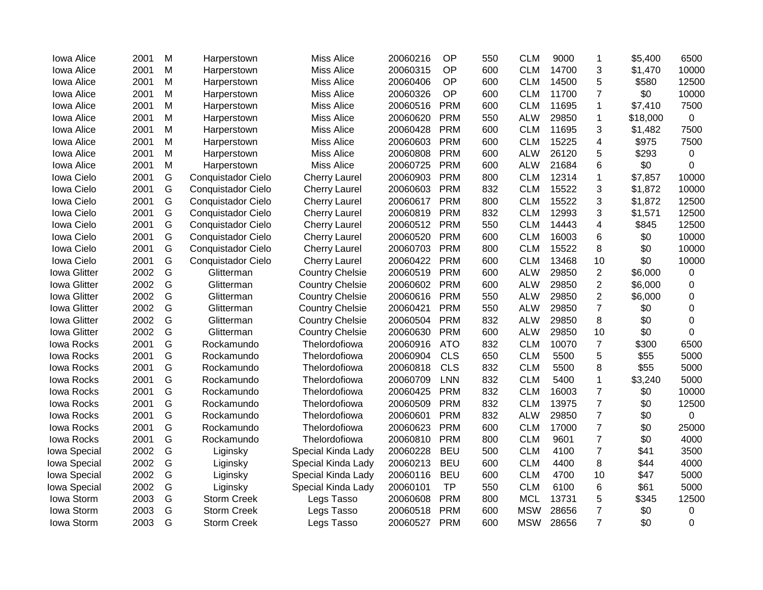| | | | | | | | | | | | | |
|---|---|---|---|---|---|---|---|---|---|---|---|---|
| Iowa Alice | 2001 | M | Harperstown | Miss Alice | 20060216 | OP | 550 | CLM | 9000 | 1 | $5,400 | 6500 |
| Iowa Alice | 2001 | M | Harperstown | Miss Alice | 20060315 | OP | 600 | CLM | 14700 | 3 | $1,470 | 10000 |
| Iowa Alice | 2001 | M | Harperstown | Miss Alice | 20060406 | OP | 600 | CLM | 14500 | 5 | $580 | 12500 |
| Iowa Alice | 2001 | M | Harperstown | Miss Alice | 20060326 | OP | 600 | CLM | 11700 | 7 | $0 | 10000 |
| Iowa Alice | 2001 | M | Harperstown | Miss Alice | 20060516 | PRM | 600 | CLM | 11695 | 1 | $7,410 | 7500 |
| Iowa Alice | 2001 | M | Harperstown | Miss Alice | 20060620 | PRM | 550 | ALW | 29850 | 1 | $18,000 | 0 |
| Iowa Alice | 2001 | M | Harperstown | Miss Alice | 20060428 | PRM | 600 | CLM | 11695 | 3 | $1,482 | 7500 |
| Iowa Alice | 2001 | M | Harperstown | Miss Alice | 20060603 | PRM | 600 | CLM | 15225 | 4 | $975 | 7500 |
| Iowa Alice | 2001 | M | Harperstown | Miss Alice | 20060808 | PRM | 600 | ALW | 26120 | 5 | $293 | 0 |
| Iowa Alice | 2001 | M | Harperstown | Miss Alice | 20060725 | PRM | 600 | ALW | 21684 | 6 | $0 | 0 |
| Iowa Cielo | 2001 | G | Conquistador Cielo | Cherry Laurel | 20060903 | PRM | 800 | CLM | 12314 | 1 | $7,857 | 10000 |
| Iowa Cielo | 2001 | G | Conquistador Cielo | Cherry Laurel | 20060603 | PRM | 832 | CLM | 15522 | 3 | $1,872 | 10000 |
| Iowa Cielo | 2001 | G | Conquistador Cielo | Cherry Laurel | 20060617 | PRM | 800 | CLM | 15522 | 3 | $1,872 | 12500 |
| Iowa Cielo | 2001 | G | Conquistador Cielo | Cherry Laurel | 20060819 | PRM | 832 | CLM | 12993 | 3 | $1,571 | 12500 |
| Iowa Cielo | 2001 | G | Conquistador Cielo | Cherry Laurel | 20060512 | PRM | 550 | CLM | 14443 | 4 | $845 | 12500 |
| Iowa Cielo | 2001 | G | Conquistador Cielo | Cherry Laurel | 20060520 | PRM | 600 | CLM | 16003 | 6 | $0 | 10000 |
| Iowa Cielo | 2001 | G | Conquistador Cielo | Cherry Laurel | 20060703 | PRM | 800 | CLM | 15522 | 8 | $0 | 10000 |
| Iowa Cielo | 2001 | G | Conquistador Cielo | Cherry Laurel | 20060422 | PRM | 600 | CLM | 13468 | 10 | $0 | 10000 |
| Iowa Glitter | 2002 | G | Glitterman | Country Chelsie | 20060519 | PRM | 600 | ALW | 29850 | 2 | $6,000 | 0 |
| Iowa Glitter | 2002 | G | Glitterman | Country Chelsie | 20060602 | PRM | 600 | ALW | 29850 | 2 | $6,000 | 0 |
| Iowa Glitter | 2002 | G | Glitterman | Country Chelsie | 20060616 | PRM | 550 | ALW | 29850 | 2 | $6,000 | 0 |
| Iowa Glitter | 2002 | G | Glitterman | Country Chelsie | 20060421 | PRM | 550 | ALW | 29850 | 7 | $0 | 0 |
| Iowa Glitter | 2002 | G | Glitterman | Country Chelsie | 20060504 | PRM | 832 | ALW | 29850 | 8 | $0 | 0 |
| Iowa Glitter | 2002 | G | Glitterman | Country Chelsie | 20060630 | PRM | 600 | ALW | 29850 | 10 | $0 | 0 |
| Iowa Rocks | 2001 | G | Rockamundo | Thelordofiowa | 20060916 | ATO | 832 | CLM | 10070 | 7 | $300 | 6500 |
| Iowa Rocks | 2001 | G | Rockamundo | Thelordofiowa | 20060904 | CLS | 650 | CLM | 5500 | 5 | $55 | 5000 |
| Iowa Rocks | 2001 | G | Rockamundo | Thelordofiowa | 20060818 | CLS | 832 | CLM | 5500 | 8 | $55 | 5000 |
| Iowa Rocks | 2001 | G | Rockamundo | Thelordofiowa | 20060709 | LNN | 832 | CLM | 5400 | 1 | $3,240 | 5000 |
| Iowa Rocks | 2001 | G | Rockamundo | Thelordofiowa | 20060425 | PRM | 832 | CLM | 16003 | 7 | $0 | 10000 |
| Iowa Rocks | 2001 | G | Rockamundo | Thelordofiowa | 20060509 | PRM | 832 | CLM | 13975 | 7 | $0 | 12500 |
| Iowa Rocks | 2001 | G | Rockamundo | Thelordofiowa | 20060601 | PRM | 832 | ALW | 29850 | 7 | $0 | 0 |
| Iowa Rocks | 2001 | G | Rockamundo | Thelordofiowa | 20060623 | PRM | 600 | CLM | 17000 | 7 | $0 | 25000 |
| Iowa Rocks | 2001 | G | Rockamundo | Thelordofiowa | 20060810 | PRM | 800 | CLM | 9601 | 7 | $0 | 4000 |
| Iowa Special | 2002 | G | Liginsky | Special Kinda Lady | 20060228 | BEU | 500 | CLM | 4100 | 7 | $41 | 3500 |
| Iowa Special | 2002 | G | Liginsky | Special Kinda Lady | 20060213 | BEU | 600 | CLM | 4400 | 8 | $44 | 4000 |
| Iowa Special | 2002 | G | Liginsky | Special Kinda Lady | 20060116 | BEU | 600 | CLM | 4700 | 10 | $47 | 5000 |
| Iowa Special | 2002 | G | Liginsky | Special Kinda Lady | 20060101 | TP | 550 | CLM | 6100 | 6 | $61 | 5000 |
| Iowa Storm | 2003 | G | Storm Creek | Legs Tasso | 20060608 | PRM | 800 | MCL | 13731 | 5 | $345 | 12500 |
| Iowa Storm | 2003 | G | Storm Creek | Legs Tasso | 20060518 | PRM | 600 | MSW | 28656 | 7 | $0 | 0 |
| Iowa Storm | 2003 | G | Storm Creek | Legs Tasso | 20060527 | PRM | 600 | MSW | 28656 | 7 | $0 | 0 |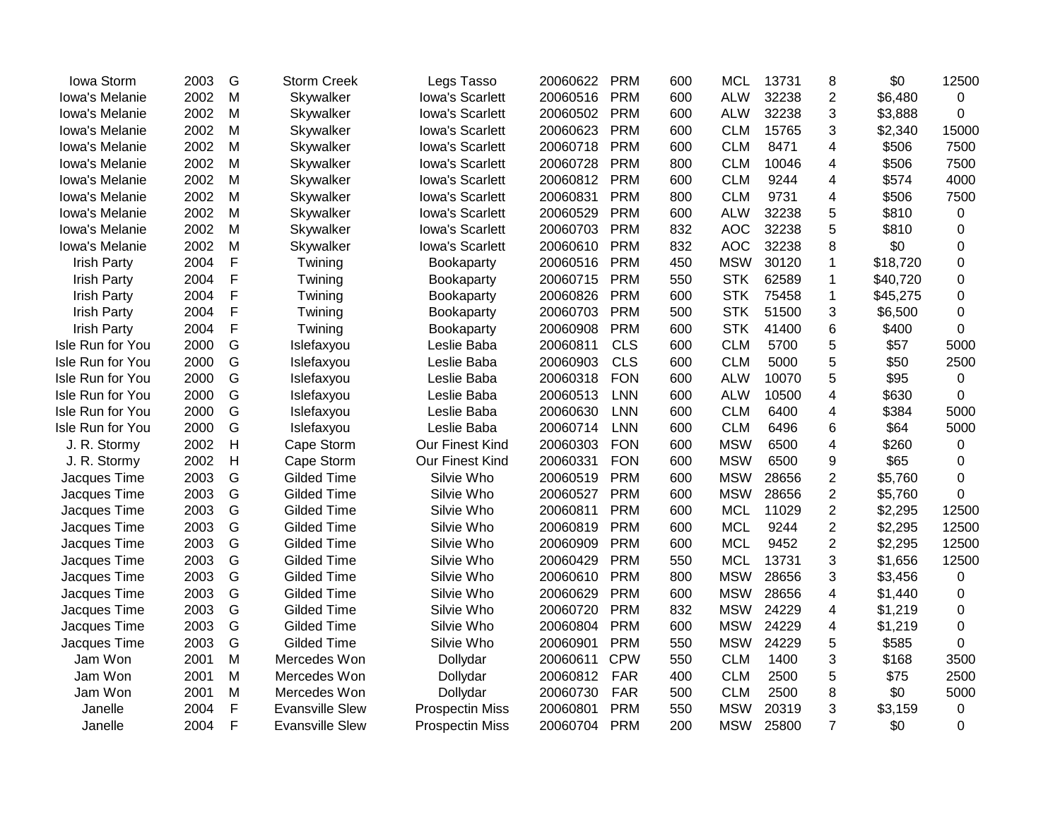| | | | | | | | | | | | | |
|---|---|---|---|---|---|---|---|---|---|---|---|---|
| Iowa Storm | 2003 | G | Storm Creek | Legs Tasso | 20060622 | PRM | 600 | MCL | 13731 | 8 | $0 | 12500 |
| Iowa's Melanie | 2002 | M | Skywalker | Iowa's Scarlett | 20060516 | PRM | 600 | ALW | 32238 | 2 | $6,480 | 0 |
| Iowa's Melanie | 2002 | M | Skywalker | Iowa's Scarlett | 20060502 | PRM | 600 | ALW | 32238 | 3 | $3,888 | 0 |
| Iowa's Melanie | 2002 | M | Skywalker | Iowa's Scarlett | 20060623 | PRM | 600 | CLM | 15765 | 3 | $2,340 | 15000 |
| Iowa's Melanie | 2002 | M | Skywalker | Iowa's Scarlett | 20060718 | PRM | 600 | CLM | 8471 | 4 | $506 | 7500 |
| Iowa's Melanie | 2002 | M | Skywalker | Iowa's Scarlett | 20060728 | PRM | 800 | CLM | 10046 | 4 | $506 | 7500 |
| Iowa's Melanie | 2002 | M | Skywalker | Iowa's Scarlett | 20060812 | PRM | 600 | CLM | 9244 | 4 | $574 | 4000 |
| Iowa's Melanie | 2002 | M | Skywalker | Iowa's Scarlett | 20060831 | PRM | 800 | CLM | 9731 | 4 | $506 | 7500 |
| Iowa's Melanie | 2002 | M | Skywalker | Iowa's Scarlett | 20060529 | PRM | 600 | ALW | 32238 | 5 | $810 | 0 |
| Iowa's Melanie | 2002 | M | Skywalker | Iowa's Scarlett | 20060703 | PRM | 832 | AOC | 32238 | 5 | $810 | 0 |
| Iowa's Melanie | 2002 | M | Skywalker | Iowa's Scarlett | 20060610 | PRM | 832 | AOC | 32238 | 8 | $0 | 0 |
| Irish Party | 2004 | F | Twining | Bookaparty | 20060516 | PRM | 450 | MSW | 30120 | 1 | $18,720 | 0 |
| Irish Party | 2004 | F | Twining | Bookaparty | 20060715 | PRM | 550 | STK | 62589 | 1 | $40,720 | 0 |
| Irish Party | 2004 | F | Twining | Bookaparty | 20060826 | PRM | 600 | STK | 75458 | 1 | $45,275 | 0 |
| Irish Party | 2004 | F | Twining | Bookaparty | 20060703 | PRM | 500 | STK | 51500 | 3 | $6,500 | 0 |
| Irish Party | 2004 | F | Twining | Bookaparty | 20060908 | PRM | 600 | STK | 41400 | 6 | $400 | 0 |
| Isle Run for You | 2000 | G | Islefaxyou | Leslie Baba | 20060811 | CLS | 600 | CLM | 5700 | 5 | $57 | 5000 |
| Isle Run for You | 2000 | G | Islefaxyou | Leslie Baba | 20060903 | CLS | 600 | CLM | 5000 | 5 | $50 | 2500 |
| Isle Run for You | 2000 | G | Islefaxyou | Leslie Baba | 20060318 | FON | 600 | ALW | 10070 | 5 | $95 | 0 |
| Isle Run for You | 2000 | G | Islefaxyou | Leslie Baba | 20060513 | LNN | 600 | ALW | 10500 | 4 | $630 | 0 |
| Isle Run for You | 2000 | G | Islefaxyou | Leslie Baba | 20060630 | LNN | 600 | CLM | 6400 | 4 | $384 | 5000 |
| Isle Run for You | 2000 | G | Islefaxyou | Leslie Baba | 20060714 | LNN | 600 | CLM | 6496 | 6 | $64 | 5000 |
| J. R. Stormy | 2002 | H | Cape Storm | Our Finest Kind | 20060303 | FON | 600 | MSW | 6500 | 4 | $260 | 0 |
| J. R. Stormy | 2002 | H | Cape Storm | Our Finest Kind | 20060331 | FON | 600 | MSW | 6500 | 9 | $65 | 0 |
| Jacques Time | 2003 | G | Gilded Time | Silvie Who | 20060519 | PRM | 600 | MSW | 28656 | 2 | $5,760 | 0 |
| Jacques Time | 2003 | G | Gilded Time | Silvie Who | 20060527 | PRM | 600 | MSW | 28656 | 2 | $5,760 | 0 |
| Jacques Time | 2003 | G | Gilded Time | Silvie Who | 20060811 | PRM | 600 | MCL | 11029 | 2 | $2,295 | 12500 |
| Jacques Time | 2003 | G | Gilded Time | Silvie Who | 20060819 | PRM | 600 | MCL | 9244 | 2 | $2,295 | 12500 |
| Jacques Time | 2003 | G | Gilded Time | Silvie Who | 20060909 | PRM | 600 | MCL | 9452 | 2 | $2,295 | 12500 |
| Jacques Time | 2003 | G | Gilded Time | Silvie Who | 20060429 | PRM | 550 | MCL | 13731 | 3 | $1,656 | 12500 |
| Jacques Time | 2003 | G | Gilded Time | Silvie Who | 20060610 | PRM | 800 | MSW | 28656 | 3 | $3,456 | 0 |
| Jacques Time | 2003 | G | Gilded Time | Silvie Who | 20060629 | PRM | 600 | MSW | 28656 | 4 | $1,440 | 0 |
| Jacques Time | 2003 | G | Gilded Time | Silvie Who | 20060720 | PRM | 832 | MSW | 24229 | 4 | $1,219 | 0 |
| Jacques Time | 2003 | G | Gilded Time | Silvie Who | 20060804 | PRM | 600 | MSW | 24229 | 4 | $1,219 | 0 |
| Jacques Time | 2003 | G | Gilded Time | Silvie Who | 20060901 | PRM | 550 | MSW | 24229 | 5 | $585 | 0 |
| Jam Won | 2001 | M | Mercedes Won | Dollydar | 20060611 | CPW | 550 | CLM | 1400 | 3 | $168 | 3500 |
| Jam Won | 2001 | M | Mercedes Won | Dollydar | 20060812 | FAR | 400 | CLM | 2500 | 5 | $75 | 2500 |
| Jam Won | 2001 | M | Mercedes Won | Dollydar | 20060730 | FAR | 500 | CLM | 2500 | 8 | $0 | 5000 |
| Janelle | 2004 | F | Evansville Slew | Prospectin Miss | 20060801 | PRM | 550 | MSW | 20319 | 3 | $3,159 | 0 |
| Janelle | 2004 | F | Evansville Slew | Prospectin Miss | 20060704 | PRM | 200 | MSW | 25800 | 7 | $0 | 0 |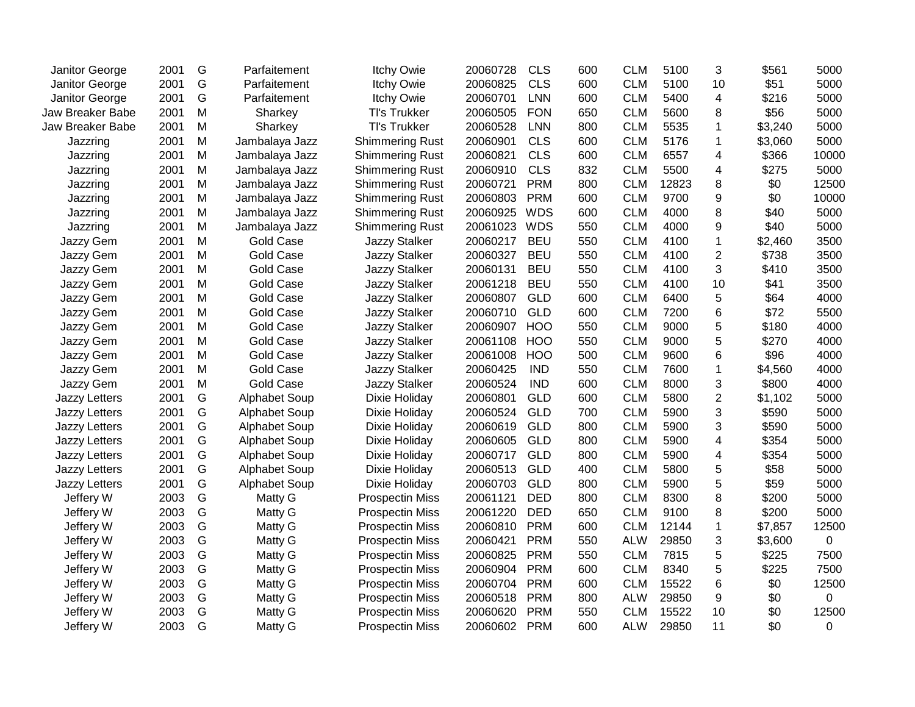| | | | | | | | | | | | | |
|---|---|---|---|---|---|---|---|---|---|---|---|---|
| Janitor George | 2001 | G | Parfaitement | Itchy Owie | 20060728 | CLS | 600 | CLM | 5100 | 3 | $561 | 5000 |
| Janitor George | 2001 | G | Parfaitement | Itchy Owie | 20060825 | CLS | 600 | CLM | 5100 | 10 | $51 | 5000 |
| Janitor George | 2001 | G | Parfaitement | Itchy Owie | 20060701 | LNN | 600 | CLM | 5400 | 4 | $216 | 5000 |
| Jaw Breaker Babe | 2001 | M | Sharkey | Tl's Trukker | 20060505 | FON | 650 | CLM | 5600 | 8 | $56 | 5000 |
| Jaw Breaker Babe | 2001 | M | Sharkey | Tl's Trukker | 20060528 | LNN | 800 | CLM | 5535 | 1 | $3,240 | 5000 |
| Jazzring | 2001 | M | Jambalaya Jazz | Shimmering Rust | 20060901 | CLS | 600 | CLM | 5176 | 1 | $3,060 | 5000 |
| Jazzring | 2001 | M | Jambalaya Jazz | Shimmering Rust | 20060821 | CLS | 600 | CLM | 6557 | 4 | $366 | 10000 |
| Jazzring | 2001 | M | Jambalaya Jazz | Shimmering Rust | 20060910 | CLS | 832 | CLM | 5500 | 4 | $275 | 5000 |
| Jazzring | 2001 | M | Jambalaya Jazz | Shimmering Rust | 20060721 | PRM | 800 | CLM | 12823 | 8 | $0 | 12500 |
| Jazzring | 2001 | M | Jambalaya Jazz | Shimmering Rust | 20060803 | PRM | 600 | CLM | 9700 | 9 | $0 | 10000 |
| Jazzring | 2001 | M | Jambalaya Jazz | Shimmering Rust | 20060925 | WDS | 600 | CLM | 4000 | 8 | $40 | 5000 |
| Jazzring | 2001 | M | Jambalaya Jazz | Shimmering Rust | 20061023 | WDS | 550 | CLM | 4000 | 9 | $40 | 5000 |
| Jazzy Gem | 2001 | M | Gold Case | Jazzy Stalker | 20060217 | BEU | 550 | CLM | 4100 | 1 | $2,460 | 3500 |
| Jazzy Gem | 2001 | M | Gold Case | Jazzy Stalker | 20060327 | BEU | 550 | CLM | 4100 | 2 | $738 | 3500 |
| Jazzy Gem | 2001 | M | Gold Case | Jazzy Stalker | 20060131 | BEU | 550 | CLM | 4100 | 3 | $410 | 3500 |
| Jazzy Gem | 2001 | M | Gold Case | Jazzy Stalker | 20061218 | BEU | 550 | CLM | 4100 | 10 | $41 | 3500 |
| Jazzy Gem | 2001 | M | Gold Case | Jazzy Stalker | 20060807 | GLD | 600 | CLM | 6400 | 5 | $64 | 4000 |
| Jazzy Gem | 2001 | M | Gold Case | Jazzy Stalker | 20060710 | GLD | 600 | CLM | 7200 | 6 | $72 | 5500 |
| Jazzy Gem | 2001 | M | Gold Case | Jazzy Stalker | 20060907 | HOO | 550 | CLM | 9000 | 5 | $180 | 4000 |
| Jazzy Gem | 2001 | M | Gold Case | Jazzy Stalker | 20061108 | HOO | 550 | CLM | 9000 | 5 | $270 | 4000 |
| Jazzy Gem | 2001 | M | Gold Case | Jazzy Stalker | 20061008 | HOO | 500 | CLM | 9600 | 6 | $96 | 4000 |
| Jazzy Gem | 2001 | M | Gold Case | Jazzy Stalker | 20060425 | IND | 550 | CLM | 7600 | 1 | $4,560 | 4000 |
| Jazzy Gem | 2001 | M | Gold Case | Jazzy Stalker | 20060524 | IND | 600 | CLM | 8000 | 3 | $800 | 4000 |
| Jazzy Letters | 2001 | G | Alphabet Soup | Dixie Holiday | 20060801 | GLD | 600 | CLM | 5800 | 2 | $1,102 | 5000 |
| Jazzy Letters | 2001 | G | Alphabet Soup | Dixie Holiday | 20060524 | GLD | 700 | CLM | 5900 | 3 | $590 | 5000 |
| Jazzy Letters | 2001 | G | Alphabet Soup | Dixie Holiday | 20060619 | GLD | 800 | CLM | 5900 | 3 | $590 | 5000 |
| Jazzy Letters | 2001 | G | Alphabet Soup | Dixie Holiday | 20060605 | GLD | 800 | CLM | 5900 | 4 | $354 | 5000 |
| Jazzy Letters | 2001 | G | Alphabet Soup | Dixie Holiday | 20060717 | GLD | 800 | CLM | 5900 | 4 | $354 | 5000 |
| Jazzy Letters | 2001 | G | Alphabet Soup | Dixie Holiday | 20060513 | GLD | 400 | CLM | 5800 | 5 | $58 | 5000 |
| Jazzy Letters | 2001 | G | Alphabet Soup | Dixie Holiday | 20060703 | GLD | 800 | CLM | 5900 | 5 | $59 | 5000 |
| Jeffery W | 2003 | G | Matty G | Prospectin Miss | 20061121 | DED | 800 | CLM | 8300 | 8 | $200 | 5000 |
| Jeffery W | 2003 | G | Matty G | Prospectin Miss | 20061220 | DED | 650 | CLM | 9100 | 8 | $200 | 5000 |
| Jeffery W | 2003 | G | Matty G | Prospectin Miss | 20060810 | PRM | 600 | CLM | 12144 | 1 | $7,857 | 12500 |
| Jeffery W | 2003 | G | Matty G | Prospectin Miss | 20060421 | PRM | 550 | ALW | 29850 | 3 | $3,600 | 0 |
| Jeffery W | 2003 | G | Matty G | Prospectin Miss | 20060825 | PRM | 550 | CLM | 7815 | 5 | $225 | 7500 |
| Jeffery W | 2003 | G | Matty G | Prospectin Miss | 20060904 | PRM | 600 | CLM | 8340 | 5 | $225 | 7500 |
| Jeffery W | 2003 | G | Matty G | Prospectin Miss | 20060704 | PRM | 600 | CLM | 15522 | 6 | $0 | 12500 |
| Jeffery W | 2003 | G | Matty G | Prospectin Miss | 20060518 | PRM | 800 | ALW | 29850 | 9 | $0 | 0 |
| Jeffery W | 2003 | G | Matty G | Prospectin Miss | 20060620 | PRM | 550 | CLM | 15522 | 10 | $0 | 12500 |
| Jeffery W | 2003 | G | Matty G | Prospectin Miss | 20060602 | PRM | 600 | ALW | 29850 | 11 | $0 | 0 |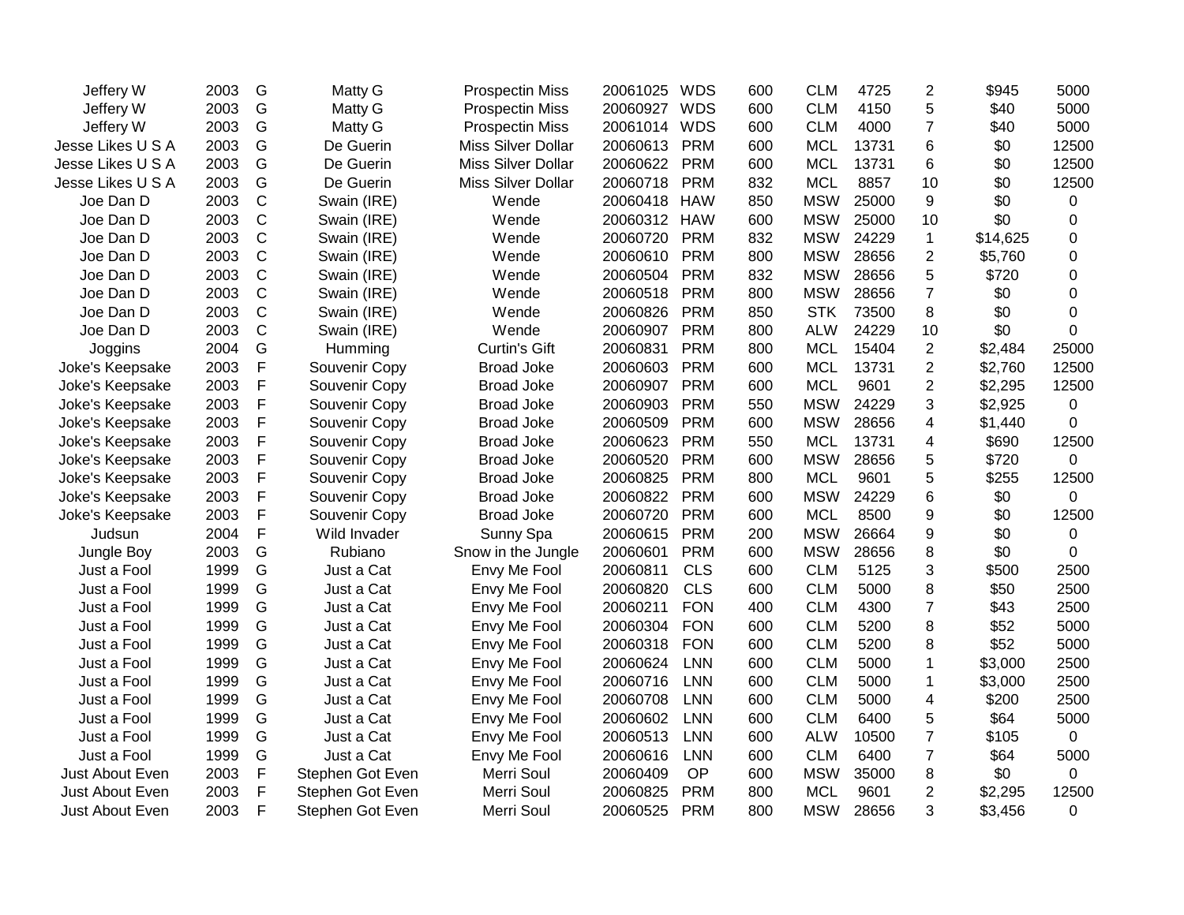| | | | | | | | | | | | | |
|---|---|---|---|---|---|---|---|---|---|---|---|---|
| Jeffery W | 2003 | G | Matty G | Prospectin Miss | 20061025 | WDS | 600 | CLM | 4725 | 2 | $945 | 5000 |
| Jeffery W | 2003 | G | Matty G | Prospectin Miss | 20060927 | WDS | 600 | CLM | 4150 | 5 | $40 | 5000 |
| Jeffery W | 2003 | G | Matty G | Prospectin Miss | 20061014 | WDS | 600 | CLM | 4000 | 7 | $40 | 5000 |
| Jesse Likes U S A | 2003 | G | De Guerin | Miss Silver Dollar | 20060613 | PRM | 600 | MCL | 13731 | 6 | $0 | 12500 |
| Jesse Likes U S A | 2003 | G | De Guerin | Miss Silver Dollar | 20060622 | PRM | 600 | MCL | 13731 | 6 | $0 | 12500 |
| Jesse Likes U S A | 2003 | G | De Guerin | Miss Silver Dollar | 20060718 | PRM | 832 | MCL | 8857 | 10 | $0 | 12500 |
| Joe Dan D | 2003 | C | Swain (IRE) | Wende | 20060418 | HAW | 850 | MSW | 25000 | 9 | $0 | 0 |
| Joe Dan D | 2003 | C | Swain (IRE) | Wende | 20060312 | HAW | 600 | MSW | 25000 | 10 | $0 | 0 |
| Joe Dan D | 2003 | C | Swain (IRE) | Wende | 20060720 | PRM | 832 | MSW | 24229 | 1 | $14,625 | 0 |
| Joe Dan D | 2003 | C | Swain (IRE) | Wende | 20060610 | PRM | 800 | MSW | 28656 | 2 | $5,760 | 0 |
| Joe Dan D | 2003 | C | Swain (IRE) | Wende | 20060504 | PRM | 832 | MSW | 28656 | 5 | $720 | 0 |
| Joe Dan D | 2003 | C | Swain (IRE) | Wende | 20060518 | PRM | 800 | MSW | 28656 | 7 | $0 | 0 |
| Joe Dan D | 2003 | C | Swain (IRE) | Wende | 20060826 | PRM | 850 | STK | 73500 | 8 | $0 | 0 |
| Joe Dan D | 2003 | C | Swain (IRE) | Wende | 20060907 | PRM | 800 | ALW | 24229 | 10 | $0 | 0 |
| Joggins | 2004 | G | Humming | Curtin's Gift | 20060831 | PRM | 800 | MCL | 15404 | 2 | $2,484 | 25000 |
| Joke's Keepsake | 2003 | F | Souvenir Copy | Broad Joke | 20060603 | PRM | 600 | MCL | 13731 | 2 | $2,760 | 12500 |
| Joke's Keepsake | 2003 | F | Souvenir Copy | Broad Joke | 20060907 | PRM | 600 | MCL | 9601 | 2 | $2,295 | 12500 |
| Joke's Keepsake | 2003 | F | Souvenir Copy | Broad Joke | 20060903 | PRM | 550 | MSW | 24229 | 3 | $2,925 | 0 |
| Joke's Keepsake | 2003 | F | Souvenir Copy | Broad Joke | 20060509 | PRM | 600 | MSW | 28656 | 4 | $1,440 | 0 |
| Joke's Keepsake | 2003 | F | Souvenir Copy | Broad Joke | 20060623 | PRM | 550 | MCL | 13731 | 4 | $690 | 12500 |
| Joke's Keepsake | 2003 | F | Souvenir Copy | Broad Joke | 20060520 | PRM | 600 | MSW | 28656 | 5 | $720 | 0 |
| Joke's Keepsake | 2003 | F | Souvenir Copy | Broad Joke | 20060825 | PRM | 800 | MCL | 9601 | 5 | $255 | 12500 |
| Joke's Keepsake | 2003 | F | Souvenir Copy | Broad Joke | 20060822 | PRM | 600 | MSW | 24229 | 6 | $0 | 0 |
| Joke's Keepsake | 2003 | F | Souvenir Copy | Broad Joke | 20060720 | PRM | 600 | MCL | 8500 | 9 | $0 | 12500 |
| Judsun | 2004 | F | Wild Invader | Sunny Spa | 20060615 | PRM | 200 | MSW | 26664 | 9 | $0 | 0 |
| Jungle Boy | 2003 | G | Rubiano | Snow in the Jungle | 20060601 | PRM | 600 | MSW | 28656 | 8 | $0 | 0 |
| Just a Fool | 1999 | G | Just a Cat | Envy Me Fool | 20060811 | CLS | 600 | CLM | 5125 | 3 | $500 | 2500 |
| Just a Fool | 1999 | G | Just a Cat | Envy Me Fool | 20060820 | CLS | 600 | CLM | 5000 | 8 | $50 | 2500 |
| Just a Fool | 1999 | G | Just a Cat | Envy Me Fool | 20060211 | FON | 400 | CLM | 4300 | 7 | $43 | 2500 |
| Just a Fool | 1999 | G | Just a Cat | Envy Me Fool | 20060304 | FON | 600 | CLM | 5200 | 8 | $52 | 5000 |
| Just a Fool | 1999 | G | Just a Cat | Envy Me Fool | 20060318 | FON | 600 | CLM | 5200 | 8 | $52 | 5000 |
| Just a Fool | 1999 | G | Just a Cat | Envy Me Fool | 20060624 | LNN | 600 | CLM | 5000 | 1 | $3,000 | 2500 |
| Just a Fool | 1999 | G | Just a Cat | Envy Me Fool | 20060716 | LNN | 600 | CLM | 5000 | 1 | $3,000 | 2500 |
| Just a Fool | 1999 | G | Just a Cat | Envy Me Fool | 20060708 | LNN | 600 | CLM | 5000 | 4 | $200 | 2500 |
| Just a Fool | 1999 | G | Just a Cat | Envy Me Fool | 20060602 | LNN | 600 | CLM | 6400 | 5 | $64 | 5000 |
| Just a Fool | 1999 | G | Just a Cat | Envy Me Fool | 20060513 | LNN | 600 | ALW | 10500 | 7 | $105 | 0 |
| Just a Fool | 1999 | G | Just a Cat | Envy Me Fool | 20060616 | LNN | 600 | CLM | 6400 | 7 | $64 | 5000 |
| Just About Even | 2003 | F | Stephen Got Even | Merri Soul | 20060409 | OP | 600 | MSW | 35000 | 8 | $0 | 0 |
| Just About Even | 2003 | F | Stephen Got Even | Merri Soul | 20060825 | PRM | 800 | MCL | 9601 | 2 | $2,295 | 12500 |
| Just About Even | 2003 | F | Stephen Got Even | Merri Soul | 20060525 | PRM | 800 | MSW | 28656 | 3 | $3,456 | 0 |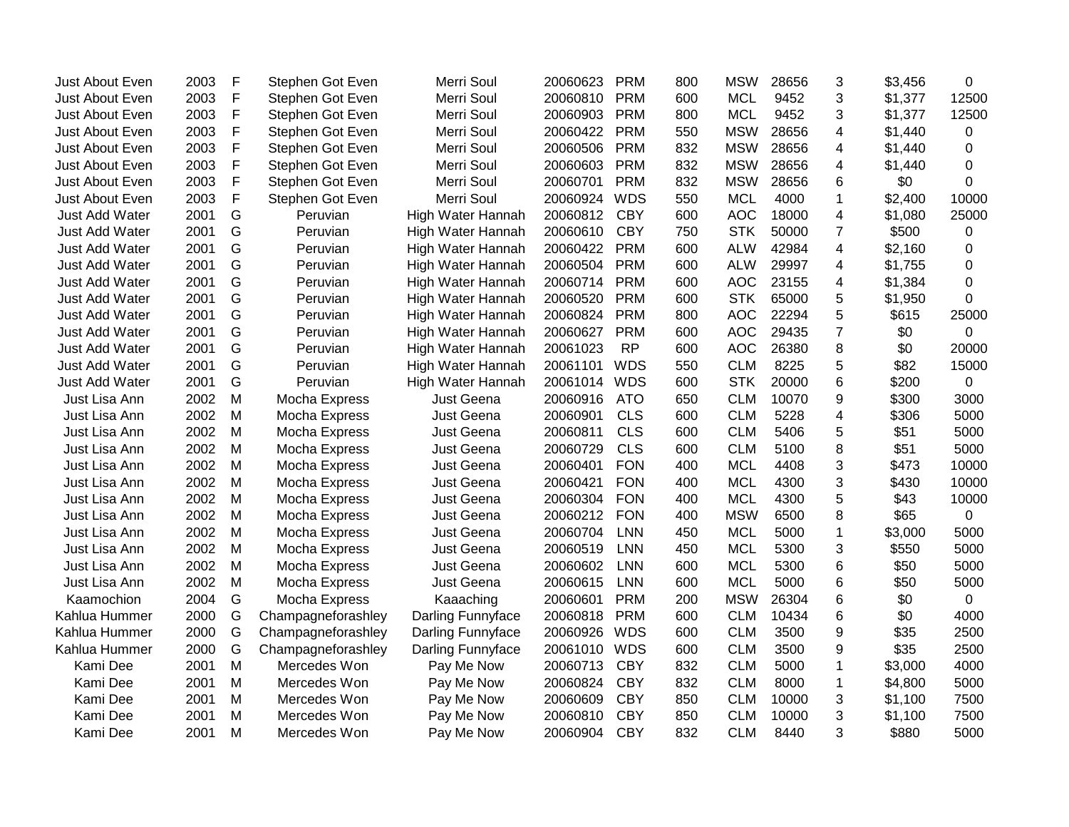| | | | | | | | | | | | | |
|---|---|---|---|---|---|---|---|---|---|---|---|---|
| Just About Even | 2003 | F | Stephen Got Even | Merri Soul | 20060623 | PRM | 800 | MSW | 28656 | 3 | $3,456 | 0 |
| Just About Even | 2003 | F | Stephen Got Even | Merri Soul | 20060810 | PRM | 600 | MCL | 9452 | 3 | $1,377 | 12500 |
| Just About Even | 2003 | F | Stephen Got Even | Merri Soul | 20060903 | PRM | 800 | MCL | 9452 | 3 | $1,377 | 12500 |
| Just About Even | 2003 | F | Stephen Got Even | Merri Soul | 20060422 | PRM | 550 | MSW | 28656 | 4 | $1,440 | 0 |
| Just About Even | 2003 | F | Stephen Got Even | Merri Soul | 20060506 | PRM | 832 | MSW | 28656 | 4 | $1,440 | 0 |
| Just About Even | 2003 | F | Stephen Got Even | Merri Soul | 20060603 | PRM | 832 | MSW | 28656 | 4 | $1,440 | 0 |
| Just About Even | 2003 | F | Stephen Got Even | Merri Soul | 20060701 | PRM | 832 | MSW | 28656 | 6 | $0 | 0 |
| Just About Even | 2003 | F | Stephen Got Even | Merri Soul | 20060924 | WDS | 550 | MCL | 4000 | 1 | $2,400 | 10000 |
| Just Add Water | 2001 | G | Peruvian | High Water Hannah | 20060812 | CBY | 600 | AOC | 18000 | 4 | $1,080 | 25000 |
| Just Add Water | 2001 | G | Peruvian | High Water Hannah | 20060610 | CBY | 750 | STK | 50000 | 7 | $500 | 0 |
| Just Add Water | 2001 | G | Peruvian | High Water Hannah | 20060422 | PRM | 600 | ALW | 42984 | 4 | $2,160 | 0 |
| Just Add Water | 2001 | G | Peruvian | High Water Hannah | 20060504 | PRM | 600 | ALW | 29997 | 4 | $1,755 | 0 |
| Just Add Water | 2001 | G | Peruvian | High Water Hannah | 20060714 | PRM | 600 | AOC | 23155 | 4 | $1,384 | 0 |
| Just Add Water | 2001 | G | Peruvian | High Water Hannah | 20060520 | PRM | 600 | STK | 65000 | 5 | $1,950 | 0 |
| Just Add Water | 2001 | G | Peruvian | High Water Hannah | 20060824 | PRM | 800 | AOC | 22294 | 5 | $615 | 25000 |
| Just Add Water | 2001 | G | Peruvian | High Water Hannah | 20060627 | PRM | 600 | AOC | 29435 | 7 | $0 | 0 |
| Just Add Water | 2001 | G | Peruvian | High Water Hannah | 20061023 | RP | 600 | AOC | 26380 | 8 | $0 | 20000 |
| Just Add Water | 2001 | G | Peruvian | High Water Hannah | 20061101 | WDS | 550 | CLM | 8225 | 5 | $82 | 15000 |
| Just Add Water | 2001 | G | Peruvian | High Water Hannah | 20061014 | WDS | 600 | STK | 20000 | 6 | $200 | 0 |
| Just Lisa Ann | 2002 | M | Mocha Express | Just Geena | 20060916 | ATO | 650 | CLM | 10070 | 9 | $300 | 3000 |
| Just Lisa Ann | 2002 | M | Mocha Express | Just Geena | 20060901 | CLS | 600 | CLM | 5228 | 4 | $306 | 5000 |
| Just Lisa Ann | 2002 | M | Mocha Express | Just Geena | 20060811 | CLS | 600 | CLM | 5406 | 5 | $51 | 5000 |
| Just Lisa Ann | 2002 | M | Mocha Express | Just Geena | 20060729 | CLS | 600 | CLM | 5100 | 8 | $51 | 5000 |
| Just Lisa Ann | 2002 | M | Mocha Express | Just Geena | 20060401 | FON | 400 | MCL | 4408 | 3 | $473 | 10000 |
| Just Lisa Ann | 2002 | M | Mocha Express | Just Geena | 20060421 | FON | 400 | MCL | 4300 | 3 | $430 | 10000 |
| Just Lisa Ann | 2002 | M | Mocha Express | Just Geena | 20060304 | FON | 400 | MCL | 4300 | 5 | $43 | 10000 |
| Just Lisa Ann | 2002 | M | Mocha Express | Just Geena | 20060212 | FON | 400 | MSW | 6500 | 8 | $65 | 0 |
| Just Lisa Ann | 2002 | M | Mocha Express | Just Geena | 20060704 | LNN | 450 | MCL | 5000 | 1 | $3,000 | 5000 |
| Just Lisa Ann | 2002 | M | Mocha Express | Just Geena | 20060519 | LNN | 450 | MCL | 5300 | 3 | $550 | 5000 |
| Just Lisa Ann | 2002 | M | Mocha Express | Just Geena | 20060602 | LNN | 600 | MCL | 5300 | 6 | $50 | 5000 |
| Just Lisa Ann | 2002 | M | Mocha Express | Just Geena | 20060615 | LNN | 600 | MCL | 5000 | 6 | $50 | 5000 |
| Kaamochion | 2004 | G | Mocha Express | Kaaaching | 20060601 | PRM | 200 | MSW | 26304 | 6 | $0 | 0 |
| Kahlua Hummer | 2000 | G | Champagneforashley | Darling Funnyface | 20060818 | PRM | 600 | CLM | 10434 | 6 | $0 | 4000 |
| Kahlua Hummer | 2000 | G | Champagneforashley | Darling Funnyface | 20060926 | WDS | 600 | CLM | 3500 | 9 | $35 | 2500 |
| Kahlua Hummer | 2000 | G | Champagneforashley | Darling Funnyface | 20061010 | WDS | 600 | CLM | 3500 | 9 | $35 | 2500 |
| Kami Dee | 2001 | M | Mercedes Won | Pay Me Now | 20060713 | CBY | 832 | CLM | 5000 | 1 | $3,000 | 4000 |
| Kami Dee | 2001 | M | Mercedes Won | Pay Me Now | 20060824 | CBY | 832 | CLM | 8000 | 1 | $4,800 | 5000 |
| Kami Dee | 2001 | M | Mercedes Won | Pay Me Now | 20060609 | CBY | 850 | CLM | 10000 | 3 | $1,100 | 7500 |
| Kami Dee | 2001 | M | Mercedes Won | Pay Me Now | 20060810 | CBY | 850 | CLM | 10000 | 3 | $1,100 | 7500 |
| Kami Dee | 2001 | M | Mercedes Won | Pay Me Now | 20060904 | CBY | 832 | CLM | 8440 | 3 | $880 | 5000 |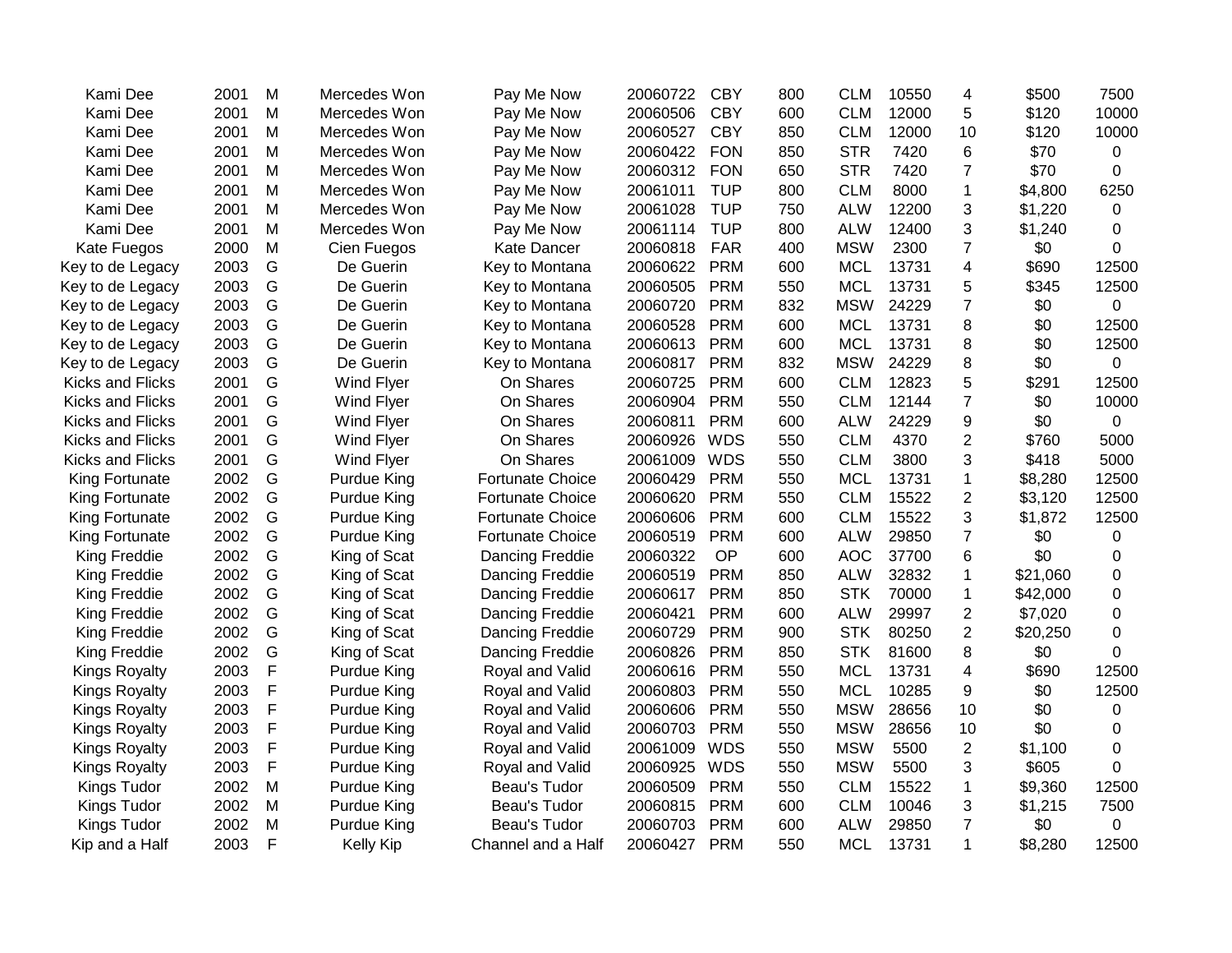| | | | | | | | | | | | | |
|---|---|---|---|---|---|---|---|---|---|---|---|---|
| Kami Dee | 2001 | M | Mercedes Won | Pay Me Now | 20060722 | CBY | 800 | CLM | 10550 | 4 | $500 | 7500 |
| Kami Dee | 2001 | M | Mercedes Won | Pay Me Now | 20060506 | CBY | 600 | CLM | 12000 | 5 | $120 | 10000 |
| Kami Dee | 2001 | M | Mercedes Won | Pay Me Now | 20060527 | CBY | 850 | CLM | 12000 | 10 | $120 | 10000 |
| Kami Dee | 2001 | M | Mercedes Won | Pay Me Now | 20060422 | FON | 850 | STR | 7420 | 6 | $70 | 0 |
| Kami Dee | 2001 | M | Mercedes Won | Pay Me Now | 20060312 | FON | 650 | STR | 7420 | 7 | $70 | 0 |
| Kami Dee | 2001 | M | Mercedes Won | Pay Me Now | 20061011 | TUP | 800 | CLM | 8000 | 1 | $4,800 | 6250 |
| Kami Dee | 2001 | M | Mercedes Won | Pay Me Now | 20061028 | TUP | 750 | ALW | 12200 | 3 | $1,220 | 0 |
| Kami Dee | 2001 | M | Mercedes Won | Pay Me Now | 20061114 | TUP | 800 | ALW | 12400 | 3 | $1,240 | 0 |
| Kate Fuegos | 2000 | M | Cien Fuegos | Kate Dancer | 20060818 | FAR | 400 | MSW | 2300 | 7 | $0 | 0 |
| Key to de Legacy | 2003 | G | De Guerin | Key to Montana | 20060622 | PRM | 600 | MCL | 13731 | 4 | $690 | 12500 |
| Key to de Legacy | 2003 | G | De Guerin | Key to Montana | 20060505 | PRM | 550 | MCL | 13731 | 5 | $345 | 12500 |
| Key to de Legacy | 2003 | G | De Guerin | Key to Montana | 20060720 | PRM | 832 | MSW | 24229 | 7 | $0 | 0 |
| Key to de Legacy | 2003 | G | De Guerin | Key to Montana | 20060528 | PRM | 600 | MCL | 13731 | 8 | $0 | 12500 |
| Key to de Legacy | 2003 | G | De Guerin | Key to Montana | 20060613 | PRM | 600 | MCL | 13731 | 8 | $0 | 12500 |
| Key to de Legacy | 2003 | G | De Guerin | Key to Montana | 20060817 | PRM | 832 | MSW | 24229 | 8 | $0 | 0 |
| Kicks and Flicks | 2001 | G | Wind Flyer | On Shares | 20060725 | PRM | 600 | CLM | 12823 | 5 | $291 | 12500 |
| Kicks and Flicks | 2001 | G | Wind Flyer | On Shares | 20060904 | PRM | 550 | CLM | 12144 | 7 | $0 | 10000 |
| Kicks and Flicks | 2001 | G | Wind Flyer | On Shares | 20060811 | PRM | 600 | ALW | 24229 | 9 | $0 | 0 |
| Kicks and Flicks | 2001 | G | Wind Flyer | On Shares | 20060926 | WDS | 550 | CLM | 4370 | 2 | $760 | 5000 |
| Kicks and Flicks | 2001 | G | Wind Flyer | On Shares | 20061009 | WDS | 550 | CLM | 3800 | 3 | $418 | 5000 |
| King Fortunate | 2002 | G | Purdue King | Fortunate Choice | 20060429 | PRM | 550 | MCL | 13731 | 1 | $8,280 | 12500 |
| King Fortunate | 2002 | G | Purdue King | Fortunate Choice | 20060620 | PRM | 550 | CLM | 15522 | 2 | $3,120 | 12500 |
| King Fortunate | 2002 | G | Purdue King | Fortunate Choice | 20060606 | PRM | 600 | CLM | 15522 | 3 | $1,872 | 12500 |
| King Fortunate | 2002 | G | Purdue King | Fortunate Choice | 20060519 | PRM | 600 | ALW | 29850 | 7 | $0 | 0 |
| King Freddie | 2002 | G | King of Scat | Dancing Freddie | 20060322 | OP | 600 | AOC | 37700 | 6 | $0 | 0 |
| King Freddie | 2002 | G | King of Scat | Dancing Freddie | 20060519 | PRM | 850 | ALW | 32832 | 1 | $21,060 | 0 |
| King Freddie | 2002 | G | King of Scat | Dancing Freddie | 20060617 | PRM | 850 | STK | 70000 | 1 | $42,000 | 0 |
| King Freddie | 2002 | G | King of Scat | Dancing Freddie | 20060421 | PRM | 600 | ALW | 29997 | 2 | $7,020 | 0 |
| King Freddie | 2002 | G | King of Scat | Dancing Freddie | 20060729 | PRM | 900 | STK | 80250 | 2 | $20,250 | 0 |
| King Freddie | 2002 | G | King of Scat | Dancing Freddie | 20060826 | PRM | 850 | STK | 81600 | 8 | $0 | 0 |
| Kings Royalty | 2003 | F | Purdue King | Royal and Valid | 20060616 | PRM | 550 | MCL | 13731 | 4 | $690 | 12500 |
| Kings Royalty | 2003 | F | Purdue King | Royal and Valid | 20060803 | PRM | 550 | MCL | 10285 | 9 | $0 | 12500 |
| Kings Royalty | 2003 | F | Purdue King | Royal and Valid | 20060606 | PRM | 550 | MSW | 28656 | 10 | $0 | 0 |
| Kings Royalty | 2003 | F | Purdue King | Royal and Valid | 20060703 | PRM | 550 | MSW | 28656 | 10 | $0 | 0 |
| Kings Royalty | 2003 | F | Purdue King | Royal and Valid | 20061009 | WDS | 550 | MSW | 5500 | 2 | $1,100 | 0 |
| Kings Royalty | 2003 | F | Purdue King | Royal and Valid | 20060925 | WDS | 550 | MSW | 5500 | 3 | $605 | 0 |
| Kings Tudor | 2002 | M | Purdue King | Beau's Tudor | 20060509 | PRM | 550 | CLM | 15522 | 1 | $9,360 | 12500 |
| Kings Tudor | 2002 | M | Purdue King | Beau's Tudor | 20060815 | PRM | 600 | CLM | 10046 | 3 | $1,215 | 7500 |
| Kings Tudor | 2002 | M | Purdue King | Beau's Tudor | 20060703 | PRM | 600 | ALW | 29850 | 7 | $0 | 0 |
| Kip and a Half | 2003 | F | Kelly Kip | Channel and a Half | 20060427 | PRM | 550 | MCL | 13731 | 1 | $8,280 | 12500 |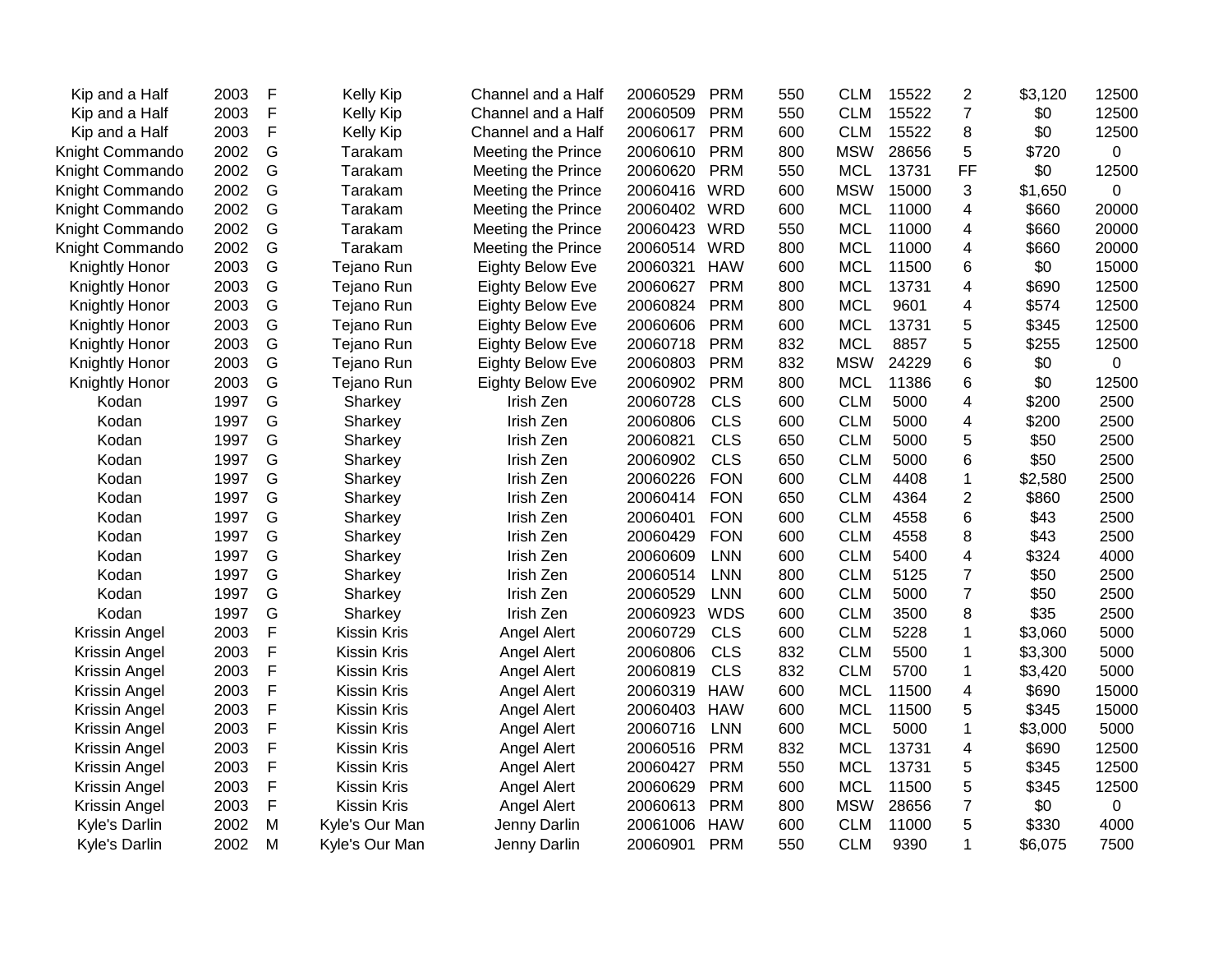| | | | | | | | | | | | | |
|---|---|---|---|---|---|---|---|---|---|---|---|---|
| Kip and a Half | 2003 | F | Kelly Kip | Channel and a Half | 20060529 | PRM | 550 | CLM | 15522 | 2 | $3,120 | 12500 |
| Kip and a Half | 2003 | F | Kelly Kip | Channel and a Half | 20060509 | PRM | 550 | CLM | 15522 | 7 | $0 | 12500 |
| Kip and a Half | 2003 | F | Kelly Kip | Channel and a Half | 20060617 | PRM | 600 | CLM | 15522 | 8 | $0 | 12500 |
| Knight Commando | 2002 | G | Tarakam | Meeting the Prince | 20060610 | PRM | 800 | MSW | 28656 | 5 | $720 | 0 |
| Knight Commando | 2002 | G | Tarakam | Meeting the Prince | 20060620 | PRM | 550 | MCL | 13731 | FF | $0 | 12500 |
| Knight Commando | 2002 | G | Tarakam | Meeting the Prince | 20060416 | WRD | 600 | MSW | 15000 | 3 | $1,650 | 0 |
| Knight Commando | 2002 | G | Tarakam | Meeting the Prince | 20060402 | WRD | 600 | MCL | 11000 | 4 | $660 | 20000 |
| Knight Commando | 2002 | G | Tarakam | Meeting the Prince | 20060423 | WRD | 550 | MCL | 11000 | 4 | $660 | 20000 |
| Knight Commando | 2002 | G | Tarakam | Meeting the Prince | 20060514 | WRD | 800 | MCL | 11000 | 4 | $660 | 20000 |
| Knightly Honor | 2003 | G | Tejano Run | Eighty Below Eve | 20060321 | HAW | 600 | MCL | 11500 | 6 | $0 | 15000 |
| Knightly Honor | 2003 | G | Tejano Run | Eighty Below Eve | 20060627 | PRM | 800 | MCL | 13731 | 4 | $690 | 12500 |
| Knightly Honor | 2003 | G | Tejano Run | Eighty Below Eve | 20060824 | PRM | 800 | MCL | 9601 | 4 | $574 | 12500 |
| Knightly Honor | 2003 | G | Tejano Run | Eighty Below Eve | 20060606 | PRM | 600 | MCL | 13731 | 5 | $345 | 12500 |
| Knightly Honor | 2003 | G | Tejano Run | Eighty Below Eve | 20060718 | PRM | 832 | MCL | 8857 | 5 | $255 | 12500 |
| Knightly Honor | 2003 | G | Tejano Run | Eighty Below Eve | 20060803 | PRM | 832 | MSW | 24229 | 6 | $0 | 0 |
| Knightly Honor | 2003 | G | Tejano Run | Eighty Below Eve | 20060902 | PRM | 800 | MCL | 11386 | 6 | $0 | 12500 |
| Kodan | 1997 | G | Sharkey | Irish Zen | 20060728 | CLS | 600 | CLM | 5000 | 4 | $200 | 2500 |
| Kodan | 1997 | G | Sharkey | Irish Zen | 20060806 | CLS | 600 | CLM | 5000 | 4 | $200 | 2500 |
| Kodan | 1997 | G | Sharkey | Irish Zen | 20060821 | CLS | 650 | CLM | 5000 | 5 | $50 | 2500 |
| Kodan | 1997 | G | Sharkey | Irish Zen | 20060902 | CLS | 650 | CLM | 5000 | 6 | $50 | 2500 |
| Kodan | 1997 | G | Sharkey | Irish Zen | 20060226 | FON | 600 | CLM | 4408 | 1 | $2,580 | 2500 |
| Kodan | 1997 | G | Sharkey | Irish Zen | 20060414 | FON | 650 | CLM | 4364 | 2 | $860 | 2500 |
| Kodan | 1997 | G | Sharkey | Irish Zen | 20060401 | FON | 600 | CLM | 4558 | 6 | $43 | 2500 |
| Kodan | 1997 | G | Sharkey | Irish Zen | 20060429 | FON | 600 | CLM | 4558 | 8 | $43 | 2500 |
| Kodan | 1997 | G | Sharkey | Irish Zen | 20060609 | LNN | 600 | CLM | 5400 | 4 | $324 | 4000 |
| Kodan | 1997 | G | Sharkey | Irish Zen | 20060514 | LNN | 800 | CLM | 5125 | 7 | $50 | 2500 |
| Kodan | 1997 | G | Sharkey | Irish Zen | 20060529 | LNN | 600 | CLM | 5000 | 7 | $50 | 2500 |
| Kodan | 1997 | G | Sharkey | Irish Zen | 20060923 | WDS | 600 | CLM | 3500 | 8 | $35 | 2500 |
| Krissin Angel | 2003 | F | Kissin Kris | Angel Alert | 20060729 | CLS | 600 | CLM | 5228 | 1 | $3,060 | 5000 |
| Krissin Angel | 2003 | F | Kissin Kris | Angel Alert | 20060806 | CLS | 832 | CLM | 5500 | 1 | $3,300 | 5000 |
| Krissin Angel | 2003 | F | Kissin Kris | Angel Alert | 20060819 | CLS | 832 | CLM | 5700 | 1 | $3,420 | 5000 |
| Krissin Angel | 2003 | F | Kissin Kris | Angel Alert | 20060319 | HAW | 600 | MCL | 11500 | 4 | $690 | 15000 |
| Krissin Angel | 2003 | F | Kissin Kris | Angel Alert | 20060403 | HAW | 600 | MCL | 11500 | 5 | $345 | 15000 |
| Krissin Angel | 2003 | F | Kissin Kris | Angel Alert | 20060716 | LNN | 600 | MCL | 5000 | 1 | $3,000 | 5000 |
| Krissin Angel | 2003 | F | Kissin Kris | Angel Alert | 20060516 | PRM | 832 | MCL | 13731 | 4 | $690 | 12500 |
| Krissin Angel | 2003 | F | Kissin Kris | Angel Alert | 20060427 | PRM | 550 | MCL | 13731 | 5 | $345 | 12500 |
| Krissin Angel | 2003 | F | Kissin Kris | Angel Alert | 20060629 | PRM | 600 | MCL | 11500 | 5 | $345 | 12500 |
| Krissin Angel | 2003 | F | Kissin Kris | Angel Alert | 20060613 | PRM | 800 | MSW | 28656 | 7 | $0 | 0 |
| Kyle's Darlin | 2002 | M | Kyle's Our Man | Jenny Darlin | 20061006 | HAW | 600 | CLM | 11000 | 5 | $330 | 4000 |
| Kyle's Darlin | 2002 | M | Kyle's Our Man | Jenny Darlin | 20060901 | PRM | 550 | CLM | 9390 | 1 | $6,075 | 7500 |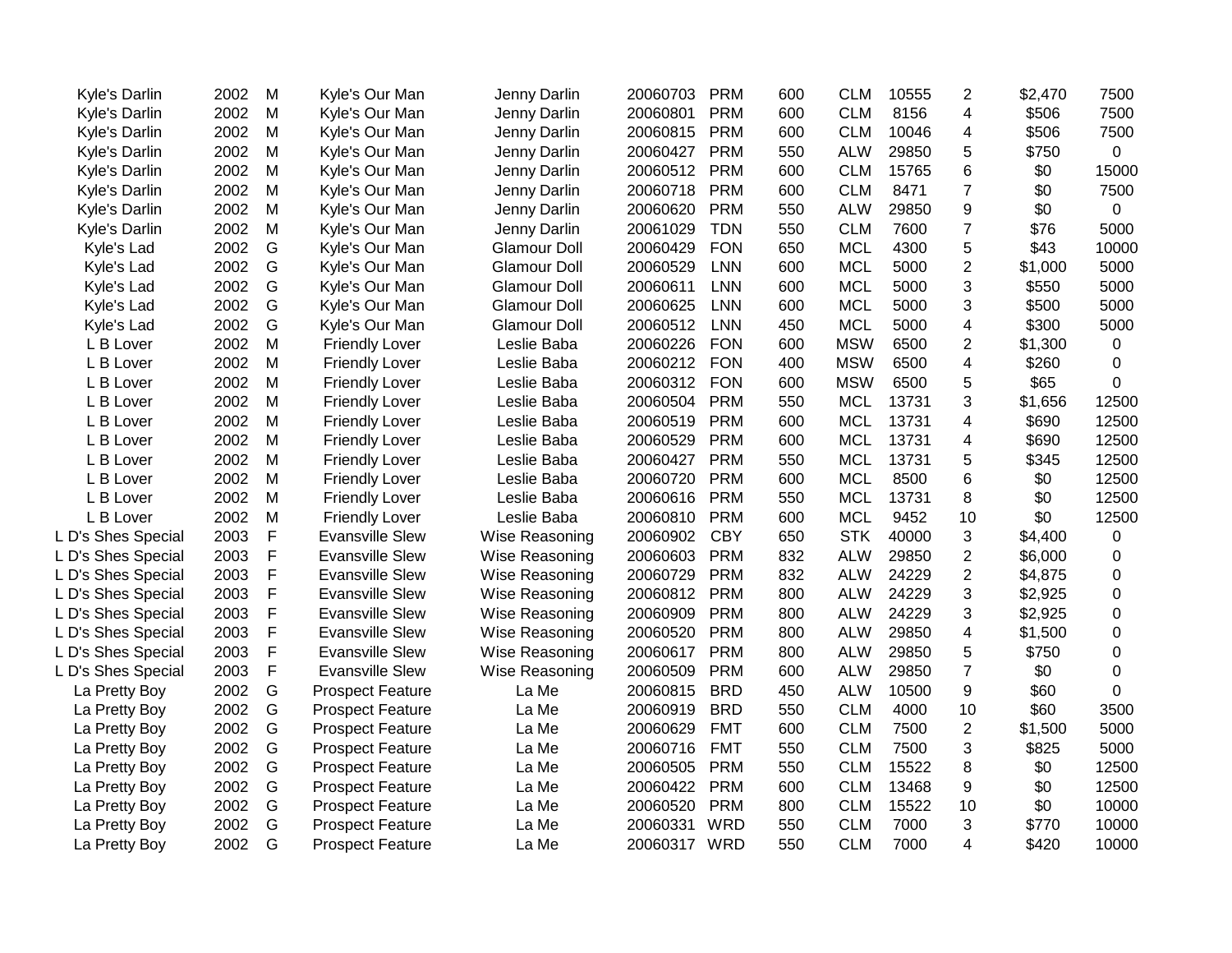| | | | | | | | | | | | | |
|---|---|---|---|---|---|---|---|---|---|---|---|---|
| Kyle's Darlin | 2002 | M | Kyle's Our Man | Jenny Darlin | 20060703 | PRM | 600 | CLM | 10555 | 2 | $2,470 | 7500 |
| Kyle's Darlin | 2002 | M | Kyle's Our Man | Jenny Darlin | 20060801 | PRM | 600 | CLM | 8156 | 4 | $506 | 7500 |
| Kyle's Darlin | 2002 | M | Kyle's Our Man | Jenny Darlin | 20060815 | PRM | 600 | CLM | 10046 | 4 | $506 | 7500 |
| Kyle's Darlin | 2002 | M | Kyle's Our Man | Jenny Darlin | 20060427 | PRM | 550 | ALW | 29850 | 5 | $750 | 0 |
| Kyle's Darlin | 2002 | M | Kyle's Our Man | Jenny Darlin | 20060512 | PRM | 600 | CLM | 15765 | 6 | $0 | 15000 |
| Kyle's Darlin | 2002 | M | Kyle's Our Man | Jenny Darlin | 20060718 | PRM | 600 | CLM | 8471 | 7 | $0 | 7500 |
| Kyle's Darlin | 2002 | M | Kyle's Our Man | Jenny Darlin | 20060620 | PRM | 550 | ALW | 29850 | 9 | $0 | 0 |
| Kyle's Darlin | 2002 | M | Kyle's Our Man | Jenny Darlin | 20061029 | TDN | 550 | CLM | 7600 | 7 | $76 | 5000 |
| Kyle's Lad | 2002 | G | Kyle's Our Man | Glamour Doll | 20060429 | FON | 650 | MCL | 4300 | 5 | $43 | 10000 |
| Kyle's Lad | 2002 | G | Kyle's Our Man | Glamour Doll | 20060529 | LNN | 600 | MCL | 5000 | 2 | $1,000 | 5000 |
| Kyle's Lad | 2002 | G | Kyle's Our Man | Glamour Doll | 20060611 | LNN | 600 | MCL | 5000 | 3 | $550 | 5000 |
| Kyle's Lad | 2002 | G | Kyle's Our Man | Glamour Doll | 20060625 | LNN | 600 | MCL | 5000 | 3 | $500 | 5000 |
| Kyle's Lad | 2002 | G | Kyle's Our Man | Glamour Doll | 20060512 | LNN | 450 | MCL | 5000 | 4 | $300 | 5000 |
| L B Lover | 2002 | M | Friendly Lover | Leslie Baba | 20060226 | FON | 600 | MSW | 6500 | 2 | $1,300 | 0 |
| L B Lover | 2002 | M | Friendly Lover | Leslie Baba | 20060212 | FON | 400 | MSW | 6500 | 4 | $260 | 0 |
| L B Lover | 2002 | M | Friendly Lover | Leslie Baba | 20060312 | FON | 600 | MSW | 6500 | 5 | $65 | 0 |
| L B Lover | 2002 | M | Friendly Lover | Leslie Baba | 20060504 | PRM | 550 | MCL | 13731 | 3 | $1,656 | 12500 |
| L B Lover | 2002 | M | Friendly Lover | Leslie Baba | 20060519 | PRM | 600 | MCL | 13731 | 4 | $690 | 12500 |
| L B Lover | 2002 | M | Friendly Lover | Leslie Baba | 20060529 | PRM | 600 | MCL | 13731 | 4 | $690 | 12500 |
| L B Lover | 2002 | M | Friendly Lover | Leslie Baba | 20060427 | PRM | 550 | MCL | 13731 | 5 | $345 | 12500 |
| L B Lover | 2002 | M | Friendly Lover | Leslie Baba | 20060720 | PRM | 600 | MCL | 8500 | 6 | $0 | 12500 |
| L B Lover | 2002 | M | Friendly Lover | Leslie Baba | 20060616 | PRM | 550 | MCL | 13731 | 8 | $0 | 12500 |
| L B Lover | 2002 | M | Friendly Lover | Leslie Baba | 20060810 | PRM | 600 | MCL | 9452 | 10 | $0 | 12500 |
| L D's Shes Special | 2003 | F | Evansville Slew | Wise Reasoning | 20060902 | CBY | 650 | STK | 40000 | 3 | $4,400 | 0 |
| L D's Shes Special | 2003 | F | Evansville Slew | Wise Reasoning | 20060603 | PRM | 832 | ALW | 29850 | 2 | $6,000 | 0 |
| L D's Shes Special | 2003 | F | Evansville Slew | Wise Reasoning | 20060729 | PRM | 832 | ALW | 24229 | 2 | $4,875 | 0 |
| L D's Shes Special | 2003 | F | Evansville Slew | Wise Reasoning | 20060812 | PRM | 800 | ALW | 24229 | 3 | $2,925 | 0 |
| L D's Shes Special | 2003 | F | Evansville Slew | Wise Reasoning | 20060909 | PRM | 800 | ALW | 24229 | 3 | $2,925 | 0 |
| L D's Shes Special | 2003 | F | Evansville Slew | Wise Reasoning | 20060520 | PRM | 800 | ALW | 29850 | 4 | $1,500 | 0 |
| L D's Shes Special | 2003 | F | Evansville Slew | Wise Reasoning | 20060617 | PRM | 800 | ALW | 29850 | 5 | $750 | 0 |
| L D's Shes Special | 2003 | F | Evansville Slew | Wise Reasoning | 20060509 | PRM | 600 | ALW | 29850 | 7 | $0 | 0 |
| La Pretty Boy | 2002 | G | Prospect Feature | La Me | 20060815 | BRD | 450 | ALW | 10500 | 9 | $60 | 0 |
| La Pretty Boy | 2002 | G | Prospect Feature | La Me | 20060919 | BRD | 550 | CLM | 4000 | 10 | $60 | 3500 |
| La Pretty Boy | 2002 | G | Prospect Feature | La Me | 20060629 | FMT | 600 | CLM | 7500 | 2 | $1,500 | 5000 |
| La Pretty Boy | 2002 | G | Prospect Feature | La Me | 20060716 | FMT | 550 | CLM | 7500 | 3 | $825 | 5000 |
| La Pretty Boy | 2002 | G | Prospect Feature | La Me | 20060505 | PRM | 550 | CLM | 15522 | 8 | $0 | 12500 |
| La Pretty Boy | 2002 | G | Prospect Feature | La Me | 20060422 | PRM | 600 | CLM | 13468 | 9 | $0 | 12500 |
| La Pretty Boy | 2002 | G | Prospect Feature | La Me | 20060520 | PRM | 800 | CLM | 15522 | 10 | $0 | 10000 |
| La Pretty Boy | 2002 | G | Prospect Feature | La Me | 20060331 | WRD | 550 | CLM | 7000 | 3 | $770 | 10000 |
| La Pretty Boy | 2002 | G | Prospect Feature | La Me | 20060317 | WRD | 550 | CLM | 7000 | 4 | $420 | 10000 |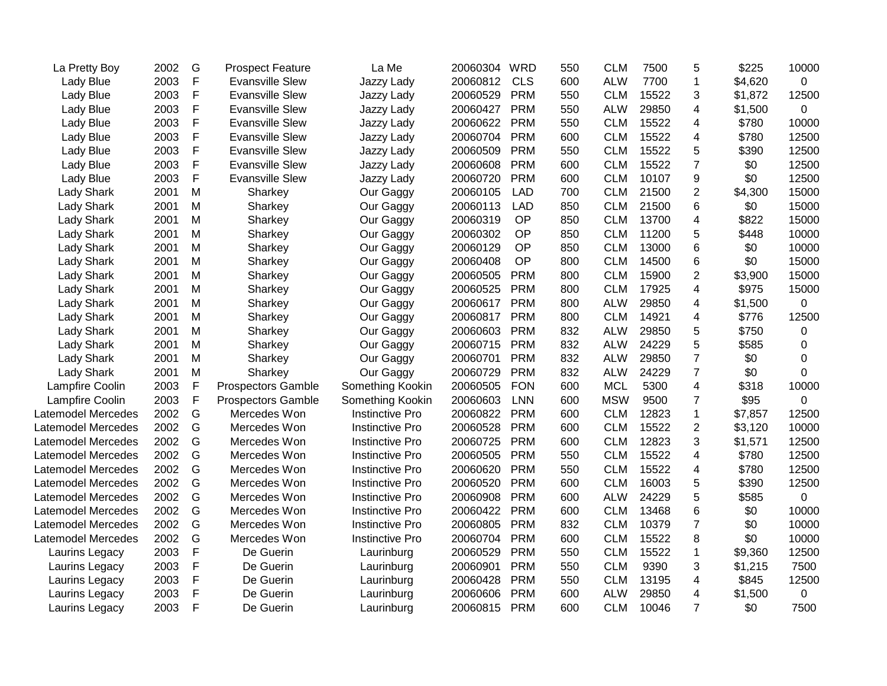| | | | | | | | | | | | | |
|---|---|---|---|---|---|---|---|---|---|---|---|---|
| La Pretty Boy | 2002 | G | Prospect Feature | La Me | 20060304 | WRD | 550 | CLM | 7500 | 5 | $225 | 10000 |
| Lady Blue | 2003 | F | Evansville Slew | Jazzy Lady | 20060812 | CLS | 600 | ALW | 7700 | 1 | $4,620 | 0 |
| Lady Blue | 2003 | F | Evansville Slew | Jazzy Lady | 20060529 | PRM | 550 | CLM | 15522 | 3 | $1,872 | 12500 |
| Lady Blue | 2003 | F | Evansville Slew | Jazzy Lady | 20060427 | PRM | 550 | ALW | 29850 | 4 | $1,500 | 0 |
| Lady Blue | 2003 | F | Evansville Slew | Jazzy Lady | 20060622 | PRM | 550 | CLM | 15522 | 4 | $780 | 10000 |
| Lady Blue | 2003 | F | Evansville Slew | Jazzy Lady | 20060704 | PRM | 600 | CLM | 15522 | 4 | $780 | 12500 |
| Lady Blue | 2003 | F | Evansville Slew | Jazzy Lady | 20060509 | PRM | 550 | CLM | 15522 | 5 | $390 | 12500 |
| Lady Blue | 2003 | F | Evansville Slew | Jazzy Lady | 20060608 | PRM | 600 | CLM | 15522 | 7 | $0 | 12500 |
| Lady Blue | 2003 | F | Evansville Slew | Jazzy Lady | 20060720 | PRM | 600 | CLM | 10107 | 9 | $0 | 12500 |
| Lady Shark | 2001 | M | Sharkey | Our Gaggy | 20060105 | LAD | 700 | CLM | 21500 | 2 | $4,300 | 15000 |
| Lady Shark | 2001 | M | Sharkey | Our Gaggy | 20060113 | LAD | 850 | CLM | 21500 | 6 | $0 | 15000 |
| Lady Shark | 2001 | M | Sharkey | Our Gaggy | 20060319 | OP | 850 | CLM | 13700 | 4 | $822 | 15000 |
| Lady Shark | 2001 | M | Sharkey | Our Gaggy | 20060302 | OP | 850 | CLM | 11200 | 5 | $448 | 10000 |
| Lady Shark | 2001 | M | Sharkey | Our Gaggy | 20060129 | OP | 850 | CLM | 13000 | 6 | $0 | 10000 |
| Lady Shark | 2001 | M | Sharkey | Our Gaggy | 20060408 | OP | 800 | CLM | 14500 | 6 | $0 | 15000 |
| Lady Shark | 2001 | M | Sharkey | Our Gaggy | 20060505 | PRM | 800 | CLM | 15900 | 2 | $3,900 | 15000 |
| Lady Shark | 2001 | M | Sharkey | Our Gaggy | 20060525 | PRM | 800 | CLM | 17925 | 4 | $975 | 15000 |
| Lady Shark | 2001 | M | Sharkey | Our Gaggy | 20060617 | PRM | 800 | ALW | 29850 | 4 | $1,500 | 0 |
| Lady Shark | 2001 | M | Sharkey | Our Gaggy | 20060817 | PRM | 800 | CLM | 14921 | 4 | $776 | 12500 |
| Lady Shark | 2001 | M | Sharkey | Our Gaggy | 20060603 | PRM | 832 | ALW | 29850 | 5 | $750 | 0 |
| Lady Shark | 2001 | M | Sharkey | Our Gaggy | 20060715 | PRM | 832 | ALW | 24229 | 5 | $585 | 0 |
| Lady Shark | 2001 | M | Sharkey | Our Gaggy | 20060701 | PRM | 832 | ALW | 29850 | 7 | $0 | 0 |
| Lady Shark | 2001 | M | Sharkey | Our Gaggy | 20060729 | PRM | 832 | ALW | 24229 | 7 | $0 | 0 |
| Lampfire Coolin | 2003 | F | Prospectors Gamble | Something Kookin | 20060505 | FON | 600 | MCL | 5300 | 4 | $318 | 10000 |
| Lampfire Coolin | 2003 | F | Prospectors Gamble | Something Kookin | 20060603 | LNN | 600 | MSW | 9500 | 7 | $95 | 0 |
| Latemodel Mercedes | 2002 | G | Mercedes Won | Instinctive Pro | 20060822 | PRM | 600 | CLM | 12823 | 1 | $7,857 | 12500 |
| Latemodel Mercedes | 2002 | G | Mercedes Won | Instinctive Pro | 20060528 | PRM | 600 | CLM | 15522 | 2 | $3,120 | 10000 |
| Latemodel Mercedes | 2002 | G | Mercedes Won | Instinctive Pro | 20060725 | PRM | 600 | CLM | 12823 | 3 | $1,571 | 12500 |
| Latemodel Mercedes | 2002 | G | Mercedes Won | Instinctive Pro | 20060505 | PRM | 550 | CLM | 15522 | 4 | $780 | 12500 |
| Latemodel Mercedes | 2002 | G | Mercedes Won | Instinctive Pro | 20060620 | PRM | 550 | CLM | 15522 | 4 | $780 | 12500 |
| Latemodel Mercedes | 2002 | G | Mercedes Won | Instinctive Pro | 20060520 | PRM | 600 | CLM | 16003 | 5 | $390 | 12500 |
| Latemodel Mercedes | 2002 | G | Mercedes Won | Instinctive Pro | 20060908 | PRM | 600 | ALW | 24229 | 5 | $585 | 0 |
| Latemodel Mercedes | 2002 | G | Mercedes Won | Instinctive Pro | 20060422 | PRM | 600 | CLM | 13468 | 6 | $0 | 10000 |
| Latemodel Mercedes | 2002 | G | Mercedes Won | Instinctive Pro | 20060805 | PRM | 832 | CLM | 10379 | 7 | $0 | 10000 |
| Latemodel Mercedes | 2002 | G | Mercedes Won | Instinctive Pro | 20060704 | PRM | 600 | CLM | 15522 | 8 | $0 | 10000 |
| Laurins Legacy | 2003 | F | De Guerin | Laurinburg | 20060529 | PRM | 550 | CLM | 15522 | 1 | $9,360 | 12500 |
| Laurins Legacy | 2003 | F | De Guerin | Laurinburg | 20060901 | PRM | 550 | CLM | 9390 | 3 | $1,215 | 7500 |
| Laurins Legacy | 2003 | F | De Guerin | Laurinburg | 20060428 | PRM | 550 | CLM | 13195 | 4 | $845 | 12500 |
| Laurins Legacy | 2003 | F | De Guerin | Laurinburg | 20060606 | PRM | 600 | ALW | 29850 | 4 | $1,500 | 0 |
| Laurins Legacy | 2003 | F | De Guerin | Laurinburg | 20060815 | PRM | 600 | CLM | 10046 | 7 | $0 | 7500 |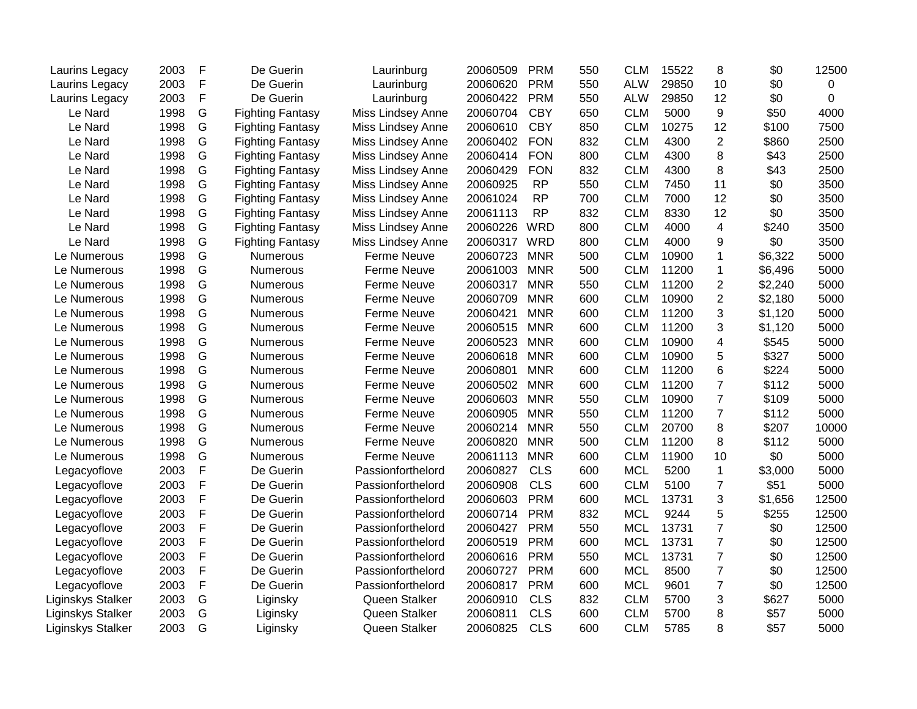| | | | | | | | | | | | | |
|---|---|---|---|---|---|---|---|---|---|---|---|---|
| Laurins Legacy | 2003 | F | De Guerin | Laurinburg | 20060509 | PRM | 550 | CLM | 15522 | 8 | $0 | 12500 |
| Laurins Legacy | 2003 | F | De Guerin | Laurinburg | 20060620 | PRM | 550 | ALW | 29850 | 10 | $0 | 0 |
| Laurins Legacy | 2003 | F | De Guerin | Laurinburg | 20060422 | PRM | 550 | ALW | 29850 | 12 | $0 | 0 |
| Le Nard | 1998 | G | Fighting Fantasy | Miss Lindsey Anne | 20060704 | CBY | 650 | CLM | 5000 | 9 | $50 | 4000 |
| Le Nard | 1998 | G | Fighting Fantasy | Miss Lindsey Anne | 20060610 | CBY | 850 | CLM | 10275 | 12 | $100 | 7500 |
| Le Nard | 1998 | G | Fighting Fantasy | Miss Lindsey Anne | 20060402 | FON | 832 | CLM | 4300 | 2 | $860 | 2500 |
| Le Nard | 1998 | G | Fighting Fantasy | Miss Lindsey Anne | 20060414 | FON | 800 | CLM | 4300 | 8 | $43 | 2500 |
| Le Nard | 1998 | G | Fighting Fantasy | Miss Lindsey Anne | 20060429 | FON | 832 | CLM | 4300 | 8 | $43 | 2500 |
| Le Nard | 1998 | G | Fighting Fantasy | Miss Lindsey Anne | 20060925 | RP | 550 | CLM | 7450 | 11 | $0 | 3500 |
| Le Nard | 1998 | G | Fighting Fantasy | Miss Lindsey Anne | 20061024 | RP | 700 | CLM | 7000 | 12 | $0 | 3500 |
| Le Nard | 1998 | G | Fighting Fantasy | Miss Lindsey Anne | 20061113 | RP | 832 | CLM | 8330 | 12 | $0 | 3500 |
| Le Nard | 1998 | G | Fighting Fantasy | Miss Lindsey Anne | 20060226 | WRD | 800 | CLM | 4000 | 4 | $240 | 3500 |
| Le Nard | 1998 | G | Fighting Fantasy | Miss Lindsey Anne | 20060317 | WRD | 800 | CLM | 4000 | 9 | $0 | 3500 |
| Le Numerous | 1998 | G | Numerous | Ferme Neuve | 20060723 | MNR | 500 | CLM | 10900 | 1 | $6,322 | 5000 |
| Le Numerous | 1998 | G | Numerous | Ferme Neuve | 20061003 | MNR | 500 | CLM | 11200 | 1 | $6,496 | 5000 |
| Le Numerous | 1998 | G | Numerous | Ferme Neuve | 20060317 | MNR | 550 | CLM | 11200 | 2 | $2,240 | 5000 |
| Le Numerous | 1998 | G | Numerous | Ferme Neuve | 20060709 | MNR | 600 | CLM | 10900 | 2 | $2,180 | 5000 |
| Le Numerous | 1998 | G | Numerous | Ferme Neuve | 20060421 | MNR | 600 | CLM | 11200 | 3 | $1,120 | 5000 |
| Le Numerous | 1998 | G | Numerous | Ferme Neuve | 20060515 | MNR | 600 | CLM | 11200 | 3 | $1,120 | 5000 |
| Le Numerous | 1998 | G | Numerous | Ferme Neuve | 20060523 | MNR | 600 | CLM | 10900 | 4 | $545 | 5000 |
| Le Numerous | 1998 | G | Numerous | Ferme Neuve | 20060618 | MNR | 600 | CLM | 10900 | 5 | $327 | 5000 |
| Le Numerous | 1998 | G | Numerous | Ferme Neuve | 20060801 | MNR | 600 | CLM | 11200 | 6 | $224 | 5000 |
| Le Numerous | 1998 | G | Numerous | Ferme Neuve | 20060502 | MNR | 600 | CLM | 11200 | 7 | $112 | 5000 |
| Le Numerous | 1998 | G | Numerous | Ferme Neuve | 20060603 | MNR | 550 | CLM | 10900 | 7 | $109 | 5000 |
| Le Numerous | 1998 | G | Numerous | Ferme Neuve | 20060905 | MNR | 550 | CLM | 11200 | 7 | $112 | 5000 |
| Le Numerous | 1998 | G | Numerous | Ferme Neuve | 20060214 | MNR | 550 | CLM | 20700 | 8 | $207 | 10000 |
| Le Numerous | 1998 | G | Numerous | Ferme Neuve | 20060820 | MNR | 500 | CLM | 11200 | 8 | $112 | 5000 |
| Le Numerous | 1998 | G | Numerous | Ferme Neuve | 20061113 | MNR | 600 | CLM | 11900 | 10 | $0 | 5000 |
| Legacyoflove | 2003 | F | De Guerin | Passionforthelord | 20060827 | CLS | 600 | MCL | 5200 | 1 | $3,000 | 5000 |
| Legacyoflove | 2003 | F | De Guerin | Passionforthelord | 20060908 | CLS | 600 | CLM | 5100 | 7 | $51 | 5000 |
| Legacyoflove | 2003 | F | De Guerin | Passionforthelord | 20060603 | PRM | 600 | MCL | 13731 | 3 | $1,656 | 12500 |
| Legacyoflove | 2003 | F | De Guerin | Passionforthelord | 20060714 | PRM | 832 | MCL | 9244 | 5 | $255 | 12500 |
| Legacyoflove | 2003 | F | De Guerin | Passionforthelord | 20060427 | PRM | 550 | MCL | 13731 | 7 | $0 | 12500 |
| Legacyoflove | 2003 | F | De Guerin | Passionforthelord | 20060519 | PRM | 600 | MCL | 13731 | 7 | $0 | 12500 |
| Legacyoflove | 2003 | F | De Guerin | Passionforthelord | 20060616 | PRM | 550 | MCL | 13731 | 7 | $0 | 12500 |
| Legacyoflove | 2003 | F | De Guerin | Passionforthelord | 20060727 | PRM | 600 | MCL | 8500 | 7 | $0 | 12500 |
| Legacyoflove | 2003 | F | De Guerin | Passionforthelord | 20060817 | PRM | 600 | MCL | 9601 | 7 | $0 | 12500 |
| Liginskys Stalker | 2003 | G | Liginsky | Queen Stalker | 20060910 | CLS | 832 | CLM | 5700 | 3 | $627 | 5000 |
| Liginskys Stalker | 2003 | G | Liginsky | Queen Stalker | 20060811 | CLS | 600 | CLM | 5700 | 8 | $57 | 5000 |
| Liginskys Stalker | 2003 | G | Liginsky | Queen Stalker | 20060825 | CLS | 600 | CLM | 5785 | 8 | $57 | 5000 |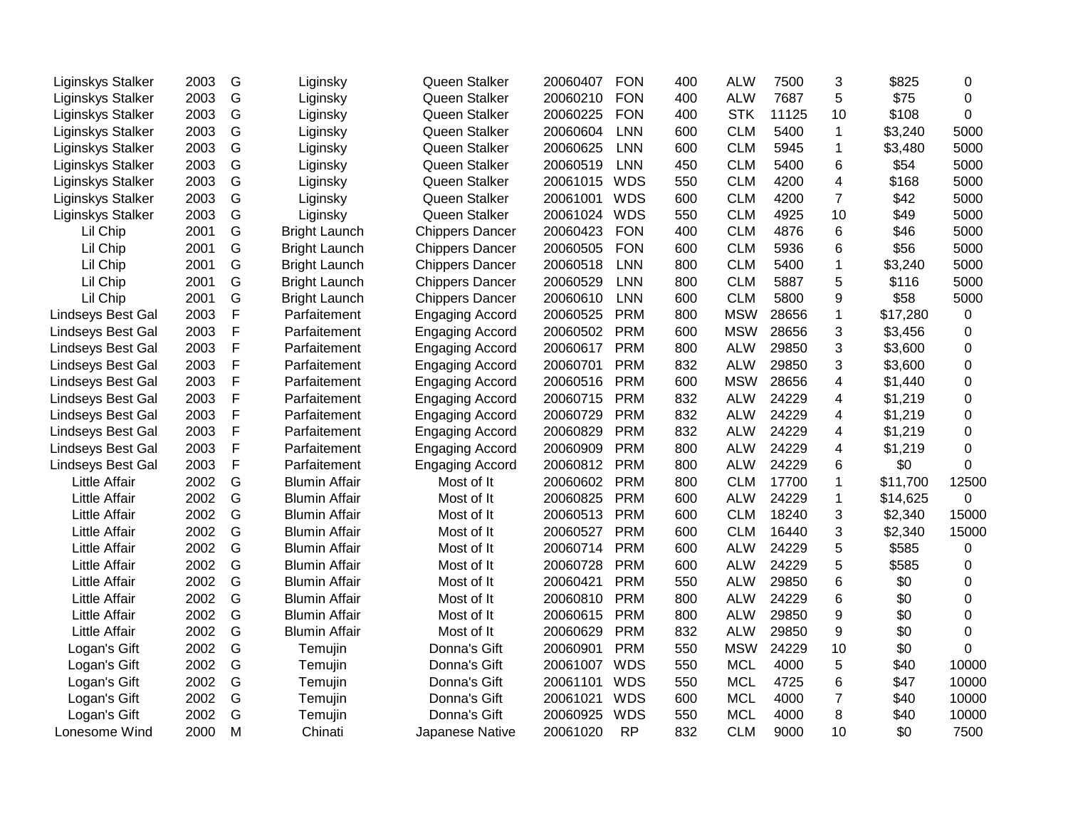| | | | | | | | | | | | | |
|---|---|---|---|---|---|---|---|---|---|---|---|---|
| Liginskys Stalker | 2003 | G | Liginsky | Queen Stalker | 20060407 | FON | 400 | ALW | 7500 | 3 | $825 | 0 |
| Liginskys Stalker | 2003 | G | Liginsky | Queen Stalker | 20060210 | FON | 400 | ALW | 7687 | 5 | $75 | 0 |
| Liginskys Stalker | 2003 | G | Liginsky | Queen Stalker | 20060225 | FON | 400 | STK | 11125 | 10 | $108 | 0 |
| Liginskys Stalker | 2003 | G | Liginsky | Queen Stalker | 20060604 | LNN | 600 | CLM | 5400 | 1 | $3,240 | 5000 |
| Liginskys Stalker | 2003 | G | Liginsky | Queen Stalker | 20060625 | LNN | 600 | CLM | 5945 | 1 | $3,480 | 5000 |
| Liginskys Stalker | 2003 | G | Liginsky | Queen Stalker | 20060519 | LNN | 450 | CLM | 5400 | 6 | $54 | 5000 |
| Liginskys Stalker | 2003 | G | Liginsky | Queen Stalker | 20061015 | WDS | 550 | CLM | 4200 | 4 | $168 | 5000 |
| Liginskys Stalker | 2003 | G | Liginsky | Queen Stalker | 20061001 | WDS | 600 | CLM | 4200 | 7 | $42 | 5000 |
| Liginskys Stalker | 2003 | G | Liginsky | Queen Stalker | 20061024 | WDS | 550 | CLM | 4925 | 10 | $49 | 5000 |
| Lil Chip | 2001 | G | Bright Launch | Chippers Dancer | 20060423 | FON | 400 | CLM | 4876 | 6 | $46 | 5000 |
| Lil Chip | 2001 | G | Bright Launch | Chippers Dancer | 20060505 | FON | 600 | CLM | 5936 | 6 | $56 | 5000 |
| Lil Chip | 2001 | G | Bright Launch | Chippers Dancer | 20060518 | LNN | 800 | CLM | 5400 | 1 | $3,240 | 5000 |
| Lil Chip | 2001 | G | Bright Launch | Chippers Dancer | 20060529 | LNN | 800 | CLM | 5887 | 5 | $116 | 5000 |
| Lil Chip | 2001 | G | Bright Launch | Chippers Dancer | 20060610 | LNN | 600 | CLM | 5800 | 9 | $58 | 5000 |
| Lindseys Best Gal | 2003 | F | Parfaitement | Engaging Accord | 20060525 | PRM | 800 | MSW | 28656 | 1 | $17,280 | 0 |
| Lindseys Best Gal | 2003 | F | Parfaitement | Engaging Accord | 20060502 | PRM | 600 | MSW | 28656 | 3 | $3,456 | 0 |
| Lindseys Best Gal | 2003 | F | Parfaitement | Engaging Accord | 20060617 | PRM | 800 | ALW | 29850 | 3 | $3,600 | 0 |
| Lindseys Best Gal | 2003 | F | Parfaitement | Engaging Accord | 20060701 | PRM | 832 | ALW | 29850 | 3 | $3,600 | 0 |
| Lindseys Best Gal | 2003 | F | Parfaitement | Engaging Accord | 20060516 | PRM | 600 | MSW | 28656 | 4 | $1,440 | 0 |
| Lindseys Best Gal | 2003 | F | Parfaitement | Engaging Accord | 20060715 | PRM | 832 | ALW | 24229 | 4 | $1,219 | 0 |
| Lindseys Best Gal | 2003 | F | Parfaitement | Engaging Accord | 20060729 | PRM | 832 | ALW | 24229 | 4 | $1,219 | 0 |
| Lindseys Best Gal | 2003 | F | Parfaitement | Engaging Accord | 20060829 | PRM | 832 | ALW | 24229 | 4 | $1,219 | 0 |
| Lindseys Best Gal | 2003 | F | Parfaitement | Engaging Accord | 20060909 | PRM | 800 | ALW | 24229 | 4 | $1,219 | 0 |
| Lindseys Best Gal | 2003 | F | Parfaitement | Engaging Accord | 20060812 | PRM | 800 | ALW | 24229 | 6 | $0 | 0 |
| Little Affair | 2002 | G | Blumin Affair | Most of It | 20060602 | PRM | 800 | CLM | 17700 | 1 | $11,700 | 12500 |
| Little Affair | 2002 | G | Blumin Affair | Most of It | 20060825 | PRM | 600 | ALW | 24229 | 1 | $14,625 | 0 |
| Little Affair | 2002 | G | Blumin Affair | Most of It | 20060513 | PRM | 600 | CLM | 18240 | 3 | $2,340 | 15000 |
| Little Affair | 2002 | G | Blumin Affair | Most of It | 20060527 | PRM | 600 | CLM | 16440 | 3 | $2,340 | 15000 |
| Little Affair | 2002 | G | Blumin Affair | Most of It | 20060714 | PRM | 600 | ALW | 24229 | 5 | $585 | 0 |
| Little Affair | 2002 | G | Blumin Affair | Most of It | 20060728 | PRM | 600 | ALW | 24229 | 5 | $585 | 0 |
| Little Affair | 2002 | G | Blumin Affair | Most of It | 20060421 | PRM | 550 | ALW | 29850 | 6 | $0 | 0 |
| Little Affair | 2002 | G | Blumin Affair | Most of It | 20060810 | PRM | 800 | ALW | 24229 | 6 | $0 | 0 |
| Little Affair | 2002 | G | Blumin Affair | Most of It | 20060615 | PRM | 800 | ALW | 29850 | 9 | $0 | 0 |
| Little Affair | 2002 | G | Blumin Affair | Most of It | 20060629 | PRM | 832 | ALW | 29850 | 9 | $0 | 0 |
| Logan's Gift | 2002 | G | Temujin | Donna's Gift | 20060901 | PRM | 550 | MSW | 24229 | 10 | $0 | 0 |
| Logan's Gift | 2002 | G | Temujin | Donna's Gift | 20061007 | WDS | 550 | MCL | 4000 | 5 | $40 | 10000 |
| Logan's Gift | 2002 | G | Temujin | Donna's Gift | 20061101 | WDS | 550 | MCL | 4725 | 6 | $47 | 10000 |
| Logan's Gift | 2002 | G | Temujin | Donna's Gift | 20061021 | WDS | 600 | MCL | 4000 | 7 | $40 | 10000 |
| Logan's Gift | 2002 | G | Temujin | Donna's Gift | 20060925 | WDS | 550 | MCL | 4000 | 8 | $40 | 10000 |
| Lonesome Wind | 2000 | M | Chinati | Japanese Native | 20061020 | RP | 832 | CLM | 9000 | 10 | $0 | 7500 |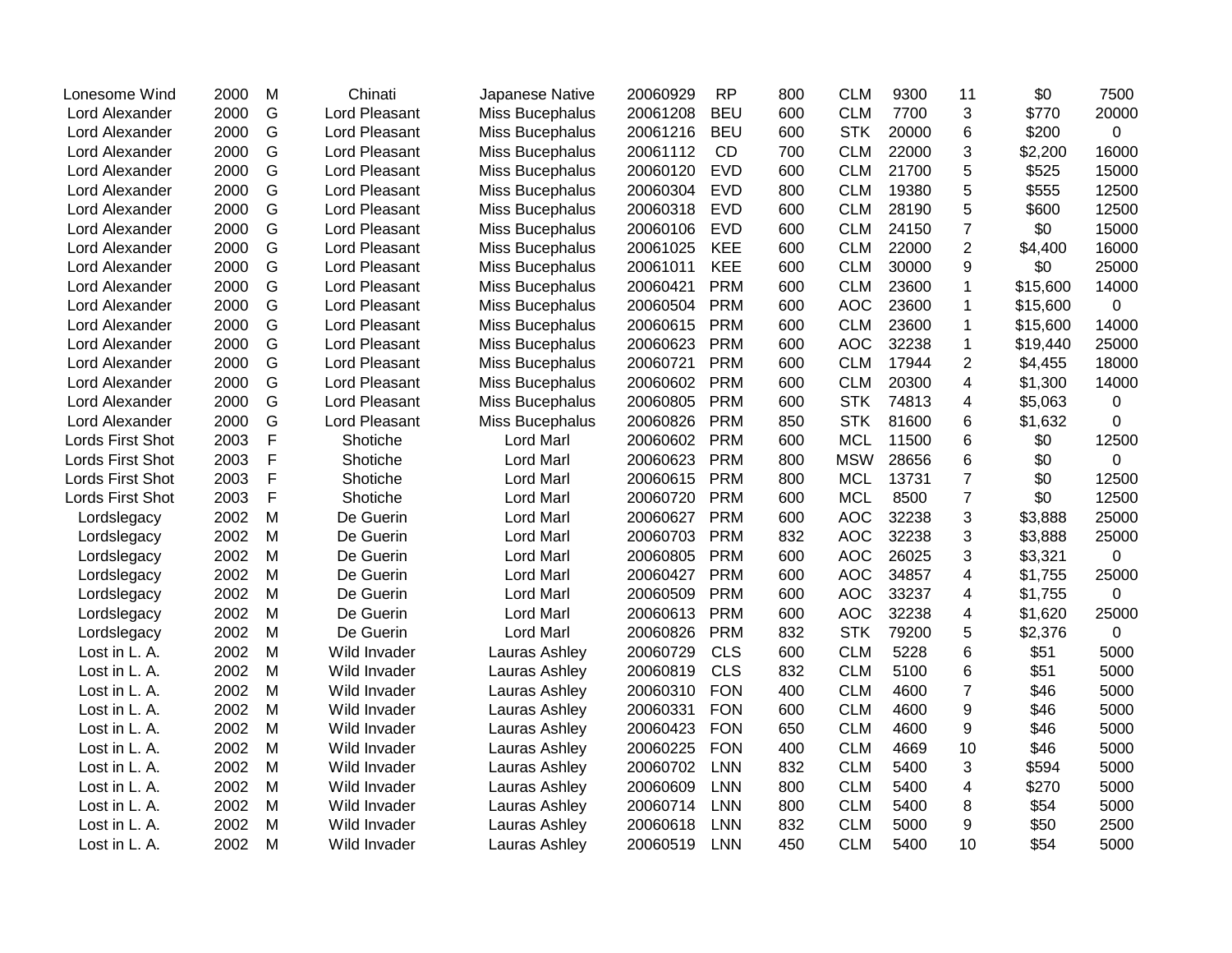| | | | | | | | | | | | | |
|---|---|---|---|---|---|---|---|---|---|---|---|---|
| Lonesome Wind | 2000 | M | Chinati | Japanese Native | 20060929 | RP | 800 | CLM | 9300 | 11 | $0 | 7500 |
| Lord Alexander | 2000 | G | Lord Pleasant | Miss Bucephalus | 20061208 | BEU | 600 | CLM | 7700 | 3 | $770 | 20000 |
| Lord Alexander | 2000 | G | Lord Pleasant | Miss Bucephalus | 20061216 | BEU | 600 | STK | 20000 | 6 | $200 | 0 |
| Lord Alexander | 2000 | G | Lord Pleasant | Miss Bucephalus | 20061112 | CD | 700 | CLM | 22000 | 3 | $2,200 | 16000 |
| Lord Alexander | 2000 | G | Lord Pleasant | Miss Bucephalus | 20060120 | EVD | 600 | CLM | 21700 | 5 | $525 | 15000 |
| Lord Alexander | 2000 | G | Lord Pleasant | Miss Bucephalus | 20060304 | EVD | 800 | CLM | 19380 | 5 | $555 | 12500 |
| Lord Alexander | 2000 | G | Lord Pleasant | Miss Bucephalus | 20060318 | EVD | 600 | CLM | 28190 | 5 | $600 | 12500 |
| Lord Alexander | 2000 | G | Lord Pleasant | Miss Bucephalus | 20060106 | EVD | 600 | CLM | 24150 | 7 | $0 | 15000 |
| Lord Alexander | 2000 | G | Lord Pleasant | Miss Bucephalus | 20061025 | KEE | 600 | CLM | 22000 | 2 | $4,400 | 16000 |
| Lord Alexander | 2000 | G | Lord Pleasant | Miss Bucephalus | 20061011 | KEE | 600 | CLM | 30000 | 9 | $0 | 25000 |
| Lord Alexander | 2000 | G | Lord Pleasant | Miss Bucephalus | 20060421 | PRM | 600 | CLM | 23600 | 1 | $15,600 | 14000 |
| Lord Alexander | 2000 | G | Lord Pleasant | Miss Bucephalus | 20060504 | PRM | 600 | AOC | 23600 | 1 | $15,600 | 0 |
| Lord Alexander | 2000 | G | Lord Pleasant | Miss Bucephalus | 20060615 | PRM | 600 | CLM | 23600 | 1 | $15,600 | 14000 |
| Lord Alexander | 2000 | G | Lord Pleasant | Miss Bucephalus | 20060623 | PRM | 600 | AOC | 32238 | 1 | $19,440 | 25000 |
| Lord Alexander | 2000 | G | Lord Pleasant | Miss Bucephalus | 20060721 | PRM | 600 | CLM | 17944 | 2 | $4,455 | 18000 |
| Lord Alexander | 2000 | G | Lord Pleasant | Miss Bucephalus | 20060602 | PRM | 600 | CLM | 20300 | 4 | $1,300 | 14000 |
| Lord Alexander | 2000 | G | Lord Pleasant | Miss Bucephalus | 20060805 | PRM | 600 | STK | 74813 | 4 | $5,063 | 0 |
| Lord Alexander | 2000 | G | Lord Pleasant | Miss Bucephalus | 20060826 | PRM | 850 | STK | 81600 | 6 | $1,632 | 0 |
| Lords First Shot | 2003 | F | Shotiche | Lord Marl | 20060602 | PRM | 600 | MCL | 11500 | 6 | $0 | 12500 |
| Lords First Shot | 2003 | F | Shotiche | Lord Marl | 20060623 | PRM | 800 | MSW | 28656 | 6 | $0 | 0 |
| Lords First Shot | 2003 | F | Shotiche | Lord Marl | 20060615 | PRM | 800 | MCL | 13731 | 7 | $0 | 12500 |
| Lords First Shot | 2003 | F | Shotiche | Lord Marl | 20060720 | PRM | 600 | MCL | 8500 | 7 | $0 | 12500 |
| Lordslegacy | 2002 | M | De Guerin | Lord Marl | 20060627 | PRM | 600 | AOC | 32238 | 3 | $3,888 | 25000 |
| Lordslegacy | 2002 | M | De Guerin | Lord Marl | 20060703 | PRM | 832 | AOC | 32238 | 3 | $3,888 | 25000 |
| Lordslegacy | 2002 | M | De Guerin | Lord Marl | 20060805 | PRM | 600 | AOC | 26025 | 3 | $3,321 | 0 |
| Lordslegacy | 2002 | M | De Guerin | Lord Marl | 20060427 | PRM | 600 | AOC | 34857 | 4 | $1,755 | 25000 |
| Lordslegacy | 2002 | M | De Guerin | Lord Marl | 20060509 | PRM | 600 | AOC | 33237 | 4 | $1,755 | 0 |
| Lordslegacy | 2002 | M | De Guerin | Lord Marl | 20060613 | PRM | 600 | AOC | 32238 | 4 | $1,620 | 25000 |
| Lordslegacy | 2002 | M | De Guerin | Lord Marl | 20060826 | PRM | 832 | STK | 79200 | 5 | $2,376 | 0 |
| Lost in L. A. | 2002 | M | Wild Invader | Lauras Ashley | 20060729 | CLS | 600 | CLM | 5228 | 6 | $51 | 5000 |
| Lost in L. A. | 2002 | M | Wild Invader | Lauras Ashley | 20060819 | CLS | 832 | CLM | 5100 | 6 | $51 | 5000 |
| Lost in L. A. | 2002 | M | Wild Invader | Lauras Ashley | 20060310 | FON | 400 | CLM | 4600 | 7 | $46 | 5000 |
| Lost in L. A. | 2002 | M | Wild Invader | Lauras Ashley | 20060331 | FON | 600 | CLM | 4600 | 9 | $46 | 5000 |
| Lost in L. A. | 2002 | M | Wild Invader | Lauras Ashley | 20060423 | FON | 650 | CLM | 4600 | 9 | $46 | 5000 |
| Lost in L. A. | 2002 | M | Wild Invader | Lauras Ashley | 20060225 | FON | 400 | CLM | 4669 | 10 | $46 | 5000 |
| Lost in L. A. | 2002 | M | Wild Invader | Lauras Ashley | 20060702 | LNN | 832 | CLM | 5400 | 3 | $594 | 5000 |
| Lost in L. A. | 2002 | M | Wild Invader | Lauras Ashley | 20060609 | LNN | 800 | CLM | 5400 | 4 | $270 | 5000 |
| Lost in L. A. | 2002 | M | Wild Invader | Lauras Ashley | 20060714 | LNN | 800 | CLM | 5400 | 8 | $54 | 5000 |
| Lost in L. A. | 2002 | M | Wild Invader | Lauras Ashley | 20060618 | LNN | 832 | CLM | 5000 | 9 | $50 | 2500 |
| Lost in L. A. | 2002 | M | Wild Invader | Lauras Ashley | 20060519 | LNN | 450 | CLM | 5400 | 10 | $54 | 5000 |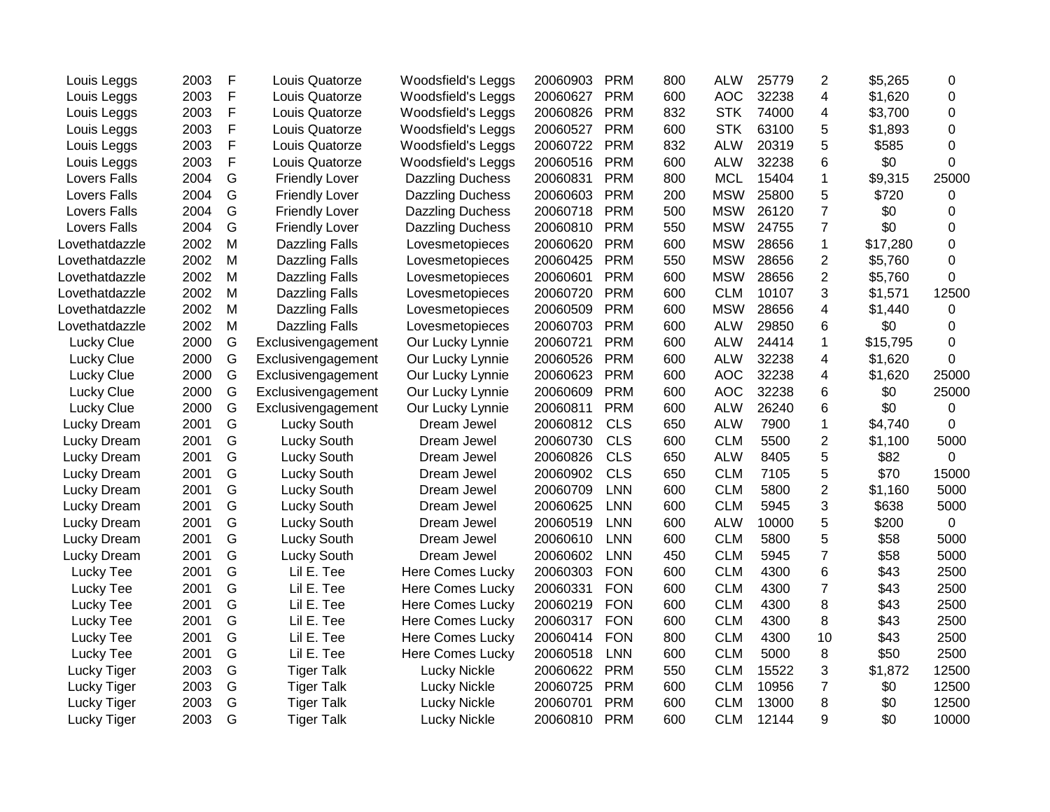| | | | | | | | | | | | | |
|---|---|---|---|---|---|---|---|---|---|---|---|---|
| Louis Leggs | 2003 | F | Louis Quatorze | Woodsfield's Leggs | 20060903 | PRM | 800 | ALW | 25779 | 2 | $5,265 | 0 |
| Louis Leggs | 2003 | F | Louis Quatorze | Woodsfield's Leggs | 20060627 | PRM | 600 | AOC | 32238 | 4 | $1,620 | 0 |
| Louis Leggs | 2003 | F | Louis Quatorze | Woodsfield's Leggs | 20060826 | PRM | 832 | STK | 74000 | 4 | $3,700 | 0 |
| Louis Leggs | 2003 | F | Louis Quatorze | Woodsfield's Leggs | 20060527 | PRM | 600 | STK | 63100 | 5 | $1,893 | 0 |
| Louis Leggs | 2003 | F | Louis Quatorze | Woodsfield's Leggs | 20060722 | PRM | 832 | ALW | 20319 | 5 | $585 | 0 |
| Louis Leggs | 2003 | F | Louis Quatorze | Woodsfield's Leggs | 20060516 | PRM | 600 | ALW | 32238 | 6 | $0 | 0 |
| Lovers Falls | 2004 | G | Friendly Lover | Dazzling Duchess | 20060831 | PRM | 800 | MCL | 15404 | 1 | $9,315 | 25000 |
| Lovers Falls | 2004 | G | Friendly Lover | Dazzling Duchess | 20060603 | PRM | 200 | MSW | 25800 | 5 | $720 | 0 |
| Lovers Falls | 2004 | G | Friendly Lover | Dazzling Duchess | 20060718 | PRM | 500 | MSW | 26120 | 7 | $0 | 0 |
| Lovers Falls | 2004 | G | Friendly Lover | Dazzling Duchess | 20060810 | PRM | 550 | MSW | 24755 | 7 | $0 | 0 |
| Lovethatdazzle | 2002 | M | Dazzling Falls | Lovesmetopieces | 20060620 | PRM | 600 | MSW | 28656 | 1 | $17,280 | 0 |
| Lovethatdazzle | 2002 | M | Dazzling Falls | Lovesmetopieces | 20060425 | PRM | 550 | MSW | 28656 | 2 | $5,760 | 0 |
| Lovethatdazzle | 2002 | M | Dazzling Falls | Lovesmetopieces | 20060601 | PRM | 600 | MSW | 28656 | 2 | $5,760 | 0 |
| Lovethatdazzle | 2002 | M | Dazzling Falls | Lovesmetopieces | 20060720 | PRM | 600 | CLM | 10107 | 3 | $1,571 | 12500 |
| Lovethatdazzle | 2002 | M | Dazzling Falls | Lovesmetopieces | 20060509 | PRM | 600 | MSW | 28656 | 4 | $1,440 | 0 |
| Lovethatdazzle | 2002 | M | Dazzling Falls | Lovesmetopieces | 20060703 | PRM | 600 | ALW | 29850 | 6 | $0 | 0 |
| Lucky Clue | 2000 | G | Exclusivengagement | Our Lucky Lynnie | 20060721 | PRM | 600 | ALW | 24414 | 1 | $15,795 | 0 |
| Lucky Clue | 2000 | G | Exclusivengagement | Our Lucky Lynnie | 20060526 | PRM | 600 | ALW | 32238 | 4 | $1,620 | 0 |
| Lucky Clue | 2000 | G | Exclusivengagement | Our Lucky Lynnie | 20060623 | PRM | 600 | AOC | 32238 | 4 | $1,620 | 25000 |
| Lucky Clue | 2000 | G | Exclusivengagement | Our Lucky Lynnie | 20060609 | PRM | 600 | AOC | 32238 | 6 | $0 | 25000 |
| Lucky Clue | 2000 | G | Exclusivengagement | Our Lucky Lynnie | 20060811 | PRM | 600 | ALW | 26240 | 6 | $0 | 0 |
| Lucky Dream | 2001 | G | Lucky South | Dream Jewel | 20060812 | CLS | 650 | ALW | 7900 | 1 | $4,740 | 0 |
| Lucky Dream | 2001 | G | Lucky South | Dream Jewel | 20060730 | CLS | 600 | CLM | 5500 | 2 | $1,100 | 5000 |
| Lucky Dream | 2001 | G | Lucky South | Dream Jewel | 20060826 | CLS | 650 | ALW | 8405 | 5 | $82 | 0 |
| Lucky Dream | 2001 | G | Lucky South | Dream Jewel | 20060902 | CLS | 650 | CLM | 7105 | 5 | $70 | 15000 |
| Lucky Dream | 2001 | G | Lucky South | Dream Jewel | 20060709 | LNN | 600 | CLM | 5800 | 2 | $1,160 | 5000 |
| Lucky Dream | 2001 | G | Lucky South | Dream Jewel | 20060625 | LNN | 600 | CLM | 5945 | 3 | $638 | 5000 |
| Lucky Dream | 2001 | G | Lucky South | Dream Jewel | 20060519 | LNN | 600 | ALW | 10000 | 5 | $200 | 0 |
| Lucky Dream | 2001 | G | Lucky South | Dream Jewel | 20060610 | LNN | 600 | CLM | 5800 | 5 | $58 | 5000 |
| Lucky Dream | 2001 | G | Lucky South | Dream Jewel | 20060602 | LNN | 450 | CLM | 5945 | 7 | $58 | 5000 |
| Lucky Tee | 2001 | G | Lil E. Tee | Here Comes Lucky | 20060303 | FON | 600 | CLM | 4300 | 6 | $43 | 2500 |
| Lucky Tee | 2001 | G | Lil E. Tee | Here Comes Lucky | 20060331 | FON | 600 | CLM | 4300 | 7 | $43 | 2500 |
| Lucky Tee | 2001 | G | Lil E. Tee | Here Comes Lucky | 20060219 | FON | 600 | CLM | 4300 | 8 | $43 | 2500 |
| Lucky Tee | 2001 | G | Lil E. Tee | Here Comes Lucky | 20060317 | FON | 600 | CLM | 4300 | 8 | $43 | 2500 |
| Lucky Tee | 2001 | G | Lil E. Tee | Here Comes Lucky | 20060414 | FON | 800 | CLM | 4300 | 10 | $43 | 2500 |
| Lucky Tee | 2001 | G | Lil E. Tee | Here Comes Lucky | 20060518 | LNN | 600 | CLM | 5000 | 8 | $50 | 2500 |
| Lucky Tiger | 2003 | G | Tiger Talk | Lucky Nickle | 20060622 | PRM | 550 | CLM | 15522 | 3 | $1,872 | 12500 |
| Lucky Tiger | 2003 | G | Tiger Talk | Lucky Nickle | 20060725 | PRM | 600 | CLM | 10956 | 7 | $0 | 12500 |
| Lucky Tiger | 2003 | G | Tiger Talk | Lucky Nickle | 20060701 | PRM | 600 | CLM | 13000 | 8 | $0 | 12500 |
| Lucky Tiger | 2003 | G | Tiger Talk | Lucky Nickle | 20060810 | PRM | 600 | CLM | 12144 | 9 | $0 | 10000 |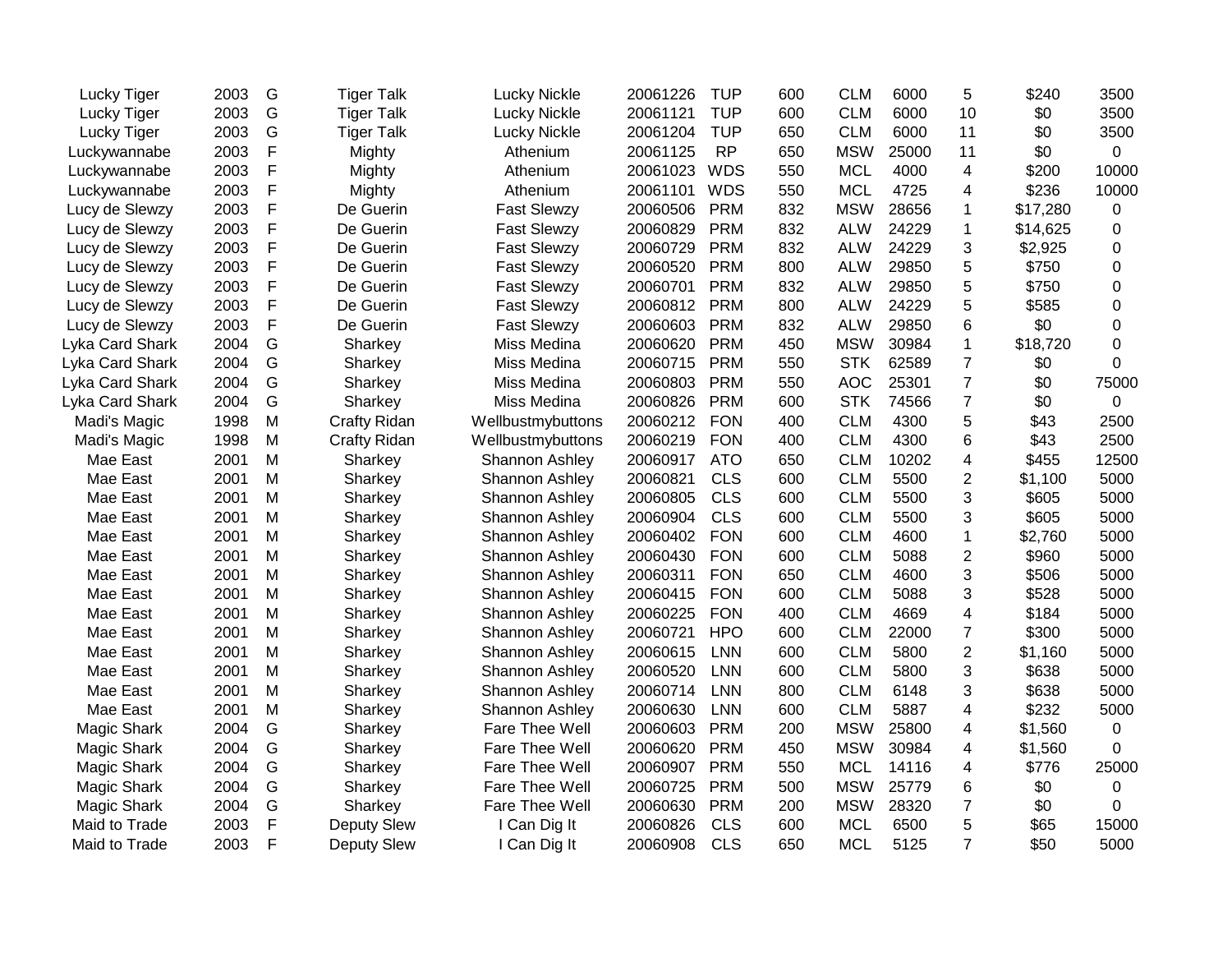| | | | | | | | | | | | | |
|---|---|---|---|---|---|---|---|---|---|---|---|---|
| Lucky Tiger | 2003 | G | Tiger Talk | Lucky Nickle | 20061226 | TUP | 600 | CLM | 6000 | 5 | $240 | 3500 |
| Lucky Tiger | 2003 | G | Tiger Talk | Lucky Nickle | 20061121 | TUP | 600 | CLM | 6000 | 10 | $0 | 3500 |
| Lucky Tiger | 2003 | G | Tiger Talk | Lucky Nickle | 20061204 | TUP | 650 | CLM | 6000 | 11 | $0 | 3500 |
| Luckywannabe | 2003 | F | Mighty | Athenium | 20061125 | RP | 650 | MSW | 25000 | 11 | $0 | 0 |
| Luckywannabe | 2003 | F | Mighty | Athenium | 20061023 | WDS | 550 | MCL | 4000 | 4 | $200 | 10000 |
| Luckywannabe | 2003 | F | Mighty | Athenium | 20061101 | WDS | 550 | MCL | 4725 | 4 | $236 | 10000 |
| Lucy de Slewzy | 2003 | F | De Guerin | Fast Slewzy | 20060506 | PRM | 832 | MSW | 28656 | 1 | $17,280 | 0 |
| Lucy de Slewzy | 2003 | F | De Guerin | Fast Slewzy | 20060829 | PRM | 832 | ALW | 24229 | 1 | $14,625 | 0 |
| Lucy de Slewzy | 2003 | F | De Guerin | Fast Slewzy | 20060729 | PRM | 832 | ALW | 24229 | 3 | $2,925 | 0 |
| Lucy de Slewzy | 2003 | F | De Guerin | Fast Slewzy | 20060520 | PRM | 800 | ALW | 29850 | 5 | $750 | 0 |
| Lucy de Slewzy | 2003 | F | De Guerin | Fast Slewzy | 20060701 | PRM | 832 | ALW | 29850 | 5 | $750 | 0 |
| Lucy de Slewzy | 2003 | F | De Guerin | Fast Slewzy | 20060812 | PRM | 800 | ALW | 24229 | 5 | $585 | 0 |
| Lucy de Slewzy | 2003 | F | De Guerin | Fast Slewzy | 20060603 | PRM | 832 | ALW | 29850 | 6 | $0 | 0 |
| Lyka Card Shark | 2004 | G | Sharkey | Miss Medina | 20060620 | PRM | 450 | MSW | 30984 | 1 | $18,720 | 0 |
| Lyka Card Shark | 2004 | G | Sharkey | Miss Medina | 20060715 | PRM | 550 | STK | 62589 | 7 | $0 | 0 |
| Lyka Card Shark | 2004 | G | Sharkey | Miss Medina | 20060803 | PRM | 550 | AOC | 25301 | 7 | $0 | 75000 |
| Lyka Card Shark | 2004 | G | Sharkey | Miss Medina | 20060826 | PRM | 600 | STK | 74566 | 7 | $0 | 0 |
| Madi's Magic | 1998 | M | Crafty Ridan | Wellbustmybuttons | 20060212 | FON | 400 | CLM | 4300 | 5 | $43 | 2500 |
| Madi's Magic | 1998 | M | Crafty Ridan | Wellbustmybuttons | 20060219 | FON | 400 | CLM | 4300 | 6 | $43 | 2500 |
| Mae East | 2001 | M | Sharkey | Shannon Ashley | 20060917 | ATO | 650 | CLM | 10202 | 4 | $455 | 12500 |
| Mae East | 2001 | M | Sharkey | Shannon Ashley | 20060821 | CLS | 600 | CLM | 5500 | 2 | $1,100 | 5000 |
| Mae East | 2001 | M | Sharkey | Shannon Ashley | 20060805 | CLS | 600 | CLM | 5500 | 3 | $605 | 5000 |
| Mae East | 2001 | M | Sharkey | Shannon Ashley | 20060904 | CLS | 600 | CLM | 5500 | 3 | $605 | 5000 |
| Mae East | 2001 | M | Sharkey | Shannon Ashley | 20060402 | FON | 600 | CLM | 4600 | 1 | $2,760 | 5000 |
| Mae East | 2001 | M | Sharkey | Shannon Ashley | 20060430 | FON | 600 | CLM | 5088 | 2 | $960 | 5000 |
| Mae East | 2001 | M | Sharkey | Shannon Ashley | 20060311 | FON | 650 | CLM | 4600 | 3 | $506 | 5000 |
| Mae East | 2001 | M | Sharkey | Shannon Ashley | 20060415 | FON | 600 | CLM | 5088 | 3 | $528 | 5000 |
| Mae East | 2001 | M | Sharkey | Shannon Ashley | 20060225 | FON | 400 | CLM | 4669 | 4 | $184 | 5000 |
| Mae East | 2001 | M | Sharkey | Shannon Ashley | 20060721 | HPO | 600 | CLM | 22000 | 7 | $300 | 5000 |
| Mae East | 2001 | M | Sharkey | Shannon Ashley | 20060615 | LNN | 600 | CLM | 5800 | 2 | $1,160 | 5000 |
| Mae East | 2001 | M | Sharkey | Shannon Ashley | 20060520 | LNN | 600 | CLM | 5800 | 3 | $638 | 5000 |
| Mae East | 2001 | M | Sharkey | Shannon Ashley | 20060714 | LNN | 800 | CLM | 6148 | 3 | $638 | 5000 |
| Mae East | 2001 | M | Sharkey | Shannon Ashley | 20060630 | LNN | 600 | CLM | 5887 | 4 | $232 | 5000 |
| Magic Shark | 2004 | G | Sharkey | Fare Thee Well | 20060603 | PRM | 200 | MSW | 25800 | 4 | $1,560 | 0 |
| Magic Shark | 2004 | G | Sharkey | Fare Thee Well | 20060620 | PRM | 450 | MSW | 30984 | 4 | $1,560 | 0 |
| Magic Shark | 2004 | G | Sharkey | Fare Thee Well | 20060907 | PRM | 550 | MCL | 14116 | 4 | $776 | 25000 |
| Magic Shark | 2004 | G | Sharkey | Fare Thee Well | 20060725 | PRM | 500 | MSW | 25779 | 6 | $0 | 0 |
| Magic Shark | 2004 | G | Sharkey | Fare Thee Well | 20060630 | PRM | 200 | MSW | 28320 | 7 | $0 | 0 |
| Maid to Trade | 2003 | F | Deputy Slew | I Can Dig It | 20060826 | CLS | 600 | MCL | 6500 | 5 | $65 | 15000 |
| Maid to Trade | 2003 | F | Deputy Slew | I Can Dig It | 20060908 | CLS | 650 | MCL | 5125 | 7 | $50 | 5000 |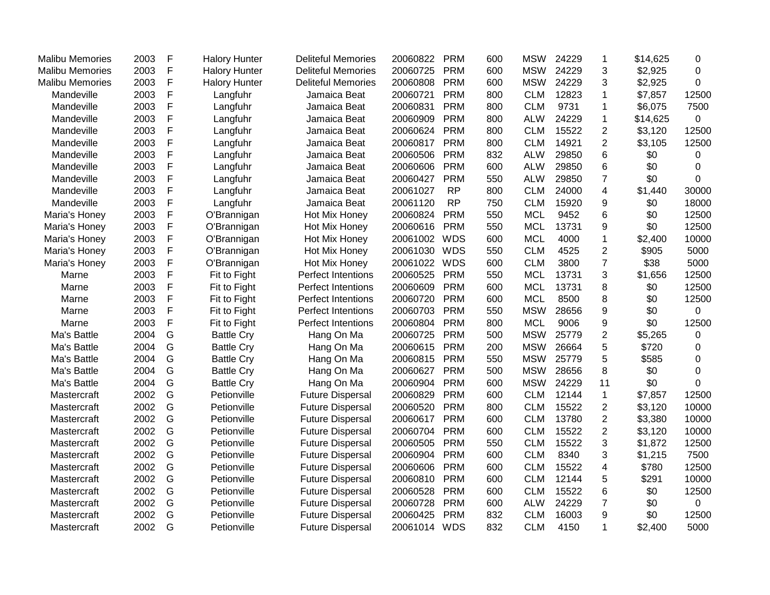| | | | | | | | | | | | | |
|---|---|---|---|---|---|---|---|---|---|---|---|---|
| Malibu Memories | 2003 | F | Halory Hunter | Deliteful Memories | 20060822 | PRM | 600 | MSW | 24229 | 1 | $14,625 | 0 |
| Malibu Memories | 2003 | F | Halory Hunter | Deliteful Memories | 20060725 | PRM | 600 | MSW | 24229 | 3 | $2,925 | 0 |
| Malibu Memories | 2003 | F | Halory Hunter | Deliteful Memories | 20060808 | PRM | 600 | MSW | 24229 | 3 | $2,925 | 0 |
| Mandeville | 2003 | F | Langfuhr | Jamaica Beat | 20060721 | PRM | 800 | CLM | 12823 | 1 | $7,857 | 12500 |
| Mandeville | 2003 | F | Langfuhr | Jamaica Beat | 20060831 | PRM | 800 | CLM | 9731 | 1 | $6,075 | 7500 |
| Mandeville | 2003 | F | Langfuhr | Jamaica Beat | 20060909 | PRM | 800 | ALW | 24229 | 1 | $14,625 | 0 |
| Mandeville | 2003 | F | Langfuhr | Jamaica Beat | 20060624 | PRM | 800 | CLM | 15522 | 2 | $3,120 | 12500 |
| Mandeville | 2003 | F | Langfuhr | Jamaica Beat | 20060817 | PRM | 800 | CLM | 14921 | 2 | $3,105 | 12500 |
| Mandeville | 2003 | F | Langfuhr | Jamaica Beat | 20060506 | PRM | 832 | ALW | 29850 | 6 | $0 | 0 |
| Mandeville | 2003 | F | Langfuhr | Jamaica Beat | 20060606 | PRM | 600 | ALW | 29850 | 6 | $0 | 0 |
| Mandeville | 2003 | F | Langfuhr | Jamaica Beat | 20060427 | PRM | 550 | ALW | 29850 | 7 | $0 | 0 |
| Mandeville | 2003 | F | Langfuhr | Jamaica Beat | 20061027 | RP | 800 | CLM | 24000 | 4 | $1,440 | 30000 |
| Mandeville | 2003 | F | Langfuhr | Jamaica Beat | 20061120 | RP | 750 | CLM | 15920 | 9 | $0 | 18000 |
| Maria's Honey | 2003 | F | O'Brannigan | Hot Mix Honey | 20060824 | PRM | 550 | MCL | 9452 | 6 | $0 | 12500 |
| Maria's Honey | 2003 | F | O'Brannigan | Hot Mix Honey | 20060616 | PRM | 550 | MCL | 13731 | 9 | $0 | 12500 |
| Maria's Honey | 2003 | F | O'Brannigan | Hot Mix Honey | 20061002 | WDS | 600 | MCL | 4000 | 1 | $2,400 | 10000 |
| Maria's Honey | 2003 | F | O'Brannigan | Hot Mix Honey | 20061030 | WDS | 550 | CLM | 4525 | 2 | $905 | 5000 |
| Maria's Honey | 2003 | F | O'Brannigan | Hot Mix Honey | 20061022 | WDS | 600 | CLM | 3800 | 7 | $38 | 5000 |
| Marne | 2003 | F | Fit to Fight | Perfect Intentions | 20060525 | PRM | 550 | MCL | 13731 | 3 | $1,656 | 12500 |
| Marne | 2003 | F | Fit to Fight | Perfect Intentions | 20060609 | PRM | 600 | MCL | 13731 | 8 | $0 | 12500 |
| Marne | 2003 | F | Fit to Fight | Perfect Intentions | 20060720 | PRM | 600 | MCL | 8500 | 8 | $0 | 12500 |
| Marne | 2003 | F | Fit to Fight | Perfect Intentions | 20060703 | PRM | 550 | MSW | 28656 | 9 | $0 | 0 |
| Marne | 2003 | F | Fit to Fight | Perfect Intentions | 20060804 | PRM | 800 | MCL | 9006 | 9 | $0 | 12500 |
| Ma's Battle | 2004 | G | Battle Cry | Hang On Ma | 20060725 | PRM | 500 | MSW | 25779 | 2 | $5,265 | 0 |
| Ma's Battle | 2004 | G | Battle Cry | Hang On Ma | 20060615 | PRM | 200 | MSW | 26664 | 5 | $720 | 0 |
| Ma's Battle | 2004 | G | Battle Cry | Hang On Ma | 20060815 | PRM | 550 | MSW | 25779 | 5 | $585 | 0 |
| Ma's Battle | 2004 | G | Battle Cry | Hang On Ma | 20060627 | PRM | 500 | MSW | 28656 | 8 | $0 | 0 |
| Ma's Battle | 2004 | G | Battle Cry | Hang On Ma | 20060904 | PRM | 600 | MSW | 24229 | 11 | $0 | 0 |
| Mastercraft | 2002 | G | Petionville | Future Dispersal | 20060829 | PRM | 600 | CLM | 12144 | 1 | $7,857 | 12500 |
| Mastercraft | 2002 | G | Petionville | Future Dispersal | 20060520 | PRM | 800 | CLM | 15522 | 2 | $3,120 | 10000 |
| Mastercraft | 2002 | G | Petionville | Future Dispersal | 20060617 | PRM | 600 | CLM | 13780 | 2 | $3,380 | 10000 |
| Mastercraft | 2002 | G | Petionville | Future Dispersal | 20060704 | PRM | 600 | CLM | 15522 | 2 | $3,120 | 10000 |
| Mastercraft | 2002 | G | Petionville | Future Dispersal | 20060505 | PRM | 550 | CLM | 15522 | 3 | $1,872 | 12500 |
| Mastercraft | 2002 | G | Petionville | Future Dispersal | 20060904 | PRM | 600 | CLM | 8340 | 3 | $1,215 | 7500 |
| Mastercraft | 2002 | G | Petionville | Future Dispersal | 20060606 | PRM | 600 | CLM | 15522 | 4 | $780 | 12500 |
| Mastercraft | 2002 | G | Petionville | Future Dispersal | 20060810 | PRM | 600 | CLM | 12144 | 5 | $291 | 10000 |
| Mastercraft | 2002 | G | Petionville | Future Dispersal | 20060528 | PRM | 600 | CLM | 15522 | 6 | $0 | 12500 |
| Mastercraft | 2002 | G | Petionville | Future Dispersal | 20060728 | PRM | 600 | ALW | 24229 | 7 | $0 | 0 |
| Mastercraft | 2002 | G | Petionville | Future Dispersal | 20060425 | PRM | 832 | CLM | 16003 | 9 | $0 | 12500 |
| Mastercraft | 2002 | G | Petionville | Future Dispersal | 20061014 | WDS | 832 | CLM | 4150 | 1 | $2,400 | 5000 |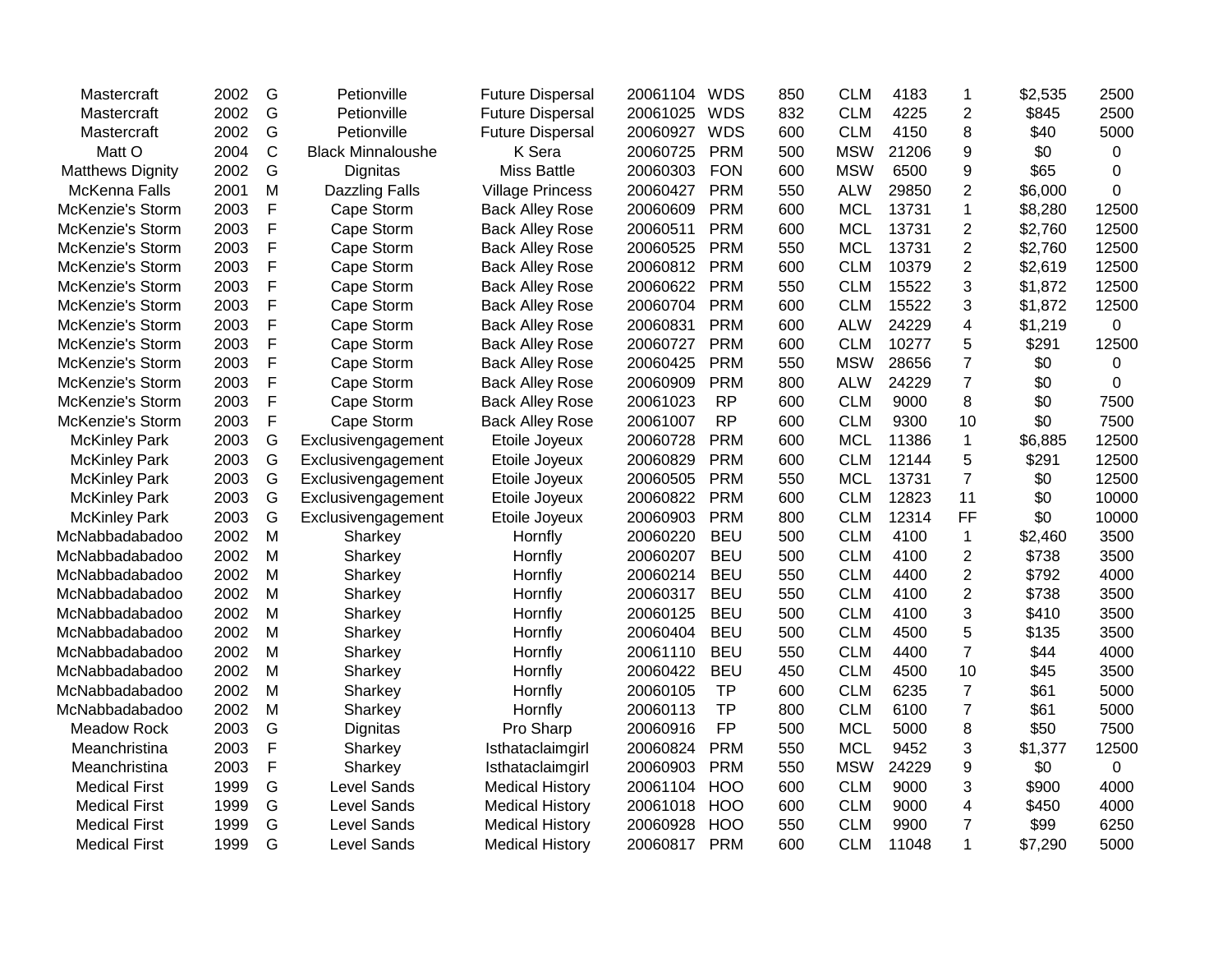| | | | | | | | | | | | | |
|---|---|---|---|---|---|---|---|---|---|---|---|---|
| Mastercraft | 2002 | G | Petionville | Future Dispersal | 20061104 | WDS | 850 | CLM | 4183 | 1 | $2,535 | 2500 |
| Mastercraft | 2002 | G | Petionville | Future Dispersal | 20061025 | WDS | 832 | CLM | 4225 | 2 | $845 | 2500 |
| Mastercraft | 2002 | G | Petionville | Future Dispersal | 20060927 | WDS | 600 | CLM | 4150 | 8 | $40 | 5000 |
| Matt O | 2004 | C | Black Minnaloushe | K Sera | 20060725 | PRM | 500 | MSW | 21206 | 9 | $0 | 0 |
| Matthews Dignity | 2002 | G | Dignitas | Miss Battle | 20060303 | FON | 600 | MSW | 6500 | 9 | $65 | 0 |
| McKenna Falls | 2001 | M | Dazzling Falls | Village Princess | 20060427 | PRM | 550 | ALW | 29850 | 2 | $6,000 | 0 |
| McKenzie's Storm | 2003 | F | Cape Storm | Back Alley Rose | 20060609 | PRM | 600 | MCL | 13731 | 1 | $8,280 | 12500 |
| McKenzie's Storm | 2003 | F | Cape Storm | Back Alley Rose | 20060511 | PRM | 600 | MCL | 13731 | 2 | $2,760 | 12500 |
| McKenzie's Storm | 2003 | F | Cape Storm | Back Alley Rose | 20060525 | PRM | 550 | MCL | 13731 | 2 | $2,760 | 12500 |
| McKenzie's Storm | 2003 | F | Cape Storm | Back Alley Rose | 20060812 | PRM | 600 | CLM | 10379 | 2 | $2,619 | 12500 |
| McKenzie's Storm | 2003 | F | Cape Storm | Back Alley Rose | 20060622 | PRM | 550 | CLM | 15522 | 3 | $1,872 | 12500 |
| McKenzie's Storm | 2003 | F | Cape Storm | Back Alley Rose | 20060704 | PRM | 600 | CLM | 15522 | 3 | $1,872 | 12500 |
| McKenzie's Storm | 2003 | F | Cape Storm | Back Alley Rose | 20060831 | PRM | 600 | ALW | 24229 | 4 | $1,219 | 0 |
| McKenzie's Storm | 2003 | F | Cape Storm | Back Alley Rose | 20060727 | PRM | 600 | CLM | 10277 | 5 | $291 | 12500 |
| McKenzie's Storm | 2003 | F | Cape Storm | Back Alley Rose | 20060425 | PRM | 550 | MSW | 28656 | 7 | $0 | 0 |
| McKenzie's Storm | 2003 | F | Cape Storm | Back Alley Rose | 20060909 | PRM | 800 | ALW | 24229 | 7 | $0 | 0 |
| McKenzie's Storm | 2003 | F | Cape Storm | Back Alley Rose | 20061023 | RP | 600 | CLM | 9000 | 8 | $0 | 7500 |
| McKenzie's Storm | 2003 | F | Cape Storm | Back Alley Rose | 20061007 | RP | 600 | CLM | 9300 | 10 | $0 | 7500 |
| McKinley Park | 2003 | G | Exclusivengagement | Etoile Joyeux | 20060728 | PRM | 600 | MCL | 11386 | 1 | $6,885 | 12500 |
| McKinley Park | 2003 | G | Exclusivengagement | Etoile Joyeux | 20060829 | PRM | 600 | CLM | 12144 | 5 | $291 | 12500 |
| McKinley Park | 2003 | G | Exclusivengagement | Etoile Joyeux | 20060505 | PRM | 550 | MCL | 13731 | 7 | $0 | 12500 |
| McKinley Park | 2003 | G | Exclusivengagement | Etoile Joyeux | 20060822 | PRM | 600 | CLM | 12823 | 11 | $0 | 10000 |
| McKinley Park | 2003 | G | Exclusivengagement | Etoile Joyeux | 20060903 | PRM | 800 | CLM | 12314 | FF | $0 | 10000 |
| McNabbadabadoo | 2002 | M | Sharkey | Hornfly | 20060220 | BEU | 500 | CLM | 4100 | 1 | $2,460 | 3500 |
| McNabbadabadoo | 2002 | M | Sharkey | Hornfly | 20060207 | BEU | 500 | CLM | 4100 | 2 | $738 | 3500 |
| McNabbadabadoo | 2002 | M | Sharkey | Hornfly | 20060214 | BEU | 550 | CLM | 4400 | 2 | $792 | 4000 |
| McNabbadabadoo | 2002 | M | Sharkey | Hornfly | 20060317 | BEU | 550 | CLM | 4100 | 2 | $738 | 3500 |
| McNabbadabadoo | 2002 | M | Sharkey | Hornfly | 20060125 | BEU | 500 | CLM | 4100 | 3 | $410 | 3500 |
| McNabbadabadoo | 2002 | M | Sharkey | Hornfly | 20060404 | BEU | 500 | CLM | 4500 | 5 | $135 | 3500 |
| McNabbadabadoo | 2002 | M | Sharkey | Hornfly | 20061110 | BEU | 550 | CLM | 4400 | 7 | $44 | 4000 |
| McNabbadabadoo | 2002 | M | Sharkey | Hornfly | 20060422 | BEU | 450 | CLM | 4500 | 10 | $45 | 3500 |
| McNabbadabadoo | 2002 | M | Sharkey | Hornfly | 20060105 | TP | 600 | CLM | 6235 | 7 | $61 | 5000 |
| McNabbadabadoo | 2002 | M | Sharkey | Hornfly | 20060113 | TP | 800 | CLM | 6100 | 7 | $61 | 5000 |
| Meadow Rock | 2003 | G | Dignitas | Pro Sharp | 20060916 | FP | 500 | MCL | 5000 | 8 | $50 | 7500 |
| Meanchristina | 2003 | F | Sharkey | Isthataclaimgirl | 20060824 | PRM | 550 | MCL | 9452 | 3 | $1,377 | 12500 |
| Meanchristina | 2003 | F | Sharkey | Isthataclaimgirl | 20060903 | PRM | 550 | MSW | 24229 | 9 | $0 | 0 |
| Medical First | 1999 | G | Level Sands | Medical History | 20061104 | HOO | 600 | CLM | 9000 | 3 | $900 | 4000 |
| Medical First | 1999 | G | Level Sands | Medical History | 20061018 | HOO | 600 | CLM | 9000 | 4 | $450 | 4000 |
| Medical First | 1999 | G | Level Sands | Medical History | 20060928 | HOO | 550 | CLM | 9900 | 7 | $99 | 6250 |
| Medical First | 1999 | G | Level Sands | Medical History | 20060817 | PRM | 600 | CLM | 11048 | 1 | $7,290 | 5000 |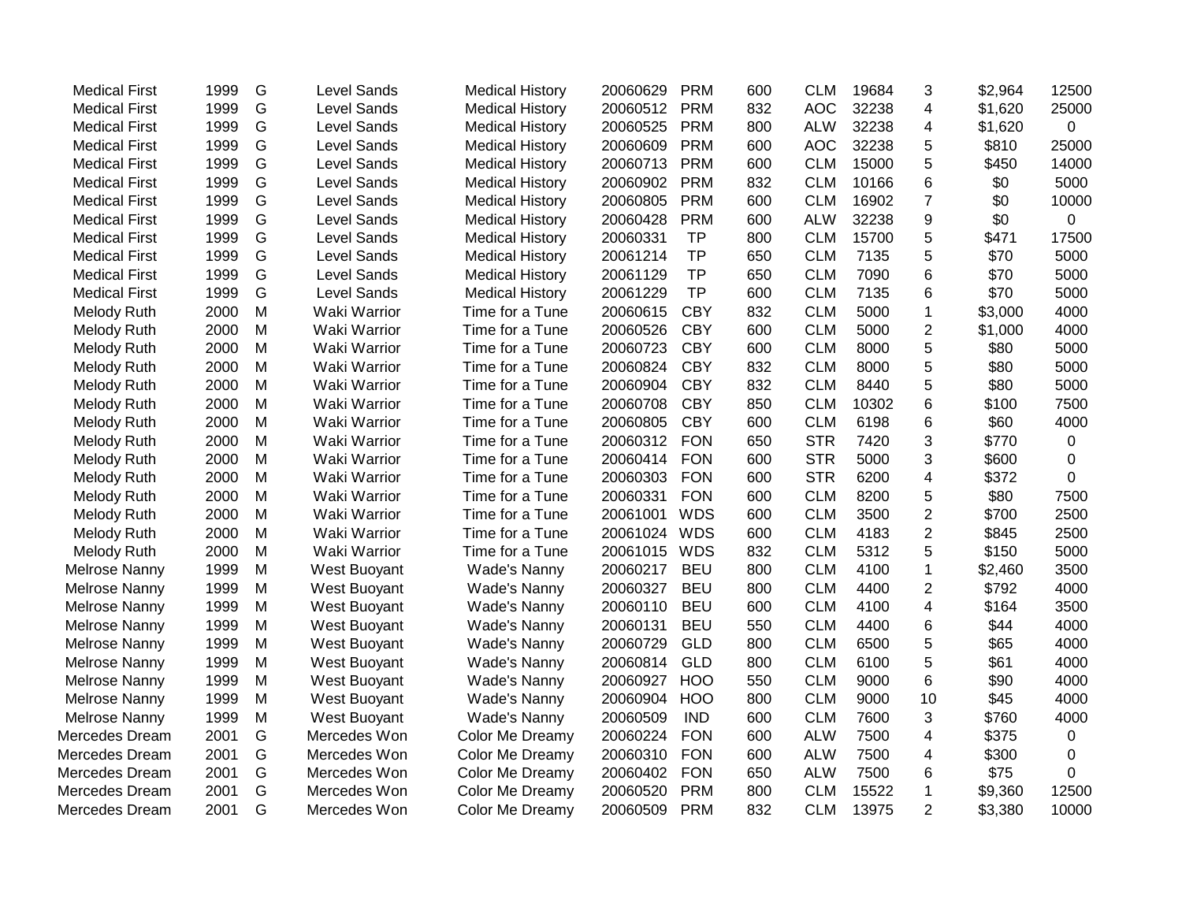| | | | | | | | | | | | | |
|---|---|---|---|---|---|---|---|---|---|---|---|---|
| Medical First | 1999 | G | Level Sands | Medical History | 20060629 | PRM | 600 | CLM | 19684 | 3 | $2,964 | 12500 |
| Medical First | 1999 | G | Level Sands | Medical History | 20060512 | PRM | 832 | AOC | 32238 | 4 | $1,620 | 25000 |
| Medical First | 1999 | G | Level Sands | Medical History | 20060525 | PRM | 800 | ALW | 32238 | 4 | $1,620 | 0 |
| Medical First | 1999 | G | Level Sands | Medical History | 20060609 | PRM | 600 | AOC | 32238 | 5 | $810 | 25000 |
| Medical First | 1999 | G | Level Sands | Medical History | 20060713 | PRM | 600 | CLM | 15000 | 5 | $450 | 14000 |
| Medical First | 1999 | G | Level Sands | Medical History | 20060902 | PRM | 832 | CLM | 10166 | 6 | $0 | 5000 |
| Medical First | 1999 | G | Level Sands | Medical History | 20060805 | PRM | 600 | CLM | 16902 | 7 | $0 | 10000 |
| Medical First | 1999 | G | Level Sands | Medical History | 20060428 | PRM | 600 | ALW | 32238 | 9 | $0 | 0 |
| Medical First | 1999 | G | Level Sands | Medical History | 20060331 | TP | 800 | CLM | 15700 | 5 | $471 | 17500 |
| Medical First | 1999 | G | Level Sands | Medical History | 20061214 | TP | 650 | CLM | 7135 | 5 | $70 | 5000 |
| Medical First | 1999 | G | Level Sands | Medical History | 20061129 | TP | 650 | CLM | 7090 | 6 | $70 | 5000 |
| Medical First | 1999 | G | Level Sands | Medical History | 20061229 | TP | 600 | CLM | 7135 | 6 | $70 | 5000 |
| Melody Ruth | 2000 | M | Waki Warrior | Time for a Tune | 20060615 | CBY | 832 | CLM | 5000 | 1 | $3,000 | 4000 |
| Melody Ruth | 2000 | M | Waki Warrior | Time for a Tune | 20060526 | CBY | 600 | CLM | 5000 | 2 | $1,000 | 4000 |
| Melody Ruth | 2000 | M | Waki Warrior | Time for a Tune | 20060723 | CBY | 600 | CLM | 8000 | 5 | $80 | 5000 |
| Melody Ruth | 2000 | M | Waki Warrior | Time for a Tune | 20060824 | CBY | 832 | CLM | 8000 | 5 | $80 | 5000 |
| Melody Ruth | 2000 | M | Waki Warrior | Time for a Tune | 20060904 | CBY | 832 | CLM | 8440 | 5 | $80 | 5000 |
| Melody Ruth | 2000 | M | Waki Warrior | Time for a Tune | 20060708 | CBY | 850 | CLM | 10302 | 6 | $100 | 7500 |
| Melody Ruth | 2000 | M | Waki Warrior | Time for a Tune | 20060805 | CBY | 600 | CLM | 6198 | 6 | $60 | 4000 |
| Melody Ruth | 2000 | M | Waki Warrior | Time for a Tune | 20060312 | FON | 650 | STR | 7420 | 3 | $770 | 0 |
| Melody Ruth | 2000 | M | Waki Warrior | Time for a Tune | 20060414 | FON | 600 | STR | 5000 | 3 | $600 | 0 |
| Melody Ruth | 2000 | M | Waki Warrior | Time for a Tune | 20060303 | FON | 600 | STR | 6200 | 4 | $372 | 0 |
| Melody Ruth | 2000 | M | Waki Warrior | Time for a Tune | 20060331 | FON | 600 | CLM | 8200 | 5 | $80 | 7500 |
| Melody Ruth | 2000 | M | Waki Warrior | Time for a Tune | 20061001 | WDS | 600 | CLM | 3500 | 2 | $700 | 2500 |
| Melody Ruth | 2000 | M | Waki Warrior | Time for a Tune | 20061024 | WDS | 600 | CLM | 4183 | 2 | $845 | 2500 |
| Melody Ruth | 2000 | M | Waki Warrior | Time for a Tune | 20061015 | WDS | 832 | CLM | 5312 | 5 | $150 | 5000 |
| Melrose Nanny | 1999 | M | West Buoyant | Wade's Nanny | 20060217 | BEU | 800 | CLM | 4100 | 1 | $2,460 | 3500 |
| Melrose Nanny | 1999 | M | West Buoyant | Wade's Nanny | 20060327 | BEU | 800 | CLM | 4400 | 2 | $792 | 4000 |
| Melrose Nanny | 1999 | M | West Buoyant | Wade's Nanny | 20060110 | BEU | 600 | CLM | 4100 | 4 | $164 | 3500 |
| Melrose Nanny | 1999 | M | West Buoyant | Wade's Nanny | 20060131 | BEU | 550 | CLM | 4400 | 6 | $44 | 4000 |
| Melrose Nanny | 1999 | M | West Buoyant | Wade's Nanny | 20060729 | GLD | 800 | CLM | 6500 | 5 | $65 | 4000 |
| Melrose Nanny | 1999 | M | West Buoyant | Wade's Nanny | 20060814 | GLD | 800 | CLM | 6100 | 5 | $61 | 4000 |
| Melrose Nanny | 1999 | M | West Buoyant | Wade's Nanny | 20060927 | HOO | 550 | CLM | 9000 | 6 | $90 | 4000 |
| Melrose Nanny | 1999 | M | West Buoyant | Wade's Nanny | 20060904 | HOO | 800 | CLM | 9000 | 10 | $45 | 4000 |
| Melrose Nanny | 1999 | M | West Buoyant | Wade's Nanny | 20060509 | IND | 600 | CLM | 7600 | 3 | $760 | 4000 |
| Mercedes Dream | 2001 | G | Mercedes Won | Color Me Dreamy | 20060224 | FON | 600 | ALW | 7500 | 4 | $375 | 0 |
| Mercedes Dream | 2001 | G | Mercedes Won | Color Me Dreamy | 20060310 | FON | 600 | ALW | 7500 | 4 | $300 | 0 |
| Mercedes Dream | 2001 | G | Mercedes Won | Color Me Dreamy | 20060402 | FON | 650 | ALW | 7500 | 6 | $75 | 0 |
| Mercedes Dream | 2001 | G | Mercedes Won | Color Me Dreamy | 20060520 | PRM | 800 | CLM | 15522 | 1 | $9,360 | 12500 |
| Mercedes Dream | 2001 | G | Mercedes Won | Color Me Dreamy | 20060509 | PRM | 832 | CLM | 13975 | 2 | $3,380 | 10000 |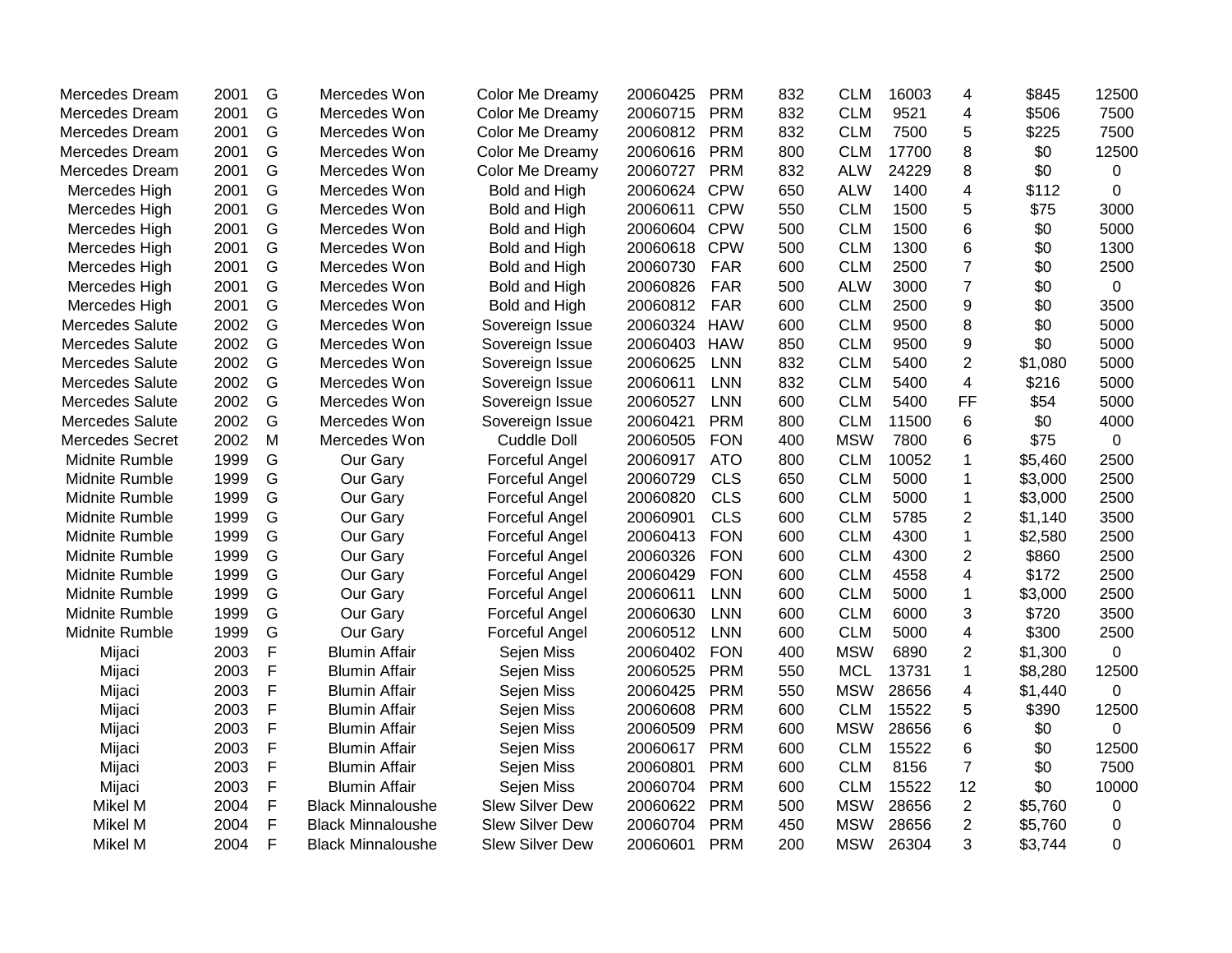| | | | | | | | | | | | | |
|---|---|---|---|---|---|---|---|---|---|---|---|---|
| Mercedes Dream | 2001 | G | Mercedes Won | Color Me Dreamy | 20060425 | PRM | 832 | CLM | 16003 | 4 | $845 | 12500 |
| Mercedes Dream | 2001 | G | Mercedes Won | Color Me Dreamy | 20060715 | PRM | 832 | CLM | 9521 | 4 | $506 | 7500 |
| Mercedes Dream | 2001 | G | Mercedes Won | Color Me Dreamy | 20060812 | PRM | 832 | CLM | 7500 | 5 | $225 | 7500 |
| Mercedes Dream | 2001 | G | Mercedes Won | Color Me Dreamy | 20060616 | PRM | 800 | CLM | 17700 | 8 | $0 | 12500 |
| Mercedes Dream | 2001 | G | Mercedes Won | Color Me Dreamy | 20060727 | PRM | 832 | ALW | 24229 | 8 | $0 | 0 |
| Mercedes High | 2001 | G | Mercedes Won | Bold and High | 20060624 | CPW | 650 | ALW | 1400 | 4 | $112 | 0 |
| Mercedes High | 2001 | G | Mercedes Won | Bold and High | 20060611 | CPW | 550 | CLM | 1500 | 5 | $75 | 3000 |
| Mercedes High | 2001 | G | Mercedes Won | Bold and High | 20060604 | CPW | 500 | CLM | 1500 | 6 | $0 | 5000 |
| Mercedes High | 2001 | G | Mercedes Won | Bold and High | 20060618 | CPW | 500 | CLM | 1300 | 6 | $0 | 1300 |
| Mercedes High | 2001 | G | Mercedes Won | Bold and High | 20060730 | FAR | 600 | CLM | 2500 | 7 | $0 | 2500 |
| Mercedes High | 2001 | G | Mercedes Won | Bold and High | 20060826 | FAR | 500 | ALW | 3000 | 7 | $0 | 0 |
| Mercedes High | 2001 | G | Mercedes Won | Bold and High | 20060812 | FAR | 600 | CLM | 2500 | 9 | $0 | 3500 |
| Mercedes Salute | 2002 | G | Mercedes Won | Sovereign Issue | 20060324 | HAW | 600 | CLM | 9500 | 8 | $0 | 5000 |
| Mercedes Salute | 2002 | G | Mercedes Won | Sovereign Issue | 20060403 | HAW | 850 | CLM | 9500 | 9 | $0 | 5000 |
| Mercedes Salute | 2002 | G | Mercedes Won | Sovereign Issue | 20060625 | LNN | 832 | CLM | 5400 | 2 | $1,080 | 5000 |
| Mercedes Salute | 2002 | G | Mercedes Won | Sovereign Issue | 20060611 | LNN | 832 | CLM | 5400 | 4 | $216 | 5000 |
| Mercedes Salute | 2002 | G | Mercedes Won | Sovereign Issue | 20060527 | LNN | 600 | CLM | 5400 | FF | $54 | 5000 |
| Mercedes Salute | 2002 | G | Mercedes Won | Sovereign Issue | 20060421 | PRM | 800 | CLM | 11500 | 6 | $0 | 4000 |
| Mercedes Secret | 2002 | M | Mercedes Won | Cuddle Doll | 20060505 | FON | 400 | MSW | 7800 | 6 | $75 | 0 |
| Midnite Rumble | 1999 | G | Our Gary | Forceful Angel | 20060917 | ATO | 800 | CLM | 10052 | 1 | $5,460 | 2500 |
| Midnite Rumble | 1999 | G | Our Gary | Forceful Angel | 20060729 | CLS | 650 | CLM | 5000 | 1 | $3,000 | 2500 |
| Midnite Rumble | 1999 | G | Our Gary | Forceful Angel | 20060820 | CLS | 600 | CLM | 5000 | 1 | $3,000 | 2500 |
| Midnite Rumble | 1999 | G | Our Gary | Forceful Angel | 20060901 | CLS | 600 | CLM | 5785 | 2 | $1,140 | 3500 |
| Midnite Rumble | 1999 | G | Our Gary | Forceful Angel | 20060413 | FON | 600 | CLM | 4300 | 1 | $2,580 | 2500 |
| Midnite Rumble | 1999 | G | Our Gary | Forceful Angel | 20060326 | FON | 600 | CLM | 4300 | 2 | $860 | 2500 |
| Midnite Rumble | 1999 | G | Our Gary | Forceful Angel | 20060429 | FON | 600 | CLM | 4558 | 4 | $172 | 2500 |
| Midnite Rumble | 1999 | G | Our Gary | Forceful Angel | 20060611 | LNN | 600 | CLM | 5000 | 1 | $3,000 | 2500 |
| Midnite Rumble | 1999 | G | Our Gary | Forceful Angel | 20060630 | LNN | 600 | CLM | 6000 | 3 | $720 | 3500 |
| Midnite Rumble | 1999 | G | Our Gary | Forceful Angel | 20060512 | LNN | 600 | CLM | 5000 | 4 | $300 | 2500 |
| Mijaci | 2003 | F | Blumin Affair | Sejen Miss | 20060402 | FON | 400 | MSW | 6890 | 2 | $1,300 | 0 |
| Mijaci | 2003 | F | Blumin Affair | Sejen Miss | 20060525 | PRM | 550 | MCL | 13731 | 1 | $8,280 | 12500 |
| Mijaci | 2003 | F | Blumin Affair | Sejen Miss | 20060425 | PRM | 550 | MSW | 28656 | 4 | $1,440 | 0 |
| Mijaci | 2003 | F | Blumin Affair | Sejen Miss | 20060608 | PRM | 600 | CLM | 15522 | 5 | $390 | 12500 |
| Mijaci | 2003 | F | Blumin Affair | Sejen Miss | 20060509 | PRM | 600 | MSW | 28656 | 6 | $0 | 0 |
| Mijaci | 2003 | F | Blumin Affair | Sejen Miss | 20060617 | PRM | 600 | CLM | 15522 | 6 | $0 | 12500 |
| Mijaci | 2003 | F | Blumin Affair | Sejen Miss | 20060801 | PRM | 600 | CLM | 8156 | 7 | $0 | 7500 |
| Mijaci | 2003 | F | Blumin Affair | Sejen Miss | 20060704 | PRM | 600 | CLM | 15522 | 12 | $0 | 10000 |
| Mikel M | 2004 | F | Black Minnaloushe | Slew Silver Dew | 20060622 | PRM | 500 | MSW | 28656 | 2 | $5,760 | 0 |
| Mikel M | 2004 | F | Black Minnaloushe | Slew Silver Dew | 20060704 | PRM | 450 | MSW | 28656 | 2 | $5,760 | 0 |
| Mikel M | 2004 | F | Black Minnaloushe | Slew Silver Dew | 20060601 | PRM | 200 | MSW | 26304 | 3 | $3,744 | 0 |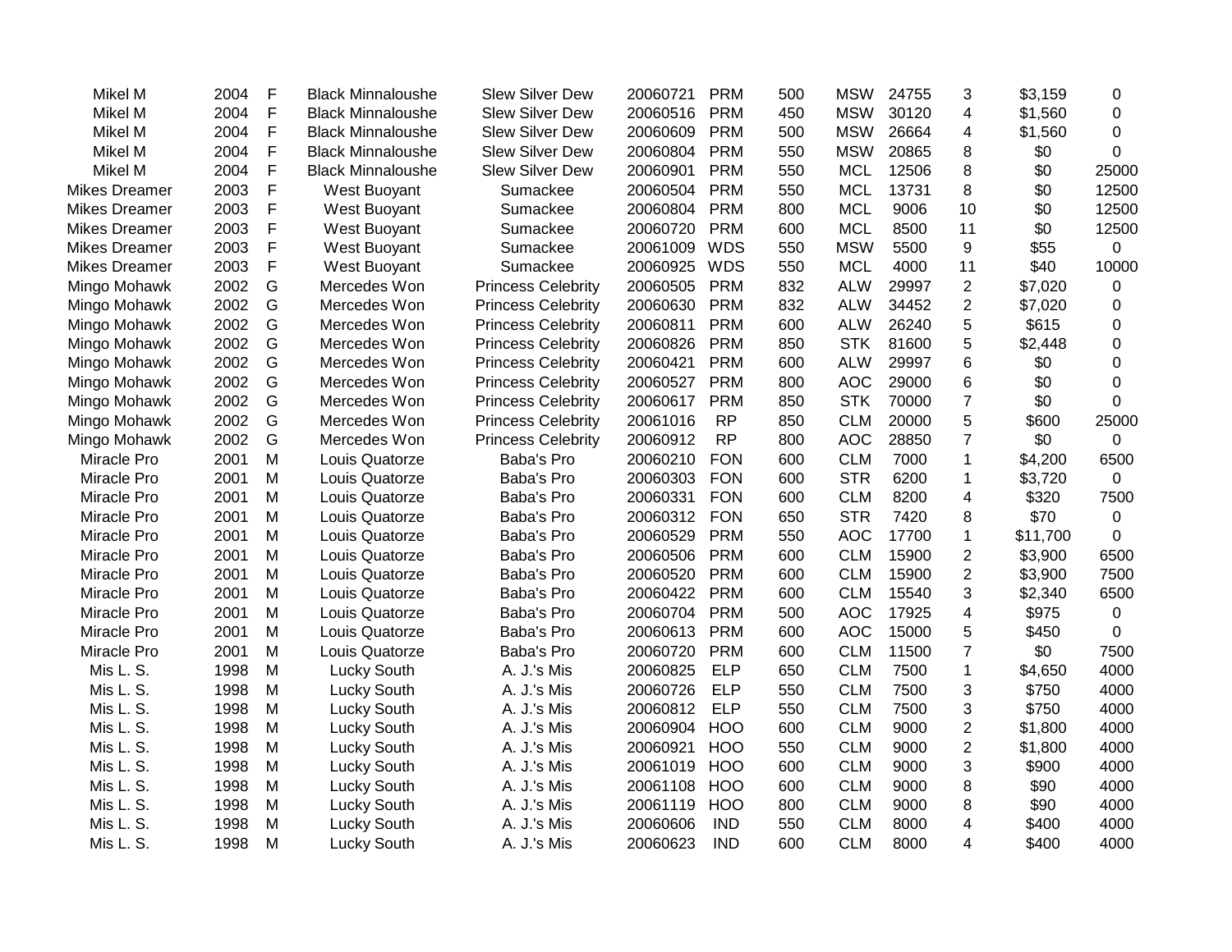| | | | | | | | | | | | | |
|---|---|---|---|---|---|---|---|---|---|---|---|---|
| Mikel M | 2004 | F | Black Minnaloushe | Slew Silver Dew | 20060721 | PRM | 500 | MSW | 24755 | 3 | $3,159 | 0 |
| Mikel M | 2004 | F | Black Minnaloushe | Slew Silver Dew | 20060516 | PRM | 450 | MSW | 30120 | 4 | $1,560 | 0 |
| Mikel M | 2004 | F | Black Minnaloushe | Slew Silver Dew | 20060609 | PRM | 500 | MSW | 26664 | 4 | $1,560 | 0 |
| Mikel M | 2004 | F | Black Minnaloushe | Slew Silver Dew | 20060804 | PRM | 550 | MSW | 20865 | 8 | $0 | 0 |
| Mikel M | 2004 | F | Black Minnaloushe | Slew Silver Dew | 20060901 | PRM | 550 | MCL | 12506 | 8 | $0 | 25000 |
| Mikes Dreamer | 2003 | F | West Buoyant | Sumackee | 20060504 | PRM | 550 | MCL | 13731 | 8 | $0 | 12500 |
| Mikes Dreamer | 2003 | F | West Buoyant | Sumackee | 20060804 | PRM | 800 | MCL | 9006 | 10 | $0 | 12500 |
| Mikes Dreamer | 2003 | F | West Buoyant | Sumackee | 20060720 | PRM | 600 | MCL | 8500 | 11 | $0 | 12500 |
| Mikes Dreamer | 2003 | F | West Buoyant | Sumackee | 20061009 | WDS | 550 | MSW | 5500 | 9 | $55 | 0 |
| Mikes Dreamer | 2003 | F | West Buoyant | Sumackee | 20060925 | WDS | 550 | MCL | 4000 | 11 | $40 | 10000 |
| Mingo Mohawk | 2002 | G | Mercedes Won | Princess Celebrity | 20060505 | PRM | 832 | ALW | 29997 | 2 | $7,020 | 0 |
| Mingo Mohawk | 2002 | G | Mercedes Won | Princess Celebrity | 20060630 | PRM | 832 | ALW | 34452 | 2 | $7,020 | 0 |
| Mingo Mohawk | 2002 | G | Mercedes Won | Princess Celebrity | 20060811 | PRM | 600 | ALW | 26240 | 5 | $615 | 0 |
| Mingo Mohawk | 2002 | G | Mercedes Won | Princess Celebrity | 20060826 | PRM | 850 | STK | 81600 | 5 | $2,448 | 0 |
| Mingo Mohawk | 2002 | G | Mercedes Won | Princess Celebrity | 20060421 | PRM | 600 | ALW | 29997 | 6 | $0 | 0 |
| Mingo Mohawk | 2002 | G | Mercedes Won | Princess Celebrity | 20060527 | PRM | 800 | AOC | 29000 | 6 | $0 | 0 |
| Mingo Mohawk | 2002 | G | Mercedes Won | Princess Celebrity | 20060617 | PRM | 850 | STK | 70000 | 7 | $0 | 0 |
| Mingo Mohawk | 2002 | G | Mercedes Won | Princess Celebrity | 20061016 | RP | 850 | CLM | 20000 | 5 | $600 | 25000 |
| Mingo Mohawk | 2002 | G | Mercedes Won | Princess Celebrity | 20060912 | RP | 800 | AOC | 28850 | 7 | $0 | 0 |
| Miracle Pro | 2001 | M | Louis Quatorze | Baba's Pro | 20060210 | FON | 600 | CLM | 7000 | 1 | $4,200 | 6500 |
| Miracle Pro | 2001 | M | Louis Quatorze | Baba's Pro | 20060303 | FON | 600 | STR | 6200 | 1 | $3,720 | 0 |
| Miracle Pro | 2001 | M | Louis Quatorze | Baba's Pro | 20060331 | FON | 600 | CLM | 8200 | 4 | $320 | 7500 |
| Miracle Pro | 2001 | M | Louis Quatorze | Baba's Pro | 20060312 | FON | 650 | STR | 7420 | 8 | $70 | 0 |
| Miracle Pro | 2001 | M | Louis Quatorze | Baba's Pro | 20060529 | PRM | 550 | AOC | 17700 | 1 | $11,700 | 0 |
| Miracle Pro | 2001 | M | Louis Quatorze | Baba's Pro | 20060506 | PRM | 600 | CLM | 15900 | 2 | $3,900 | 6500 |
| Miracle Pro | 2001 | M | Louis Quatorze | Baba's Pro | 20060520 | PRM | 600 | CLM | 15900 | 2 | $3,900 | 7500 |
| Miracle Pro | 2001 | M | Louis Quatorze | Baba's Pro | 20060422 | PRM | 600 | CLM | 15540 | 3 | $2,340 | 6500 |
| Miracle Pro | 2001 | M | Louis Quatorze | Baba's Pro | 20060704 | PRM | 500 | AOC | 17925 | 4 | $975 | 0 |
| Miracle Pro | 2001 | M | Louis Quatorze | Baba's Pro | 20060613 | PRM | 600 | AOC | 15000 | 5 | $450 | 0 |
| Miracle Pro | 2001 | M | Louis Quatorze | Baba's Pro | 20060720 | PRM | 600 | CLM | 11500 | 7 | $0 | 7500 |
| Mis L. S. | 1998 | M | Lucky South | A. J.'s Mis | 20060825 | ELP | 650 | CLM | 7500 | 1 | $4,650 | 4000 |
| Mis L. S. | 1998 | M | Lucky South | A. J.'s Mis | 20060726 | ELP | 550 | CLM | 7500 | 3 | $750 | 4000 |
| Mis L. S. | 1998 | M | Lucky South | A. J.'s Mis | 20060812 | ELP | 550 | CLM | 7500 | 3 | $750 | 4000 |
| Mis L. S. | 1998 | M | Lucky South | A. J.'s Mis | 20060904 | HOO | 600 | CLM | 9000 | 2 | $1,800 | 4000 |
| Mis L. S. | 1998 | M | Lucky South | A. J.'s Mis | 20060921 | HOO | 550 | CLM | 9000 | 2 | $1,800 | 4000 |
| Mis L. S. | 1998 | M | Lucky South | A. J.'s Mis | 20061019 | HOO | 600 | CLM | 9000 | 3 | $900 | 4000 |
| Mis L. S. | 1998 | M | Lucky South | A. J.'s Mis | 20061108 | HOO | 600 | CLM | 9000 | 8 | $90 | 4000 |
| Mis L. S. | 1998 | M | Lucky South | A. J.'s Mis | 20061119 | HOO | 800 | CLM | 9000 | 8 | $90 | 4000 |
| Mis L. S. | 1998 | M | Lucky South | A. J.'s Mis | 20060606 | IND | 550 | CLM | 8000 | 4 | $400 | 4000 |
| Mis L. S. | 1998 | M | Lucky South | A. J.'s Mis | 20060623 | IND | 600 | CLM | 8000 | 4 | $400 | 4000 |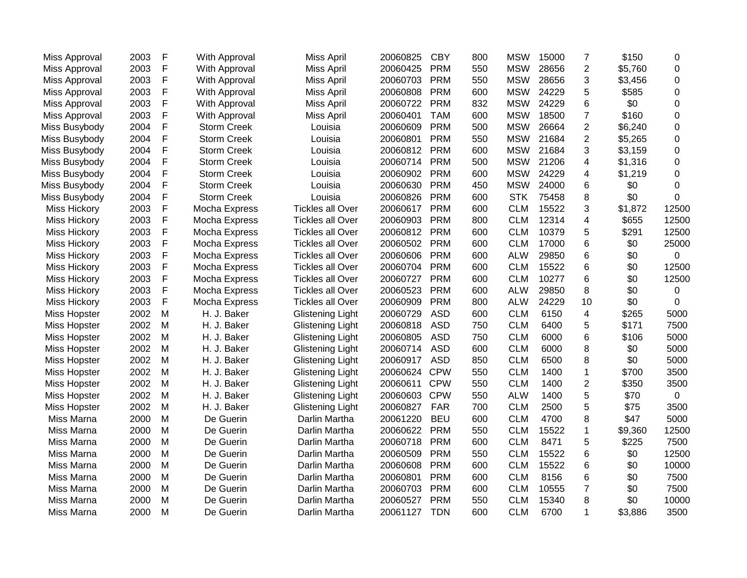| | | | | | | | | | | | | | |
|---|---|---|---|---|---|---|---|---|---|---|---|---|---|
| Miss Approval | 2003 | F | With Approval | Miss April | 20060825 | CBY | 800 | MSW | 15000 | 7 | $150 | 0 |
| Miss Approval | 2003 | F | With Approval | Miss April | 20060425 | PRM | 550 | MSW | 28656 | 2 | $5,760 | 0 |
| Miss Approval | 2003 | F | With Approval | Miss April | 20060703 | PRM | 550 | MSW | 28656 | 3 | $3,456 | 0 |
| Miss Approval | 2003 | F | With Approval | Miss April | 20060808 | PRM | 600 | MSW | 24229 | 5 | $585 | 0 |
| Miss Approval | 2003 | F | With Approval | Miss April | 20060722 | PRM | 832 | MSW | 24229 | 6 | $0 | 0 |
| Miss Approval | 2003 | F | With Approval | Miss April | 20060401 | TAM | 600 | MSW | 18500 | 7 | $160 | 0 |
| Miss Busybody | 2004 | F | Storm Creek | Louisia | 20060609 | PRM | 500 | MSW | 26664 | 2 | $6,240 | 0 |
| Miss Busybody | 2004 | F | Storm Creek | Louisia | 20060801 | PRM | 550 | MSW | 21684 | 2 | $5,265 | 0 |
| Miss Busybody | 2004 | F | Storm Creek | Louisia | 20060812 | PRM | 600 | MSW | 21684 | 3 | $3,159 | 0 |
| Miss Busybody | 2004 | F | Storm Creek | Louisia | 20060714 | PRM | 500 | MSW | 21206 | 4 | $1,316 | 0 |
| Miss Busybody | 2004 | F | Storm Creek | Louisia | 20060902 | PRM | 600 | MSW | 24229 | 4 | $1,219 | 0 |
| Miss Busybody | 2004 | F | Storm Creek | Louisia | 20060630 | PRM | 450 | MSW | 24000 | 6 | $0 | 0 |
| Miss Busybody | 2004 | F | Storm Creek | Louisia | 20060826 | PRM | 600 | STK | 75458 | 8 | $0 | 0 |
| Miss Hickory | 2003 | F | Mocha Express | Tickles all Over | 20060617 | PRM | 600 | CLM | 15522 | 3 | $1,872 | 12500 |
| Miss Hickory | 2003 | F | Mocha Express | Tickles all Over | 20060903 | PRM | 800 | CLM | 12314 | 4 | $655 | 12500 |
| Miss Hickory | 2003 | F | Mocha Express | Tickles all Over | 20060812 | PRM | 600 | CLM | 10379 | 5 | $291 | 12500 |
| Miss Hickory | 2003 | F | Mocha Express | Tickles all Over | 20060502 | PRM | 600 | CLM | 17000 | 6 | $0 | 25000 |
| Miss Hickory | 2003 | F | Mocha Express | Tickles all Over | 20060606 | PRM | 600 | ALW | 29850 | 6 | $0 | 0 |
| Miss Hickory | 2003 | F | Mocha Express | Tickles all Over | 20060704 | PRM | 600 | CLM | 15522 | 6 | $0 | 12500 |
| Miss Hickory | 2003 | F | Mocha Express | Tickles all Over | 20060727 | PRM | 600 | CLM | 10277 | 6 | $0 | 12500 |
| Miss Hickory | 2003 | F | Mocha Express | Tickles all Over | 20060523 | PRM | 600 | ALW | 29850 | 8 | $0 | 0 |
| Miss Hickory | 2003 | F | Mocha Express | Tickles all Over | 20060909 | PRM | 800 | ALW | 24229 | 10 | $0 | 0 |
| Miss Hopster | 2002 | M | H. J. Baker | Glistening Light | 20060729 | ASD | 600 | CLM | 6150 | 4 | $265 | 5000 |
| Miss Hopster | 2002 | M | H. J. Baker | Glistening Light | 20060818 | ASD | 750 | CLM | 6400 | 5 | $171 | 7500 |
| Miss Hopster | 2002 | M | H. J. Baker | Glistening Light | 20060805 | ASD | 750 | CLM | 6000 | 6 | $106 | 5000 |
| Miss Hopster | 2002 | M | H. J. Baker | Glistening Light | 20060714 | ASD | 600 | CLM | 6000 | 8 | $0 | 5000 |
| Miss Hopster | 2002 | M | H. J. Baker | Glistening Light | 20060917 | ASD | 850 | CLM | 6500 | 8 | $0 | 5000 |
| Miss Hopster | 2002 | M | H. J. Baker | Glistening Light | 20060624 | CPW | 550 | CLM | 1400 | 1 | $700 | 3500 |
| Miss Hopster | 2002 | M | H. J. Baker | Glistening Light | 20060611 | CPW | 550 | CLM | 1400 | 2 | $350 | 3500 |
| Miss Hopster | 2002 | M | H. J. Baker | Glistening Light | 20060603 | CPW | 550 | ALW | 1400 | 5 | $70 | 0 |
| Miss Hopster | 2002 | M | H. J. Baker | Glistening Light | 20060827 | FAR | 700 | CLM | 2500 | 5 | $75 | 3500 |
| Miss Marna | 2000 | M | De Guerin | Darlin Martha | 20061220 | BEU | 600 | CLM | 4700 | 8 | $47 | 5000 |
| Miss Marna | 2000 | M | De Guerin | Darlin Martha | 20060622 | PRM | 550 | CLM | 15522 | 1 | $9,360 | 12500 |
| Miss Marna | 2000 | M | De Guerin | Darlin Martha | 20060718 | PRM | 600 | CLM | 8471 | 5 | $225 | 7500 |
| Miss Marna | 2000 | M | De Guerin | Darlin Martha | 20060509 | PRM | 550 | CLM | 15522 | 6 | $0 | 12500 |
| Miss Marna | 2000 | M | De Guerin | Darlin Martha | 20060608 | PRM | 600 | CLM | 15522 | 6 | $0 | 10000 |
| Miss Marna | 2000 | M | De Guerin | Darlin Martha | 20060801 | PRM | 600 | CLM | 8156 | 6 | $0 | 7500 |
| Miss Marna | 2000 | M | De Guerin | Darlin Martha | 20060703 | PRM | 600 | CLM | 10555 | 7 | $0 | 7500 |
| Miss Marna | 2000 | M | De Guerin | Darlin Martha | 20060527 | PRM | 550 | CLM | 15340 | 8 | $0 | 10000 |
| Miss Marna | 2000 | M | De Guerin | Darlin Martha | 20061127 | TDN | 600 | CLM | 6700 | 1 | $3,886 | 3500 |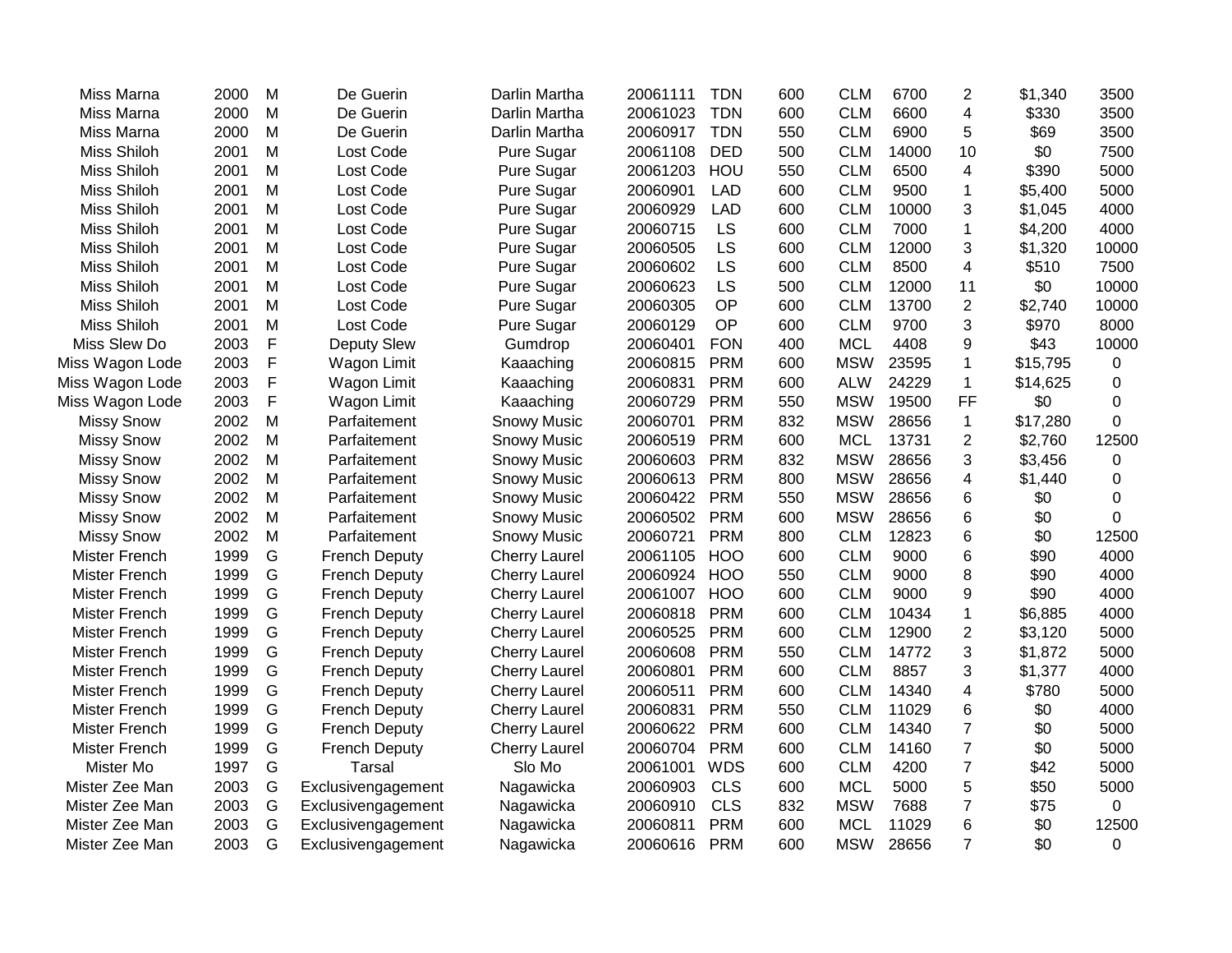| | | | | | | | | | | | | |
|---|---|---|---|---|---|---|---|---|---|---|---|---|
| Miss Marna | 2000 | M | De Guerin | Darlin Martha | 20061111 | TDN | 600 | CLM | 6700 | 2 | $1,340 | 3500 |
| Miss Marna | 2000 | M | De Guerin | Darlin Martha | 20061023 | TDN | 600 | CLM | 6600 | 4 | $330 | 3500 |
| Miss Marna | 2000 | M | De Guerin | Darlin Martha | 20060917 | TDN | 550 | CLM | 6900 | 5 | $69 | 3500 |
| Miss Shiloh | 2001 | M | Lost Code | Pure Sugar | 20061108 | DED | 500 | CLM | 14000 | 10 | $0 | 7500 |
| Miss Shiloh | 2001 | M | Lost Code | Pure Sugar | 20061203 | HOU | 550 | CLM | 6500 | 4 | $390 | 5000 |
| Miss Shiloh | 2001 | M | Lost Code | Pure Sugar | 20060901 | LAD | 600 | CLM | 9500 | 1 | $5,400 | 5000 |
| Miss Shiloh | 2001 | M | Lost Code | Pure Sugar | 20060929 | LAD | 600 | CLM | 10000 | 3 | $1,045 | 4000 |
| Miss Shiloh | 2001 | M | Lost Code | Pure Sugar | 20060715 | LS | 600 | CLM | 7000 | 1 | $4,200 | 4000 |
| Miss Shiloh | 2001 | M | Lost Code | Pure Sugar | 20060505 | LS | 600 | CLM | 12000 | 3 | $1,320 | 10000 |
| Miss Shiloh | 2001 | M | Lost Code | Pure Sugar | 20060602 | LS | 600 | CLM | 8500 | 4 | $510 | 7500 |
| Miss Shiloh | 2001 | M | Lost Code | Pure Sugar | 20060623 | LS | 500 | CLM | 12000 | 11 | $0 | 10000 |
| Miss Shiloh | 2001 | M | Lost Code | Pure Sugar | 20060305 | OP | 600 | CLM | 13700 | 2 | $2,740 | 10000 |
| Miss Shiloh | 2001 | M | Lost Code | Pure Sugar | 20060129 | OP | 600 | CLM | 9700 | 3 | $970 | 8000 |
| Miss Slew Do | 2003 | F | Deputy Slew | Gumdrop | 20060401 | FON | 400 | MCL | 4408 | 9 | $43 | 10000 |
| Miss Wagon Lode | 2003 | F | Wagon Limit | Kaaaching | 20060815 | PRM | 600 | MSW | 23595 | 1 | $15,795 | 0 |
| Miss Wagon Lode | 2003 | F | Wagon Limit | Kaaaching | 20060831 | PRM | 600 | ALW | 24229 | 1 | $14,625 | 0 |
| Miss Wagon Lode | 2003 | F | Wagon Limit | Kaaaching | 20060729 | PRM | 550 | MSW | 19500 | FF | $0 | 0 |
| Missy Snow | 2002 | M | Parfaitement | Snowy Music | 20060701 | PRM | 832 | MSW | 28656 | 1 | $17,280 | 0 |
| Missy Snow | 2002 | M | Parfaitement | Snowy Music | 20060519 | PRM | 600 | MCL | 13731 | 2 | $2,760 | 12500 |
| Missy Snow | 2002 | M | Parfaitement | Snowy Music | 20060603 | PRM | 832 | MSW | 28656 | 3 | $3,456 | 0 |
| Missy Snow | 2002 | M | Parfaitement | Snowy Music | 20060613 | PRM | 800 | MSW | 28656 | 4 | $1,440 | 0 |
| Missy Snow | 2002 | M | Parfaitement | Snowy Music | 20060422 | PRM | 550 | MSW | 28656 | 6 | $0 | 0 |
| Missy Snow | 2002 | M | Parfaitement | Snowy Music | 20060502 | PRM | 600 | MSW | 28656 | 6 | $0 | 0 |
| Missy Snow | 2002 | M | Parfaitement | Snowy Music | 20060721 | PRM | 800 | CLM | 12823 | 6 | $0 | 12500 |
| Mister French | 1999 | G | French Deputy | Cherry Laurel | 20061105 | HOO | 600 | CLM | 9000 | 6 | $90 | 4000 |
| Mister French | 1999 | G | French Deputy | Cherry Laurel | 20060924 | HOO | 550 | CLM | 9000 | 8 | $90 | 4000 |
| Mister French | 1999 | G | French Deputy | Cherry Laurel | 20061007 | HOO | 600 | CLM | 9000 | 9 | $90 | 4000 |
| Mister French | 1999 | G | French Deputy | Cherry Laurel | 20060818 | PRM | 600 | CLM | 10434 | 1 | $6,885 | 4000 |
| Mister French | 1999 | G | French Deputy | Cherry Laurel | 20060525 | PRM | 600 | CLM | 12900 | 2 | $3,120 | 5000 |
| Mister French | 1999 | G | French Deputy | Cherry Laurel | 20060608 | PRM | 550 | CLM | 14772 | 3 | $1,872 | 5000 |
| Mister French | 1999 | G | French Deputy | Cherry Laurel | 20060801 | PRM | 600 | CLM | 8857 | 3 | $1,377 | 4000 |
| Mister French | 1999 | G | French Deputy | Cherry Laurel | 20060511 | PRM | 600 | CLM | 14340 | 4 | $780 | 5000 |
| Mister French | 1999 | G | French Deputy | Cherry Laurel | 20060831 | PRM | 550 | CLM | 11029 | 6 | $0 | 4000 |
| Mister French | 1999 | G | French Deputy | Cherry Laurel | 20060622 | PRM | 600 | CLM | 14340 | 7 | $0 | 5000 |
| Mister French | 1999 | G | French Deputy | Cherry Laurel | 20060704 | PRM | 600 | CLM | 14160 | 7 | $0 | 5000 |
| Mister Mo | 1997 | G | Tarsal | Slo Mo | 20061001 | WDS | 600 | CLM | 4200 | 7 | $42 | 5000 |
| Mister Zee Man | 2003 | G | Exclusivengagement | Nagawicka | 20060903 | CLS | 600 | MCL | 5000 | 5 | $50 | 5000 |
| Mister Zee Man | 2003 | G | Exclusivengagement | Nagawicka | 20060910 | CLS | 832 | MSW | 7688 | 7 | $75 | 0 |
| Mister Zee Man | 2003 | G | Exclusivengagement | Nagawicka | 20060811 | PRM | 600 | MCL | 11029 | 6 | $0 | 12500 |
| Mister Zee Man | 2003 | G | Exclusivengagement | Nagawicka | 20060616 | PRM | 600 | MSW | 28656 | 7 | $0 | 0 |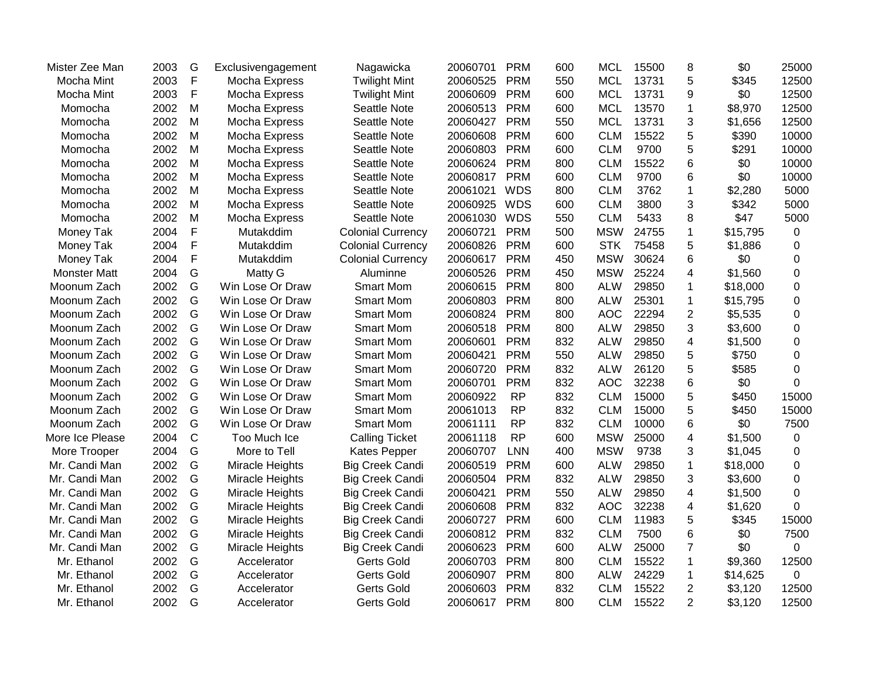| | | | | | | | | | | | | |
|---|---|---|---|---|---|---|---|---|---|---|---|---|
| Mister Zee Man | 2003 | G | Exclusivengagement | Nagawicka | 20060701 | PRM | 600 | MCL | 15500 | 8 | $0 | 25000 |
| Mocha Mint | 2003 | F | Mocha Express | Twilight Mint | 20060525 | PRM | 550 | MCL | 13731 | 5 | $345 | 12500 |
| Mocha Mint | 2003 | F | Mocha Express | Twilight Mint | 20060609 | PRM | 600 | MCL | 13731 | 9 | $0 | 12500 |
| Momocha | 2002 | M | Mocha Express | Seattle Note | 20060513 | PRM | 600 | MCL | 13570 | 1 | $8,970 | 12500 |
| Momocha | 2002 | M | Mocha Express | Seattle Note | 20060427 | PRM | 550 | MCL | 13731 | 3 | $1,656 | 12500 |
| Momocha | 2002 | M | Mocha Express | Seattle Note | 20060608 | PRM | 600 | CLM | 15522 | 5 | $390 | 10000 |
| Momocha | 2002 | M | Mocha Express | Seattle Note | 20060803 | PRM | 600 | CLM | 9700 | 5 | $291 | 10000 |
| Momocha | 2002 | M | Mocha Express | Seattle Note | 20060624 | PRM | 800 | CLM | 15522 | 6 | $0 | 10000 |
| Momocha | 2002 | M | Mocha Express | Seattle Note | 20060817 | PRM | 600 | CLM | 9700 | 6 | $0 | 10000 |
| Momocha | 2002 | M | Mocha Express | Seattle Note | 20061021 | WDS | 800 | CLM | 3762 | 1 | $2,280 | 5000 |
| Momocha | 2002 | M | Mocha Express | Seattle Note | 20060925 | WDS | 600 | CLM | 3800 | 3 | $342 | 5000 |
| Momocha | 2002 | M | Mocha Express | Seattle Note | 20061030 | WDS | 550 | CLM | 5433 | 8 | $47 | 5000 |
| Money Tak | 2004 | F | Mutakddim | Colonial Currency | 20060721 | PRM | 500 | MSW | 24755 | 1 | $15,795 | 0 |
| Money Tak | 2004 | F | Mutakddim | Colonial Currency | 20060826 | PRM | 600 | STK | 75458 | 5 | $1,886 | 0 |
| Money Tak | 2004 | F | Mutakddim | Colonial Currency | 20060617 | PRM | 450 | MSW | 30624 | 6 | $0 | 0 |
| Monster Matt | 2004 | G | Matty G | Aluminne | 20060526 | PRM | 450 | MSW | 25224 | 4 | $1,560 | 0 |
| Moonum Zach | 2002 | G | Win Lose Or Draw | Smart Mom | 20060615 | PRM | 800 | ALW | 29850 | 1 | $18,000 | 0 |
| Moonum Zach | 2002 | G | Win Lose Or Draw | Smart Mom | 20060803 | PRM | 800 | ALW | 25301 | 1 | $15,795 | 0 |
| Moonum Zach | 2002 | G | Win Lose Or Draw | Smart Mom | 20060824 | PRM | 800 | AOC | 22294 | 2 | $5,535 | 0 |
| Moonum Zach | 2002 | G | Win Lose Or Draw | Smart Mom | 20060518 | PRM | 800 | ALW | 29850 | 3 | $3,600 | 0 |
| Moonum Zach | 2002 | G | Win Lose Or Draw | Smart Mom | 20060601 | PRM | 832 | ALW | 29850 | 4 | $1,500 | 0 |
| Moonum Zach | 2002 | G | Win Lose Or Draw | Smart Mom | 20060421 | PRM | 550 | ALW | 29850 | 5 | $750 | 0 |
| Moonum Zach | 2002 | G | Win Lose Or Draw | Smart Mom | 20060720 | PRM | 832 | ALW | 26120 | 5 | $585 | 0 |
| Moonum Zach | 2002 | G | Win Lose Or Draw | Smart Mom | 20060701 | PRM | 832 | AOC | 32238 | 6 | $0 | 0 |
| Moonum Zach | 2002 | G | Win Lose Or Draw | Smart Mom | 20060922 | RP | 832 | CLM | 15000 | 5 | $450 | 15000 |
| Moonum Zach | 2002 | G | Win Lose Or Draw | Smart Mom | 20061013 | RP | 832 | CLM | 15000 | 5 | $450 | 15000 |
| Moonum Zach | 2002 | G | Win Lose Or Draw | Smart Mom | 20061111 | RP | 832 | CLM | 10000 | 6 | $0 | 7500 |
| More Ice Please | 2004 | C | Too Much Ice | Calling Ticket | 20061118 | RP | 600 | MSW | 25000 | 4 | $1,500 | 0 |
| More Trooper | 2004 | G | More to Tell | Kates Pepper | 20060707 | LNN | 400 | MSW | 9738 | 3 | $1,045 | 0 |
| Mr. Candi Man | 2002 | G | Miracle Heights | Big Creek Candi | 20060519 | PRM | 600 | ALW | 29850 | 1 | $18,000 | 0 |
| Mr. Candi Man | 2002 | G | Miracle Heights | Big Creek Candi | 20060504 | PRM | 832 | ALW | 29850 | 3 | $3,600 | 0 |
| Mr. Candi Man | 2002 | G | Miracle Heights | Big Creek Candi | 20060421 | PRM | 550 | ALW | 29850 | 4 | $1,500 | 0 |
| Mr. Candi Man | 2002 | G | Miracle Heights | Big Creek Candi | 20060608 | PRM | 832 | AOC | 32238 | 4 | $1,620 | 0 |
| Mr. Candi Man | 2002 | G | Miracle Heights | Big Creek Candi | 20060727 | PRM | 600 | CLM | 11983 | 5 | $345 | 15000 |
| Mr. Candi Man | 2002 | G | Miracle Heights | Big Creek Candi | 20060812 | PRM | 832 | CLM | 7500 | 6 | $0 | 7500 |
| Mr. Candi Man | 2002 | G | Miracle Heights | Big Creek Candi | 20060623 | PRM | 600 | ALW | 25000 | 7 | $0 | 0 |
| Mr. Ethanol | 2002 | G | Accelerator | Gerts Gold | 20060703 | PRM | 800 | CLM | 15522 | 1 | $9,360 | 12500 |
| Mr. Ethanol | 2002 | G | Accelerator | Gerts Gold | 20060907 | PRM | 800 | ALW | 24229 | 1 | $14,625 | 0 |
| Mr. Ethanol | 2002 | G | Accelerator | Gerts Gold | 20060603 | PRM | 832 | CLM | 15522 | 2 | $3,120 | 12500 |
| Mr. Ethanol | 2002 | G | Accelerator | Gerts Gold | 20060617 | PRM | 800 | CLM | 15522 | 2 | $3,120 | 12500 |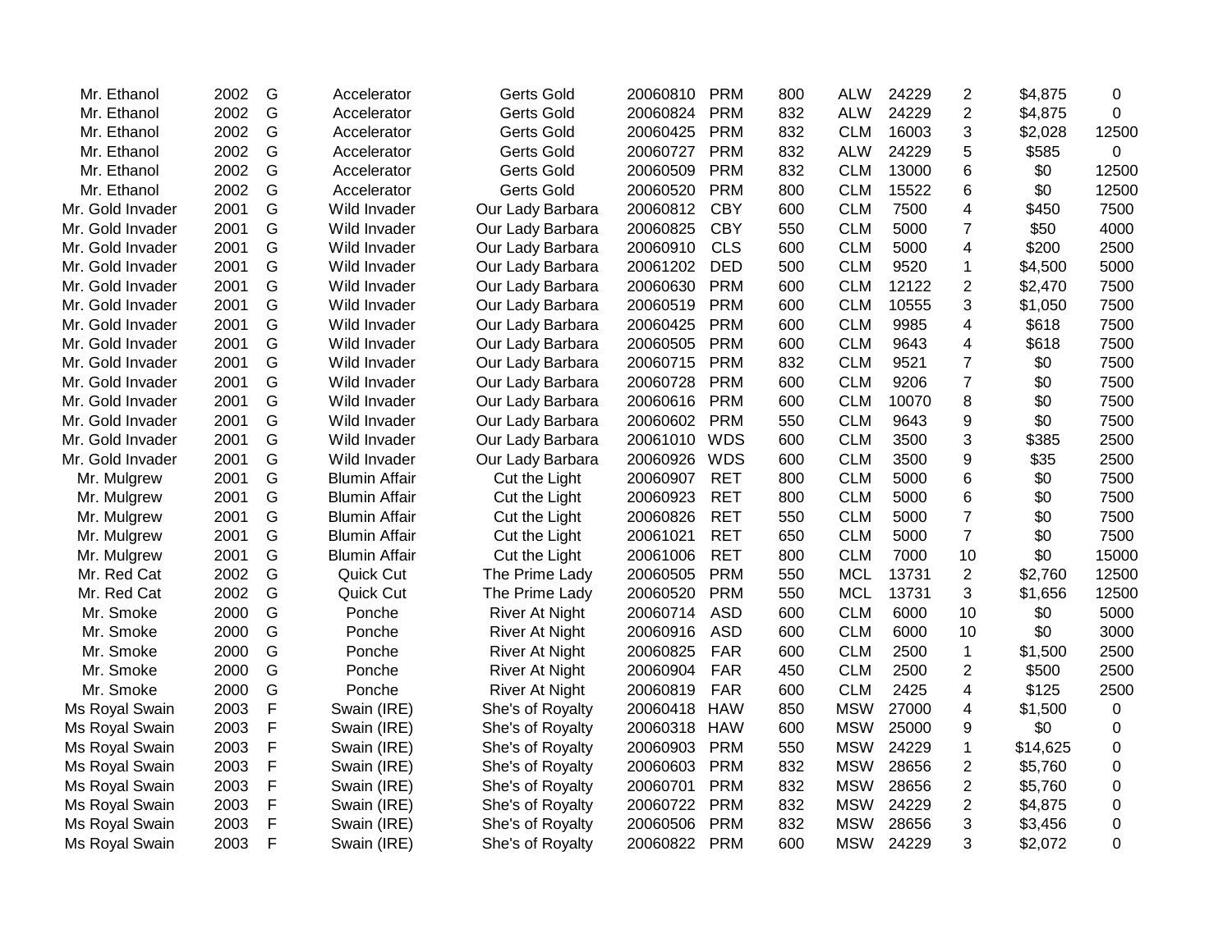| | | | | | | | | | | | | |
|---|---|---|---|---|---|---|---|---|---|---|---|---|
| Mr. Ethanol | 2002 | G | Accelerator | Gerts Gold | 20060810 | PRM | 800 | ALW | 24229 | 2 | $4,875 | 0 |
| Mr. Ethanol | 2002 | G | Accelerator | Gerts Gold | 20060824 | PRM | 832 | ALW | 24229 | 2 | $4,875 | 0 |
| Mr. Ethanol | 2002 | G | Accelerator | Gerts Gold | 20060425 | PRM | 832 | CLM | 16003 | 3 | $2,028 | 12500 |
| Mr. Ethanol | 2002 | G | Accelerator | Gerts Gold | 20060727 | PRM | 832 | ALW | 24229 | 5 | $585 | 0 |
| Mr. Ethanol | 2002 | G | Accelerator | Gerts Gold | 20060509 | PRM | 832 | CLM | 13000 | 6 | $0 | 12500 |
| Mr. Ethanol | 2002 | G | Accelerator | Gerts Gold | 20060520 | PRM | 800 | CLM | 15522 | 6 | $0 | 12500 |
| Mr. Gold Invader | 2001 | G | Wild Invader | Our Lady Barbara | 20060812 | CBY | 600 | CLM | 7500 | 4 | $450 | 7500 |
| Mr. Gold Invader | 2001 | G | Wild Invader | Our Lady Barbara | 20060825 | CBY | 550 | CLM | 5000 | 7 | $50 | 4000 |
| Mr. Gold Invader | 2001 | G | Wild Invader | Our Lady Barbara | 20060910 | CLS | 600 | CLM | 5000 | 4 | $200 | 2500 |
| Mr. Gold Invader | 2001 | G | Wild Invader | Our Lady Barbara | 20061202 | DED | 500 | CLM | 9520 | 1 | $4,500 | 5000 |
| Mr. Gold Invader | 2001 | G | Wild Invader | Our Lady Barbara | 20060630 | PRM | 600 | CLM | 12122 | 2 | $2,470 | 7500 |
| Mr. Gold Invader | 2001 | G | Wild Invader | Our Lady Barbara | 20060519 | PRM | 600 | CLM | 10555 | 3 | $1,050 | 7500 |
| Mr. Gold Invader | 2001 | G | Wild Invader | Our Lady Barbara | 20060425 | PRM | 600 | CLM | 9985 | 4 | $618 | 7500 |
| Mr. Gold Invader | 2001 | G | Wild Invader | Our Lady Barbara | 20060505 | PRM | 600 | CLM | 9643 | 4 | $618 | 7500 |
| Mr. Gold Invader | 2001 | G | Wild Invader | Our Lady Barbara | 20060715 | PRM | 832 | CLM | 9521 | 7 | $0 | 7500 |
| Mr. Gold Invader | 2001 | G | Wild Invader | Our Lady Barbara | 20060728 | PRM | 600 | CLM | 9206 | 7 | $0 | 7500 |
| Mr. Gold Invader | 2001 | G | Wild Invader | Our Lady Barbara | 20060616 | PRM | 600 | CLM | 10070 | 8 | $0 | 7500 |
| Mr. Gold Invader | 2001 | G | Wild Invader | Our Lady Barbara | 20060602 | PRM | 550 | CLM | 9643 | 9 | $0 | 7500 |
| Mr. Gold Invader | 2001 | G | Wild Invader | Our Lady Barbara | 20061010 | WDS | 600 | CLM | 3500 | 3 | $385 | 2500 |
| Mr. Gold Invader | 2001 | G | Wild Invader | Our Lady Barbara | 20060926 | WDS | 600 | CLM | 3500 | 9 | $35 | 2500 |
| Mr. Mulgrew | 2001 | G | Blumin Affair | Cut the Light | 20060907 | RET | 800 | CLM | 5000 | 6 | $0 | 7500 |
| Mr. Mulgrew | 2001 | G | Blumin Affair | Cut the Light | 20060923 | RET | 800 | CLM | 5000 | 6 | $0 | 7500 |
| Mr. Mulgrew | 2001 | G | Blumin Affair | Cut the Light | 20060826 | RET | 550 | CLM | 5000 | 7 | $0 | 7500 |
| Mr. Mulgrew | 2001 | G | Blumin Affair | Cut the Light | 20061021 | RET | 650 | CLM | 5000 | 7 | $0 | 7500 |
| Mr. Mulgrew | 2001 | G | Blumin Affair | Cut the Light | 20061006 | RET | 800 | CLM | 7000 | 10 | $0 | 15000 |
| Mr. Red Cat | 2002 | G | Quick Cut | The Prime Lady | 20060505 | PRM | 550 | MCL | 13731 | 2 | $2,760 | 12500 |
| Mr. Red Cat | 2002 | G | Quick Cut | The Prime Lady | 20060520 | PRM | 550 | MCL | 13731 | 3 | $1,656 | 12500 |
| Mr. Smoke | 2000 | G | Ponche | River At Night | 20060714 | ASD | 600 | CLM | 6000 | 10 | $0 | 5000 |
| Mr. Smoke | 2000 | G | Ponche | River At Night | 20060916 | ASD | 600 | CLM | 6000 | 10 | $0 | 3000 |
| Mr. Smoke | 2000 | G | Ponche | River At Night | 20060825 | FAR | 600 | CLM | 2500 | 1 | $1,500 | 2500 |
| Mr. Smoke | 2000 | G | Ponche | River At Night | 20060904 | FAR | 450 | CLM | 2500 | 2 | $500 | 2500 |
| Mr. Smoke | 2000 | G | Ponche | River At Night | 20060819 | FAR | 600 | CLM | 2425 | 4 | $125 | 2500 |
| Ms Royal Swain | 2003 | F | Swain (IRE) | She's of Royalty | 20060418 | HAW | 850 | MSW | 27000 | 4 | $1,500 | 0 |
| Ms Royal Swain | 2003 | F | Swain (IRE) | She's of Royalty | 20060318 | HAW | 600 | MSW | 25000 | 9 | $0 | 0 |
| Ms Royal Swain | 2003 | F | Swain (IRE) | She's of Royalty | 20060903 | PRM | 550 | MSW | 24229 | 1 | $14,625 | 0 |
| Ms Royal Swain | 2003 | F | Swain (IRE) | She's of Royalty | 20060603 | PRM | 832 | MSW | 28656 | 2 | $5,760 | 0 |
| Ms Royal Swain | 2003 | F | Swain (IRE) | She's of Royalty | 20060701 | PRM | 832 | MSW | 28656 | 2 | $5,760 | 0 |
| Ms Royal Swain | 2003 | F | Swain (IRE) | She's of Royalty | 20060722 | PRM | 832 | MSW | 24229 | 2 | $4,875 | 0 |
| Ms Royal Swain | 2003 | F | Swain (IRE) | She's of Royalty | 20060506 | PRM | 832 | MSW | 28656 | 3 | $3,456 | 0 |
| Ms Royal Swain | 2003 | F | Swain (IRE) | She's of Royalty | 20060822 | PRM | 600 | MSW | 24229 | 3 | $2,072 | 0 |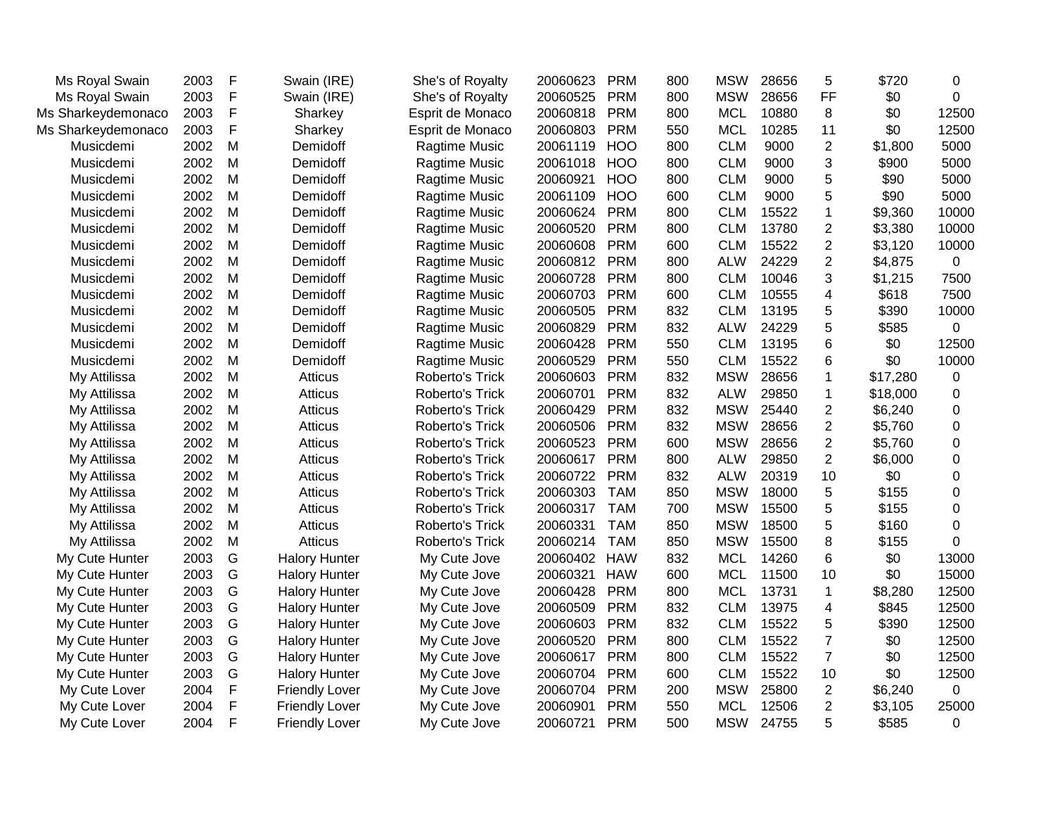| | | | | | | | | | | | | |
|---|---|---|---|---|---|---|---|---|---|---|---|---|
| Ms Royal Swain | 2003 | F | Swain (IRE) | She's of Royalty | 20060623 | PRM | 800 | MSW | 28656 | 5 | $720 | 0 |
| Ms Royal Swain | 2003 | F | Swain (IRE) | She's of Royalty | 20060525 | PRM | 800 | MSW | 28656 | FF | $0 | 0 |
| Ms Sharkeydemonaco | 2003 | F | Sharkey | Esprit de Monaco | 20060818 | PRM | 800 | MCL | 10880 | 8 | $0 | 12500 |
| Ms Sharkeydemonaco | 2003 | F | Sharkey | Esprit de Monaco | 20060803 | PRM | 550 | MCL | 10285 | 11 | $0 | 12500 |
| Musicdemi | 2002 | M | Demidoff | Ragtime Music | 20061119 | HOO | 800 | CLM | 9000 | 2 | $1,800 | 5000 |
| Musicdemi | 2002 | M | Demidoff | Ragtime Music | 20061018 | HOO | 800 | CLM | 9000 | 3 | $900 | 5000 |
| Musicdemi | 2002 | M | Demidoff | Ragtime Music | 20060921 | HOO | 800 | CLM | 9000 | 5 | $90 | 5000 |
| Musicdemi | 2002 | M | Demidoff | Ragtime Music | 20061109 | HOO | 600 | CLM | 9000 | 5 | $90 | 5000 |
| Musicdemi | 2002 | M | Demidoff | Ragtime Music | 20060624 | PRM | 800 | CLM | 15522 | 1 | $9,360 | 10000 |
| Musicdemi | 2002 | M | Demidoff | Ragtime Music | 20060520 | PRM | 800 | CLM | 13780 | 2 | $3,380 | 10000 |
| Musicdemi | 2002 | M | Demidoff | Ragtime Music | 20060608 | PRM | 600 | CLM | 15522 | 2 | $3,120 | 10000 |
| Musicdemi | 2002 | M | Demidoff | Ragtime Music | 20060812 | PRM | 800 | ALW | 24229 | 2 | $4,875 | 0 |
| Musicdemi | 2002 | M | Demidoff | Ragtime Music | 20060728 | PRM | 800 | CLM | 10046 | 3 | $1,215 | 7500 |
| Musicdemi | 2002 | M | Demidoff | Ragtime Music | 20060703 | PRM | 600 | CLM | 10555 | 4 | $618 | 7500 |
| Musicdemi | 2002 | M | Demidoff | Ragtime Music | 20060505 | PRM | 832 | CLM | 13195 | 5 | $390 | 10000 |
| Musicdemi | 2002 | M | Demidoff | Ragtime Music | 20060829 | PRM | 832 | ALW | 24229 | 5 | $585 | 0 |
| Musicdemi | 2002 | M | Demidoff | Ragtime Music | 20060428 | PRM | 550 | CLM | 13195 | 6 | $0 | 12500 |
| Musicdemi | 2002 | M | Demidoff | Ragtime Music | 20060529 | PRM | 550 | CLM | 15522 | 6 | $0 | 10000 |
| My Attilissa | 2002 | M | Atticus | Roberto's Trick | 20060603 | PRM | 832 | MSW | 28656 | 1 | $17,280 | 0 |
| My Attilissa | 2002 | M | Atticus | Roberto's Trick | 20060701 | PRM | 832 | ALW | 29850 | 1 | $18,000 | 0 |
| My Attilissa | 2002 | M | Atticus | Roberto's Trick | 20060429 | PRM | 832 | MSW | 25440 | 2 | $6,240 | 0 |
| My Attilissa | 2002 | M | Atticus | Roberto's Trick | 20060506 | PRM | 832 | MSW | 28656 | 2 | $5,760 | 0 |
| My Attilissa | 2002 | M | Atticus | Roberto's Trick | 20060523 | PRM | 600 | MSW | 28656 | 2 | $5,760 | 0 |
| My Attilissa | 2002 | M | Atticus | Roberto's Trick | 20060617 | PRM | 800 | ALW | 29850 | 2 | $6,000 | 0 |
| My Attilissa | 2002 | M | Atticus | Roberto's Trick | 20060722 | PRM | 832 | ALW | 20319 | 10 | $0 | 0 |
| My Attilissa | 2002 | M | Atticus | Roberto's Trick | 20060303 | TAM | 850 | MSW | 18000 | 5 | $155 | 0 |
| My Attilissa | 2002 | M | Atticus | Roberto's Trick | 20060317 | TAM | 700 | MSW | 15500 | 5 | $155 | 0 |
| My Attilissa | 2002 | M | Atticus | Roberto's Trick | 20060331 | TAM | 850 | MSW | 18500 | 5 | $160 | 0 |
| My Attilissa | 2002 | M | Atticus | Roberto's Trick | 20060214 | TAM | 850 | MSW | 15500 | 8 | $155 | 0 |
| My Cute Hunter | 2003 | G | Halory Hunter | My Cute Jove | 20060402 | HAW | 832 | MCL | 14260 | 6 | $0 | 13000 |
| My Cute Hunter | 2003 | G | Halory Hunter | My Cute Jove | 20060321 | HAW | 600 | MCL | 11500 | 10 | $0 | 15000 |
| My Cute Hunter | 2003 | G | Halory Hunter | My Cute Jove | 20060428 | PRM | 800 | MCL | 13731 | 1 | $8,280 | 12500 |
| My Cute Hunter | 2003 | G | Halory Hunter | My Cute Jove | 20060509 | PRM | 832 | CLM | 13975 | 4 | $845 | 12500 |
| My Cute Hunter | 2003 | G | Halory Hunter | My Cute Jove | 20060603 | PRM | 832 | CLM | 15522 | 5 | $390 | 12500 |
| My Cute Hunter | 2003 | G | Halory Hunter | My Cute Jove | 20060520 | PRM | 800 | CLM | 15522 | 7 | $0 | 12500 |
| My Cute Hunter | 2003 | G | Halory Hunter | My Cute Jove | 20060617 | PRM | 800 | CLM | 15522 | 7 | $0 | 12500 |
| My Cute Hunter | 2003 | G | Halory Hunter | My Cute Jove | 20060704 | PRM | 600 | CLM | 15522 | 10 | $0 | 12500 |
| My Cute Lover | 2004 | F | Friendly Lover | My Cute Jove | 20060704 | PRM | 200 | MSW | 25800 | 2 | $6,240 | 0 |
| My Cute Lover | 2004 | F | Friendly Lover | My Cute Jove | 20060901 | PRM | 550 | MCL | 12506 | 2 | $3,105 | 25000 |
| My Cute Lover | 2004 | F | Friendly Lover | My Cute Jove | 20060721 | PRM | 500 | MSW | 24755 | 5 | $585 | 0 |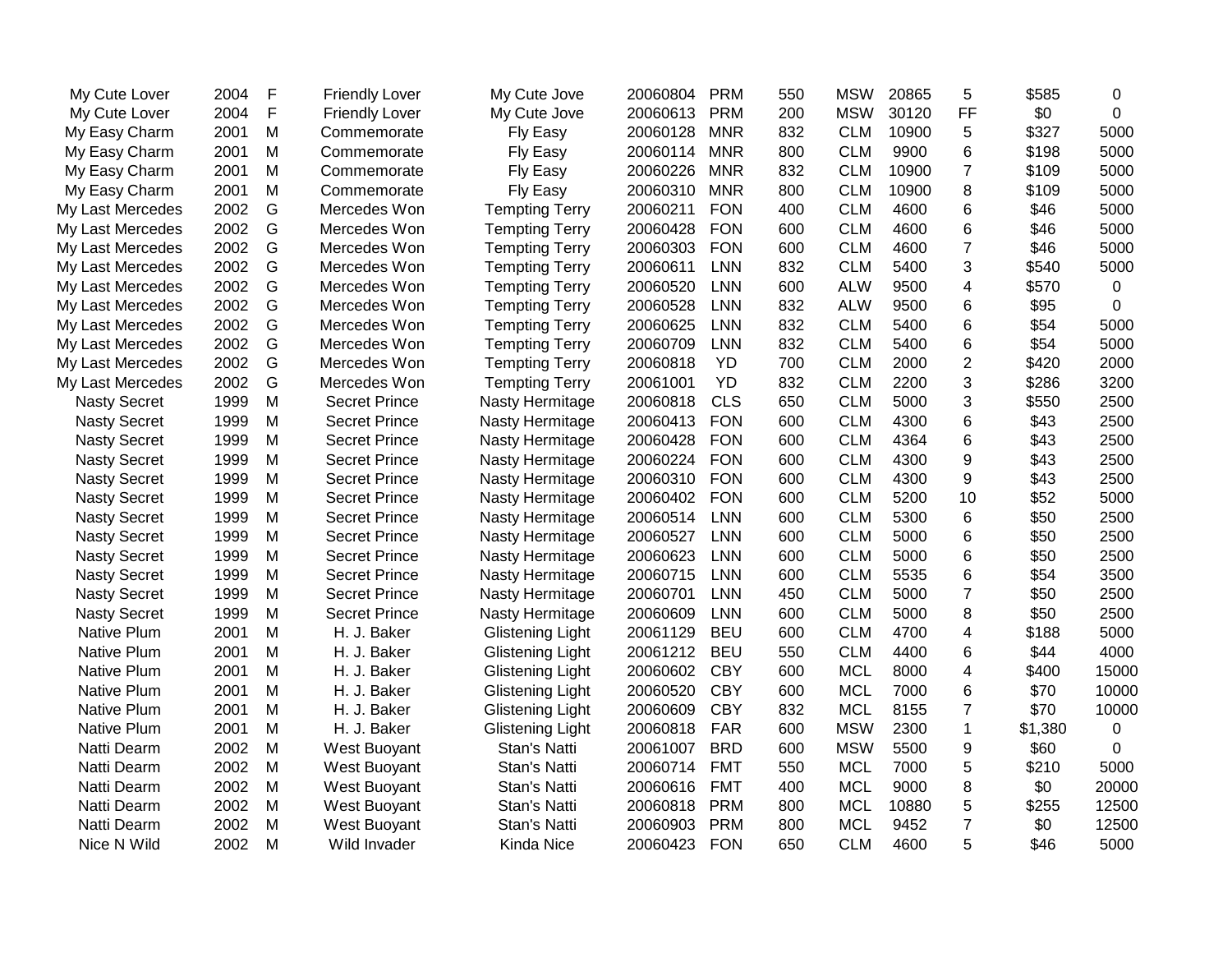| | | | | | | | | | | | | |
|---|---|---|---|---|---|---|---|---|---|---|---|---|
| My Cute Lover | 2004 | F | Friendly Lover | My Cute Jove | 20060804 | PRM | 550 | MSW | 20865 | 5 | $585 | 0 |
| My Cute Lover | 2004 | F | Friendly Lover | My Cute Jove | 20060613 | PRM | 200 | MSW | 30120 | FF | $0 | 0 |
| My Easy Charm | 2001 | M | Commemorate | Fly Easy | 20060128 | MNR | 832 | CLM | 10900 | 5 | $327 | 5000 |
| My Easy Charm | 2001 | M | Commemorate | Fly Easy | 20060114 | MNR | 800 | CLM | 9900 | 6 | $198 | 5000 |
| My Easy Charm | 2001 | M | Commemorate | Fly Easy | 20060226 | MNR | 832 | CLM | 10900 | 7 | $109 | 5000 |
| My Easy Charm | 2001 | M | Commemorate | Fly Easy | 20060310 | MNR | 800 | CLM | 10900 | 8 | $109 | 5000 |
| My Last Mercedes | 2002 | G | Mercedes Won | Tempting Terry | 20060211 | FON | 400 | CLM | 4600 | 6 | $46 | 5000 |
| My Last Mercedes | 2002 | G | Mercedes Won | Tempting Terry | 20060428 | FON | 600 | CLM | 4600 | 6 | $46 | 5000 |
| My Last Mercedes | 2002 | G | Mercedes Won | Tempting Terry | 20060303 | FON | 600 | CLM | 4600 | 7 | $46 | 5000 |
| My Last Mercedes | 2002 | G | Mercedes Won | Tempting Terry | 20060611 | LNN | 832 | CLM | 5400 | 3 | $540 | 5000 |
| My Last Mercedes | 2002 | G | Mercedes Won | Tempting Terry | 20060520 | LNN | 600 | ALW | 9500 | 4 | $570 | 0 |
| My Last Mercedes | 2002 | G | Mercedes Won | Tempting Terry | 20060528 | LNN | 832 | ALW | 9500 | 6 | $95 | 0 |
| My Last Mercedes | 2002 | G | Mercedes Won | Tempting Terry | 20060625 | LNN | 832 | CLM | 5400 | 6 | $54 | 5000 |
| My Last Mercedes | 2002 | G | Mercedes Won | Tempting Terry | 20060709 | LNN | 832 | CLM | 5400 | 6 | $54 | 5000 |
| My Last Mercedes | 2002 | G | Mercedes Won | Tempting Terry | 20060818 | YD | 700 | CLM | 2000 | 2 | $420 | 2000 |
| My Last Mercedes | 2002 | G | Mercedes Won | Tempting Terry | 20061001 | YD | 832 | CLM | 2200 | 3 | $286 | 3200 |
| Nasty Secret | 1999 | M | Secret Prince | Nasty Hermitage | 20060818 | CLS | 650 | CLM | 5000 | 3 | $550 | 2500 |
| Nasty Secret | 1999 | M | Secret Prince | Nasty Hermitage | 20060413 | FON | 600 | CLM | 4300 | 6 | $43 | 2500 |
| Nasty Secret | 1999 | M | Secret Prince | Nasty Hermitage | 20060428 | FON | 600 | CLM | 4364 | 6 | $43 | 2500 |
| Nasty Secret | 1999 | M | Secret Prince | Nasty Hermitage | 20060224 | FON | 600 | CLM | 4300 | 9 | $43 | 2500 |
| Nasty Secret | 1999 | M | Secret Prince | Nasty Hermitage | 20060310 | FON | 600 | CLM | 4300 | 9 | $43 | 2500 |
| Nasty Secret | 1999 | M | Secret Prince | Nasty Hermitage | 20060402 | FON | 600 | CLM | 5200 | 10 | $52 | 5000 |
| Nasty Secret | 1999 | M | Secret Prince | Nasty Hermitage | 20060514 | LNN | 600 | CLM | 5300 | 6 | $50 | 2500 |
| Nasty Secret | 1999 | M | Secret Prince | Nasty Hermitage | 20060527 | LNN | 600 | CLM | 5000 | 6 | $50 | 2500 |
| Nasty Secret | 1999 | M | Secret Prince | Nasty Hermitage | 20060623 | LNN | 600 | CLM | 5000 | 6 | $50 | 2500 |
| Nasty Secret | 1999 | M | Secret Prince | Nasty Hermitage | 20060715 | LNN | 600 | CLM | 5535 | 6 | $54 | 3500 |
| Nasty Secret | 1999 | M | Secret Prince | Nasty Hermitage | 20060701 | LNN | 450 | CLM | 5000 | 7 | $50 | 2500 |
| Nasty Secret | 1999 | M | Secret Prince | Nasty Hermitage | 20060609 | LNN | 600 | CLM | 5000 | 8 | $50 | 2500 |
| Native Plum | 2001 | M | H. J. Baker | Glistening Light | 20061129 | BEU | 600 | CLM | 4700 | 4 | $188 | 5000 |
| Native Plum | 2001 | M | H. J. Baker | Glistening Light | 20061212 | BEU | 550 | CLM | 4400 | 6 | $44 | 4000 |
| Native Plum | 2001 | M | H. J. Baker | Glistening Light | 20060602 | CBY | 600 | MCL | 8000 | 4 | $400 | 15000 |
| Native Plum | 2001 | M | H. J. Baker | Glistening Light | 20060520 | CBY | 600 | MCL | 7000 | 6 | $70 | 10000 |
| Native Plum | 2001 | M | H. J. Baker | Glistening Light | 20060609 | CBY | 832 | MCL | 8155 | 7 | $70 | 10000 |
| Native Plum | 2001 | M | H. J. Baker | Glistening Light | 20060818 | FAR | 600 | MSW | 2300 | 1 | $1,380 | 0 |
| Natti Dearm | 2002 | M | West Buoyant | Stan's Natti | 20061007 | BRD | 600 | MSW | 5500 | 9 | $60 | 0 |
| Natti Dearm | 2002 | M | West Buoyant | Stan's Natti | 20060714 | FMT | 550 | MCL | 7000 | 5 | $210 | 5000 |
| Natti Dearm | 2002 | M | West Buoyant | Stan's Natti | 20060616 | FMT | 400 | MCL | 9000 | 8 | $0 | 20000 |
| Natti Dearm | 2002 | M | West Buoyant | Stan's Natti | 20060818 | PRM | 800 | MCL | 10880 | 5 | $255 | 12500 |
| Natti Dearm | 2002 | M | West Buoyant | Stan's Natti | 20060903 | PRM | 800 | MCL | 9452 | 7 | $0 | 12500 |
| Nice N Wild | 2002 | M | Wild Invader | Kinda Nice | 20060423 | FON | 650 | CLM | 4600 | 5 | $46 | 5000 |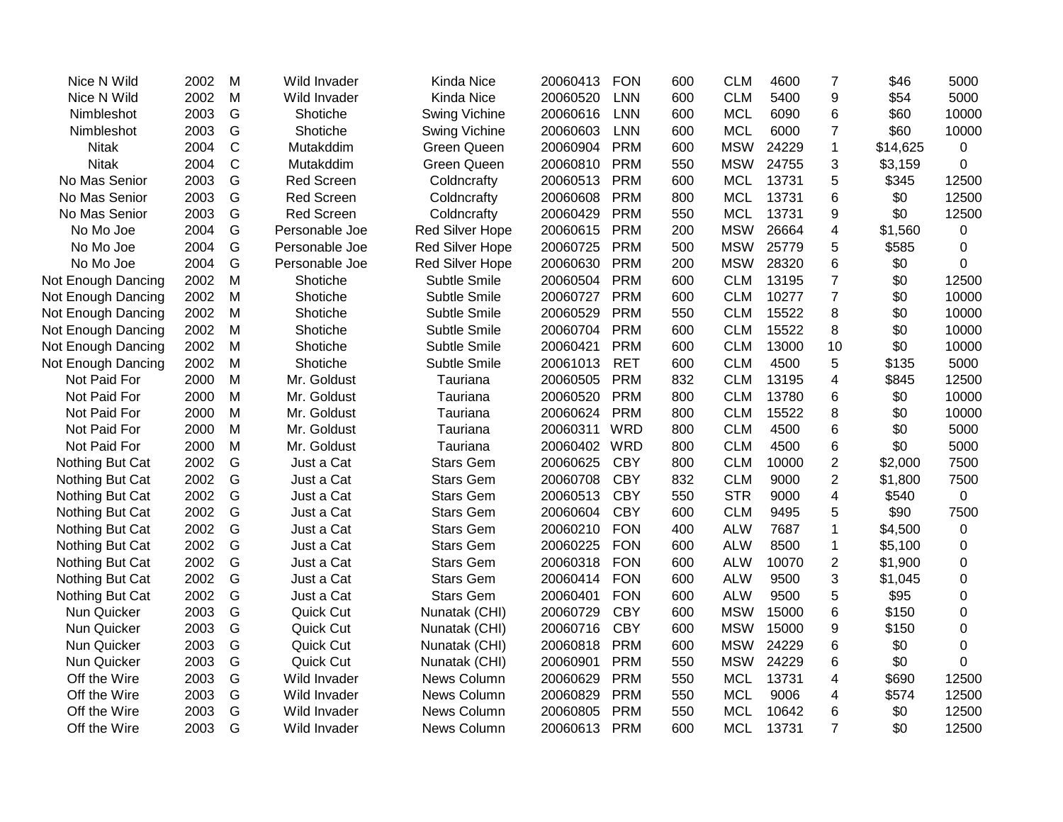| | | | | | | | | | | | | |
|---|---|---|---|---|---|---|---|---|---|---|---|---|
| Nice N Wild | 2002 | M | Wild Invader | Kinda Nice | 20060413 | FON | 600 | CLM | 4600 | 7 | $46 | 5000 |
| Nice N Wild | 2002 | M | Wild Invader | Kinda Nice | 20060520 | LNN | 600 | CLM | 5400 | 9 | $54 | 5000 |
| Nimbleshot | 2003 | G | Shotiche | Swing Vichine | 20060616 | LNN | 600 | MCL | 6090 | 6 | $60 | 10000 |
| Nimbleshot | 2003 | G | Shotiche | Swing Vichine | 20060603 | LNN | 600 | MCL | 6000 | 7 | $60 | 10000 |
| Nitak | 2004 | C | Mutakddim | Green Queen | 20060904 | PRM | 600 | MSW | 24229 | 1 | $14,625 | 0 |
| Nitak | 2004 | C | Mutakddim | Green Queen | 20060810 | PRM | 550 | MSW | 24755 | 3 | $3,159 | 0 |
| No Mas Senior | 2003 | G | Red Screen | Coldncrafty | 20060513 | PRM | 600 | MCL | 13731 | 5 | $345 | 12500 |
| No Mas Senior | 2003 | G | Red Screen | Coldncrafty | 20060608 | PRM | 800 | MCL | 13731 | 6 | $0 | 12500 |
| No Mas Senior | 2003 | G | Red Screen | Coldncrafty | 20060429 | PRM | 550 | MCL | 13731 | 9 | $0 | 12500 |
| No Mo Joe | 2004 | G | Personable Joe | Red Silver Hope | 20060615 | PRM | 200 | MSW | 26664 | 4 | $1,560 | 0 |
| No Mo Joe | 2004 | G | Personable Joe | Red Silver Hope | 20060725 | PRM | 500 | MSW | 25779 | 5 | $585 | 0 |
| No Mo Joe | 2004 | G | Personable Joe | Red Silver Hope | 20060630 | PRM | 200 | MSW | 28320 | 6 | $0 | 0 |
| Not Enough Dancing | 2002 | M | Shotiche | Subtle Smile | 20060504 | PRM | 600 | CLM | 13195 | 7 | $0 | 12500 |
| Not Enough Dancing | 2002 | M | Shotiche | Subtle Smile | 20060727 | PRM | 600 | CLM | 10277 | 7 | $0 | 10000 |
| Not Enough Dancing | 2002 | M | Shotiche | Subtle Smile | 20060529 | PRM | 550 | CLM | 15522 | 8 | $0 | 10000 |
| Not Enough Dancing | 2002 | M | Shotiche | Subtle Smile | 20060704 | PRM | 600 | CLM | 15522 | 8 | $0 | 10000 |
| Not Enough Dancing | 2002 | M | Shotiche | Subtle Smile | 20060421 | PRM | 600 | CLM | 13000 | 10 | $0 | 10000 |
| Not Enough Dancing | 2002 | M | Shotiche | Subtle Smile | 20061013 | RET | 600 | CLM | 4500 | 5 | $135 | 5000 |
| Not Paid For | 2000 | M | Mr. Goldust | Tauriana | 20060505 | PRM | 832 | CLM | 13195 | 4 | $845 | 12500 |
| Not Paid For | 2000 | M | Mr. Goldust | Tauriana | 20060520 | PRM | 800 | CLM | 13780 | 6 | $0 | 10000 |
| Not Paid For | 2000 | M | Mr. Goldust | Tauriana | 20060624 | PRM | 800 | CLM | 15522 | 8 | $0 | 10000 |
| Not Paid For | 2000 | M | Mr. Goldust | Tauriana | 20060311 | WRD | 800 | CLM | 4500 | 6 | $0 | 5000 |
| Not Paid For | 2000 | M | Mr. Goldust | Tauriana | 20060402 | WRD | 800 | CLM | 4500 | 6 | $0 | 5000 |
| Nothing But Cat | 2002 | G | Just a Cat | Stars Gem | 20060625 | CBY | 800 | CLM | 10000 | 2 | $2,000 | 7500 |
| Nothing But Cat | 2002 | G | Just a Cat | Stars Gem | 20060708 | CBY | 832 | CLM | 9000 | 2 | $1,800 | 7500 |
| Nothing But Cat | 2002 | G | Just a Cat | Stars Gem | 20060513 | CBY | 550 | STR | 9000 | 4 | $540 | 0 |
| Nothing But Cat | 2002 | G | Just a Cat | Stars Gem | 20060604 | CBY | 600 | CLM | 9495 | 5 | $90 | 7500 |
| Nothing But Cat | 2002 | G | Just a Cat | Stars Gem | 20060210 | FON | 400 | ALW | 7687 | 1 | $4,500 | 0 |
| Nothing But Cat | 2002 | G | Just a Cat | Stars Gem | 20060225 | FON | 600 | ALW | 8500 | 1 | $5,100 | 0 |
| Nothing But Cat | 2002 | G | Just a Cat | Stars Gem | 20060318 | FON | 600 | ALW | 10070 | 2 | $1,900 | 0 |
| Nothing But Cat | 2002 | G | Just a Cat | Stars Gem | 20060414 | FON | 600 | ALW | 9500 | 3 | $1,045 | 0 |
| Nothing But Cat | 2002 | G | Just a Cat | Stars Gem | 20060401 | FON | 600 | ALW | 9500 | 5 | $95 | 0 |
| Nun Quicker | 2003 | G | Quick Cut | Nunatak (CHI) | 20060729 | CBY | 600 | MSW | 15000 | 6 | $150 | 0 |
| Nun Quicker | 2003 | G | Quick Cut | Nunatak (CHI) | 20060716 | CBY | 600 | MSW | 15000 | 9 | $150 | 0 |
| Nun Quicker | 2003 | G | Quick Cut | Nunatak (CHI) | 20060818 | PRM | 600 | MSW | 24229 | 6 | $0 | 0 |
| Nun Quicker | 2003 | G | Quick Cut | Nunatak (CHI) | 20060901 | PRM | 550 | MSW | 24229 | 6 | $0 | 0 |
| Off the Wire | 2003 | G | Wild Invader | News Column | 20060629 | PRM | 550 | MCL | 13731 | 4 | $690 | 12500 |
| Off the Wire | 2003 | G | Wild Invader | News Column | 20060829 | PRM | 550 | MCL | 9006 | 4 | $574 | 12500 |
| Off the Wire | 2003 | G | Wild Invader | News Column | 20060805 | PRM | 550 | MCL | 10642 | 6 | $0 | 12500 |
| Off the Wire | 2003 | G | Wild Invader | News Column | 20060613 | PRM | 600 | MCL | 13731 | 7 | $0 | 12500 |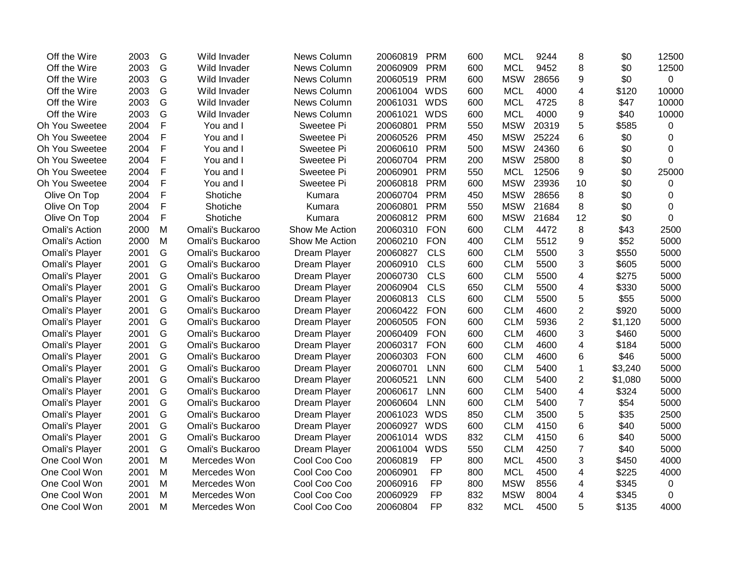| | | | | | | | | | | | | |
|---|---|---|---|---|---|---|---|---|---|---|---|---|
| Off the Wire | 2003 | G | Wild Invader | News Column | 20060819 | PRM | 600 | MCL | 9244 | 8 | $0 | 12500 |
| Off the Wire | 2003 | G | Wild Invader | News Column | 20060909 | PRM | 600 | MCL | 9452 | 8 | $0 | 12500 |
| Off the Wire | 2003 | G | Wild Invader | News Column | 20060519 | PRM | 600 | MSW | 28656 | 9 | $0 | 0 |
| Off the Wire | 2003 | G | Wild Invader | News Column | 20061004 | WDS | 600 | MCL | 4000 | 4 | $120 | 10000 |
| Off the Wire | 2003 | G | Wild Invader | News Column | 20061031 | WDS | 600 | MCL | 4725 | 8 | $47 | 10000 |
| Off the Wire | 2003 | G | Wild Invader | News Column | 20061021 | WDS | 600 | MCL | 4000 | 9 | $40 | 10000 |
| Oh You Sweetee | 2004 | F | You and I | Sweetee Pi | 20060801 | PRM | 550 | MSW | 20319 | 5 | $585 | 0 |
| Oh You Sweetee | 2004 | F | You and I | Sweetee Pi | 20060526 | PRM | 450 | MSW | 25224 | 6 | $0 | 0 |
| Oh You Sweetee | 2004 | F | You and I | Sweetee Pi | 20060610 | PRM | 500 | MSW | 24360 | 6 | $0 | 0 |
| Oh You Sweetee | 2004 | F | You and I | Sweetee Pi | 20060704 | PRM | 200 | MSW | 25800 | 8 | $0 | 0 |
| Oh You Sweetee | 2004 | F | You and I | Sweetee Pi | 20060901 | PRM | 550 | MCL | 12506 | 9 | $0 | 25000 |
| Oh You Sweetee | 2004 | F | You and I | Sweetee Pi | 20060818 | PRM | 600 | MSW | 23936 | 10 | $0 | 0 |
| Olive On Top | 2004 | F | Shotiche | Kumara | 20060704 | PRM | 450 | MSW | 28656 | 8 | $0 | 0 |
| Olive On Top | 2004 | F | Shotiche | Kumara | 20060801 | PRM | 550 | MSW | 21684 | 8 | $0 | 0 |
| Olive On Top | 2004 | F | Shotiche | Kumara | 20060812 | PRM | 600 | MSW | 21684 | 12 | $0 | 0 |
| Omali's Action | 2000 | M | Omali's Buckaroo | Show Me Action | 20060310 | FON | 600 | CLM | 4472 | 8 | $43 | 2500 |
| Omali's Action | 2000 | M | Omali's Buckaroo | Show Me Action | 20060210 | FON | 400 | CLM | 5512 | 9 | $52 | 5000 |
| Omali's Player | 2001 | G | Omali's Buckaroo | Dream Player | 20060827 | CLS | 600 | CLM | 5500 | 3 | $550 | 5000 |
| Omali's Player | 2001 | G | Omali's Buckaroo | Dream Player | 20060910 | CLS | 600 | CLM | 5500 | 3 | $605 | 5000 |
| Omali's Player | 2001 | G | Omali's Buckaroo | Dream Player | 20060730 | CLS | 600 | CLM | 5500 | 4 | $275 | 5000 |
| Omali's Player | 2001 | G | Omali's Buckaroo | Dream Player | 20060904 | CLS | 650 | CLM | 5500 | 4 | $330 | 5000 |
| Omali's Player | 2001 | G | Omali's Buckaroo | Dream Player | 20060813 | CLS | 600 | CLM | 5500 | 5 | $55 | 5000 |
| Omali's Player | 2001 | G | Omali's Buckaroo | Dream Player | 20060422 | FON | 600 | CLM | 4600 | 2 | $920 | 5000 |
| Omali's Player | 2001 | G | Omali's Buckaroo | Dream Player | 20060505 | FON | 600 | CLM | 5936 | 2 | $1,120 | 5000 |
| Omali's Player | 2001 | G | Omali's Buckaroo | Dream Player | 20060409 | FON | 600 | CLM | 4600 | 3 | $460 | 5000 |
| Omali's Player | 2001 | G | Omali's Buckaroo | Dream Player | 20060317 | FON | 600 | CLM | 4600 | 4 | $184 | 5000 |
| Omali's Player | 2001 | G | Omali's Buckaroo | Dream Player | 20060303 | FON | 600 | CLM | 4600 | 6 | $46 | 5000 |
| Omali's Player | 2001 | G | Omali's Buckaroo | Dream Player | 20060701 | LNN | 600 | CLM | 5400 | 1 | $3,240 | 5000 |
| Omali's Player | 2001 | G | Omali's Buckaroo | Dream Player | 20060521 | LNN | 600 | CLM | 5400 | 2 | $1,080 | 5000 |
| Omali's Player | 2001 | G | Omali's Buckaroo | Dream Player | 20060617 | LNN | 600 | CLM | 5400 | 4 | $324 | 5000 |
| Omali's Player | 2001 | G | Omali's Buckaroo | Dream Player | 20060604 | LNN | 600 | CLM | 5400 | 7 | $54 | 5000 |
| Omali's Player | 2001 | G | Omali's Buckaroo | Dream Player | 20061023 | WDS | 850 | CLM | 3500 | 5 | $35 | 2500 |
| Omali's Player | 2001 | G | Omali's Buckaroo | Dream Player | 20060927 | WDS | 600 | CLM | 4150 | 6 | $40 | 5000 |
| Omali's Player | 2001 | G | Omali's Buckaroo | Dream Player | 20061014 | WDS | 832 | CLM | 4150 | 6 | $40 | 5000 |
| Omali's Player | 2001 | G | Omali's Buckaroo | Dream Player | 20061004 | WDS | 550 | CLM | 4250 | 7 | $40 | 5000 |
| One Cool Won | 2001 | M | Mercedes Won | Cool Coo Coo | 20060819 | FP | 800 | MCL | 4500 | 3 | $450 | 4000 |
| One Cool Won | 2001 | M | Mercedes Won | Cool Coo Coo | 20060901 | FP | 800 | MCL | 4500 | 4 | $225 | 4000 |
| One Cool Won | 2001 | M | Mercedes Won | Cool Coo Coo | 20060916 | FP | 800 | MSW | 8556 | 4 | $345 | 0 |
| One Cool Won | 2001 | M | Mercedes Won | Cool Coo Coo | 20060929 | FP | 832 | MSW | 8004 | 4 | $345 | 0 |
| One Cool Won | 2001 | M | Mercedes Won | Cool Coo Coo | 20060804 | FP | 832 | MCL | 4500 | 5 | $135 | 4000 |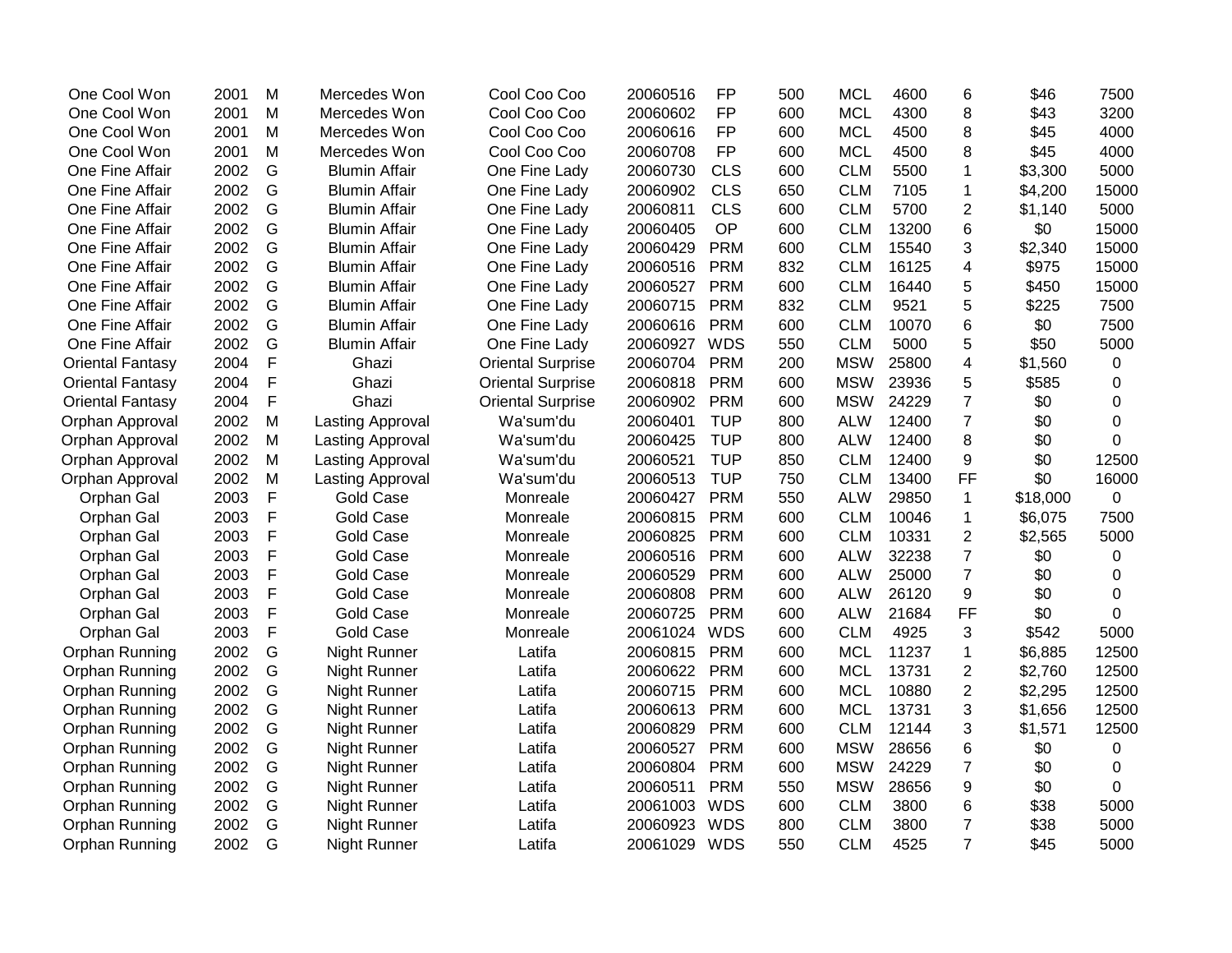| | | | | | | | | | | | | |
|---|---|---|---|---|---|---|---|---|---|---|---|---|
| One Cool Won | 2001 | M | Mercedes Won | Cool Coo Coo | 20060516 | FP | 500 | MCL | 4600 | 6 | $46 | 7500 |
| One Cool Won | 2001 | M | Mercedes Won | Cool Coo Coo | 20060602 | FP | 600 | MCL | 4300 | 8 | $43 | 3200 |
| One Cool Won | 2001 | M | Mercedes Won | Cool Coo Coo | 20060616 | FP | 600 | MCL | 4500 | 8 | $45 | 4000 |
| One Cool Won | 2001 | M | Mercedes Won | Cool Coo Coo | 20060708 | FP | 600 | MCL | 4500 | 8 | $45 | 4000 |
| One Fine Affair | 2002 | G | Blumin Affair | One Fine Lady | 20060730 | CLS | 600 | CLM | 5500 | 1 | $3,300 | 5000 |
| One Fine Affair | 2002 | G | Blumin Affair | One Fine Lady | 20060902 | CLS | 650 | CLM | 7105 | 1 | $4,200 | 15000 |
| One Fine Affair | 2002 | G | Blumin Affair | One Fine Lady | 20060811 | CLS | 600 | CLM | 5700 | 2 | $1,140 | 5000 |
| One Fine Affair | 2002 | G | Blumin Affair | One Fine Lady | 20060405 | OP | 600 | CLM | 13200 | 6 | $0 | 15000 |
| One Fine Affair | 2002 | G | Blumin Affair | One Fine Lady | 20060429 | PRM | 600 | CLM | 15540 | 3 | $2,340 | 15000 |
| One Fine Affair | 2002 | G | Blumin Affair | One Fine Lady | 20060516 | PRM | 832 | CLM | 16125 | 4 | $975 | 15000 |
| One Fine Affair | 2002 | G | Blumin Affair | One Fine Lady | 20060527 | PRM | 600 | CLM | 16440 | 5 | $450 | 15000 |
| One Fine Affair | 2002 | G | Blumin Affair | One Fine Lady | 20060715 | PRM | 832 | CLM | 9521 | 5 | $225 | 7500 |
| One Fine Affair | 2002 | G | Blumin Affair | One Fine Lady | 20060616 | PRM | 600 | CLM | 10070 | 6 | $0 | 7500 |
| One Fine Affair | 2002 | G | Blumin Affair | One Fine Lady | 20060927 | WDS | 550 | CLM | 5000 | 5 | $50 | 5000 |
| Oriental Fantasy | 2004 | F | Ghazi | Oriental Surprise | 20060704 | PRM | 200 | MSW | 25800 | 4 | $1,560 | 0 |
| Oriental Fantasy | 2004 | F | Ghazi | Oriental Surprise | 20060818 | PRM | 600 | MSW | 23936 | 5 | $585 | 0 |
| Oriental Fantasy | 2004 | F | Ghazi | Oriental Surprise | 20060902 | PRM | 600 | MSW | 24229 | 7 | $0 | 0 |
| Orphan Approval | 2002 | M | Lasting Approval | Wa'sum'du | 20060401 | TUP | 800 | ALW | 12400 | 7 | $0 | 0 |
| Orphan Approval | 2002 | M | Lasting Approval | Wa'sum'du | 20060425 | TUP | 800 | ALW | 12400 | 8 | $0 | 0 |
| Orphan Approval | 2002 | M | Lasting Approval | Wa'sum'du | 20060521 | TUP | 850 | CLM | 12400 | 9 | $0 | 12500 |
| Orphan Approval | 2002 | M | Lasting Approval | Wa'sum'du | 20060513 | TUP | 750 | CLM | 13400 | FF | $0 | 16000 |
| Orphan Gal | 2003 | F | Gold Case | Monreale | 20060427 | PRM | 550 | ALW | 29850 | 1 | $18,000 | 0 |
| Orphan Gal | 2003 | F | Gold Case | Monreale | 20060815 | PRM | 600 | CLM | 10046 | 1 | $6,075 | 7500 |
| Orphan Gal | 2003 | F | Gold Case | Monreale | 20060825 | PRM | 600 | CLM | 10331 | 2 | $2,565 | 5000 |
| Orphan Gal | 2003 | F | Gold Case | Monreale | 20060516 | PRM | 600 | ALW | 32238 | 7 | $0 | 0 |
| Orphan Gal | 2003 | F | Gold Case | Monreale | 20060529 | PRM | 600 | ALW | 25000 | 7 | $0 | 0 |
| Orphan Gal | 2003 | F | Gold Case | Monreale | 20060808 | PRM | 600 | ALW | 26120 | 9 | $0 | 0 |
| Orphan Gal | 2003 | F | Gold Case | Monreale | 20060725 | PRM | 600 | ALW | 21684 | FF | $0 | 0 |
| Orphan Gal | 2003 | F | Gold Case | Monreale | 20061024 | WDS | 600 | CLM | 4925 | 3 | $542 | 5000 |
| Orphan Running | 2002 | G | Night Runner | Latifa | 20060815 | PRM | 600 | MCL | 11237 | 1 | $6,885 | 12500 |
| Orphan Running | 2002 | G | Night Runner | Latifa | 20060622 | PRM | 600 | MCL | 13731 | 2 | $2,760 | 12500 |
| Orphan Running | 2002 | G | Night Runner | Latifa | 20060715 | PRM | 600 | MCL | 10880 | 2 | $2,295 | 12500 |
| Orphan Running | 2002 | G | Night Runner | Latifa | 20060613 | PRM | 600 | MCL | 13731 | 3 | $1,656 | 12500 |
| Orphan Running | 2002 | G | Night Runner | Latifa | 20060829 | PRM | 600 | CLM | 12144 | 3 | $1,571 | 12500 |
| Orphan Running | 2002 | G | Night Runner | Latifa | 20060527 | PRM | 600 | MSW | 28656 | 6 | $0 | 0 |
| Orphan Running | 2002 | G | Night Runner | Latifa | 20060804 | PRM | 600 | MSW | 24229 | 7 | $0 | 0 |
| Orphan Running | 2002 | G | Night Runner | Latifa | 20060511 | PRM | 550 | MSW | 28656 | 9 | $0 | 0 |
| Orphan Running | 2002 | G | Night Runner | Latifa | 20061003 | WDS | 600 | CLM | 3800 | 6 | $38 | 5000 |
| Orphan Running | 2002 | G | Night Runner | Latifa | 20060923 | WDS | 800 | CLM | 3800 | 7 | $38 | 5000 |
| Orphan Running | 2002 | G | Night Runner | Latifa | 20061029 | WDS | 550 | CLM | 4525 | 7 | $45 | 5000 |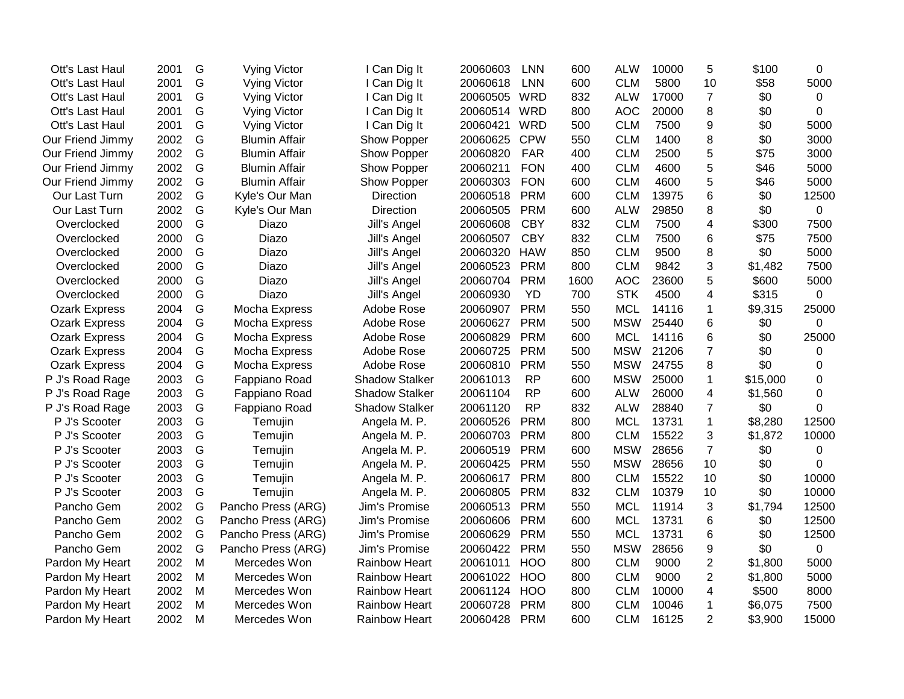| | | | | | | | | | | | | |
|---|---|---|---|---|---|---|---|---|---|---|---|---|
| Ott's Last Haul | 2001 | G | Vying Victor | I Can Dig It | 20060603 | LNN | 600 | ALW | 10000 | 5 | $100 | 0 |
| Ott's Last Haul | 2001 | G | Vying Victor | I Can Dig It | 20060618 | LNN | 600 | CLM | 5800 | 10 | $58 | 5000 |
| Ott's Last Haul | 2001 | G | Vying Victor | I Can Dig It | 20060505 | WRD | 832 | ALW | 17000 | 7 | $0 | 0 |
| Ott's Last Haul | 2001 | G | Vying Victor | I Can Dig It | 20060514 | WRD | 800 | AOC | 20000 | 8 | $0 | 0 |
| Ott's Last Haul | 2001 | G | Vying Victor | I Can Dig It | 20060421 | WRD | 500 | CLM | 7500 | 9 | $0 | 5000 |
| Our Friend Jimmy | 2002 | G | Blumin Affair | Show Popper | 20060625 | CPW | 550 | CLM | 1400 | 8 | $0 | 3000 |
| Our Friend Jimmy | 2002 | G | Blumin Affair | Show Popper | 20060820 | FAR | 400 | CLM | 2500 | 5 | $75 | 3000 |
| Our Friend Jimmy | 2002 | G | Blumin Affair | Show Popper | 20060211 | FON | 400 | CLM | 4600 | 5 | $46 | 5000 |
| Our Friend Jimmy | 2002 | G | Blumin Affair | Show Popper | 20060303 | FON | 600 | CLM | 4600 | 5 | $46 | 5000 |
| Our Last Turn | 2002 | G | Kyle's Our Man | Direction | 20060518 | PRM | 600 | CLM | 13975 | 6 | $0 | 12500 |
| Our Last Turn | 2002 | G | Kyle's Our Man | Direction | 20060505 | PRM | 600 | ALW | 29850 | 8 | $0 | 0 |
| Overclocked | 2000 | G | Diazo | Jill's Angel | 20060608 | CBY | 832 | CLM | 7500 | 4 | $300 | 7500 |
| Overclocked | 2000 | G | Diazo | Jill's Angel | 20060507 | CBY | 832 | CLM | 7500 | 6 | $75 | 7500 |
| Overclocked | 2000 | G | Diazo | Jill's Angel | 20060320 | HAW | 850 | CLM | 9500 | 8 | $0 | 5000 |
| Overclocked | 2000 | G | Diazo | Jill's Angel | 20060523 | PRM | 800 | CLM | 9842 | 3 | $1,482 | 7500 |
| Overclocked | 2000 | G | Diazo | Jill's Angel | 20060704 | PRM | 1600 | AOC | 23600 | 5 | $600 | 5000 |
| Overclocked | 2000 | G | Diazo | Jill's Angel | 20060930 | YD | 700 | STK | 4500 | 4 | $315 | 0 |
| Ozark Express | 2004 | G | Mocha Express | Adobe Rose | 20060907 | PRM | 550 | MCL | 14116 | 1 | $9,315 | 25000 |
| Ozark Express | 2004 | G | Mocha Express | Adobe Rose | 20060627 | PRM | 500 | MSW | 25440 | 6 | $0 | 0 |
| Ozark Express | 2004 | G | Mocha Express | Adobe Rose | 20060829 | PRM | 600 | MCL | 14116 | 6 | $0 | 25000 |
| Ozark Express | 2004 | G | Mocha Express | Adobe Rose | 20060725 | PRM | 500 | MSW | 21206 | 7 | $0 | 0 |
| Ozark Express | 2004 | G | Mocha Express | Adobe Rose | 20060810 | PRM | 550 | MSW | 24755 | 8 | $0 | 0 |
| P J's Road Rage | 2003 | G | Fappiano Road | Shadow Stalker | 20061013 | RP | 600 | MSW | 25000 | 1 | $15,000 | 0 |
| P J's Road Rage | 2003 | G | Fappiano Road | Shadow Stalker | 20061104 | RP | 600 | ALW | 26000 | 4 | $1,560 | 0 |
| P J's Road Rage | 2003 | G | Fappiano Road | Shadow Stalker | 20061120 | RP | 832 | ALW | 28840 | 7 | $0 | 0 |
| P J's Scooter | 2003 | G | Temujin | Angela M. P. | 20060526 | PRM | 800 | MCL | 13731 | 1 | $8,280 | 12500 |
| P J's Scooter | 2003 | G | Temujin | Angela M. P. | 20060703 | PRM | 800 | CLM | 15522 | 3 | $1,872 | 10000 |
| P J's Scooter | 2003 | G | Temujin | Angela M. P. | 20060519 | PRM | 600 | MSW | 28656 | 7 | $0 | 0 |
| P J's Scooter | 2003 | G | Temujin | Angela M. P. | 20060425 | PRM | 550 | MSW | 28656 | 10 | $0 | 0 |
| P J's Scooter | 2003 | G | Temujin | Angela M. P. | 20060617 | PRM | 800 | CLM | 15522 | 10 | $0 | 10000 |
| P J's Scooter | 2003 | G | Temujin | Angela M. P. | 20060805 | PRM | 832 | CLM | 10379 | 10 | $0 | 10000 |
| Pancho Gem | 2002 | G | Pancho Press (ARG) | Jim's Promise | 20060513 | PRM | 550 | MCL | 11914 | 3 | $1,794 | 12500 |
| Pancho Gem | 2002 | G | Pancho Press (ARG) | Jim's Promise | 20060606 | PRM | 600 | MCL | 13731 | 6 | $0 | 12500 |
| Pancho Gem | 2002 | G | Pancho Press (ARG) | Jim's Promise | 20060629 | PRM | 550 | MCL | 13731 | 6 | $0 | 12500 |
| Pancho Gem | 2002 | G | Pancho Press (ARG) | Jim's Promise | 20060422 | PRM | 550 | MSW | 28656 | 9 | $0 | 0 |
| Pardon My Heart | 2002 | M | Mercedes Won | Rainbow Heart | 20061011 | HOO | 800 | CLM | 9000 | 2 | $1,800 | 5000 |
| Pardon My Heart | 2002 | M | Mercedes Won | Rainbow Heart | 20061022 | HOO | 800 | CLM | 9000 | 2 | $1,800 | 5000 |
| Pardon My Heart | 2002 | M | Mercedes Won | Rainbow Heart | 20061124 | HOO | 800 | CLM | 10000 | 4 | $500 | 8000 |
| Pardon My Heart | 2002 | M | Mercedes Won | Rainbow Heart | 20060728 | PRM | 800 | CLM | 10046 | 1 | $6,075 | 7500 |
| Pardon My Heart | 2002 | M | Mercedes Won | Rainbow Heart | 20060428 | PRM | 600 | CLM | 16125 | 2 | $3,900 | 15000 |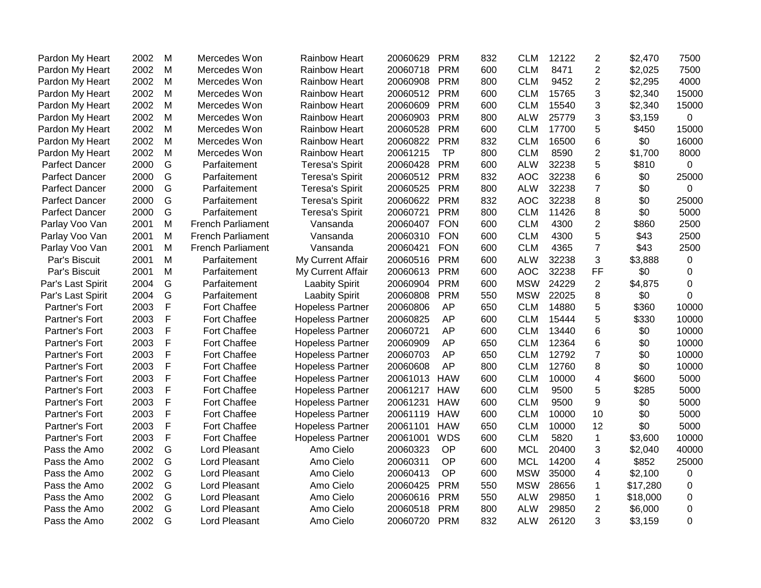| | | | | | | | | | | | | |
|---|---|---|---|---|---|---|---|---|---|---|---|---|
| Pardon My Heart | 2002 | M | Mercedes Won | Rainbow Heart | 20060629 | PRM | 832 | CLM | 12122 | 2 | $2,470 | 7500 |
| Pardon My Heart | 2002 | M | Mercedes Won | Rainbow Heart | 20060718 | PRM | 600 | CLM | 8471 | 2 | $2,025 | 7500 |
| Pardon My Heart | 2002 | M | Mercedes Won | Rainbow Heart | 20060908 | PRM | 800 | CLM | 9452 | 2 | $2,295 | 4000 |
| Pardon My Heart | 2002 | M | Mercedes Won | Rainbow Heart | 20060512 | PRM | 600 | CLM | 15765 | 3 | $2,340 | 15000 |
| Pardon My Heart | 2002 | M | Mercedes Won | Rainbow Heart | 20060609 | PRM | 600 | CLM | 15540 | 3 | $2,340 | 15000 |
| Pardon My Heart | 2002 | M | Mercedes Won | Rainbow Heart | 20060903 | PRM | 800 | ALW | 25779 | 3 | $3,159 | 0 |
| Pardon My Heart | 2002 | M | Mercedes Won | Rainbow Heart | 20060528 | PRM | 600 | CLM | 17700 | 5 | $450 | 15000 |
| Pardon My Heart | 2002 | M | Mercedes Won | Rainbow Heart | 20060822 | PRM | 832 | CLM | 16500 | 6 | $0 | 16000 |
| Pardon My Heart | 2002 | M | Mercedes Won | Rainbow Heart | 20061215 | TP | 800 | CLM | 8590 | 2 | $1,700 | 8000 |
| Parfect Dancer | 2000 | G | Parfaitement | Teresa's Spirit | 20060428 | PRM | 600 | ALW | 32238 | 5 | $810 | 0 |
| Parfect Dancer | 2000 | G | Parfaitement | Teresa's Spirit | 20060512 | PRM | 832 | AOC | 32238 | 6 | $0 | 25000 |
| Parfect Dancer | 2000 | G | Parfaitement | Teresa's Spirit | 20060525 | PRM | 800 | ALW | 32238 | 7 | $0 | 0 |
| Parfect Dancer | 2000 | G | Parfaitement | Teresa's Spirit | 20060622 | PRM | 832 | AOC | 32238 | 8 | $0 | 25000 |
| Parfect Dancer | 2000 | G | Parfaitement | Teresa's Spirit | 20060721 | PRM | 800 | CLM | 11426 | 8 | $0 | 5000 |
| Parlay Voo Van | 2001 | M | French Parliament | Vansanda | 20060407 | FON | 600 | CLM | 4300 | 2 | $860 | 2500 |
| Parlay Voo Van | 2001 | M | French Parliament | Vansanda | 20060310 | FON | 600 | CLM | 4300 | 5 | $43 | 2500 |
| Parlay Voo Van | 2001 | M | French Parliament | Vansanda | 20060421 | FON | 600 | CLM | 4365 | 7 | $43 | 2500 |
| Par's Biscuit | 2001 | M | Parfaitement | My Current Affair | 20060516 | PRM | 600 | ALW | 32238 | 3 | $3,888 | 0 |
| Par's Biscuit | 2001 | M | Parfaitement | My Current Affair | 20060613 | PRM | 600 | AOC | 32238 | FF | $0 | 0 |
| Par's Last Spirit | 2004 | G | Parfaitement | Laabity Spirit | 20060904 | PRM | 600 | MSW | 24229 | 2 | $4,875 | 0 |
| Par's Last Spirit | 2004 | G | Parfaitement | Laabity Spirit | 20060808 | PRM | 550 | MSW | 22025 | 8 | $0 | 0 |
| Partner's Fort | 2003 | F | Fort Chaffee | Hopeless Partner | 20060806 | AP | 650 | CLM | 14880 | 5 | $360 | 10000 |
| Partner's Fort | 2003 | F | Fort Chaffee | Hopeless Partner | 20060825 | AP | 600 | CLM | 15444 | 5 | $330 | 10000 |
| Partner's Fort | 2003 | F | Fort Chaffee | Hopeless Partner | 20060721 | AP | 600 | CLM | 13440 | 6 | $0 | 10000 |
| Partner's Fort | 2003 | F | Fort Chaffee | Hopeless Partner | 20060909 | AP | 650 | CLM | 12364 | 6 | $0 | 10000 |
| Partner's Fort | 2003 | F | Fort Chaffee | Hopeless Partner | 20060703 | AP | 650 | CLM | 12792 | 7 | $0 | 10000 |
| Partner's Fort | 2003 | F | Fort Chaffee | Hopeless Partner | 20060608 | AP | 800 | CLM | 12760 | 8 | $0 | 10000 |
| Partner's Fort | 2003 | F | Fort Chaffee | Hopeless Partner | 20061013 | HAW | 600 | CLM | 10000 | 4 | $600 | 5000 |
| Partner's Fort | 2003 | F | Fort Chaffee | Hopeless Partner | 20061217 | HAW | 600 | CLM | 9500 | 5 | $285 | 5000 |
| Partner's Fort | 2003 | F | Fort Chaffee | Hopeless Partner | 20061231 | HAW | 600 | CLM | 9500 | 9 | $0 | 5000 |
| Partner's Fort | 2003 | F | Fort Chaffee | Hopeless Partner | 20061119 | HAW | 600 | CLM | 10000 | 10 | $0 | 5000 |
| Partner's Fort | 2003 | F | Fort Chaffee | Hopeless Partner | 20061101 | HAW | 650 | CLM | 10000 | 12 | $0 | 5000 |
| Partner's Fort | 2003 | F | Fort Chaffee | Hopeless Partner | 20061001 | WDS | 600 | CLM | 5820 | 1 | $3,600 | 10000 |
| Pass the Amo | 2002 | G | Lord Pleasant | Amo Cielo | 20060323 | OP | 600 | MCL | 20400 | 3 | $2,040 | 40000 |
| Pass the Amo | 2002 | G | Lord Pleasant | Amo Cielo | 20060311 | OP | 600 | MCL | 14200 | 4 | $852 | 25000 |
| Pass the Amo | 2002 | G | Lord Pleasant | Amo Cielo | 20060413 | OP | 600 | MSW | 35000 | 4 | $2,100 | 0 |
| Pass the Amo | 2002 | G | Lord Pleasant | Amo Cielo | 20060425 | PRM | 550 | MSW | 28656 | 1 | $17,280 | 0 |
| Pass the Amo | 2002 | G | Lord Pleasant | Amo Cielo | 20060616 | PRM | 550 | ALW | 29850 | 1 | $18,000 | 0 |
| Pass the Amo | 2002 | G | Lord Pleasant | Amo Cielo | 20060518 | PRM | 800 | ALW | 29850 | 2 | $6,000 | 0 |
| Pass the Amo | 2002 | G | Lord Pleasant | Amo Cielo | 20060720 | PRM | 832 | ALW | 26120 | 3 | $3,159 | 0 |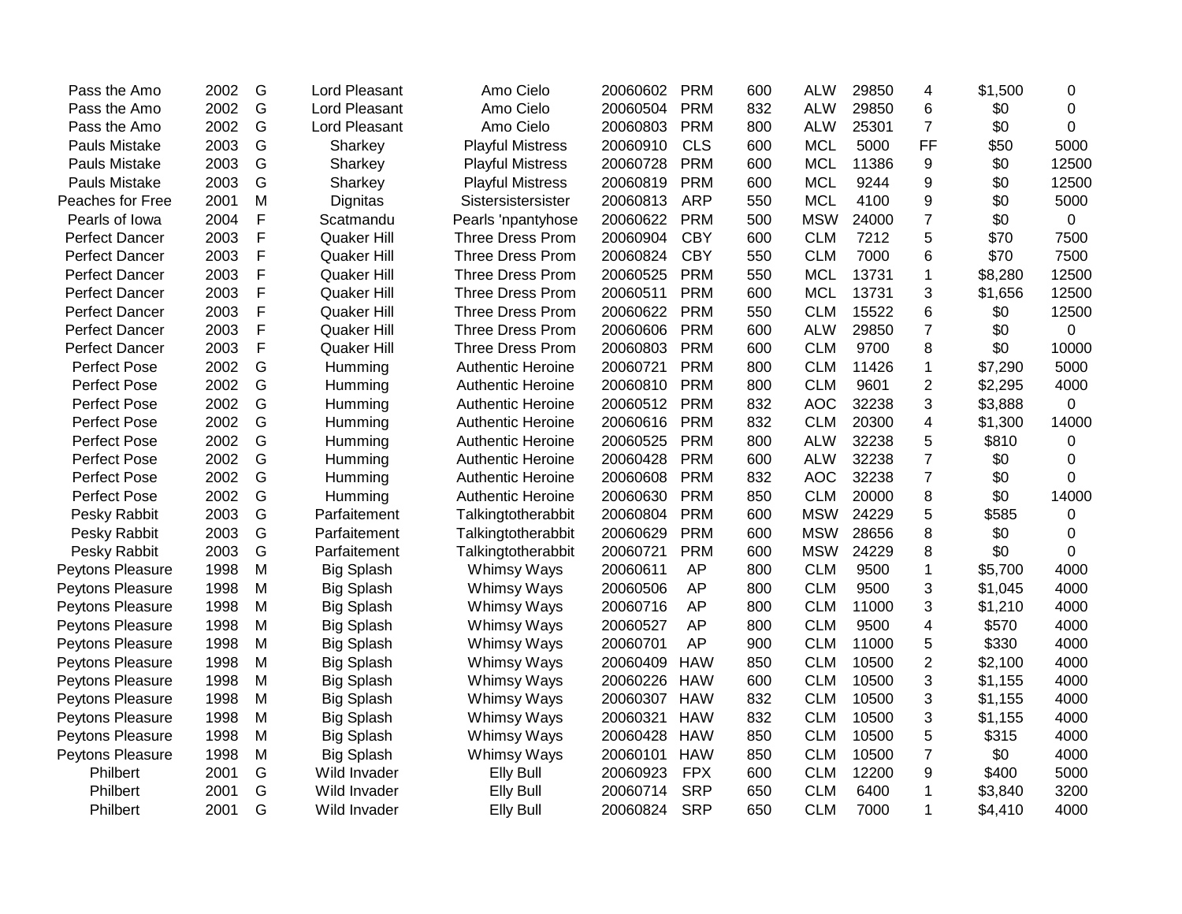| | | | | | | | | | | | | |
|---|---|---|---|---|---|---|---|---|---|---|---|---|
| Pass the Amo | 2002 | G | Lord Pleasant | Amo Cielo | 20060602 | PRM | 600 | ALW | 29850 | 4 | $1,500 | 0 |
| Pass the Amo | 2002 | G | Lord Pleasant | Amo Cielo | 20060504 | PRM | 832 | ALW | 29850 | 6 | $0 | 0 |
| Pass the Amo | 2002 | G | Lord Pleasant | Amo Cielo | 20060803 | PRM | 800 | ALW | 25301 | 7 | $0 | 0 |
| Pauls Mistake | 2003 | G | Sharkey | Playful Mistress | 20060910 | CLS | 600 | MCL | 5000 | FF | $50 | 5000 |
| Pauls Mistake | 2003 | G | Sharkey | Playful Mistress | 20060728 | PRM | 600 | MCL | 11386 | 9 | $0 | 12500 |
| Pauls Mistake | 2003 | G | Sharkey | Playful Mistress | 20060819 | PRM | 600 | MCL | 9244 | 9 | $0 | 12500 |
| Peaches for Free | 2001 | M | Dignitas | Sistersistersister | 20060813 | ARP | 550 | MCL | 4100 | 9 | $0 | 5000 |
| Pearls of Iowa | 2004 | F | Scatmandu | Pearls 'npantyhose | 20060622 | PRM | 500 | MSW | 24000 | 7 | $0 | 0 |
| Perfect Dancer | 2003 | F | Quaker Hill | Three Dress Prom | 20060904 | CBY | 600 | CLM | 7212 | 5 | $70 | 7500 |
| Perfect Dancer | 2003 | F | Quaker Hill | Three Dress Prom | 20060824 | CBY | 550 | CLM | 7000 | 6 | $70 | 7500 |
| Perfect Dancer | 2003 | F | Quaker Hill | Three Dress Prom | 20060525 | PRM | 550 | MCL | 13731 | 1 | $8,280 | 12500 |
| Perfect Dancer | 2003 | F | Quaker Hill | Three Dress Prom | 20060511 | PRM | 600 | MCL | 13731 | 3 | $1,656 | 12500 |
| Perfect Dancer | 2003 | F | Quaker Hill | Three Dress Prom | 20060622 | PRM | 550 | CLM | 15522 | 6 | $0 | 12500 |
| Perfect Dancer | 2003 | F | Quaker Hill | Three Dress Prom | 20060606 | PRM | 600 | ALW | 29850 | 7 | $0 | 0 |
| Perfect Dancer | 2003 | F | Quaker Hill | Three Dress Prom | 20060803 | PRM | 600 | CLM | 9700 | 8 | $0 | 10000 |
| Perfect Pose | 2002 | G | Humming | Authentic Heroine | 20060721 | PRM | 800 | CLM | 11426 | 1 | $7,290 | 5000 |
| Perfect Pose | 2002 | G | Humming | Authentic Heroine | 20060810 | PRM | 800 | CLM | 9601 | 2 | $2,295 | 4000 |
| Perfect Pose | 2002 | G | Humming | Authentic Heroine | 20060512 | PRM | 832 | AOC | 32238 | 3 | $3,888 | 0 |
| Perfect Pose | 2002 | G | Humming | Authentic Heroine | 20060616 | PRM | 832 | CLM | 20300 | 4 | $1,300 | 14000 |
| Perfect Pose | 2002 | G | Humming | Authentic Heroine | 20060525 | PRM | 800 | ALW | 32238 | 5 | $810 | 0 |
| Perfect Pose | 2002 | G | Humming | Authentic Heroine | 20060428 | PRM | 600 | ALW | 32238 | 7 | $0 | 0 |
| Perfect Pose | 2002 | G | Humming | Authentic Heroine | 20060608 | PRM | 832 | AOC | 32238 | 7 | $0 | 0 |
| Perfect Pose | 2002 | G | Humming | Authentic Heroine | 20060630 | PRM | 850 | CLM | 20000 | 8 | $0 | 14000 |
| Pesky Rabbit | 2003 | G | Parfaitement | Talkingtotherabbit | 20060804 | PRM | 600 | MSW | 24229 | 5 | $585 | 0 |
| Pesky Rabbit | 2003 | G | Parfaitement | Talkingtotherabbit | 20060629 | PRM | 600 | MSW | 28656 | 8 | $0 | 0 |
| Pesky Rabbit | 2003 | G | Parfaitement | Talkingtotherabbit | 20060721 | PRM | 600 | MSW | 24229 | 8 | $0 | 0 |
| Peytons Pleasure | 1998 | M | Big Splash | Whimsy Ways | 20060611 | AP | 800 | CLM | 9500 | 1 | $5,700 | 4000 |
| Peytons Pleasure | 1998 | M | Big Splash | Whimsy Ways | 20060506 | AP | 800 | CLM | 9500 | 3 | $1,045 | 4000 |
| Peytons Pleasure | 1998 | M | Big Splash | Whimsy Ways | 20060716 | AP | 800 | CLM | 11000 | 3 | $1,210 | 4000 |
| Peytons Pleasure | 1998 | M | Big Splash | Whimsy Ways | 20060527 | AP | 800 | CLM | 9500 | 4 | $570 | 4000 |
| Peytons Pleasure | 1998 | M | Big Splash | Whimsy Ways | 20060701 | AP | 900 | CLM | 11000 | 5 | $330 | 4000 |
| Peytons Pleasure | 1998 | M | Big Splash | Whimsy Ways | 20060409 | HAW | 850 | CLM | 10500 | 2 | $2,100 | 4000 |
| Peytons Pleasure | 1998 | M | Big Splash | Whimsy Ways | 20060226 | HAW | 600 | CLM | 10500 | 3 | $1,155 | 4000 |
| Peytons Pleasure | 1998 | M | Big Splash | Whimsy Ways | 20060307 | HAW | 832 | CLM | 10500 | 3 | $1,155 | 4000 |
| Peytons Pleasure | 1998 | M | Big Splash | Whimsy Ways | 20060321 | HAW | 832 | CLM | 10500 | 3 | $1,155 | 4000 |
| Peytons Pleasure | 1998 | M | Big Splash | Whimsy Ways | 20060428 | HAW | 850 | CLM | 10500 | 5 | $315 | 4000 |
| Peytons Pleasure | 1998 | M | Big Splash | Whimsy Ways | 20060101 | HAW | 850 | CLM | 10500 | 7 | $0 | 4000 |
| Philbert | 2001 | G | Wild Invader | Elly Bull | 20060923 | FPX | 600 | CLM | 12200 | 9 | $400 | 5000 |
| Philbert | 2001 | G | Wild Invader | Elly Bull | 20060714 | SRP | 650 | CLM | 6400 | 1 | $3,840 | 3200 |
| Philbert | 2001 | G | Wild Invader | Elly Bull | 20060824 | SRP | 650 | CLM | 7000 | 1 | $4,410 | 4000 |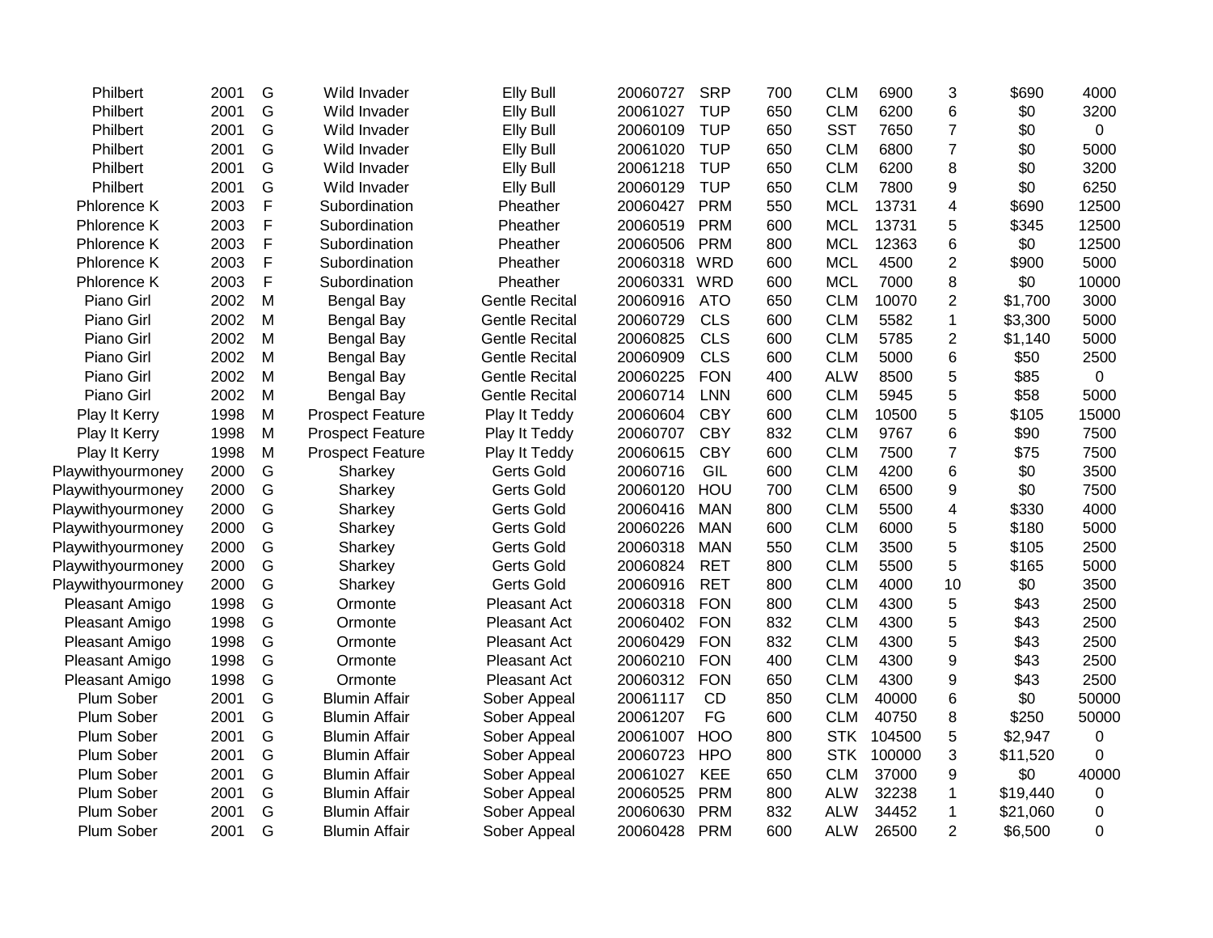| | | | | | | | | | | | | |
|---|---|---|---|---|---|---|---|---|---|---|---|---|
| Philbert | 2001 | G | Wild Invader | Elly Bull | 20060727 | SRP | 700 | CLM | 6900 | 3 | $690 | 4000 |
| Philbert | 2001 | G | Wild Invader | Elly Bull | 20061027 | TUP | 650 | CLM | 6200 | 6 | $0 | 3200 |
| Philbert | 2001 | G | Wild Invader | Elly Bull | 20060109 | TUP | 650 | SST | 7650 | 7 | $0 | 0 |
| Philbert | 2001 | G | Wild Invader | Elly Bull | 20061020 | TUP | 650 | CLM | 6800 | 7 | $0 | 5000 |
| Philbert | 2001 | G | Wild Invader | Elly Bull | 20061218 | TUP | 650 | CLM | 6200 | 8 | $0 | 3200 |
| Philbert | 2001 | G | Wild Invader | Elly Bull | 20060129 | TUP | 650 | CLM | 7800 | 9 | $0 | 6250 |
| Phlorence K | 2003 | F | Subordination | Pheather | 20060427 | PRM | 550 | MCL | 13731 | 4 | $690 | 12500 |
| Phlorence K | 2003 | F | Subordination | Pheather | 20060519 | PRM | 600 | MCL | 13731 | 5 | $345 | 12500 |
| Phlorence K | 2003 | F | Subordination | Pheather | 20060506 | PRM | 800 | MCL | 12363 | 6 | $0 | 12500 |
| Phlorence K | 2003 | F | Subordination | Pheather | 20060318 | WRD | 600 | MCL | 4500 | 2 | $900 | 5000 |
| Phlorence K | 2003 | F | Subordination | Pheather | 20060331 | WRD | 600 | MCL | 7000 | 8 | $0 | 10000 |
| Piano Girl | 2002 | M | Bengal Bay | Gentle Recital | 20060916 | ATO | 650 | CLM | 10070 | 2 | $1,700 | 3000 |
| Piano Girl | 2002 | M | Bengal Bay | Gentle Recital | 20060729 | CLS | 600 | CLM | 5582 | 1 | $3,300 | 5000 |
| Piano Girl | 2002 | M | Bengal Bay | Gentle Recital | 20060825 | CLS | 600 | CLM | 5785 | 2 | $1,140 | 5000 |
| Piano Girl | 2002 | M | Bengal Bay | Gentle Recital | 20060909 | CLS | 600 | CLM | 5000 | 6 | $50 | 2500 |
| Piano Girl | 2002 | M | Bengal Bay | Gentle Recital | 20060225 | FON | 400 | ALW | 8500 | 5 | $85 | 0 |
| Piano Girl | 2002 | M | Bengal Bay | Gentle Recital | 20060714 | LNN | 600 | CLM | 5945 | 5 | $58 | 5000 |
| Play It Kerry | 1998 | M | Prospect Feature | Play It Teddy | 20060604 | CBY | 600 | CLM | 10500 | 5 | $105 | 15000 |
| Play It Kerry | 1998 | M | Prospect Feature | Play It Teddy | 20060707 | CBY | 832 | CLM | 9767 | 6 | $90 | 7500 |
| Play It Kerry | 1998 | M | Prospect Feature | Play It Teddy | 20060615 | CBY | 600 | CLM | 7500 | 7 | $75 | 7500 |
| Playwithyourmoney | 2000 | G | Sharkey | Gerts Gold | 20060716 | GIL | 600 | CLM | 4200 | 6 | $0 | 3500 |
| Playwithyourmoney | 2000 | G | Sharkey | Gerts Gold | 20060120 | HOU | 700 | CLM | 6500 | 9 | $0 | 7500 |
| Playwithyourmoney | 2000 | G | Sharkey | Gerts Gold | 20060416 | MAN | 800 | CLM | 5500 | 4 | $330 | 4000 |
| Playwithyourmoney | 2000 | G | Sharkey | Gerts Gold | 20060226 | MAN | 600 | CLM | 6000 | 5 | $180 | 5000 |
| Playwithyourmoney | 2000 | G | Sharkey | Gerts Gold | 20060318 | MAN | 550 | CLM | 3500 | 5 | $105 | 2500 |
| Playwithyourmoney | 2000 | G | Sharkey | Gerts Gold | 20060824 | RET | 800 | CLM | 5500 | 5 | $165 | 5000 |
| Playwithyourmoney | 2000 | G | Sharkey | Gerts Gold | 20060916 | RET | 800 | CLM | 4000 | 10 | $0 | 3500 |
| Pleasant Amigo | 1998 | G | Ormonte | Pleasant Act | 20060318 | FON | 800 | CLM | 4300 | 5 | $43 | 2500 |
| Pleasant Amigo | 1998 | G | Ormonte | Pleasant Act | 20060402 | FON | 832 | CLM | 4300 | 5 | $43 | 2500 |
| Pleasant Amigo | 1998 | G | Ormonte | Pleasant Act | 20060429 | FON | 832 | CLM | 4300 | 5 | $43 | 2500 |
| Pleasant Amigo | 1998 | G | Ormonte | Pleasant Act | 20060210 | FON | 400 | CLM | 4300 | 9 | $43 | 2500 |
| Pleasant Amigo | 1998 | G | Ormonte | Pleasant Act | 20060312 | FON | 650 | CLM | 4300 | 9 | $43 | 2500 |
| Plum Sober | 2001 | G | Blumin Affair | Sober Appeal | 20061117 | CD | 850 | CLM | 40000 | 6 | $0 | 50000 |
| Plum Sober | 2001 | G | Blumin Affair | Sober Appeal | 20061207 | FG | 600 | CLM | 40750 | 8 | $250 | 50000 |
| Plum Sober | 2001 | G | Blumin Affair | Sober Appeal | 20061007 | HOO | 800 | STK | 104500 | 5 | $2,947 | 0 |
| Plum Sober | 2001 | G | Blumin Affair | Sober Appeal | 20060723 | HPO | 800 | STK | 100000 | 3 | $11,520 | 0 |
| Plum Sober | 2001 | G | Blumin Affair | Sober Appeal | 20061027 | KEE | 650 | CLM | 37000 | 9 | $0 | 40000 |
| Plum Sober | 2001 | G | Blumin Affair | Sober Appeal | 20060525 | PRM | 800 | ALW | 32238 | 1 | $19,440 | 0 |
| Plum Sober | 2001 | G | Blumin Affair | Sober Appeal | 20060630 | PRM | 832 | ALW | 34452 | 1 | $21,060 | 0 |
| Plum Sober | 2001 | G | Blumin Affair | Sober Appeal | 20060428 | PRM | 600 | ALW | 26500 | 2 | $6,500 | 0 |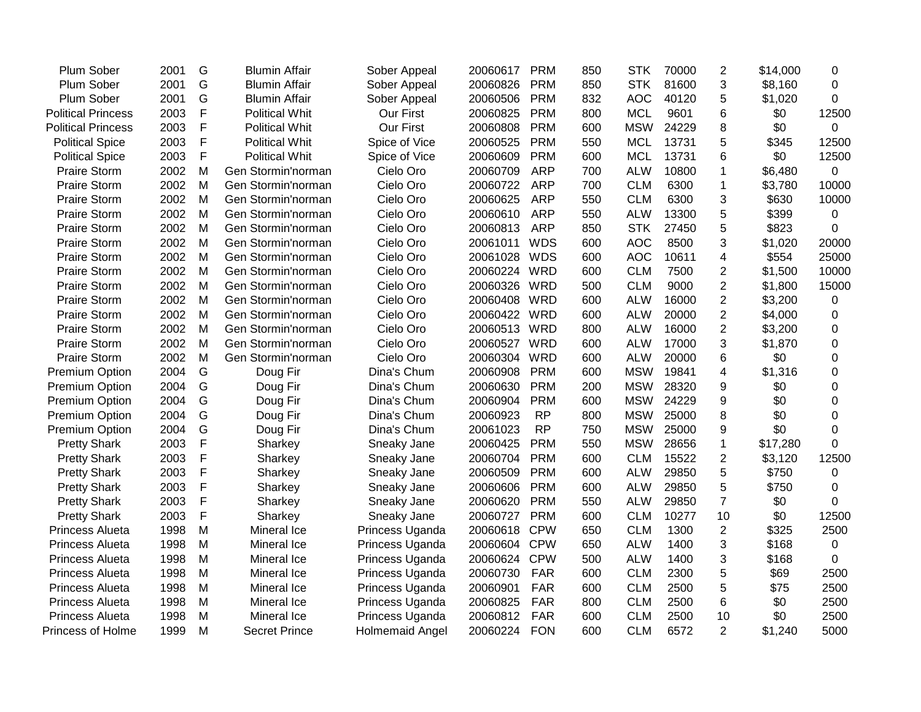| | | | | | | | | | | | | |
|---|---|---|---|---|---|---|---|---|---|---|---|---|
| Plum Sober | 2001 | G | Blumin Affair | Sober Appeal | 20060617 | PRM | 850 | STK | 70000 | 2 | $14,000 | 0 |
| Plum Sober | 2001 | G | Blumin Affair | Sober Appeal | 20060826 | PRM | 850 | STK | 81600 | 3 | $8,160 | 0 |
| Plum Sober | 2001 | G | Blumin Affair | Sober Appeal | 20060506 | PRM | 832 | AOC | 40120 | 5 | $1,020 | 0 |
| Political Princess | 2003 | F | Political Whit | Our First | 20060825 | PRM | 800 | MCL | 9601 | 6 | $0 | 12500 |
| Political Princess | 2003 | F | Political Whit | Our First | 20060808 | PRM | 600 | MSW | 24229 | 8 | $0 | 0 |
| Political Spice | 2003 | F | Political Whit | Spice of Vice | 20060525 | PRM | 550 | MCL | 13731 | 5 | $345 | 12500 |
| Political Spice | 2003 | F | Political Whit | Spice of Vice | 20060609 | PRM | 600 | MCL | 13731 | 6 | $0 | 12500 |
| Praire Storm | 2002 | M | Gen Stormin'norman | Cielo Oro | 20060709 | ARP | 700 | ALW | 10800 | 1 | $6,480 | 0 |
| Praire Storm | 2002 | M | Gen Stormin'norman | Cielo Oro | 20060722 | ARP | 700 | CLM | 6300 | 1 | $3,780 | 10000 |
| Praire Storm | 2002 | M | Gen Stormin'norman | Cielo Oro | 20060625 | ARP | 550 | CLM | 6300 | 3 | $630 | 10000 |
| Praire Storm | 2002 | M | Gen Stormin'norman | Cielo Oro | 20060610 | ARP | 550 | ALW | 13300 | 5 | $399 | 0 |
| Praire Storm | 2002 | M | Gen Stormin'norman | Cielo Oro | 20060813 | ARP | 850 | STK | 27450 | 5 | $823 | 0 |
| Praire Storm | 2002 | M | Gen Stormin'norman | Cielo Oro | 20061011 | WDS | 600 | AOC | 8500 | 3 | $1,020 | 20000 |
| Praire Storm | 2002 | M | Gen Stormin'norman | Cielo Oro | 20061028 | WDS | 600 | AOC | 10611 | 4 | $554 | 25000 |
| Praire Storm | 2002 | M | Gen Stormin'norman | Cielo Oro | 20060224 | WRD | 600 | CLM | 7500 | 2 | $1,500 | 10000 |
| Praire Storm | 2002 | M | Gen Stormin'norman | Cielo Oro | 20060326 | WRD | 500 | CLM | 9000 | 2 | $1,800 | 15000 |
| Praire Storm | 2002 | M | Gen Stormin'norman | Cielo Oro | 20060408 | WRD | 600 | ALW | 16000 | 2 | $3,200 | 0 |
| Praire Storm | 2002 | M | Gen Stormin'norman | Cielo Oro | 20060422 | WRD | 600 | ALW | 20000 | 2 | $4,000 | 0 |
| Praire Storm | 2002 | M | Gen Stormin'norman | Cielo Oro | 20060513 | WRD | 800 | ALW | 16000 | 2 | $3,200 | 0 |
| Praire Storm | 2002 | M | Gen Stormin'norman | Cielo Oro | 20060527 | WRD | 600 | ALW | 17000 | 3 | $1,870 | 0 |
| Praire Storm | 2002 | M | Gen Stormin'norman | Cielo Oro | 20060304 | WRD | 600 | ALW | 20000 | 6 | $0 | 0 |
| Premium Option | 2004 | G | Doug Fir | Dina's Chum | 20060908 | PRM | 600 | MSW | 19841 | 4 | $1,316 | 0 |
| Premium Option | 2004 | G | Doug Fir | Dina's Chum | 20060630 | PRM | 200 | MSW | 28320 | 9 | $0 | 0 |
| Premium Option | 2004 | G | Doug Fir | Dina's Chum | 20060904 | PRM | 600 | MSW | 24229 | 9 | $0 | 0 |
| Premium Option | 2004 | G | Doug Fir | Dina's Chum | 20060923 | RP | 800 | MSW | 25000 | 8 | $0 | 0 |
| Premium Option | 2004 | G | Doug Fir | Dina's Chum | 20061023 | RP | 750 | MSW | 25000 | 9 | $0 | 0 |
| Pretty Shark | 2003 | F | Sharkey | Sneaky Jane | 20060425 | PRM | 550 | MSW | 28656 | 1 | $17,280 | 0 |
| Pretty Shark | 2003 | F | Sharkey | Sneaky Jane | 20060704 | PRM | 600 | CLM | 15522 | 2 | $3,120 | 12500 |
| Pretty Shark | 2003 | F | Sharkey | Sneaky Jane | 20060509 | PRM | 600 | ALW | 29850 | 5 | $750 | 0 |
| Pretty Shark | 2003 | F | Sharkey | Sneaky Jane | 20060606 | PRM | 600 | ALW | 29850 | 5 | $750 | 0 |
| Pretty Shark | 2003 | F | Sharkey | Sneaky Jane | 20060620 | PRM | 550 | ALW | 29850 | 7 | $0 | 0 |
| Pretty Shark | 2003 | F | Sharkey | Sneaky Jane | 20060727 | PRM | 600 | CLM | 10277 | 10 | $0 | 12500 |
| Princess Alueta | 1998 | M | Mineral Ice | Princess Uganda | 20060618 | CPW | 650 | CLM | 1300 | 2 | $325 | 2500 |
| Princess Alueta | 1998 | M | Mineral Ice | Princess Uganda | 20060604 | CPW | 650 | ALW | 1400 | 3 | $168 | 0 |
| Princess Alueta | 1998 | M | Mineral Ice | Princess Uganda | 20060624 | CPW | 500 | ALW | 1400 | 3 | $168 | 0 |
| Princess Alueta | 1998 | M | Mineral Ice | Princess Uganda | 20060730 | FAR | 600 | CLM | 2300 | 5 | $69 | 2500 |
| Princess Alueta | 1998 | M | Mineral Ice | Princess Uganda | 20060901 | FAR | 600 | CLM | 2500 | 5 | $75 | 2500 |
| Princess Alueta | 1998 | M | Mineral Ice | Princess Uganda | 20060825 | FAR | 800 | CLM | 2500 | 6 | $0 | 2500 |
| Princess Alueta | 1998 | M | Mineral Ice | Princess Uganda | 20060812 | FAR | 600 | CLM | 2500 | 10 | $0 | 2500 |
| Princess of Holme | 1999 | M | Secret Prince | Holmemaid Angel | 20060224 | FON | 600 | CLM | 6572 | 2 | $1,240 | 5000 |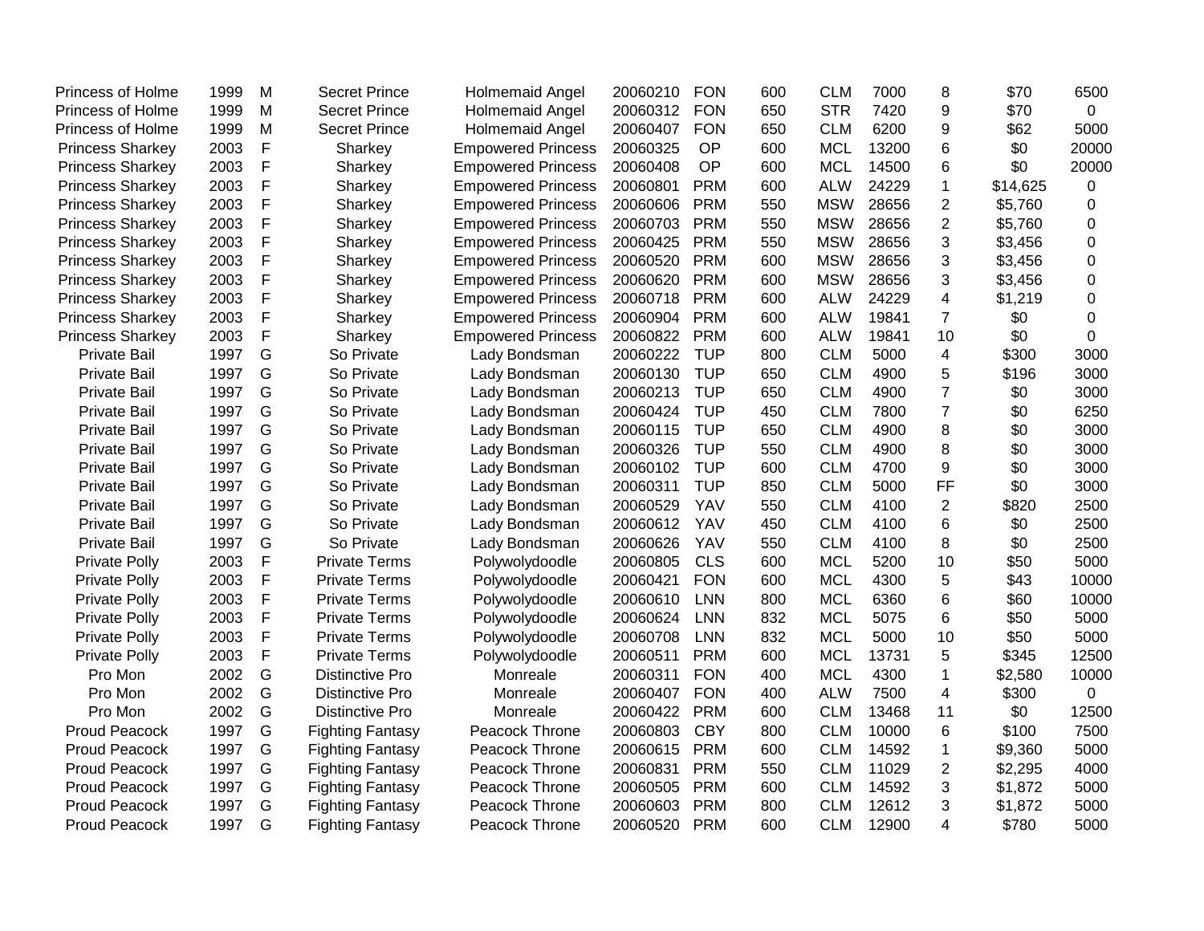| | | | | | | | | | | | | |
|---|---|---|---|---|---|---|---|---|---|---|---|---|
| Princess of Holme | 1999 | M | Secret Prince | Holmemaid Angel | 20060210 | FON | 600 | CLM | 7000 | 8 | $70 | 6500 |
| Princess of Holme | 1999 | M | Secret Prince | Holmemaid Angel | 20060312 | FON | 650 | STR | 7420 | 9 | $70 | 0 |
| Princess of Holme | 1999 | M | Secret Prince | Holmemaid Angel | 20060407 | FON | 650 | CLM | 6200 | 9 | $62 | 5000 |
| Princess Sharkey | 2003 | F | Sharkey | Empowered Princess | 20060325 | OP | 600 | MCL | 13200 | 6 | $0 | 20000 |
| Princess Sharkey | 2003 | F | Sharkey | Empowered Princess | 20060408 | OP | 600 | MCL | 14500 | 6 | $0 | 20000 |
| Princess Sharkey | 2003 | F | Sharkey | Empowered Princess | 20060801 | PRM | 600 | ALW | 24229 | 1 | $14,625 | 0 |
| Princess Sharkey | 2003 | F | Sharkey | Empowered Princess | 20060606 | PRM | 550 | MSW | 28656 | 2 | $5,760 | 0 |
| Princess Sharkey | 2003 | F | Sharkey | Empowered Princess | 20060703 | PRM | 550 | MSW | 28656 | 2 | $5,760 | 0 |
| Princess Sharkey | 2003 | F | Sharkey | Empowered Princess | 20060425 | PRM | 550 | MSW | 28656 | 3 | $3,456 | 0 |
| Princess Sharkey | 2003 | F | Sharkey | Empowered Princess | 20060520 | PRM | 600 | MSW | 28656 | 3 | $3,456 | 0 |
| Princess Sharkey | 2003 | F | Sharkey | Empowered Princess | 20060620 | PRM | 600 | MSW | 28656 | 3 | $3,456 | 0 |
| Princess Sharkey | 2003 | F | Sharkey | Empowered Princess | 20060718 | PRM | 600 | ALW | 24229 | 4 | $1,219 | 0 |
| Princess Sharkey | 2003 | F | Sharkey | Empowered Princess | 20060904 | PRM | 600 | ALW | 19841 | 7 | $0 | 0 |
| Princess Sharkey | 2003 | F | Sharkey | Empowered Princess | 20060822 | PRM | 600 | ALW | 19841 | 10 | $0 | 0 |
| Private Bail | 1997 | G | So Private | Lady Bondsman | 20060222 | TUP | 800 | CLM | 5000 | 4 | $300 | 3000 |
| Private Bail | 1997 | G | So Private | Lady Bondsman | 20060130 | TUP | 650 | CLM | 4900 | 5 | $196 | 3000 |
| Private Bail | 1997 | G | So Private | Lady Bondsman | 20060213 | TUP | 650 | CLM | 4900 | 7 | $0 | 3000 |
| Private Bail | 1997 | G | So Private | Lady Bondsman | 20060424 | TUP | 450 | CLM | 7800 | 7 | $0 | 6250 |
| Private Bail | 1997 | G | So Private | Lady Bondsman | 20060115 | TUP | 650 | CLM | 4900 | 8 | $0 | 3000 |
| Private Bail | 1997 | G | So Private | Lady Bondsman | 20060326 | TUP | 550 | CLM | 4900 | 8 | $0 | 3000 |
| Private Bail | 1997 | G | So Private | Lady Bondsman | 20060102 | TUP | 600 | CLM | 4700 | 9 | $0 | 3000 |
| Private Bail | 1997 | G | So Private | Lady Bondsman | 20060311 | TUP | 850 | CLM | 5000 | FF | $0 | 3000 |
| Private Bail | 1997 | G | So Private | Lady Bondsman | 20060529 | YAV | 550 | CLM | 4100 | 2 | $820 | 2500 |
| Private Bail | 1997 | G | So Private | Lady Bondsman | 20060612 | YAV | 450 | CLM | 4100 | 6 | $0 | 2500 |
| Private Bail | 1997 | G | So Private | Lady Bondsman | 20060626 | YAV | 550 | CLM | 4100 | 8 | $0 | 2500 |
| Private Polly | 2003 | F | Private Terms | Polywolydoodle | 20060805 | CLS | 600 | MCL | 5200 | 10 | $50 | 5000 |
| Private Polly | 2003 | F | Private Terms | Polywolydoodle | 20060421 | FON | 600 | MCL | 4300 | 5 | $43 | 10000 |
| Private Polly | 2003 | F | Private Terms | Polywolydoodle | 20060610 | LNN | 800 | MCL | 6360 | 6 | $60 | 10000 |
| Private Polly | 2003 | F | Private Terms | Polywolydoodle | 20060624 | LNN | 832 | MCL | 5075 | 6 | $50 | 5000 |
| Private Polly | 2003 | F | Private Terms | Polywolydoodle | 20060708 | LNN | 832 | MCL | 5000 | 10 | $50 | 5000 |
| Private Polly | 2003 | F | Private Terms | Polywolydoodle | 20060511 | PRM | 600 | MCL | 13731 | 5 | $345 | 12500 |
| Pro Mon | 2002 | G | Distinctive Pro | Monreale | 20060311 | FON | 400 | MCL | 4300 | 1 | $2,580 | 10000 |
| Pro Mon | 2002 | G | Distinctive Pro | Monreale | 20060407 | FON | 400 | ALW | 7500 | 4 | $300 | 0 |
| Pro Mon | 2002 | G | Distinctive Pro | Monreale | 20060422 | PRM | 600 | CLM | 13468 | 11 | $0 | 12500 |
| Proud Peacock | 1997 | G | Fighting Fantasy | Peacock Throne | 20060803 | CBY | 800 | CLM | 10000 | 6 | $100 | 7500 |
| Proud Peacock | 1997 | G | Fighting Fantasy | Peacock Throne | 20060615 | PRM | 600 | CLM | 14592 | 1 | $9,360 | 5000 |
| Proud Peacock | 1997 | G | Fighting Fantasy | Peacock Throne | 20060831 | PRM | 550 | CLM | 11029 | 2 | $2,295 | 4000 |
| Proud Peacock | 1997 | G | Fighting Fantasy | Peacock Throne | 20060505 | PRM | 600 | CLM | 14592 | 3 | $1,872 | 5000 |
| Proud Peacock | 1997 | G | Fighting Fantasy | Peacock Throne | 20060603 | PRM | 800 | CLM | 12612 | 3 | $1,872 | 5000 |
| Proud Peacock | 1997 | G | Fighting Fantasy | Peacock Throne | 20060520 | PRM | 600 | CLM | 12900 | 4 | $780 | 5000 |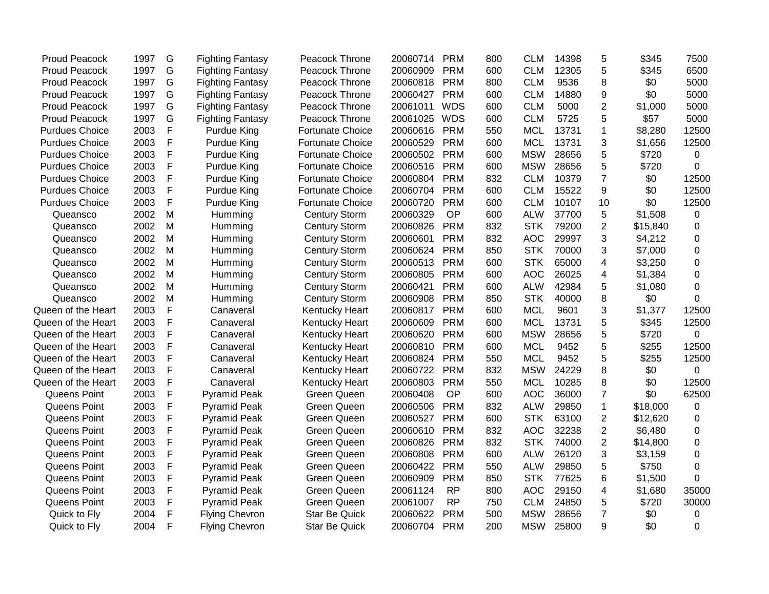| | | | | | | | | | | | | |
|---|---|---|---|---|---|---|---|---|---|---|---|---|
| Proud Peacock | 1997 | G | Fighting Fantasy | Peacock Throne | 20060714 | PRM | 800 | CLM | 14398 | 5 | $345 | 7500 |
| Proud Peacock | 1997 | G | Fighting Fantasy | Peacock Throne | 20060909 | PRM | 600 | CLM | 12305 | 5 | $345 | 6500 |
| Proud Peacock | 1997 | G | Fighting Fantasy | Peacock Throne | 20060818 | PRM | 800 | CLM | 9536 | 8 | $0 | 5000 |
| Proud Peacock | 1997 | G | Fighting Fantasy | Peacock Throne | 20060427 | PRM | 600 | CLM | 14880 | 9 | $0 | 5000 |
| Proud Peacock | 1997 | G | Fighting Fantasy | Peacock Throne | 20061011 | WDS | 600 | CLM | 5000 | 2 | $1,000 | 5000 |
| Proud Peacock | 1997 | G | Fighting Fantasy | Peacock Throne | 20061025 | WDS | 600 | CLM | 5725 | 5 | $57 | 5000 |
| Purdues Choice | 2003 | F | Purdue King | Fortunate Choice | 20060616 | PRM | 550 | MCL | 13731 | 1 | $8,280 | 12500 |
| Purdues Choice | 2003 | F | Purdue King | Fortunate Choice | 20060529 | PRM | 600 | MCL | 13731 | 3 | $1,656 | 12500 |
| Purdues Choice | 2003 | F | Purdue King | Fortunate Choice | 20060502 | PRM | 600 | MSW | 28656 | 5 | $720 | 0 |
| Purdues Choice | 2003 | F | Purdue King | Fortunate Choice | 20060516 | PRM | 600 | MSW | 28656 | 5 | $720 | 0 |
| Purdues Choice | 2003 | F | Purdue King | Fortunate Choice | 20060804 | PRM | 832 | CLM | 10379 | 7 | $0 | 12500 |
| Purdues Choice | 2003 | F | Purdue King | Fortunate Choice | 20060704 | PRM | 600 | CLM | 15522 | 9 | $0 | 12500 |
| Purdues Choice | 2003 | F | Purdue King | Fortunate Choice | 20060720 | PRM | 600 | CLM | 10107 | 10 | $0 | 12500 |
| Queansco | 2002 | M | Humming | Century Storm | 20060329 | OP | 600 | ALW | 37700 | 5 | $1,508 | 0 |
| Queansco | 2002 | M | Humming | Century Storm | 20060826 | PRM | 832 | STK | 79200 | 2 | $15,840 | 0 |
| Queansco | 2002 | M | Humming | Century Storm | 20060601 | PRM | 832 | AOC | 29997 | 3 | $4,212 | 0 |
| Queansco | 2002 | M | Humming | Century Storm | 20060624 | PRM | 850 | STK | 70000 | 3 | $7,000 | 0 |
| Queansco | 2002 | M | Humming | Century Storm | 20060513 | PRM | 600 | STK | 65000 | 4 | $3,250 | 0 |
| Queansco | 2002 | M | Humming | Century Storm | 20060805 | PRM | 600 | AOC | 26025 | 4 | $1,384 | 0 |
| Queansco | 2002 | M | Humming | Century Storm | 20060421 | PRM | 600 | ALW | 42984 | 5 | $1,080 | 0 |
| Queansco | 2002 | M | Humming | Century Storm | 20060908 | PRM | 850 | STK | 40000 | 8 | $0 | 0 |
| Queen of the Heart | 2003 | F | Canaveral | Kentucky Heart | 20060817 | PRM | 600 | MCL | 9601 | 3 | $1,377 | 12500 |
| Queen of the Heart | 2003 | F | Canaveral | Kentucky Heart | 20060609 | PRM | 600 | MCL | 13731 | 5 | $345 | 12500 |
| Queen of the Heart | 2003 | F | Canaveral | Kentucky Heart | 20060620 | PRM | 600 | MSW | 28656 | 5 | $720 | 0 |
| Queen of the Heart | 2003 | F | Canaveral | Kentucky Heart | 20060810 | PRM | 600 | MCL | 9452 | 5 | $255 | 12500 |
| Queen of the Heart | 2003 | F | Canaveral | Kentucky Heart | 20060824 | PRM | 550 | MCL | 9452 | 5 | $255 | 12500 |
| Queen of the Heart | 2003 | F | Canaveral | Kentucky Heart | 20060722 | PRM | 832 | MSW | 24229 | 8 | $0 | 0 |
| Queen of the Heart | 2003 | F | Canaveral | Kentucky Heart | 20060803 | PRM | 550 | MCL | 10285 | 8 | $0 | 12500 |
| Queens Point | 2003 | F | Pyramid Peak | Green Queen | 20060408 | OP | 600 | AOC | 36000 | 7 | $0 | 62500 |
| Queens Point | 2003 | F | Pyramid Peak | Green Queen | 20060506 | PRM | 832 | ALW | 29850 | 1 | $18,000 | 0 |
| Queens Point | 2003 | F | Pyramid Peak | Green Queen | 20060527 | PRM | 600 | STK | 63100 | 2 | $12,620 | 0 |
| Queens Point | 2003 | F | Pyramid Peak | Green Queen | 20060610 | PRM | 832 | AOC | 32238 | 2 | $6,480 | 0 |
| Queens Point | 2003 | F | Pyramid Peak | Green Queen | 20060826 | PRM | 832 | STK | 74000 | 2 | $14,800 | 0 |
| Queens Point | 2003 | F | Pyramid Peak | Green Queen | 20060808 | PRM | 600 | ALW | 26120 | 3 | $3,159 | 0 |
| Queens Point | 2003 | F | Pyramid Peak | Green Queen | 20060422 | PRM | 550 | ALW | 29850 | 5 | $750 | 0 |
| Queens Point | 2003 | F | Pyramid Peak | Green Queen | 20060909 | PRM | 850 | STK | 77625 | 6 | $1,500 | 0 |
| Queens Point | 2003 | F | Pyramid Peak | Green Queen | 20061124 | RP | 800 | AOC | 29150 | 4 | $1,680 | 35000 |
| Queens Point | 2003 | F | Pyramid Peak | Green Queen | 20061007 | RP | 750 | CLM | 24850 | 5 | $720 | 30000 |
| Quick to Fly | 2004 | F | Flying Chevron | Star Be Quick | 20060622 | PRM | 500 | MSW | 28656 | 7 | $0 | 0 |
| Quick to Fly | 2004 | F | Flying Chevron | Star Be Quick | 20060704 | PRM | 200 | MSW | 25800 | 9 | $0 | 0 |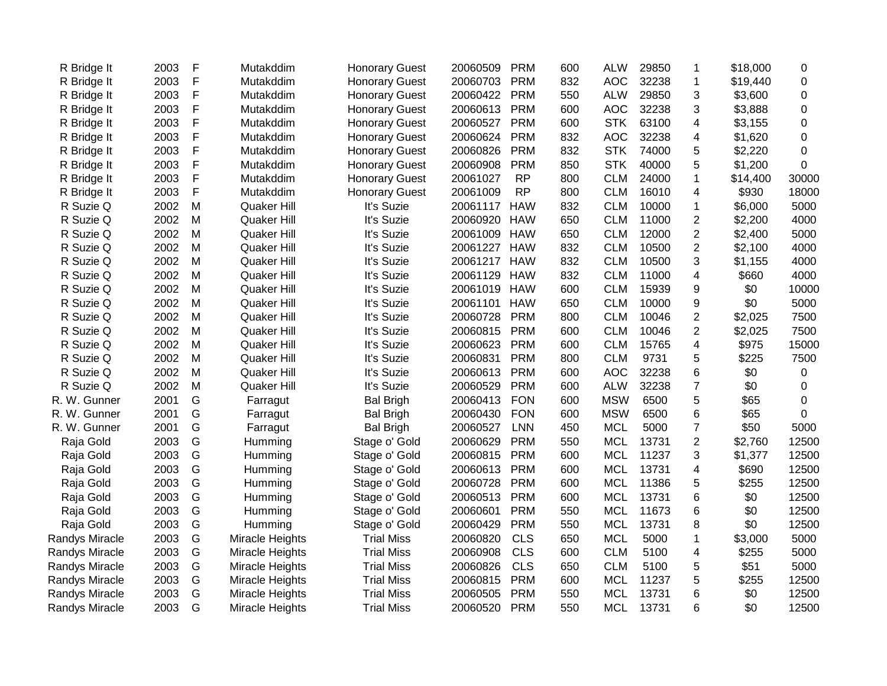| | | | | | | | | | | | | |
|---|---|---|---|---|---|---|---|---|---|---|---|---|
| R Bridge It | 2003 | F | Mutakddim | Honorary Guest | 20060509 | PRM | 600 | ALW | 29850 | 1 | $18,000 | 0 |
| R Bridge It | 2003 | F | Mutakddim | Honorary Guest | 20060703 | PRM | 832 | AOC | 32238 | 1 | $19,440 | 0 |
| R Bridge It | 2003 | F | Mutakddim | Honorary Guest | 20060422 | PRM | 550 | ALW | 29850 | 3 | $3,600 | 0 |
| R Bridge It | 2003 | F | Mutakddim | Honorary Guest | 20060613 | PRM | 600 | AOC | 32238 | 3 | $3,888 | 0 |
| R Bridge It | 2003 | F | Mutakddim | Honorary Guest | 20060527 | PRM | 600 | STK | 63100 | 4 | $3,155 | 0 |
| R Bridge It | 2003 | F | Mutakddim | Honorary Guest | 20060624 | PRM | 832 | AOC | 32238 | 4 | $1,620 | 0 |
| R Bridge It | 2003 | F | Mutakddim | Honorary Guest | 20060826 | PRM | 832 | STK | 74000 | 5 | $2,220 | 0 |
| R Bridge It | 2003 | F | Mutakddim | Honorary Guest | 20060908 | PRM | 850 | STK | 40000 | 5 | $1,200 | 0 |
| R Bridge It | 2003 | F | Mutakddim | Honorary Guest | 20061027 | RP | 800 | CLM | 24000 | 1 | $14,400 | 30000 |
| R Bridge It | 2003 | F | Mutakddim | Honorary Guest | 20061009 | RP | 800 | CLM | 16010 | 4 | $930 | 18000 |
| R Suzie Q | 2002 | M | Quaker Hill | It's Suzie | 20061117 | HAW | 832 | CLM | 10000 | 1 | $6,000 | 5000 |
| R Suzie Q | 2002 | M | Quaker Hill | It's Suzie | 20060920 | HAW | 650 | CLM | 11000 | 2 | $2,200 | 4000 |
| R Suzie Q | 2002 | M | Quaker Hill | It's Suzie | 20061009 | HAW | 650 | CLM | 12000 | 2 | $2,400 | 5000 |
| R Suzie Q | 2002 | M | Quaker Hill | It's Suzie | 20061227 | HAW | 832 | CLM | 10500 | 2 | $2,100 | 4000 |
| R Suzie Q | 2002 | M | Quaker Hill | It's Suzie | 20061217 | HAW | 832 | CLM | 10500 | 3 | $1,155 | 4000 |
| R Suzie Q | 2002 | M | Quaker Hill | It's Suzie | 20061129 | HAW | 832 | CLM | 11000 | 4 | $660 | 4000 |
| R Suzie Q | 2002 | M | Quaker Hill | It's Suzie | 20061019 | HAW | 600 | CLM | 15939 | 9 | $0 | 10000 |
| R Suzie Q | 2002 | M | Quaker Hill | It's Suzie | 20061101 | HAW | 650 | CLM | 10000 | 9 | $0 | 5000 |
| R Suzie Q | 2002 | M | Quaker Hill | It's Suzie | 20060728 | PRM | 800 | CLM | 10046 | 2 | $2,025 | 7500 |
| R Suzie Q | 2002 | M | Quaker Hill | It's Suzie | 20060815 | PRM | 600 | CLM | 10046 | 2 | $2,025 | 7500 |
| R Suzie Q | 2002 | M | Quaker Hill | It's Suzie | 20060623 | PRM | 600 | CLM | 15765 | 4 | $975 | 15000 |
| R Suzie Q | 2002 | M | Quaker Hill | It's Suzie | 20060831 | PRM | 800 | CLM | 9731 | 5 | $225 | 7500 |
| R Suzie Q | 2002 | M | Quaker Hill | It's Suzie | 20060613 | PRM | 600 | AOC | 32238 | 6 | $0 | 0 |
| R Suzie Q | 2002 | M | Quaker Hill | It's Suzie | 20060529 | PRM | 600 | ALW | 32238 | 7 | $0 | 0 |
| R. W. Gunner | 2001 | G | Farragut | Bal Brigh | 20060413 | FON | 600 | MSW | 6500 | 5 | $65 | 0 |
| R. W. Gunner | 2001 | G | Farragut | Bal Brigh | 20060430 | FON | 600 | MSW | 6500 | 6 | $65 | 0 |
| R. W. Gunner | 2001 | G | Farragut | Bal Brigh | 20060527 | LNN | 450 | MCL | 5000 | 7 | $50 | 5000 |
| Raja Gold | 2003 | G | Humming | Stage o' Gold | 20060629 | PRM | 550 | MCL | 13731 | 2 | $2,760 | 12500 |
| Raja Gold | 2003 | G | Humming | Stage o' Gold | 20060815 | PRM | 600 | MCL | 11237 | 3 | $1,377 | 12500 |
| Raja Gold | 2003 | G | Humming | Stage o' Gold | 20060613 | PRM | 600 | MCL | 13731 | 4 | $690 | 12500 |
| Raja Gold | 2003 | G | Humming | Stage o' Gold | 20060728 | PRM | 600 | MCL | 11386 | 5 | $255 | 12500 |
| Raja Gold | 2003 | G | Humming | Stage o' Gold | 20060513 | PRM | 600 | MCL | 13731 | 6 | $0 | 12500 |
| Raja Gold | 2003 | G | Humming | Stage o' Gold | 20060601 | PRM | 550 | MCL | 11673 | 6 | $0 | 12500 |
| Raja Gold | 2003 | G | Humming | Stage o' Gold | 20060429 | PRM | 550 | MCL | 13731 | 8 | $0 | 12500 |
| Randys Miracle | 2003 | G | Miracle Heights | Trial Miss | 20060820 | CLS | 650 | MCL | 5000 | 1 | $3,000 | 5000 |
| Randys Miracle | 2003 | G | Miracle Heights | Trial Miss | 20060908 | CLS | 600 | CLM | 5100 | 4 | $255 | 5000 |
| Randys Miracle | 2003 | G | Miracle Heights | Trial Miss | 20060826 | CLS | 650 | CLM | 5100 | 5 | $51 | 5000 |
| Randys Miracle | 2003 | G | Miracle Heights | Trial Miss | 20060815 | PRM | 600 | MCL | 11237 | 5 | $255 | 12500 |
| Randys Miracle | 2003 | G | Miracle Heights | Trial Miss | 20060505 | PRM | 550 | MCL | 13731 | 6 | $0 | 12500 |
| Randys Miracle | 2003 | G | Miracle Heights | Trial Miss | 20060520 | PRM | 550 | MCL | 13731 | 6 | $0 | 12500 |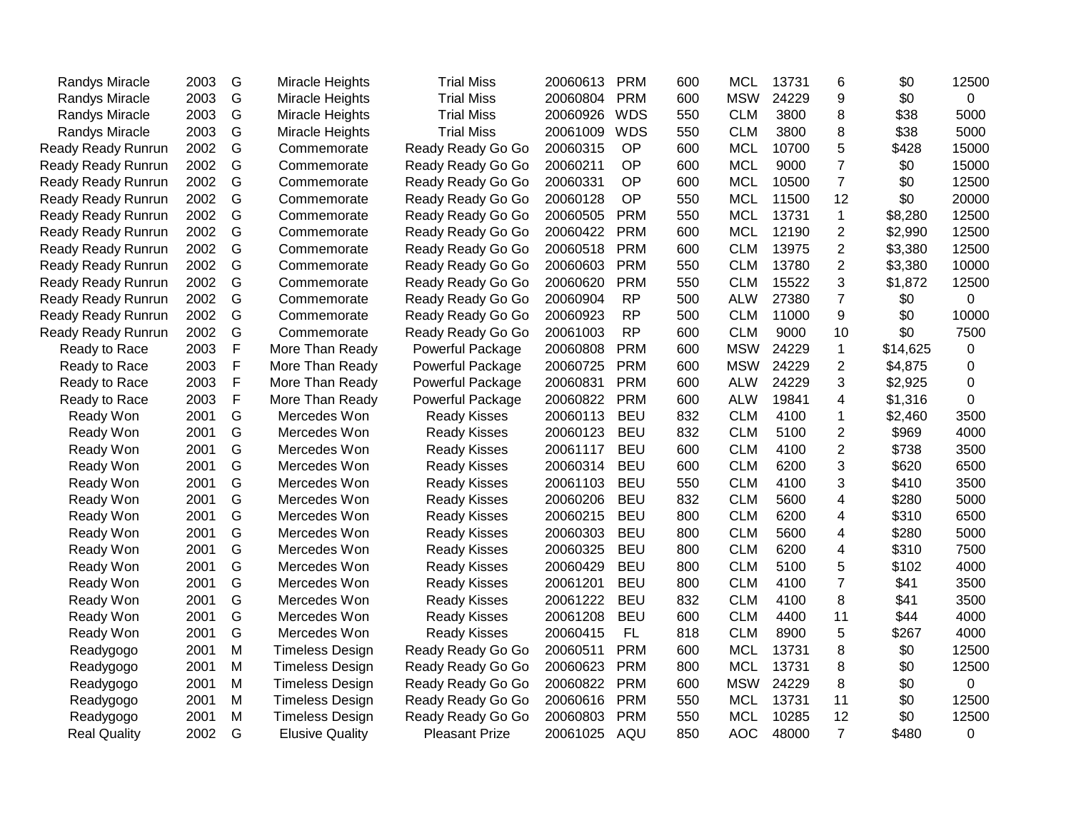| | | | | | | | | | | | | |
|---|---|---|---|---|---|---|---|---|---|---|---|---|
| Randys Miracle | 2003 | G | Miracle Heights | Trial Miss | 20060613 | PRM | 600 | MCL | 13731 | 6 | $0 | 12500 |
| Randys Miracle | 2003 | G | Miracle Heights | Trial Miss | 20060804 | PRM | 600 | MSW | 24229 | 9 | $0 | 0 |
| Randys Miracle | 2003 | G | Miracle Heights | Trial Miss | 20060926 | WDS | 550 | CLM | 3800 | 8 | $38 | 5000 |
| Randys Miracle | 2003 | G | Miracle Heights | Trial Miss | 20061009 | WDS | 550 | CLM | 3800 | 8 | $38 | 5000 |
| Ready Ready Runrun | 2002 | G | Commemorate | Ready Ready Go Go | 20060315 | OP | 600 | MCL | 10700 | 5 | $428 | 15000 |
| Ready Ready Runrun | 2002 | G | Commemorate | Ready Ready Go Go | 20060211 | OP | 600 | MCL | 9000 | 7 | $0 | 15000 |
| Ready Ready Runrun | 2002 | G | Commemorate | Ready Ready Go Go | 20060331 | OP | 600 | MCL | 10500 | 7 | $0 | 12500 |
| Ready Ready Runrun | 2002 | G | Commemorate | Ready Ready Go Go | 20060128 | OP | 550 | MCL | 11500 | 12 | $0 | 20000 |
| Ready Ready Runrun | 2002 | G | Commemorate | Ready Ready Go Go | 20060505 | PRM | 550 | MCL | 13731 | 1 | $8,280 | 12500 |
| Ready Ready Runrun | 2002 | G | Commemorate | Ready Ready Go Go | 20060422 | PRM | 600 | MCL | 12190 | 2 | $2,990 | 12500 |
| Ready Ready Runrun | 2002 | G | Commemorate | Ready Ready Go Go | 20060518 | PRM | 600 | CLM | 13975 | 2 | $3,380 | 12500 |
| Ready Ready Runrun | 2002 | G | Commemorate | Ready Ready Go Go | 20060603 | PRM | 550 | CLM | 13780 | 2 | $3,380 | 10000 |
| Ready Ready Runrun | 2002 | G | Commemorate | Ready Ready Go Go | 20060620 | PRM | 550 | CLM | 15522 | 3 | $1,872 | 12500 |
| Ready Ready Runrun | 2002 | G | Commemorate | Ready Ready Go Go | 20060904 | RP | 500 | ALW | 27380 | 7 | $0 | 0 |
| Ready Ready Runrun | 2002 | G | Commemorate | Ready Ready Go Go | 20060923 | RP | 500 | CLM | 11000 | 9 | $0 | 10000 |
| Ready Ready Runrun | 2002 | G | Commemorate | Ready Ready Go Go | 20061003 | RP | 600 | CLM | 9000 | 10 | $0 | 7500 |
| Ready to Race | 2003 | F | More Than Ready | Powerful Package | 20060808 | PRM | 600 | MSW | 24229 | 1 | $14,625 | 0 |
| Ready to Race | 2003 | F | More Than Ready | Powerful Package | 20060725 | PRM | 600 | MSW | 24229 | 2 | $4,875 | 0 |
| Ready to Race | 2003 | F | More Than Ready | Powerful Package | 20060831 | PRM | 600 | ALW | 24229 | 3 | $2,925 | 0 |
| Ready to Race | 2003 | F | More Than Ready | Powerful Package | 20060822 | PRM | 600 | ALW | 19841 | 4 | $1,316 | 0 |
| Ready Won | 2001 | G | Mercedes Won | Ready Kisses | 20060113 | BEU | 832 | CLM | 4100 | 1 | $2,460 | 3500 |
| Ready Won | 2001 | G | Mercedes Won | Ready Kisses | 20060123 | BEU | 832 | CLM | 5100 | 2 | $969 | 4000 |
| Ready Won | 2001 | G | Mercedes Won | Ready Kisses | 20061117 | BEU | 600 | CLM | 4100 | 2 | $738 | 3500 |
| Ready Won | 2001 | G | Mercedes Won | Ready Kisses | 20060314 | BEU | 600 | CLM | 6200 | 3 | $620 | 6500 |
| Ready Won | 2001 | G | Mercedes Won | Ready Kisses | 20061103 | BEU | 550 | CLM | 4100 | 3 | $410 | 3500 |
| Ready Won | 2001 | G | Mercedes Won | Ready Kisses | 20060206 | BEU | 832 | CLM | 5600 | 4 | $280 | 5000 |
| Ready Won | 2001 | G | Mercedes Won | Ready Kisses | 20060215 | BEU | 800 | CLM | 6200 | 4 | $310 | 6500 |
| Ready Won | 2001 | G | Mercedes Won | Ready Kisses | 20060303 | BEU | 800 | CLM | 5600 | 4 | $280 | 5000 |
| Ready Won | 2001 | G | Mercedes Won | Ready Kisses | 20060325 | BEU | 800 | CLM | 6200 | 4 | $310 | 7500 |
| Ready Won | 2001 | G | Mercedes Won | Ready Kisses | 20060429 | BEU | 800 | CLM | 5100 | 5 | $102 | 4000 |
| Ready Won | 2001 | G | Mercedes Won | Ready Kisses | 20061201 | BEU | 800 | CLM | 4100 | 7 | $41 | 3500 |
| Ready Won | 2001 | G | Mercedes Won | Ready Kisses | 20061222 | BEU | 832 | CLM | 4100 | 8 | $41 | 3500 |
| Ready Won | 2001 | G | Mercedes Won | Ready Kisses | 20061208 | BEU | 600 | CLM | 4400 | 11 | $44 | 4000 |
| Ready Won | 2001 | G | Mercedes Won | Ready Kisses | 20060415 | FL | 818 | CLM | 8900 | 5 | $267 | 4000 |
| Readygogo | 2001 | M | Timeless Design | Ready Ready Go Go | 20060511 | PRM | 600 | MCL | 13731 | 8 | $0 | 12500 |
| Readygogo | 2001 | M | Timeless Design | Ready Ready Go Go | 20060623 | PRM | 800 | MCL | 13731 | 8 | $0 | 12500 |
| Readygogo | 2001 | M | Timeless Design | Ready Ready Go Go | 20060822 | PRM | 600 | MSW | 24229 | 8 | $0 | 0 |
| Readygogo | 2001 | M | Timeless Design | Ready Ready Go Go | 20060616 | PRM | 550 | MCL | 13731 | 11 | $0 | 12500 |
| Readygogo | 2001 | M | Timeless Design | Ready Ready Go Go | 20060803 | PRM | 550 | MCL | 10285 | 12 | $0 | 12500 |
| Real Quality | 2002 | G | Elusive Quality | Pleasant Prize | 20061025 | AQU | 850 | AOC | 48000 | 7 | $480 | 0 |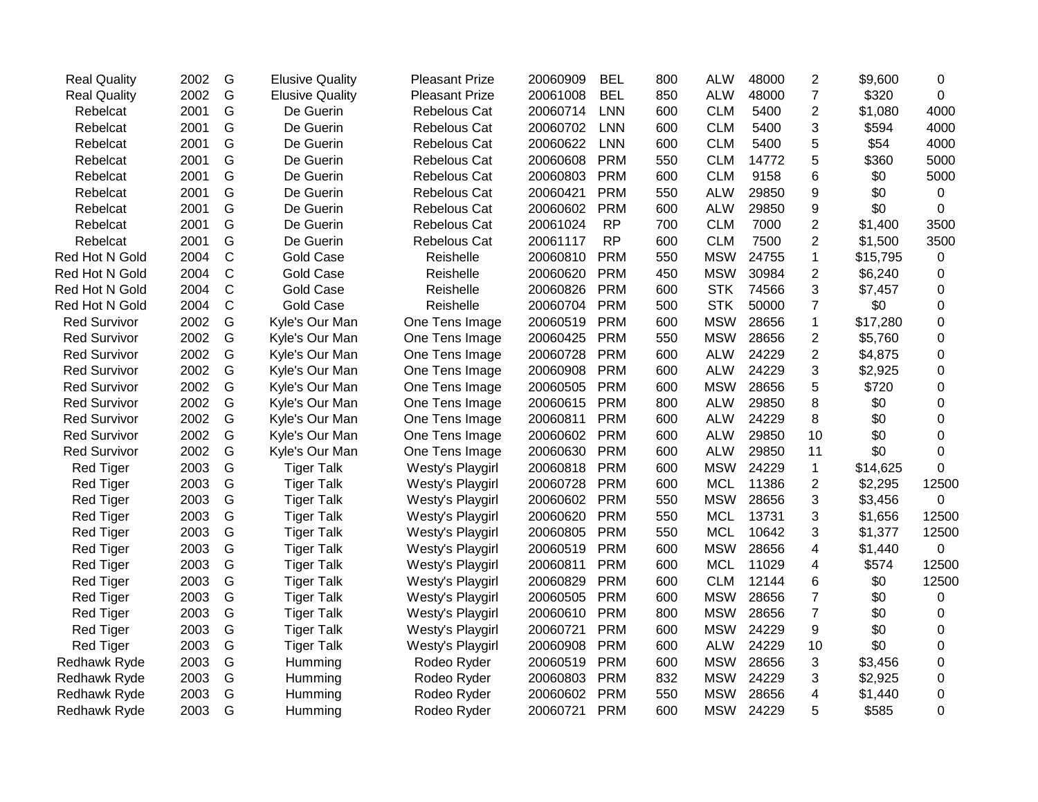| | | | | | | | | | | | | |
|---|---|---|---|---|---|---|---|---|---|---|---|---|
| Real Quality | 2002 | G | Elusive Quality | Pleasant Prize | 20060909 | BEL | 800 | ALW | 48000 | 2 | $9,600 | 0 |
| Real Quality | 2002 | G | Elusive Quality | Pleasant Prize | 20061008 | BEL | 850 | ALW | 48000 | 7 | $320 | 0 |
| Rebelcat | 2001 | G | De Guerin | Rebelous Cat | 20060714 | LNN | 600 | CLM | 5400 | 2 | $1,080 | 4000 |
| Rebelcat | 2001 | G | De Guerin | Rebelous Cat | 20060702 | LNN | 600 | CLM | 5400 | 3 | $594 | 4000 |
| Rebelcat | 2001 | G | De Guerin | Rebelous Cat | 20060622 | LNN | 600 | CLM | 5400 | 5 | $54 | 4000 |
| Rebelcat | 2001 | G | De Guerin | Rebelous Cat | 20060608 | PRM | 550 | CLM | 14772 | 5 | $360 | 5000 |
| Rebelcat | 2001 | G | De Guerin | Rebelous Cat | 20060803 | PRM | 600 | CLM | 9158 | 6 | $0 | 5000 |
| Rebelcat | 2001 | G | De Guerin | Rebelous Cat | 20060421 | PRM | 550 | ALW | 29850 | 9 | $0 | 0 |
| Rebelcat | 2001 | G | De Guerin | Rebelous Cat | 20060602 | PRM | 600 | ALW | 29850 | 9 | $0 | 0 |
| Rebelcat | 2001 | G | De Guerin | Rebelous Cat | 20061024 | RP | 700 | CLM | 7000 | 2 | $1,400 | 3500 |
| Rebelcat | 2001 | G | De Guerin | Rebelous Cat | 20061117 | RP | 600 | CLM | 7500 | 2 | $1,500 | 3500 |
| Red Hot N Gold | 2004 | C | Gold Case | Reishelle | 20060810 | PRM | 550 | MSW | 24755 | 1 | $15,795 | 0 |
| Red Hot N Gold | 2004 | C | Gold Case | Reishelle | 20060620 | PRM | 450 | MSW | 30984 | 2 | $6,240 | 0 |
| Red Hot N Gold | 2004 | C | Gold Case | Reishelle | 20060826 | PRM | 600 | STK | 74566 | 3 | $7,457 | 0 |
| Red Hot N Gold | 2004 | C | Gold Case | Reishelle | 20060704 | PRM | 500 | STK | 50000 | 7 | $0 | 0 |
| Red Survivor | 2002 | G | Kyle's Our Man | One Tens Image | 20060519 | PRM | 600 | MSW | 28656 | 1 | $17,280 | 0 |
| Red Survivor | 2002 | G | Kyle's Our Man | One Tens Image | 20060425 | PRM | 550 | MSW | 28656 | 2 | $5,760 | 0 |
| Red Survivor | 2002 | G | Kyle's Our Man | One Tens Image | 20060728 | PRM | 600 | ALW | 24229 | 2 | $4,875 | 0 |
| Red Survivor | 2002 | G | Kyle's Our Man | One Tens Image | 20060908 | PRM | 600 | ALW | 24229 | 3 | $2,925 | 0 |
| Red Survivor | 2002 | G | Kyle's Our Man | One Tens Image | 20060505 | PRM | 600 | MSW | 28656 | 5 | $720 | 0 |
| Red Survivor | 2002 | G | Kyle's Our Man | One Tens Image | 20060615 | PRM | 800 | ALW | 29850 | 8 | $0 | 0 |
| Red Survivor | 2002 | G | Kyle's Our Man | One Tens Image | 20060811 | PRM | 600 | ALW | 24229 | 8 | $0 | 0 |
| Red Survivor | 2002 | G | Kyle's Our Man | One Tens Image | 20060602 | PRM | 600 | ALW | 29850 | 10 | $0 | 0 |
| Red Survivor | 2002 | G | Kyle's Our Man | One Tens Image | 20060630 | PRM | 600 | ALW | 29850 | 11 | $0 | 0 |
| Red Tiger | 2003 | G | Tiger Talk | Westy's Playgirl | 20060818 | PRM | 600 | MSW | 24229 | 1 | $14,625 | 0 |
| Red Tiger | 2003 | G | Tiger Talk | Westy's Playgirl | 20060728 | PRM | 600 | MCL | 11386 | 2 | $2,295 | 12500 |
| Red Tiger | 2003 | G | Tiger Talk | Westy's Playgirl | 20060602 | PRM | 550 | MSW | 28656 | 3 | $3,456 | 0 |
| Red Tiger | 2003 | G | Tiger Talk | Westy's Playgirl | 20060620 | PRM | 550 | MCL | 13731 | 3 | $1,656 | 12500 |
| Red Tiger | 2003 | G | Tiger Talk | Westy's Playgirl | 20060805 | PRM | 550 | MCL | 10642 | 3 | $1,377 | 12500 |
| Red Tiger | 2003 | G | Tiger Talk | Westy's Playgirl | 20060519 | PRM | 600 | MSW | 28656 | 4 | $1,440 | 0 |
| Red Tiger | 2003 | G | Tiger Talk | Westy's Playgirl | 20060811 | PRM | 600 | MCL | 11029 | 4 | $574 | 12500 |
| Red Tiger | 2003 | G | Tiger Talk | Westy's Playgirl | 20060829 | PRM | 600 | CLM | 12144 | 6 | $0 | 12500 |
| Red Tiger | 2003 | G | Tiger Talk | Westy's Playgirl | 20060505 | PRM | 600 | MSW | 28656 | 7 | $0 | 0 |
| Red Tiger | 2003 | G | Tiger Talk | Westy's Playgirl | 20060610 | PRM | 800 | MSW | 28656 | 7 | $0 | 0 |
| Red Tiger | 2003 | G | Tiger Talk | Westy's Playgirl | 20060721 | PRM | 600 | MSW | 24229 | 9 | $0 | 0 |
| Red Tiger | 2003 | G | Tiger Talk | Westy's Playgirl | 20060908 | PRM | 600 | ALW | 24229 | 10 | $0 | 0 |
| Redhawk Ryde | 2003 | G | Humming | Rodeo Ryder | 20060519 | PRM | 600 | MSW | 28656 | 3 | $3,456 | 0 |
| Redhawk Ryde | 2003 | G | Humming | Rodeo Ryder | 20060803 | PRM | 832 | MSW | 24229 | 3 | $2,925 | 0 |
| Redhawk Ryde | 2003 | G | Humming | Rodeo Ryder | 20060602 | PRM | 550 | MSW | 28656 | 4 | $1,440 | 0 |
| Redhawk Ryde | 2003 | G | Humming | Rodeo Ryder | 20060721 | PRM | 600 | MSW | 24229 | 5 | $585 | 0 |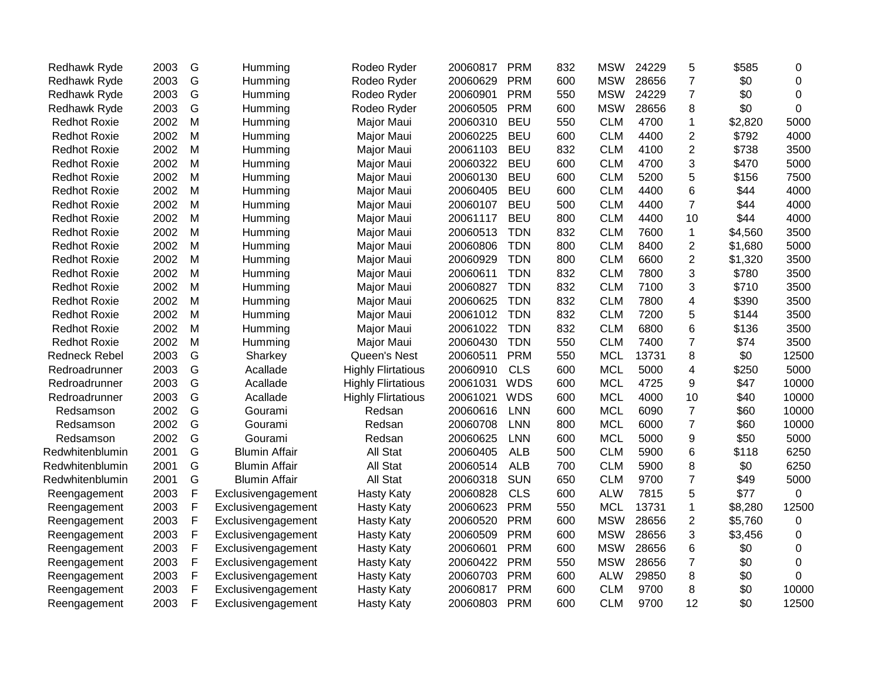| | | | | | | | | | | | | |
|---|---|---|---|---|---|---|---|---|---|---|---|---|
| Redhawk Ryde | 2003 | G | Humming | Rodeo Ryder | 20060817 | PRM | 832 | MSW | 24229 | 5 | $585 | 0 |
| Redhawk Ryde | 2003 | G | Humming | Rodeo Ryder | 20060629 | PRM | 600 | MSW | 28656 | 7 | $0 | 0 |
| Redhawk Ryde | 2003 | G | Humming | Rodeo Ryder | 20060901 | PRM | 550 | MSW | 24229 | 7 | $0 | 0 |
| Redhawk Ryde | 2003 | G | Humming | Rodeo Ryder | 20060505 | PRM | 600 | MSW | 28656 | 8 | $0 | 0 |
| Redhot Roxie | 2002 | M | Humming | Major Maui | 20060310 | BEU | 550 | CLM | 4700 | 1 | $2,820 | 5000 |
| Redhot Roxie | 2002 | M | Humming | Major Maui | 20060225 | BEU | 600 | CLM | 4400 | 2 | $792 | 4000 |
| Redhot Roxie | 2002 | M | Humming | Major Maui | 20061103 | BEU | 832 | CLM | 4100 | 2 | $738 | 3500 |
| Redhot Roxie | 2002 | M | Humming | Major Maui | 20060322 | BEU | 600 | CLM | 4700 | 3 | $470 | 5000 |
| Redhot Roxie | 2002 | M | Humming | Major Maui | 20060130 | BEU | 600 | CLM | 5200 | 5 | $156 | 7500 |
| Redhot Roxie | 2002 | M | Humming | Major Maui | 20060405 | BEU | 600 | CLM | 4400 | 6 | $44 | 4000 |
| Redhot Roxie | 2002 | M | Humming | Major Maui | 20060107 | BEU | 500 | CLM | 4400 | 7 | $44 | 4000 |
| Redhot Roxie | 2002 | M | Humming | Major Maui | 20061117 | BEU | 800 | CLM | 4400 | 10 | $44 | 4000 |
| Redhot Roxie | 2002 | M | Humming | Major Maui | 20060513 | TDN | 832 | CLM | 7600 | 1 | $4,560 | 3500 |
| Redhot Roxie | 2002 | M | Humming | Major Maui | 20060806 | TDN | 800 | CLM | 8400 | 2 | $1,680 | 5000 |
| Redhot Roxie | 2002 | M | Humming | Major Maui | 20060929 | TDN | 800 | CLM | 6600 | 2 | $1,320 | 3500 |
| Redhot Roxie | 2002 | M | Humming | Major Maui | 20060611 | TDN | 832 | CLM | 7800 | 3 | $780 | 3500 |
| Redhot Roxie | 2002 | M | Humming | Major Maui | 20060827 | TDN | 832 | CLM | 7100 | 3 | $710 | 3500 |
| Redhot Roxie | 2002 | M | Humming | Major Maui | 20060625 | TDN | 832 | CLM | 7800 | 4 | $390 | 3500 |
| Redhot Roxie | 2002 | M | Humming | Major Maui | 20061012 | TDN | 832 | CLM | 7200 | 5 | $144 | 3500 |
| Redhot Roxie | 2002 | M | Humming | Major Maui | 20061022 | TDN | 832 | CLM | 6800 | 6 | $136 | 3500 |
| Redhot Roxie | 2002 | M | Humming | Major Maui | 20060430 | TDN | 550 | CLM | 7400 | 7 | $74 | 3500 |
| Redneck Rebel | 2003 | G | Sharkey | Queen's Nest | 20060511 | PRM | 550 | MCL | 13731 | 8 | $0 | 12500 |
| Redroadrunner | 2003 | G | Acallade | Highly Flirtatious | 20060910 | CLS | 600 | MCL | 5000 | 4 | $250 | 5000 |
| Redroadrunner | 2003 | G | Acallade | Highly Flirtatious | 20061031 | WDS | 600 | MCL | 4725 | 9 | $47 | 10000 |
| Redroadrunner | 2003 | G | Acallade | Highly Flirtatious | 20061021 | WDS | 600 | MCL | 4000 | 10 | $40 | 10000 |
| Redsamson | 2002 | G | Gourami | Redsan | 20060616 | LNN | 600 | MCL | 6090 | 7 | $60 | 10000 |
| Redsamson | 2002 | G | Gourami | Redsan | 20060708 | LNN | 800 | MCL | 6000 | 7 | $60 | 10000 |
| Redsamson | 2002 | G | Gourami | Redsan | 20060625 | LNN | 600 | MCL | 5000 | 9 | $50 | 5000 |
| Redwhitenblumin | 2001 | G | Blumin Affair | All Stat | 20060405 | ALB | 500 | CLM | 5900 | 6 | $118 | 6250 |
| Redwhitenblumin | 2001 | G | Blumin Affair | All Stat | 20060514 | ALB | 700 | CLM | 5900 | 8 | $0 | 6250 |
| Redwhitenblumin | 2001 | G | Blumin Affair | All Stat | 20060318 | SUN | 650 | CLM | 9700 | 7 | $49 | 5000 |
| Reengagement | 2003 | F | Exclusivengagement | Hasty Katy | 20060828 | CLS | 600 | ALW | 7815 | 5 | $77 | 0 |
| Reengagement | 2003 | F | Exclusivengagement | Hasty Katy | 20060623 | PRM | 550 | MCL | 13731 | 1 | $8,280 | 12500 |
| Reengagement | 2003 | F | Exclusivengagement | Hasty Katy | 20060520 | PRM | 600 | MSW | 28656 | 2 | $5,760 | 0 |
| Reengagement | 2003 | F | Exclusivengagement | Hasty Katy | 20060509 | PRM | 600 | MSW | 28656 | 3 | $3,456 | 0 |
| Reengagement | 2003 | F | Exclusivengagement | Hasty Katy | 20060601 | PRM | 600 | MSW | 28656 | 6 | $0 | 0 |
| Reengagement | 2003 | F | Exclusivengagement | Hasty Katy | 20060422 | PRM | 550 | MSW | 28656 | 7 | $0 | 0 |
| Reengagement | 2003 | F | Exclusivengagement | Hasty Katy | 20060703 | PRM | 600 | ALW | 29850 | 8 | $0 | 0 |
| Reengagement | 2003 | F | Exclusivengagement | Hasty Katy | 20060817 | PRM | 600 | CLM | 9700 | 8 | $0 | 10000 |
| Reengagement | 2003 | F | Exclusivengagement | Hasty Katy | 20060803 | PRM | 600 | CLM | 9700 | 12 | $0 | 12500 |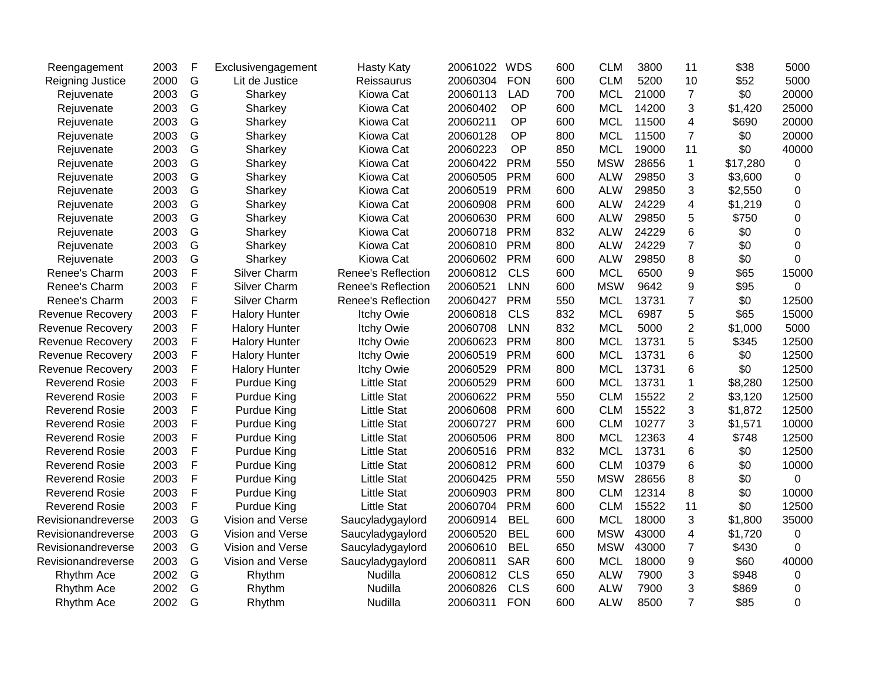| | | | | | | | | | | | | |
|---|---|---|---|---|---|---|---|---|---|---|---|---|
| Reengagement | 2003 | F | Exclusivengagement | Hasty Katy | 20061022 | WDS | 600 | CLM | 3800 | 11 | $38 | 5000 |
| Reigning Justice | 2000 | G | Lit de Justice | Reissaurus | 20060304 | FON | 600 | CLM | 5200 | 10 | $52 | 5000 |
| Rejuvenate | 2003 | G | Sharkey | Kiowa Cat | 20060113 | LAD | 700 | MCL | 21000 | 7 | $0 | 20000 |
| Rejuvenate | 2003 | G | Sharkey | Kiowa Cat | 20060402 | OP | 600 | MCL | 14200 | 3 | $1,420 | 25000 |
| Rejuvenate | 2003 | G | Sharkey | Kiowa Cat | 20060211 | OP | 600 | MCL | 11500 | 4 | $690 | 20000 |
| Rejuvenate | 2003 | G | Sharkey | Kiowa Cat | 20060128 | OP | 800 | MCL | 11500 | 7 | $0 | 20000 |
| Rejuvenate | 2003 | G | Sharkey | Kiowa Cat | 20060223 | OP | 850 | MCL | 19000 | 11 | $0 | 40000 |
| Rejuvenate | 2003 | G | Sharkey | Kiowa Cat | 20060422 | PRM | 550 | MSW | 28656 | 1 | $17,280 | 0 |
| Rejuvenate | 2003 | G | Sharkey | Kiowa Cat | 20060505 | PRM | 600 | ALW | 29850 | 3 | $3,600 | 0 |
| Rejuvenate | 2003 | G | Sharkey | Kiowa Cat | 20060519 | PRM | 600 | ALW | 29850 | 3 | $2,550 | 0 |
| Rejuvenate | 2003 | G | Sharkey | Kiowa Cat | 20060908 | PRM | 600 | ALW | 24229 | 4 | $1,219 | 0 |
| Rejuvenate | 2003 | G | Sharkey | Kiowa Cat | 20060630 | PRM | 600 | ALW | 29850 | 5 | $750 | 0 |
| Rejuvenate | 2003 | G | Sharkey | Kiowa Cat | 20060718 | PRM | 832 | ALW | 24229 | 6 | $0 | 0 |
| Rejuvenate | 2003 | G | Sharkey | Kiowa Cat | 20060810 | PRM | 800 | ALW | 24229 | 7 | $0 | 0 |
| Rejuvenate | 2003 | G | Sharkey | Kiowa Cat | 20060602 | PRM | 600 | ALW | 29850 | 8 | $0 | 0 |
| Renee's Charm | 2003 | F | Silver Charm | Renee's Reflection | 20060812 | CLS | 600 | MCL | 6500 | 9 | $65 | 15000 |
| Renee's Charm | 2003 | F | Silver Charm | Renee's Reflection | 20060521 | LNN | 600 | MSW | 9642 | 9 | $95 | 0 |
| Renee's Charm | 2003 | F | Silver Charm | Renee's Reflection | 20060427 | PRM | 550 | MCL | 13731 | 7 | $0 | 12500 |
| Revenue Recovery | 2003 | F | Halory Hunter | Itchy Owie | 20060818 | CLS | 832 | MCL | 6987 | 5 | $65 | 15000 |
| Revenue Recovery | 2003 | F | Halory Hunter | Itchy Owie | 20060708 | LNN | 832 | MCL | 5000 | 2 | $1,000 | 5000 |
| Revenue Recovery | 2003 | F | Halory Hunter | Itchy Owie | 20060623 | PRM | 800 | MCL | 13731 | 5 | $345 | 12500 |
| Revenue Recovery | 2003 | F | Halory Hunter | Itchy Owie | 20060519 | PRM | 600 | MCL | 13731 | 6 | $0 | 12500 |
| Revenue Recovery | 2003 | F | Halory Hunter | Itchy Owie | 20060529 | PRM | 800 | MCL | 13731 | 6 | $0 | 12500 |
| Reverend Rosie | 2003 | F | Purdue King | Little Stat | 20060529 | PRM | 600 | MCL | 13731 | 1 | $8,280 | 12500 |
| Reverend Rosie | 2003 | F | Purdue King | Little Stat | 20060622 | PRM | 550 | CLM | 15522 | 2 | $3,120 | 12500 |
| Reverend Rosie | 2003 | F | Purdue King | Little Stat | 20060608 | PRM | 600 | CLM | 15522 | 3 | $1,872 | 12500 |
| Reverend Rosie | 2003 | F | Purdue King | Little Stat | 20060727 | PRM | 600 | CLM | 10277 | 3 | $1,571 | 10000 |
| Reverend Rosie | 2003 | F | Purdue King | Little Stat | 20060506 | PRM | 800 | MCL | 12363 | 4 | $748 | 12500 |
| Reverend Rosie | 2003 | F | Purdue King | Little Stat | 20060516 | PRM | 832 | MCL | 13731 | 6 | $0 | 12500 |
| Reverend Rosie | 2003 | F | Purdue King | Little Stat | 20060812 | PRM | 600 | CLM | 10379 | 6 | $0 | 10000 |
| Reverend Rosie | 2003 | F | Purdue King | Little Stat | 20060425 | PRM | 550 | MSW | 28656 | 8 | $0 | 0 |
| Reverend Rosie | 2003 | F | Purdue King | Little Stat | 20060903 | PRM | 800 | CLM | 12314 | 8 | $0 | 10000 |
| Reverend Rosie | 2003 | F | Purdue King | Little Stat | 20060704 | PRM | 600 | CLM | 15522 | 11 | $0 | 12500 |
| Revisionandreverse | 2003 | G | Vision and Verse | Saucyladygaylord | 20060914 | BEL | 600 | MCL | 18000 | 3 | $1,800 | 35000 |
| Revisionandreverse | 2003 | G | Vision and Verse | Saucyladygaylord | 20060520 | BEL | 600 | MSW | 43000 | 4 | $1,720 | 0 |
| Revisionandreverse | 2003 | G | Vision and Verse | Saucyladygaylord | 20060610 | BEL | 650 | MSW | 43000 | 7 | $430 | 0 |
| Revisionandreverse | 2003 | G | Vision and Verse | Saucyladygaylord | 20060811 | SAR | 600 | MCL | 18000 | 9 | $60 | 40000 |
| Rhythm Ace | 2002 | G | Rhythm | Nudilla | 20060812 | CLS | 650 | ALW | 7900 | 3 | $948 | 0 |
| Rhythm Ace | 2002 | G | Rhythm | Nudilla | 20060826 | CLS | 600 | ALW | 7900 | 3 | $869 | 0 |
| Rhythm Ace | 2002 | G | Rhythm | Nudilla | 20060311 | FON | 600 | ALW | 8500 | 7 | $85 | 0 |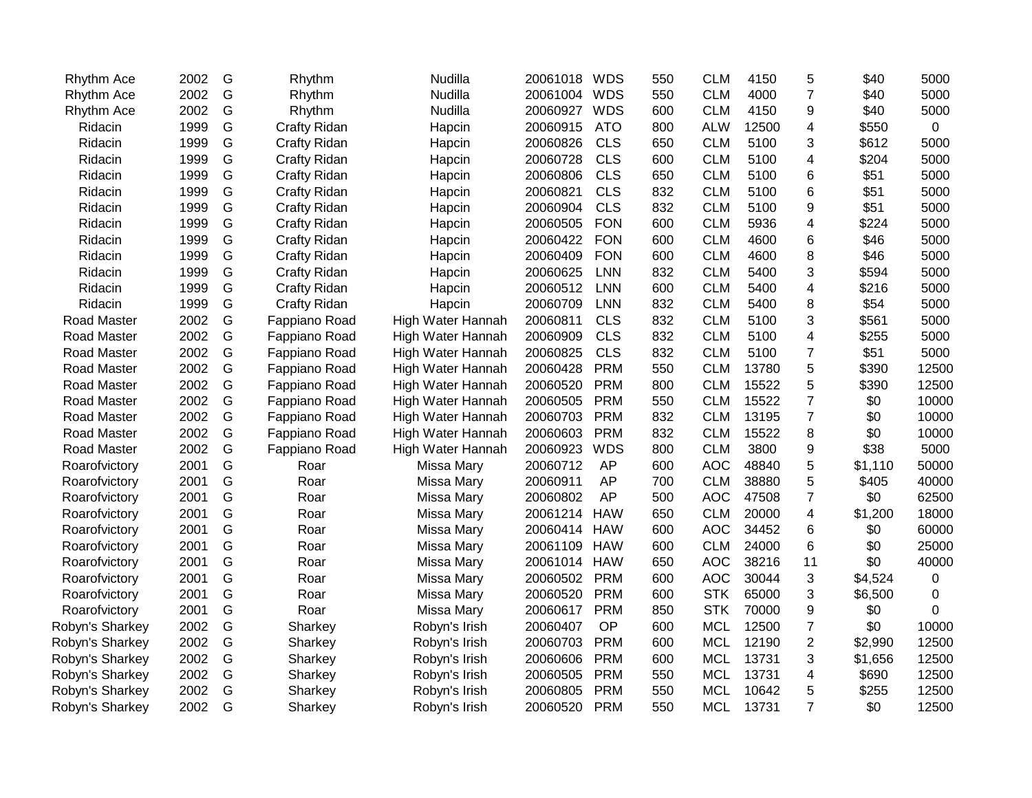| | | | | | | | | | | | | |
|---|---|---|---|---|---|---|---|---|---|---|---|---|
| Rhythm Ace | 2002 | G | Rhythm | Nudilla | 20061018 | WDS | 550 | CLM | 4150 | 5 | $40 | 5000 |
| Rhythm Ace | 2002 | G | Rhythm | Nudilla | 20061004 | WDS | 550 | CLM | 4000 | 7 | $40 | 5000 |
| Rhythm Ace | 2002 | G | Rhythm | Nudilla | 20060927 | WDS | 600 | CLM | 4150 | 9 | $40 | 5000 |
| Ridacin | 1999 | G | Crafty Ridan | Hapcin | 20060915 | ATO | 800 | ALW | 12500 | 4 | $550 | 0 |
| Ridacin | 1999 | G | Crafty Ridan | Hapcin | 20060826 | CLS | 650 | CLM | 5100 | 3 | $612 | 5000 |
| Ridacin | 1999 | G | Crafty Ridan | Hapcin | 20060728 | CLS | 600 | CLM | 5100 | 4 | $204 | 5000 |
| Ridacin | 1999 | G | Crafty Ridan | Hapcin | 20060806 | CLS | 650 | CLM | 5100 | 6 | $51 | 5000 |
| Ridacin | 1999 | G | Crafty Ridan | Hapcin | 20060821 | CLS | 832 | CLM | 5100 | 6 | $51 | 5000 |
| Ridacin | 1999 | G | Crafty Ridan | Hapcin | 20060904 | CLS | 832 | CLM | 5100 | 9 | $51 | 5000 |
| Ridacin | 1999 | G | Crafty Ridan | Hapcin | 20060505 | FON | 600 | CLM | 5936 | 4 | $224 | 5000 |
| Ridacin | 1999 | G | Crafty Ridan | Hapcin | 20060422 | FON | 600 | CLM | 4600 | 6 | $46 | 5000 |
| Ridacin | 1999 | G | Crafty Ridan | Hapcin | 20060409 | FON | 600 | CLM | 4600 | 8 | $46 | 5000 |
| Ridacin | 1999 | G | Crafty Ridan | Hapcin | 20060625 | LNN | 832 | CLM | 5400 | 3 | $594 | 5000 |
| Ridacin | 1999 | G | Crafty Ridan | Hapcin | 20060512 | LNN | 600 | CLM | 5400 | 4 | $216 | 5000 |
| Ridacin | 1999 | G | Crafty Ridan | Hapcin | 20060709 | LNN | 832 | CLM | 5400 | 8 | $54 | 5000 |
| Road Master | 2002 | G | Fappiano Road | High Water Hannah | 20060811 | CLS | 832 | CLM | 5100 | 3 | $561 | 5000 |
| Road Master | 2002 | G | Fappiano Road | High Water Hannah | 20060909 | CLS | 832 | CLM | 5100 | 4 | $255 | 5000 |
| Road Master | 2002 | G | Fappiano Road | High Water Hannah | 20060825 | CLS | 832 | CLM | 5100 | 7 | $51 | 5000 |
| Road Master | 2002 | G | Fappiano Road | High Water Hannah | 20060428 | PRM | 550 | CLM | 13780 | 5 | $390 | 12500 |
| Road Master | 2002 | G | Fappiano Road | High Water Hannah | 20060520 | PRM | 800 | CLM | 15522 | 5 | $390 | 12500 |
| Road Master | 2002 | G | Fappiano Road | High Water Hannah | 20060505 | PRM | 550 | CLM | 15522 | 7 | $0 | 10000 |
| Road Master | 2002 | G | Fappiano Road | High Water Hannah | 20060703 | PRM | 832 | CLM | 13195 | 7 | $0 | 10000 |
| Road Master | 2002 | G | Fappiano Road | High Water Hannah | 20060603 | PRM | 832 | CLM | 15522 | 8 | $0 | 10000 |
| Road Master | 2002 | G | Fappiano Road | High Water Hannah | 20060923 | WDS | 800 | CLM | 3800 | 9 | $38 | 5000 |
| Roarofvictory | 2001 | G | Roar | Missa Mary | 20060712 | AP | 600 | AOC | 48840 | 5 | $1,110 | 50000 |
| Roarofvictory | 2001 | G | Roar | Missa Mary | 20060911 | AP | 700 | CLM | 38880 | 5 | $405 | 40000 |
| Roarofvictory | 2001 | G | Roar | Missa Mary | 20060802 | AP | 500 | AOC | 47508 | 7 | $0 | 62500 |
| Roarofvictory | 2001 | G | Roar | Missa Mary | 20061214 | HAW | 650 | CLM | 20000 | 4 | $1,200 | 18000 |
| Roarofvictory | 2001 | G | Roar | Missa Mary | 20060414 | HAW | 600 | AOC | 34452 | 6 | $0 | 60000 |
| Roarofvictory | 2001 | G | Roar | Missa Mary | 20061109 | HAW | 600 | CLM | 24000 | 6 | $0 | 25000 |
| Roarofvictory | 2001 | G | Roar | Missa Mary | 20061014 | HAW | 650 | AOC | 38216 | 11 | $0 | 40000 |
| Roarofvictory | 2001 | G | Roar | Missa Mary | 20060502 | PRM | 600 | AOC | 30044 | 3 | $4,524 | 0 |
| Roarofvictory | 2001 | G | Roar | Missa Mary | 20060520 | PRM | 600 | STK | 65000 | 3 | $6,500 | 0 |
| Roarofvictory | 2001 | G | Roar | Missa Mary | 20060617 | PRM | 850 | STK | 70000 | 9 | $0 | 0 |
| Robyn's Sharkey | 2002 | G | Sharkey | Robyn's Irish | 20060407 | OP | 600 | MCL | 12500 | 7 | $0 | 10000 |
| Robyn's Sharkey | 2002 | G | Sharkey | Robyn's Irish | 20060703 | PRM | 600 | MCL | 12190 | 2 | $2,990 | 12500 |
| Robyn's Sharkey | 2002 | G | Sharkey | Robyn's Irish | 20060606 | PRM | 600 | MCL | 13731 | 3 | $1,656 | 12500 |
| Robyn's Sharkey | 2002 | G | Sharkey | Robyn's Irish | 20060505 | PRM | 550 | MCL | 13731 | 4 | $690 | 12500 |
| Robyn's Sharkey | 2002 | G | Sharkey | Robyn's Irish | 20060805 | PRM | 550 | MCL | 10642 | 5 | $255 | 12500 |
| Robyn's Sharkey | 2002 | G | Sharkey | Robyn's Irish | 20060520 | PRM | 550 | MCL | 13731 | 7 | $0 | 12500 |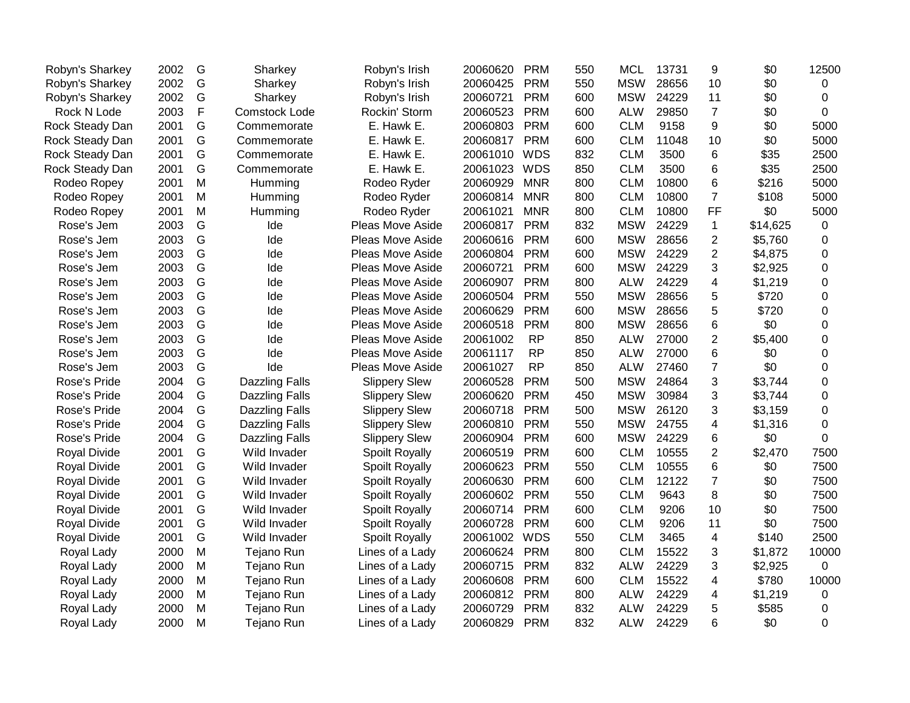| | | | | | | | | | | | | |
|---|---|---|---|---|---|---|---|---|---|---|---|---|
| Robyn's Sharkey | 2002 | G | Sharkey | Robyn's Irish | 20060620 | PRM | 550 | MCL | 13731 | 9 | $0 | 12500 |
| Robyn's Sharkey | 2002 | G | Sharkey | Robyn's Irish | 20060425 | PRM | 550 | MSW | 28656 | 10 | $0 | 0 |
| Robyn's Sharkey | 2002 | G | Sharkey | Robyn's Irish | 20060721 | PRM | 600 | MSW | 24229 | 11 | $0 | 0 |
| Rock N Lode | 2003 | F | Comstock Lode | Rockin' Storm | 20060523 | PRM | 600 | ALW | 29850 | 7 | $0 | 0 |
| Rock Steady Dan | 2001 | G | Commemorate | E. Hawk E. | 20060803 | PRM | 600 | CLM | 9158 | 9 | $0 | 5000 |
| Rock Steady Dan | 2001 | G | Commemorate | E. Hawk E. | 20060817 | PRM | 600 | CLM | 11048 | 10 | $0 | 5000 |
| Rock Steady Dan | 2001 | G | Commemorate | E. Hawk E. | 20061010 | WDS | 832 | CLM | 3500 | 6 | $35 | 2500 |
| Rock Steady Dan | 2001 | G | Commemorate | E. Hawk E. | 20061023 | WDS | 850 | CLM | 3500 | 6 | $35 | 2500 |
| Rodeo Ropey | 2001 | M | Humming | Rodeo Ryder | 20060929 | MNR | 800 | CLM | 10800 | 6 | $216 | 5000 |
| Rodeo Ropey | 2001 | M | Humming | Rodeo Ryder | 20060814 | MNR | 800 | CLM | 10800 | 7 | $108 | 5000 |
| Rodeo Ropey | 2001 | M | Humming | Rodeo Ryder | 20061021 | MNR | 800 | CLM | 10800 | FF | $0 | 5000 |
| Rose's Jem | 2003 | G | Ide | Pleas Move Aside | 20060817 | PRM | 832 | MSW | 24229 | 1 | $14,625 | 0 |
| Rose's Jem | 2003 | G | Ide | Pleas Move Aside | 20060616 | PRM | 600 | MSW | 28656 | 2 | $5,760 | 0 |
| Rose's Jem | 2003 | G | Ide | Pleas Move Aside | 20060804 | PRM | 600 | MSW | 24229 | 2 | $4,875 | 0 |
| Rose's Jem | 2003 | G | Ide | Pleas Move Aside | 20060721 | PRM | 600 | MSW | 24229 | 3 | $2,925 | 0 |
| Rose's Jem | 2003 | G | Ide | Pleas Move Aside | 20060907 | PRM | 800 | ALW | 24229 | 4 | $1,219 | 0 |
| Rose's Jem | 2003 | G | Ide | Pleas Move Aside | 20060504 | PRM | 550 | MSW | 28656 | 5 | $720 | 0 |
| Rose's Jem | 2003 | G | Ide | Pleas Move Aside | 20060629 | PRM | 600 | MSW | 28656 | 5 | $720 | 0 |
| Rose's Jem | 2003 | G | Ide | Pleas Move Aside | 20060518 | PRM | 800 | MSW | 28656 | 6 | $0 | 0 |
| Rose's Jem | 2003 | G | Ide | Pleas Move Aside | 20061002 | RP | 850 | ALW | 27000 | 2 | $5,400 | 0 |
| Rose's Jem | 2003 | G | Ide | Pleas Move Aside | 20061117 | RP | 850 | ALW | 27000 | 6 | $0 | 0 |
| Rose's Jem | 2003 | G | Ide | Pleas Move Aside | 20061027 | RP | 850 | ALW | 27460 | 7 | $0 | 0 |
| Rose's Pride | 2004 | G | Dazzling Falls | Slippery Slew | 20060528 | PRM | 500 | MSW | 24864 | 3 | $3,744 | 0 |
| Rose's Pride | 2004 | G | Dazzling Falls | Slippery Slew | 20060620 | PRM | 450 | MSW | 30984 | 3 | $3,744 | 0 |
| Rose's Pride | 2004 | G | Dazzling Falls | Slippery Slew | 20060718 | PRM | 500 | MSW | 26120 | 3 | $3,159 | 0 |
| Rose's Pride | 2004 | G | Dazzling Falls | Slippery Slew | 20060810 | PRM | 550 | MSW | 24755 | 4 | $1,316 | 0 |
| Rose's Pride | 2004 | G | Dazzling Falls | Slippery Slew | 20060904 | PRM | 600 | MSW | 24229 | 6 | $0 | 0 |
| Royal Divide | 2001 | G | Wild Invader | Spoilt Royally | 20060519 | PRM | 600 | CLM | 10555 | 2 | $2,470 | 7500 |
| Royal Divide | 2001 | G | Wild Invader | Spoilt Royally | 20060623 | PRM | 550 | CLM | 10555 | 6 | $0 | 7500 |
| Royal Divide | 2001 | G | Wild Invader | Spoilt Royally | 20060630 | PRM | 600 | CLM | 12122 | 7 | $0 | 7500 |
| Royal Divide | 2001 | G | Wild Invader | Spoilt Royally | 20060602 | PRM | 550 | CLM | 9643 | 8 | $0 | 7500 |
| Royal Divide | 2001 | G | Wild Invader | Spoilt Royally | 20060714 | PRM | 600 | CLM | 9206 | 10 | $0 | 7500 |
| Royal Divide | 2001 | G | Wild Invader | Spoilt Royally | 20060728 | PRM | 600 | CLM | 9206 | 11 | $0 | 7500 |
| Royal Divide | 2001 | G | Wild Invader | Spoilt Royally | 20061002 | WDS | 550 | CLM | 3465 | 4 | $140 | 2500 |
| Royal Lady | 2000 | M | Tejano Run | Lines of a Lady | 20060624 | PRM | 800 | CLM | 15522 | 3 | $1,872 | 10000 |
| Royal Lady | 2000 | M | Tejano Run | Lines of a Lady | 20060715 | PRM | 832 | ALW | 24229 | 3 | $2,925 | 0 |
| Royal Lady | 2000 | M | Tejano Run | Lines of a Lady | 20060608 | PRM | 600 | CLM | 15522 | 4 | $780 | 10000 |
| Royal Lady | 2000 | M | Tejano Run | Lines of a Lady | 20060812 | PRM | 800 | ALW | 24229 | 4 | $1,219 | 0 |
| Royal Lady | 2000 | M | Tejano Run | Lines of a Lady | 20060729 | PRM | 832 | ALW | 24229 | 5 | $585 | 0 |
| Royal Lady | 2000 | M | Tejano Run | Lines of a Lady | 20060829 | PRM | 832 | ALW | 24229 | 6 | $0 | 0 |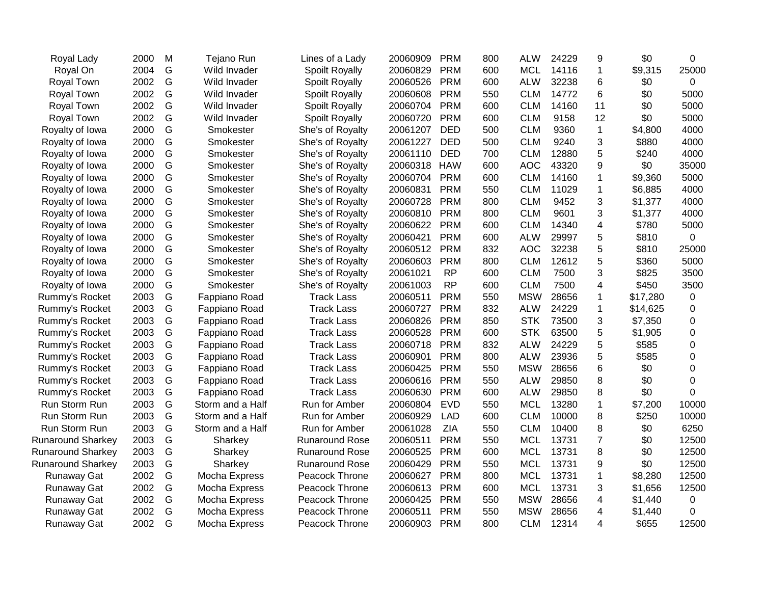| | | | | | | | | | | | | |
|---|---|---|---|---|---|---|---|---|---|---|---|---|
| Royal Lady | 2000 | M | Tejano Run | Lines of a Lady | 20060909 | PRM | 800 | ALW | 24229 | 9 | $0 | 0 |
| Royal On | 2004 | G | Wild Invader | Spoilt Royally | 20060829 | PRM | 600 | MCL | 14116 | 1 | $9,315 | 25000 |
| Royal Town | 2002 | G | Wild Invader | Spoilt Royally | 20060526 | PRM | 600 | ALW | 32238 | 6 | $0 | 0 |
| Royal Town | 2002 | G | Wild Invader | Spoilt Royally | 20060608 | PRM | 550 | CLM | 14772 | 6 | $0 | 5000 |
| Royal Town | 2002 | G | Wild Invader | Spoilt Royally | 20060704 | PRM | 600 | CLM | 14160 | 11 | $0 | 5000 |
| Royal Town | 2002 | G | Wild Invader | Spoilt Royally | 20060720 | PRM | 600 | CLM | 9158 | 12 | $0 | 5000 |
| Royalty of Iowa | 2000 | G | Smokester | She's of Royalty | 20061207 | DED | 500 | CLM | 9360 | 1 | $4,800 | 4000 |
| Royalty of Iowa | 2000 | G | Smokester | She's of Royalty | 20061227 | DED | 500 | CLM | 9240 | 3 | $880 | 4000 |
| Royalty of Iowa | 2000 | G | Smokester | She's of Royalty | 20061110 | DED | 700 | CLM | 12880 | 5 | $240 | 4000 |
| Royalty of Iowa | 2000 | G | Smokester | She's of Royalty | 20060318 | HAW | 600 | AOC | 43320 | 9 | $0 | 35000 |
| Royalty of Iowa | 2000 | G | Smokester | She's of Royalty | 20060704 | PRM | 600 | CLM | 14160 | 1 | $9,360 | 5000 |
| Royalty of Iowa | 2000 | G | Smokester | She's of Royalty | 20060831 | PRM | 550 | CLM | 11029 | 1 | $6,885 | 4000 |
| Royalty of Iowa | 2000 | G | Smokester | She's of Royalty | 20060728 | PRM | 800 | CLM | 9452 | 3 | $1,377 | 4000 |
| Royalty of Iowa | 2000 | G | Smokester | She's of Royalty | 20060810 | PRM | 800 | CLM | 9601 | 3 | $1,377 | 4000 |
| Royalty of Iowa | 2000 | G | Smokester | She's of Royalty | 20060622 | PRM | 600 | CLM | 14340 | 4 | $780 | 5000 |
| Royalty of Iowa | 2000 | G | Smokester | She's of Royalty | 20060421 | PRM | 600 | ALW | 29997 | 5 | $810 | 0 |
| Royalty of Iowa | 2000 | G | Smokester | She's of Royalty | 20060512 | PRM | 832 | AOC | 32238 | 5 | $810 | 25000 |
| Royalty of Iowa | 2000 | G | Smokester | She's of Royalty | 20060603 | PRM | 800 | CLM | 12612 | 5 | $360 | 5000 |
| Royalty of Iowa | 2000 | G | Smokester | She's of Royalty | 20061021 | RP | 600 | CLM | 7500 | 3 | $825 | 3500 |
| Royalty of Iowa | 2000 | G | Smokester | She's of Royalty | 20061003 | RP | 600 | CLM | 7500 | 4 | $450 | 3500 |
| Rummy's Rocket | 2003 | G | Fappiano Road | Track Lass | 20060511 | PRM | 550 | MSW | 28656 | 1 | $17,280 | 0 |
| Rummy's Rocket | 2003 | G | Fappiano Road | Track Lass | 20060727 | PRM | 832 | ALW | 24229 | 1 | $14,625 | 0 |
| Rummy's Rocket | 2003 | G | Fappiano Road | Track Lass | 20060826 | PRM | 850 | STK | 73500 | 3 | $7,350 | 0 |
| Rummy's Rocket | 2003 | G | Fappiano Road | Track Lass | 20060528 | PRM | 600 | STK | 63500 | 5 | $1,905 | 0 |
| Rummy's Rocket | 2003 | G | Fappiano Road | Track Lass | 20060718 | PRM | 832 | ALW | 24229 | 5 | $585 | 0 |
| Rummy's Rocket | 2003 | G | Fappiano Road | Track Lass | 20060901 | PRM | 800 | ALW | 23936 | 5 | $585 | 0 |
| Rummy's Rocket | 2003 | G | Fappiano Road | Track Lass | 20060425 | PRM | 550 | MSW | 28656 | 6 | $0 | 0 |
| Rummy's Rocket | 2003 | G | Fappiano Road | Track Lass | 20060616 | PRM | 550 | ALW | 29850 | 8 | $0 | 0 |
| Rummy's Rocket | 2003 | G | Fappiano Road | Track Lass | 20060630 | PRM | 600 | ALW | 29850 | 8 | $0 | 0 |
| Run Storm Run | 2003 | G | Storm and a Half | Run for Amber | 20060804 | EVD | 550 | MCL | 13280 | 1 | $7,200 | 10000 |
| Run Storm Run | 2003 | G | Storm and a Half | Run for Amber | 20060929 | LAD | 600 | CLM | 10000 | 8 | $250 | 10000 |
| Run Storm Run | 2003 | G | Storm and a Half | Run for Amber | 20061028 | ZIA | 550 | CLM | 10400 | 8 | $0 | 6250 |
| Runaround Sharkey | 2003 | G | Sharkey | Runaround Rose | 20060511 | PRM | 550 | MCL | 13731 | 7 | $0 | 12500 |
| Runaround Sharkey | 2003 | G | Sharkey | Runaround Rose | 20060525 | PRM | 600 | MCL | 13731 | 8 | $0 | 12500 |
| Runaround Sharkey | 2003 | G | Sharkey | Runaround Rose | 20060429 | PRM | 550 | MCL | 13731 | 9 | $0 | 12500 |
| Runaway Gat | 2002 | G | Mocha Express | Peacock Throne | 20060627 | PRM | 800 | MCL | 13731 | 1 | $8,280 | 12500 |
| Runaway Gat | 2002 | G | Mocha Express | Peacock Throne | 20060613 | PRM | 600 | MCL | 13731 | 3 | $1,656 | 12500 |
| Runaway Gat | 2002 | G | Mocha Express | Peacock Throne | 20060425 | PRM | 550 | MSW | 28656 | 4 | $1,440 | 0 |
| Runaway Gat | 2002 | G | Mocha Express | Peacock Throne | 20060511 | PRM | 550 | MSW | 28656 | 4 | $1,440 | 0 |
| Runaway Gat | 2002 | G | Mocha Express | Peacock Throne | 20060903 | PRM | 800 | CLM | 12314 | 4 | $655 | 12500 |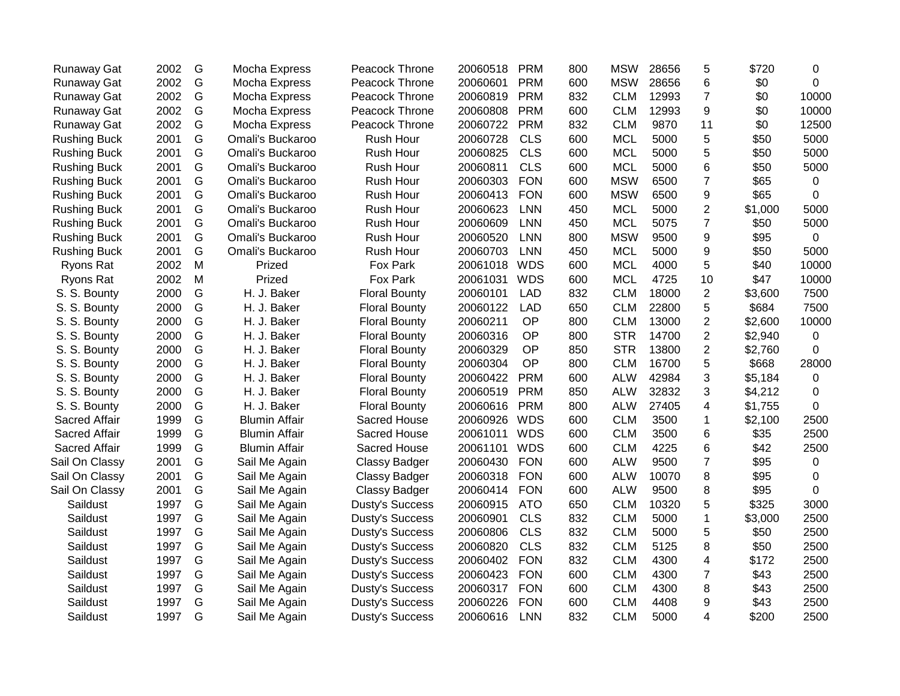| | | | | | | | | | | | | |
|---|---|---|---|---|---|---|---|---|---|---|---|---|
| Runaway Gat | 2002 | G | Mocha Express | Peacock Throne | 20060518 | PRM | 800 | MSW | 28656 | 5 | $720 | 0 |
| Runaway Gat | 2002 | G | Mocha Express | Peacock Throne | 20060601 | PRM | 600 | MSW | 28656 | 6 | $0 | 0 |
| Runaway Gat | 2002 | G | Mocha Express | Peacock Throne | 20060819 | PRM | 832 | CLM | 12993 | 7 | $0 | 10000 |
| Runaway Gat | 2002 | G | Mocha Express | Peacock Throne | 20060808 | PRM | 600 | CLM | 12993 | 9 | $0 | 10000 |
| Runaway Gat | 2002 | G | Mocha Express | Peacock Throne | 20060722 | PRM | 832 | CLM | 9870 | 11 | $0 | 12500 |
| Rushing Buck | 2001 | G | Omali's Buckaroo | Rush Hour | 20060728 | CLS | 600 | MCL | 5000 | 5 | $50 | 5000 |
| Rushing Buck | 2001 | G | Omali's Buckaroo | Rush Hour | 20060825 | CLS | 600 | MCL | 5000 | 5 | $50 | 5000 |
| Rushing Buck | 2001 | G | Omali's Buckaroo | Rush Hour | 20060811 | CLS | 600 | MCL | 5000 | 6 | $50 | 5000 |
| Rushing Buck | 2001 | G | Omali's Buckaroo | Rush Hour | 20060303 | FON | 600 | MSW | 6500 | 7 | $65 | 0 |
| Rushing Buck | 2001 | G | Omali's Buckaroo | Rush Hour | 20060413 | FON | 600 | MSW | 6500 | 9 | $65 | 0 |
| Rushing Buck | 2001 | G | Omali's Buckaroo | Rush Hour | 20060623 | LNN | 450 | MCL | 5000 | 2 | $1,000 | 5000 |
| Rushing Buck | 2001 | G | Omali's Buckaroo | Rush Hour | 20060609 | LNN | 450 | MCL | 5075 | 7 | $50 | 5000 |
| Rushing Buck | 2001 | G | Omali's Buckaroo | Rush Hour | 20060520 | LNN | 800 | MSW | 9500 | 9 | $95 | 0 |
| Rushing Buck | 2001 | G | Omali's Buckaroo | Rush Hour | 20060703 | LNN | 450 | MCL | 5000 | 9 | $50 | 5000 |
| Ryons Rat | 2002 | M | Prized | Fox Park | 20061018 | WDS | 600 | MCL | 4000 | 5 | $40 | 10000 |
| Ryons Rat | 2002 | M | Prized | Fox Park | 20061031 | WDS | 600 | MCL | 4725 | 10 | $47 | 10000 |
| S. S. Bounty | 2000 | G | H. J. Baker | Floral Bounty | 20060101 | LAD | 832 | CLM | 18000 | 2 | $3,600 | 7500 |
| S. S. Bounty | 2000 | G | H. J. Baker | Floral Bounty | 20060122 | LAD | 650 | CLM | 22800 | 5 | $684 | 7500 |
| S. S. Bounty | 2000 | G | H. J. Baker | Floral Bounty | 20060211 | OP | 800 | CLM | 13000 | 2 | $2,600 | 10000 |
| S. S. Bounty | 2000 | G | H. J. Baker | Floral Bounty | 20060316 | OP | 800 | STR | 14700 | 2 | $2,940 | 0 |
| S. S. Bounty | 2000 | G | H. J. Baker | Floral Bounty | 20060329 | OP | 850 | STR | 13800 | 2 | $2,760 | 0 |
| S. S. Bounty | 2000 | G | H. J. Baker | Floral Bounty | 20060304 | OP | 800 | CLM | 16700 | 5 | $668 | 28000 |
| S. S. Bounty | 2000 | G | H. J. Baker | Floral Bounty | 20060422 | PRM | 600 | ALW | 42984 | 3 | $5,184 | 0 |
| S. S. Bounty | 2000 | G | H. J. Baker | Floral Bounty | 20060519 | PRM | 850 | ALW | 32832 | 3 | $4,212 | 0 |
| S. S. Bounty | 2000 | G | H. J. Baker | Floral Bounty | 20060616 | PRM | 800 | ALW | 27405 | 4 | $1,755 | 0 |
| Sacred Affair | 1999 | G | Blumin Affair | Sacred House | 20060926 | WDS | 600 | CLM | 3500 | 1 | $2,100 | 2500 |
| Sacred Affair | 1999 | G | Blumin Affair | Sacred House | 20061011 | WDS | 600 | CLM | 3500 | 6 | $35 | 2500 |
| Sacred Affair | 1999 | G | Blumin Affair | Sacred House | 20061101 | WDS | 600 | CLM | 4225 | 6 | $42 | 2500 |
| Sail On Classy | 2001 | G | Sail Me Again | Classy Badger | 20060430 | FON | 600 | ALW | 9500 | 7 | $95 | 0 |
| Sail On Classy | 2001 | G | Sail Me Again | Classy Badger | 20060318 | FON | 600 | ALW | 10070 | 8 | $95 | 0 |
| Sail On Classy | 2001 | G | Sail Me Again | Classy Badger | 20060414 | FON | 600 | ALW | 9500 | 8 | $95 | 0 |
| Saildust | 1997 | G | Sail Me Again | Dusty's Success | 20060915 | ATO | 650 | CLM | 10320 | 5 | $325 | 3000 |
| Saildust | 1997 | G | Sail Me Again | Dusty's Success | 20060901 | CLS | 832 | CLM | 5000 | 1 | $3,000 | 2500 |
| Saildust | 1997 | G | Sail Me Again | Dusty's Success | 20060806 | CLS | 832 | CLM | 5000 | 5 | $50 | 2500 |
| Saildust | 1997 | G | Sail Me Again | Dusty's Success | 20060820 | CLS | 832 | CLM | 5125 | 8 | $50 | 2500 |
| Saildust | 1997 | G | Sail Me Again | Dusty's Success | 20060402 | FON | 832 | CLM | 4300 | 4 | $172 | 2500 |
| Saildust | 1997 | G | Sail Me Again | Dusty's Success | 20060423 | FON | 600 | CLM | 4300 | 7 | $43 | 2500 |
| Saildust | 1997 | G | Sail Me Again | Dusty's Success | 20060317 | FON | 600 | CLM | 4300 | 8 | $43 | 2500 |
| Saildust | 1997 | G | Sail Me Again | Dusty's Success | 20060226 | FON | 600 | CLM | 4408 | 9 | $43 | 2500 |
| Saildust | 1997 | G | Sail Me Again | Dusty's Success | 20060616 | LNN | 832 | CLM | 5000 | 4 | $200 | 2500 |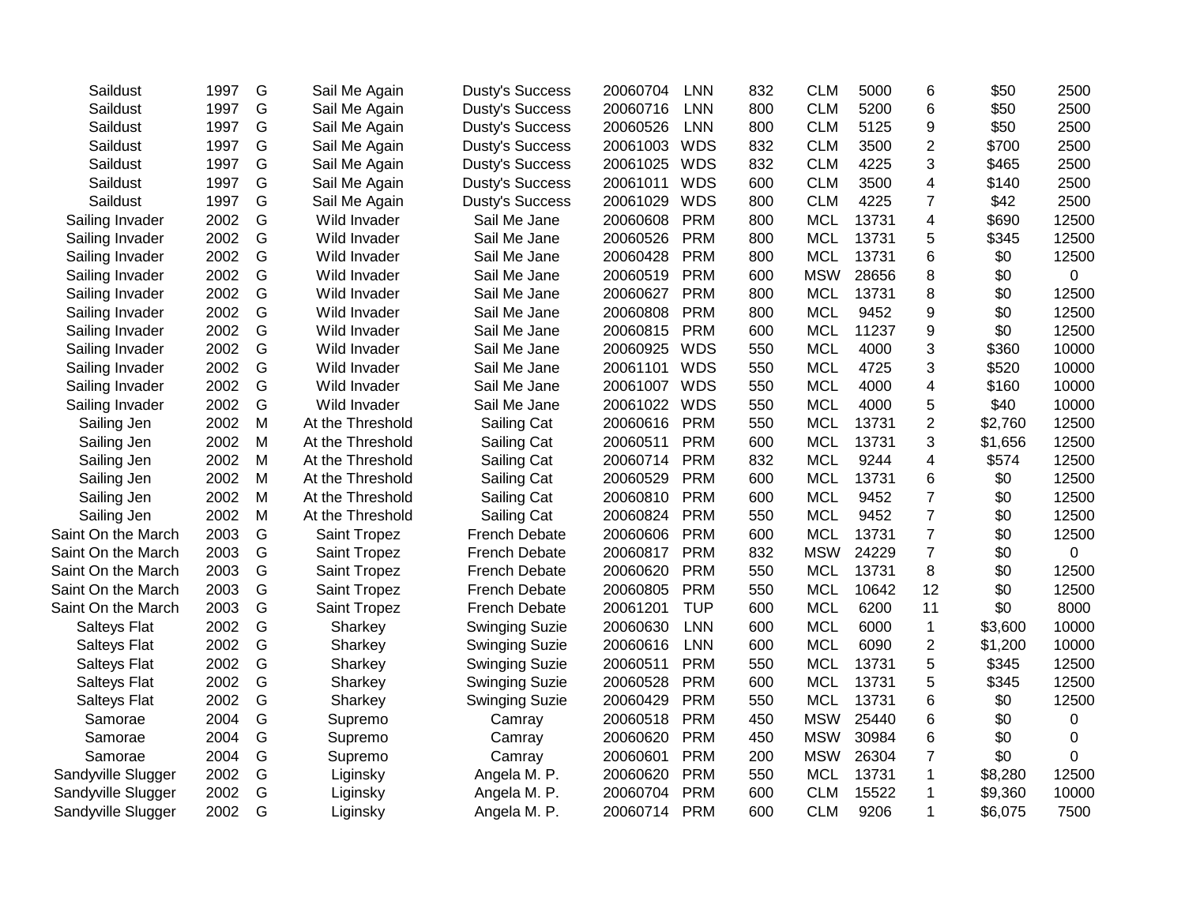| | | | | | | | | | | | | |
|---|---|---|---|---|---|---|---|---|---|---|---|---|
| Saildust | 1997 | G | Sail Me Again | Dusty's Success | 20060704 | LNN | 832 | CLM | 5000 | 6 | $50 | 2500 |
| Saildust | 1997 | G | Sail Me Again | Dusty's Success | 20060716 | LNN | 800 | CLM | 5200 | 6 | $50 | 2500 |
| Saildust | 1997 | G | Sail Me Again | Dusty's Success | 20060526 | LNN | 800 | CLM | 5125 | 9 | $50 | 2500 |
| Saildust | 1997 | G | Sail Me Again | Dusty's Success | 20061003 | WDS | 832 | CLM | 3500 | 2 | $700 | 2500 |
| Saildust | 1997 | G | Sail Me Again | Dusty's Success | 20061025 | WDS | 832 | CLM | 4225 | 3 | $465 | 2500 |
| Saildust | 1997 | G | Sail Me Again | Dusty's Success | 20061011 | WDS | 600 | CLM | 3500 | 4 | $140 | 2500 |
| Saildust | 1997 | G | Sail Me Again | Dusty's Success | 20061029 | WDS | 800 | CLM | 4225 | 7 | $42 | 2500 |
| Sailing Invader | 2002 | G | Wild Invader | Sail Me Jane | 20060608 | PRM | 800 | MCL | 13731 | 4 | $690 | 12500 |
| Sailing Invader | 2002 | G | Wild Invader | Sail Me Jane | 20060526 | PRM | 800 | MCL | 13731 | 5 | $345 | 12500 |
| Sailing Invader | 2002 | G | Wild Invader | Sail Me Jane | 20060428 | PRM | 800 | MCL | 13731 | 6 | $0 | 12500 |
| Sailing Invader | 2002 | G | Wild Invader | Sail Me Jane | 20060519 | PRM | 600 | MSW | 28656 | 8 | $0 | 0 |
| Sailing Invader | 2002 | G | Wild Invader | Sail Me Jane | 20060627 | PRM | 800 | MCL | 13731 | 8 | $0 | 12500 |
| Sailing Invader | 2002 | G | Wild Invader | Sail Me Jane | 20060808 | PRM | 800 | MCL | 9452 | 9 | $0 | 12500 |
| Sailing Invader | 2002 | G | Wild Invader | Sail Me Jane | 20060815 | PRM | 600 | MCL | 11237 | 9 | $0 | 12500 |
| Sailing Invader | 2002 | G | Wild Invader | Sail Me Jane | 20060925 | WDS | 550 | MCL | 4000 | 3 | $360 | 10000 |
| Sailing Invader | 2002 | G | Wild Invader | Sail Me Jane | 20061101 | WDS | 550 | MCL | 4725 | 3 | $520 | 10000 |
| Sailing Invader | 2002 | G | Wild Invader | Sail Me Jane | 20061007 | WDS | 550 | MCL | 4000 | 4 | $160 | 10000 |
| Sailing Invader | 2002 | G | Wild Invader | Sail Me Jane | 20061022 | WDS | 550 | MCL | 4000 | 5 | $40 | 10000 |
| Sailing Jen | 2002 | M | At the Threshold | Sailing Cat | 20060616 | PRM | 550 | MCL | 13731 | 2 | $2,760 | 12500 |
| Sailing Jen | 2002 | M | At the Threshold | Sailing Cat | 20060511 | PRM | 600 | MCL | 13731 | 3 | $1,656 | 12500 |
| Sailing Jen | 2002 | M | At the Threshold | Sailing Cat | 20060714 | PRM | 832 | MCL | 9244 | 4 | $574 | 12500 |
| Sailing Jen | 2002 | M | At the Threshold | Sailing Cat | 20060529 | PRM | 600 | MCL | 13731 | 6 | $0 | 12500 |
| Sailing Jen | 2002 | M | At the Threshold | Sailing Cat | 20060810 | PRM | 600 | MCL | 9452 | 7 | $0 | 12500 |
| Sailing Jen | 2002 | M | At the Threshold | Sailing Cat | 20060824 | PRM | 550 | MCL | 9452 | 7 | $0 | 12500 |
| Saint On the March | 2003 | G | Saint Tropez | French Debate | 20060606 | PRM | 600 | MCL | 13731 | 7 | $0 | 12500 |
| Saint On the March | 2003 | G | Saint Tropez | French Debate | 20060817 | PRM | 832 | MSW | 24229 | 7 | $0 | 0 |
| Saint On the March | 2003 | G | Saint Tropez | French Debate | 20060620 | PRM | 550 | MCL | 13731 | 8 | $0 | 12500 |
| Saint On the March | 2003 | G | Saint Tropez | French Debate | 20060805 | PRM | 550 | MCL | 10642 | 12 | $0 | 12500 |
| Saint On the March | 2003 | G | Saint Tropez | French Debate | 20061201 | TUP | 600 | MCL | 6200 | 11 | $0 | 8000 |
| Salteys Flat | 2002 | G | Sharkey | Swinging Suzie | 20060630 | LNN | 600 | MCL | 6000 | 1 | $3,600 | 10000 |
| Salteys Flat | 2002 | G | Sharkey | Swinging Suzie | 20060616 | LNN | 600 | MCL | 6090 | 2 | $1,200 | 10000 |
| Salteys Flat | 2002 | G | Sharkey | Swinging Suzie | 20060511 | PRM | 550 | MCL | 13731 | 5 | $345 | 12500 |
| Salteys Flat | 2002 | G | Sharkey | Swinging Suzie | 20060528 | PRM | 600 | MCL | 13731 | 5 | $345 | 12500 |
| Salteys Flat | 2002 | G | Sharkey | Swinging Suzie | 20060429 | PRM | 550 | MCL | 13731 | 6 | $0 | 12500 |
| Samorae | 2004 | G | Supremo | Camray | 20060518 | PRM | 450 | MSW | 25440 | 6 | $0 | 0 |
| Samorae | 2004 | G | Supremo | Camray | 20060620 | PRM | 450 | MSW | 30984 | 6 | $0 | 0 |
| Samorae | 2004 | G | Supremo | Camray | 20060601 | PRM | 200 | MSW | 26304 | 7 | $0 | 0 |
| Sandyville Slugger | 2002 | G | Liginsky | Angela M. P. | 20060620 | PRM | 550 | MCL | 13731 | 1 | $8,280 | 12500 |
| Sandyville Slugger | 2002 | G | Liginsky | Angela M. P. | 20060704 | PRM | 600 | CLM | 15522 | 1 | $9,360 | 10000 |
| Sandyville Slugger | 2002 | G | Liginsky | Angela M. P. | 20060714 | PRM | 600 | CLM | 9206 | 1 | $6,075 | 7500 |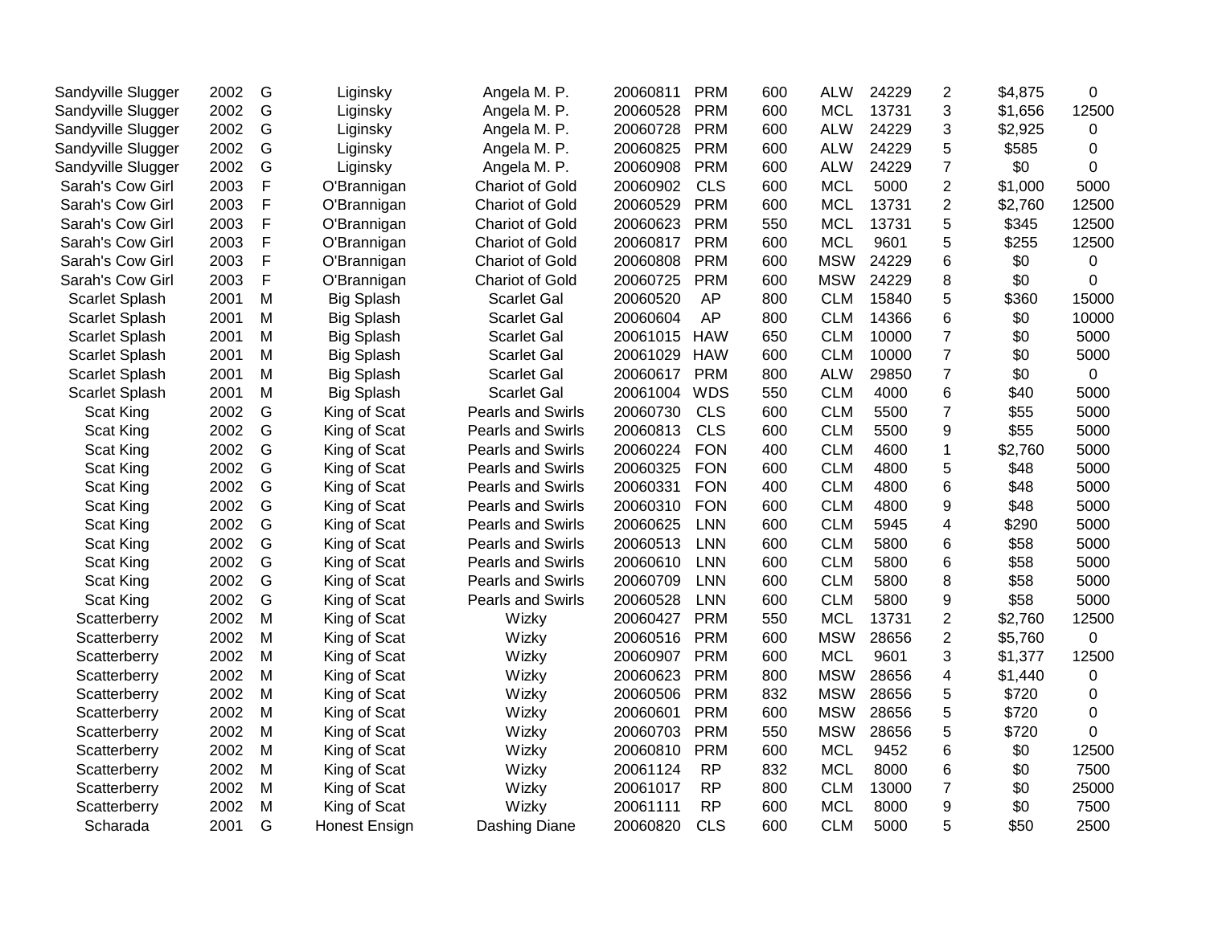| | | | | | | | | | | | | |
|---|---|---|---|---|---|---|---|---|---|---|---|---|
| Sandyville Slugger | 2002 | G | Liginsky | Angela M. P. | 20060811 | PRM | 600 | ALW | 24229 | 2 | $4,875 | 0 |
| Sandyville Slugger | 2002 | G | Liginsky | Angela M. P. | 20060528 | PRM | 600 | MCL | 13731 | 3 | $1,656 | 12500 |
| Sandyville Slugger | 2002 | G | Liginsky | Angela M. P. | 20060728 | PRM | 600 | ALW | 24229 | 3 | $2,925 | 0 |
| Sandyville Slugger | 2002 | G | Liginsky | Angela M. P. | 20060825 | PRM | 600 | ALW | 24229 | 5 | $585 | 0 |
| Sandyville Slugger | 2002 | G | Liginsky | Angela M. P. | 20060908 | PRM | 600 | ALW | 24229 | 7 | $0 | 0 |
| Sarah's Cow Girl | 2003 | F | O'Brannigan | Chariot of Gold | 20060902 | CLS | 600 | MCL | 5000 | 2 | $1,000 | 5000 |
| Sarah's Cow Girl | 2003 | F | O'Brannigan | Chariot of Gold | 20060529 | PRM | 600 | MCL | 13731 | 2 | $2,760 | 12500 |
| Sarah's Cow Girl | 2003 | F | O'Brannigan | Chariot of Gold | 20060623 | PRM | 550 | MCL | 13731 | 5 | $345 | 12500 |
| Sarah's Cow Girl | 2003 | F | O'Brannigan | Chariot of Gold | 20060817 | PRM | 600 | MCL | 9601 | 5 | $255 | 12500 |
| Sarah's Cow Girl | 2003 | F | O'Brannigan | Chariot of Gold | 20060808 | PRM | 600 | MSW | 24229 | 6 | $0 | 0 |
| Sarah's Cow Girl | 2003 | F | O'Brannigan | Chariot of Gold | 20060725 | PRM | 600 | MSW | 24229 | 8 | $0 | 0 |
| Scarlet Splash | 2001 | M | Big Splash | Scarlet Gal | 20060520 | AP | 800 | CLM | 15840 | 5 | $360 | 15000 |
| Scarlet Splash | 2001 | M | Big Splash | Scarlet Gal | 20060604 | AP | 800 | CLM | 14366 | 6 | $0 | 10000 |
| Scarlet Splash | 2001 | M | Big Splash | Scarlet Gal | 20061015 | HAW | 650 | CLM | 10000 | 7 | $0 | 5000 |
| Scarlet Splash | 2001 | M | Big Splash | Scarlet Gal | 20061029 | HAW | 600 | CLM | 10000 | 7 | $0 | 5000 |
| Scarlet Splash | 2001 | M | Big Splash | Scarlet Gal | 20060617 | PRM | 800 | ALW | 29850 | 7 | $0 | 0 |
| Scarlet Splash | 2001 | M | Big Splash | Scarlet Gal | 20061004 | WDS | 550 | CLM | 4000 | 6 | $40 | 5000 |
| Scat King | 2002 | G | King of Scat | Pearls and Swirls | 20060730 | CLS | 600 | CLM | 5500 | 7 | $55 | 5000 |
| Scat King | 2002 | G | King of Scat | Pearls and Swirls | 20060813 | CLS | 600 | CLM | 5500 | 9 | $55 | 5000 |
| Scat King | 2002 | G | King of Scat | Pearls and Swirls | 20060224 | FON | 400 | CLM | 4600 | 1 | $2,760 | 5000 |
| Scat King | 2002 | G | King of Scat | Pearls and Swirls | 20060325 | FON | 600 | CLM | 4800 | 5 | $48 | 5000 |
| Scat King | 2002 | G | King of Scat | Pearls and Swirls | 20060331 | FON | 400 | CLM | 4800 | 6 | $48 | 5000 |
| Scat King | 2002 | G | King of Scat | Pearls and Swirls | 20060310 | FON | 600 | CLM | 4800 | 9 | $48 | 5000 |
| Scat King | 2002 | G | King of Scat | Pearls and Swirls | 20060625 | LNN | 600 | CLM | 5945 | 4 | $290 | 5000 |
| Scat King | 2002 | G | King of Scat | Pearls and Swirls | 20060513 | LNN | 600 | CLM | 5800 | 6 | $58 | 5000 |
| Scat King | 2002 | G | King of Scat | Pearls and Swirls | 20060610 | LNN | 600 | CLM | 5800 | 6 | $58 | 5000 |
| Scat King | 2002 | G | King of Scat | Pearls and Swirls | 20060709 | LNN | 600 | CLM | 5800 | 8 | $58 | 5000 |
| Scat King | 2002 | G | King of Scat | Pearls and Swirls | 20060528 | LNN | 600 | CLM | 5800 | 9 | $58 | 5000 |
| Scatterberry | 2002 | M | King of Scat | Wizky | 20060427 | PRM | 550 | MCL | 13731 | 2 | $2,760 | 12500 |
| Scatterberry | 2002 | M | King of Scat | Wizky | 20060516 | PRM | 600 | MSW | 28656 | 2 | $5,760 | 0 |
| Scatterberry | 2002 | M | King of Scat | Wizky | 20060907 | PRM | 600 | MCL | 9601 | 3 | $1,377 | 12500 |
| Scatterberry | 2002 | M | King of Scat | Wizky | 20060623 | PRM | 800 | MSW | 28656 | 4 | $1,440 | 0 |
| Scatterberry | 2002 | M | King of Scat | Wizky | 20060506 | PRM | 832 | MSW | 28656 | 5 | $720 | 0 |
| Scatterberry | 2002 | M | King of Scat | Wizky | 20060601 | PRM | 600 | MSW | 28656 | 5 | $720 | 0 |
| Scatterberry | 2002 | M | King of Scat | Wizky | 20060703 | PRM | 550 | MSW | 28656 | 5 | $720 | 0 |
| Scatterberry | 2002 | M | King of Scat | Wizky | 20060810 | PRM | 600 | MCL | 9452 | 6 | $0 | 12500 |
| Scatterberry | 2002 | M | King of Scat | Wizky | 20061124 | RP | 832 | MCL | 8000 | 6 | $0 | 7500 |
| Scatterberry | 2002 | M | King of Scat | Wizky | 20061017 | RP | 800 | CLM | 13000 | 7 | $0 | 25000 |
| Scatterberry | 2002 | M | King of Scat | Wizky | 20061111 | RP | 600 | MCL | 8000 | 9 | $0 | 7500 |
| Scharada | 2001 | G | Honest Ensign | Dashing Diane | 20060820 | CLS | 600 | CLM | 5000 | 5 | $50 | 2500 |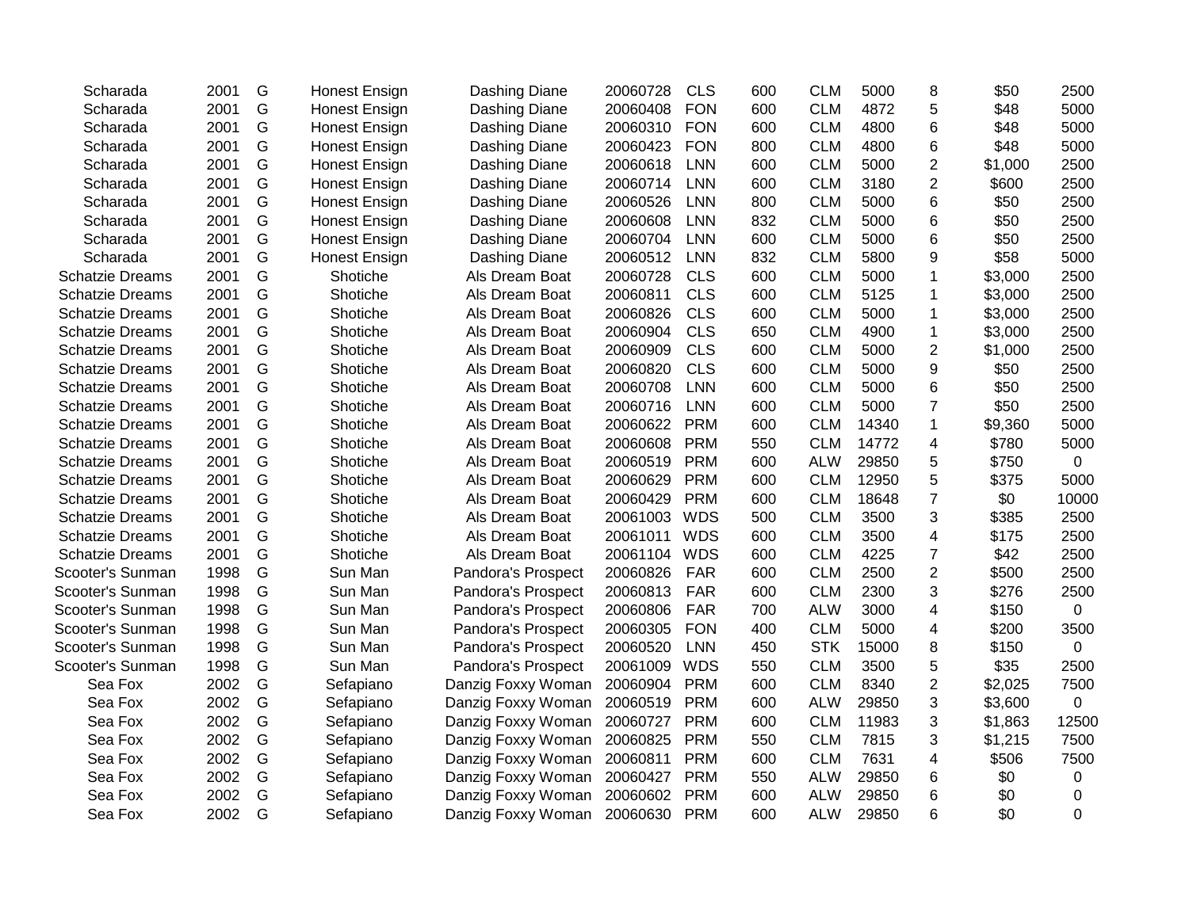| | | | | | | | | | | | | |
|---|---|---|---|---|---|---|---|---|---|---|---|---|
| Scharada | 2001 | G | Honest Ensign | Dashing Diane | 20060728 | CLS | 600 | CLM | 5000 | 8 | $50 | 2500 |
| Scharada | 2001 | G | Honest Ensign | Dashing Diane | 20060408 | FON | 600 | CLM | 4872 | 5 | $48 | 5000 |
| Scharada | 2001 | G | Honest Ensign | Dashing Diane | 20060310 | FON | 600 | CLM | 4800 | 6 | $48 | 5000 |
| Scharada | 2001 | G | Honest Ensign | Dashing Diane | 20060423 | FON | 800 | CLM | 4800 | 6 | $48 | 5000 |
| Scharada | 2001 | G | Honest Ensign | Dashing Diane | 20060618 | LNN | 600 | CLM | 5000 | 2 | $1,000 | 2500 |
| Scharada | 2001 | G | Honest Ensign | Dashing Diane | 20060714 | LNN | 600 | CLM | 3180 | 2 | $600 | 2500 |
| Scharada | 2001 | G | Honest Ensign | Dashing Diane | 20060526 | LNN | 800 | CLM | 5000 | 6 | $50 | 2500 |
| Scharada | 2001 | G | Honest Ensign | Dashing Diane | 20060608 | LNN | 832 | CLM | 5000 | 6 | $50 | 2500 |
| Scharada | 2001 | G | Honest Ensign | Dashing Diane | 20060704 | LNN | 600 | CLM | 5000 | 6 | $50 | 2500 |
| Scharada | 2001 | G | Honest Ensign | Dashing Diane | 20060512 | LNN | 832 | CLM | 5800 | 9 | $58 | 5000 |
| Schatzie Dreams | 2001 | G | Shotiche | Als Dream Boat | 20060728 | CLS | 600 | CLM | 5000 | 1 | $3,000 | 2500 |
| Schatzie Dreams | 2001 | G | Shotiche | Als Dream Boat | 20060811 | CLS | 600 | CLM | 5125 | 1 | $3,000 | 2500 |
| Schatzie Dreams | 2001 | G | Shotiche | Als Dream Boat | 20060826 | CLS | 600 | CLM | 5000 | 1 | $3,000 | 2500 |
| Schatzie Dreams | 2001 | G | Shotiche | Als Dream Boat | 20060904 | CLS | 650 | CLM | 4900 | 1 | $3,000 | 2500 |
| Schatzie Dreams | 2001 | G | Shotiche | Als Dream Boat | 20060909 | CLS | 600 | CLM | 5000 | 2 | $1,000 | 2500 |
| Schatzie Dreams | 2001 | G | Shotiche | Als Dream Boat | 20060820 | CLS | 600 | CLM | 5000 | 9 | $50 | 2500 |
| Schatzie Dreams | 2001 | G | Shotiche | Als Dream Boat | 20060708 | LNN | 600 | CLM | 5000 | 6 | $50 | 2500 |
| Schatzie Dreams | 2001 | G | Shotiche | Als Dream Boat | 20060716 | LNN | 600 | CLM | 5000 | 7 | $50 | 2500 |
| Schatzie Dreams | 2001 | G | Shotiche | Als Dream Boat | 20060622 | PRM | 600 | CLM | 14340 | 1 | $9,360 | 5000 |
| Schatzie Dreams | 2001 | G | Shotiche | Als Dream Boat | 20060608 | PRM | 550 | CLM | 14772 | 4 | $780 | 5000 |
| Schatzie Dreams | 2001 | G | Shotiche | Als Dream Boat | 20060519 | PRM | 600 | ALW | 29850 | 5 | $750 | 0 |
| Schatzie Dreams | 2001 | G | Shotiche | Als Dream Boat | 20060629 | PRM | 600 | CLM | 12950 | 5 | $375 | 5000 |
| Schatzie Dreams | 2001 | G | Shotiche | Als Dream Boat | 20060429 | PRM | 600 | CLM | 18648 | 7 | $0 | 10000 |
| Schatzie Dreams | 2001 | G | Shotiche | Als Dream Boat | 20061003 | WDS | 500 | CLM | 3500 | 3 | $385 | 2500 |
| Schatzie Dreams | 2001 | G | Shotiche | Als Dream Boat | 20061011 | WDS | 600 | CLM | 3500 | 4 | $175 | 2500 |
| Schatzie Dreams | 2001 | G | Shotiche | Als Dream Boat | 20061104 | WDS | 600 | CLM | 4225 | 7 | $42 | 2500 |
| Scooter's Sunman | 1998 | G | Sun Man | Pandora's Prospect | 20060826 | FAR | 600 | CLM | 2500 | 2 | $500 | 2500 |
| Scooter's Sunman | 1998 | G | Sun Man | Pandora's Prospect | 20060813 | FAR | 600 | CLM | 2300 | 3 | $276 | 2500 |
| Scooter's Sunman | 1998 | G | Sun Man | Pandora's Prospect | 20060806 | FAR | 700 | ALW | 3000 | 4 | $150 | 0 |
| Scooter's Sunman | 1998 | G | Sun Man | Pandora's Prospect | 20060305 | FON | 400 | CLM | 5000 | 4 | $200 | 3500 |
| Scooter's Sunman | 1998 | G | Sun Man | Pandora's Prospect | 20060520 | LNN | 450 | STK | 15000 | 8 | $150 | 0 |
| Scooter's Sunman | 1998 | G | Sun Man | Pandora's Prospect | 20061009 | WDS | 550 | CLM | 3500 | 5 | $35 | 2500 |
| Sea Fox | 2002 | G | Sefapiano | Danzig Foxxy Woman | 20060904 | PRM | 600 | CLM | 8340 | 2 | $2,025 | 7500 |
| Sea Fox | 2002 | G | Sefapiano | Danzig Foxxy Woman | 20060519 | PRM | 600 | ALW | 29850 | 3 | $3,600 | 0 |
| Sea Fox | 2002 | G | Sefapiano | Danzig Foxxy Woman | 20060727 | PRM | 600 | CLM | 11983 | 3 | $1,863 | 12500 |
| Sea Fox | 2002 | G | Sefapiano | Danzig Foxxy Woman | 20060825 | PRM | 550 | CLM | 7815 | 3 | $1,215 | 7500 |
| Sea Fox | 2002 | G | Sefapiano | Danzig Foxxy Woman | 20060811 | PRM | 600 | CLM | 7631 | 4 | $506 | 7500 |
| Sea Fox | 2002 | G | Sefapiano | Danzig Foxxy Woman | 20060427 | PRM | 550 | ALW | 29850 | 6 | $0 | 0 |
| Sea Fox | 2002 | G | Sefapiano | Danzig Foxxy Woman | 20060602 | PRM | 600 | ALW | 29850 | 6 | $0 | 0 |
| Sea Fox | 2002 | G | Sefapiano | Danzig Foxxy Woman | 20060630 | PRM | 600 | ALW | 29850 | 6 | $0 | 0 |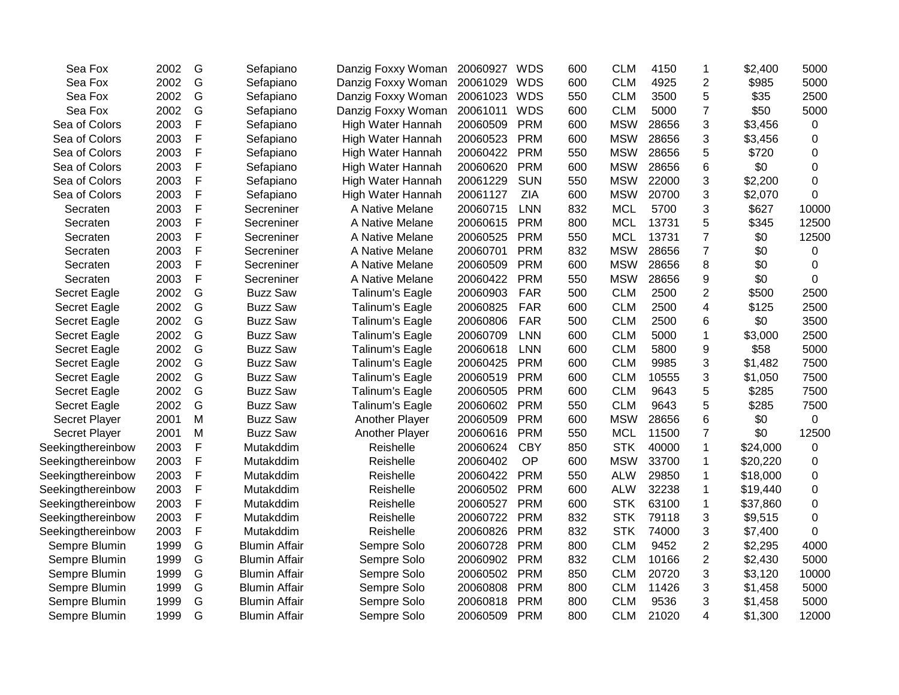| | | | | | | | | | | | | |
|---|---|---|---|---|---|---|---|---|---|---|---|---|
| Sea Fox | 2002 | G | Sefapiano | Danzig Foxxy Woman | 20060927 | WDS | 600 | CLM | 4150 | 1 | $2,400 | 5000 |
| Sea Fox | 2002 | G | Sefapiano | Danzig Foxxy Woman | 20061029 | WDS | 600 | CLM | 4925 | 2 | $985 | 5000 |
| Sea Fox | 2002 | G | Sefapiano | Danzig Foxxy Woman | 20061023 | WDS | 550 | CLM | 3500 | 5 | $35 | 2500 |
| Sea Fox | 2002 | G | Sefapiano | Danzig Foxxy Woman | 20061011 | WDS | 600 | CLM | 5000 | 7 | $50 | 5000 |
| Sea of Colors | 2003 | F | Sefapiano | High Water Hannah | 20060509 | PRM | 600 | MSW | 28656 | 3 | $3,456 | 0 |
| Sea of Colors | 2003 | F | Sefapiano | High Water Hannah | 20060523 | PRM | 600 | MSW | 28656 | 3 | $3,456 | 0 |
| Sea of Colors | 2003 | F | Sefapiano | High Water Hannah | 20060422 | PRM | 550 | MSW | 28656 | 5 | $720 | 0 |
| Sea of Colors | 2003 | F | Sefapiano | High Water Hannah | 20060620 | PRM | 600 | MSW | 28656 | 6 | $0 | 0 |
| Sea of Colors | 2003 | F | Sefapiano | High Water Hannah | 20061229 | SUN | 550 | MSW | 22000 | 3 | $2,200 | 0 |
| Sea of Colors | 2003 | F | Sefapiano | High Water Hannah | 20061127 | ZIA | 600 | MSW | 20700 | 3 | $2,070 | 0 |
| Secraten | 2003 | F | Secreniner | A Native Melane | 20060715 | LNN | 832 | MCL | 5700 | 3 | $627 | 10000 |
| Secraten | 2003 | F | Secreniner | A Native Melane | 20060615 | PRM | 800 | MCL | 13731 | 5 | $345 | 12500 |
| Secraten | 2003 | F | Secreniner | A Native Melane | 20060525 | PRM | 550 | MCL | 13731 | 7 | $0 | 12500 |
| Secraten | 2003 | F | Secreniner | A Native Melane | 20060701 | PRM | 832 | MSW | 28656 | 7 | $0 | 0 |
| Secraten | 2003 | F | Secreniner | A Native Melane | 20060509 | PRM | 600 | MSW | 28656 | 8 | $0 | 0 |
| Secraten | 2003 | F | Secreniner | A Native Melane | 20060422 | PRM | 550 | MSW | 28656 | 9 | $0 | 0 |
| Secret Eagle | 2002 | G | Buzz Saw | Talinum's Eagle | 20060903 | FAR | 500 | CLM | 2500 | 2 | $500 | 2500 |
| Secret Eagle | 2002 | G | Buzz Saw | Talinum's Eagle | 20060825 | FAR | 600 | CLM | 2500 | 4 | $125 | 2500 |
| Secret Eagle | 2002 | G | Buzz Saw | Talinum's Eagle | 20060806 | FAR | 500 | CLM | 2500 | 6 | $0 | 3500 |
| Secret Eagle | 2002 | G | Buzz Saw | Talinum's Eagle | 20060709 | LNN | 600 | CLM | 5000 | 1 | $3,000 | 2500 |
| Secret Eagle | 2002 | G | Buzz Saw | Talinum's Eagle | 20060618 | LNN | 600 | CLM | 5800 | 9 | $58 | 5000 |
| Secret Eagle | 2002 | G | Buzz Saw | Talinum's Eagle | 20060425 | PRM | 600 | CLM | 9985 | 3 | $1,482 | 7500 |
| Secret Eagle | 2002 | G | Buzz Saw | Talinum's Eagle | 20060519 | PRM | 600 | CLM | 10555 | 3 | $1,050 | 7500 |
| Secret Eagle | 2002 | G | Buzz Saw | Talinum's Eagle | 20060505 | PRM | 600 | CLM | 9643 | 5 | $285 | 7500 |
| Secret Eagle | 2002 | G | Buzz Saw | Talinum's Eagle | 20060602 | PRM | 550 | CLM | 9643 | 5 | $285 | 7500 |
| Secret Player | 2001 | M | Buzz Saw | Another Player | 20060509 | PRM | 600 | MSW | 28656 | 6 | $0 | 0 |
| Secret Player | 2001 | M | Buzz Saw | Another Player | 20060616 | PRM | 550 | MCL | 11500 | 7 | $0 | 12500 |
| Seekingthereinbow | 2003 | F | Mutakddim | Reishelle | 20060624 | CBY | 850 | STK | 40000 | 1 | $24,000 | 0 |
| Seekingthereinbow | 2003 | F | Mutakddim | Reishelle | 20060402 | OP | 600 | MSW | 33700 | 1 | $20,220 | 0 |
| Seekingthereinbow | 2003 | F | Mutakddim | Reishelle | 20060422 | PRM | 550 | ALW | 29850 | 1 | $18,000 | 0 |
| Seekingthereinbow | 2003 | F | Mutakddim | Reishelle | 20060502 | PRM | 600 | ALW | 32238 | 1 | $19,440 | 0 |
| Seekingthereinbow | 2003 | F | Mutakddim | Reishelle | 20060527 | PRM | 600 | STK | 63100 | 1 | $37,860 | 0 |
| Seekingthereinbow | 2003 | F | Mutakddim | Reishelle | 20060722 | PRM | 832 | STK | 79118 | 3 | $9,515 | 0 |
| Seekingthereinbow | 2003 | F | Mutakddim | Reishelle | 20060826 | PRM | 832 | STK | 74000 | 3 | $7,400 | 0 |
| Sempre Blumin | 1999 | G | Blumin Affair | Sempre Solo | 20060728 | PRM | 800 | CLM | 9452 | 2 | $2,295 | 4000 |
| Sempre Blumin | 1999 | G | Blumin Affair | Sempre Solo | 20060902 | PRM | 832 | CLM | 10166 | 2 | $2,430 | 5000 |
| Sempre Blumin | 1999 | G | Blumin Affair | Sempre Solo | 20060502 | PRM | 850 | CLM | 20720 | 3 | $3,120 | 10000 |
| Sempre Blumin | 1999 | G | Blumin Affair | Sempre Solo | 20060808 | PRM | 800 | CLM | 11426 | 3 | $1,458 | 5000 |
| Sempre Blumin | 1999 | G | Blumin Affair | Sempre Solo | 20060818 | PRM | 800 | CLM | 9536 | 3 | $1,458 | 5000 |
| Sempre Blumin | 1999 | G | Blumin Affair | Sempre Solo | 20060509 | PRM | 800 | CLM | 21020 | 4 | $1,300 | 12000 |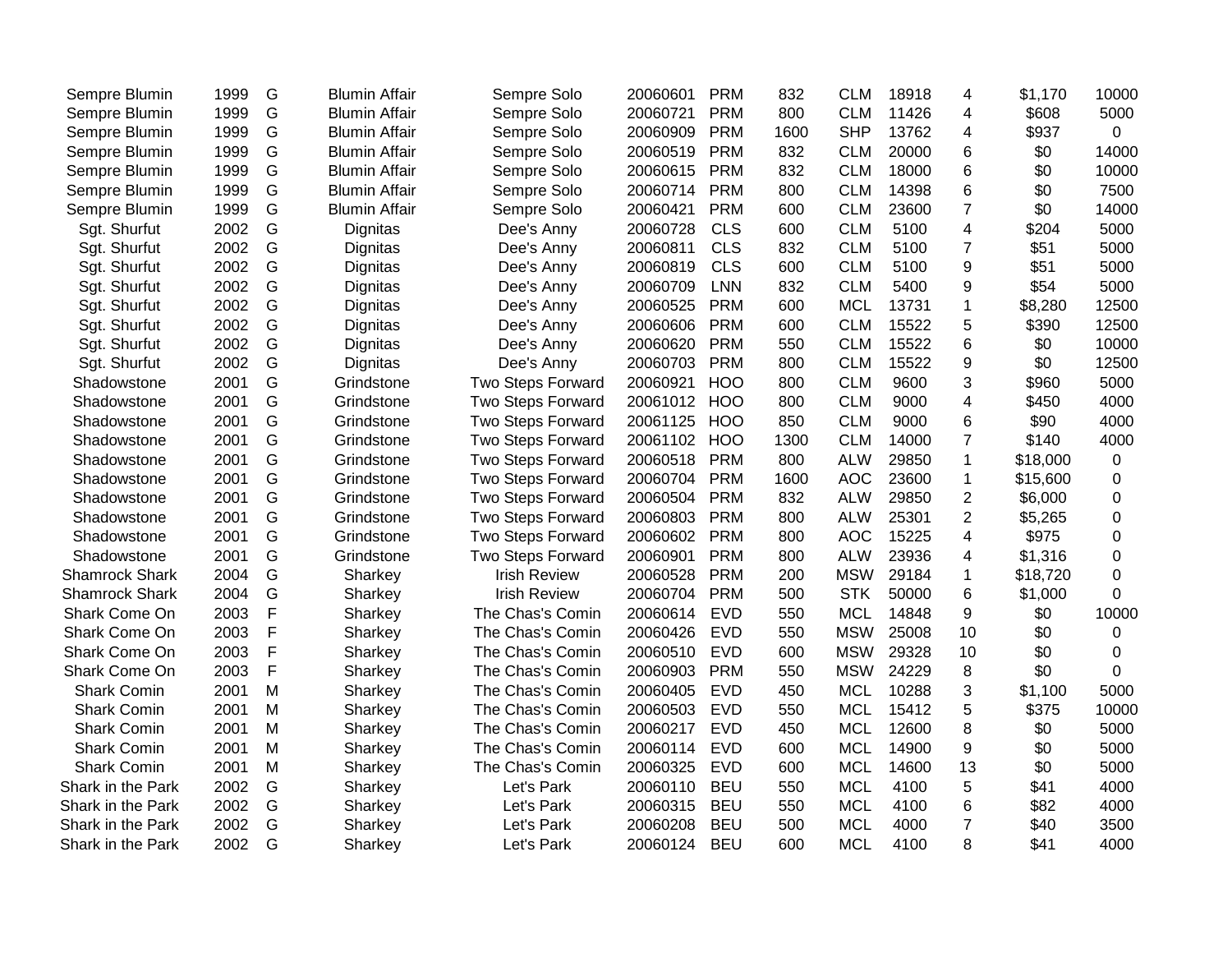|  |  |  |  |  |  |  |  |  |  |  |  |  |
|---|---|---|---|---|---|---|---|---|---|---|---|---|
| Sempre Blumin | 1999 | G | Blumin Affair | Sempre Solo | 20060601 | PRM | 832 | CLM | 18918 | 4 | $1,170 | 10000 |
| Sempre Blumin | 1999 | G | Blumin Affair | Sempre Solo | 20060721 | PRM | 800 | CLM | 11426 | 4 | $608 | 5000 |
| Sempre Blumin | 1999 | G | Blumin Affair | Sempre Solo | 20060909 | PRM | 1600 | SHP | 13762 | 4 | $937 | 0 |
| Sempre Blumin | 1999 | G | Blumin Affair | Sempre Solo | 20060519 | PRM | 832 | CLM | 20000 | 6 | $0 | 14000 |
| Sempre Blumin | 1999 | G | Blumin Affair | Sempre Solo | 20060615 | PRM | 832 | CLM | 18000 | 6 | $0 | 10000 |
| Sempre Blumin | 1999 | G | Blumin Affair | Sempre Solo | 20060714 | PRM | 800 | CLM | 14398 | 6 | $0 | 7500 |
| Sempre Blumin | 1999 | G | Blumin Affair | Sempre Solo | 20060421 | PRM | 600 | CLM | 23600 | 7 | $0 | 14000 |
| Sgt. Shurfut | 2002 | G | Dignitas | Dee's Anny | 20060728 | CLS | 600 | CLM | 5100 | 4 | $204 | 5000 |
| Sgt. Shurfut | 2002 | G | Dignitas | Dee's Anny | 20060811 | CLS | 832 | CLM | 5100 | 7 | $51 | 5000 |
| Sgt. Shurfut | 2002 | G | Dignitas | Dee's Anny | 20060819 | CLS | 600 | CLM | 5100 | 9 | $51 | 5000 |
| Sgt. Shurfut | 2002 | G | Dignitas | Dee's Anny | 20060709 | LNN | 832 | CLM | 5400 | 9 | $54 | 5000 |
| Sgt. Shurfut | 2002 | G | Dignitas | Dee's Anny | 20060525 | PRM | 600 | MCL | 13731 | 1 | $8,280 | 12500 |
| Sgt. Shurfut | 2002 | G | Dignitas | Dee's Anny | 20060606 | PRM | 600 | CLM | 15522 | 5 | $390 | 12500 |
| Sgt. Shurfut | 2002 | G | Dignitas | Dee's Anny | 20060620 | PRM | 550 | CLM | 15522 | 6 | $0 | 10000 |
| Sgt. Shurfut | 2002 | G | Dignitas | Dee's Anny | 20060703 | PRM | 800 | CLM | 15522 | 9 | $0 | 12500 |
| Shadowstone | 2001 | G | Grindstone | Two Steps Forward | 20060921 | HOO | 800 | CLM | 9600 | 3 | $960 | 5000 |
| Shadowstone | 2001 | G | Grindstone | Two Steps Forward | 20061012 | HOO | 800 | CLM | 9000 | 4 | $450 | 4000 |
| Shadowstone | 2001 | G | Grindstone | Two Steps Forward | 20061125 | HOO | 850 | CLM | 9000 | 6 | $90 | 4000 |
| Shadowstone | 2001 | G | Grindstone | Two Steps Forward | 20061102 | HOO | 1300 | CLM | 14000 | 7 | $140 | 4000 |
| Shadowstone | 2001 | G | Grindstone | Two Steps Forward | 20060518 | PRM | 800 | ALW | 29850 | 1 | $18,000 | 0 |
| Shadowstone | 2001 | G | Grindstone | Two Steps Forward | 20060704 | PRM | 1600 | AOC | 23600 | 1 | $15,600 | 0 |
| Shadowstone | 2001 | G | Grindstone | Two Steps Forward | 20060504 | PRM | 832 | ALW | 29850 | 2 | $6,000 | 0 |
| Shadowstone | 2001 | G | Grindstone | Two Steps Forward | 20060803 | PRM | 800 | ALW | 25301 | 2 | $5,265 | 0 |
| Shadowstone | 2001 | G | Grindstone | Two Steps Forward | 20060602 | PRM | 800 | AOC | 15225 | 4 | $975 | 0 |
| Shadowstone | 2001 | G | Grindstone | Two Steps Forward | 20060901 | PRM | 800 | ALW | 23936 | 4 | $1,316 | 0 |
| Shamrock Shark | 2004 | G | Sharkey | Irish Review | 20060528 | PRM | 200 | MSW | 29184 | 1 | $18,720 | 0 |
| Shamrock Shark | 2004 | G | Sharkey | Irish Review | 20060704 | PRM | 500 | STK | 50000 | 6 | $1,000 | 0 |
| Shark Come On | 2003 | F | Sharkey | The Chas's Comin | 20060614 | EVD | 550 | MCL | 14848 | 9 | $0 | 10000 |
| Shark Come On | 2003 | F | Sharkey | The Chas's Comin | 20060426 | EVD | 550 | MSW | 25008 | 10 | $0 | 0 |
| Shark Come On | 2003 | F | Sharkey | The Chas's Comin | 20060510 | EVD | 600 | MSW | 29328 | 10 | $0 | 0 |
| Shark Come On | 2003 | F | Sharkey | The Chas's Comin | 20060903 | PRM | 550 | MSW | 24229 | 8 | $0 | 0 |
| Shark Comin | 2001 | M | Sharkey | The Chas's Comin | 20060405 | EVD | 450 | MCL | 10288 | 3 | $1,100 | 5000 |
| Shark Comin | 2001 | M | Sharkey | The Chas's Comin | 20060503 | EVD | 550 | MCL | 15412 | 5 | $375 | 10000 |
| Shark Comin | 2001 | M | Sharkey | The Chas's Comin | 20060217 | EVD | 450 | MCL | 12600 | 8 | $0 | 5000 |
| Shark Comin | 2001 | M | Sharkey | The Chas's Comin | 20060114 | EVD | 600 | MCL | 14900 | 9 | $0 | 5000 |
| Shark Comin | 2001 | M | Sharkey | The Chas's Comin | 20060325 | EVD | 600 | MCL | 14600 | 13 | $0 | 5000 |
| Shark in the Park | 2002 | G | Sharkey | Let's Park | 20060110 | BEU | 550 | MCL | 4100 | 5 | $41 | 4000 |
| Shark in the Park | 2002 | G | Sharkey | Let's Park | 20060315 | BEU | 550 | MCL | 4100 | 6 | $82 | 4000 |
| Shark in the Park | 2002 | G | Sharkey | Let's Park | 20060208 | BEU | 500 | MCL | 4000 | 7 | $40 | 3500 |
| Shark in the Park | 2002 | G | Sharkey | Let's Park | 20060124 | BEU | 600 | MCL | 4100 | 8 | $41 | 4000 |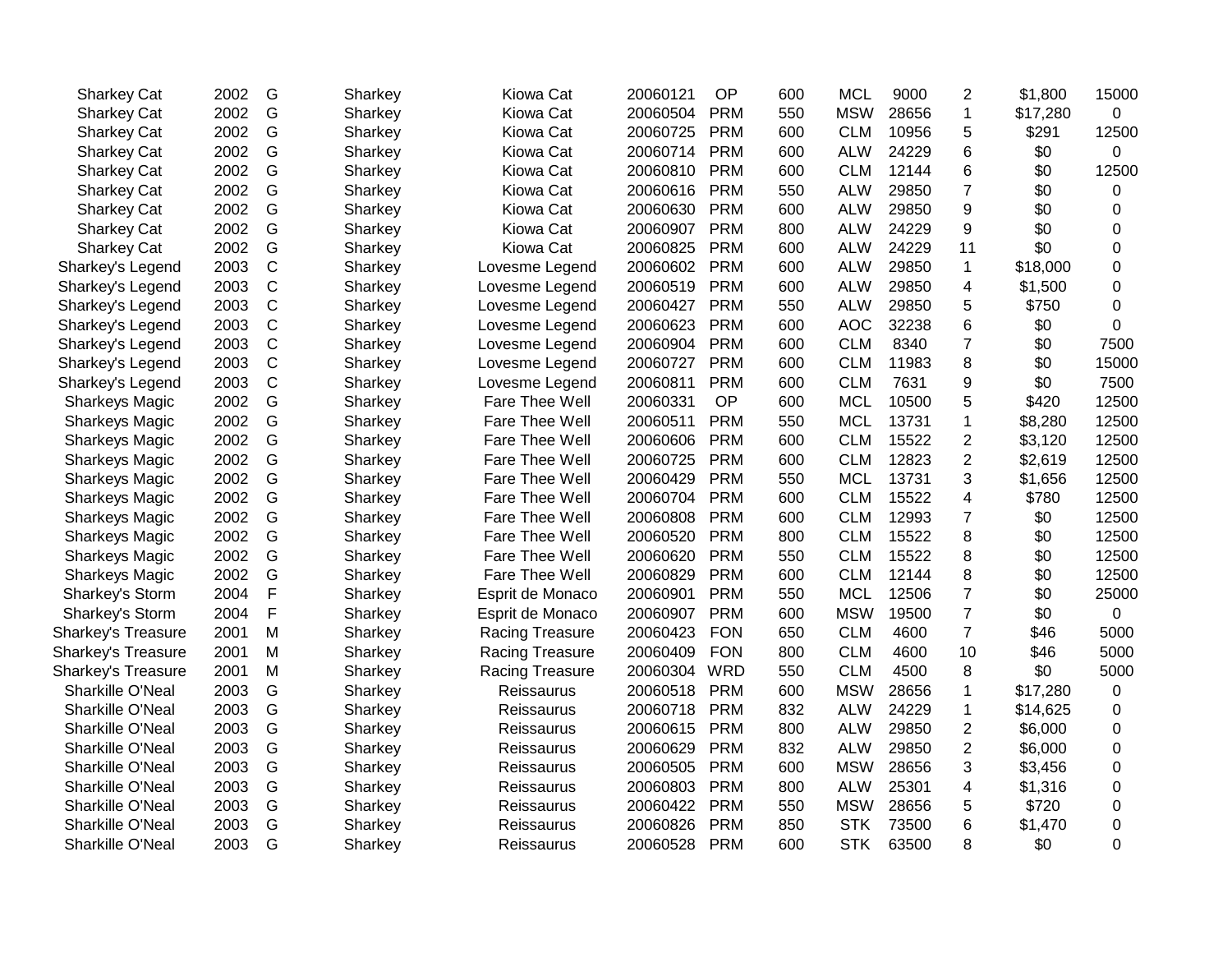| | | | | | | | | | | | | |
|---|---|---|---|---|---|---|---|---|---|---|---|---|
| Sharkey Cat | 2002 | G | Sharkey | Kiowa Cat | 20060121 | OP | 600 | MCL | 9000 | 2 | $1,800 | 15000 |
| Sharkey Cat | 2002 | G | Sharkey | Kiowa Cat | 20060504 | PRM | 550 | MSW | 28656 | 1 | $17,280 | 0 |
| Sharkey Cat | 2002 | G | Sharkey | Kiowa Cat | 20060725 | PRM | 600 | CLM | 10956 | 5 | $291 | 12500 |
| Sharkey Cat | 2002 | G | Sharkey | Kiowa Cat | 20060714 | PRM | 600 | ALW | 24229 | 6 | $0 | 0 |
| Sharkey Cat | 2002 | G | Sharkey | Kiowa Cat | 20060810 | PRM | 600 | CLM | 12144 | 6 | $0 | 12500 |
| Sharkey Cat | 2002 | G | Sharkey | Kiowa Cat | 20060616 | PRM | 550 | ALW | 29850 | 7 | $0 | 0 |
| Sharkey Cat | 2002 | G | Sharkey | Kiowa Cat | 20060630 | PRM | 600 | ALW | 29850 | 9 | $0 | 0 |
| Sharkey Cat | 2002 | G | Sharkey | Kiowa Cat | 20060907 | PRM | 800 | ALW | 24229 | 9 | $0 | 0 |
| Sharkey Cat | 2002 | G | Sharkey | Kiowa Cat | 20060825 | PRM | 600 | ALW | 24229 | 11 | $0 | 0 |
| Sharkey's Legend | 2003 | C | Sharkey | Lovesme Legend | 20060602 | PRM | 600 | ALW | 29850 | 1 | $18,000 | 0 |
| Sharkey's Legend | 2003 | C | Sharkey | Lovesme Legend | 20060519 | PRM | 600 | ALW | 29850 | 4 | $1,500 | 0 |
| Sharkey's Legend | 2003 | C | Sharkey | Lovesme Legend | 20060427 | PRM | 550 | ALW | 29850 | 5 | $750 | 0 |
| Sharkey's Legend | 2003 | C | Sharkey | Lovesme Legend | 20060623 | PRM | 600 | AOC | 32238 | 6 | $0 | 0 |
| Sharkey's Legend | 2003 | C | Sharkey | Lovesme Legend | 20060904 | PRM | 600 | CLM | 8340 | 7 | $0 | 7500 |
| Sharkey's Legend | 2003 | C | Sharkey | Lovesme Legend | 20060727 | PRM | 600 | CLM | 11983 | 8 | $0 | 15000 |
| Sharkey's Legend | 2003 | C | Sharkey | Lovesme Legend | 20060811 | PRM | 600 | CLM | 7631 | 9 | $0 | 7500 |
| Sharkeys Magic | 2002 | G | Sharkey | Fare Thee Well | 20060331 | OP | 600 | MCL | 10500 | 5 | $420 | 12500 |
| Sharkeys Magic | 2002 | G | Sharkey | Fare Thee Well | 20060511 | PRM | 550 | MCL | 13731 | 1 | $8,280 | 12500 |
| Sharkeys Magic | 2002 | G | Sharkey | Fare Thee Well | 20060606 | PRM | 600 | CLM | 15522 | 2 | $3,120 | 12500 |
| Sharkeys Magic | 2002 | G | Sharkey | Fare Thee Well | 20060725 | PRM | 600 | CLM | 12823 | 2 | $2,619 | 12500 |
| Sharkeys Magic | 2002 | G | Sharkey | Fare Thee Well | 20060429 | PRM | 550 | MCL | 13731 | 3 | $1,656 | 12500 |
| Sharkeys Magic | 2002 | G | Sharkey | Fare Thee Well | 20060704 | PRM | 600 | CLM | 15522 | 4 | $780 | 12500 |
| Sharkeys Magic | 2002 | G | Sharkey | Fare Thee Well | 20060808 | PRM | 600 | CLM | 12993 | 7 | $0 | 12500 |
| Sharkeys Magic | 2002 | G | Sharkey | Fare Thee Well | 20060520 | PRM | 800 | CLM | 15522 | 8 | $0 | 12500 |
| Sharkeys Magic | 2002 | G | Sharkey | Fare Thee Well | 20060620 | PRM | 550 | CLM | 15522 | 8 | $0 | 12500 |
| Sharkeys Magic | 2002 | G | Sharkey | Fare Thee Well | 20060829 | PRM | 600 | CLM | 12144 | 8 | $0 | 12500 |
| Sharkey's Storm | 2004 | F | Sharkey | Esprit de Monaco | 20060901 | PRM | 550 | MCL | 12506 | 7 | $0 | 25000 |
| Sharkey's Storm | 2004 | F | Sharkey | Esprit de Monaco | 20060907 | PRM | 600 | MSW | 19500 | 7 | $0 | 0 |
| Sharkey's Treasure | 2001 | M | Sharkey | Racing Treasure | 20060423 | FON | 650 | CLM | 4600 | 7 | $46 | 5000 |
| Sharkey's Treasure | 2001 | M | Sharkey | Racing Treasure | 20060409 | FON | 800 | CLM | 4600 | 10 | $46 | 5000 |
| Sharkey's Treasure | 2001 | M | Sharkey | Racing Treasure | 20060304 | WRD | 550 | CLM | 4500 | 8 | $0 | 5000 |
| Sharkille O'Neal | 2003 | G | Sharkey | Reissaurus | 20060518 | PRM | 600 | MSW | 28656 | 1 | $17,280 | 0 |
| Sharkille O'Neal | 2003 | G | Sharkey | Reissaurus | 20060718 | PRM | 832 | ALW | 24229 | 1 | $14,625 | 0 |
| Sharkille O'Neal | 2003 | G | Sharkey | Reissaurus | 20060615 | PRM | 800 | ALW | 29850 | 2 | $6,000 | 0 |
| Sharkille O'Neal | 2003 | G | Sharkey | Reissaurus | 20060629 | PRM | 832 | ALW | 29850 | 2 | $6,000 | 0 |
| Sharkille O'Neal | 2003 | G | Sharkey | Reissaurus | 20060505 | PRM | 600 | MSW | 28656 | 3 | $3,456 | 0 |
| Sharkille O'Neal | 2003 | G | Sharkey | Reissaurus | 20060803 | PRM | 800 | ALW | 25301 | 4 | $1,316 | 0 |
| Sharkille O'Neal | 2003 | G | Sharkey | Reissaurus | 20060422 | PRM | 550 | MSW | 28656 | 5 | $720 | 0 |
| Sharkille O'Neal | 2003 | G | Sharkey | Reissaurus | 20060826 | PRM | 850 | STK | 73500 | 6 | $1,470 | 0 |
| Sharkille O'Neal | 2003 | G | Sharkey | Reissaurus | 20060528 | PRM | 600 | STK | 63500 | 8 | $0 | 0 |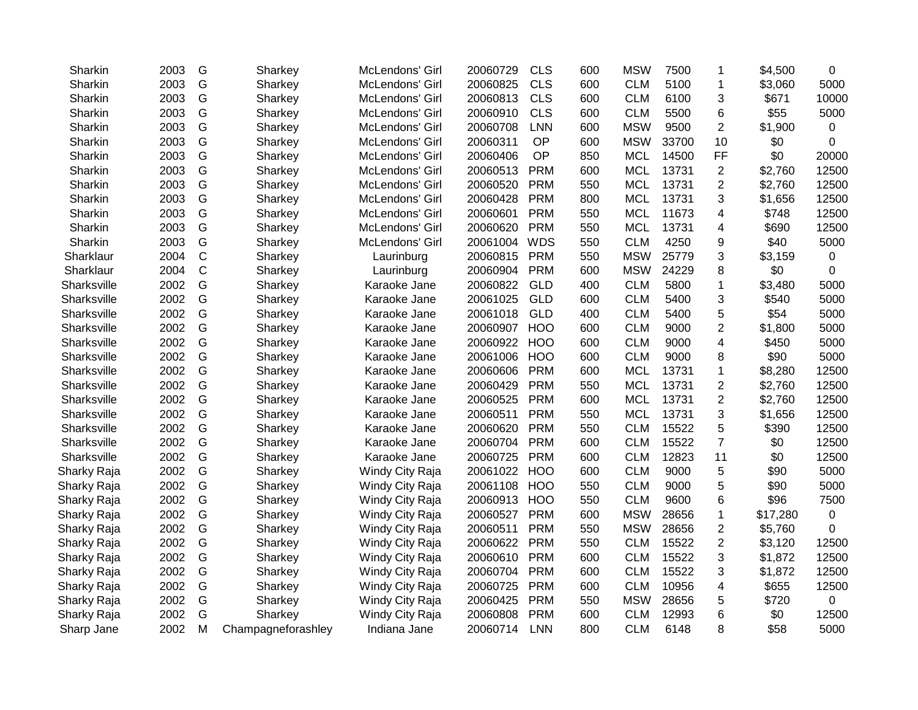| | | | | | | | | | | | | |
|---|---|---|---|---|---|---|---|---|---|---|---|---|
| Sharkin | 2003 | G | Sharkey | McLendons' Girl | 20060729 | CLS | 600 | MSW | 7500 | 1 | $4,500 | 0 |
| Sharkin | 2003 | G | Sharkey | McLendons' Girl | 20060825 | CLS | 600 | CLM | 5100 | 1 | $3,060 | 5000 |
| Sharkin | 2003 | G | Sharkey | McLendons' Girl | 20060813 | CLS | 600 | CLM | 6100 | 3 | $671 | 10000 |
| Sharkin | 2003 | G | Sharkey | McLendons' Girl | 20060910 | CLS | 600 | CLM | 5500 | 6 | $55 | 5000 |
| Sharkin | 2003 | G | Sharkey | McLendons' Girl | 20060708 | LNN | 600 | MSW | 9500 | 2 | $1,900 | 0 |
| Sharkin | 2003 | G | Sharkey | McLendons' Girl | 20060311 | OP | 600 | MSW | 33700 | 10 | $0 | 0 |
| Sharkin | 2003 | G | Sharkey | McLendons' Girl | 20060406 | OP | 850 | MCL | 14500 | FF | $0 | 20000 |
| Sharkin | 2003 | G | Sharkey | McLendons' Girl | 20060513 | PRM | 600 | MCL | 13731 | 2 | $2,760 | 12500 |
| Sharkin | 2003 | G | Sharkey | McLendons' Girl | 20060520 | PRM | 550 | MCL | 13731 | 2 | $2,760 | 12500 |
| Sharkin | 2003 | G | Sharkey | McLendons' Girl | 20060428 | PRM | 800 | MCL | 13731 | 3 | $1,656 | 12500 |
| Sharkin | 2003 | G | Sharkey | McLendons' Girl | 20060601 | PRM | 550 | MCL | 11673 | 4 | $748 | 12500 |
| Sharkin | 2003 | G | Sharkey | McLendons' Girl | 20060620 | PRM | 550 | MCL | 13731 | 4 | $690 | 12500 |
| Sharkin | 2003 | G | Sharkey | McLendons' Girl | 20061004 | WDS | 550 | CLM | 4250 | 9 | $40 | 5000 |
| Sharklaur | 2004 | C | Sharkey | Laurinburg | 20060815 | PRM | 550 | MSW | 25779 | 3 | $3,159 | 0 |
| Sharklaur | 2004 | C | Sharkey | Laurinburg | 20060904 | PRM | 600 | MSW | 24229 | 8 | $0 | 0 |
| Sharksville | 2002 | G | Sharkey | Karaoke Jane | 20060822 | GLD | 400 | CLM | 5800 | 1 | $3,480 | 5000 |
| Sharksville | 2002 | G | Sharkey | Karaoke Jane | 20061025 | GLD | 600 | CLM | 5400 | 3 | $540 | 5000 |
| Sharksville | 2002 | G | Sharkey | Karaoke Jane | 20061018 | GLD | 400 | CLM | 5400 | 5 | $54 | 5000 |
| Sharksville | 2002 | G | Sharkey | Karaoke Jane | 20060907 | HOO | 600 | CLM | 9000 | 2 | $1,800 | 5000 |
| Sharksville | 2002 | G | Sharkey | Karaoke Jane | 20060922 | HOO | 600 | CLM | 9000 | 4 | $450 | 5000 |
| Sharksville | 2002 | G | Sharkey | Karaoke Jane | 20061006 | HOO | 600 | CLM | 9000 | 8 | $90 | 5000 |
| Sharksville | 2002 | G | Sharkey | Karaoke Jane | 20060606 | PRM | 600 | MCL | 13731 | 1 | $8,280 | 12500 |
| Sharksville | 2002 | G | Sharkey | Karaoke Jane | 20060429 | PRM | 550 | MCL | 13731 | 2 | $2,760 | 12500 |
| Sharksville | 2002 | G | Sharkey | Karaoke Jane | 20060525 | PRM | 600 | MCL | 13731 | 2 | $2,760 | 12500 |
| Sharksville | 2002 | G | Sharkey | Karaoke Jane | 20060511 | PRM | 550 | MCL | 13731 | 3 | $1,656 | 12500 |
| Sharksville | 2002 | G | Sharkey | Karaoke Jane | 20060620 | PRM | 550 | CLM | 15522 | 5 | $390 | 12500 |
| Sharksville | 2002 | G | Sharkey | Karaoke Jane | 20060704 | PRM | 600 | CLM | 15522 | 7 | $0 | 12500 |
| Sharksville | 2002 | G | Sharkey | Karaoke Jane | 20060725 | PRM | 600 | CLM | 12823 | 11 | $0 | 12500 |
| Sharky Raja | 2002 | G | Sharkey | Windy City Raja | 20061022 | HOO | 600 | CLM | 9000 | 5 | $90 | 5000 |
| Sharky Raja | 2002 | G | Sharkey | Windy City Raja | 20061108 | HOO | 550 | CLM | 9000 | 5 | $90 | 5000 |
| Sharky Raja | 2002 | G | Sharkey | Windy City Raja | 20060913 | HOO | 550 | CLM | 9600 | 6 | $96 | 7500 |
| Sharky Raja | 2002 | G | Sharkey | Windy City Raja | 20060527 | PRM | 600 | MSW | 28656 | 1 | $17,280 | 0 |
| Sharky Raja | 2002 | G | Sharkey | Windy City Raja | 20060511 | PRM | 550 | MSW | 28656 | 2 | $5,760 | 0 |
| Sharky Raja | 2002 | G | Sharkey | Windy City Raja | 20060622 | PRM | 550 | CLM | 15522 | 2 | $3,120 | 12500 |
| Sharky Raja | 2002 | G | Sharkey | Windy City Raja | 20060610 | PRM | 600 | CLM | 15522 | 3 | $1,872 | 12500 |
| Sharky Raja | 2002 | G | Sharkey | Windy City Raja | 20060704 | PRM | 600 | CLM | 15522 | 3 | $1,872 | 12500 |
| Sharky Raja | 2002 | G | Sharkey | Windy City Raja | 20060725 | PRM | 600 | CLM | 10956 | 4 | $655 | 12500 |
| Sharky Raja | 2002 | G | Sharkey | Windy City Raja | 20060425 | PRM | 550 | MSW | 28656 | 5 | $720 | 0 |
| Sharky Raja | 2002 | G | Sharkey | Windy City Raja | 20060808 | PRM | 600 | CLM | 12993 | 6 | $0 | 12500 |
| Sharp Jane | 2002 | M | Champagneforashley | Indiana Jane | 20060714 | LNN | 800 | CLM | 6148 | 8 | $58 | 5000 |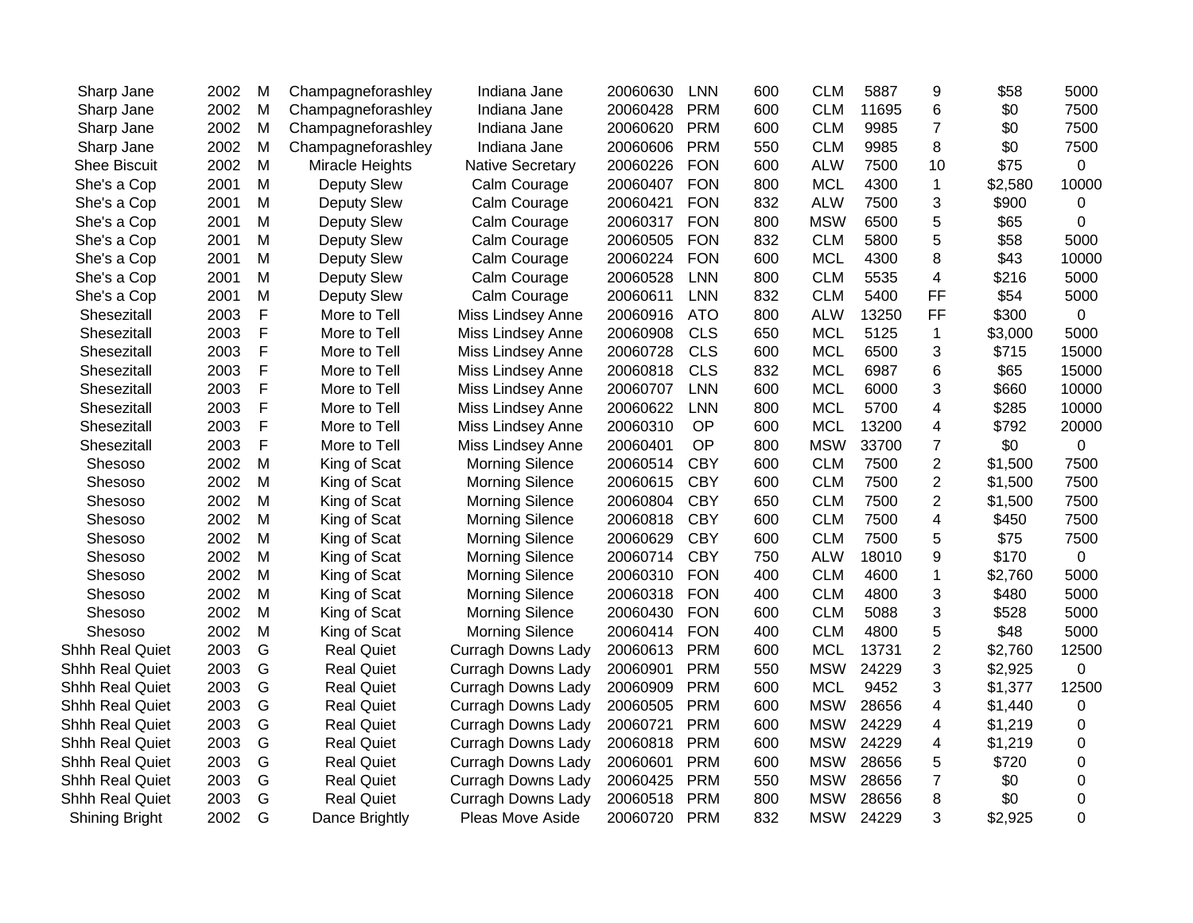| | | | | | | | | | | | | |
|---|---|---|---|---|---|---|---|---|---|---|---|---|
| Sharp Jane | 2002 | M | Champagneforashley | Indiana Jane | 20060630 | LNN | 600 | CLM | 5887 | 9 | $58 | 5000 |
| Sharp Jane | 2002 | M | Champagneforashley | Indiana Jane | 20060428 | PRM | 600 | CLM | 11695 | 6 | $0 | 7500 |
| Sharp Jane | 2002 | M | Champagneforashley | Indiana Jane | 20060620 | PRM | 600 | CLM | 9985 | 7 | $0 | 7500 |
| Sharp Jane | 2002 | M | Champagneforashley | Indiana Jane | 20060606 | PRM | 550 | CLM | 9985 | 8 | $0 | 7500 |
| Shee Biscuit | 2002 | M | Miracle Heights | Native Secretary | 20060226 | FON | 600 | ALW | 7500 | 10 | $75 | 0 |
| She's a Cop | 2001 | M | Deputy Slew | Calm Courage | 20060407 | FON | 800 | MCL | 4300 | 1 | $2,580 | 10000 |
| She's a Cop | 2001 | M | Deputy Slew | Calm Courage | 20060421 | FON | 832 | ALW | 7500 | 3 | $900 | 0 |
| She's a Cop | 2001 | M | Deputy Slew | Calm Courage | 20060317 | FON | 800 | MSW | 6500 | 5 | $65 | 0 |
| She's a Cop | 2001 | M | Deputy Slew | Calm Courage | 20060505 | FON | 832 | CLM | 5800 | 5 | $58 | 5000 |
| She's a Cop | 2001 | M | Deputy Slew | Calm Courage | 20060224 | FON | 600 | MCL | 4300 | 8 | $43 | 10000 |
| She's a Cop | 2001 | M | Deputy Slew | Calm Courage | 20060528 | LNN | 800 | CLM | 5535 | 4 | $216 | 5000 |
| She's a Cop | 2001 | M | Deputy Slew | Calm Courage | 20060611 | LNN | 832 | CLM | 5400 | FF | $54 | 5000 |
| Shesezitall | 2003 | F | More to Tell | Miss Lindsey Anne | 20060916 | ATO | 800 | ALW | 13250 | FF | $300 | 0 |
| Shesezitall | 2003 | F | More to Tell | Miss Lindsey Anne | 20060908 | CLS | 650 | MCL | 5125 | 1 | $3,000 | 5000 |
| Shesezitall | 2003 | F | More to Tell | Miss Lindsey Anne | 20060728 | CLS | 600 | MCL | 6500 | 3 | $715 | 15000 |
| Shesezitall | 2003 | F | More to Tell | Miss Lindsey Anne | 20060818 | CLS | 832 | MCL | 6987 | 6 | $65 | 15000 |
| Shesezitall | 2003 | F | More to Tell | Miss Lindsey Anne | 20060707 | LNN | 600 | MCL | 6000 | 3 | $660 | 10000 |
| Shesezitall | 2003 | F | More to Tell | Miss Lindsey Anne | 20060622 | LNN | 800 | MCL | 5700 | 4 | $285 | 10000 |
| Shesezitall | 2003 | F | More to Tell | Miss Lindsey Anne | 20060310 | OP | 600 | MCL | 13200 | 4 | $792 | 20000 |
| Shesezitall | 2003 | F | More to Tell | Miss Lindsey Anne | 20060401 | OP | 800 | MSW | 33700 | 7 | $0 | 0 |
| Shesoso | 2002 | M | King of Scat | Morning Silence | 20060514 | CBY | 600 | CLM | 7500 | 2 | $1,500 | 7500 |
| Shesoso | 2002 | M | King of Scat | Morning Silence | 20060615 | CBY | 600 | CLM | 7500 | 2 | $1,500 | 7500 |
| Shesoso | 2002 | M | King of Scat | Morning Silence | 20060804 | CBY | 650 | CLM | 7500 | 2 | $1,500 | 7500 |
| Shesoso | 2002 | M | King of Scat | Morning Silence | 20060818 | CBY | 600 | CLM | 7500 | 4 | $450 | 7500 |
| Shesoso | 2002 | M | King of Scat | Morning Silence | 20060629 | CBY | 600 | CLM | 7500 | 5 | $75 | 7500 |
| Shesoso | 2002 | M | King of Scat | Morning Silence | 20060714 | CBY | 750 | ALW | 18010 | 9 | $170 | 0 |
| Shesoso | 2002 | M | King of Scat | Morning Silence | 20060310 | FON | 400 | CLM | 4600 | 1 | $2,760 | 5000 |
| Shesoso | 2002 | M | King of Scat | Morning Silence | 20060318 | FON | 400 | CLM | 4800 | 3 | $480 | 5000 |
| Shesoso | 2002 | M | King of Scat | Morning Silence | 20060430 | FON | 600 | CLM | 5088 | 3 | $528 | 5000 |
| Shesoso | 2002 | M | King of Scat | Morning Silence | 20060414 | FON | 400 | CLM | 4800 | 5 | $48 | 5000 |
| Shhh Real Quiet | 2003 | G | Real Quiet | Curragh Downs Lady | 20060613 | PRM | 600 | MCL | 13731 | 2 | $2,760 | 12500 |
| Shhh Real Quiet | 2003 | G | Real Quiet | Curragh Downs Lady | 20060901 | PRM | 550 | MSW | 24229 | 3 | $2,925 | 0 |
| Shhh Real Quiet | 2003 | G | Real Quiet | Curragh Downs Lady | 20060909 | PRM | 600 | MCL | 9452 | 3 | $1,377 | 12500 |
| Shhh Real Quiet | 2003 | G | Real Quiet | Curragh Downs Lady | 20060505 | PRM | 600 | MSW | 28656 | 4 | $1,440 | 0 |
| Shhh Real Quiet | 2003 | G | Real Quiet | Curragh Downs Lady | 20060721 | PRM | 600 | MSW | 24229 | 4 | $1,219 | 0 |
| Shhh Real Quiet | 2003 | G | Real Quiet | Curragh Downs Lady | 20060818 | PRM | 600 | MSW | 24229 | 4 | $1,219 | 0 |
| Shhh Real Quiet | 2003 | G | Real Quiet | Curragh Downs Lady | 20060601 | PRM | 600 | MSW | 28656 | 5 | $720 | 0 |
| Shhh Real Quiet | 2003 | G | Real Quiet | Curragh Downs Lady | 20060425 | PRM | 550 | MSW | 28656 | 7 | $0 | 0 |
| Shhh Real Quiet | 2003 | G | Real Quiet | Curragh Downs Lady | 20060518 | PRM | 800 | MSW | 28656 | 8 | $0 | 0 |
| Shining Bright | 2002 | G | Dance Brightly | Pleas Move Aside | 20060720 | PRM | 832 | MSW | 24229 | 3 | $2,925 | 0 |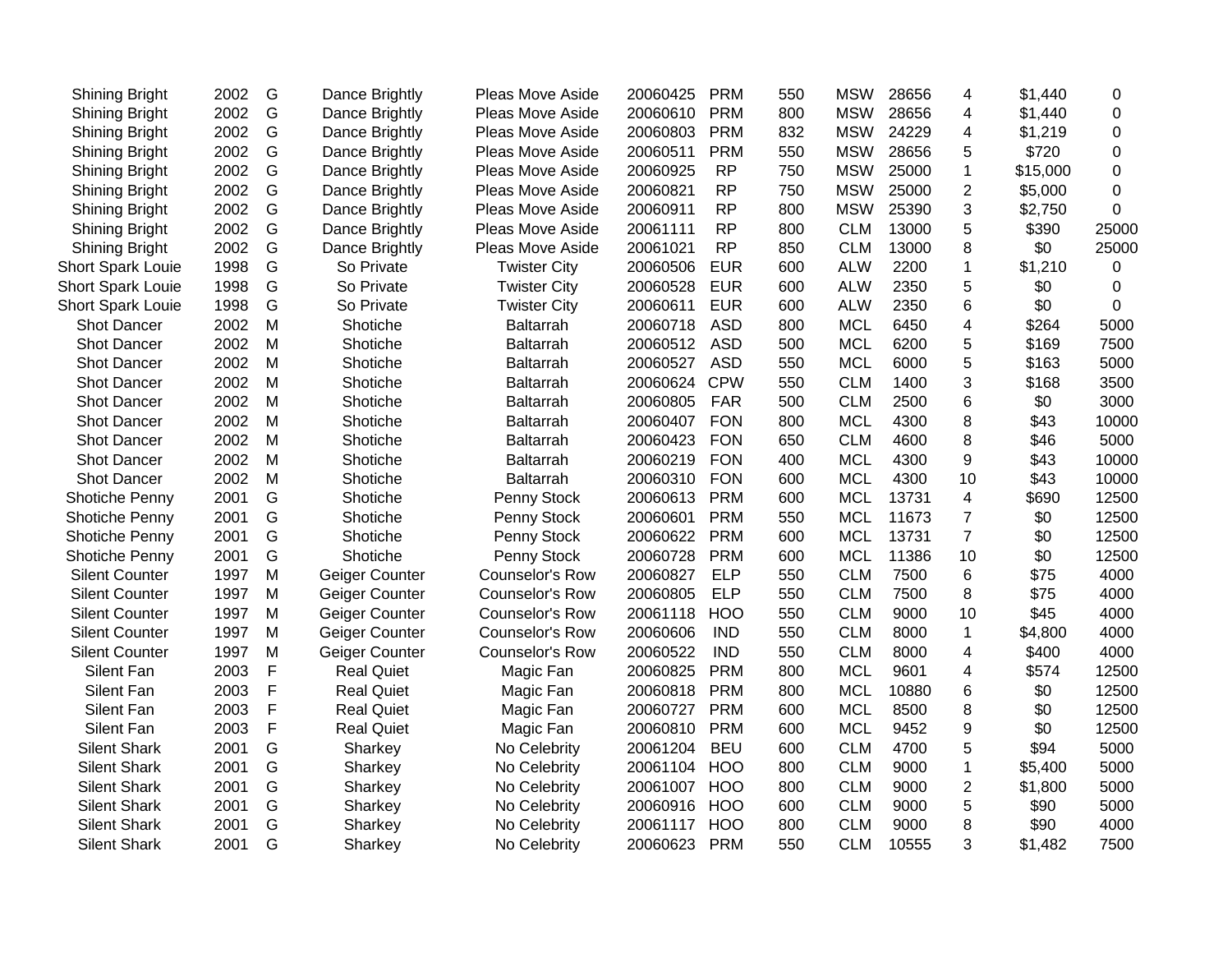| | | | | | | | | | | | | |
|---|---|---|---|---|---|---|---|---|---|---|---|---|
| Shining Bright | 2002 | G | Dance Brightly | Pleas Move Aside | 20060425 | PRM | 550 | MSW | 28656 | 4 | $1,440 | 0 |
| Shining Bright | 2002 | G | Dance Brightly | Pleas Move Aside | 20060610 | PRM | 800 | MSW | 28656 | 4 | $1,440 | 0 |
| Shining Bright | 2002 | G | Dance Brightly | Pleas Move Aside | 20060803 | PRM | 832 | MSW | 24229 | 4 | $1,219 | 0 |
| Shining Bright | 2002 | G | Dance Brightly | Pleas Move Aside | 20060511 | PRM | 550 | MSW | 28656 | 5 | $720 | 0 |
| Shining Bright | 2002 | G | Dance Brightly | Pleas Move Aside | 20060925 | RP | 750 | MSW | 25000 | 1 | $15,000 | 0 |
| Shining Bright | 2002 | G | Dance Brightly | Pleas Move Aside | 20060821 | RP | 750 | MSW | 25000 | 2 | $5,000 | 0 |
| Shining Bright | 2002 | G | Dance Brightly | Pleas Move Aside | 20060911 | RP | 800 | MSW | 25390 | 3 | $2,750 | 0 |
| Shining Bright | 2002 | G | Dance Brightly | Pleas Move Aside | 20061111 | RP | 800 | CLM | 13000 | 5 | $390 | 25000 |
| Shining Bright | 2002 | G | Dance Brightly | Pleas Move Aside | 20061021 | RP | 850 | CLM | 13000 | 8 | $0 | 25000 |
| Short Spark Louie | 1998 | G | So Private | Twister City | 20060506 | EUR | 600 | ALW | 2200 | 1 | $1,210 | 0 |
| Short Spark Louie | 1998 | G | So Private | Twister City | 20060528 | EUR | 600 | ALW | 2350 | 5 | $0 | 0 |
| Short Spark Louie | 1998 | G | So Private | Twister City | 20060611 | EUR | 600 | ALW | 2350 | 6 | $0 | 0 |
| Shot Dancer | 2002 | M | Shotiche | Baltarrah | 20060718 | ASD | 800 | MCL | 6450 | 4 | $264 | 5000 |
| Shot Dancer | 2002 | M | Shotiche | Baltarrah | 20060512 | ASD | 500 | MCL | 6200 | 5 | $169 | 7500 |
| Shot Dancer | 2002 | M | Shotiche | Baltarrah | 20060527 | ASD | 550 | MCL | 6000 | 5 | $163 | 5000 |
| Shot Dancer | 2002 | M | Shotiche | Baltarrah | 20060624 | CPW | 550 | CLM | 1400 | 3 | $168 | 3500 |
| Shot Dancer | 2002 | M | Shotiche | Baltarrah | 20060805 | FAR | 500 | CLM | 2500 | 6 | $0 | 3000 |
| Shot Dancer | 2002 | M | Shotiche | Baltarrah | 20060407 | FON | 800 | MCL | 4300 | 8 | $43 | 10000 |
| Shot Dancer | 2002 | M | Shotiche | Baltarrah | 20060423 | FON | 650 | CLM | 4600 | 8 | $46 | 5000 |
| Shot Dancer | 2002 | M | Shotiche | Baltarrah | 20060219 | FON | 400 | MCL | 4300 | 9 | $43 | 10000 |
| Shot Dancer | 2002 | M | Shotiche | Baltarrah | 20060310 | FON | 600 | MCL | 4300 | 10 | $43 | 10000 |
| Shotiche Penny | 2001 | G | Shotiche | Penny Stock | 20060613 | PRM | 600 | MCL | 13731 | 4 | $690 | 12500 |
| Shotiche Penny | 2001 | G | Shotiche | Penny Stock | 20060601 | PRM | 550 | MCL | 11673 | 7 | $0 | 12500 |
| Shotiche Penny | 2001 | G | Shotiche | Penny Stock | 20060622 | PRM | 600 | MCL | 13731 | 7 | $0 | 12500 |
| Shotiche Penny | 2001 | G | Shotiche | Penny Stock | 20060728 | PRM | 600 | MCL | 11386 | 10 | $0 | 12500 |
| Silent Counter | 1997 | M | Geiger Counter | Counselor's Row | 20060827 | ELP | 550 | CLM | 7500 | 6 | $75 | 4000 |
| Silent Counter | 1997 | M | Geiger Counter | Counselor's Row | 20060805 | ELP | 550 | CLM | 7500 | 8 | $75 | 4000 |
| Silent Counter | 1997 | M | Geiger Counter | Counselor's Row | 20061118 | HOO | 550 | CLM | 9000 | 10 | $45 | 4000 |
| Silent Counter | 1997 | M | Geiger Counter | Counselor's Row | 20060606 | IND | 550 | CLM | 8000 | 1 | $4,800 | 4000 |
| Silent Counter | 1997 | M | Geiger Counter | Counselor's Row | 20060522 | IND | 550 | CLM | 8000 | 4 | $400 | 4000 |
| Silent Fan | 2003 | F | Real Quiet | Magic Fan | 20060825 | PRM | 800 | MCL | 9601 | 4 | $574 | 12500 |
| Silent Fan | 2003 | F | Real Quiet | Magic Fan | 20060818 | PRM | 800 | MCL | 10880 | 6 | $0 | 12500 |
| Silent Fan | 2003 | F | Real Quiet | Magic Fan | 20060727 | PRM | 600 | MCL | 8500 | 8 | $0 | 12500 |
| Silent Fan | 2003 | F | Real Quiet | Magic Fan | 20060810 | PRM | 600 | MCL | 9452 | 9 | $0 | 12500 |
| Silent Shark | 2001 | G | Sharkey | No Celebrity | 20061204 | BEU | 600 | CLM | 4700 | 5 | $94 | 5000 |
| Silent Shark | 2001 | G | Sharkey | No Celebrity | 20061104 | HOO | 800 | CLM | 9000 | 1 | $5,400 | 5000 |
| Silent Shark | 2001 | G | Sharkey | No Celebrity | 20061007 | HOO | 800 | CLM | 9000 | 2 | $1,800 | 5000 |
| Silent Shark | 2001 | G | Sharkey | No Celebrity | 20060916 | HOO | 600 | CLM | 9000 | 5 | $90 | 5000 |
| Silent Shark | 2001 | G | Sharkey | No Celebrity | 20061117 | HOO | 800 | CLM | 9000 | 8 | $90 | 4000 |
| Silent Shark | 2001 | G | Sharkey | No Celebrity | 20060623 | PRM | 550 | CLM | 10555 | 3 | $1,482 | 7500 |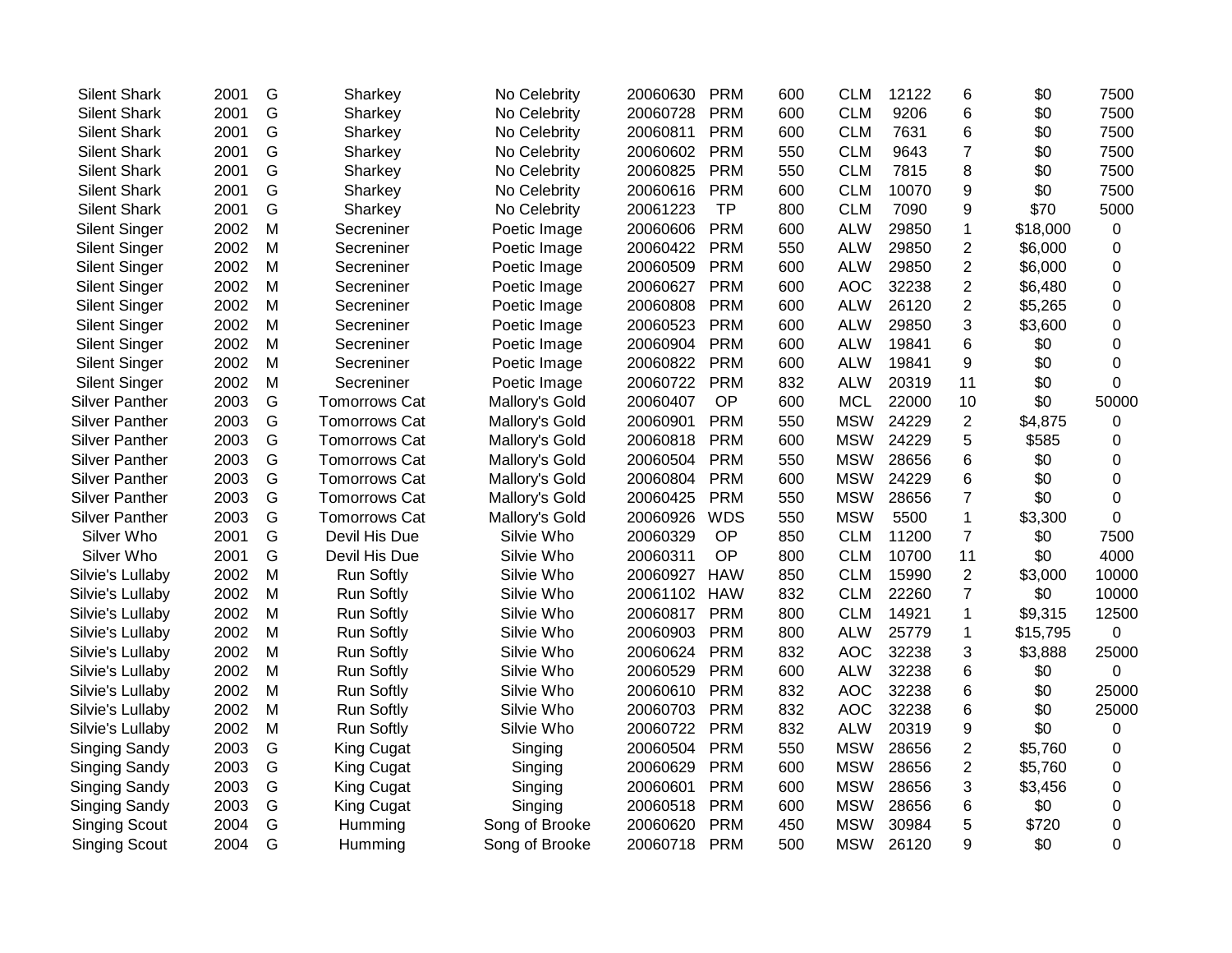| | | | | | | | | | | | | |
|---|---|---|---|---|---|---|---|---|---|---|---|---|
| Silent Shark | 2001 | G | Sharkey | No Celebrity | 20060630 | PRM | 600 | CLM | 12122 | 6 | $0 | 7500 |
| Silent Shark | 2001 | G | Sharkey | No Celebrity | 20060728 | PRM | 600 | CLM | 9206 | 6 | $0 | 7500 |
| Silent Shark | 2001 | G | Sharkey | No Celebrity | 20060811 | PRM | 600 | CLM | 7631 | 6 | $0 | 7500 |
| Silent Shark | 2001 | G | Sharkey | No Celebrity | 20060602 | PRM | 550 | CLM | 9643 | 7 | $0 | 7500 |
| Silent Shark | 2001 | G | Sharkey | No Celebrity | 20060825 | PRM | 550 | CLM | 7815 | 8 | $0 | 7500 |
| Silent Shark | 2001 | G | Sharkey | No Celebrity | 20060616 | PRM | 600 | CLM | 10070 | 9 | $0 | 7500 |
| Silent Shark | 2001 | G | Sharkey | No Celebrity | 20061223 | TP | 800 | CLM | 7090 | 9 | $70 | 5000 |
| Silent Singer | 2002 | M | Secreniner | Poetic Image | 20060606 | PRM | 600 | ALW | 29850 | 1 | $18,000 | 0 |
| Silent Singer | 2002 | M | Secreniner | Poetic Image | 20060422 | PRM | 550 | ALW | 29850 | 2 | $6,000 | 0 |
| Silent Singer | 2002 | M | Secreniner | Poetic Image | 20060509 | PRM | 600 | ALW | 29850 | 2 | $6,000 | 0 |
| Silent Singer | 2002 | M | Secreniner | Poetic Image | 20060627 | PRM | 600 | AOC | 32238 | 2 | $6,480 | 0 |
| Silent Singer | 2002 | M | Secreniner | Poetic Image | 20060808 | PRM | 600 | ALW | 26120 | 2 | $5,265 | 0 |
| Silent Singer | 2002 | M | Secreniner | Poetic Image | 20060523 | PRM | 600 | ALW | 29850 | 3 | $3,600 | 0 |
| Silent Singer | 2002 | M | Secreniner | Poetic Image | 20060904 | PRM | 600 | ALW | 19841 | 6 | $0 | 0 |
| Silent Singer | 2002 | M | Secreniner | Poetic Image | 20060822 | PRM | 600 | ALW | 19841 | 9 | $0 | 0 |
| Silent Singer | 2002 | M | Secreniner | Poetic Image | 20060722 | PRM | 832 | ALW | 20319 | 11 | $0 | 0 |
| Silver Panther | 2003 | G | Tomorrows Cat | Mallory's Gold | 20060407 | OP | 600 | MCL | 22000 | 10 | $0 | 50000 |
| Silver Panther | 2003 | G | Tomorrows Cat | Mallory's Gold | 20060901 | PRM | 550 | MSW | 24229 | 2 | $4,875 | 0 |
| Silver Panther | 2003 | G | Tomorrows Cat | Mallory's Gold | 20060818 | PRM | 600 | MSW | 24229 | 5 | $585 | 0 |
| Silver Panther | 2003 | G | Tomorrows Cat | Mallory's Gold | 20060504 | PRM | 550 | MSW | 28656 | 6 | $0 | 0 |
| Silver Panther | 2003 | G | Tomorrows Cat | Mallory's Gold | 20060804 | PRM | 600 | MSW | 24229 | 6 | $0 | 0 |
| Silver Panther | 2003 | G | Tomorrows Cat | Mallory's Gold | 20060425 | PRM | 550 | MSW | 28656 | 7 | $0 | 0 |
| Silver Panther | 2003 | G | Tomorrows Cat | Mallory's Gold | 20060926 | WDS | 550 | MSW | 5500 | 1 | $3,300 | 0 |
| Silver Who | 2001 | G | Devil His Due | Silvie Who | 20060329 | OP | 850 | CLM | 11200 | 7 | $0 | 7500 |
| Silver Who | 2001 | G | Devil His Due | Silvie Who | 20060311 | OP | 800 | CLM | 10700 | 11 | $0 | 4000 |
| Silvie's Lullaby | 2002 | M | Run Softly | Silvie Who | 20060927 | HAW | 850 | CLM | 15990 | 2 | $3,000 | 10000 |
| Silvie's Lullaby | 2002 | M | Run Softly | Silvie Who | 20061102 | HAW | 832 | CLM | 22260 | 7 | $0 | 10000 |
| Silvie's Lullaby | 2002 | M | Run Softly | Silvie Who | 20060817 | PRM | 800 | CLM | 14921 | 1 | $9,315 | 12500 |
| Silvie's Lullaby | 2002 | M | Run Softly | Silvie Who | 20060903 | PRM | 800 | ALW | 25779 | 1 | $15,795 | 0 |
| Silvie's Lullaby | 2002 | M | Run Softly | Silvie Who | 20060624 | PRM | 832 | AOC | 32238 | 3 | $3,888 | 25000 |
| Silvie's Lullaby | 2002 | M | Run Softly | Silvie Who | 20060529 | PRM | 600 | ALW | 32238 | 6 | $0 | 0 |
| Silvie's Lullaby | 2002 | M | Run Softly | Silvie Who | 20060610 | PRM | 832 | AOC | 32238 | 6 | $0 | 25000 |
| Silvie's Lullaby | 2002 | M | Run Softly | Silvie Who | 20060703 | PRM | 832 | AOC | 32238 | 6 | $0 | 25000 |
| Silvie's Lullaby | 2002 | M | Run Softly | Silvie Who | 20060722 | PRM | 832 | ALW | 20319 | 9 | $0 | 0 |
| Singing Sandy | 2003 | G | King Cugat | Singing | 20060504 | PRM | 550 | MSW | 28656 | 2 | $5,760 | 0 |
| Singing Sandy | 2003 | G | King Cugat | Singing | 20060629 | PRM | 600 | MSW | 28656 | 2 | $5,760 | 0 |
| Singing Sandy | 2003 | G | King Cugat | Singing | 20060601 | PRM | 600 | MSW | 28656 | 3 | $3,456 | 0 |
| Singing Sandy | 2003 | G | King Cugat | Singing | 20060518 | PRM | 600 | MSW | 28656 | 6 | $0 | 0 |
| Singing Scout | 2004 | G | Humming | Song of Brooke | 20060620 | PRM | 450 | MSW | 30984 | 5 | $720 | 0 |
| Singing Scout | 2004 | G | Humming | Song of Brooke | 20060718 | PRM | 500 | MSW | 26120 | 9 | $0 | 0 |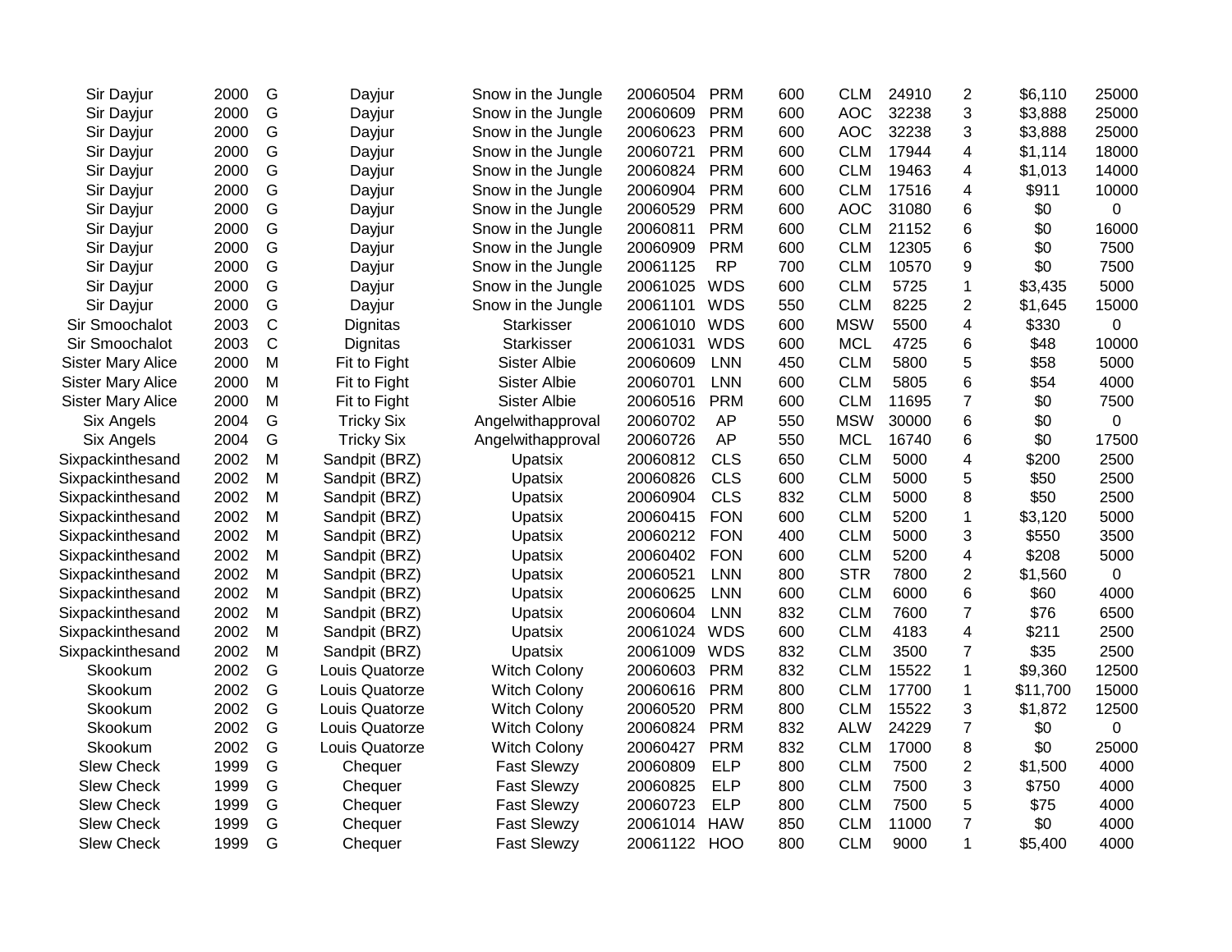| | | | | | | | | | | | | |
|---|---|---|---|---|---|---|---|---|---|---|---|---|
| Sir Dayjur | 2000 | G | Dayjur | Snow in the Jungle | 20060504 | PRM | 600 | CLM | 24910 | 2 | $6,110 | 25000 |
| Sir Dayjur | 2000 | G | Dayjur | Snow in the Jungle | 20060609 | PRM | 600 | AOC | 32238 | 3 | $3,888 | 25000 |
| Sir Dayjur | 2000 | G | Dayjur | Snow in the Jungle | 20060623 | PRM | 600 | AOC | 32238 | 3 | $3,888 | 25000 |
| Sir Dayjur | 2000 | G | Dayjur | Snow in the Jungle | 20060721 | PRM | 600 | CLM | 17944 | 4 | $1,114 | 18000 |
| Sir Dayjur | 2000 | G | Dayjur | Snow in the Jungle | 20060824 | PRM | 600 | CLM | 19463 | 4 | $1,013 | 14000 |
| Sir Dayjur | 2000 | G | Dayjur | Snow in the Jungle | 20060904 | PRM | 600 | CLM | 17516 | 4 | $911 | 10000 |
| Sir Dayjur | 2000 | G | Dayjur | Snow in the Jungle | 20060529 | PRM | 600 | AOC | 31080 | 6 | $0 | 0 |
| Sir Dayjur | 2000 | G | Dayjur | Snow in the Jungle | 20060811 | PRM | 600 | CLM | 21152 | 6 | $0 | 16000 |
| Sir Dayjur | 2000 | G | Dayjur | Snow in the Jungle | 20060909 | PRM | 600 | CLM | 12305 | 6 | $0 | 7500 |
| Sir Dayjur | 2000 | G | Dayjur | Snow in the Jungle | 20061125 | RP | 700 | CLM | 10570 | 9 | $0 | 7500 |
| Sir Dayjur | 2000 | G | Dayjur | Snow in the Jungle | 20061025 | WDS | 600 | CLM | 5725 | 1 | $3,435 | 5000 |
| Sir Dayjur | 2000 | G | Dayjur | Snow in the Jungle | 20061101 | WDS | 550 | CLM | 8225 | 2 | $1,645 | 15000 |
| Sir Smoochalot | 2003 | C | Dignitas | Starkisser | 20061010 | WDS | 600 | MSW | 5500 | 4 | $330 | 0 |
| Sir Smoochalot | 2003 | C | Dignitas | Starkisser | 20061031 | WDS | 600 | MCL | 4725 | 6 | $48 | 10000 |
| Sister Mary Alice | 2000 | M | Fit to Fight | Sister Albie | 20060609 | LNN | 450 | CLM | 5800 | 5 | $58 | 5000 |
| Sister Mary Alice | 2000 | M | Fit to Fight | Sister Albie | 20060701 | LNN | 600 | CLM | 5805 | 6 | $54 | 4000 |
| Sister Mary Alice | 2000 | M | Fit to Fight | Sister Albie | 20060516 | PRM | 600 | CLM | 11695 | 7 | $0 | 7500 |
| Six Angels | 2004 | G | Tricky Six | Angelwithapproval | 20060702 | AP | 550 | MSW | 30000 | 6 | $0 | 0 |
| Six Angels | 2004 | G | Tricky Six | Angelwithapproval | 20060726 | AP | 550 | MCL | 16740 | 6 | $0 | 17500 |
| Sixpackinthesand | 2002 | M | Sandpit (BRZ) | Upatsix | 20060812 | CLS | 650 | CLM | 5000 | 4 | $200 | 2500 |
| Sixpackinthesand | 2002 | M | Sandpit (BRZ) | Upatsix | 20060826 | CLS | 600 | CLM | 5000 | 5 | $50 | 2500 |
| Sixpackinthesand | 2002 | M | Sandpit (BRZ) | Upatsix | 20060904 | CLS | 832 | CLM | 5000 | 8 | $50 | 2500 |
| Sixpackinthesand | 2002 | M | Sandpit (BRZ) | Upatsix | 20060415 | FON | 600 | CLM | 5200 | 1 | $3,120 | 5000 |
| Sixpackinthesand | 2002 | M | Sandpit (BRZ) | Upatsix | 20060212 | FON | 400 | CLM | 5000 | 3 | $550 | 3500 |
| Sixpackinthesand | 2002 | M | Sandpit (BRZ) | Upatsix | 20060402 | FON | 600 | CLM | 5200 | 4 | $208 | 5000 |
| Sixpackinthesand | 2002 | M | Sandpit (BRZ) | Upatsix | 20060521 | LNN | 800 | STR | 7800 | 2 | $1,560 | 0 |
| Sixpackinthesand | 2002 | M | Sandpit (BRZ) | Upatsix | 20060625 | LNN | 600 | CLM | 6000 | 6 | $60 | 4000 |
| Sixpackinthesand | 2002 | M | Sandpit (BRZ) | Upatsix | 20060604 | LNN | 832 | CLM | 7600 | 7 | $76 | 6500 |
| Sixpackinthesand | 2002 | M | Sandpit (BRZ) | Upatsix | 20061024 | WDS | 600 | CLM | 4183 | 4 | $211 | 2500 |
| Sixpackinthesand | 2002 | M | Sandpit (BRZ) | Upatsix | 20061009 | WDS | 832 | CLM | 3500 | 7 | $35 | 2500 |
| Skookum | 2002 | G | Louis Quatorze | Witch Colony | 20060603 | PRM | 832 | CLM | 15522 | 1 | $9,360 | 12500 |
| Skookum | 2002 | G | Louis Quatorze | Witch Colony | 20060616 | PRM | 800 | CLM | 17700 | 1 | $11,700 | 15000 |
| Skookum | 2002 | G | Louis Quatorze | Witch Colony | 20060520 | PRM | 800 | CLM | 15522 | 3 | $1,872 | 12500 |
| Skookum | 2002 | G | Louis Quatorze | Witch Colony | 20060824 | PRM | 832 | ALW | 24229 | 7 | $0 | 0 |
| Skookum | 2002 | G | Louis Quatorze | Witch Colony | 20060427 | PRM | 832 | CLM | 17000 | 8 | $0 | 25000 |
| Slew Check | 1999 | G | Chequer | Fast Slewzy | 20060809 | ELP | 800 | CLM | 7500 | 2 | $1,500 | 4000 |
| Slew Check | 1999 | G | Chequer | Fast Slewzy | 20060825 | ELP | 800 | CLM | 7500 | 3 | $750 | 4000 |
| Slew Check | 1999 | G | Chequer | Fast Slewzy | 20060723 | ELP | 800 | CLM | 7500 | 5 | $75 | 4000 |
| Slew Check | 1999 | G | Chequer | Fast Slewzy | 20061014 | HAW | 850 | CLM | 11000 | 7 | $0 | 4000 |
| Slew Check | 1999 | G | Chequer | Fast Slewzy | 20061122 | HOO | 800 | CLM | 9000 | 1 | $5,400 | 4000 |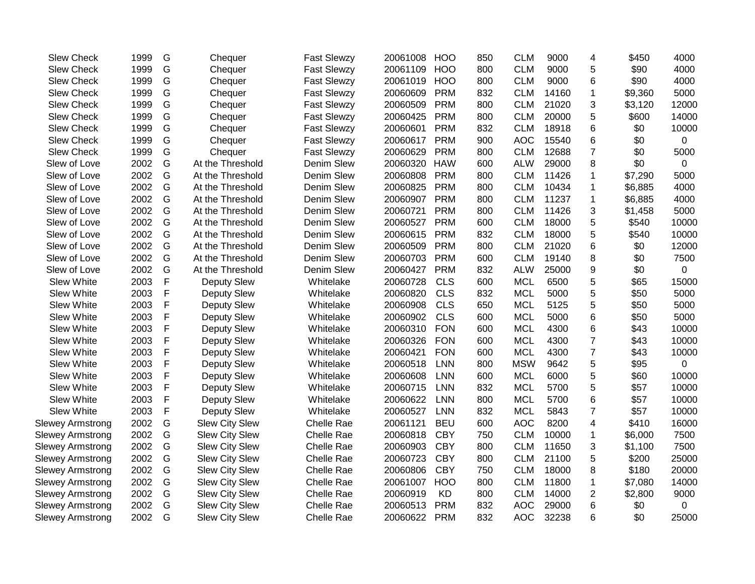| | | | | | | | | | | | | |
|---|---|---|---|---|---|---|---|---|---|---|---|---|
| Slew Check | 1999 | G | Chequer | Fast Slewzy | 20061008 | HOO | 850 | CLM | 9000 | 4 | $450 | 4000 |
| Slew Check | 1999 | G | Chequer | Fast Slewzy | 20061109 | HOO | 800 | CLM | 9000 | 5 | $90 | 4000 |
| Slew Check | 1999 | G | Chequer | Fast Slewzy | 20061019 | HOO | 800 | CLM | 9000 | 6 | $90 | 4000 |
| Slew Check | 1999 | G | Chequer | Fast Slewzy | 20060609 | PRM | 832 | CLM | 14160 | 1 | $9,360 | 5000 |
| Slew Check | 1999 | G | Chequer | Fast Slewzy | 20060509 | PRM | 800 | CLM | 21020 | 3 | $3,120 | 12000 |
| Slew Check | 1999 | G | Chequer | Fast Slewzy | 20060425 | PRM | 800 | CLM | 20000 | 5 | $600 | 14000 |
| Slew Check | 1999 | G | Chequer | Fast Slewzy | 20060601 | PRM | 832 | CLM | 18918 | 6 | $0 | 10000 |
| Slew Check | 1999 | G | Chequer | Fast Slewzy | 20060617 | PRM | 900 | AOC | 15540 | 6 | $0 | 0 |
| Slew Check | 1999 | G | Chequer | Fast Slewzy | 20060629 | PRM | 800 | CLM | 12688 | 7 | $0 | 5000 |
| Slew of Love | 2002 | G | At the Threshold | Denim Slew | 20060320 | HAW | 600 | ALW | 29000 | 8 | $0 | 0 |
| Slew of Love | 2002 | G | At the Threshold | Denim Slew | 20060808 | PRM | 800 | CLM | 11426 | 1 | $7,290 | 5000 |
| Slew of Love | 2002 | G | At the Threshold | Denim Slew | 20060825 | PRM | 800 | CLM | 10434 | 1 | $6,885 | 4000 |
| Slew of Love | 2002 | G | At the Threshold | Denim Slew | 20060907 | PRM | 800 | CLM | 11237 | 1 | $6,885 | 4000 |
| Slew of Love | 2002 | G | At the Threshold | Denim Slew | 20060721 | PRM | 800 | CLM | 11426 | 3 | $1,458 | 5000 |
| Slew of Love | 2002 | G | At the Threshold | Denim Slew | 20060527 | PRM | 600 | CLM | 18000 | 5 | $540 | 10000 |
| Slew of Love | 2002 | G | At the Threshold | Denim Slew | 20060615 | PRM | 832 | CLM | 18000 | 5 | $540 | 10000 |
| Slew of Love | 2002 | G | At the Threshold | Denim Slew | 20060509 | PRM | 800 | CLM | 21020 | 6 | $0 | 12000 |
| Slew of Love | 2002 | G | At the Threshold | Denim Slew | 20060703 | PRM | 600 | CLM | 19140 | 8 | $0 | 7500 |
| Slew of Love | 2002 | G | At the Threshold | Denim Slew | 20060427 | PRM | 832 | ALW | 25000 | 9 | $0 | 0 |
| Slew White | 2003 | F | Deputy Slew | Whitelake | 20060728 | CLS | 600 | MCL | 6500 | 5 | $65 | 15000 |
| Slew White | 2003 | F | Deputy Slew | Whitelake | 20060820 | CLS | 832 | MCL | 5000 | 5 | $50 | 5000 |
| Slew White | 2003 | F | Deputy Slew | Whitelake | 20060908 | CLS | 650 | MCL | 5125 | 5 | $50 | 5000 |
| Slew White | 2003 | F | Deputy Slew | Whitelake | 20060902 | CLS | 600 | MCL | 5000 | 6 | $50 | 5000 |
| Slew White | 2003 | F | Deputy Slew | Whitelake | 20060310 | FON | 600 | MCL | 4300 | 6 | $43 | 10000 |
| Slew White | 2003 | F | Deputy Slew | Whitelake | 20060326 | FON | 600 | MCL | 4300 | 7 | $43 | 10000 |
| Slew White | 2003 | F | Deputy Slew | Whitelake | 20060421 | FON | 600 | MCL | 4300 | 7 | $43 | 10000 |
| Slew White | 2003 | F | Deputy Slew | Whitelake | 20060518 | LNN | 800 | MSW | 9642 | 5 | $95 | 0 |
| Slew White | 2003 | F | Deputy Slew | Whitelake | 20060608 | LNN | 600 | MCL | 6000 | 5 | $60 | 10000 |
| Slew White | 2003 | F | Deputy Slew | Whitelake | 20060715 | LNN | 832 | MCL | 5700 | 5 | $57 | 10000 |
| Slew White | 2003 | F | Deputy Slew | Whitelake | 20060622 | LNN | 800 | MCL | 5700 | 6 | $57 | 10000 |
| Slew White | 2003 | F | Deputy Slew | Whitelake | 20060527 | LNN | 832 | MCL | 5843 | 7 | $57 | 10000 |
| Slewey Armstrong | 2002 | G | Slew City Slew | Chelle Rae | 20061121 | BEU | 600 | AOC | 8200 | 4 | $410 | 16000 |
| Slewey Armstrong | 2002 | G | Slew City Slew | Chelle Rae | 20060818 | CBY | 750 | CLM | 10000 | 1 | $6,000 | 7500 |
| Slewey Armstrong | 2002 | G | Slew City Slew | Chelle Rae | 20060903 | CBY | 800 | CLM | 11650 | 3 | $1,100 | 7500 |
| Slewey Armstrong | 2002 | G | Slew City Slew | Chelle Rae | 20060723 | CBY | 800 | CLM | 21100 | 5 | $200 | 25000 |
| Slewey Armstrong | 2002 | G | Slew City Slew | Chelle Rae | 20060806 | CBY | 750 | CLM | 18000 | 8 | $180 | 20000 |
| Slewey Armstrong | 2002 | G | Slew City Slew | Chelle Rae | 20061007 | HOO | 800 | CLM | 11800 | 1 | $7,080 | 14000 |
| Slewey Armstrong | 2002 | G | Slew City Slew | Chelle Rae | 20060919 | KD | 800 | CLM | 14000 | 2 | $2,800 | 9000 |
| Slewey Armstrong | 2002 | G | Slew City Slew | Chelle Rae | 20060513 | PRM | 832 | AOC | 29000 | 6 | $0 | 0 |
| Slewey Armstrong | 2002 | G | Slew City Slew | Chelle Rae | 20060622 | PRM | 832 | AOC | 32238 | 6 | $0 | 25000 |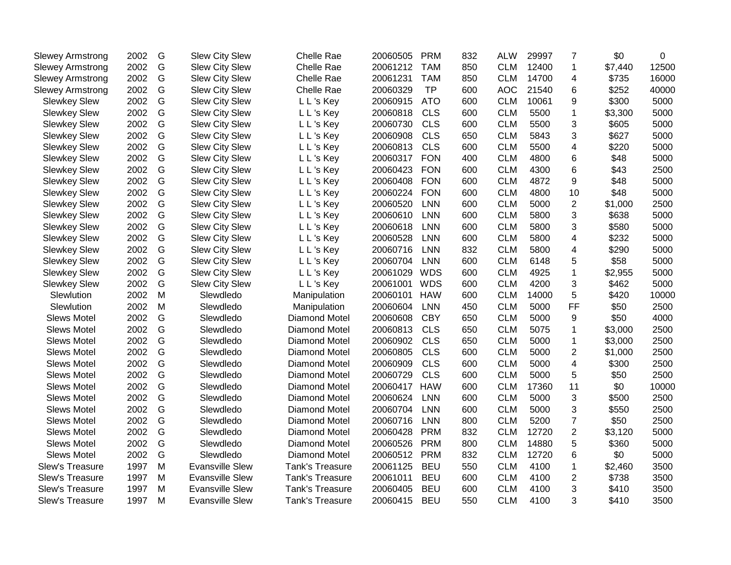| | | | | | | | | | | | | |
|---|---|---|---|---|---|---|---|---|---|---|---|---|
| Slewey Armstrong | 2002 | G | Slew City Slew | Chelle Rae | 20060505 | PRM | 832 | ALW | 29997 | 7 | $0 | 0 |
| Slewey Armstrong | 2002 | G | Slew City Slew | Chelle Rae | 20061212 | TAM | 850 | CLM | 12400 | 1 | $7,440 | 12500 |
| Slewey Armstrong | 2002 | G | Slew City Slew | Chelle Rae | 20061231 | TAM | 850 | CLM | 14700 | 4 | $735 | 16000 |
| Slewey Armstrong | 2002 | G | Slew City Slew | Chelle Rae | 20060329 | TP | 600 | AOC | 21540 | 6 | $252 | 40000 |
| Slewkey Slew | 2002 | G | Slew City Slew | L L 's Key | 20060915 | ATO | 600 | CLM | 10061 | 9 | $300 | 5000 |
| Slewkey Slew | 2002 | G | Slew City Slew | L L 's Key | 20060818 | CLS | 600 | CLM | 5500 | 1 | $3,300 | 5000 |
| Slewkey Slew | 2002 | G | Slew City Slew | L L 's Key | 20060730 | CLS | 600 | CLM | 5500 | 3 | $605 | 5000 |
| Slewkey Slew | 2002 | G | Slew City Slew | L L 's Key | 20060908 | CLS | 650 | CLM | 5843 | 3 | $627 | 5000 |
| Slewkey Slew | 2002 | G | Slew City Slew | L L 's Key | 20060813 | CLS | 600 | CLM | 5500 | 4 | $220 | 5000 |
| Slewkey Slew | 2002 | G | Slew City Slew | L L 's Key | 20060317 | FON | 400 | CLM | 4800 | 6 | $48 | 5000 |
| Slewkey Slew | 2002 | G | Slew City Slew | L L 's Key | 20060423 | FON | 600 | CLM | 4300 | 6 | $43 | 2500 |
| Slewkey Slew | 2002 | G | Slew City Slew | L L 's Key | 20060408 | FON | 600 | CLM | 4872 | 9 | $48 | 5000 |
| Slewkey Slew | 2002 | G | Slew City Slew | L L 's Key | 20060224 | FON | 600 | CLM | 4800 | 10 | $48 | 5000 |
| Slewkey Slew | 2002 | G | Slew City Slew | L L 's Key | 20060520 | LNN | 600 | CLM | 5000 | 2 | $1,000 | 2500 |
| Slewkey Slew | 2002 | G | Slew City Slew | L L 's Key | 20060610 | LNN | 600 | CLM | 5800 | 3 | $638 | 5000 |
| Slewkey Slew | 2002 | G | Slew City Slew | L L 's Key | 20060618 | LNN | 600 | CLM | 5800 | 3 | $580 | 5000 |
| Slewkey Slew | 2002 | G | Slew City Slew | L L 's Key | 20060528 | LNN | 600 | CLM | 5800 | 4 | $232 | 5000 |
| Slewkey Slew | 2002 | G | Slew City Slew | L L 's Key | 20060716 | LNN | 832 | CLM | 5800 | 4 | $290 | 5000 |
| Slewkey Slew | 2002 | G | Slew City Slew | L L 's Key | 20060704 | LNN | 600 | CLM | 6148 | 5 | $58 | 5000 |
| Slewkey Slew | 2002 | G | Slew City Slew | L L 's Key | 20061029 | WDS | 600 | CLM | 4925 | 1 | $2,955 | 5000 |
| Slewkey Slew | 2002 | G | Slew City Slew | L L 's Key | 20061001 | WDS | 600 | CLM | 4200 | 3 | $462 | 5000 |
| Slewlution | 2002 | M | Slewdledo | Manipulation | 20060101 | HAW | 600 | CLM | 14000 | 5 | $420 | 10000 |
| Slewlution | 2002 | M | Slewdledo | Manipulation | 20060604 | LNN | 450 | CLM | 5000 | FF | $50 | 2500 |
| Slews Motel | 2002 | G | Slewdledo | Diamond Motel | 20060608 | CBY | 650 | CLM | 5000 | 9 | $50 | 4000 |
| Slews Motel | 2002 | G | Slewdledo | Diamond Motel | 20060813 | CLS | 650 | CLM | 5075 | 1 | $3,000 | 2500 |
| Slews Motel | 2002 | G | Slewdledo | Diamond Motel | 20060902 | CLS | 650 | CLM | 5000 | 1 | $3,000 | 2500 |
| Slews Motel | 2002 | G | Slewdledo | Diamond Motel | 20060805 | CLS | 600 | CLM | 5000 | 2 | $1,000 | 2500 |
| Slews Motel | 2002 | G | Slewdledo | Diamond Motel | 20060909 | CLS | 600 | CLM | 5000 | 4 | $300 | 2500 |
| Slews Motel | 2002 | G | Slewdledo | Diamond Motel | 20060729 | CLS | 600 | CLM | 5000 | 5 | $50 | 2500 |
| Slews Motel | 2002 | G | Slewdledo | Diamond Motel | 20060417 | HAW | 600 | CLM | 17360 | 11 | $0 | 10000 |
| Slews Motel | 2002 | G | Slewdledo | Diamond Motel | 20060624 | LNN | 600 | CLM | 5000 | 3 | $500 | 2500 |
| Slews Motel | 2002 | G | Slewdledo | Diamond Motel | 20060704 | LNN | 600 | CLM | 5000 | 3 | $550 | 2500 |
| Slews Motel | 2002 | G | Slewdledo | Diamond Motel | 20060716 | LNN | 800 | CLM | 5200 | 7 | $50 | 2500 |
| Slews Motel | 2002 | G | Slewdledo | Diamond Motel | 20060428 | PRM | 832 | CLM | 12720 | 2 | $3,120 | 5000 |
| Slews Motel | 2002 | G | Slewdledo | Diamond Motel | 20060526 | PRM | 800 | CLM | 14880 | 5 | $360 | 5000 |
| Slews Motel | 2002 | G | Slewdledo | Diamond Motel | 20060512 | PRM | 832 | CLM | 12720 | 6 | $0 | 5000 |
| Slew's Treasure | 1997 | M | Evansville Slew | Tank's Treasure | 20061125 | BEU | 550 | CLM | 4100 | 1 | $2,460 | 3500 |
| Slew's Treasure | 1997 | M | Evansville Slew | Tank's Treasure | 20061011 | BEU | 600 | CLM | 4100 | 2 | $738 | 3500 |
| Slew's Treasure | 1997 | M | Evansville Slew | Tank's Treasure | 20060405 | BEU | 600 | CLM | 4100 | 3 | $410 | 3500 |
| Slew's Treasure | 1997 | M | Evansville Slew | Tank's Treasure | 20060415 | BEU | 550 | CLM | 4100 | 3 | $410 | 3500 |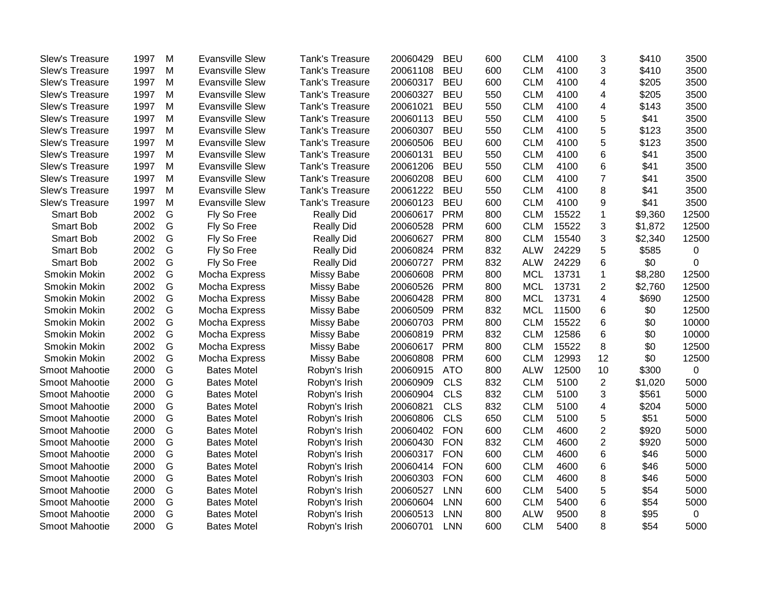| | | | | | | | | | | | | |
|---|---|---|---|---|---|---|---|---|---|---|---|---|
| Slew's Treasure | 1997 | M | Evansville Slew | Tank's Treasure | 20060429 | BEU | 600 | CLM | 4100 | 3 | $410 | 3500 |
| Slew's Treasure | 1997 | M | Evansville Slew | Tank's Treasure | 20061108 | BEU | 600 | CLM | 4100 | 3 | $410 | 3500 |
| Slew's Treasure | 1997 | M | Evansville Slew | Tank's Treasure | 20060317 | BEU | 600 | CLM | 4100 | 4 | $205 | 3500 |
| Slew's Treasure | 1997 | M | Evansville Slew | Tank's Treasure | 20060327 | BEU | 550 | CLM | 4100 | 4 | $205 | 3500 |
| Slew's Treasure | 1997 | M | Evansville Slew | Tank's Treasure | 20061021 | BEU | 550 | CLM | 4100 | 4 | $143 | 3500 |
| Slew's Treasure | 1997 | M | Evansville Slew | Tank's Treasure | 20060113 | BEU | 550 | CLM | 4100 | 5 | $41 | 3500 |
| Slew's Treasure | 1997 | M | Evansville Slew | Tank's Treasure | 20060307 | BEU | 550 | CLM | 4100 | 5 | $123 | 3500 |
| Slew's Treasure | 1997 | M | Evansville Slew | Tank's Treasure | 20060506 | BEU | 600 | CLM | 4100 | 5 | $123 | 3500 |
| Slew's Treasure | 1997 | M | Evansville Slew | Tank's Treasure | 20060131 | BEU | 550 | CLM | 4100 | 6 | $41 | 3500 |
| Slew's Treasure | 1997 | M | Evansville Slew | Tank's Treasure | 20061206 | BEU | 550 | CLM | 4100 | 6 | $41 | 3500 |
| Slew's Treasure | 1997 | M | Evansville Slew | Tank's Treasure | 20060208 | BEU | 600 | CLM | 4100 | 7 | $41 | 3500 |
| Slew's Treasure | 1997 | M | Evansville Slew | Tank's Treasure | 20061222 | BEU | 550 | CLM | 4100 | 8 | $41 | 3500 |
| Slew's Treasure | 1997 | M | Evansville Slew | Tank's Treasure | 20060123 | BEU | 600 | CLM | 4100 | 9 | $41 | 3500 |
| Smart Bob | 2002 | G | Fly So Free | Really Did | 20060617 | PRM | 800 | CLM | 15522 | 1 | $9,360 | 12500 |
| Smart Bob | 2002 | G | Fly So Free | Really Did | 20060528 | PRM | 600 | CLM | 15522 | 3 | $1,872 | 12500 |
| Smart Bob | 2002 | G | Fly So Free | Really Did | 20060627 | PRM | 800 | CLM | 15540 | 3 | $2,340 | 12500 |
| Smart Bob | 2002 | G | Fly So Free | Really Did | 20060824 | PRM | 832 | ALW | 24229 | 5 | $585 | 0 |
| Smart Bob | 2002 | G | Fly So Free | Really Did | 20060727 | PRM | 832 | ALW | 24229 | 6 | $0 | 0 |
| Smokin Mokin | 2002 | G | Mocha Express | Missy Babe | 20060608 | PRM | 800 | MCL | 13731 | 1 | $8,280 | 12500 |
| Smokin Mokin | 2002 | G | Mocha Express | Missy Babe | 20060526 | PRM | 800 | MCL | 13731 | 2 | $2,760 | 12500 |
| Smokin Mokin | 2002 | G | Mocha Express | Missy Babe | 20060428 | PRM | 800 | MCL | 13731 | 4 | $690 | 12500 |
| Smokin Mokin | 2002 | G | Mocha Express | Missy Babe | 20060509 | PRM | 832 | MCL | 11500 | 6 | $0 | 12500 |
| Smokin Mokin | 2002 | G | Mocha Express | Missy Babe | 20060703 | PRM | 800 | CLM | 15522 | 6 | $0 | 10000 |
| Smokin Mokin | 2002 | G | Mocha Express | Missy Babe | 20060819 | PRM | 832 | CLM | 12586 | 6 | $0 | 10000 |
| Smokin Mokin | 2002 | G | Mocha Express | Missy Babe | 20060617 | PRM | 800 | CLM | 15522 | 8 | $0 | 12500 |
| Smokin Mokin | 2002 | G | Mocha Express | Missy Babe | 20060808 | PRM | 600 | CLM | 12993 | 12 | $0 | 12500 |
| Smoot Mahootie | 2000 | G | Bates Motel | Robyn's Irish | 20060915 | ATO | 800 | ALW | 12500 | 10 | $300 | 0 |
| Smoot Mahootie | 2000 | G | Bates Motel | Robyn's Irish | 20060909 | CLS | 832 | CLM | 5100 | 2 | $1,020 | 5000 |
| Smoot Mahootie | 2000 | G | Bates Motel | Robyn's Irish | 20060904 | CLS | 832 | CLM | 5100 | 3 | $561 | 5000 |
| Smoot Mahootie | 2000 | G | Bates Motel | Robyn's Irish | 20060821 | CLS | 832 | CLM | 5100 | 4 | $204 | 5000 |
| Smoot Mahootie | 2000 | G | Bates Motel | Robyn's Irish | 20060806 | CLS | 650 | CLM | 5100 | 5 | $51 | 5000 |
| Smoot Mahootie | 2000 | G | Bates Motel | Robyn's Irish | 20060402 | FON | 600 | CLM | 4600 | 2 | $920 | 5000 |
| Smoot Mahootie | 2000 | G | Bates Motel | Robyn's Irish | 20060430 | FON | 832 | CLM | 4600 | 2 | $920 | 5000 |
| Smoot Mahootie | 2000 | G | Bates Motel | Robyn's Irish | 20060317 | FON | 600 | CLM | 4600 | 6 | $46 | 5000 |
| Smoot Mahootie | 2000 | G | Bates Motel | Robyn's Irish | 20060414 | FON | 600 | CLM | 4600 | 6 | $46 | 5000 |
| Smoot Mahootie | 2000 | G | Bates Motel | Robyn's Irish | 20060303 | FON | 600 | CLM | 4600 | 8 | $46 | 5000 |
| Smoot Mahootie | 2000 | G | Bates Motel | Robyn's Irish | 20060527 | LNN | 600 | CLM | 5400 | 5 | $54 | 5000 |
| Smoot Mahootie | 2000 | G | Bates Motel | Robyn's Irish | 20060604 | LNN | 600 | CLM | 5400 | 6 | $54 | 5000 |
| Smoot Mahootie | 2000 | G | Bates Motel | Robyn's Irish | 20060513 | LNN | 800 | ALW | 9500 | 8 | $95 | 0 |
| Smoot Mahootie | 2000 | G | Bates Motel | Robyn's Irish | 20060701 | LNN | 600 | CLM | 5400 | 8 | $54 | 5000 |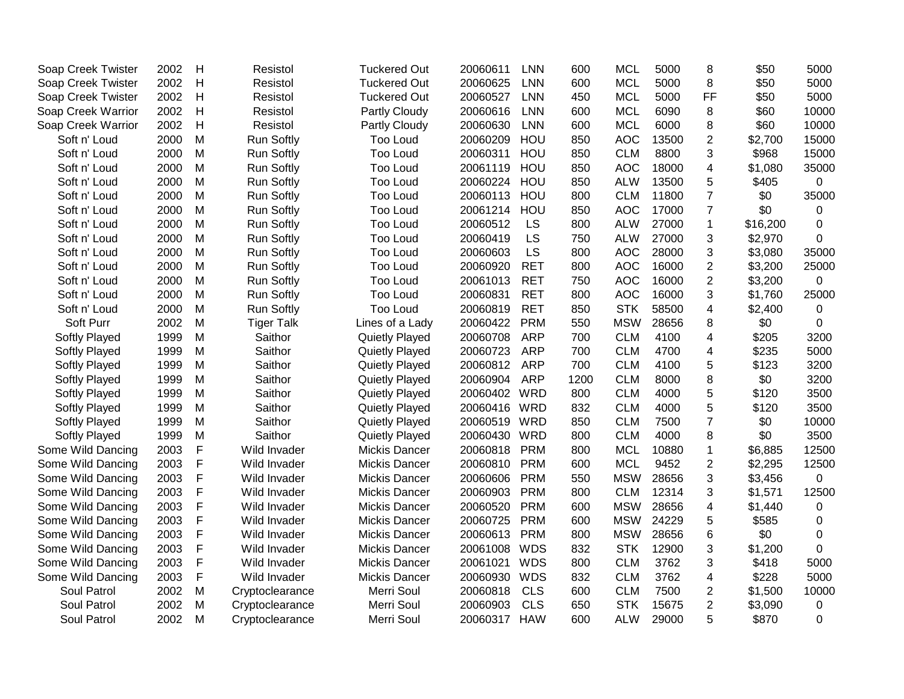| | | | | | | | | | | | | |
|---|---|---|---|---|---|---|---|---|---|---|---|---|
| Soap Creek Twister | 2002 | H | Resistol | Tuckered Out | 20060611 | LNN | 600 | MCL | 5000 | 8 | $50 | 5000 |
| Soap Creek Twister | 2002 | H | Resistol | Tuckered Out | 20060625 | LNN | 600 | MCL | 5000 | 8 | $50 | 5000 |
| Soap Creek Twister | 2002 | H | Resistol | Tuckered Out | 20060527 | LNN | 450 | MCL | 5000 | FF | $50 | 5000 |
| Soap Creek Warrior | 2002 | H | Resistol | Partly Cloudy | 20060616 | LNN | 600 | MCL | 6090 | 8 | $60 | 10000 |
| Soap Creek Warrior | 2002 | H | Resistol | Partly Cloudy | 20060630 | LNN | 600 | MCL | 6000 | 8 | $60 | 10000 |
| Soft n' Loud | 2000 | M | Run Softly | Too Loud | 20060209 | HOU | 850 | AOC | 13500 | 2 | $2,700 | 15000 |
| Soft n' Loud | 2000 | M | Run Softly | Too Loud | 20060311 | HOU | 850 | CLM | 8800 | 3 | $968 | 15000 |
| Soft n' Loud | 2000 | M | Run Softly | Too Loud | 20061119 | HOU | 850 | AOC | 18000 | 4 | $1,080 | 35000 |
| Soft n' Loud | 2000 | M | Run Softly | Too Loud | 20060224 | HOU | 850 | ALW | 13500 | 5 | $405 | 0 |
| Soft n' Loud | 2000 | M | Run Softly | Too Loud | 20060113 | HOU | 800 | CLM | 11800 | 7 | $0 | 35000 |
| Soft n' Loud | 2000 | M | Run Softly | Too Loud | 20061214 | HOU | 850 | AOC | 17000 | 7 | $0 | 0 |
| Soft n' Loud | 2000 | M | Run Softly | Too Loud | 20060512 | LS | 800 | ALW | 27000 | 1 | $16,200 | 0 |
| Soft n' Loud | 2000 | M | Run Softly | Too Loud | 20060419 | LS | 750 | ALW | 27000 | 3 | $2,970 | 0 |
| Soft n' Loud | 2000 | M | Run Softly | Too Loud | 20060603 | LS | 800 | AOC | 28000 | 3 | $3,080 | 35000 |
| Soft n' Loud | 2000 | M | Run Softly | Too Loud | 20060920 | RET | 800 | AOC | 16000 | 2 | $3,200 | 25000 |
| Soft n' Loud | 2000 | M | Run Softly | Too Loud | 20061013 | RET | 750 | AOC | 16000 | 2 | $3,200 | 0 |
| Soft n' Loud | 2000 | M | Run Softly | Too Loud | 20060831 | RET | 800 | AOC | 16000 | 3 | $1,760 | 25000 |
| Soft n' Loud | 2000 | M | Run Softly | Too Loud | 20060819 | RET | 850 | STK | 58500 | 4 | $2,400 | 0 |
| Soft Purr | 2002 | M | Tiger Talk | Lines of a Lady | 20060422 | PRM | 550 | MSW | 28656 | 8 | $0 | 0 |
| Softly Played | 1999 | M | Saithor | Quietly Played | 20060708 | ARP | 700 | CLM | 4100 | 4 | $205 | 3200 |
| Softly Played | 1999 | M | Saithor | Quietly Played | 20060723 | ARP | 700 | CLM | 4700 | 4 | $235 | 5000 |
| Softly Played | 1999 | M | Saithor | Quietly Played | 20060812 | ARP | 700 | CLM | 4100 | 5 | $123 | 3200 |
| Softly Played | 1999 | M | Saithor | Quietly Played | 20060904 | ARP | 1200 | CLM | 8000 | 8 | $0 | 3200 |
| Softly Played | 1999 | M | Saithor | Quietly Played | 20060402 | WRD | 800 | CLM | 4000 | 5 | $120 | 3500 |
| Softly Played | 1999 | M | Saithor | Quietly Played | 20060416 | WRD | 832 | CLM | 4000 | 5 | $120 | 3500 |
| Softly Played | 1999 | M | Saithor | Quietly Played | 20060519 | WRD | 850 | CLM | 7500 | 7 | $0 | 10000 |
| Softly Played | 1999 | M | Saithor | Quietly Played | 20060430 | WRD | 800 | CLM | 4000 | 8 | $0 | 3500 |
| Some Wild Dancing | 2003 | F | Wild Invader | Mickis Dancer | 20060818 | PRM | 800 | MCL | 10880 | 1 | $6,885 | 12500 |
| Some Wild Dancing | 2003 | F | Wild Invader | Mickis Dancer | 20060810 | PRM | 600 | MCL | 9452 | 2 | $2,295 | 12500 |
| Some Wild Dancing | 2003 | F | Wild Invader | Mickis Dancer | 20060606 | PRM | 550 | MSW | 28656 | 3 | $3,456 | 0 |
| Some Wild Dancing | 2003 | F | Wild Invader | Mickis Dancer | 20060903 | PRM | 800 | CLM | 12314 | 3 | $1,571 | 12500 |
| Some Wild Dancing | 2003 | F | Wild Invader | Mickis Dancer | 20060520 | PRM | 600 | MSW | 28656 | 4 | $1,440 | 0 |
| Some Wild Dancing | 2003 | F | Wild Invader | Mickis Dancer | 20060725 | PRM | 600 | MSW | 24229 | 5 | $585 | 0 |
| Some Wild Dancing | 2003 | F | Wild Invader | Mickis Dancer | 20060613 | PRM | 800 | MSW | 28656 | 6 | $0 | 0 |
| Some Wild Dancing | 2003 | F | Wild Invader | Mickis Dancer | 20061008 | WDS | 832 | STK | 12900 | 3 | $1,200 | 0 |
| Some Wild Dancing | 2003 | F | Wild Invader | Mickis Dancer | 20061021 | WDS | 800 | CLM | 3762 | 3 | $418 | 5000 |
| Some Wild Dancing | 2003 | F | Wild Invader | Mickis Dancer | 20060930 | WDS | 832 | CLM | 3762 | 4 | $228 | 5000 |
| Soul Patrol | 2002 | M | Cryptoclearance | Merri Soul | 20060818 | CLS | 600 | CLM | 7500 | 2 | $1,500 | 10000 |
| Soul Patrol | 2002 | M | Cryptoclearance | Merri Soul | 20060903 | CLS | 650 | STK | 15675 | 2 | $3,090 | 0 |
| Soul Patrol | 2002 | M | Cryptoclearance | Merri Soul | 20060317 | HAW | 600 | ALW | 29000 | 5 | $870 | 0 |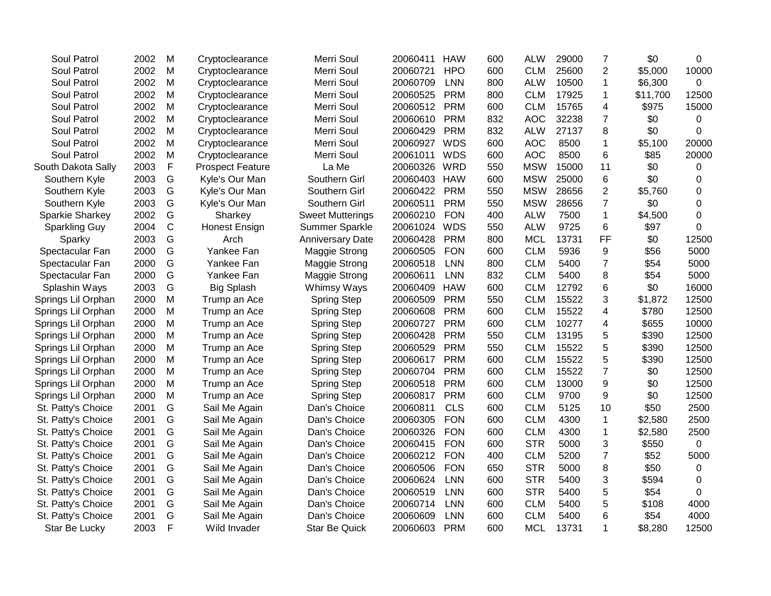| | | | | | | | | | | | | |
|---|---|---|---|---|---|---|---|---|---|---|---|---|
| Soul Patrol | 2002 | M | Cryptoclearance | Merri Soul | 20060411 | HAW | 600 | ALW | 29000 | 7 | $0 | 0 |
| Soul Patrol | 2002 | M | Cryptoclearance | Merri Soul | 20060721 | HPO | 600 | CLM | 25600 | 2 | $5,000 | 10000 |
| Soul Patrol | 2002 | M | Cryptoclearance | Merri Soul | 20060709 | LNN | 800 | ALW | 10500 | 1 | $6,300 | 0 |
| Soul Patrol | 2002 | M | Cryptoclearance | Merri Soul | 20060525 | PRM | 800 | CLM | 17925 | 1 | $11,700 | 12500 |
| Soul Patrol | 2002 | M | Cryptoclearance | Merri Soul | 20060512 | PRM | 600 | CLM | 15765 | 4 | $975 | 15000 |
| Soul Patrol | 2002 | M | Cryptoclearance | Merri Soul | 20060610 | PRM | 832 | AOC | 32238 | 7 | $0 | 0 |
| Soul Patrol | 2002 | M | Cryptoclearance | Merri Soul | 20060429 | PRM | 832 | ALW | 27137 | 8 | $0 | 0 |
| Soul Patrol | 2002 | M | Cryptoclearance | Merri Soul | 20060927 | WDS | 600 | AOC | 8500 | 1 | $5,100 | 20000 |
| Soul Patrol | 2002 | M | Cryptoclearance | Merri Soul | 20061011 | WDS | 600 | AOC | 8500 | 6 | $85 | 20000 |
| South Dakota Sally | 2003 | F | Prospect Feature | La Me | 20060326 | WRD | 550 | MSW | 15000 | 11 | $0 | 0 |
| Southern Kyle | 2003 | G | Kyle's Our Man | Southern Girl | 20060403 | HAW | 600 | MSW | 25000 | 6 | $0 | 0 |
| Southern Kyle | 2003 | G | Kyle's Our Man | Southern Girl | 20060422 | PRM | 550 | MSW | 28656 | 2 | $5,760 | 0 |
| Southern Kyle | 2003 | G | Kyle's Our Man | Southern Girl | 20060511 | PRM | 550 | MSW | 28656 | 7 | $0 | 0 |
| Sparkie Sharkey | 2002 | G | Sharkey | Sweet Mutterings | 20060210 | FON | 400 | ALW | 7500 | 1 | $4,500 | 0 |
| Sparkling Guy | 2004 | C | Honest Ensign | Summer Sparkle | 20061024 | WDS | 550 | ALW | 9725 | 6 | $97 | 0 |
| Sparky | 2003 | G | Arch | Anniversary Date | 20060428 | PRM | 800 | MCL | 13731 | FF | $0 | 12500 |
| Spectacular Fan | 2000 | G | Yankee Fan | Maggie Strong | 20060505 | FON | 600 | CLM | 5936 | 9 | $56 | 5000 |
| Spectacular Fan | 2000 | G | Yankee Fan | Maggie Strong | 20060518 | LNN | 800 | CLM | 5400 | 7 | $54 | 5000 |
| Spectacular Fan | 2000 | G | Yankee Fan | Maggie Strong | 20060611 | LNN | 832 | CLM | 5400 | 8 | $54 | 5000 |
| Splashin Ways | 2003 | G | Big Splash | Whimsy Ways | 20060409 | HAW | 600 | CLM | 12792 | 6 | $0 | 16000 |
| Springs Lil Orphan | 2000 | M | Trump an Ace | Spring Step | 20060509 | PRM | 550 | CLM | 15522 | 3 | $1,872 | 12500 |
| Springs Lil Orphan | 2000 | M | Trump an Ace | Spring Step | 20060608 | PRM | 600 | CLM | 15522 | 4 | $780 | 12500 |
| Springs Lil Orphan | 2000 | M | Trump an Ace | Spring Step | 20060727 | PRM | 600 | CLM | 10277 | 4 | $655 | 10000 |
| Springs Lil Orphan | 2000 | M | Trump an Ace | Spring Step | 20060428 | PRM | 550 | CLM | 13195 | 5 | $390 | 12500 |
| Springs Lil Orphan | 2000 | M | Trump an Ace | Spring Step | 20060529 | PRM | 550 | CLM | 15522 | 5 | $390 | 12500 |
| Springs Lil Orphan | 2000 | M | Trump an Ace | Spring Step | 20060617 | PRM | 600 | CLM | 15522 | 5 | $390 | 12500 |
| Springs Lil Orphan | 2000 | M | Trump an Ace | Spring Step | 20060704 | PRM | 600 | CLM | 15522 | 7 | $0 | 12500 |
| Springs Lil Orphan | 2000 | M | Trump an Ace | Spring Step | 20060518 | PRM | 600 | CLM | 13000 | 9 | $0 | 12500 |
| Springs Lil Orphan | 2000 | M | Trump an Ace | Spring Step | 20060817 | PRM | 600 | CLM | 9700 | 9 | $0 | 12500 |
| St. Patty's Choice | 2001 | G | Sail Me Again | Dan's Choice | 20060811 | CLS | 600 | CLM | 5125 | 10 | $50 | 2500 |
| St. Patty's Choice | 2001 | G | Sail Me Again | Dan's Choice | 20060305 | FON | 600 | CLM | 4300 | 1 | $2,580 | 2500 |
| St. Patty's Choice | 2001 | G | Sail Me Again | Dan's Choice | 20060326 | FON | 600 | CLM | 4300 | 1 | $2,580 | 2500 |
| St. Patty's Choice | 2001 | G | Sail Me Again | Dan's Choice | 20060415 | FON | 600 | STR | 5000 | 3 | $550 | 0 |
| St. Patty's Choice | 2001 | G | Sail Me Again | Dan's Choice | 20060212 | FON | 400 | CLM | 5200 | 7 | $52 | 5000 |
| St. Patty's Choice | 2001 | G | Sail Me Again | Dan's Choice | 20060506 | FON | 650 | STR | 5000 | 8 | $50 | 0 |
| St. Patty's Choice | 2001 | G | Sail Me Again | Dan's Choice | 20060624 | LNN | 600 | STR | 5400 | 3 | $594 | 0 |
| St. Patty's Choice | 2001 | G | Sail Me Again | Dan's Choice | 20060519 | LNN | 600 | STR | 5400 | 5 | $54 | 0 |
| St. Patty's Choice | 2001 | G | Sail Me Again | Dan's Choice | 20060714 | LNN | 600 | CLM | 5400 | 5 | $108 | 4000 |
| St. Patty's Choice | 2001 | G | Sail Me Again | Dan's Choice | 20060609 | LNN | 600 | CLM | 5400 | 6 | $54 | 4000 |
| Star Be Lucky | 2003 | F | Wild Invader | Star Be Quick | 20060603 | PRM | 600 | MCL | 13731 | 1 | $8,280 | 12500 |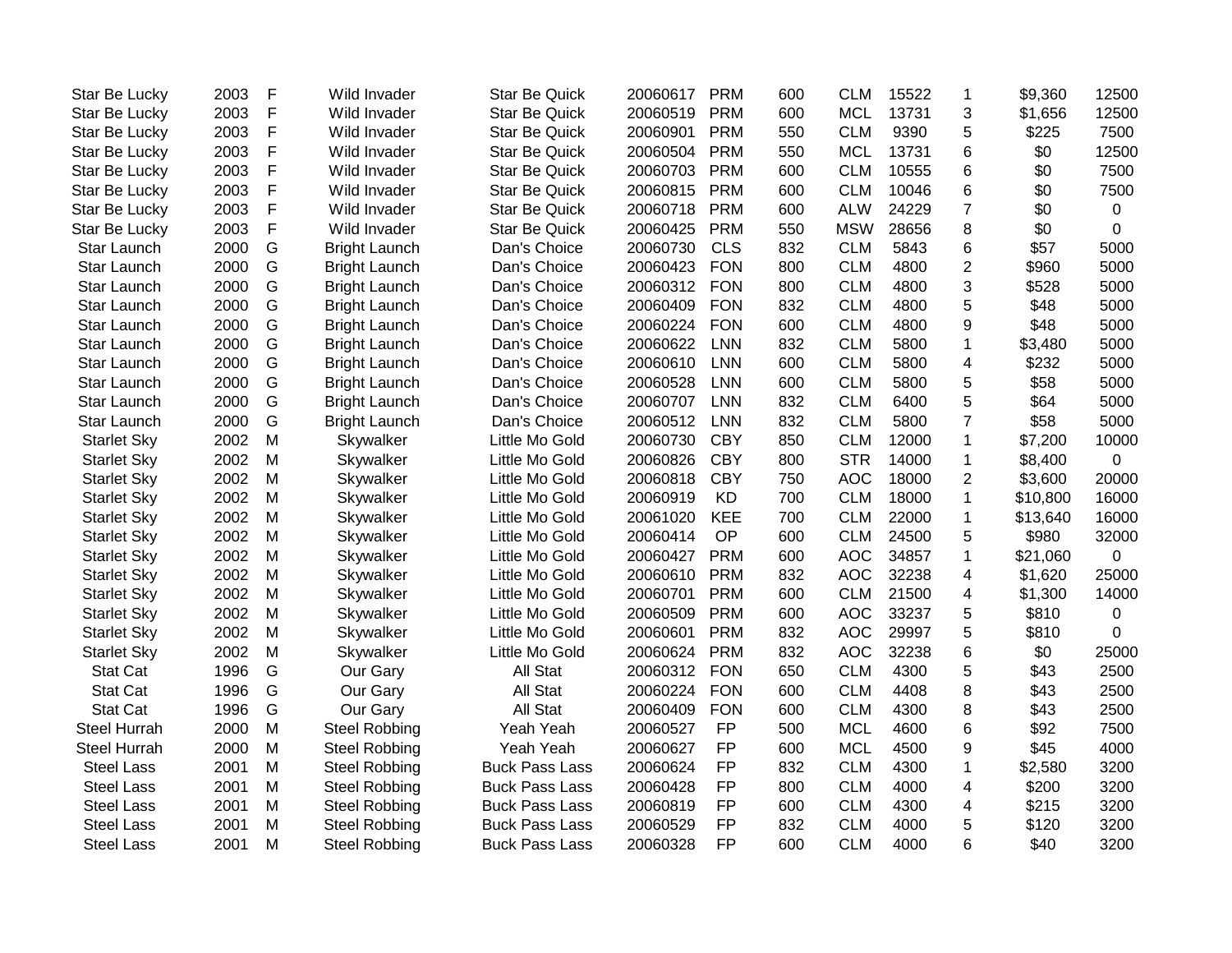| | | | | | | | | | | | | |
|---|---|---|---|---|---|---|---|---|---|---|---|---|
| Star Be Lucky | 2003 | F | Wild Invader | Star Be Quick | 20060617 | PRM | 600 | CLM | 15522 | 1 | $9,360 | 12500 |
| Star Be Lucky | 2003 | F | Wild Invader | Star Be Quick | 20060519 | PRM | 600 | MCL | 13731 | 3 | $1,656 | 12500 |
| Star Be Lucky | 2003 | F | Wild Invader | Star Be Quick | 20060901 | PRM | 550 | CLM | 9390 | 5 | $225 | 7500 |
| Star Be Lucky | 2003 | F | Wild Invader | Star Be Quick | 20060504 | PRM | 550 | MCL | 13731 | 6 | $0 | 12500 |
| Star Be Lucky | 2003 | F | Wild Invader | Star Be Quick | 20060703 | PRM | 600 | CLM | 10555 | 6 | $0 | 7500 |
| Star Be Lucky | 2003 | F | Wild Invader | Star Be Quick | 20060815 | PRM | 600 | CLM | 10046 | 6 | $0 | 7500 |
| Star Be Lucky | 2003 | F | Wild Invader | Star Be Quick | 20060718 | PRM | 600 | ALW | 24229 | 7 | $0 | 0 |
| Star Be Lucky | 2003 | F | Wild Invader | Star Be Quick | 20060425 | PRM | 550 | MSW | 28656 | 8 | $0 | 0 |
| Star Launch | 2000 | G | Bright Launch | Dan's Choice | 20060730 | CLS | 832 | CLM | 5843 | 6 | $57 | 5000 |
| Star Launch | 2000 | G | Bright Launch | Dan's Choice | 20060423 | FON | 800 | CLM | 4800 | 2 | $960 | 5000 |
| Star Launch | 2000 | G | Bright Launch | Dan's Choice | 20060312 | FON | 800 | CLM | 4800 | 3 | $528 | 5000 |
| Star Launch | 2000 | G | Bright Launch | Dan's Choice | 20060409 | FON | 832 | CLM | 4800 | 5 | $48 | 5000 |
| Star Launch | 2000 | G | Bright Launch | Dan's Choice | 20060224 | FON | 600 | CLM | 4800 | 9 | $48 | 5000 |
| Star Launch | 2000 | G | Bright Launch | Dan's Choice | 20060622 | LNN | 832 | CLM | 5800 | 1 | $3,480 | 5000 |
| Star Launch | 2000 | G | Bright Launch | Dan's Choice | 20060610 | LNN | 600 | CLM | 5800 | 4 | $232 | 5000 |
| Star Launch | 2000 | G | Bright Launch | Dan's Choice | 20060528 | LNN | 600 | CLM | 5800 | 5 | $58 | 5000 |
| Star Launch | 2000 | G | Bright Launch | Dan's Choice | 20060707 | LNN | 832 | CLM | 6400 | 5 | $64 | 5000 |
| Star Launch | 2000 | G | Bright Launch | Dan's Choice | 20060512 | LNN | 832 | CLM | 5800 | 7 | $58 | 5000 |
| Starlet Sky | 2002 | M | Skywalker | Little Mo Gold | 20060730 | CBY | 850 | CLM | 12000 | 1 | $7,200 | 10000 |
| Starlet Sky | 2002 | M | Skywalker | Little Mo Gold | 20060826 | CBY | 800 | STR | 14000 | 1 | $8,400 | 0 |
| Starlet Sky | 2002 | M | Skywalker | Little Mo Gold | 20060818 | CBY | 750 | AOC | 18000 | 2 | $3,600 | 20000 |
| Starlet Sky | 2002 | M | Skywalker | Little Mo Gold | 20060919 | KD | 700 | CLM | 18000 | 1 | $10,800 | 16000 |
| Starlet Sky | 2002 | M | Skywalker | Little Mo Gold | 20061020 | KEE | 700 | CLM | 22000 | 1 | $13,640 | 16000 |
| Starlet Sky | 2002 | M | Skywalker | Little Mo Gold | 20060414 | OP | 600 | CLM | 24500 | 5 | $980 | 32000 |
| Starlet Sky | 2002 | M | Skywalker | Little Mo Gold | 20060427 | PRM | 600 | AOC | 34857 | 1 | $21,060 | 0 |
| Starlet Sky | 2002 | M | Skywalker | Little Mo Gold | 20060610 | PRM | 832 | AOC | 32238 | 4 | $1,620 | 25000 |
| Starlet Sky | 2002 | M | Skywalker | Little Mo Gold | 20060701 | PRM | 600 | CLM | 21500 | 4 | $1,300 | 14000 |
| Starlet Sky | 2002 | M | Skywalker | Little Mo Gold | 20060509 | PRM | 600 | AOC | 33237 | 5 | $810 | 0 |
| Starlet Sky | 2002 | M | Skywalker | Little Mo Gold | 20060601 | PRM | 832 | AOC | 29997 | 5 | $810 | 0 |
| Starlet Sky | 2002 | M | Skywalker | Little Mo Gold | 20060624 | PRM | 832 | AOC | 32238 | 6 | $0 | 25000 |
| Stat Cat | 1996 | G | Our Gary | All Stat | 20060312 | FON | 650 | CLM | 4300 | 5 | $43 | 2500 |
| Stat Cat | 1996 | G | Our Gary | All Stat | 20060224 | FON | 600 | CLM | 4408 | 8 | $43 | 2500 |
| Stat Cat | 1996 | G | Our Gary | All Stat | 20060409 | FON | 600 | CLM | 4300 | 8 | $43 | 2500 |
| Steel Hurrah | 2000 | M | Steel Robbing | Yeah Yeah | 20060527 | FP | 500 | MCL | 4600 | 6 | $92 | 7500 |
| Steel Hurrah | 2000 | M | Steel Robbing | Yeah Yeah | 20060627 | FP | 600 | MCL | 4500 | 9 | $45 | 4000 |
| Steel Lass | 2001 | M | Steel Robbing | Buck Pass Lass | 20060624 | FP | 832 | CLM | 4300 | 1 | $2,580 | 3200 |
| Steel Lass | 2001 | M | Steel Robbing | Buck Pass Lass | 20060428 | FP | 800 | CLM | 4000 | 4 | $200 | 3200 |
| Steel Lass | 2001 | M | Steel Robbing | Buck Pass Lass | 20060819 | FP | 600 | CLM | 4300 | 4 | $215 | 3200 |
| Steel Lass | 2001 | M | Steel Robbing | Buck Pass Lass | 20060529 | FP | 832 | CLM | 4000 | 5 | $120 | 3200 |
| Steel Lass | 2001 | M | Steel Robbing | Buck Pass Lass | 20060328 | FP | 600 | CLM | 4000 | 6 | $40 | 3200 |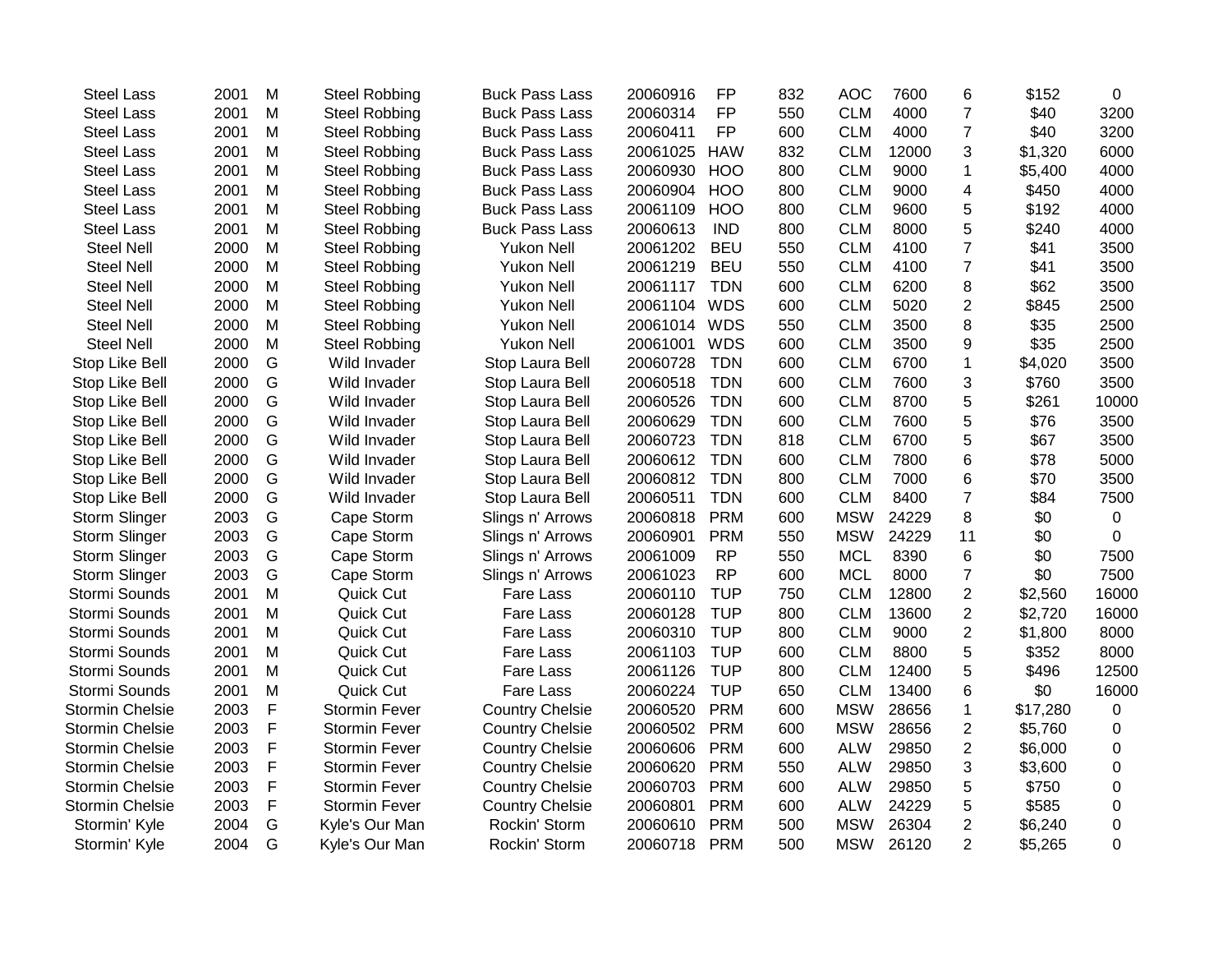| | | | | | | | | | | | | |
|---|---|---|---|---|---|---|---|---|---|---|---|---|
| Steel Lass | 2001 | M | Steel Robbing | Buck Pass Lass | 20060916 | FP | 832 | AOC | 7600 | 6 | $152 | 0 |
| Steel Lass | 2001 | M | Steel Robbing | Buck Pass Lass | 20060314 | FP | 550 | CLM | 4000 | 7 | $40 | 3200 |
| Steel Lass | 2001 | M | Steel Robbing | Buck Pass Lass | 20060411 | FP | 600 | CLM | 4000 | 7 | $40 | 3200 |
| Steel Lass | 2001 | M | Steel Robbing | Buck Pass Lass | 20061025 | HAW | 832 | CLM | 12000 | 3 | $1,320 | 6000 |
| Steel Lass | 2001 | M | Steel Robbing | Buck Pass Lass | 20060930 | HOO | 800 | CLM | 9000 | 1 | $5,400 | 4000 |
| Steel Lass | 2001 | M | Steel Robbing | Buck Pass Lass | 20060904 | HOO | 800 | CLM | 9000 | 4 | $450 | 4000 |
| Steel Lass | 2001 | M | Steel Robbing | Buck Pass Lass | 20061109 | HOO | 800 | CLM | 9600 | 5 | $192 | 4000 |
| Steel Lass | 2001 | M | Steel Robbing | Buck Pass Lass | 20060613 | IND | 800 | CLM | 8000 | 5 | $240 | 4000 |
| Steel Nell | 2000 | M | Steel Robbing | Yukon Nell | 20061202 | BEU | 550 | CLM | 4100 | 7 | $41 | 3500 |
| Steel Nell | 2000 | M | Steel Robbing | Yukon Nell | 20061219 | BEU | 550 | CLM | 4100 | 7 | $41 | 3500 |
| Steel Nell | 2000 | M | Steel Robbing | Yukon Nell | 20061117 | TDN | 600 | CLM | 6200 | 8 | $62 | 3500 |
| Steel Nell | 2000 | M | Steel Robbing | Yukon Nell | 20061104 | WDS | 600 | CLM | 5020 | 2 | $845 | 2500 |
| Steel Nell | 2000 | M | Steel Robbing | Yukon Nell | 20061014 | WDS | 550 | CLM | 3500 | 8 | $35 | 2500 |
| Steel Nell | 2000 | M | Steel Robbing | Yukon Nell | 20061001 | WDS | 600 | CLM | 3500 | 9 | $35 | 2500 |
| Stop Like Bell | 2000 | G | Wild Invader | Stop Laura Bell | 20060728 | TDN | 600 | CLM | 6700 | 1 | $4,020 | 3500 |
| Stop Like Bell | 2000 | G | Wild Invader | Stop Laura Bell | 20060518 | TDN | 600 | CLM | 7600 | 3 | $760 | 3500 |
| Stop Like Bell | 2000 | G | Wild Invader | Stop Laura Bell | 20060526 | TDN | 600 | CLM | 8700 | 5 | $261 | 10000 |
| Stop Like Bell | 2000 | G | Wild Invader | Stop Laura Bell | 20060629 | TDN | 600 | CLM | 7600 | 5 | $76 | 3500 |
| Stop Like Bell | 2000 | G | Wild Invader | Stop Laura Bell | 20060723 | TDN | 818 | CLM | 6700 | 5 | $67 | 3500 |
| Stop Like Bell | 2000 | G | Wild Invader | Stop Laura Bell | 20060612 | TDN | 600 | CLM | 7800 | 6 | $78 | 5000 |
| Stop Like Bell | 2000 | G | Wild Invader | Stop Laura Bell | 20060812 | TDN | 800 | CLM | 7000 | 6 | $70 | 3500 |
| Stop Like Bell | 2000 | G | Wild Invader | Stop Laura Bell | 20060511 | TDN | 600 | CLM | 8400 | 7 | $84 | 7500 |
| Storm Slinger | 2003 | G | Cape Storm | Slings n' Arrows | 20060818 | PRM | 600 | MSW | 24229 | 8 | $0 | 0 |
| Storm Slinger | 2003 | G | Cape Storm | Slings n' Arrows | 20060901 | PRM | 550 | MSW | 24229 | 11 | $0 | 0 |
| Storm Slinger | 2003 | G | Cape Storm | Slings n' Arrows | 20061009 | RP | 550 | MCL | 8390 | 6 | $0 | 7500 |
| Storm Slinger | 2003 | G | Cape Storm | Slings n' Arrows | 20061023 | RP | 600 | MCL | 8000 | 7 | $0 | 7500 |
| Stormi Sounds | 2001 | M | Quick Cut | Fare Lass | 20060110 | TUP | 750 | CLM | 12800 | 2 | $2,560 | 16000 |
| Stormi Sounds | 2001 | M | Quick Cut | Fare Lass | 20060128 | TUP | 800 | CLM | 13600 | 2 | $2,720 | 16000 |
| Stormi Sounds | 2001 | M | Quick Cut | Fare Lass | 20060310 | TUP | 800 | CLM | 9000 | 2 | $1,800 | 8000 |
| Stormi Sounds | 2001 | M | Quick Cut | Fare Lass | 20061103 | TUP | 600 | CLM | 8800 | 5 | $352 | 8000 |
| Stormi Sounds | 2001 | M | Quick Cut | Fare Lass | 20061126 | TUP | 800 | CLM | 12400 | 5 | $496 | 12500 |
| Stormi Sounds | 2001 | M | Quick Cut | Fare Lass | 20060224 | TUP | 650 | CLM | 13400 | 6 | $0 | 16000 |
| Stormin Chelsie | 2003 | F | Stormin Fever | Country Chelsie | 20060520 | PRM | 600 | MSW | 28656 | 1 | $17,280 | 0 |
| Stormin Chelsie | 2003 | F | Stormin Fever | Country Chelsie | 20060502 | PRM | 600 | MSW | 28656 | 2 | $5,760 | 0 |
| Stormin Chelsie | 2003 | F | Stormin Fever | Country Chelsie | 20060606 | PRM | 600 | ALW | 29850 | 2 | $6,000 | 0 |
| Stormin Chelsie | 2003 | F | Stormin Fever | Country Chelsie | 20060620 | PRM | 550 | ALW | 29850 | 3 | $3,600 | 0 |
| Stormin Chelsie | 2003 | F | Stormin Fever | Country Chelsie | 20060703 | PRM | 600 | ALW | 29850 | 5 | $750 | 0 |
| Stormin Chelsie | 2003 | F | Stormin Fever | Country Chelsie | 20060801 | PRM | 600 | ALW | 24229 | 5 | $585 | 0 |
| Stormin' Kyle | 2004 | G | Kyle's Our Man | Rockin' Storm | 20060610 | PRM | 500 | MSW | 26304 | 2 | $6,240 | 0 |
| Stormin' Kyle | 2004 | G | Kyle's Our Man | Rockin' Storm | 20060718 | PRM | 500 | MSW | 26120 | 2 | $5,265 | 0 |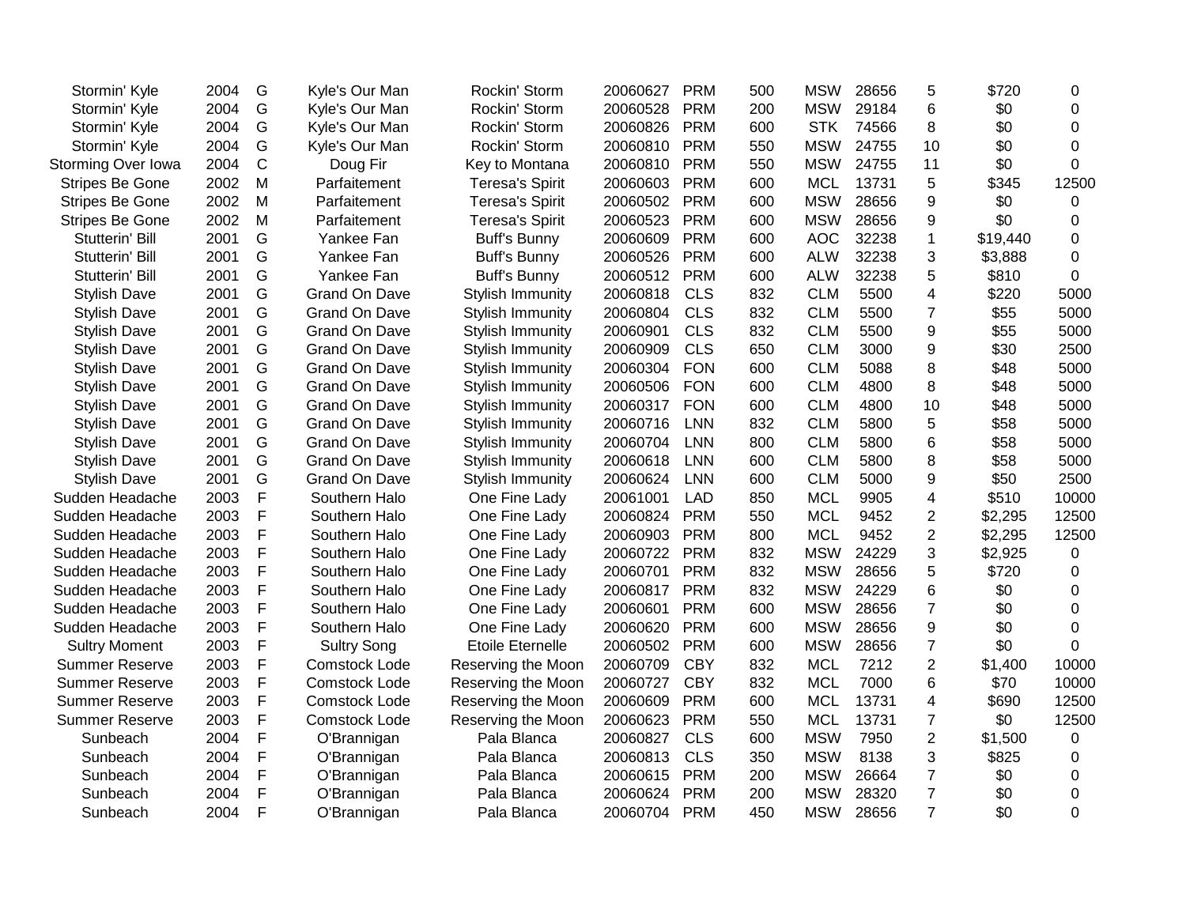| | | | | | | | | | | | | |
|---|---|---|---|---|---|---|---|---|---|---|---|---|
| Stormin' Kyle | 2004 | G | Kyle's Our Man | Rockin' Storm | 20060627 | PRM | 500 | MSW | 28656 | 5 | $720 | 0 |
| Stormin' Kyle | 2004 | G | Kyle's Our Man | Rockin' Storm | 20060528 | PRM | 200 | MSW | 29184 | 6 | $0 | 0 |
| Stormin' Kyle | 2004 | G | Kyle's Our Man | Rockin' Storm | 20060826 | PRM | 600 | STK | 74566 | 8 | $0 | 0 |
| Stormin' Kyle | 2004 | G | Kyle's Our Man | Rockin' Storm | 20060810 | PRM | 550 | MSW | 24755 | 10 | $0 | 0 |
| Storming Over Iowa | 2004 | C | Doug Fir | Key to Montana | 20060810 | PRM | 550 | MSW | 24755 | 11 | $0 | 0 |
| Stripes Be Gone | 2002 | M | Parfaitement | Teresa's Spirit | 20060603 | PRM | 600 | MCL | 13731 | 5 | $345 | 12500 |
| Stripes Be Gone | 2002 | M | Parfaitement | Teresa's Spirit | 20060502 | PRM | 600 | MSW | 28656 | 9 | $0 | 0 |
| Stripes Be Gone | 2002 | M | Parfaitement | Teresa's Spirit | 20060523 | PRM | 600 | MSW | 28656 | 9 | $0 | 0 |
| Stutterin' Bill | 2001 | G | Yankee Fan | Buff's Bunny | 20060609 | PRM | 600 | AOC | 32238 | 1 | $19,440 | 0 |
| Stutterin' Bill | 2001 | G | Yankee Fan | Buff's Bunny | 20060526 | PRM | 600 | ALW | 32238 | 3 | $3,888 | 0 |
| Stutterin' Bill | 2001 | G | Yankee Fan | Buff's Bunny | 20060512 | PRM | 600 | ALW | 32238 | 5 | $810 | 0 |
| Stylish Dave | 2001 | G | Grand On Dave | Stylish Immunity | 20060818 | CLS | 832 | CLM | 5500 | 4 | $220 | 5000 |
| Stylish Dave | 2001 | G | Grand On Dave | Stylish Immunity | 20060804 | CLS | 832 | CLM | 5500 | 7 | $55 | 5000 |
| Stylish Dave | 2001 | G | Grand On Dave | Stylish Immunity | 20060901 | CLS | 832 | CLM | 5500 | 9 | $55 | 5000 |
| Stylish Dave | 2001 | G | Grand On Dave | Stylish Immunity | 20060909 | CLS | 650 | CLM | 3000 | 9 | $30 | 2500 |
| Stylish Dave | 2001 | G | Grand On Dave | Stylish Immunity | 20060304 | FON | 600 | CLM | 5088 | 8 | $48 | 5000 |
| Stylish Dave | 2001 | G | Grand On Dave | Stylish Immunity | 20060506 | FON | 600 | CLM | 4800 | 8 | $48 | 5000 |
| Stylish Dave | 2001 | G | Grand On Dave | Stylish Immunity | 20060317 | FON | 600 | CLM | 4800 | 10 | $48 | 5000 |
| Stylish Dave | 2001 | G | Grand On Dave | Stylish Immunity | 20060716 | LNN | 832 | CLM | 5800 | 5 | $58 | 5000 |
| Stylish Dave | 2001 | G | Grand On Dave | Stylish Immunity | 20060704 | LNN | 800 | CLM | 5800 | 6 | $58 | 5000 |
| Stylish Dave | 2001 | G | Grand On Dave | Stylish Immunity | 20060618 | LNN | 600 | CLM | 5800 | 8 | $58 | 5000 |
| Stylish Dave | 2001 | G | Grand On Dave | Stylish Immunity | 20060624 | LNN | 600 | CLM | 5000 | 9 | $50 | 2500 |
| Sudden Headache | 2003 | F | Southern Halo | One Fine Lady | 20061001 | LAD | 850 | MCL | 9905 | 4 | $510 | 10000 |
| Sudden Headache | 2003 | F | Southern Halo | One Fine Lady | 20060824 | PRM | 550 | MCL | 9452 | 2 | $2,295 | 12500 |
| Sudden Headache | 2003 | F | Southern Halo | One Fine Lady | 20060903 | PRM | 800 | MCL | 9452 | 2 | $2,295 | 12500 |
| Sudden Headache | 2003 | F | Southern Halo | One Fine Lady | 20060722 | PRM | 832 | MSW | 24229 | 3 | $2,925 | 0 |
| Sudden Headache | 2003 | F | Southern Halo | One Fine Lady | 20060701 | PRM | 832 | MSW | 28656 | 5 | $720 | 0 |
| Sudden Headache | 2003 | F | Southern Halo | One Fine Lady | 20060817 | PRM | 832 | MSW | 24229 | 6 | $0 | 0 |
| Sudden Headache | 2003 | F | Southern Halo | One Fine Lady | 20060601 | PRM | 600 | MSW | 28656 | 7 | $0 | 0 |
| Sudden Headache | 2003 | F | Southern Halo | One Fine Lady | 20060620 | PRM | 600 | MSW | 28656 | 9 | $0 | 0 |
| Sultry Moment | 2003 | F | Sultry Song | Etoile Eternelle | 20060502 | PRM | 600 | MSW | 28656 | 7 | $0 | 0 |
| Summer Reserve | 2003 | F | Comstock Lode | Reserving the Moon | 20060709 | CBY | 832 | MCL | 7212 | 2 | $1,400 | 10000 |
| Summer Reserve | 2003 | F | Comstock Lode | Reserving the Moon | 20060727 | CBY | 832 | MCL | 7000 | 6 | $70 | 10000 |
| Summer Reserve | 2003 | F | Comstock Lode | Reserving the Moon | 20060609 | PRM | 600 | MCL | 13731 | 4 | $690 | 12500 |
| Summer Reserve | 2003 | F | Comstock Lode | Reserving the Moon | 20060623 | PRM | 550 | MCL | 13731 | 7 | $0 | 12500 |
| Sunbeach | 2004 | F | O'Brannigan | Pala Blanca | 20060827 | CLS | 600 | MSW | 7950 | 2 | $1,500 | 0 |
| Sunbeach | 2004 | F | O'Brannigan | Pala Blanca | 20060813 | CLS | 350 | MSW | 8138 | 3 | $825 | 0 |
| Sunbeach | 2004 | F | O'Brannigan | Pala Blanca | 20060615 | PRM | 200 | MSW | 26664 | 7 | $0 | 0 |
| Sunbeach | 2004 | F | O'Brannigan | Pala Blanca | 20060624 | PRM | 200 | MSW | 28320 | 7 | $0 | 0 |
| Sunbeach | 2004 | F | O'Brannigan | Pala Blanca | 20060704 | PRM | 450 | MSW | 28656 | 7 | $0 | 0 |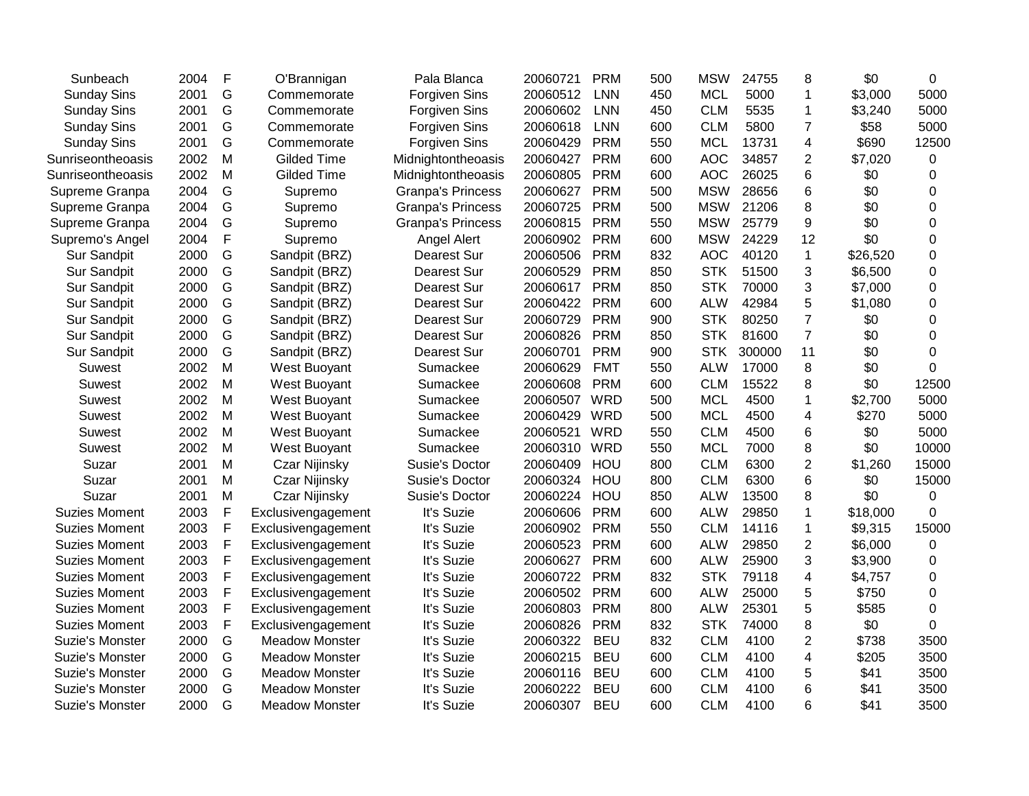| | | | | | | | | | | | | |
|---|---|---|---|---|---|---|---|---|---|---|---|---|
| Sunbeach | 2004 | F | O'Brannigan | Pala Blanca | 20060721 | PRM | 500 | MSW | 24755 | 8 | $0 | 0 |
| Sunday Sins | 2001 | G | Commemorate | Forgiven Sins | 20060512 | LNN | 450 | MCL | 5000 | 1 | $3,000 | 5000 |
| Sunday Sins | 2001 | G | Commemorate | Forgiven Sins | 20060602 | LNN | 450 | CLM | 5535 | 1 | $3,240 | 5000 |
| Sunday Sins | 2001 | G | Commemorate | Forgiven Sins | 20060618 | LNN | 600 | CLM | 5800 | 7 | $58 | 5000 |
| Sunday Sins | 2001 | G | Commemorate | Forgiven Sins | 20060429 | PRM | 550 | MCL | 13731 | 4 | $690 | 12500 |
| Sunriseontheoasis | 2002 | M | Gilded Time | Midnightontheoasis | 20060427 | PRM | 600 | AOC | 34857 | 2 | $7,020 | 0 |
| Sunriseontheoasis | 2002 | M | Gilded Time | Midnightontheoasis | 20060805 | PRM | 600 | AOC | 26025 | 6 | $0 | 0 |
| Supreme Granpa | 2004 | G | Supremo | Granpa's Princess | 20060627 | PRM | 500 | MSW | 28656 | 6 | $0 | 0 |
| Supreme Granpa | 2004 | G | Supremo | Granpa's Princess | 20060725 | PRM | 500 | MSW | 21206 | 8 | $0 | 0 |
| Supreme Granpa | 2004 | G | Supremo | Granpa's Princess | 20060815 | PRM | 550 | MSW | 25779 | 9 | $0 | 0 |
| Supremo's Angel | 2004 | F | Supremo | Angel Alert | 20060902 | PRM | 600 | MSW | 24229 | 12 | $0 | 0 |
| Sur Sandpit | 2000 | G | Sandpit (BRZ) | Dearest Sur | 20060506 | PRM | 832 | AOC | 40120 | 1 | $26,520 | 0 |
| Sur Sandpit | 2000 | G | Sandpit (BRZ) | Dearest Sur | 20060529 | PRM | 850 | STK | 51500 | 3 | $6,500 | 0 |
| Sur Sandpit | 2000 | G | Sandpit (BRZ) | Dearest Sur | 20060617 | PRM | 850 | STK | 70000 | 3 | $7,000 | 0 |
| Sur Sandpit | 2000 | G | Sandpit (BRZ) | Dearest Sur | 20060422 | PRM | 600 | ALW | 42984 | 5 | $1,080 | 0 |
| Sur Sandpit | 2000 | G | Sandpit (BRZ) | Dearest Sur | 20060729 | PRM | 900 | STK | 80250 | 7 | $0 | 0 |
| Sur Sandpit | 2000 | G | Sandpit (BRZ) | Dearest Sur | 20060826 | PRM | 850 | STK | 81600 | 7 | $0 | 0 |
| Sur Sandpit | 2000 | G | Sandpit (BRZ) | Dearest Sur | 20060701 | PRM | 900 | STK | 300000 | 11 | $0 | 0 |
| Suwest | 2002 | M | West Buoyant | Sumackee | 20060629 | FMT | 550 | ALW | 17000 | 8 | $0 | 0 |
| Suwest | 2002 | M | West Buoyant | Sumackee | 20060608 | PRM | 600 | CLM | 15522 | 8 | $0 | 12500 |
| Suwest | 2002 | M | West Buoyant | Sumackee | 20060507 | WRD | 500 | MCL | 4500 | 1 | $2,700 | 5000 |
| Suwest | 2002 | M | West Buoyant | Sumackee | 20060429 | WRD | 500 | MCL | 4500 | 4 | $270 | 5000 |
| Suwest | 2002 | M | West Buoyant | Sumackee | 20060521 | WRD | 550 | CLM | 4500 | 6 | $0 | 5000 |
| Suwest | 2002 | M | West Buoyant | Sumackee | 20060310 | WRD | 550 | MCL | 7000 | 8 | $0 | 10000 |
| Suzar | 2001 | M | Czar Nijinsky | Susie's Doctor | 20060409 | HOU | 800 | CLM | 6300 | 2 | $1,260 | 15000 |
| Suzar | 2001 | M | Czar Nijinsky | Susie's Doctor | 20060324 | HOU | 800 | CLM | 6300 | 6 | $0 | 15000 |
| Suzar | 2001 | M | Czar Nijinsky | Susie's Doctor | 20060224 | HOU | 850 | ALW | 13500 | 8 | $0 | 0 |
| Suzies Moment | 2003 | F | Exclusivengagement | It's Suzie | 20060606 | PRM | 600 | ALW | 29850 | 1 | $18,000 | 0 |
| Suzies Moment | 2003 | F | Exclusivengagement | It's Suzie | 20060902 | PRM | 550 | CLM | 14116 | 1 | $9,315 | 15000 |
| Suzies Moment | 2003 | F | Exclusivengagement | It's Suzie | 20060523 | PRM | 600 | ALW | 29850 | 2 | $6,000 | 0 |
| Suzies Moment | 2003 | F | Exclusivengagement | It's Suzie | 20060627 | PRM | 600 | ALW | 25900 | 3 | $3,900 | 0 |
| Suzies Moment | 2003 | F | Exclusivengagement | It's Suzie | 20060722 | PRM | 832 | STK | 79118 | 4 | $4,757 | 0 |
| Suzies Moment | 2003 | F | Exclusivengagement | It's Suzie | 20060502 | PRM | 600 | ALW | 25000 | 5 | $750 | 0 |
| Suzies Moment | 2003 | F | Exclusivengagement | It's Suzie | 20060803 | PRM | 800 | ALW | 25301 | 5 | $585 | 0 |
| Suzies Moment | 2003 | F | Exclusivengagement | It's Suzie | 20060826 | PRM | 832 | STK | 74000 | 8 | $0 | 0 |
| Suzie's Monster | 2000 | G | Meadow Monster | It's Suzie | 20060322 | BEU | 832 | CLM | 4100 | 2 | $738 | 3500 |
| Suzie's Monster | 2000 | G | Meadow Monster | It's Suzie | 20060215 | BEU | 600 | CLM | 4100 | 4 | $205 | 3500 |
| Suzie's Monster | 2000 | G | Meadow Monster | It's Suzie | 20060116 | BEU | 600 | CLM | 4100 | 5 | $41 | 3500 |
| Suzie's Monster | 2000 | G | Meadow Monster | It's Suzie | 20060222 | BEU | 600 | CLM | 4100 | 6 | $41 | 3500 |
| Suzie's Monster | 2000 | G | Meadow Monster | It's Suzie | 20060307 | BEU | 600 | CLM | 4100 | 6 | $41 | 3500 |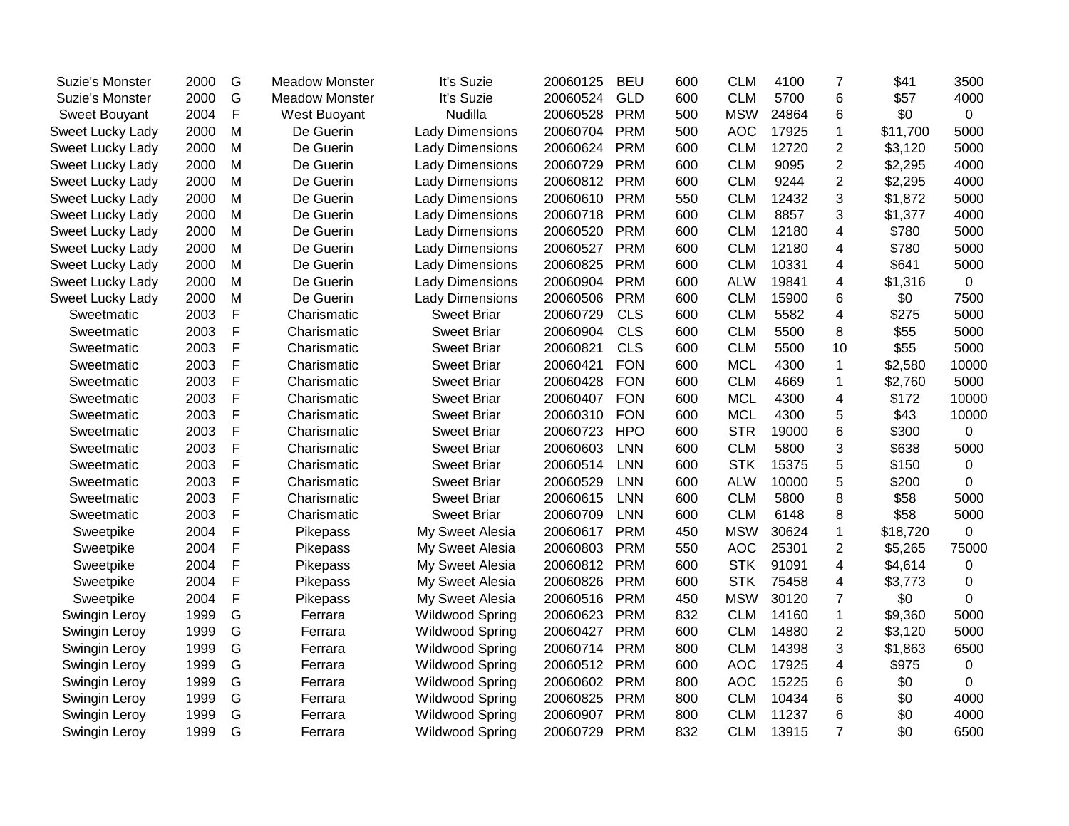| | | | | | | | | | | | | |
|---|---|---|---|---|---|---|---|---|---|---|---|---|
| Suzie's Monster | 2000 | G | Meadow Monster | It's Suzie | 20060125 | BEU | 600 | CLM | 4100 | 7 | $41 | 3500 |
| Suzie's Monster | 2000 | G | Meadow Monster | It's Suzie | 20060524 | GLD | 600 | CLM | 5700 | 6 | $57 | 4000 |
| Sweet Bouyant | 2004 | F | West Buoyant | Nudilla | 20060528 | PRM | 500 | MSW | 24864 | 6 | $0 | 0 |
| Sweet Lucky Lady | 2000 | M | De Guerin | Lady Dimensions | 20060704 | PRM | 500 | AOC | 17925 | 1 | $11,700 | 5000 |
| Sweet Lucky Lady | 2000 | M | De Guerin | Lady Dimensions | 20060624 | PRM | 600 | CLM | 12720 | 2 | $3,120 | 5000 |
| Sweet Lucky Lady | 2000 | M | De Guerin | Lady Dimensions | 20060729 | PRM | 600 | CLM | 9095 | 2 | $2,295 | 4000 |
| Sweet Lucky Lady | 2000 | M | De Guerin | Lady Dimensions | 20060812 | PRM | 600 | CLM | 9244 | 2 | $2,295 | 4000 |
| Sweet Lucky Lady | 2000 | M | De Guerin | Lady Dimensions | 20060610 | PRM | 550 | CLM | 12432 | 3 | $1,872 | 5000 |
| Sweet Lucky Lady | 2000 | M | De Guerin | Lady Dimensions | 20060718 | PRM | 600 | CLM | 8857 | 3 | $1,377 | 4000 |
| Sweet Lucky Lady | 2000 | M | De Guerin | Lady Dimensions | 20060520 | PRM | 600 | CLM | 12180 | 4 | $780 | 5000 |
| Sweet Lucky Lady | 2000 | M | De Guerin | Lady Dimensions | 20060527 | PRM | 600 | CLM | 12180 | 4 | $780 | 5000 |
| Sweet Lucky Lady | 2000 | M | De Guerin | Lady Dimensions | 20060825 | PRM | 600 | CLM | 10331 | 4 | $641 | 5000 |
| Sweet Lucky Lady | 2000 | M | De Guerin | Lady Dimensions | 20060904 | PRM | 600 | ALW | 19841 | 4 | $1,316 | 0 |
| Sweet Lucky Lady | 2000 | M | De Guerin | Lady Dimensions | 20060506 | PRM | 600 | CLM | 15900 | 6 | $0 | 7500 |
| Sweetmatic | 2003 | F | Charismatic | Sweet Briar | 20060729 | CLS | 600 | CLM | 5582 | 4 | $275 | 5000 |
| Sweetmatic | 2003 | F | Charismatic | Sweet Briar | 20060904 | CLS | 600 | CLM | 5500 | 8 | $55 | 5000 |
| Sweetmatic | 2003 | F | Charismatic | Sweet Briar | 20060821 | CLS | 600 | CLM | 5500 | 10 | $55 | 5000 |
| Sweetmatic | 2003 | F | Charismatic | Sweet Briar | 20060421 | FON | 600 | MCL | 4300 | 1 | $2,580 | 10000 |
| Sweetmatic | 2003 | F | Charismatic | Sweet Briar | 20060428 | FON | 600 | CLM | 4669 | 1 | $2,760 | 5000 |
| Sweetmatic | 2003 | F | Charismatic | Sweet Briar | 20060407 | FON | 600 | MCL | 4300 | 4 | $172 | 10000 |
| Sweetmatic | 2003 | F | Charismatic | Sweet Briar | 20060310 | FON | 600 | MCL | 4300 | 5 | $43 | 10000 |
| Sweetmatic | 2003 | F | Charismatic | Sweet Briar | 20060723 | HPO | 600 | STR | 19000 | 6 | $300 | 0 |
| Sweetmatic | 2003 | F | Charismatic | Sweet Briar | 20060603 | LNN | 600 | CLM | 5800 | 3 | $638 | 5000 |
| Sweetmatic | 2003 | F | Charismatic | Sweet Briar | 20060514 | LNN | 600 | STK | 15375 | 5 | $150 | 0 |
| Sweetmatic | 2003 | F | Charismatic | Sweet Briar | 20060529 | LNN | 600 | ALW | 10000 | 5 | $200 | 0 |
| Sweetmatic | 2003 | F | Charismatic | Sweet Briar | 20060615 | LNN | 600 | CLM | 5800 | 8 | $58 | 5000 |
| Sweetmatic | 2003 | F | Charismatic | Sweet Briar | 20060709 | LNN | 600 | CLM | 6148 | 8 | $58 | 5000 |
| Sweetpike | 2004 | F | Pikepass | My Sweet Alesia | 20060617 | PRM | 450 | MSW | 30624 | 1 | $18,720 | 0 |
| Sweetpike | 2004 | F | Pikepass | My Sweet Alesia | 20060803 | PRM | 550 | AOC | 25301 | 2 | $5,265 | 75000 |
| Sweetpike | 2004 | F | Pikepass | My Sweet Alesia | 20060812 | PRM | 600 | STK | 91091 | 4 | $4,614 | 0 |
| Sweetpike | 2004 | F | Pikepass | My Sweet Alesia | 20060826 | PRM | 600 | STK | 75458 | 4 | $3,773 | 0 |
| Sweetpike | 2004 | F | Pikepass | My Sweet Alesia | 20060516 | PRM | 450 | MSW | 30120 | 7 | $0 | 0 |
| Swingin Leroy | 1999 | G | Ferrara | Wildwood Spring | 20060623 | PRM | 832 | CLM | 14160 | 1 | $9,360 | 5000 |
| Swingin Leroy | 1999 | G | Ferrara | Wildwood Spring | 20060427 | PRM | 600 | CLM | 14880 | 2 | $3,120 | 5000 |
| Swingin Leroy | 1999 | G | Ferrara | Wildwood Spring | 20060714 | PRM | 800 | CLM | 14398 | 3 | $1,863 | 6500 |
| Swingin Leroy | 1999 | G | Ferrara | Wildwood Spring | 20060512 | PRM | 600 | AOC | 17925 | 4 | $975 | 0 |
| Swingin Leroy | 1999 | G | Ferrara | Wildwood Spring | 20060602 | PRM | 800 | AOC | 15225 | 6 | $0 | 0 |
| Swingin Leroy | 1999 | G | Ferrara | Wildwood Spring | 20060825 | PRM | 800 | CLM | 10434 | 6 | $0 | 4000 |
| Swingin Leroy | 1999 | G | Ferrara | Wildwood Spring | 20060907 | PRM | 800 | CLM | 11237 | 6 | $0 | 4000 |
| Swingin Leroy | 1999 | G | Ferrara | Wildwood Spring | 20060729 | PRM | 832 | CLM | 13915 | 7 | $0 | 6500 |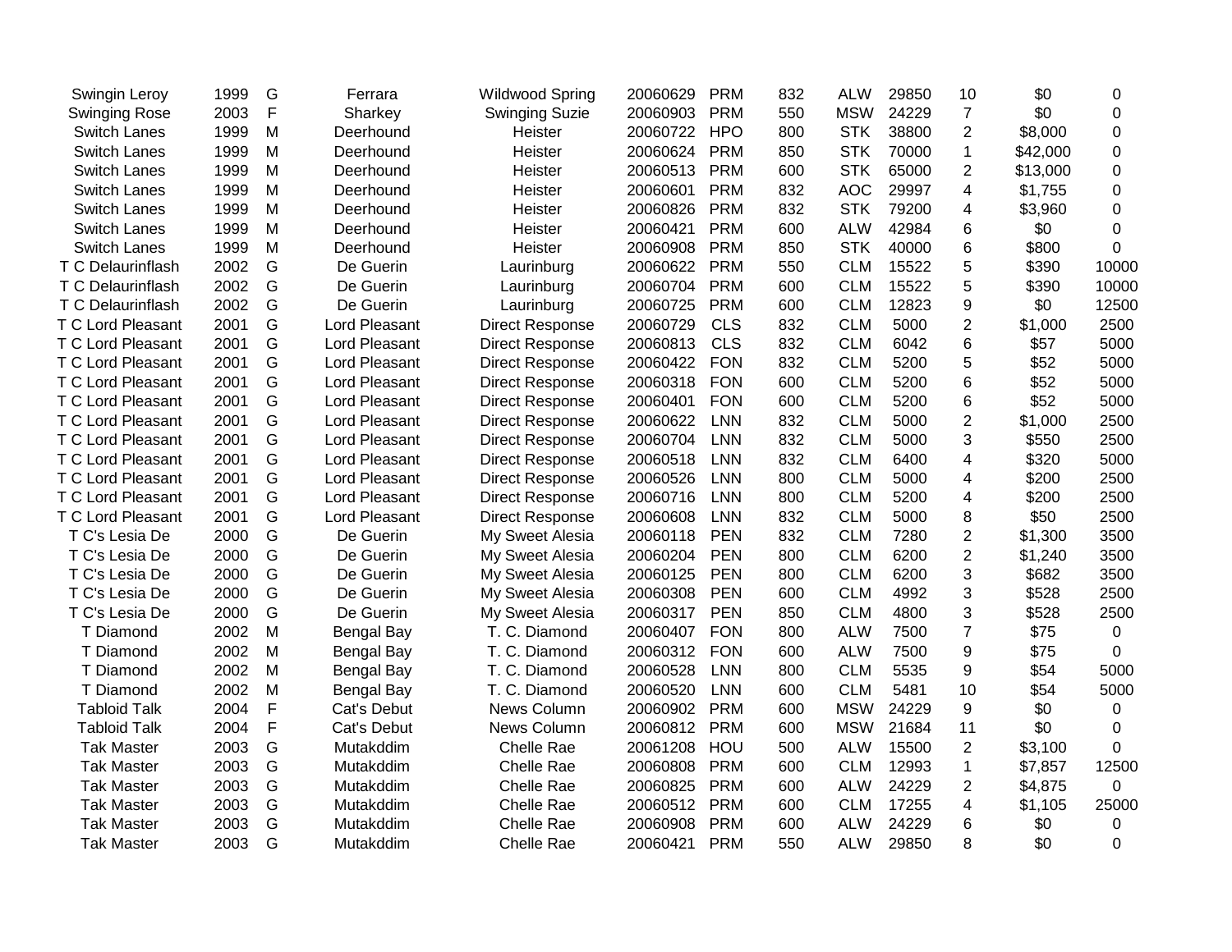| | | | | | | | | | | | | |
|---|---|---|---|---|---|---|---|---|---|---|---|---|
| Swingin Leroy | 1999 | G | Ferrara | Wildwood Spring | 20060629 | PRM | 832 | ALW | 29850 | 10 | $0 | 0 |
| Swinging Rose | 2003 | F | Sharkey | Swinging Suzie | 20060903 | PRM | 550 | MSW | 24229 | 7 | $0 | 0 |
| Switch Lanes | 1999 | M | Deerhound | Heister | 20060722 | HPO | 800 | STK | 38800 | 2 | $8,000 | 0 |
| Switch Lanes | 1999 | M | Deerhound | Heister | 20060624 | PRM | 850 | STK | 70000 | 1 | $42,000 | 0 |
| Switch Lanes | 1999 | M | Deerhound | Heister | 20060513 | PRM | 600 | STK | 65000 | 2 | $13,000 | 0 |
| Switch Lanes | 1999 | M | Deerhound | Heister | 20060601 | PRM | 832 | AOC | 29997 | 4 | $1,755 | 0 |
| Switch Lanes | 1999 | M | Deerhound | Heister | 20060826 | PRM | 832 | STK | 79200 | 4 | $3,960 | 0 |
| Switch Lanes | 1999 | M | Deerhound | Heister | 20060421 | PRM | 600 | ALW | 42984 | 6 | $0 | 0 |
| Switch Lanes | 1999 | M | Deerhound | Heister | 20060908 | PRM | 850 | STK | 40000 | 6 | $800 | 0 |
| T C Delaurinflash | 2002 | G | De Guerin | Laurinburg | 20060622 | PRM | 550 | CLM | 15522 | 5 | $390 | 10000 |
| T C Delaurinflash | 2002 | G | De Guerin | Laurinburg | 20060704 | PRM | 600 | CLM | 15522 | 5 | $390 | 10000 |
| T C Delaurinflash | 2002 | G | De Guerin | Laurinburg | 20060725 | PRM | 600 | CLM | 12823 | 9 | $0 | 12500 |
| T C Lord Pleasant | 2001 | G | Lord Pleasant | Direct Response | 20060729 | CLS | 832 | CLM | 5000 | 2 | $1,000 | 2500 |
| T C Lord Pleasant | 2001 | G | Lord Pleasant | Direct Response | 20060813 | CLS | 832 | CLM | 6042 | 6 | $57 | 5000 |
| T C Lord Pleasant | 2001 | G | Lord Pleasant | Direct Response | 20060422 | FON | 832 | CLM | 5200 | 5 | $52 | 5000 |
| T C Lord Pleasant | 2001 | G | Lord Pleasant | Direct Response | 20060318 | FON | 600 | CLM | 5200 | 6 | $52 | 5000 |
| T C Lord Pleasant | 2001 | G | Lord Pleasant | Direct Response | 20060401 | FON | 600 | CLM | 5200 | 6 | $52 | 5000 |
| T C Lord Pleasant | 2001 | G | Lord Pleasant | Direct Response | 20060622 | LNN | 832 | CLM | 5000 | 2 | $1,000 | 2500 |
| T C Lord Pleasant | 2001 | G | Lord Pleasant | Direct Response | 20060704 | LNN | 832 | CLM | 5000 | 3 | $550 | 2500 |
| T C Lord Pleasant | 2001 | G | Lord Pleasant | Direct Response | 20060518 | LNN | 832 | CLM | 6400 | 4 | $320 | 5000 |
| T C Lord Pleasant | 2001 | G | Lord Pleasant | Direct Response | 20060526 | LNN | 800 | CLM | 5000 | 4 | $200 | 2500 |
| T C Lord Pleasant | 2001 | G | Lord Pleasant | Direct Response | 20060716 | LNN | 800 | CLM | 5200 | 4 | $200 | 2500 |
| T C Lord Pleasant | 2001 | G | Lord Pleasant | Direct Response | 20060608 | LNN | 832 | CLM | 5000 | 8 | $50 | 2500 |
| T C's Lesia De | 2000 | G | De Guerin | My Sweet Alesia | 20060118 | PEN | 832 | CLM | 7280 | 2 | $1,300 | 3500 |
| T C's Lesia De | 2000 | G | De Guerin | My Sweet Alesia | 20060204 | PEN | 800 | CLM | 6200 | 2 | $1,240 | 3500 |
| T C's Lesia De | 2000 | G | De Guerin | My Sweet Alesia | 20060125 | PEN | 800 | CLM | 6200 | 3 | $682 | 3500 |
| T C's Lesia De | 2000 | G | De Guerin | My Sweet Alesia | 20060308 | PEN | 600 | CLM | 4992 | 3 | $528 | 2500 |
| T C's Lesia De | 2000 | G | De Guerin | My Sweet Alesia | 20060317 | PEN | 850 | CLM | 4800 | 3 | $528 | 2500 |
| T Diamond | 2002 | M | Bengal Bay | T. C. Diamond | 20060407 | FON | 800 | ALW | 7500 | 7 | $75 | 0 |
| T Diamond | 2002 | M | Bengal Bay | T. C. Diamond | 20060312 | FON | 600 | ALW | 7500 | 9 | $75 | 0 |
| T Diamond | 2002 | M | Bengal Bay | T. C. Diamond | 20060528 | LNN | 800 | CLM | 5535 | 9 | $54 | 5000 |
| T Diamond | 2002 | M | Bengal Bay | T. C. Diamond | 20060520 | LNN | 600 | CLM | 5481 | 10 | $54 | 5000 |
| Tabloid Talk | 2004 | F | Cat's Debut | News Column | 20060902 | PRM | 600 | MSW | 24229 | 9 | $0 | 0 |
| Tabloid Talk | 2004 | F | Cat's Debut | News Column | 20060812 | PRM | 600 | MSW | 21684 | 11 | $0 | 0 |
| Tak Master | 2003 | G | Mutakddim | Chelle Rae | 20061208 | HOU | 500 | ALW | 15500 | 2 | $3,100 | 0 |
| Tak Master | 2003 | G | Mutakddim | Chelle Rae | 20060808 | PRM | 600 | CLM | 12993 | 1 | $7,857 | 12500 |
| Tak Master | 2003 | G | Mutakddim | Chelle Rae | 20060825 | PRM | 600 | ALW | 24229 | 2 | $4,875 | 0 |
| Tak Master | 2003 | G | Mutakddim | Chelle Rae | 20060512 | PRM | 600 | CLM | 17255 | 4 | $1,105 | 25000 |
| Tak Master | 2003 | G | Mutakddim | Chelle Rae | 20060908 | PRM | 600 | ALW | 24229 | 6 | $0 | 0 |
| Tak Master | 2003 | G | Mutakddim | Chelle Rae | 20060421 | PRM | 550 | ALW | 29850 | 8 | $0 | 0 |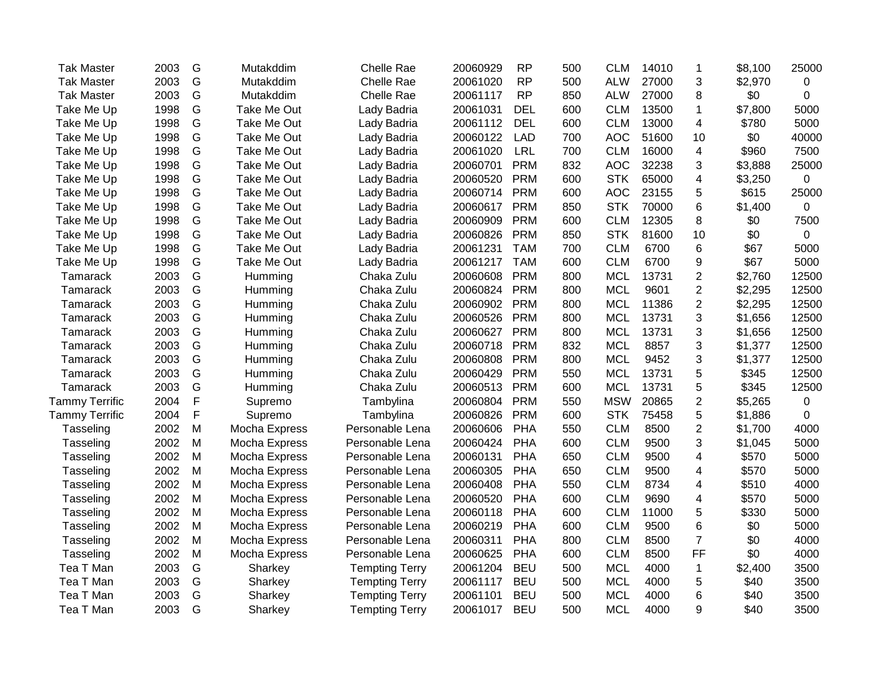| | | | | | | | | | | | | |
|---|---|---|---|---|---|---|---|---|---|---|---|---|
| Tak Master | 2003 | G | Mutakddim | Chelle Rae | 20060929 | RP | 500 | CLM | 14010 | 1 | $8,100 | 25000 |
| Tak Master | 2003 | G | Mutakddim | Chelle Rae | 20061020 | RP | 500 | ALW | 27000 | 3 | $2,970 | 0 |
| Tak Master | 2003 | G | Mutakddim | Chelle Rae | 20061117 | RP | 850 | ALW | 27000 | 8 | $0 | 0 |
| Take Me Up | 1998 | G | Take Me Out | Lady Badria | 20061031 | DEL | 600 | CLM | 13500 | 1 | $7,800 | 5000 |
| Take Me Up | 1998 | G | Take Me Out | Lady Badria | 20061112 | DEL | 600 | CLM | 13000 | 4 | $780 | 5000 |
| Take Me Up | 1998 | G | Take Me Out | Lady Badria | 20060122 | LAD | 700 | AOC | 51600 | 10 | $0 | 40000 |
| Take Me Up | 1998 | G | Take Me Out | Lady Badria | 20061020 | LRL | 700 | CLM | 16000 | 4 | $960 | 7500 |
| Take Me Up | 1998 | G | Take Me Out | Lady Badria | 20060701 | PRM | 832 | AOC | 32238 | 3 | $3,888 | 25000 |
| Take Me Up | 1998 | G | Take Me Out | Lady Badria | 20060520 | PRM | 600 | STK | 65000 | 4 | $3,250 | 0 |
| Take Me Up | 1998 | G | Take Me Out | Lady Badria | 20060714 | PRM | 600 | AOC | 23155 | 5 | $615 | 25000 |
| Take Me Up | 1998 | G | Take Me Out | Lady Badria | 20060617 | PRM | 850 | STK | 70000 | 6 | $1,400 | 0 |
| Take Me Up | 1998 | G | Take Me Out | Lady Badria | 20060909 | PRM | 600 | CLM | 12305 | 8 | $0 | 7500 |
| Take Me Up | 1998 | G | Take Me Out | Lady Badria | 20060826 | PRM | 850 | STK | 81600 | 10 | $0 | 0 |
| Take Me Up | 1998 | G | Take Me Out | Lady Badria | 20061231 | TAM | 700 | CLM | 6700 | 6 | $67 | 5000 |
| Take Me Up | 1998 | G | Take Me Out | Lady Badria | 20061217 | TAM | 600 | CLM | 6700 | 9 | $67 | 5000 |
| Tamarack | 2003 | G | Humming | Chaka Zulu | 20060608 | PRM | 800 | MCL | 13731 | 2 | $2,760 | 12500 |
| Tamarack | 2003 | G | Humming | Chaka Zulu | 20060824 | PRM | 800 | MCL | 9601 | 2 | $2,295 | 12500 |
| Tamarack | 2003 | G | Humming | Chaka Zulu | 20060902 | PRM | 800 | MCL | 11386 | 2 | $2,295 | 12500 |
| Tamarack | 2003 | G | Humming | Chaka Zulu | 20060526 | PRM | 800 | MCL | 13731 | 3 | $1,656 | 12500 |
| Tamarack | 2003 | G | Humming | Chaka Zulu | 20060627 | PRM | 800 | MCL | 13731 | 3 | $1,656 | 12500 |
| Tamarack | 2003 | G | Humming | Chaka Zulu | 20060718 | PRM | 832 | MCL | 8857 | 3 | $1,377 | 12500 |
| Tamarack | 2003 | G | Humming | Chaka Zulu | 20060808 | PRM | 800 | MCL | 9452 | 3 | $1,377 | 12500 |
| Tamarack | 2003 | G | Humming | Chaka Zulu | 20060429 | PRM | 550 | MCL | 13731 | 5 | $345 | 12500 |
| Tamarack | 2003 | G | Humming | Chaka Zulu | 20060513 | PRM | 600 | MCL | 13731 | 5 | $345 | 12500 |
| Tammy Terrific | 2004 | F | Supremo | Tambylina | 20060804 | PRM | 550 | MSW | 20865 | 2 | $5,265 | 0 |
| Tammy Terrific | 2004 | F | Supremo | Tambylina | 20060826 | PRM | 600 | STK | 75458 | 5 | $1,886 | 0 |
| Tasseling | 2002 | M | Mocha Express | Personable Lena | 20060606 | PHA | 550 | CLM | 8500 | 2 | $1,700 | 4000 |
| Tasseling | 2002 | M | Mocha Express | Personable Lena | 20060424 | PHA | 600 | CLM | 9500 | 3 | $1,045 | 5000 |
| Tasseling | 2002 | M | Mocha Express | Personable Lena | 20060131 | PHA | 650 | CLM | 9500 | 4 | $570 | 5000 |
| Tasseling | 2002 | M | Mocha Express | Personable Lena | 20060305 | PHA | 650 | CLM | 9500 | 4 | $570 | 5000 |
| Tasseling | 2002 | M | Mocha Express | Personable Lena | 20060408 | PHA | 550 | CLM | 8734 | 4 | $510 | 4000 |
| Tasseling | 2002 | M | Mocha Express | Personable Lena | 20060520 | PHA | 600 | CLM | 9690 | 4 | $570 | 5000 |
| Tasseling | 2002 | M | Mocha Express | Personable Lena | 20060118 | PHA | 600 | CLM | 11000 | 5 | $330 | 5000 |
| Tasseling | 2002 | M | Mocha Express | Personable Lena | 20060219 | PHA | 600 | CLM | 9500 | 6 | $0 | 5000 |
| Tasseling | 2002 | M | Mocha Express | Personable Lena | 20060311 | PHA | 800 | CLM | 8500 | 7 | $0 | 4000 |
| Tasseling | 2002 | M | Mocha Express | Personable Lena | 20060625 | PHA | 600 | CLM | 8500 | FF | $0 | 4000 |
| Tea T Man | 2003 | G | Sharkey | Tempting Terry | 20061204 | BEU | 500 | MCL | 4000 | 1 | $2,400 | 3500 |
| Tea T Man | 2003 | G | Sharkey | Tempting Terry | 20061117 | BEU | 500 | MCL | 4000 | 5 | $40 | 3500 |
| Tea T Man | 2003 | G | Sharkey | Tempting Terry | 20061101 | BEU | 500 | MCL | 4000 | 6 | $40 | 3500 |
| Tea T Man | 2003 | G | Sharkey | Tempting Terry | 20061017 | BEU | 500 | MCL | 4000 | 9 | $40 | 3500 |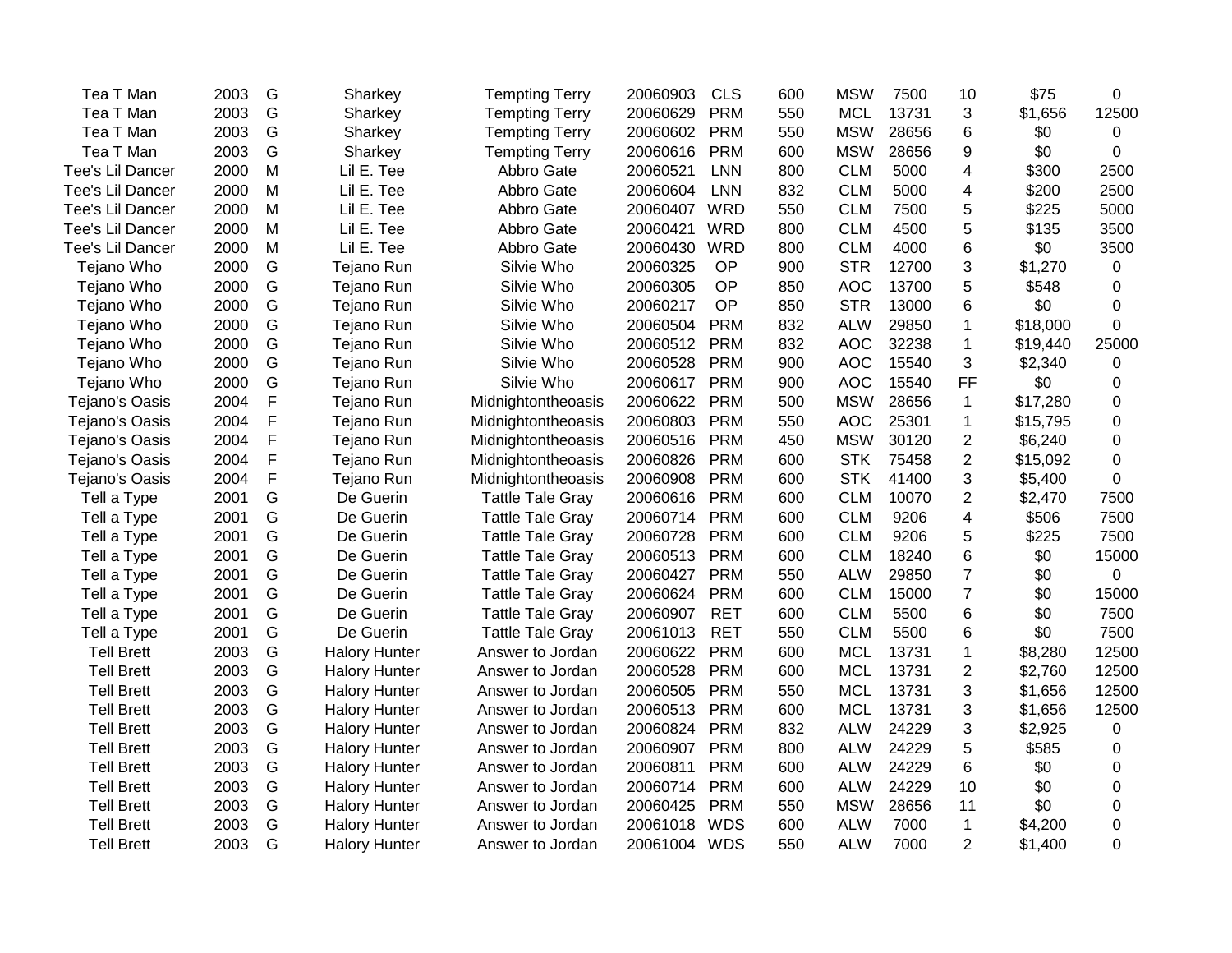| | | | | | | | | | | | | |
|---|---|---|---|---|---|---|---|---|---|---|---|---|
| Tea T Man | 2003 | G | Sharkey | Tempting Terry | 20060903 | CLS | 600 | MSW | 7500 | 10 | $75 | 0 |
| Tea T Man | 2003 | G | Sharkey | Tempting Terry | 20060629 | PRM | 550 | MCL | 13731 | 3 | $1,656 | 12500 |
| Tea T Man | 2003 | G | Sharkey | Tempting Terry | 20060602 | PRM | 550 | MSW | 28656 | 6 | $0 | 0 |
| Tea T Man | 2003 | G | Sharkey | Tempting Terry | 20060616 | PRM | 600 | MSW | 28656 | 9 | $0 | 0 |
| Tee's Lil Dancer | 2000 | M | Lil E. Tee | Abbro Gate | 20060521 | LNN | 800 | CLM | 5000 | 4 | $300 | 2500 |
| Tee's Lil Dancer | 2000 | M | Lil E. Tee | Abbro Gate | 20060604 | LNN | 832 | CLM | 5000 | 4 | $200 | 2500 |
| Tee's Lil Dancer | 2000 | M | Lil E. Tee | Abbro Gate | 20060407 | WRD | 550 | CLM | 7500 | 5 | $225 | 5000 |
| Tee's Lil Dancer | 2000 | M | Lil E. Tee | Abbro Gate | 20060421 | WRD | 800 | CLM | 4500 | 5 | $135 | 3500 |
| Tee's Lil Dancer | 2000 | M | Lil E. Tee | Abbro Gate | 20060430 | WRD | 800 | CLM | 4000 | 6 | $0 | 3500 |
| Tejano Who | 2000 | G | Tejano Run | Silvie Who | 20060325 | OP | 900 | STR | 12700 | 3 | $1,270 | 0 |
| Tejano Who | 2000 | G | Tejano Run | Silvie Who | 20060305 | OP | 850 | AOC | 13700 | 5 | $548 | 0 |
| Tejano Who | 2000 | G | Tejano Run | Silvie Who | 20060217 | OP | 850 | STR | 13000 | 6 | $0 | 0 |
| Tejano Who | 2000 | G | Tejano Run | Silvie Who | 20060504 | PRM | 832 | ALW | 29850 | 1 | $18,000 | 0 |
| Tejano Who | 2000 | G | Tejano Run | Silvie Who | 20060512 | PRM | 832 | AOC | 32238 | 1 | $19,440 | 25000 |
| Tejano Who | 2000 | G | Tejano Run | Silvie Who | 20060528 | PRM | 900 | AOC | 15540 | 3 | $2,340 | 0 |
| Tejano Who | 2000 | G | Tejano Run | Silvie Who | 20060617 | PRM | 900 | AOC | 15540 | FF | $0 | 0 |
| Tejano's Oasis | 2004 | F | Tejano Run | Midnightontheoasis | 20060622 | PRM | 500 | MSW | 28656 | 1 | $17,280 | 0 |
| Tejano's Oasis | 2004 | F | Tejano Run | Midnightontheoasis | 20060803 | PRM | 550 | AOC | 25301 | 1 | $15,795 | 0 |
| Tejano's Oasis | 2004 | F | Tejano Run | Midnightontheoasis | 20060516 | PRM | 450 | MSW | 30120 | 2 | $6,240 | 0 |
| Tejano's Oasis | 2004 | F | Tejano Run | Midnightontheoasis | 20060826 | PRM | 600 | STK | 75458 | 2 | $15,092 | 0 |
| Tejano's Oasis | 2004 | F | Tejano Run | Midnightontheoasis | 20060908 | PRM | 600 | STK | 41400 | 3 | $5,400 | 0 |
| Tell a Type | 2001 | G | De Guerin | Tattle Tale Gray | 20060616 | PRM | 600 | CLM | 10070 | 2 | $2,470 | 7500 |
| Tell a Type | 2001 | G | De Guerin | Tattle Tale Gray | 20060714 | PRM | 600 | CLM | 9206 | 4 | $506 | 7500 |
| Tell a Type | 2001 | G | De Guerin | Tattle Tale Gray | 20060728 | PRM | 600 | CLM | 9206 | 5 | $225 | 7500 |
| Tell a Type | 2001 | G | De Guerin | Tattle Tale Gray | 20060513 | PRM | 600 | CLM | 18240 | 6 | $0 | 15000 |
| Tell a Type | 2001 | G | De Guerin | Tattle Tale Gray | 20060427 | PRM | 550 | ALW | 29850 | 7 | $0 | 0 |
| Tell a Type | 2001 | G | De Guerin | Tattle Tale Gray | 20060624 | PRM | 600 | CLM | 15000 | 7 | $0 | 15000 |
| Tell a Type | 2001 | G | De Guerin | Tattle Tale Gray | 20060907 | RET | 600 | CLM | 5500 | 6 | $0 | 7500 |
| Tell a Type | 2001 | G | De Guerin | Tattle Tale Gray | 20061013 | RET | 550 | CLM | 5500 | 6 | $0 | 7500 |
| Tell Brett | 2003 | G | Halory Hunter | Answer to Jordan | 20060622 | PRM | 600 | MCL | 13731 | 1 | $8,280 | 12500 |
| Tell Brett | 2003 | G | Halory Hunter | Answer to Jordan | 20060528 | PRM | 600 | MCL | 13731 | 2 | $2,760 | 12500 |
| Tell Brett | 2003 | G | Halory Hunter | Answer to Jordan | 20060505 | PRM | 550 | MCL | 13731 | 3 | $1,656 | 12500 |
| Tell Brett | 2003 | G | Halory Hunter | Answer to Jordan | 20060513 | PRM | 600 | MCL | 13731 | 3 | $1,656 | 12500 |
| Tell Brett | 2003 | G | Halory Hunter | Answer to Jordan | 20060824 | PRM | 832 | ALW | 24229 | 3 | $2,925 | 0 |
| Tell Brett | 2003 | G | Halory Hunter | Answer to Jordan | 20060907 | PRM | 800 | ALW | 24229 | 5 | $585 | 0 |
| Tell Brett | 2003 | G | Halory Hunter | Answer to Jordan | 20060811 | PRM | 600 | ALW | 24229 | 6 | $0 | 0 |
| Tell Brett | 2003 | G | Halory Hunter | Answer to Jordan | 20060714 | PRM | 600 | ALW | 24229 | 10 | $0 | 0 |
| Tell Brett | 2003 | G | Halory Hunter | Answer to Jordan | 20060425 | PRM | 550 | MSW | 28656 | 11 | $0 | 0 |
| Tell Brett | 2003 | G | Halory Hunter | Answer to Jordan | 20061018 | WDS | 600 | ALW | 7000 | 1 | $4,200 | 0 |
| Tell Brett | 2003 | G | Halory Hunter | Answer to Jordan | 20061004 | WDS | 550 | ALW | 7000 | 2 | $1,400 | 0 |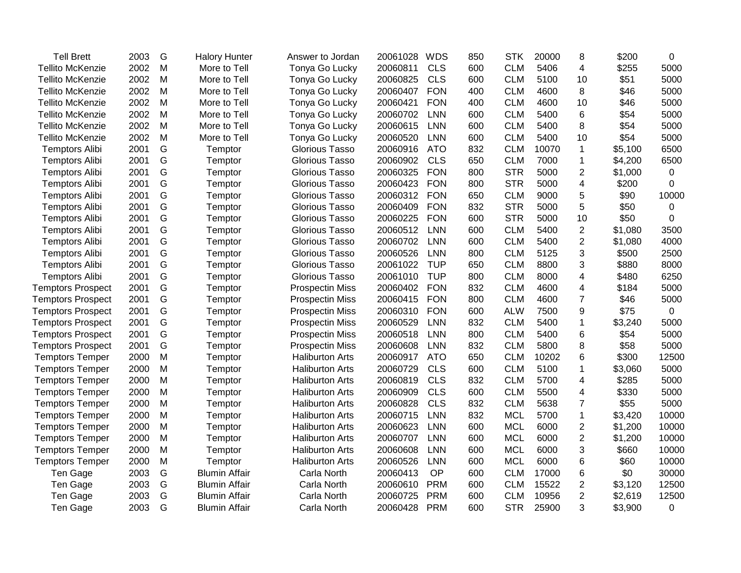| | | | | | | | | | | | | |
|---|---|---|---|---|---|---|---|---|---|---|---|---|
| Tell Brett | 2003 | G | Halory Hunter | Answer to Jordan | 20061028 | WDS | 850 | STK | 20000 | 8 | $200 | 0 |
| Tellito McKenzie | 2002 | M | More to Tell | Tonya Go Lucky | 20060811 | CLS | 600 | CLM | 5406 | 4 | $255 | 5000 |
| Tellito McKenzie | 2002 | M | More to Tell | Tonya Go Lucky | 20060825 | CLS | 600 | CLM | 5100 | 10 | $51 | 5000 |
| Tellito McKenzie | 2002 | M | More to Tell | Tonya Go Lucky | 20060407 | FON | 400 | CLM | 4600 | 8 | $46 | 5000 |
| Tellito McKenzie | 2002 | M | More to Tell | Tonya Go Lucky | 20060421 | FON | 400 | CLM | 4600 | 10 | $46 | 5000 |
| Tellito McKenzie | 2002 | M | More to Tell | Tonya Go Lucky | 20060702 | LNN | 600 | CLM | 5400 | 6 | $54 | 5000 |
| Tellito McKenzie | 2002 | M | More to Tell | Tonya Go Lucky | 20060615 | LNN | 600 | CLM | 5400 | 8 | $54 | 5000 |
| Tellito McKenzie | 2002 | M | More to Tell | Tonya Go Lucky | 20060520 | LNN | 600 | CLM | 5400 | 10 | $54 | 5000 |
| Temptors Alibi | 2001 | G | Temptor | Glorious Tasso | 20060916 | ATO | 832 | CLM | 10070 | 1 | $5,100 | 6500 |
| Temptors Alibi | 2001 | G | Temptor | Glorious Tasso | 20060902 | CLS | 650 | CLM | 7000 | 1 | $4,200 | 6500 |
| Temptors Alibi | 2001 | G | Temptor | Glorious Tasso | 20060325 | FON | 800 | STR | 5000 | 2 | $1,000 | 0 |
| Temptors Alibi | 2001 | G | Temptor | Glorious Tasso | 20060423 | FON | 800 | STR | 5000 | 4 | $200 | 0 |
| Temptors Alibi | 2001 | G | Temptor | Glorious Tasso | 20060312 | FON | 650 | CLM | 9000 | 5 | $90 | 10000 |
| Temptors Alibi | 2001 | G | Temptor | Glorious Tasso | 20060409 | FON | 832 | STR | 5000 | 5 | $50 | 0 |
| Temptors Alibi | 2001 | G | Temptor | Glorious Tasso | 20060225 | FON | 600 | STR | 5000 | 10 | $50 | 0 |
| Temptors Alibi | 2001 | G | Temptor | Glorious Tasso | 20060512 | LNN | 600 | CLM | 5400 | 2 | $1,080 | 3500 |
| Temptors Alibi | 2001 | G | Temptor | Glorious Tasso | 20060702 | LNN | 600 | CLM | 5400 | 2 | $1,080 | 4000 |
| Temptors Alibi | 2001 | G | Temptor | Glorious Tasso | 20060526 | LNN | 800 | CLM | 5125 | 3 | $500 | 2500 |
| Temptors Alibi | 2001 | G | Temptor | Glorious Tasso | 20061022 | TUP | 650 | CLM | 8800 | 3 | $880 | 8000 |
| Temptors Alibi | 2001 | G | Temptor | Glorious Tasso | 20061010 | TUP | 800 | CLM | 8000 | 4 | $480 | 6250 |
| Temptors Prospect | 2001 | G | Temptor | Prospectin Miss | 20060402 | FON | 832 | CLM | 4600 | 4 | $184 | 5000 |
| Temptors Prospect | 2001 | G | Temptor | Prospectin Miss | 20060415 | FON | 800 | CLM | 4600 | 7 | $46 | 5000 |
| Temptors Prospect | 2001 | G | Temptor | Prospectin Miss | 20060310 | FON | 600 | ALW | 7500 | 9 | $75 | 0 |
| Temptors Prospect | 2001 | G | Temptor | Prospectin Miss | 20060529 | LNN | 832 | CLM | 5400 | 1 | $3,240 | 5000 |
| Temptors Prospect | 2001 | G | Temptor | Prospectin Miss | 20060518 | LNN | 800 | CLM | 5400 | 6 | $54 | 5000 |
| Temptors Prospect | 2001 | G | Temptor | Prospectin Miss | 20060608 | LNN | 832 | CLM | 5800 | 8 | $58 | 5000 |
| Temptors Temper | 2000 | M | Temptor | Haliburton Arts | 20060917 | ATO | 650 | CLM | 10202 | 6 | $300 | 12500 |
| Temptors Temper | 2000 | M | Temptor | Haliburton Arts | 20060729 | CLS | 600 | CLM | 5100 | 1 | $3,060 | 5000 |
| Temptors Temper | 2000 | M | Temptor | Haliburton Arts | 20060819 | CLS | 832 | CLM | 5700 | 4 | $285 | 5000 |
| Temptors Temper | 2000 | M | Temptor | Haliburton Arts | 20060909 | CLS | 600 | CLM | 5500 | 4 | $330 | 5000 |
| Temptors Temper | 2000 | M | Temptor | Haliburton Arts | 20060828 | CLS | 832 | CLM | 5638 | 7 | $55 | 5000 |
| Temptors Temper | 2000 | M | Temptor | Haliburton Arts | 20060715 | LNN | 832 | MCL | 5700 | 1 | $3,420 | 10000 |
| Temptors Temper | 2000 | M | Temptor | Haliburton Arts | 20060623 | LNN | 600 | MCL | 6000 | 2 | $1,200 | 10000 |
| Temptors Temper | 2000 | M | Temptor | Haliburton Arts | 20060707 | LNN | 600 | MCL | 6000 | 2 | $1,200 | 10000 |
| Temptors Temper | 2000 | M | Temptor | Haliburton Arts | 20060608 | LNN | 600 | MCL | 6000 | 3 | $660 | 10000 |
| Temptors Temper | 2000 | M | Temptor | Haliburton Arts | 20060526 | LNN | 600 | MCL | 6000 | 6 | $60 | 10000 |
| Ten Gage | 2003 | G | Blumin Affair | Carla North | 20060413 | OP | 600 | CLM | 17000 | 6 | $0 | 30000 |
| Ten Gage | 2003 | G | Blumin Affair | Carla North | 20060610 | PRM | 600 | CLM | 15522 | 2 | $3,120 | 12500 |
| Ten Gage | 2003 | G | Blumin Affair | Carla North | 20060725 | PRM | 600 | CLM | 10956 | 2 | $2,619 | 12500 |
| Ten Gage | 2003 | G | Blumin Affair | Carla North | 20060428 | PRM | 600 | STR | 25900 | 3 | $3,900 | 0 |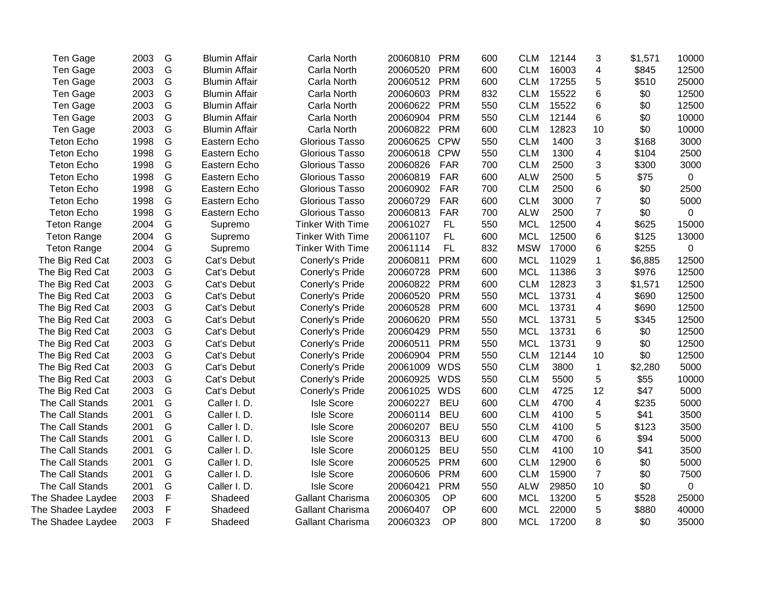| | | | | | | | | | | | | |
|---|---|---|---|---|---|---|---|---|---|---|---|---|
| Ten Gage | 2003 | G | Blumin Affair | Carla North | 20060810 | PRM | 600 | CLM | 12144 | 3 | $1,571 | 10000 |
| Ten Gage | 2003 | G | Blumin Affair | Carla North | 20060520 | PRM | 600 | CLM | 16003 | 4 | $845 | 12500 |
| Ten Gage | 2003 | G | Blumin Affair | Carla North | 20060512 | PRM | 600 | CLM | 17255 | 5 | $510 | 25000 |
| Ten Gage | 2003 | G | Blumin Affair | Carla North | 20060603 | PRM | 832 | CLM | 15522 | 6 | $0 | 12500 |
| Ten Gage | 2003 | G | Blumin Affair | Carla North | 20060622 | PRM | 550 | CLM | 15522 | 6 | $0 | 12500 |
| Ten Gage | 2003 | G | Blumin Affair | Carla North | 20060904 | PRM | 550 | CLM | 12144 | 6 | $0 | 10000 |
| Ten Gage | 2003 | G | Blumin Affair | Carla North | 20060822 | PRM | 600 | CLM | 12823 | 10 | $0 | 10000 |
| Teton Echo | 1998 | G | Eastern Echo | Glorious Tasso | 20060625 | CPW | 550 | CLM | 1400 | 3 | $168 | 3000 |
| Teton Echo | 1998 | G | Eastern Echo | Glorious Tasso | 20060618 | CPW | 550 | CLM | 1300 | 4 | $104 | 2500 |
| Teton Echo | 1998 | G | Eastern Echo | Glorious Tasso | 20060826 | FAR | 700 | CLM | 2500 | 3 | $300 | 3000 |
| Teton Echo | 1998 | G | Eastern Echo | Glorious Tasso | 20060819 | FAR | 600 | ALW | 2500 | 5 | $75 | 0 |
| Teton Echo | 1998 | G | Eastern Echo | Glorious Tasso | 20060902 | FAR | 700 | CLM | 2500 | 6 | $0 | 2500 |
| Teton Echo | 1998 | G | Eastern Echo | Glorious Tasso | 20060729 | FAR | 600 | CLM | 3000 | 7 | $0 | 5000 |
| Teton Echo | 1998 | G | Eastern Echo | Glorious Tasso | 20060813 | FAR | 700 | ALW | 2500 | 7 | $0 | 0 |
| Teton Range | 2004 | G | Supremo | Tinker With Time | 20061027 | FL | 550 | MCL | 12500 | 4 | $625 | 15000 |
| Teton Range | 2004 | G | Supremo | Tinker With Time | 20061107 | FL | 600 | MCL | 12500 | 6 | $125 | 13000 |
| Teton Range | 2004 | G | Supremo | Tinker With Time | 20061114 | FL | 832 | MSW | 17000 | 6 | $255 | 0 |
| The Big Red Cat | 2003 | G | Cat's Debut | Conerly's Pride | 20060811 | PRM | 600 | MCL | 11029 | 1 | $6,885 | 12500 |
| The Big Red Cat | 2003 | G | Cat's Debut | Conerly's Pride | 20060728 | PRM | 600 | MCL | 11386 | 3 | $976 | 12500 |
| The Big Red Cat | 2003 | G | Cat's Debut | Conerly's Pride | 20060822 | PRM | 600 | CLM | 12823 | 3 | $1,571 | 12500 |
| The Big Red Cat | 2003 | G | Cat's Debut | Conerly's Pride | 20060520 | PRM | 550 | MCL | 13731 | 4 | $690 | 12500 |
| The Big Red Cat | 2003 | G | Cat's Debut | Conerly's Pride | 20060528 | PRM | 600 | MCL | 13731 | 4 | $690 | 12500 |
| The Big Red Cat | 2003 | G | Cat's Debut | Conerly's Pride | 20060620 | PRM | 550 | MCL | 13731 | 5 | $345 | 12500 |
| The Big Red Cat | 2003 | G | Cat's Debut | Conerly's Pride | 20060429 | PRM | 550 | MCL | 13731 | 6 | $0 | 12500 |
| The Big Red Cat | 2003 | G | Cat's Debut | Conerly's Pride | 20060511 | PRM | 550 | MCL | 13731 | 9 | $0 | 12500 |
| The Big Red Cat | 2003 | G | Cat's Debut | Conerly's Pride | 20060904 | PRM | 550 | CLM | 12144 | 10 | $0 | 12500 |
| The Big Red Cat | 2003 | G | Cat's Debut | Conerly's Pride | 20061009 | WDS | 550 | CLM | 3800 | 1 | $2,280 | 5000 |
| The Big Red Cat | 2003 | G | Cat's Debut | Conerly's Pride | 20060925 | WDS | 550 | CLM | 5500 | 5 | $55 | 10000 |
| The Big Red Cat | 2003 | G | Cat's Debut | Conerly's Pride | 20061025 | WDS | 600 | CLM | 4725 | 12 | $47 | 5000 |
| The Call Stands | 2001 | G | Caller I. D. | Isle Score | 20060227 | BEU | 600 | CLM | 4700 | 4 | $235 | 5000 |
| The Call Stands | 2001 | G | Caller I. D. | Isle Score | 20060114 | BEU | 600 | CLM | 4100 | 5 | $41 | 3500 |
| The Call Stands | 2001 | G | Caller I. D. | Isle Score | 20060207 | BEU | 550 | CLM | 4100 | 5 | $123 | 3500 |
| The Call Stands | 2001 | G | Caller I. D. | Isle Score | 20060313 | BEU | 600 | CLM | 4700 | 6 | $94 | 5000 |
| The Call Stands | 2001 | G | Caller I. D. | Isle Score | 20060125 | BEU | 550 | CLM | 4100 | 10 | $41 | 3500 |
| The Call Stands | 2001 | G | Caller I. D. | Isle Score | 20060525 | PRM | 600 | CLM | 12900 | 6 | $0 | 5000 |
| The Call Stands | 2001 | G | Caller I. D. | Isle Score | 20060606 | PRM | 600 | CLM | 15900 | 7 | $0 | 7500 |
| The Call Stands | 2001 | G | Caller I. D. | Isle Score | 20060421 | PRM | 550 | ALW | 29850 | 10 | $0 | 0 |
| The Shadee Laydee | 2003 | F | Shadeed | Gallant Charisma | 20060305 | OP | 600 | MCL | 13200 | 5 | $528 | 25000 |
| The Shadee Laydee | 2003 | F | Shadeed | Gallant Charisma | 20060407 | OP | 600 | MCL | 22000 | 5 | $880 | 40000 |
| The Shadee Laydee | 2003 | F | Shadeed | Gallant Charisma | 20060323 | OP | 800 | MCL | 17200 | 8 | $0 | 35000 |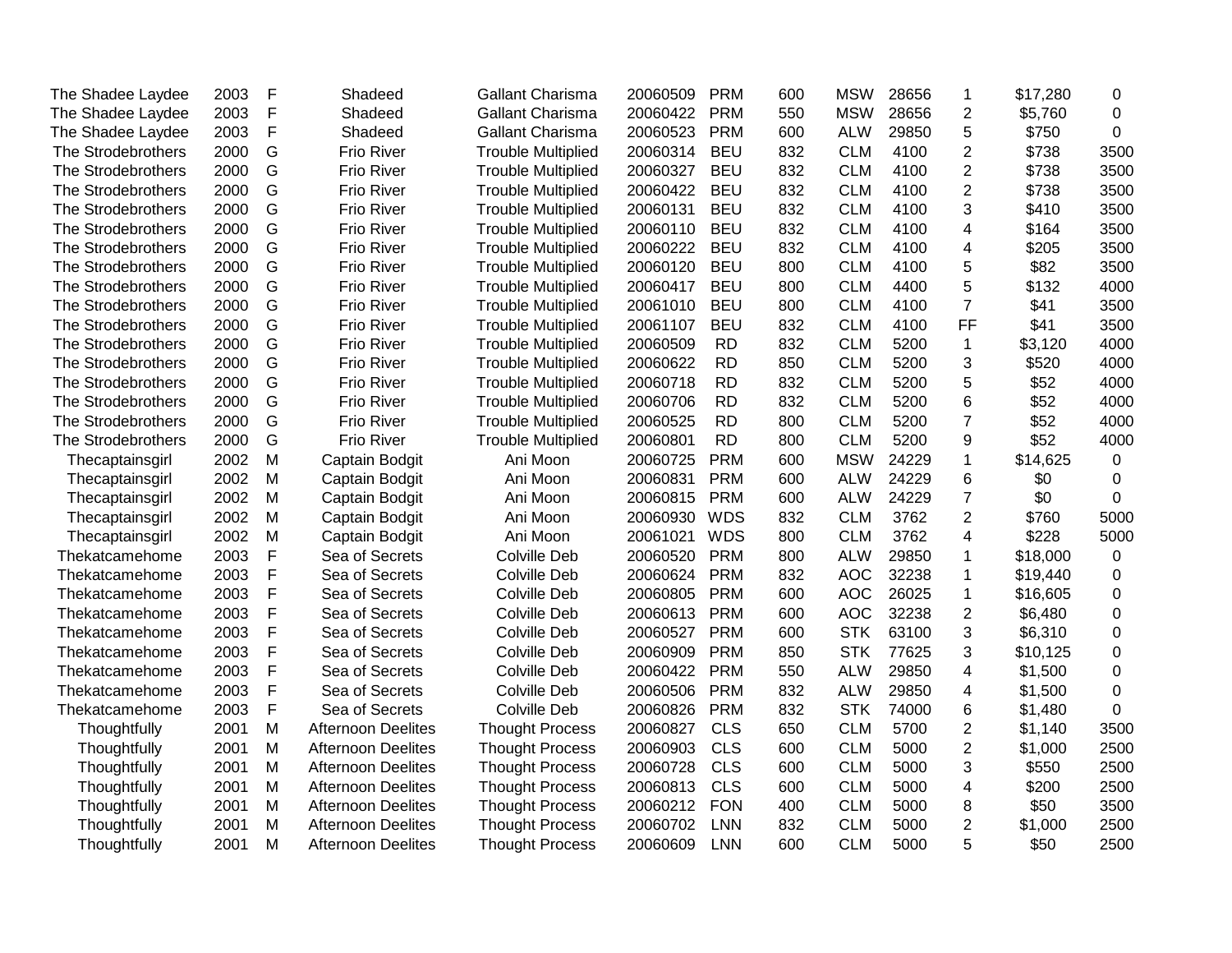| | | | | | | | | | | | | |
|---|---|---|---|---|---|---|---|---|---|---|---|---|
| The Shadee Laydee | 2003 | F | Shadeed | Gallant Charisma | 20060509 | PRM | 600 | MSW | 28656 | 1 | $17,280 | 0 |
| The Shadee Laydee | 2003 | F | Shadeed | Gallant Charisma | 20060422 | PRM | 550 | MSW | 28656 | 2 | $5,760 | 0 |
| The Shadee Laydee | 2003 | F | Shadeed | Gallant Charisma | 20060523 | PRM | 600 | ALW | 29850 | 5 | $750 | 0 |
| The Strodebrothers | 2000 | G | Frio River | Trouble Multiplied | 20060314 | BEU | 832 | CLM | 4100 | 2 | $738 | 3500 |
| The Strodebrothers | 2000 | G | Frio River | Trouble Multiplied | 20060327 | BEU | 832 | CLM | 4100 | 2 | $738 | 3500 |
| The Strodebrothers | 2000 | G | Frio River | Trouble Multiplied | 20060422 | BEU | 832 | CLM | 4100 | 2 | $738 | 3500 |
| The Strodebrothers | 2000 | G | Frio River | Trouble Multiplied | 20060131 | BEU | 832 | CLM | 4100 | 3 | $410 | 3500 |
| The Strodebrothers | 2000 | G | Frio River | Trouble Multiplied | 20060110 | BEU | 832 | CLM | 4100 | 4 | $164 | 3500 |
| The Strodebrothers | 2000 | G | Frio River | Trouble Multiplied | 20060222 | BEU | 832 | CLM | 4100 | 4 | $205 | 3500 |
| The Strodebrothers | 2000 | G | Frio River | Trouble Multiplied | 20060120 | BEU | 800 | CLM | 4100 | 5 | $82 | 3500 |
| The Strodebrothers | 2000 | G | Frio River | Trouble Multiplied | 20060417 | BEU | 800 | CLM | 4400 | 5 | $132 | 4000 |
| The Strodebrothers | 2000 | G | Frio River | Trouble Multiplied | 20061010 | BEU | 800 | CLM | 4100 | 7 | $41 | 3500 |
| The Strodebrothers | 2000 | G | Frio River | Trouble Multiplied | 20061107 | BEU | 832 | CLM | 4100 | FF | $41 | 3500 |
| The Strodebrothers | 2000 | G | Frio River | Trouble Multiplied | 20060509 | RD | 832 | CLM | 5200 | 1 | $3,120 | 4000 |
| The Strodebrothers | 2000 | G | Frio River | Trouble Multiplied | 20060622 | RD | 850 | CLM | 5200 | 3 | $520 | 4000 |
| The Strodebrothers | 2000 | G | Frio River | Trouble Multiplied | 20060718 | RD | 832 | CLM | 5200 | 5 | $52 | 4000 |
| The Strodebrothers | 2000 | G | Frio River | Trouble Multiplied | 20060706 | RD | 832 | CLM | 5200 | 6 | $52 | 4000 |
| The Strodebrothers | 2000 | G | Frio River | Trouble Multiplied | 20060525 | RD | 800 | CLM | 5200 | 7 | $52 | 4000 |
| The Strodebrothers | 2000 | G | Frio River | Trouble Multiplied | 20060801 | RD | 800 | CLM | 5200 | 9 | $52 | 4000 |
| Thecaptainsgirl | 2002 | M | Captain Bodgit | Ani Moon | 20060725 | PRM | 600 | MSW | 24229 | 1 | $14,625 | 0 |
| Thecaptainsgirl | 2002 | M | Captain Bodgit | Ani Moon | 20060831 | PRM | 600 | ALW | 24229 | 6 | $0 | 0 |
| Thecaptainsgirl | 2002 | M | Captain Bodgit | Ani Moon | 20060815 | PRM | 600 | ALW | 24229 | 7 | $0 | 0 |
| Thecaptainsgirl | 2002 | M | Captain Bodgit | Ani Moon | 20060930 | WDS | 832 | CLM | 3762 | 2 | $760 | 5000 |
| Thecaptainsgirl | 2002 | M | Captain Bodgit | Ani Moon | 20061021 | WDS | 800 | CLM | 3762 | 4 | $228 | 5000 |
| Thekatcamehome | 2003 | F | Sea of Secrets | Colville Deb | 20060520 | PRM | 800 | ALW | 29850 | 1 | $18,000 | 0 |
| Thekatcamehome | 2003 | F | Sea of Secrets | Colville Deb | 20060624 | PRM | 832 | AOC | 32238 | 1 | $19,440 | 0 |
| Thekatcamehome | 2003 | F | Sea of Secrets | Colville Deb | 20060805 | PRM | 600 | AOC | 26025 | 1 | $16,605 | 0 |
| Thekatcamehome | 2003 | F | Sea of Secrets | Colville Deb | 20060613 | PRM | 600 | AOC | 32238 | 2 | $6,480 | 0 |
| Thekatcamehome | 2003 | F | Sea of Secrets | Colville Deb | 20060527 | PRM | 600 | STK | 63100 | 3 | $6,310 | 0 |
| Thekatcamehome | 2003 | F | Sea of Secrets | Colville Deb | 20060909 | PRM | 850 | STK | 77625 | 3 | $10,125 | 0 |
| Thekatcamehome | 2003 | F | Sea of Secrets | Colville Deb | 20060422 | PRM | 550 | ALW | 29850 | 4 | $1,500 | 0 |
| Thekatcamehome | 2003 | F | Sea of Secrets | Colville Deb | 20060506 | PRM | 832 | ALW | 29850 | 4 | $1,500 | 0 |
| Thekatcamehome | 2003 | F | Sea of Secrets | Colville Deb | 20060826 | PRM | 832 | STK | 74000 | 6 | $1,480 | 0 |
| Thoughtfully | 2001 | M | Afternoon Deelites | Thought Process | 20060827 | CLS | 650 | CLM | 5700 | 2 | $1,140 | 3500 |
| Thoughtfully | 2001 | M | Afternoon Deelites | Thought Process | 20060903 | CLS | 600 | CLM | 5000 | 2 | $1,000 | 2500 |
| Thoughtfully | 2001 | M | Afternoon Deelites | Thought Process | 20060728 | CLS | 600 | CLM | 5000 | 3 | $550 | 2500 |
| Thoughtfully | 2001 | M | Afternoon Deelites | Thought Process | 20060813 | CLS | 600 | CLM | 5000 | 4 | $200 | 2500 |
| Thoughtfully | 2001 | M | Afternoon Deelites | Thought Process | 20060212 | FON | 400 | CLM | 5000 | 8 | $50 | 3500 |
| Thoughtfully | 2001 | M | Afternoon Deelites | Thought Process | 20060702 | LNN | 832 | CLM | 5000 | 2 | $1,000 | 2500 |
| Thoughtfully | 2001 | M | Afternoon Deelites | Thought Process | 20060609 | LNN | 600 | CLM | 5000 | 5 | $50 | 2500 |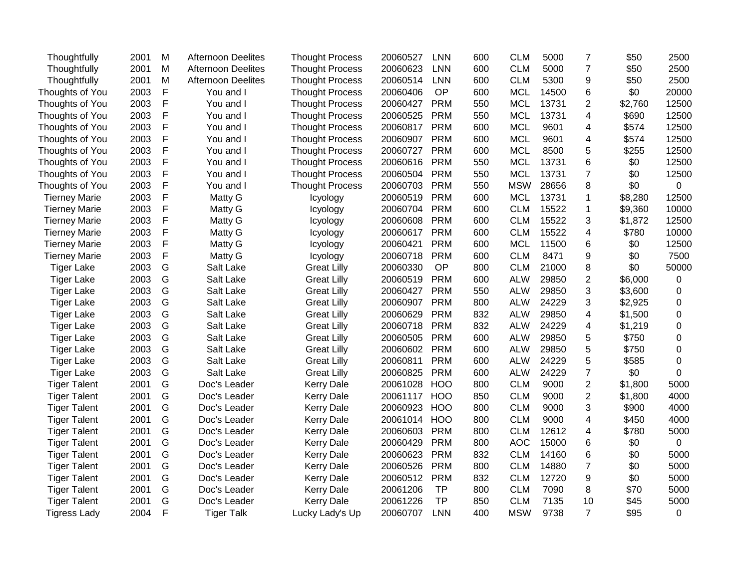| | | | | | | | | | | | | |
|---|---|---|---|---|---|---|---|---|---|---|---|---|
| Thoughtfully | 2001 | M | Afternoon Deelites | Thought Process | 20060527 | LNN | 600 | CLM | 5000 | 7 | $50 | 2500 |
| Thoughtfully | 2001 | M | Afternoon Deelites | Thought Process | 20060623 | LNN | 600 | CLM | 5000 | 7 | $50 | 2500 |
| Thoughtfully | 2001 | M | Afternoon Deelites | Thought Process | 20060514 | LNN | 600 | CLM | 5300 | 9 | $50 | 2500 |
| Thoughts of You | 2003 | F | You and I | Thought Process | 20060406 | OP | 600 | MCL | 14500 | 6 | $0 | 20000 |
| Thoughts of You | 2003 | F | You and I | Thought Process | 20060427 | PRM | 550 | MCL | 13731 | 2 | $2,760 | 12500 |
| Thoughts of You | 2003 | F | You and I | Thought Process | 20060525 | PRM | 550 | MCL | 13731 | 4 | $690 | 12500 |
| Thoughts of You | 2003 | F | You and I | Thought Process | 20060817 | PRM | 600 | MCL | 9601 | 4 | $574 | 12500 |
| Thoughts of You | 2003 | F | You and I | Thought Process | 20060907 | PRM | 600 | MCL | 9601 | 4 | $574 | 12500 |
| Thoughts of You | 2003 | F | You and I | Thought Process | 20060727 | PRM | 600 | MCL | 8500 | 5 | $255 | 12500 |
| Thoughts of You | 2003 | F | You and I | Thought Process | 20060616 | PRM | 550 | MCL | 13731 | 6 | $0 | 12500 |
| Thoughts of You | 2003 | F | You and I | Thought Process | 20060504 | PRM | 550 | MCL | 13731 | 7 | $0 | 12500 |
| Thoughts of You | 2003 | F | You and I | Thought Process | 20060703 | PRM | 550 | MSW | 28656 | 8 | $0 | 0 |
| Tierney Marie | 2003 | F | Matty G | Icyology | 20060519 | PRM | 600 | MCL | 13731 | 1 | $8,280 | 12500 |
| Tierney Marie | 2003 | F | Matty G | Icyology | 20060704 | PRM | 600 | CLM | 15522 | 1 | $9,360 | 10000 |
| Tierney Marie | 2003 | F | Matty G | Icyology | 20060608 | PRM | 600 | CLM | 15522 | 3 | $1,872 | 12500 |
| Tierney Marie | 2003 | F | Matty G | Icyology | 20060617 | PRM | 600 | CLM | 15522 | 4 | $780 | 10000 |
| Tierney Marie | 2003 | F | Matty G | Icyology | 20060421 | PRM | 600 | MCL | 11500 | 6 | $0 | 12500 |
| Tierney Marie | 2003 | F | Matty G | Icyology | 20060718 | PRM | 600 | CLM | 8471 | 9 | $0 | 7500 |
| Tiger Lake | 2003 | G | Salt Lake | Great Lilly | 20060330 | OP | 800 | CLM | 21000 | 8 | $0 | 50000 |
| Tiger Lake | 2003 | G | Salt Lake | Great Lilly | 20060519 | PRM | 600 | ALW | 29850 | 2 | $6,000 | 0 |
| Tiger Lake | 2003 | G | Salt Lake | Great Lilly | 20060427 | PRM | 550 | ALW | 29850 | 3 | $3,600 | 0 |
| Tiger Lake | 2003 | G | Salt Lake | Great Lilly | 20060907 | PRM | 800 | ALW | 24229 | 3 | $2,925 | 0 |
| Tiger Lake | 2003 | G | Salt Lake | Great Lilly | 20060629 | PRM | 832 | ALW | 29850 | 4 | $1,500 | 0 |
| Tiger Lake | 2003 | G | Salt Lake | Great Lilly | 20060718 | PRM | 832 | ALW | 24229 | 4 | $1,219 | 0 |
| Tiger Lake | 2003 | G | Salt Lake | Great Lilly | 20060505 | PRM | 600 | ALW | 29850 | 5 | $750 | 0 |
| Tiger Lake | 2003 | G | Salt Lake | Great Lilly | 20060602 | PRM | 600 | ALW | 29850 | 5 | $750 | 0 |
| Tiger Lake | 2003 | G | Salt Lake | Great Lilly | 20060811 | PRM | 600 | ALW | 24229 | 5 | $585 | 0 |
| Tiger Lake | 2003 | G | Salt Lake | Great Lilly | 20060825 | PRM | 600 | ALW | 24229 | 7 | $0 | 0 |
| Tiger Talent | 2001 | G | Doc's Leader | Kerry Dale | 20061028 | HOO | 800 | CLM | 9000 | 2 | $1,800 | 5000 |
| Tiger Talent | 2001 | G | Doc's Leader | Kerry Dale | 20061117 | HOO | 850 | CLM | 9000 | 2 | $1,800 | 4000 |
| Tiger Talent | 2001 | G | Doc's Leader | Kerry Dale | 20060923 | HOO | 800 | CLM | 9000 | 3 | $900 | 4000 |
| Tiger Talent | 2001 | G | Doc's Leader | Kerry Dale | 20061014 | HOO | 800 | CLM | 9000 | 4 | $450 | 4000 |
| Tiger Talent | 2001 | G | Doc's Leader | Kerry Dale | 20060603 | PRM | 800 | CLM | 12612 | 4 | $780 | 5000 |
| Tiger Talent | 2001 | G | Doc's Leader | Kerry Dale | 20060429 | PRM | 800 | AOC | 15000 | 6 | $0 | 0 |
| Tiger Talent | 2001 | G | Doc's Leader | Kerry Dale | 20060623 | PRM | 832 | CLM | 14160 | 6 | $0 | 5000 |
| Tiger Talent | 2001 | G | Doc's Leader | Kerry Dale | 20060526 | PRM | 800 | CLM | 14880 | 7 | $0 | 5000 |
| Tiger Talent | 2001 | G | Doc's Leader | Kerry Dale | 20060512 | PRM | 832 | CLM | 12720 | 9 | $0 | 5000 |
| Tiger Talent | 2001 | G | Doc's Leader | Kerry Dale | 20061206 | TP | 800 | CLM | 7090 | 8 | $70 | 5000 |
| Tiger Talent | 2001 | G | Doc's Leader | Kerry Dale | 20061226 | TP | 850 | CLM | 7135 | 10 | $45 | 5000 |
| Tigress Lady | 2004 | F | Tiger Talk | Lucky Lady's Up | 20060707 | LNN | 400 | MSW | 9738 | 7 | $95 | 0 |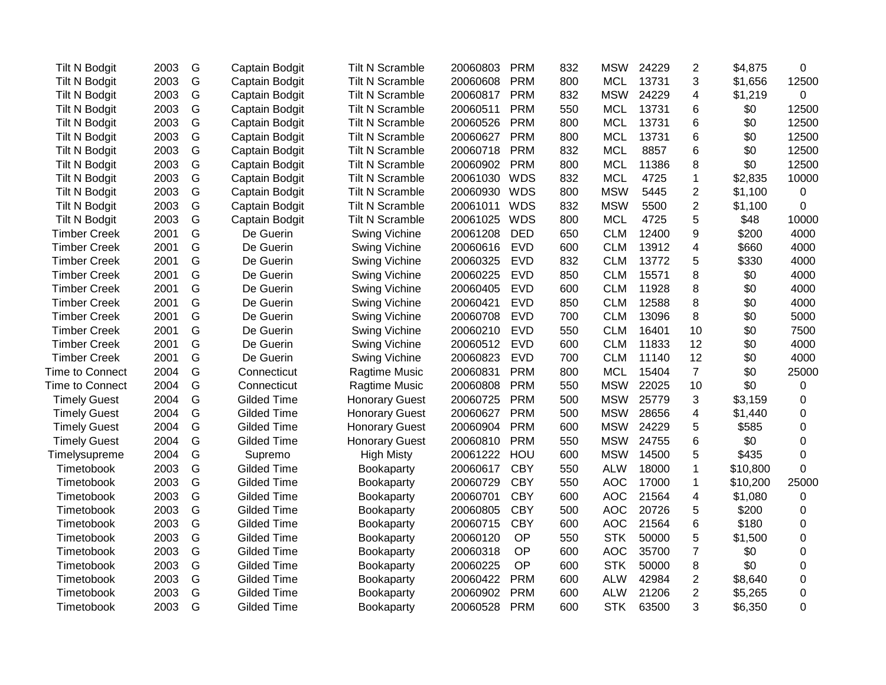| | | | | | | | | | | | | |
|---|---|---|---|---|---|---|---|---|---|---|---|---|
| Tilt N Bodgit | 2003 | G | Captain Bodgit | Tilt N Scramble | 20060803 | PRM | 832 | MSW | 24229 | 2 | $4,875 | 0 |
| Tilt N Bodgit | 2003 | G | Captain Bodgit | Tilt N Scramble | 20060608 | PRM | 800 | MCL | 13731 | 3 | $1,656 | 12500 |
| Tilt N Bodgit | 2003 | G | Captain Bodgit | Tilt N Scramble | 20060817 | PRM | 832 | MSW | 24229 | 4 | $1,219 | 0 |
| Tilt N Bodgit | 2003 | G | Captain Bodgit | Tilt N Scramble | 20060511 | PRM | 550 | MCL | 13731 | 6 | $0 | 12500 |
| Tilt N Bodgit | 2003 | G | Captain Bodgit | Tilt N Scramble | 20060526 | PRM | 800 | MCL | 13731 | 6 | $0 | 12500 |
| Tilt N Bodgit | 2003 | G | Captain Bodgit | Tilt N Scramble | 20060627 | PRM | 800 | MCL | 13731 | 6 | $0 | 12500 |
| Tilt N Bodgit | 2003 | G | Captain Bodgit | Tilt N Scramble | 20060718 | PRM | 832 | MCL | 8857 | 6 | $0 | 12500 |
| Tilt N Bodgit | 2003 | G | Captain Bodgit | Tilt N Scramble | 20060902 | PRM | 800 | MCL | 11386 | 8 | $0 | 12500 |
| Tilt N Bodgit | 2003 | G | Captain Bodgit | Tilt N Scramble | 20061030 | WDS | 832 | MCL | 4725 | 1 | $2,835 | 10000 |
| Tilt N Bodgit | 2003 | G | Captain Bodgit | Tilt N Scramble | 20060930 | WDS | 800 | MSW | 5445 | 2 | $1,100 | 0 |
| Tilt N Bodgit | 2003 | G | Captain Bodgit | Tilt N Scramble | 20061011 | WDS | 832 | MSW | 5500 | 2 | $1,100 | 0 |
| Tilt N Bodgit | 2003 | G | Captain Bodgit | Tilt N Scramble | 20061025 | WDS | 800 | MCL | 4725 | 5 | $48 | 10000 |
| Timber Creek | 2001 | G | De Guerin | Swing Vichine | 20061208 | DED | 650 | CLM | 12400 | 9 | $200 | 4000 |
| Timber Creek | 2001 | G | De Guerin | Swing Vichine | 20060616 | EVD | 600 | CLM | 13912 | 4 | $660 | 4000 |
| Timber Creek | 2001 | G | De Guerin | Swing Vichine | 20060325 | EVD | 832 | CLM | 13772 | 5 | $330 | 4000 |
| Timber Creek | 2001 | G | De Guerin | Swing Vichine | 20060225 | EVD | 850 | CLM | 15571 | 8 | $0 | 4000 |
| Timber Creek | 2001 | G | De Guerin | Swing Vichine | 20060405 | EVD | 600 | CLM | 11928 | 8 | $0 | 4000 |
| Timber Creek | 2001 | G | De Guerin | Swing Vichine | 20060421 | EVD | 850 | CLM | 12588 | 8 | $0 | 4000 |
| Timber Creek | 2001 | G | De Guerin | Swing Vichine | 20060708 | EVD | 700 | CLM | 13096 | 8 | $0 | 5000 |
| Timber Creek | 2001 | G | De Guerin | Swing Vichine | 20060210 | EVD | 550 | CLM | 16401 | 10 | $0 | 7500 |
| Timber Creek | 2001 | G | De Guerin | Swing Vichine | 20060512 | EVD | 600 | CLM | 11833 | 12 | $0 | 4000 |
| Timber Creek | 2001 | G | De Guerin | Swing Vichine | 20060823 | EVD | 700 | CLM | 11140 | 12 | $0 | 4000 |
| Time to Connect | 2004 | G | Connecticut | Ragtime Music | 20060831 | PRM | 800 | MCL | 15404 | 7 | $0 | 25000 |
| Time to Connect | 2004 | G | Connecticut | Ragtime Music | 20060808 | PRM | 550 | MSW | 22025 | 10 | $0 | 0 |
| Timely Guest | 2004 | G | Gilded Time | Honorary Guest | 20060725 | PRM | 500 | MSW | 25779 | 3 | $3,159 | 0 |
| Timely Guest | 2004 | G | Gilded Time | Honorary Guest | 20060627 | PRM | 500 | MSW | 28656 | 4 | $1,440 | 0 |
| Timely Guest | 2004 | G | Gilded Time | Honorary Guest | 20060904 | PRM | 600 | MSW | 24229 | 5 | $585 | 0 |
| Timely Guest | 2004 | G | Gilded Time | Honorary Guest | 20060810 | PRM | 550 | MSW | 24755 | 6 | $0 | 0 |
| Timelysupreme | 2004 | G | Supremo | High Misty | 20061222 | HOU | 600 | MSW | 14500 | 5 | $435 | 0 |
| Timetobook | 2003 | G | Gilded Time | Bookaparty | 20060617 | CBY | 550 | ALW | 18000 | 1 | $10,800 | 0 |
| Timetobook | 2003 | G | Gilded Time | Bookaparty | 20060729 | CBY | 550 | AOC | 17000 | 1 | $10,200 | 25000 |
| Timetobook | 2003 | G | Gilded Time | Bookaparty | 20060701 | CBY | 600 | AOC | 21564 | 4 | $1,080 | 0 |
| Timetobook | 2003 | G | Gilded Time | Bookaparty | 20060805 | CBY | 500 | AOC | 20726 | 5 | $200 | 0 |
| Timetobook | 2003 | G | Gilded Time | Bookaparty | 20060715 | CBY | 600 | AOC | 21564 | 6 | $180 | 0 |
| Timetobook | 2003 | G | Gilded Time | Bookaparty | 20060120 | OP | 550 | STK | 50000 | 5 | $1,500 | 0 |
| Timetobook | 2003 | G | Gilded Time | Bookaparty | 20060318 | OP | 600 | AOC | 35700 | 7 | $0 | 0 |
| Timetobook | 2003 | G | Gilded Time | Bookaparty | 20060225 | OP | 600 | STK | 50000 | 8 | $0 | 0 |
| Timetobook | 2003 | G | Gilded Time | Bookaparty | 20060422 | PRM | 600 | ALW | 42984 | 2 | $8,640 | 0 |
| Timetobook | 2003 | G | Gilded Time | Bookaparty | 20060902 | PRM | 600 | ALW | 21206 | 2 | $5,265 | 0 |
| Timetobook | 2003 | G | Gilded Time | Bookaparty | 20060528 | PRM | 600 | STK | 63500 | 3 | $6,350 | 0 |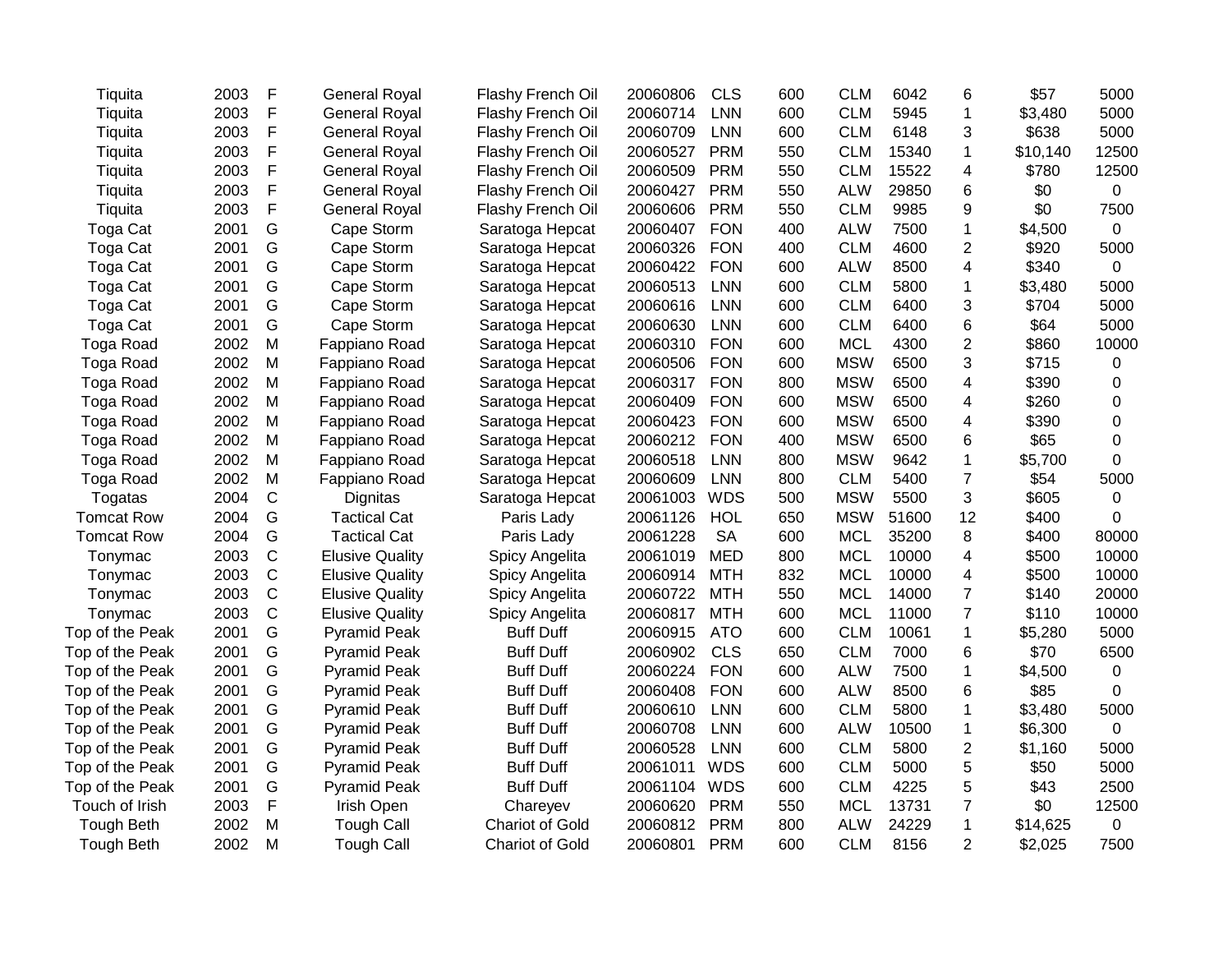| | | | | | | | | | | | | |
|---|---|---|---|---|---|---|---|---|---|---|---|---|
| Tiquita | 2003 | F | General Royal | Flashy French Oil | 20060806 | CLS | 600 | CLM | 6042 | 6 | $57 | 5000 |
| Tiquita | 2003 | F | General Royal | Flashy French Oil | 20060714 | LNN | 600 | CLM | 5945 | 1 | $3,480 | 5000 |
| Tiquita | 2003 | F | General Royal | Flashy French Oil | 20060709 | LNN | 600 | CLM | 6148 | 3 | $638 | 5000 |
| Tiquita | 2003 | F | General Royal | Flashy French Oil | 20060527 | PRM | 550 | CLM | 15340 | 1 | $10,140 | 12500 |
| Tiquita | 2003 | F | General Royal | Flashy French Oil | 20060509 | PRM | 550 | CLM | 15522 | 4 | $780 | 12500 |
| Tiquita | 2003 | F | General Royal | Flashy French Oil | 20060427 | PRM | 550 | ALW | 29850 | 6 | $0 | 0 |
| Tiquita | 2003 | F | General Royal | Flashy French Oil | 20060606 | PRM | 550 | CLM | 9985 | 9 | $0 | 7500 |
| Toga Cat | 2001 | G | Cape Storm | Saratoga Hepcat | 20060407 | FON | 400 | ALW | 7500 | 1 | $4,500 | 0 |
| Toga Cat | 2001 | G | Cape Storm | Saratoga Hepcat | 20060326 | FON | 400 | CLM | 4600 | 2 | $920 | 5000 |
| Toga Cat | 2001 | G | Cape Storm | Saratoga Hepcat | 20060422 | FON | 600 | ALW | 8500 | 4 | $340 | 0 |
| Toga Cat | 2001 | G | Cape Storm | Saratoga Hepcat | 20060513 | LNN | 600 | CLM | 5800 | 1 | $3,480 | 5000 |
| Toga Cat | 2001 | G | Cape Storm | Saratoga Hepcat | 20060616 | LNN | 600 | CLM | 6400 | 3 | $704 | 5000 |
| Toga Cat | 2001 | G | Cape Storm | Saratoga Hepcat | 20060630 | LNN | 600 | CLM | 6400 | 6 | $64 | 5000 |
| Toga Road | 2002 | M | Fappiano Road | Saratoga Hepcat | 20060310 | FON | 600 | MCL | 4300 | 2 | $860 | 10000 |
| Toga Road | 2002 | M | Fappiano Road | Saratoga Hepcat | 20060506 | FON | 600 | MSW | 6500 | 3 | $715 | 0 |
| Toga Road | 2002 | M | Fappiano Road | Saratoga Hepcat | 20060317 | FON | 800 | MSW | 6500 | 4 | $390 | 0 |
| Toga Road | 2002 | M | Fappiano Road | Saratoga Hepcat | 20060409 | FON | 600 | MSW | 6500 | 4 | $260 | 0 |
| Toga Road | 2002 | M | Fappiano Road | Saratoga Hepcat | 20060423 | FON | 600 | MSW | 6500 | 4 | $390 | 0 |
| Toga Road | 2002 | M | Fappiano Road | Saratoga Hepcat | 20060212 | FON | 400 | MSW | 6500 | 6 | $65 | 0 |
| Toga Road | 2002 | M | Fappiano Road | Saratoga Hepcat | 20060518 | LNN | 800 | MSW | 9642 | 1 | $5,700 | 0 |
| Toga Road | 2002 | M | Fappiano Road | Saratoga Hepcat | 20060609 | LNN | 800 | CLM | 5400 | 7 | $54 | 5000 |
| Togatas | 2004 | C | Dignitas | Saratoga Hepcat | 20061003 | WDS | 500 | MSW | 5500 | 3 | $605 | 0 |
| Tomcat Row | 2004 | G | Tactical Cat | Paris Lady | 20061126 | HOL | 650 | MSW | 51600 | 12 | $400 | 0 |
| Tomcat Row | 2004 | G | Tactical Cat | Paris Lady | 20061228 | SA | 600 | MCL | 35200 | 8 | $400 | 80000 |
| Tonymac | 2003 | C | Elusive Quality | Spicy Angelita | 20061019 | MED | 800 | MCL | 10000 | 4 | $500 | 10000 |
| Tonymac | 2003 | C | Elusive Quality | Spicy Angelita | 20060914 | MTH | 832 | MCL | 10000 | 4 | $500 | 10000 |
| Tonymac | 2003 | C | Elusive Quality | Spicy Angelita | 20060722 | MTH | 550 | MCL | 14000 | 7 | $140 | 20000 |
| Tonymac | 2003 | C | Elusive Quality | Spicy Angelita | 20060817 | MTH | 600 | MCL | 11000 | 7 | $110 | 10000 |
| Top of the Peak | 2001 | G | Pyramid Peak | Buff Duff | 20060915 | ATO | 600 | CLM | 10061 | 1 | $5,280 | 5000 |
| Top of the Peak | 2001 | G | Pyramid Peak | Buff Duff | 20060902 | CLS | 650 | CLM | 7000 | 6 | $70 | 6500 |
| Top of the Peak | 2001 | G | Pyramid Peak | Buff Duff | 20060224 | FON | 600 | ALW | 7500 | 1 | $4,500 | 0 |
| Top of the Peak | 2001 | G | Pyramid Peak | Buff Duff | 20060408 | FON | 600 | ALW | 8500 | 6 | $85 | 0 |
| Top of the Peak | 2001 | G | Pyramid Peak | Buff Duff | 20060610 | LNN | 600 | CLM | 5800 | 1 | $3,480 | 5000 |
| Top of the Peak | 2001 | G | Pyramid Peak | Buff Duff | 20060708 | LNN | 600 | ALW | 10500 | 1 | $6,300 | 0 |
| Top of the Peak | 2001 | G | Pyramid Peak | Buff Duff | 20060528 | LNN | 600 | CLM | 5800 | 2 | $1,160 | 5000 |
| Top of the Peak | 2001 | G | Pyramid Peak | Buff Duff | 20061011 | WDS | 600 | CLM | 5000 | 5 | $50 | 5000 |
| Top of the Peak | 2001 | G | Pyramid Peak | Buff Duff | 20061104 | WDS | 600 | CLM | 4225 | 5 | $43 | 2500 |
| Touch of Irish | 2003 | F | Irish Open | Chareyev | 20060620 | PRM | 550 | MCL | 13731 | 7 | $0 | 12500 |
| Tough Beth | 2002 | M | Tough Call | Chariot of Gold | 20060812 | PRM | 800 | ALW | 24229 | 1 | $14,625 | 0 |
| Tough Beth | 2002 | M | Tough Call | Chariot of Gold | 20060801 | PRM | 600 | CLM | 8156 | 2 | $2,025 | 7500 |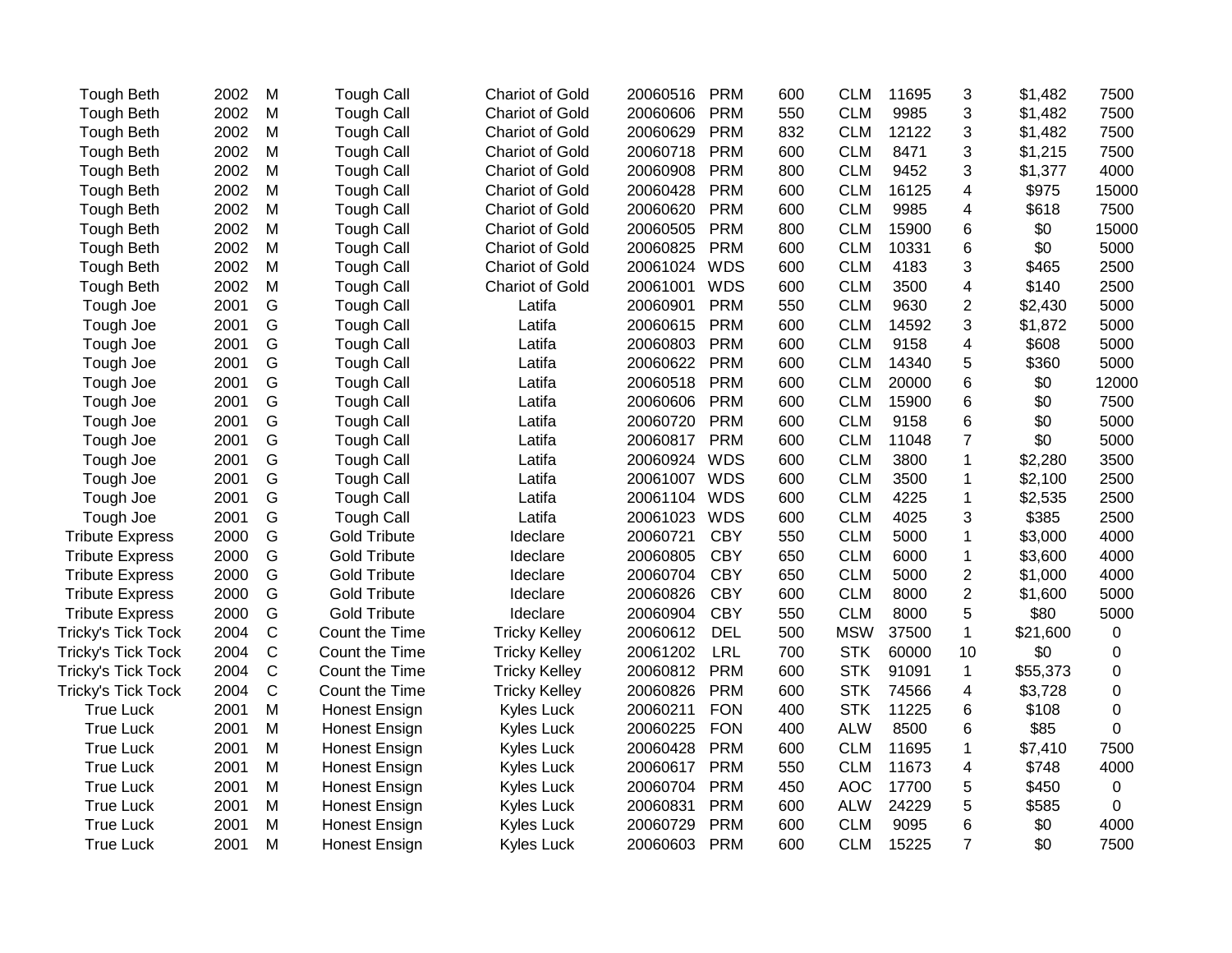| | | | | | | | | | | | | |
|---|---|---|---|---|---|---|---|---|---|---|---|---|
| Tough Beth | 2002 | M | Tough Call | Chariot of Gold | 20060516 | PRM | 600 | CLM | 11695 | 3 | $1,482 | 7500 |
| Tough Beth | 2002 | M | Tough Call | Chariot of Gold | 20060606 | PRM | 550 | CLM | 9985 | 3 | $1,482 | 7500 |
| Tough Beth | 2002 | M | Tough Call | Chariot of Gold | 20060629 | PRM | 832 | CLM | 12122 | 3 | $1,482 | 7500 |
| Tough Beth | 2002 | M | Tough Call | Chariot of Gold | 20060718 | PRM | 600 | CLM | 8471 | 3 | $1,215 | 7500 |
| Tough Beth | 2002 | M | Tough Call | Chariot of Gold | 20060908 | PRM | 800 | CLM | 9452 | 3 | $1,377 | 4000 |
| Tough Beth | 2002 | M | Tough Call | Chariot of Gold | 20060428 | PRM | 600 | CLM | 16125 | 4 | $975 | 15000 |
| Tough Beth | 2002 | M | Tough Call | Chariot of Gold | 20060620 | PRM | 600 | CLM | 9985 | 4 | $618 | 7500 |
| Tough Beth | 2002 | M | Tough Call | Chariot of Gold | 20060505 | PRM | 800 | CLM | 15900 | 6 | $0 | 15000 |
| Tough Beth | 2002 | M | Tough Call | Chariot of Gold | 20060825 | PRM | 600 | CLM | 10331 | 6 | $0 | 5000 |
| Tough Beth | 2002 | M | Tough Call | Chariot of Gold | 20061024 | WDS | 600 | CLM | 4183 | 3 | $465 | 2500 |
| Tough Beth | 2002 | M | Tough Call | Chariot of Gold | 20061001 | WDS | 600 | CLM | 3500 | 4 | $140 | 2500 |
| Tough Joe | 2001 | G | Tough Call | Latifa | 20060901 | PRM | 550 | CLM | 9630 | 2 | $2,430 | 5000 |
| Tough Joe | 2001 | G | Tough Call | Latifa | 20060615 | PRM | 600 | CLM | 14592 | 3 | $1,872 | 5000 |
| Tough Joe | 2001 | G | Tough Call | Latifa | 20060803 | PRM | 600 | CLM | 9158 | 4 | $608 | 5000 |
| Tough Joe | 2001 | G | Tough Call | Latifa | 20060622 | PRM | 600 | CLM | 14340 | 5 | $360 | 5000 |
| Tough Joe | 2001 | G | Tough Call | Latifa | 20060518 | PRM | 600 | CLM | 20000 | 6 | $0 | 12000 |
| Tough Joe | 2001 | G | Tough Call | Latifa | 20060606 | PRM | 600 | CLM | 15900 | 6 | $0 | 7500 |
| Tough Joe | 2001 | G | Tough Call | Latifa | 20060720 | PRM | 600 | CLM | 9158 | 6 | $0 | 5000 |
| Tough Joe | 2001 | G | Tough Call | Latifa | 20060817 | PRM | 600 | CLM | 11048 | 7 | $0 | 5000 |
| Tough Joe | 2001 | G | Tough Call | Latifa | 20060924 | WDS | 600 | CLM | 3800 | 1 | $2,280 | 3500 |
| Tough Joe | 2001 | G | Tough Call | Latifa | 20061007 | WDS | 600 | CLM | 3500 | 1 | $2,100 | 2500 |
| Tough Joe | 2001 | G | Tough Call | Latifa | 20061104 | WDS | 600 | CLM | 4225 | 1 | $2,535 | 2500 |
| Tough Joe | 2001 | G | Tough Call | Latifa | 20061023 | WDS | 600 | CLM | 4025 | 3 | $385 | 2500 |
| Tribute Express | 2000 | G | Gold Tribute | Ideclare | 20060721 | CBY | 550 | CLM | 5000 | 1 | $3,000 | 4000 |
| Tribute Express | 2000 | G | Gold Tribute | Ideclare | 20060805 | CBY | 650 | CLM | 6000 | 1 | $3,600 | 4000 |
| Tribute Express | 2000 | G | Gold Tribute | Ideclare | 20060704 | CBY | 650 | CLM | 5000 | 2 | $1,000 | 4000 |
| Tribute Express | 2000 | G | Gold Tribute | Ideclare | 20060826 | CBY | 600 | CLM | 8000 | 2 | $1,600 | 5000 |
| Tribute Express | 2000 | G | Gold Tribute | Ideclare | 20060904 | CBY | 550 | CLM | 8000 | 5 | $80 | 5000 |
| Tricky's Tick Tock | 2004 | C | Count the Time | Tricky Kelley | 20060612 | DEL | 500 | MSW | 37500 | 1 | $21,600 | 0 |
| Tricky's Tick Tock | 2004 | C | Count the Time | Tricky Kelley | 20061202 | LRL | 700 | STK | 60000 | 10 | $0 | 0 |
| Tricky's Tick Tock | 2004 | C | Count the Time | Tricky Kelley | 20060812 | PRM | 600 | STK | 91091 | 1 | $55,373 | 0 |
| Tricky's Tick Tock | 2004 | C | Count the Time | Tricky Kelley | 20060826 | PRM | 600 | STK | 74566 | 4 | $3,728 | 0 |
| True Luck | 2001 | M | Honest Ensign | Kyles Luck | 20060211 | FON | 400 | STK | 11225 | 6 | $108 | 0 |
| True Luck | 2001 | M | Honest Ensign | Kyles Luck | 20060225 | FON | 400 | ALW | 8500 | 6 | $85 | 0 |
| True Luck | 2001 | M | Honest Ensign | Kyles Luck | 20060428 | PRM | 600 | CLM | 11695 | 1 | $7,410 | 7500 |
| True Luck | 2001 | M | Honest Ensign | Kyles Luck | 20060617 | PRM | 550 | CLM | 11673 | 4 | $748 | 4000 |
| True Luck | 2001 | M | Honest Ensign | Kyles Luck | 20060704 | PRM | 450 | AOC | 17700 | 5 | $450 | 0 |
| True Luck | 2001 | M | Honest Ensign | Kyles Luck | 20060831 | PRM | 600 | ALW | 24229 | 5 | $585 | 0 |
| True Luck | 2001 | M | Honest Ensign | Kyles Luck | 20060729 | PRM | 600 | CLM | 9095 | 6 | $0 | 4000 |
| True Luck | 2001 | M | Honest Ensign | Kyles Luck | 20060603 | PRM | 600 | CLM | 15225 | 7 | $0 | 7500 |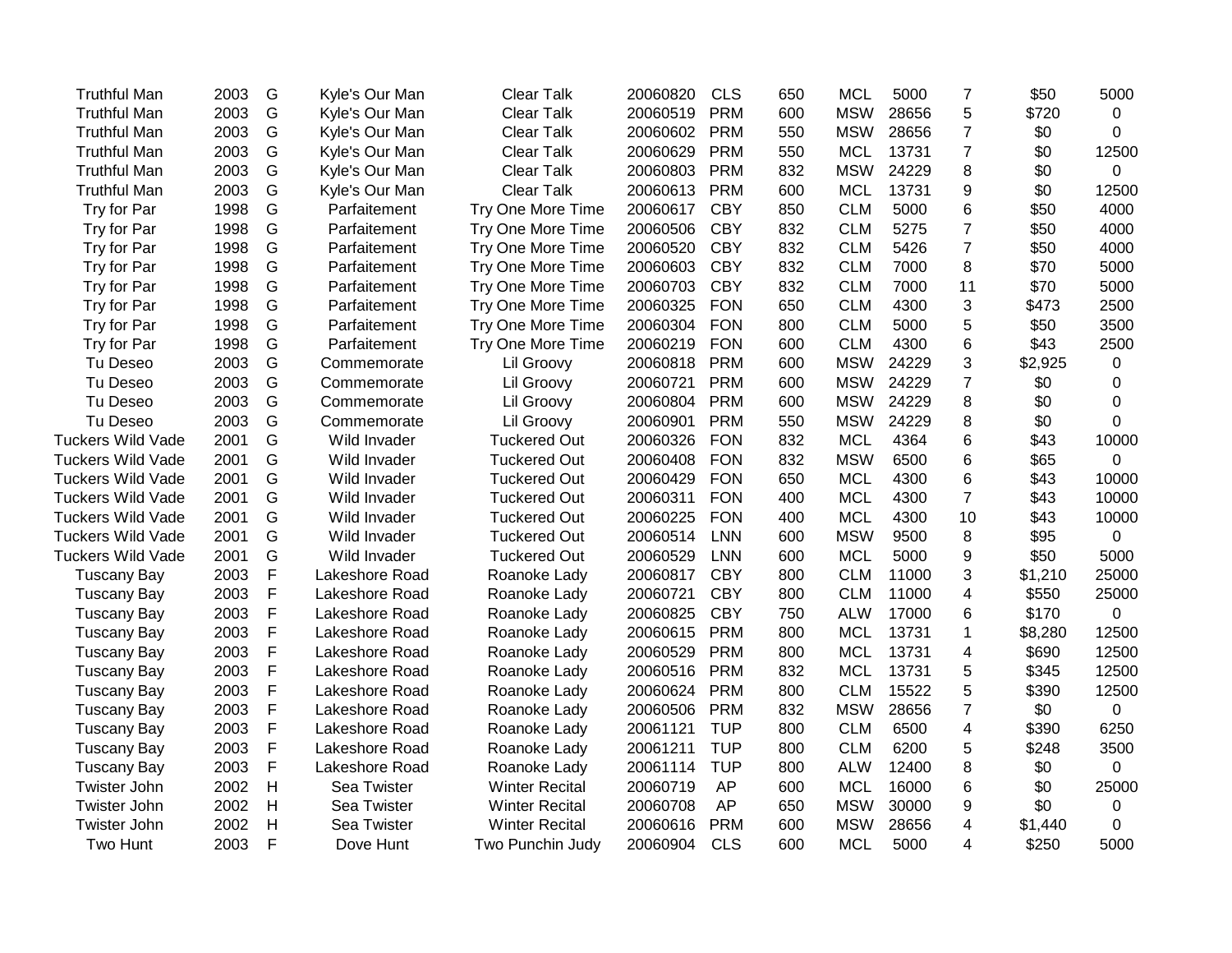| | | | | | | | | | | | | |
|---|---|---|---|---|---|---|---|---|---|---|---|---|
| Truthful Man | 2003 | G | Kyle's Our Man | Clear Talk | 20060820 | CLS | 650 | MCL | 5000 | 7 | $50 | 5000 |
| Truthful Man | 2003 | G | Kyle's Our Man | Clear Talk | 20060519 | PRM | 600 | MSW | 28656 | 5 | $720 | 0 |
| Truthful Man | 2003 | G | Kyle's Our Man | Clear Talk | 20060602 | PRM | 550 | MSW | 28656 | 7 | $0 | 0 |
| Truthful Man | 2003 | G | Kyle's Our Man | Clear Talk | 20060629 | PRM | 550 | MCL | 13731 | 7 | $0 | 12500 |
| Truthful Man | 2003 | G | Kyle's Our Man | Clear Talk | 20060803 | PRM | 832 | MSW | 24229 | 8 | $0 | 0 |
| Truthful Man | 2003 | G | Kyle's Our Man | Clear Talk | 20060613 | PRM | 600 | MCL | 13731 | 9 | $0 | 12500 |
| Try for Par | 1998 | G | Parfaitement | Try One More Time | 20060617 | CBY | 850 | CLM | 5000 | 6 | $50 | 4000 |
| Try for Par | 1998 | G | Parfaitement | Try One More Time | 20060506 | CBY | 832 | CLM | 5275 | 7 | $50 | 4000 |
| Try for Par | 1998 | G | Parfaitement | Try One More Time | 20060520 | CBY | 832 | CLM | 5426 | 7 | $50 | 4000 |
| Try for Par | 1998 | G | Parfaitement | Try One More Time | 20060603 | CBY | 832 | CLM | 7000 | 8 | $70 | 5000 |
| Try for Par | 1998 | G | Parfaitement | Try One More Time | 20060703 | CBY | 832 | CLM | 7000 | 11 | $70 | 5000 |
| Try for Par | 1998 | G | Parfaitement | Try One More Time | 20060325 | FON | 650 | CLM | 4300 | 3 | $473 | 2500 |
| Try for Par | 1998 | G | Parfaitement | Try One More Time | 20060304 | FON | 800 | CLM | 5000 | 5 | $50 | 3500 |
| Try for Par | 1998 | G | Parfaitement | Try One More Time | 20060219 | FON | 600 | CLM | 4300 | 6 | $43 | 2500 |
| Tu Deseo | 2003 | G | Commemorate | Lil Groovy | 20060818 | PRM | 600 | MSW | 24229 | 3 | $2,925 | 0 |
| Tu Deseo | 2003 | G | Commemorate | Lil Groovy | 20060721 | PRM | 600 | MSW | 24229 | 7 | $0 | 0 |
| Tu Deseo | 2003 | G | Commemorate | Lil Groovy | 20060804 | PRM | 600 | MSW | 24229 | 8 | $0 | 0 |
| Tu Deseo | 2003 | G | Commemorate | Lil Groovy | 20060901 | PRM | 550 | MSW | 24229 | 8 | $0 | 0 |
| Tuckers Wild Vade | 2001 | G | Wild Invader | Tuckered Out | 20060326 | FON | 832 | MCL | 4364 | 6 | $43 | 10000 |
| Tuckers Wild Vade | 2001 | G | Wild Invader | Tuckered Out | 20060408 | FON | 832 | MSW | 6500 | 6 | $65 | 0 |
| Tuckers Wild Vade | 2001 | G | Wild Invader | Tuckered Out | 20060429 | FON | 650 | MCL | 4300 | 6 | $43 | 10000 |
| Tuckers Wild Vade | 2001 | G | Wild Invader | Tuckered Out | 20060311 | FON | 400 | MCL | 4300 | 7 | $43 | 10000 |
| Tuckers Wild Vade | 2001 | G | Wild Invader | Tuckered Out | 20060225 | FON | 400 | MCL | 4300 | 10 | $43 | 10000 |
| Tuckers Wild Vade | 2001 | G | Wild Invader | Tuckered Out | 20060514 | LNN | 600 | MSW | 9500 | 8 | $95 | 0 |
| Tuckers Wild Vade | 2001 | G | Wild Invader | Tuckered Out | 20060529 | LNN | 600 | MCL | 5000 | 9 | $50 | 5000 |
| Tuscany Bay | 2003 | F | Lakeshore Road | Roanoke Lady | 20060817 | CBY | 800 | CLM | 11000 | 3 | $1,210 | 25000 |
| Tuscany Bay | 2003 | F | Lakeshore Road | Roanoke Lady | 20060721 | CBY | 800 | CLM | 11000 | 4 | $550 | 25000 |
| Tuscany Bay | 2003 | F | Lakeshore Road | Roanoke Lady | 20060825 | CBY | 750 | ALW | 17000 | 6 | $170 | 0 |
| Tuscany Bay | 2003 | F | Lakeshore Road | Roanoke Lady | 20060615 | PRM | 800 | MCL | 13731 | 1 | $8,280 | 12500 |
| Tuscany Bay | 2003 | F | Lakeshore Road | Roanoke Lady | 20060529 | PRM | 800 | MCL | 13731 | 4 | $690 | 12500 |
| Tuscany Bay | 2003 | F | Lakeshore Road | Roanoke Lady | 20060516 | PRM | 832 | MCL | 13731 | 5 | $345 | 12500 |
| Tuscany Bay | 2003 | F | Lakeshore Road | Roanoke Lady | 20060624 | PRM | 800 | CLM | 15522 | 5 | $390 | 12500 |
| Tuscany Bay | 2003 | F | Lakeshore Road | Roanoke Lady | 20060506 | PRM | 832 | MSW | 28656 | 7 | $0 | 0 |
| Tuscany Bay | 2003 | F | Lakeshore Road | Roanoke Lady | 20061121 | TUP | 800 | CLM | 6500 | 4 | $390 | 6250 |
| Tuscany Bay | 2003 | F | Lakeshore Road | Roanoke Lady | 20061211 | TUP | 800 | CLM | 6200 | 5 | $248 | 3500 |
| Tuscany Bay | 2003 | F | Lakeshore Road | Roanoke Lady | 20061114 | TUP | 800 | ALW | 12400 | 8 | $0 | 0 |
| Twister John | 2002 | H | Sea Twister | Winter Recital | 20060719 | AP | 600 | MCL | 16000 | 6 | $0 | 25000 |
| Twister John | 2002 | H | Sea Twister | Winter Recital | 20060708 | AP | 650 | MSW | 30000 | 9 | $0 | 0 |
| Twister John | 2002 | H | Sea Twister | Winter Recital | 20060616 | PRM | 600 | MSW | 28656 | 4 | $1,440 | 0 |
| Two Hunt | 2003 | F | Dove Hunt | Two Punchin Judy | 20060904 | CLS | 600 | MCL | 5000 | 4 | $250 | 5000 |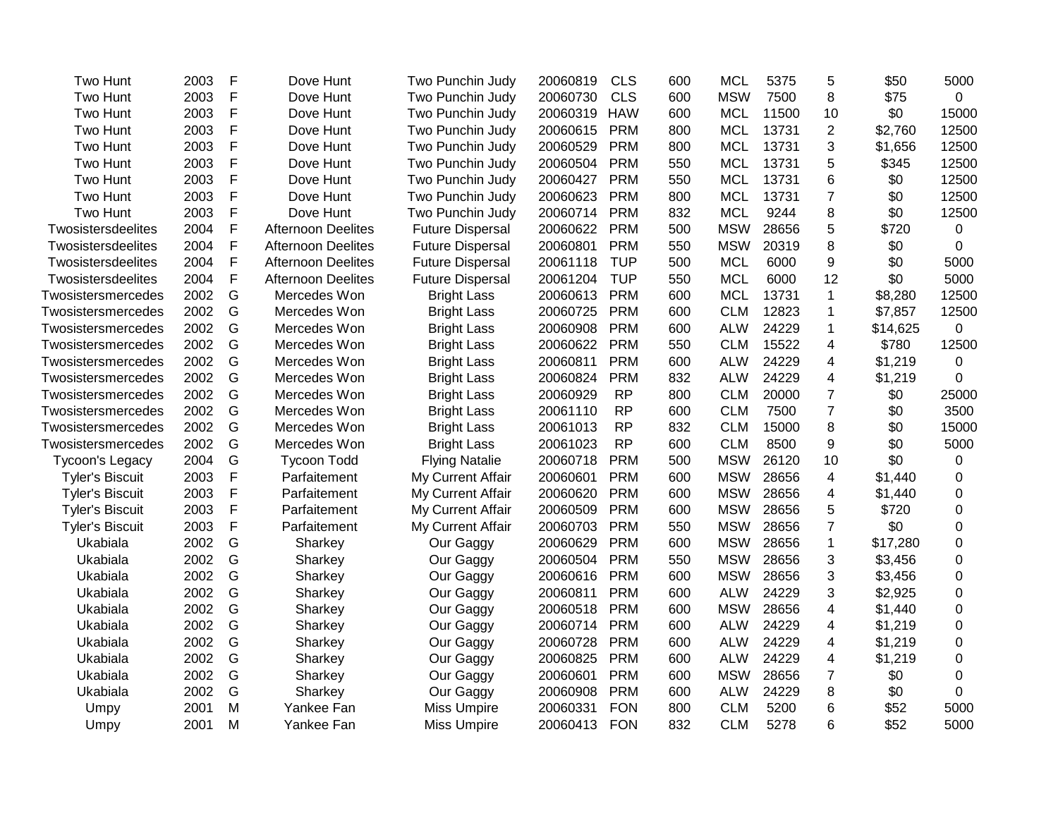| | | | | | | | | | | | | |
|---|---|---|---|---|---|---|---|---|---|---|---|---|
| Two Hunt | 2003 | F | Dove Hunt | Two Punchin Judy | 20060819 | CLS | 600 | MCL | 5375 | 5 | $50 | 5000 |
| Two Hunt | 2003 | F | Dove Hunt | Two Punchin Judy | 20060730 | CLS | 600 | MSW | 7500 | 8 | $75 | 0 |
| Two Hunt | 2003 | F | Dove Hunt | Two Punchin Judy | 20060319 | HAW | 600 | MCL | 11500 | 10 | $0 | 15000 |
| Two Hunt | 2003 | F | Dove Hunt | Two Punchin Judy | 20060615 | PRM | 800 | MCL | 13731 | 2 | $2,760 | 12500 |
| Two Hunt | 2003 | F | Dove Hunt | Two Punchin Judy | 20060529 | PRM | 800 | MCL | 13731 | 3 | $1,656 | 12500 |
| Two Hunt | 2003 | F | Dove Hunt | Two Punchin Judy | 20060504 | PRM | 550 | MCL | 13731 | 5 | $345 | 12500 |
| Two Hunt | 2003 | F | Dove Hunt | Two Punchin Judy | 20060427 | PRM | 550 | MCL | 13731 | 6 | $0 | 12500 |
| Two Hunt | 2003 | F | Dove Hunt | Two Punchin Judy | 20060623 | PRM | 800 | MCL | 13731 | 7 | $0 | 12500 |
| Two Hunt | 2003 | F | Dove Hunt | Two Punchin Judy | 20060714 | PRM | 832 | MCL | 9244 | 8 | $0 | 12500 |
| Twosistersdeelites | 2004 | F | Afternoon Deelites | Future Dispersal | 20060622 | PRM | 500 | MSW | 28656 | 5 | $720 | 0 |
| Twosistersdeelites | 2004 | F | Afternoon Deelites | Future Dispersal | 20060801 | PRM | 550 | MSW | 20319 | 8 | $0 | 0 |
| Twosistersdeelites | 2004 | F | Afternoon Deelites | Future Dispersal | 20061118 | TUP | 500 | MCL | 6000 | 9 | $0 | 5000 |
| Twosistersdeelites | 2004 | F | Afternoon Deelites | Future Dispersal | 20061204 | TUP | 550 | MCL | 6000 | 12 | $0 | 5000 |
| Twosistersmercedes | 2002 | G | Mercedes Won | Bright Lass | 20060613 | PRM | 600 | MCL | 13731 | 1 | $8,280 | 12500 |
| Twosistersmercedes | 2002 | G | Mercedes Won | Bright Lass | 20060725 | PRM | 600 | CLM | 12823 | 1 | $7,857 | 12500 |
| Twosistersmercedes | 2002 | G | Mercedes Won | Bright Lass | 20060908 | PRM | 600 | ALW | 24229 | 1 | $14,625 | 0 |
| Twosistersmercedes | 2002 | G | Mercedes Won | Bright Lass | 20060622 | PRM | 550 | CLM | 15522 | 4 | $780 | 12500 |
| Twosistersmercedes | 2002 | G | Mercedes Won | Bright Lass | 20060811 | PRM | 600 | ALW | 24229 | 4 | $1,219 | 0 |
| Twosistersmercedes | 2002 | G | Mercedes Won | Bright Lass | 20060824 | PRM | 832 | ALW | 24229 | 4 | $1,219 | 0 |
| Twosistersmercedes | 2002 | G | Mercedes Won | Bright Lass | 20060929 | RP | 800 | CLM | 20000 | 7 | $0 | 25000 |
| Twosistersmercedes | 2002 | G | Mercedes Won | Bright Lass | 20061110 | RP | 600 | CLM | 7500 | 7 | $0 | 3500 |
| Twosistersmercedes | 2002 | G | Mercedes Won | Bright Lass | 20061013 | RP | 832 | CLM | 15000 | 8 | $0 | 15000 |
| Twosistersmercedes | 2002 | G | Mercedes Won | Bright Lass | 20061023 | RP | 600 | CLM | 8500 | 9 | $0 | 5000 |
| Tycoon's Legacy | 2004 | G | Tycoon Todd | Flying Natalie | 20060718 | PRM | 500 | MSW | 26120 | 10 | $0 | 0 |
| Tyler's Biscuit | 2003 | F | Parfaitement | My Current Affair | 20060601 | PRM | 600 | MSW | 28656 | 4 | $1,440 | 0 |
| Tyler's Biscuit | 2003 | F | Parfaitement | My Current Affair | 20060620 | PRM | 600 | MSW | 28656 | 4 | $1,440 | 0 |
| Tyler's Biscuit | 2003 | F | Parfaitement | My Current Affair | 20060509 | PRM | 600 | MSW | 28656 | 5 | $720 | 0 |
| Tyler's Biscuit | 2003 | F | Parfaitement | My Current Affair | 20060703 | PRM | 550 | MSW | 28656 | 7 | $0 | 0 |
| Ukabiala | 2002 | G | Sharkey | Our Gaggy | 20060629 | PRM | 600 | MSW | 28656 | 1 | $17,280 | 0 |
| Ukabiala | 2002 | G | Sharkey | Our Gaggy | 20060504 | PRM | 550 | MSW | 28656 | 3 | $3,456 | 0 |
| Ukabiala | 2002 | G | Sharkey | Our Gaggy | 20060616 | PRM | 600 | MSW | 28656 | 3 | $3,456 | 0 |
| Ukabiala | 2002 | G | Sharkey | Our Gaggy | 20060811 | PRM | 600 | ALW | 24229 | 3 | $2,925 | 0 |
| Ukabiala | 2002 | G | Sharkey | Our Gaggy | 20060518 | PRM | 600 | MSW | 28656 | 4 | $1,440 | 0 |
| Ukabiala | 2002 | G | Sharkey | Our Gaggy | 20060714 | PRM | 600 | ALW | 24229 | 4 | $1,219 | 0 |
| Ukabiala | 2002 | G | Sharkey | Our Gaggy | 20060728 | PRM | 600 | ALW | 24229 | 4 | $1,219 | 0 |
| Ukabiala | 2002 | G | Sharkey | Our Gaggy | 20060825 | PRM | 600 | ALW | 24229 | 4 | $1,219 | 0 |
| Ukabiala | 2002 | G | Sharkey | Our Gaggy | 20060601 | PRM | 600 | MSW | 28656 | 7 | $0 | 0 |
| Ukabiala | 2002 | G | Sharkey | Our Gaggy | 20060908 | PRM | 600 | ALW | 24229 | 8 | $0 | 0 |
| Umpy | 2001 | M | Yankee Fan | Miss Umpire | 20060331 | FON | 800 | CLM | 5200 | 6 | $52 | 5000 |
| Umpy | 2001 | M | Yankee Fan | Miss Umpire | 20060413 | FON | 832 | CLM | 5278 | 6 | $52 | 5000 |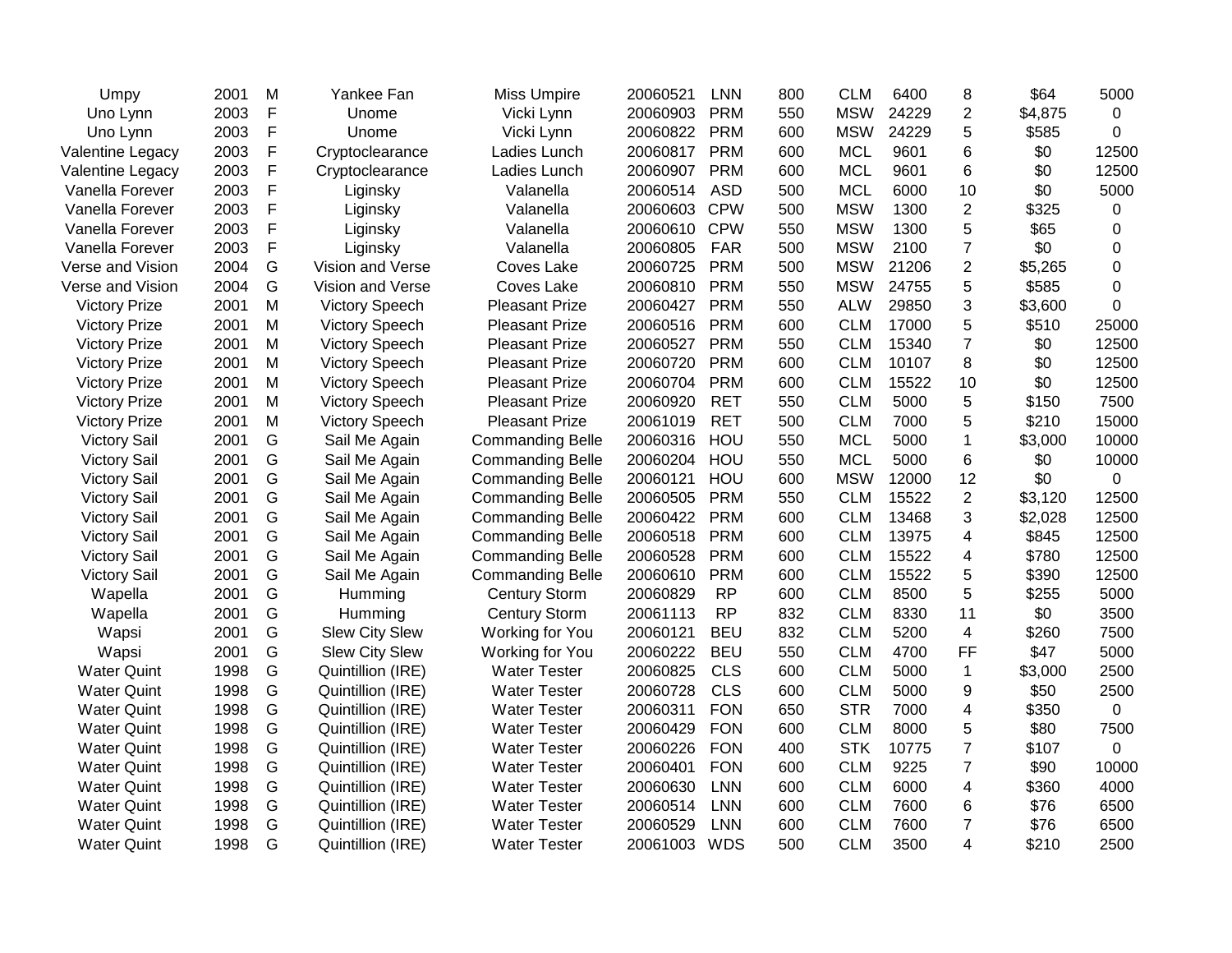| | | | | | | | | | | | | |
|---|---|---|---|---|---|---|---|---|---|---|---|---|
| Umpy | 2001 | M | Yankee Fan | Miss Umpire | 20060521 | LNN | 800 | CLM | 6400 | 8 | $64 | 5000 |
| Uno Lynn | 2003 | F | Unome | Vicki Lynn | 20060903 | PRM | 550 | MSW | 24229 | 2 | $4,875 | 0 |
| Uno Lynn | 2003 | F | Unome | Vicki Lynn | 20060822 | PRM | 600 | MSW | 24229 | 5 | $585 | 0 |
| Valentine Legacy | 2003 | F | Cryptoclearance | Ladies Lunch | 20060817 | PRM | 600 | MCL | 9601 | 6 | $0 | 12500 |
| Valentine Legacy | 2003 | F | Cryptoclearance | Ladies Lunch | 20060907 | PRM | 600 | MCL | 9601 | 6 | $0 | 12500 |
| Vanella Forever | 2003 | F | Liginsky | Valanella | 20060514 | ASD | 500 | MCL | 6000 | 10 | $0 | 5000 |
| Vanella Forever | 2003 | F | Liginsky | Valanella | 20060603 | CPW | 500 | MSW | 1300 | 2 | $325 | 0 |
| Vanella Forever | 2003 | F | Liginsky | Valanella | 20060610 | CPW | 550 | MSW | 1300 | 5 | $65 | 0 |
| Vanella Forever | 2003 | F | Liginsky | Valanella | 20060805 | FAR | 500 | MSW | 2100 | 7 | $0 | 0 |
| Verse and Vision | 2004 | G | Vision and Verse | Coves Lake | 20060725 | PRM | 500 | MSW | 21206 | 2 | $5,265 | 0 |
| Verse and Vision | 2004 | G | Vision and Verse | Coves Lake | 20060810 | PRM | 550 | MSW | 24755 | 5 | $585 | 0 |
| Victory Prize | 2001 | M | Victory Speech | Pleasant Prize | 20060427 | PRM | 550 | ALW | 29850 | 3 | $3,600 | 0 |
| Victory Prize | 2001 | M | Victory Speech | Pleasant Prize | 20060516 | PRM | 600 | CLM | 17000 | 5 | $510 | 25000 |
| Victory Prize | 2001 | M | Victory Speech | Pleasant Prize | 20060527 | PRM | 550 | CLM | 15340 | 7 | $0 | 12500 |
| Victory Prize | 2001 | M | Victory Speech | Pleasant Prize | 20060720 | PRM | 600 | CLM | 10107 | 8 | $0 | 12500 |
| Victory Prize | 2001 | M | Victory Speech | Pleasant Prize | 20060704 | PRM | 600 | CLM | 15522 | 10 | $0 | 12500 |
| Victory Prize | 2001 | M | Victory Speech | Pleasant Prize | 20060920 | RET | 550 | CLM | 5000 | 5 | $150 | 7500 |
| Victory Prize | 2001 | M | Victory Speech | Pleasant Prize | 20061019 | RET | 500 | CLM | 7000 | 5 | $210 | 15000 |
| Victory Sail | 2001 | G | Sail Me Again | Commanding Belle | 20060316 | HOU | 550 | MCL | 5000 | 1 | $3,000 | 10000 |
| Victory Sail | 2001 | G | Sail Me Again | Commanding Belle | 20060204 | HOU | 550 | MCL | 5000 | 6 | $0 | 10000 |
| Victory Sail | 2001 | G | Sail Me Again | Commanding Belle | 20060121 | HOU | 600 | MSW | 12000 | 12 | $0 | 0 |
| Victory Sail | 2001 | G | Sail Me Again | Commanding Belle | 20060505 | PRM | 550 | CLM | 15522 | 2 | $3,120 | 12500 |
| Victory Sail | 2001 | G | Sail Me Again | Commanding Belle | 20060422 | PRM | 600 | CLM | 13468 | 3 | $2,028 | 12500 |
| Victory Sail | 2001 | G | Sail Me Again | Commanding Belle | 20060518 | PRM | 600 | CLM | 13975 | 4 | $845 | 12500 |
| Victory Sail | 2001 | G | Sail Me Again | Commanding Belle | 20060528 | PRM | 600 | CLM | 15522 | 4 | $780 | 12500 |
| Victory Sail | 2001 | G | Sail Me Again | Commanding Belle | 20060610 | PRM | 600 | CLM | 15522 | 5 | $390 | 12500 |
| Wapella | 2001 | G | Humming | Century Storm | 20060829 | RP | 600 | CLM | 8500 | 5 | $255 | 5000 |
| Wapella | 2001 | G | Humming | Century Storm | 20061113 | RP | 832 | CLM | 8330 | 11 | $0 | 3500 |
| Wapsi | 2001 | G | Slew City Slew | Working for You | 20060121 | BEU | 832 | CLM | 5200 | 4 | $260 | 7500 |
| Wapsi | 2001 | G | Slew City Slew | Working for You | 20060222 | BEU | 550 | CLM | 4700 | FF | $47 | 5000 |
| Water Quint | 1998 | G | Quintillion (IRE) | Water Tester | 20060825 | CLS | 600 | CLM | 5000 | 1 | $3,000 | 2500 |
| Water Quint | 1998 | G | Quintillion (IRE) | Water Tester | 20060728 | CLS | 600 | CLM | 5000 | 9 | $50 | 2500 |
| Water Quint | 1998 | G | Quintillion (IRE) | Water Tester | 20060311 | FON | 650 | STR | 7000 | 4 | $350 | 0 |
| Water Quint | 1998 | G | Quintillion (IRE) | Water Tester | 20060429 | FON | 600 | CLM | 8000 | 5 | $80 | 7500 |
| Water Quint | 1998 | G | Quintillion (IRE) | Water Tester | 20060226 | FON | 400 | STK | 10775 | 7 | $107 | 0 |
| Water Quint | 1998 | G | Quintillion (IRE) | Water Tester | 20060401 | FON | 600 | CLM | 9225 | 7 | $90 | 10000 |
| Water Quint | 1998 | G | Quintillion (IRE) | Water Tester | 20060630 | LNN | 600 | CLM | 6000 | 4 | $360 | 4000 |
| Water Quint | 1998 | G | Quintillion (IRE) | Water Tester | 20060514 | LNN | 600 | CLM | 7600 | 6 | $76 | 6500 |
| Water Quint | 1998 | G | Quintillion (IRE) | Water Tester | 20060529 | LNN | 600 | CLM | 7600 | 7 | $76 | 6500 |
| Water Quint | 1998 | G | Quintillion (IRE) | Water Tester | 20061003 | WDS | 500 | CLM | 3500 | 4 | $210 | 2500 |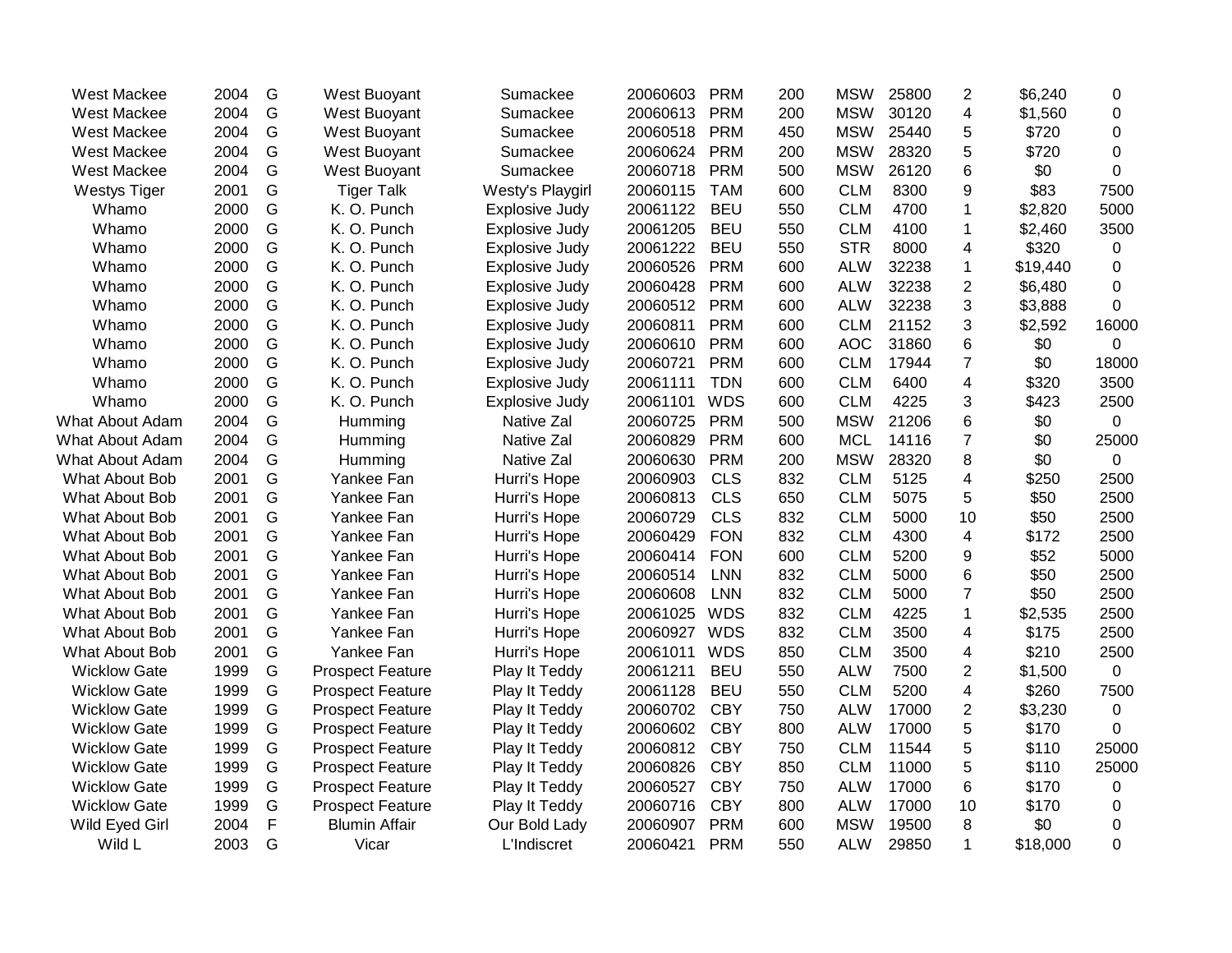| | | | | | | | | | | | | |
|---|---|---|---|---|---|---|---|---|---|---|---|---|
| West Mackee | 2004 | G | West Buoyant | Sumackee | 20060603 | PRM | 200 | MSW | 25800 | 2 | $6,240 | 0 |
| West Mackee | 2004 | G | West Buoyant | Sumackee | 20060613 | PRM | 200 | MSW | 30120 | 4 | $1,560 | 0 |
| West Mackee | 2004 | G | West Buoyant | Sumackee | 20060518 | PRM | 450 | MSW | 25440 | 5 | $720 | 0 |
| West Mackee | 2004 | G | West Buoyant | Sumackee | 20060624 | PRM | 200 | MSW | 28320 | 5 | $720 | 0 |
| West Mackee | 2004 | G | West Buoyant | Sumackee | 20060718 | PRM | 500 | MSW | 26120 | 6 | $0 | 0 |
| Westys Tiger | 2001 | G | Tiger Talk | Westy's Playgirl | 20060115 | TAM | 600 | CLM | 8300 | 9 | $83 | 7500 |
| Whamo | 2000 | G | K. O. Punch | Explosive Judy | 20061122 | BEU | 550 | CLM | 4700 | 1 | $2,820 | 5000 |
| Whamo | 2000 | G | K. O. Punch | Explosive Judy | 20061205 | BEU | 550 | CLM | 4100 | 1 | $2,460 | 3500 |
| Whamo | 2000 | G | K. O. Punch | Explosive Judy | 20061222 | BEU | 550 | STR | 8000 | 4 | $320 | 0 |
| Whamo | 2000 | G | K. O. Punch | Explosive Judy | 20060526 | PRM | 600 | ALW | 32238 | 1 | $19,440 | 0 |
| Whamo | 2000 | G | K. O. Punch | Explosive Judy | 20060428 | PRM | 600 | ALW | 32238 | 2 | $6,480 | 0 |
| Whamo | 2000 | G | K. O. Punch | Explosive Judy | 20060512 | PRM | 600 | ALW | 32238 | 3 | $3,888 | 0 |
| Whamo | 2000 | G | K. O. Punch | Explosive Judy | 20060811 | PRM | 600 | CLM | 21152 | 3 | $2,592 | 16000 |
| Whamo | 2000 | G | K. O. Punch | Explosive Judy | 20060610 | PRM | 600 | AOC | 31860 | 6 | $0 | 0 |
| Whamo | 2000 | G | K. O. Punch | Explosive Judy | 20060721 | PRM | 600 | CLM | 17944 | 7 | $0 | 18000 |
| Whamo | 2000 | G | K. O. Punch | Explosive Judy | 20061111 | TDN | 600 | CLM | 6400 | 4 | $320 | 3500 |
| Whamo | 2000 | G | K. O. Punch | Explosive Judy | 20061101 | WDS | 600 | CLM | 4225 | 3 | $423 | 2500 |
| What About Adam | 2004 | G | Humming | Native Zal | 20060725 | PRM | 500 | MSW | 21206 | 6 | $0 | 0 |
| What About Adam | 2004 | G | Humming | Native Zal | 20060829 | PRM | 600 | MCL | 14116 | 7 | $0 | 25000 |
| What About Adam | 2004 | G | Humming | Native Zal | 20060630 | PRM | 200 | MSW | 28320 | 8 | $0 | 0 |
| What About Bob | 2001 | G | Yankee Fan | Hurri's Hope | 20060903 | CLS | 832 | CLM | 5125 | 4 | $250 | 2500 |
| What About Bob | 2001 | G | Yankee Fan | Hurri's Hope | 20060813 | CLS | 650 | CLM | 5075 | 5 | $50 | 2500 |
| What About Bob | 2001 | G | Yankee Fan | Hurri's Hope | 20060729 | CLS | 832 | CLM | 5000 | 10 | $50 | 2500 |
| What About Bob | 2001 | G | Yankee Fan | Hurri's Hope | 20060429 | FON | 832 | CLM | 4300 | 4 | $172 | 2500 |
| What About Bob | 2001 | G | Yankee Fan | Hurri's Hope | 20060414 | FON | 600 | CLM | 5200 | 9 | $52 | 5000 |
| What About Bob | 2001 | G | Yankee Fan | Hurri's Hope | 20060514 | LNN | 832 | CLM | 5000 | 6 | $50 | 2500 |
| What About Bob | 2001 | G | Yankee Fan | Hurri's Hope | 20060608 | LNN | 832 | CLM | 5000 | 7 | $50 | 2500 |
| What About Bob | 2001 | G | Yankee Fan | Hurri's Hope | 20061025 | WDS | 832 | CLM | 4225 | 1 | $2,535 | 2500 |
| What About Bob | 2001 | G | Yankee Fan | Hurri's Hope | 20060927 | WDS | 832 | CLM | 3500 | 4 | $175 | 2500 |
| What About Bob | 2001 | G | Yankee Fan | Hurri's Hope | 20061011 | WDS | 850 | CLM | 3500 | 4 | $210 | 2500 |
| Wicklow Gate | 1999 | G | Prospect Feature | Play It Teddy | 20061211 | BEU | 550 | ALW | 7500 | 2 | $1,500 | 0 |
| Wicklow Gate | 1999 | G | Prospect Feature | Play It Teddy | 20061128 | BEU | 550 | CLM | 5200 | 4 | $260 | 7500 |
| Wicklow Gate | 1999 | G | Prospect Feature | Play It Teddy | 20060702 | CBY | 750 | ALW | 17000 | 2 | $3,230 | 0 |
| Wicklow Gate | 1999 | G | Prospect Feature | Play It Teddy | 20060602 | CBY | 800 | ALW | 17000 | 5 | $170 | 0 |
| Wicklow Gate | 1999 | G | Prospect Feature | Play It Teddy | 20060812 | CBY | 750 | CLM | 11544 | 5 | $110 | 25000 |
| Wicklow Gate | 1999 | G | Prospect Feature | Play It Teddy | 20060826 | CBY | 850 | CLM | 11000 | 5 | $110 | 25000 |
| Wicklow Gate | 1999 | G | Prospect Feature | Play It Teddy | 20060527 | CBY | 750 | ALW | 17000 | 6 | $170 | 0 |
| Wicklow Gate | 1999 | G | Prospect Feature | Play It Teddy | 20060716 | CBY | 800 | ALW | 17000 | 10 | $170 | 0 |
| Wild Eyed Girl | 2004 | F | Blumin Affair | Our Bold Lady | 20060907 | PRM | 600 | MSW | 19500 | 8 | $0 | 0 |
| Wild L | 2003 | G | Vicar | L'Indiscret | 20060421 | PRM | 550 | ALW | 29850 | 1 | $18,000 | 0 |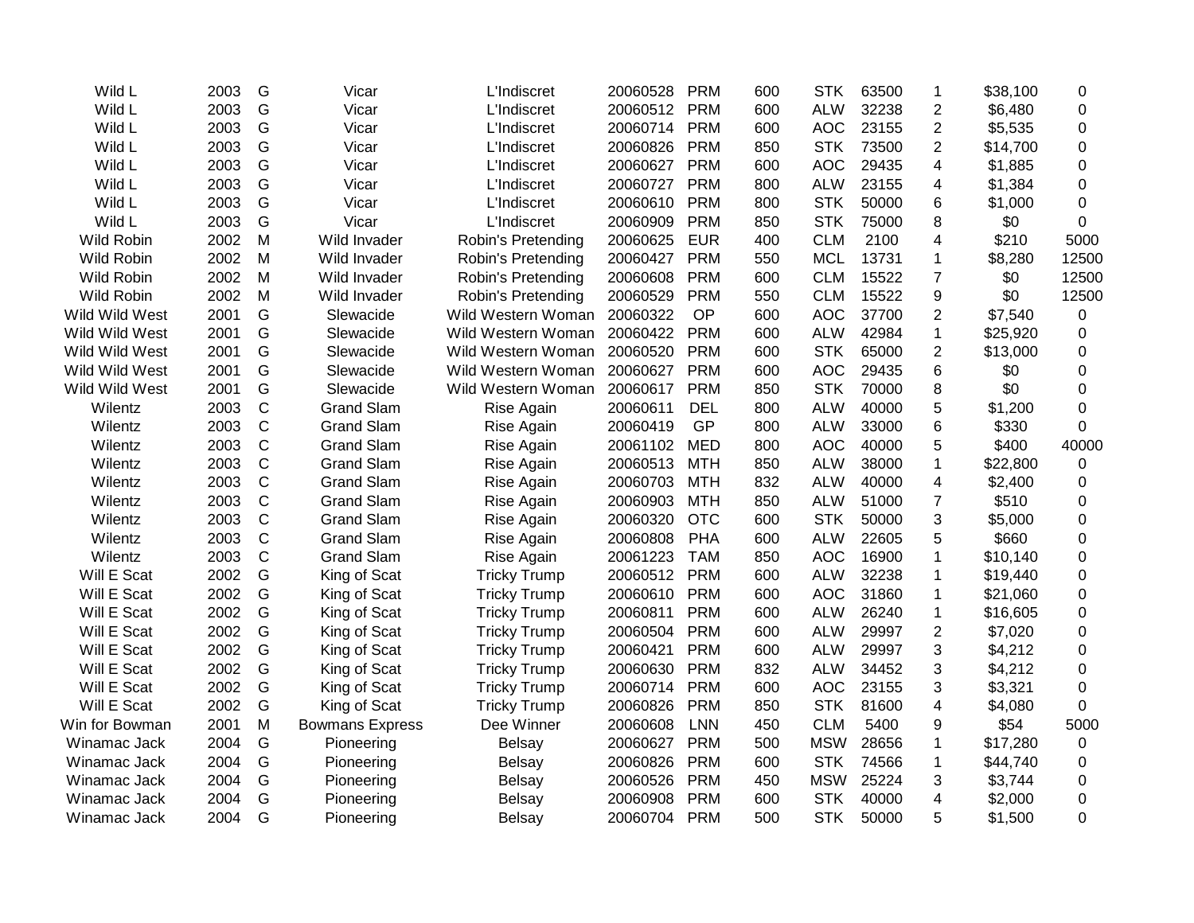| | | | | | | | | | | | | |
|---|---|---|---|---|---|---|---|---|---|---|---|---|
| Wild L | 2003 | G | Vicar | L'Indiscret | 20060528 | PRM | 600 | STK | 63500 | 1 | $38,100 | 0 |
| Wild L | 2003 | G | Vicar | L'Indiscret | 20060512 | PRM | 600 | ALW | 32238 | 2 | $6,480 | 0 |
| Wild L | 2003 | G | Vicar | L'Indiscret | 20060714 | PRM | 600 | AOC | 23155 | 2 | $5,535 | 0 |
| Wild L | 2003 | G | Vicar | L'Indiscret | 20060826 | PRM | 850 | STK | 73500 | 2 | $14,700 | 0 |
| Wild L | 2003 | G | Vicar | L'Indiscret | 20060627 | PRM | 600 | AOC | 29435 | 4 | $1,885 | 0 |
| Wild L | 2003 | G | Vicar | L'Indiscret | 20060727 | PRM | 800 | ALW | 23155 | 4 | $1,384 | 0 |
| Wild L | 2003 | G | Vicar | L'Indiscret | 20060610 | PRM | 800 | STK | 50000 | 6 | $1,000 | 0 |
| Wild L | 2003 | G | Vicar | L'Indiscret | 20060909 | PRM | 850 | STK | 75000 | 8 | $0 | 0 |
| Wild Robin | 2002 | M | Wild Invader | Robin's Pretending | 20060625 | EUR | 400 | CLM | 2100 | 4 | $210 | 5000 |
| Wild Robin | 2002 | M | Wild Invader | Robin's Pretending | 20060427 | PRM | 550 | MCL | 13731 | 1 | $8,280 | 12500 |
| Wild Robin | 2002 | M | Wild Invader | Robin's Pretending | 20060608 | PRM | 600 | CLM | 15522 | 7 | $0 | 12500 |
| Wild Robin | 2002 | M | Wild Invader | Robin's Pretending | 20060529 | PRM | 550 | CLM | 15522 | 9 | $0 | 12500 |
| Wild Wild West | 2001 | G | Slewacide | Wild Western Woman | 20060322 | OP | 600 | AOC | 37700 | 2 | $7,540 | 0 |
| Wild Wild West | 2001 | G | Slewacide | Wild Western Woman | 20060422 | PRM | 600 | ALW | 42984 | 1 | $25,920 | 0 |
| Wild Wild West | 2001 | G | Slewacide | Wild Western Woman | 20060520 | PRM | 600 | STK | 65000 | 2 | $13,000 | 0 |
| Wild Wild West | 2001 | G | Slewacide | Wild Western Woman | 20060627 | PRM | 600 | AOC | 29435 | 6 | $0 | 0 |
| Wild Wild West | 2001 | G | Slewacide | Wild Western Woman | 20060617 | PRM | 850 | STK | 70000 | 8 | $0 | 0 |
| Wilentz | 2003 | C | Grand Slam | Rise Again | 20060611 | DEL | 800 | ALW | 40000 | 5 | $1,200 | 0 |
| Wilentz | 2003 | C | Grand Slam | Rise Again | 20060419 | GP | 800 | ALW | 33000 | 6 | $330 | 0 |
| Wilentz | 2003 | C | Grand Slam | Rise Again | 20061102 | MED | 800 | AOC | 40000 | 5 | $400 | 40000 |
| Wilentz | 2003 | C | Grand Slam | Rise Again | 20060513 | MTH | 850 | ALW | 38000 | 1 | $22,800 | 0 |
| Wilentz | 2003 | C | Grand Slam | Rise Again | 20060703 | MTH | 832 | ALW | 40000 | 4 | $2,400 | 0 |
| Wilentz | 2003 | C | Grand Slam | Rise Again | 20060903 | MTH | 850 | ALW | 51000 | 7 | $510 | 0 |
| Wilentz | 2003 | C | Grand Slam | Rise Again | 20060320 | OTC | 600 | STK | 50000 | 3 | $5,000 | 0 |
| Wilentz | 2003 | C | Grand Slam | Rise Again | 20060808 | PHA | 600 | ALW | 22605 | 5 | $660 | 0 |
| Wilentz | 2003 | C | Grand Slam | Rise Again | 20061223 | TAM | 850 | AOC | 16900 | 1 | $10,140 | 0 |
| Will E Scat | 2002 | G | King of Scat | Tricky Trump | 20060512 | PRM | 600 | ALW | 32238 | 1 | $19,440 | 0 |
| Will E Scat | 2002 | G | King of Scat | Tricky Trump | 20060610 | PRM | 600 | AOC | 31860 | 1 | $21,060 | 0 |
| Will E Scat | 2002 | G | King of Scat | Tricky Trump | 20060811 | PRM | 600 | ALW | 26240 | 1 | $16,605 | 0 |
| Will E Scat | 2002 | G | King of Scat | Tricky Trump | 20060504 | PRM | 600 | ALW | 29997 | 2 | $7,020 | 0 |
| Will E Scat | 2002 | G | King of Scat | Tricky Trump | 20060421 | PRM | 600 | ALW | 29997 | 3 | $4,212 | 0 |
| Will E Scat | 2002 | G | King of Scat | Tricky Trump | 20060630 | PRM | 832 | ALW | 34452 | 3 | $4,212 | 0 |
| Will E Scat | 2002 | G | King of Scat | Tricky Trump | 20060714 | PRM | 600 | AOC | 23155 | 3 | $3,321 | 0 |
| Will E Scat | 2002 | G | King of Scat | Tricky Trump | 20060826 | PRM | 850 | STK | 81600 | 4 | $4,080 | 0 |
| Win for Bowman | 2001 | M | Bowmans Express | Dee Winner | 20060608 | LNN | 450 | CLM | 5400 | 9 | $54 | 5000 |
| Winamac Jack | 2004 | G | Pioneering | Belsay | 20060627 | PRM | 500 | MSW | 28656 | 1 | $17,280 | 0 |
| Winamac Jack | 2004 | G | Pioneering | Belsay | 20060826 | PRM | 600 | STK | 74566 | 1 | $44,740 | 0 |
| Winamac Jack | 2004 | G | Pioneering | Belsay | 20060526 | PRM | 450 | MSW | 25224 | 3 | $3,744 | 0 |
| Winamac Jack | 2004 | G | Pioneering | Belsay | 20060908 | PRM | 600 | STK | 40000 | 4 | $2,000 | 0 |
| Winamac Jack | 2004 | G | Pioneering | Belsay | 20060704 | PRM | 500 | STK | 50000 | 5 | $1,500 | 0 |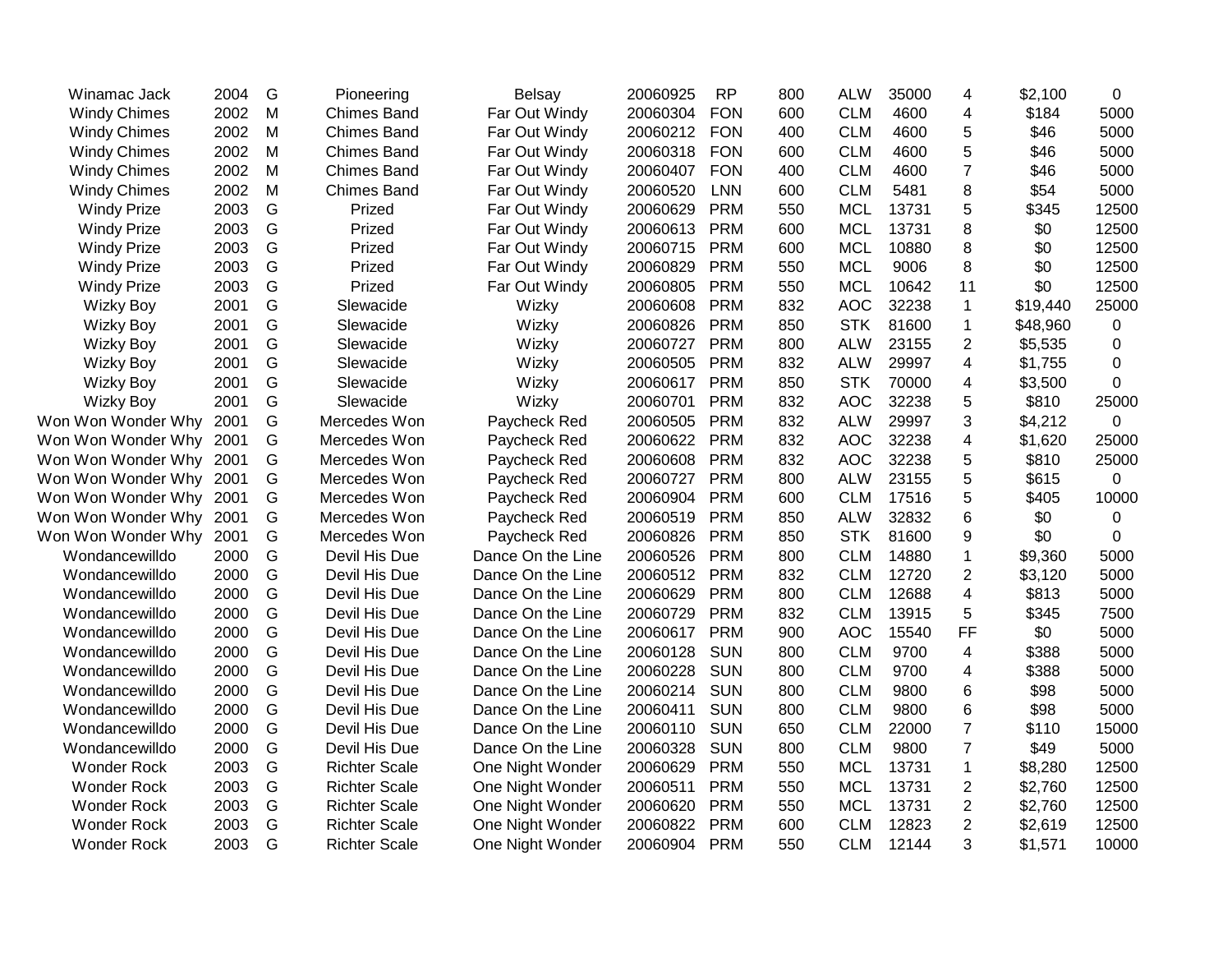| | | | | | | | | | | | | |
|---|---|---|---|---|---|---|---|---|---|---|---|---|
| Winamac Jack | 2004 | G | Pioneering | Belsay | 20060925 | RP | 800 | ALW | 35000 | 4 | $2,100 | 0 |
| Windy Chimes | 2002 | M | Chimes Band | Far Out Windy | 20060304 | FON | 600 | CLM | 4600 | 4 | $184 | 5000 |
| Windy Chimes | 2002 | M | Chimes Band | Far Out Windy | 20060212 | FON | 400 | CLM | 4600 | 5 | $46 | 5000 |
| Windy Chimes | 2002 | M | Chimes Band | Far Out Windy | 20060318 | FON | 600 | CLM | 4600 | 5 | $46 | 5000 |
| Windy Chimes | 2002 | M | Chimes Band | Far Out Windy | 20060407 | FON | 400 | CLM | 4600 | 7 | $46 | 5000 |
| Windy Chimes | 2002 | M | Chimes Band | Far Out Windy | 20060520 | LNN | 600 | CLM | 5481 | 8 | $54 | 5000 |
| Windy Prize | 2003 | G | Prized | Far Out Windy | 20060629 | PRM | 550 | MCL | 13731 | 5 | $345 | 12500 |
| Windy Prize | 2003 | G | Prized | Far Out Windy | 20060613 | PRM | 600 | MCL | 13731 | 8 | $0 | 12500 |
| Windy Prize | 2003 | G | Prized | Far Out Windy | 20060715 | PRM | 600 | MCL | 10880 | 8 | $0 | 12500 |
| Windy Prize | 2003 | G | Prized | Far Out Windy | 20060829 | PRM | 550 | MCL | 9006 | 8 | $0 | 12500 |
| Windy Prize | 2003 | G | Prized | Far Out Windy | 20060805 | PRM | 550 | MCL | 10642 | 11 | $0 | 12500 |
| Wizky Boy | 2001 | G | Slewacide | Wizky | 20060608 | PRM | 832 | AOC | 32238 | 1 | $19,440 | 25000 |
| Wizky Boy | 2001 | G | Slewacide | Wizky | 20060826 | PRM | 850 | STK | 81600 | 1 | $48,960 | 0 |
| Wizky Boy | 2001 | G | Slewacide | Wizky | 20060727 | PRM | 800 | ALW | 23155 | 2 | $5,535 | 0 |
| Wizky Boy | 2001 | G | Slewacide | Wizky | 20060505 | PRM | 832 | ALW | 29997 | 4 | $1,755 | 0 |
| Wizky Boy | 2001 | G | Slewacide | Wizky | 20060617 | PRM | 850 | STK | 70000 | 4 | $3,500 | 0 |
| Wizky Boy | 2001 | G | Slewacide | Wizky | 20060701 | PRM | 832 | AOC | 32238 | 5 | $810 | 25000 |
| Won Won Wonder Why | 2001 | G | Mercedes Won | Paycheck Red | 20060505 | PRM | 832 | ALW | 29997 | 3 | $4,212 | 0 |
| Won Won Wonder Why | 2001 | G | Mercedes Won | Paycheck Red | 20060622 | PRM | 832 | AOC | 32238 | 4 | $1,620 | 25000 |
| Won Won Wonder Why | 2001 | G | Mercedes Won | Paycheck Red | 20060608 | PRM | 832 | AOC | 32238 | 5 | $810 | 25000 |
| Won Won Wonder Why | 2001 | G | Mercedes Won | Paycheck Red | 20060727 | PRM | 800 | ALW | 23155 | 5 | $615 | 0 |
| Won Won Wonder Why | 2001 | G | Mercedes Won | Paycheck Red | 20060904 | PRM | 600 | CLM | 17516 | 5 | $405 | 10000 |
| Won Won Wonder Why | 2001 | G | Mercedes Won | Paycheck Red | 20060519 | PRM | 850 | ALW | 32832 | 6 | $0 | 0 |
| Won Won Wonder Why | 2001 | G | Mercedes Won | Paycheck Red | 20060826 | PRM | 850 | STK | 81600 | 9 | $0 | 0 |
| Wondancewilldo | 2000 | G | Devil His Due | Dance On the Line | 20060526 | PRM | 800 | CLM | 14880 | 1 | $9,360 | 5000 |
| Wondancewilldo | 2000 | G | Devil His Due | Dance On the Line | 20060512 | PRM | 832 | CLM | 12720 | 2 | $3,120 | 5000 |
| Wondancewilldo | 2000 | G | Devil His Due | Dance On the Line | 20060629 | PRM | 800 | CLM | 12688 | 4 | $813 | 5000 |
| Wondancewilldo | 2000 | G | Devil His Due | Dance On the Line | 20060729 | PRM | 832 | CLM | 13915 | 5 | $345 | 7500 |
| Wondancewilldo | 2000 | G | Devil His Due | Dance On the Line | 20060617 | PRM | 900 | AOC | 15540 | FF | $0 | 5000 |
| Wondancewilldo | 2000 | G | Devil His Due | Dance On the Line | 20060128 | SUN | 800 | CLM | 9700 | 4 | $388 | 5000 |
| Wondancewilldo | 2000 | G | Devil His Due | Dance On the Line | 20060228 | SUN | 800 | CLM | 9700 | 4 | $388 | 5000 |
| Wondancewilldo | 2000 | G | Devil His Due | Dance On the Line | 20060214 | SUN | 800 | CLM | 9800 | 6 | $98 | 5000 |
| Wondancewilldo | 2000 | G | Devil His Due | Dance On the Line | 20060411 | SUN | 800 | CLM | 9800 | 6 | $98 | 5000 |
| Wondancewilldo | 2000 | G | Devil His Due | Dance On the Line | 20060110 | SUN | 650 | CLM | 22000 | 7 | $110 | 15000 |
| Wondancewilldo | 2000 | G | Devil His Due | Dance On the Line | 20060328 | SUN | 800 | CLM | 9800 | 7 | $49 | 5000 |
| Wonder Rock | 2003 | G | Richter Scale | One Night Wonder | 20060629 | PRM | 550 | MCL | 13731 | 1 | $8,280 | 12500 |
| Wonder Rock | 2003 | G | Richter Scale | One Night Wonder | 20060511 | PRM | 550 | MCL | 13731 | 2 | $2,760 | 12500 |
| Wonder Rock | 2003 | G | Richter Scale | One Night Wonder | 20060620 | PRM | 550 | MCL | 13731 | 2 | $2,760 | 12500 |
| Wonder Rock | 2003 | G | Richter Scale | One Night Wonder | 20060822 | PRM | 600 | CLM | 12823 | 2 | $2,619 | 12500 |
| Wonder Rock | 2003 | G | Richter Scale | One Night Wonder | 20060904 | PRM | 550 | CLM | 12144 | 3 | $1,571 | 10000 |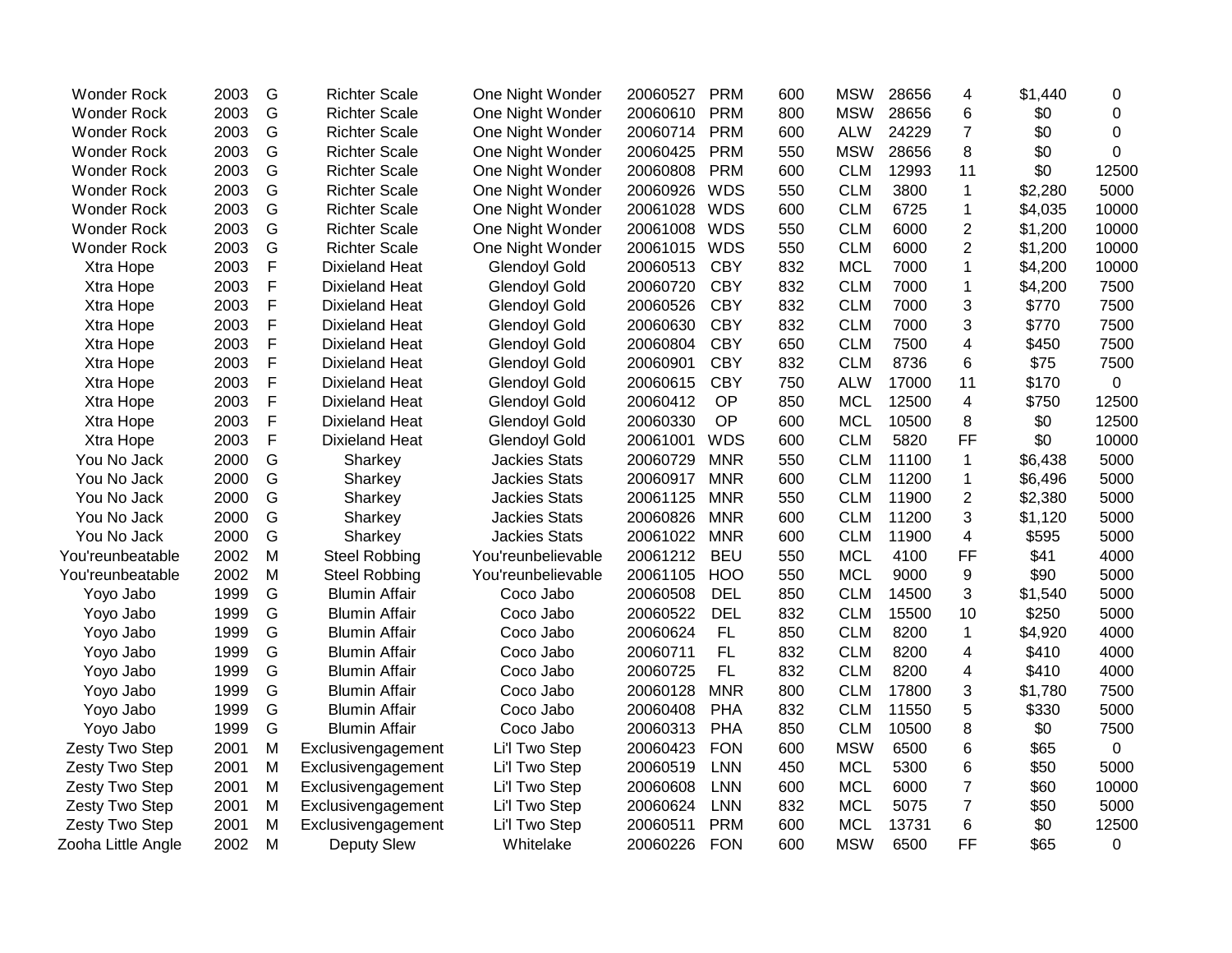| | | | | | | | | | | | | |
|---|---|---|---|---|---|---|---|---|---|---|---|---|
| Wonder Rock | 2003 | G | Richter Scale | One Night Wonder | 20060527 | PRM | 600 | MSW | 28656 | 4 | $1,440 | 0 |
| Wonder Rock | 2003 | G | Richter Scale | One Night Wonder | 20060610 | PRM | 800 | MSW | 28656 | 6 | $0 | 0 |
| Wonder Rock | 2003 | G | Richter Scale | One Night Wonder | 20060714 | PRM | 600 | ALW | 24229 | 7 | $0 | 0 |
| Wonder Rock | 2003 | G | Richter Scale | One Night Wonder | 20060425 | PRM | 550 | MSW | 28656 | 8 | $0 | 0 |
| Wonder Rock | 2003 | G | Richter Scale | One Night Wonder | 20060808 | PRM | 600 | CLM | 12993 | 11 | $0 | 12500 |
| Wonder Rock | 2003 | G | Richter Scale | One Night Wonder | 20060926 | WDS | 550 | CLM | 3800 | 1 | $2,280 | 5000 |
| Wonder Rock | 2003 | G | Richter Scale | One Night Wonder | 20061028 | WDS | 600 | CLM | 6725 | 1 | $4,035 | 10000 |
| Wonder Rock | 2003 | G | Richter Scale | One Night Wonder | 20061008 | WDS | 550 | CLM | 6000 | 2 | $1,200 | 10000 |
| Wonder Rock | 2003 | G | Richter Scale | One Night Wonder | 20061015 | WDS | 550 | CLM | 6000 | 2 | $1,200 | 10000 |
| Xtra Hope | 2003 | F | Dixieland Heat | Glendoyl Gold | 20060513 | CBY | 832 | MCL | 7000 | 1 | $4,200 | 10000 |
| Xtra Hope | 2003 | F | Dixieland Heat | Glendoyl Gold | 20060720 | CBY | 832 | CLM | 7000 | 1 | $4,200 | 7500 |
| Xtra Hope | 2003 | F | Dixieland Heat | Glendoyl Gold | 20060526 | CBY | 832 | CLM | 7000 | 3 | $770 | 7500 |
| Xtra Hope | 2003 | F | Dixieland Heat | Glendoyl Gold | 20060630 | CBY | 832 | CLM | 7000 | 3 | $770 | 7500 |
| Xtra Hope | 2003 | F | Dixieland Heat | Glendoyl Gold | 20060804 | CBY | 650 | CLM | 7500 | 4 | $450 | 7500 |
| Xtra Hope | 2003 | F | Dixieland Heat | Glendoyl Gold | 20060901 | CBY | 832 | CLM | 8736 | 6 | $75 | 7500 |
| Xtra Hope | 2003 | F | Dixieland Heat | Glendoyl Gold | 20060615 | CBY | 750 | ALW | 17000 | 11 | $170 | 0 |
| Xtra Hope | 2003 | F | Dixieland Heat | Glendoyl Gold | 20060412 | OP | 850 | MCL | 12500 | 4 | $750 | 12500 |
| Xtra Hope | 2003 | F | Dixieland Heat | Glendoyl Gold | 20060330 | OP | 600 | MCL | 10500 | 8 | $0 | 12500 |
| Xtra Hope | 2003 | F | Dixieland Heat | Glendoyl Gold | 20061001 | WDS | 600 | CLM | 5820 | FF | $0 | 10000 |
| You No Jack | 2000 | G | Sharkey | Jackies Stats | 20060729 | MNR | 550 | CLM | 11100 | 1 | $6,438 | 5000 |
| You No Jack | 2000 | G | Sharkey | Jackies Stats | 20060917 | MNR | 600 | CLM | 11200 | 1 | $6,496 | 5000 |
| You No Jack | 2000 | G | Sharkey | Jackies Stats | 20061125 | MNR | 550 | CLM | 11900 | 2 | $2,380 | 5000 |
| You No Jack | 2000 | G | Sharkey | Jackies Stats | 20060826 | MNR | 600 | CLM | 11200 | 3 | $1,120 | 5000 |
| You No Jack | 2000 | G | Sharkey | Jackies Stats | 20061022 | MNR | 600 | CLM | 11900 | 4 | $595 | 5000 |
| You'reunbeatable | 2002 | M | Steel Robbing | You'reunbelievable | 20061212 | BEU | 550 | MCL | 4100 | FF | $41 | 4000 |
| You'reunbeatable | 2002 | M | Steel Robbing | You'reunbelievable | 20061105 | HOO | 550 | MCL | 9000 | 9 | $90 | 5000 |
| Yoyo Jabo | 1999 | G | Blumin Affair | Coco Jabo | 20060508 | DEL | 850 | CLM | 14500 | 3 | $1,540 | 5000 |
| Yoyo Jabo | 1999 | G | Blumin Affair | Coco Jabo | 20060522 | DEL | 832 | CLM | 15500 | 10 | $250 | 5000 |
| Yoyo Jabo | 1999 | G | Blumin Affair | Coco Jabo | 20060624 | FL | 850 | CLM | 8200 | 1 | $4,920 | 4000 |
| Yoyo Jabo | 1999 | G | Blumin Affair | Coco Jabo | 20060711 | FL | 832 | CLM | 8200 | 4 | $410 | 4000 |
| Yoyo Jabo | 1999 | G | Blumin Affair | Coco Jabo | 20060725 | FL | 832 | CLM | 8200 | 4 | $410 | 4000 |
| Yoyo Jabo | 1999 | G | Blumin Affair | Coco Jabo | 20060128 | MNR | 800 | CLM | 17800 | 3 | $1,780 | 7500 |
| Yoyo Jabo | 1999 | G | Blumin Affair | Coco Jabo | 20060408 | PHA | 832 | CLM | 11550 | 5 | $330 | 5000 |
| Yoyo Jabo | 1999 | G | Blumin Affair | Coco Jabo | 20060313 | PHA | 850 | CLM | 10500 | 8 | $0 | 7500 |
| Zesty Two Step | 2001 | M | Exclusivengagement | Li'l Two Step | 20060423 | FON | 600 | MSW | 6500 | 6 | $65 | 0 |
| Zesty Two Step | 2001 | M | Exclusivengagement | Li'l Two Step | 20060519 | LNN | 450 | MCL | 5300 | 6 | $50 | 5000 |
| Zesty Two Step | 2001 | M | Exclusivengagement | Li'l Two Step | 20060608 | LNN | 600 | MCL | 6000 | 7 | $60 | 10000 |
| Zesty Two Step | 2001 | M | Exclusivengagement | Li'l Two Step | 20060624 | LNN | 832 | MCL | 5075 | 7 | $50 | 5000 |
| Zesty Two Step | 2001 | M | Exclusivengagement | Li'l Two Step | 20060511 | PRM | 600 | MCL | 13731 | 6 | $0 | 12500 |
| Zooha Little Angle | 2002 | M | Deputy Slew | Whitelake | 20060226 | FON | 600 | MSW | 6500 | FF | $65 | 0 |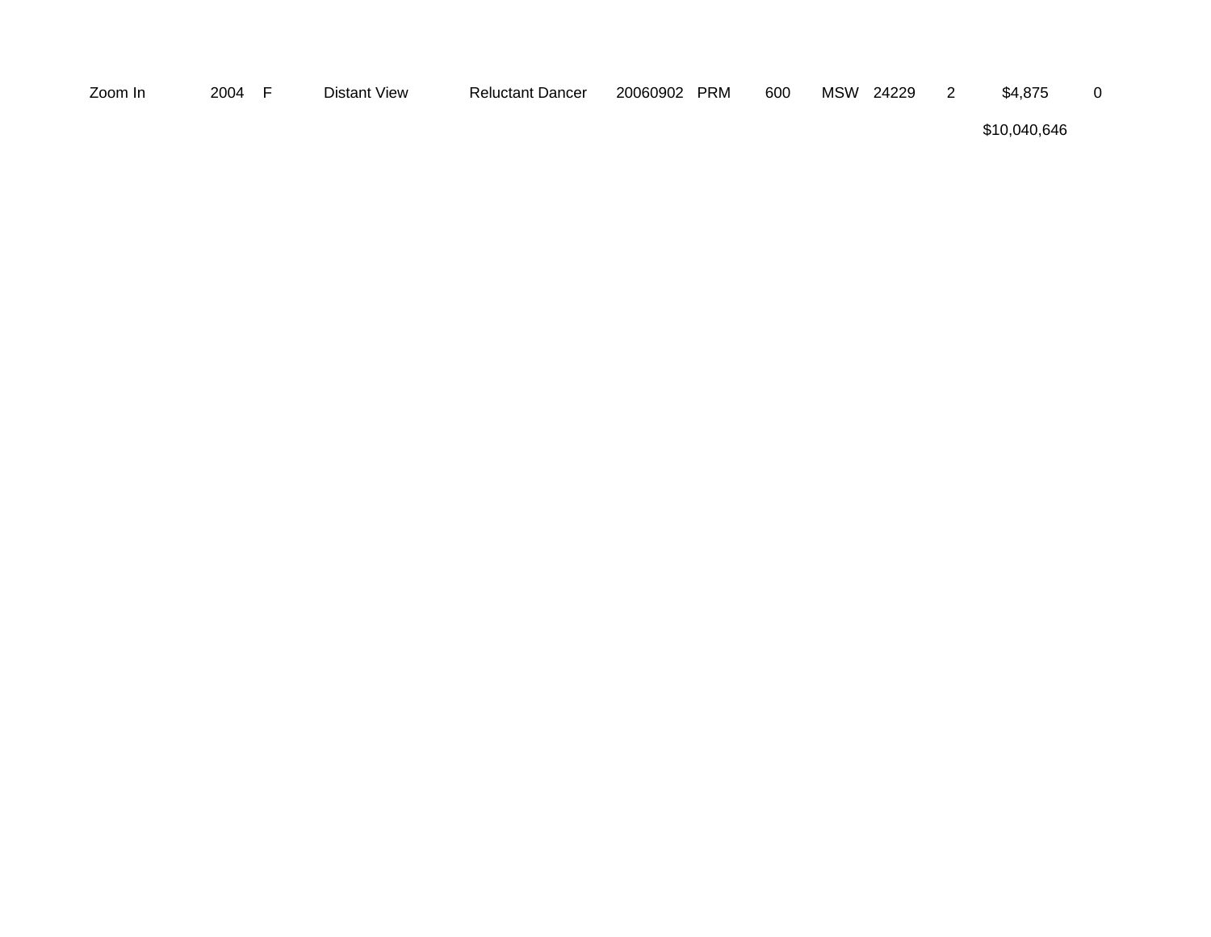| | | | | | | | | | | | | |
|---|---|---|---|---|---|---|---|---|---|---|---|---|
| Zoom In | 2004 | F | Distant View | Reluctant Dancer | 20060902 | PRM | 600 | MSW | 24229 | 2 | $4,875 | 0 |
| | | | | | | | | | | | $10,040,646 | |